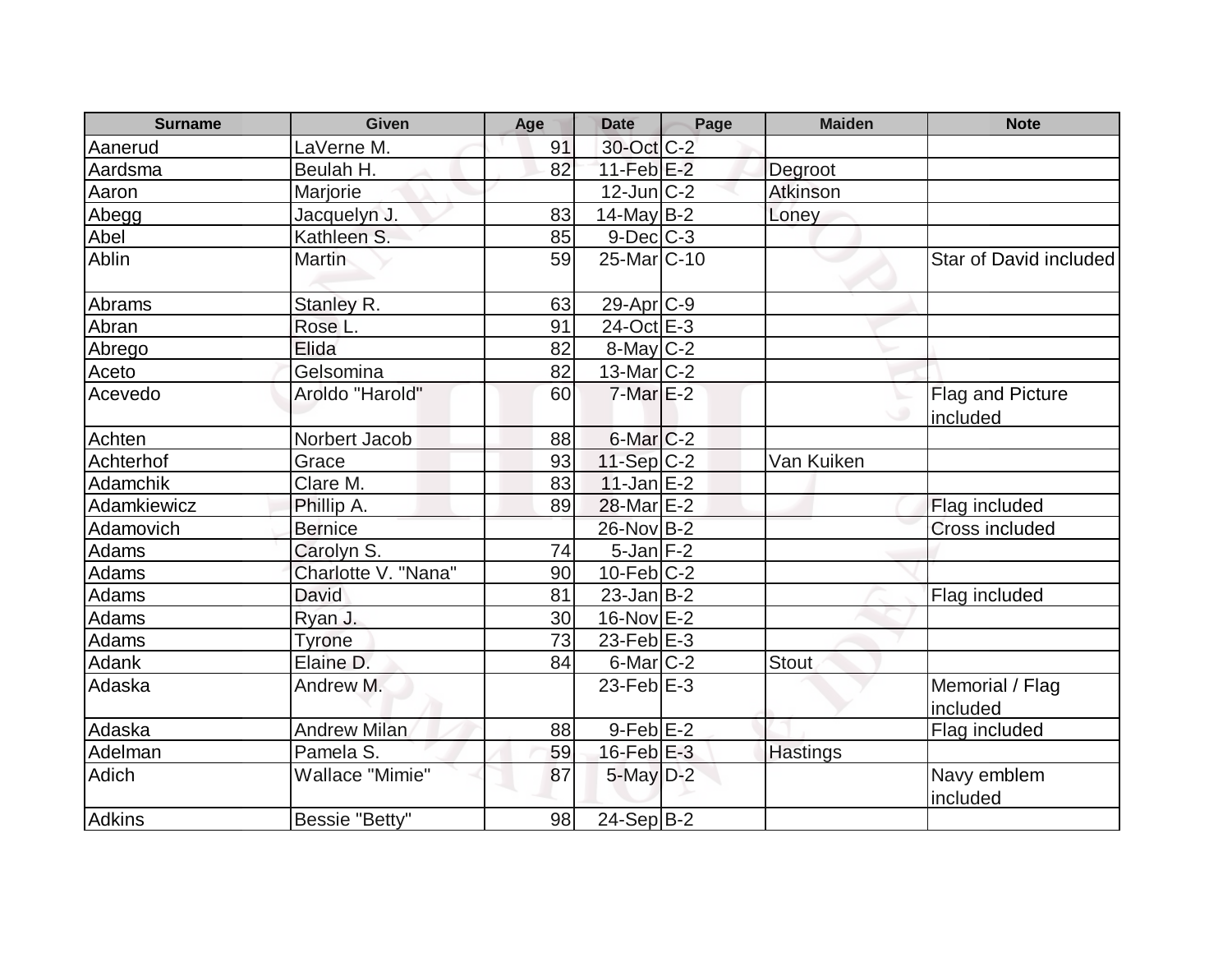| Surname | Given | Age | Date | Page | Maiden | Note |
|---|---|---|---|---|---|---|
| Aanerud | LaVerne M. | 91 | 30-Oct | C-2 | | |
| Aardsma | Beulah H. | 82 | 11-Feb | E-2 | Degroot | |
| Aaron | Marjorie | | 12-Jun | C-2 | Atkinson | |
| Abegg | Jacquelyn J. | 83 | 14-May | B-2 | Loney | |
| Abel | Kathleen S. | 85 | 9-Dec | C-3 | | |
| Ablin | Martin | 59 | 25-Mar | C-10 | | Star of David included |
| Abrams | Stanley R. | 63 | 29-Apr | C-9 | | |
| Abran | Rose L. | 91 | 24-Oct | E-3 | | |
| Abrego | Elida | 82 | 8-May | C-2 | | |
| Aceto | Gelsomina | 82 | 13-Mar | C-2 | | |
| Acevedo | Aroldo "Harold" | 60 | 7-Mar | E-2 | | Flag and Picture included |
| Achten | Norbert Jacob | 88 | 6-Mar | C-2 | | |
| Achterhof | Grace | 93 | 11-Sep | C-2 | Van Kuiken | |
| Adamchik | Clare M. | 83 | 11-Jan | E-2 | | |
| Adamkiewicz | Phillip A. | 89 | 28-Mar | E-2 | | Flag included |
| Adamovich | Bernice | | 26-Nov | B-2 | | Cross included |
| Adams | Carolyn S. | 74 | 5-Jan | F-2 | | |
| Adams | Charlotte V. "Nana" | 90 | 10-Feb | C-2 | | |
| Adams | David | 81 | 23-Jan | B-2 | | Flag included |
| Adams | Ryan J. | 30 | 16-Nov | E-2 | | |
| Adams | Tyrone | 73 | 23-Feb | E-3 | | |
| Adank | Elaine D. | 84 | 6-Mar | C-2 | Stout | |
| Adaska | Andrew M. | | 23-Feb | E-3 | | Memorial / Flag included |
| Adaska | Andrew Milan | 88 | 9-Feb | E-2 | | Flag included |
| Adelman | Pamela S. | 59 | 16-Feb | E-3 | Hastings | |
| Adich | Wallace "Mimie" | 87 | 5-May | D-2 | | Navy emblem included |
| Adkins | Bessie "Betty" | 98 | 24-Sep | B-2 | | |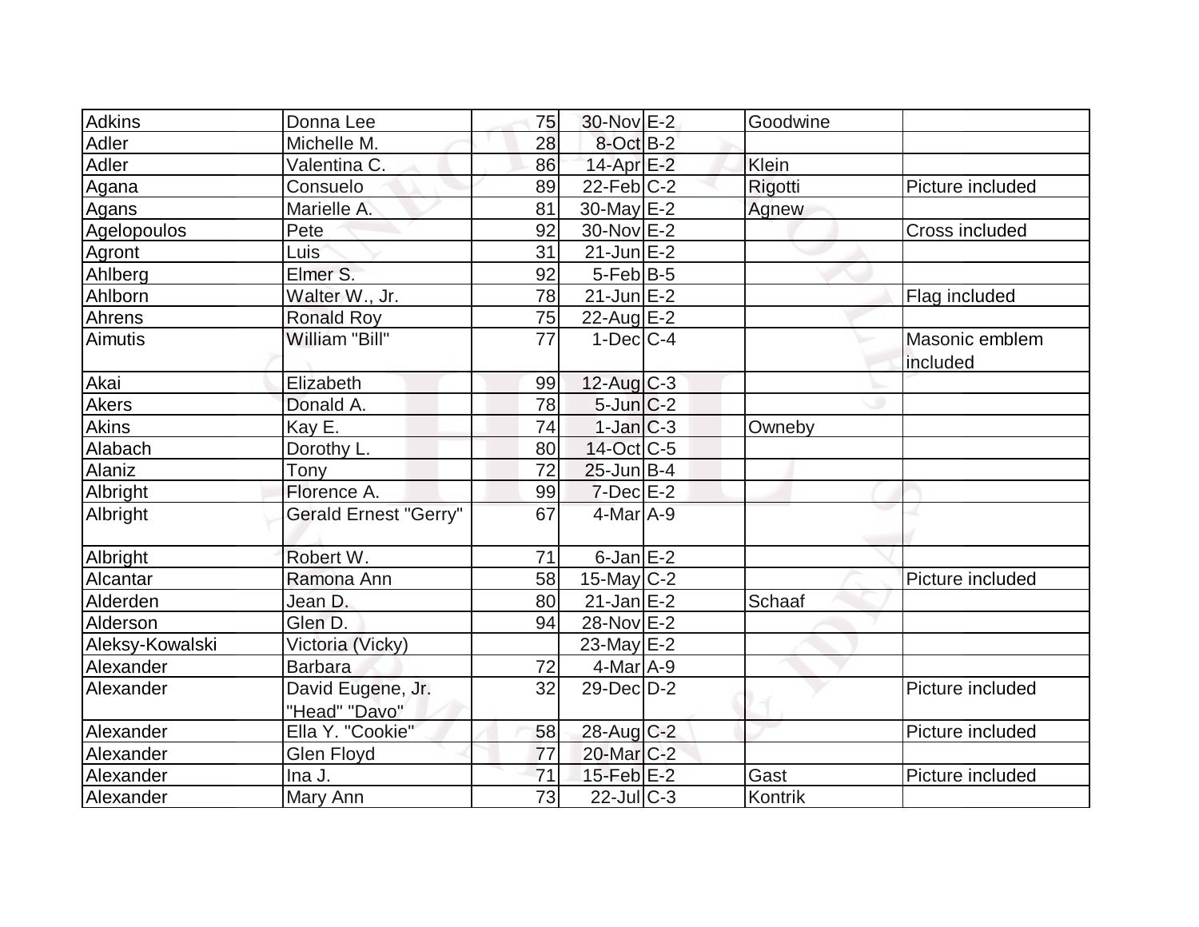| | | | | | | |
|---|---|---|---|---|---|---|
| Adkins | Donna Lee | 75 | 30-Nov | E-2 | Goodwine | |
| Adler | Michelle M. | 28 | 8-Oct | B-2 | | |
| Adler | Valentina C. | 86 | 14-Apr | E-2 | Klein | |
| Agana | Consuelo | 89 | 22-Feb | C-2 | Rigotti | Picture included |
| Agans | Marielle A. | 81 | 30-May | E-2 | Agnew | |
| Agelopoulos | Pete | 92 | 30-Nov | E-2 | | Cross included |
| Agront | Luis | 31 | 21-Jun | E-2 | | |
| Ahlberg | Elmer S. | 92 | 5-Feb | B-5 | | |
| Ahlborn | Walter W., Jr. | 78 | 21-Jun | E-2 | | Flag included |
| Ahrens | Ronald Roy | 75 | 22-Aug | E-2 | | |
| Aimutis | William "Bill" | 77 | 1-Dec | C-4 | | Masonic emblem included |
| Akai | Elizabeth | 99 | 12-Aug | C-3 | | |
| Akers | Donald A. | 78 | 5-Jun | C-2 | | |
| Akins | Kay E. | 74 | 1-Jan | C-3 | Owneby | |
| Alabach | Dorothy L. | 80 | 14-Oct | C-5 | | |
| Alaniz | Tony | 72 | 25-Jun | B-4 | | |
| Albright | Florence A. | 99 | 7-Dec | E-2 | | |
| Albright | Gerald Ernest "Gerry" | 67 | 4-Mar | A-9 | | |
| Albright | Robert W. | 71 | 6-Jan | E-2 | | |
| Alcantar | Ramona Ann | 58 | 15-May | C-2 | | Picture included |
| Alderden | Jean D. | 80 | 21-Jan | E-2 | Schaaf | |
| Alderson | Glen D. | 94 | 28-Nov | E-2 | | |
| Aleksy-Kowalski | Victoria (Vicky) | | 23-May | E-2 | | |
| Alexander | Barbara | 72 | 4-Mar | A-9 | | |
| Alexander | David Eugene, Jr. "Head" "Davo" | 32 | 29-Dec | D-2 | | Picture included |
| Alexander | Ella Y. "Cookie" | 58 | 28-Aug | C-2 | | Picture included |
| Alexander | Glen Floyd | 77 | 20-Mar | C-2 | | |
| Alexander | Ina J. | 71 | 15-Feb | E-2 | Gast | Picture included |
| Alexander | Mary Ann | 73 | 22-Jul | C-3 | Kontrik | |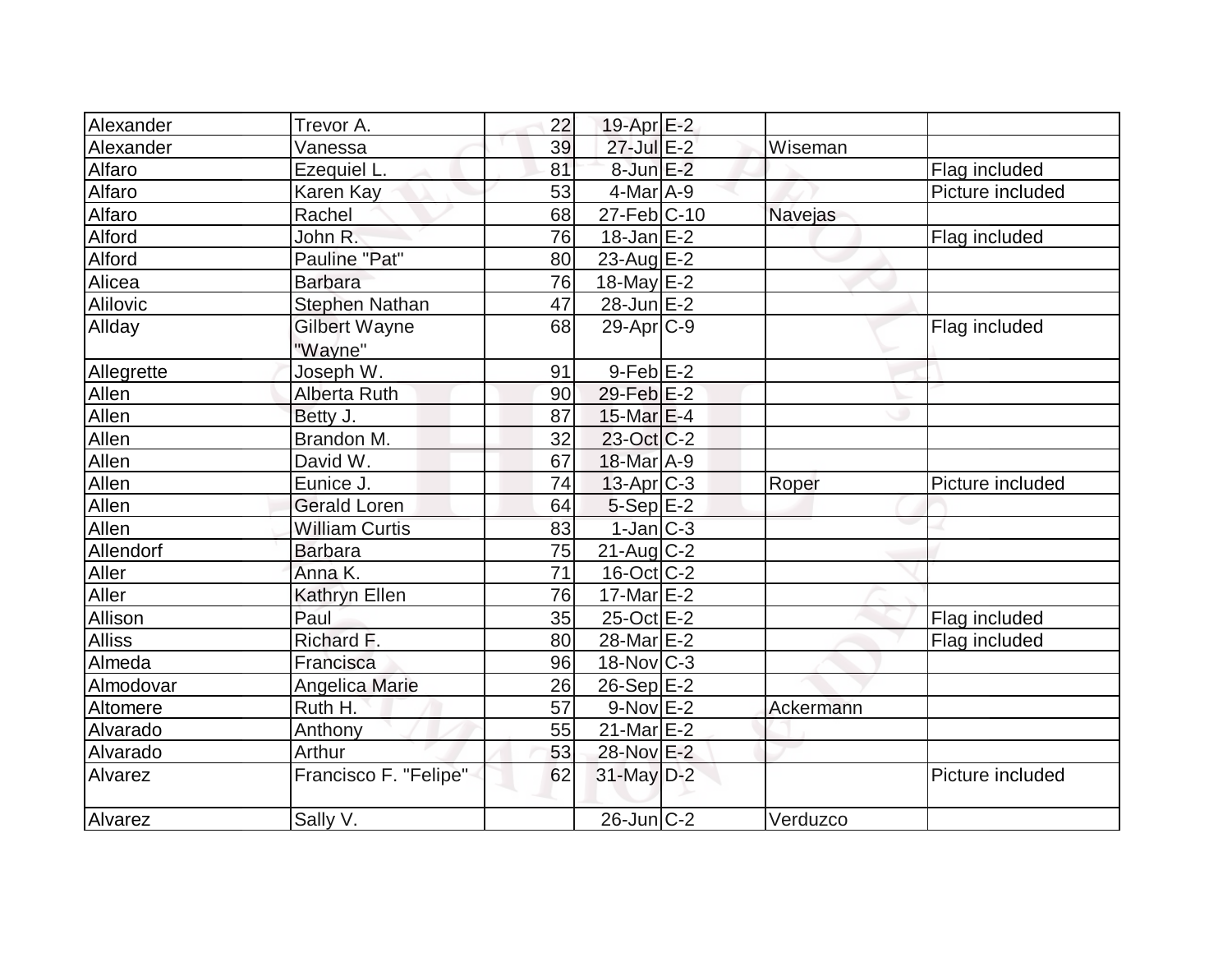| | | | | | | |
|---|---|---|---|---|---|---|
| Alexander | Trevor A. | 22 | 19-Apr | E-2 | | |
| Alexander | Vanessa | 39 | 27-Jul | E-2 | Wiseman | |
| Alfaro | Ezequiel L. | 81 | 8-Jun | E-2 | | Flag included |
| Alfaro | Karen Kay | 53 | 4-Mar | A-9 | | Picture included |
| Alfaro | Rachel | 68 | 27-Feb | C-10 | Navejas | |
| Alford | John R. | 76 | 18-Jan | E-2 | | Flag included |
| Alford | Pauline "Pat" | 80 | 23-Aug | E-2 | | |
| Alicea | Barbara | 76 | 18-May | E-2 | | |
| Alilovic | Stephen Nathan | 47 | 28-Jun | E-2 | | |
| Allday | Gilbert Wayne "Wayne" | 68 | 29-Apr | C-9 | | Flag included |
| Allegrette | Joseph W. | 91 | 9-Feb | E-2 | | |
| Allen | Alberta Ruth | 90 | 29-Feb | E-2 | | |
| Allen | Betty J. | 87 | 15-Mar | E-4 | | |
| Allen | Brandon M. | 32 | 23-Oct | C-2 | | |
| Allen | David W. | 67 | 18-Mar | A-9 | | |
| Allen | Eunice J. | 74 | 13-Apr | C-3 | Roper | Picture included |
| Allen | Gerald Loren | 64 | 5-Sep | E-2 | | |
| Allen | William Curtis | 83 | 1-Jan | C-3 | | |
| Allendorf | Barbara | 75 | 21-Aug | C-2 | | |
| Aller | Anna K. | 71 | 16-Oct | C-2 | | |
| Aller | Kathryn Ellen | 76 | 17-Mar | E-2 | | |
| Allison | Paul | 35 | 25-Oct | E-2 | | Flag included |
| Alliss | Richard F. | 80 | 28-Mar | E-2 | | Flag included |
| Almeda | Francisca | 96 | 18-Nov | C-3 | | |
| Almodovar | Angelica Marie | 26 | 26-Sep | E-2 | | |
| Altomere | Ruth H. | 57 | 9-Nov | E-2 | Ackermann | |
| Alvarado | Anthony | 55 | 21-Mar | E-2 | | |
| Alvarado | Arthur | 53 | 28-Nov | E-2 | | |
| Alvarez | Francisco F. "Felipe" | 62 | 31-May | D-2 | | Picture included |
| Alvarez | Sally V. | | 26-Jun | C-2 | Verduzco | |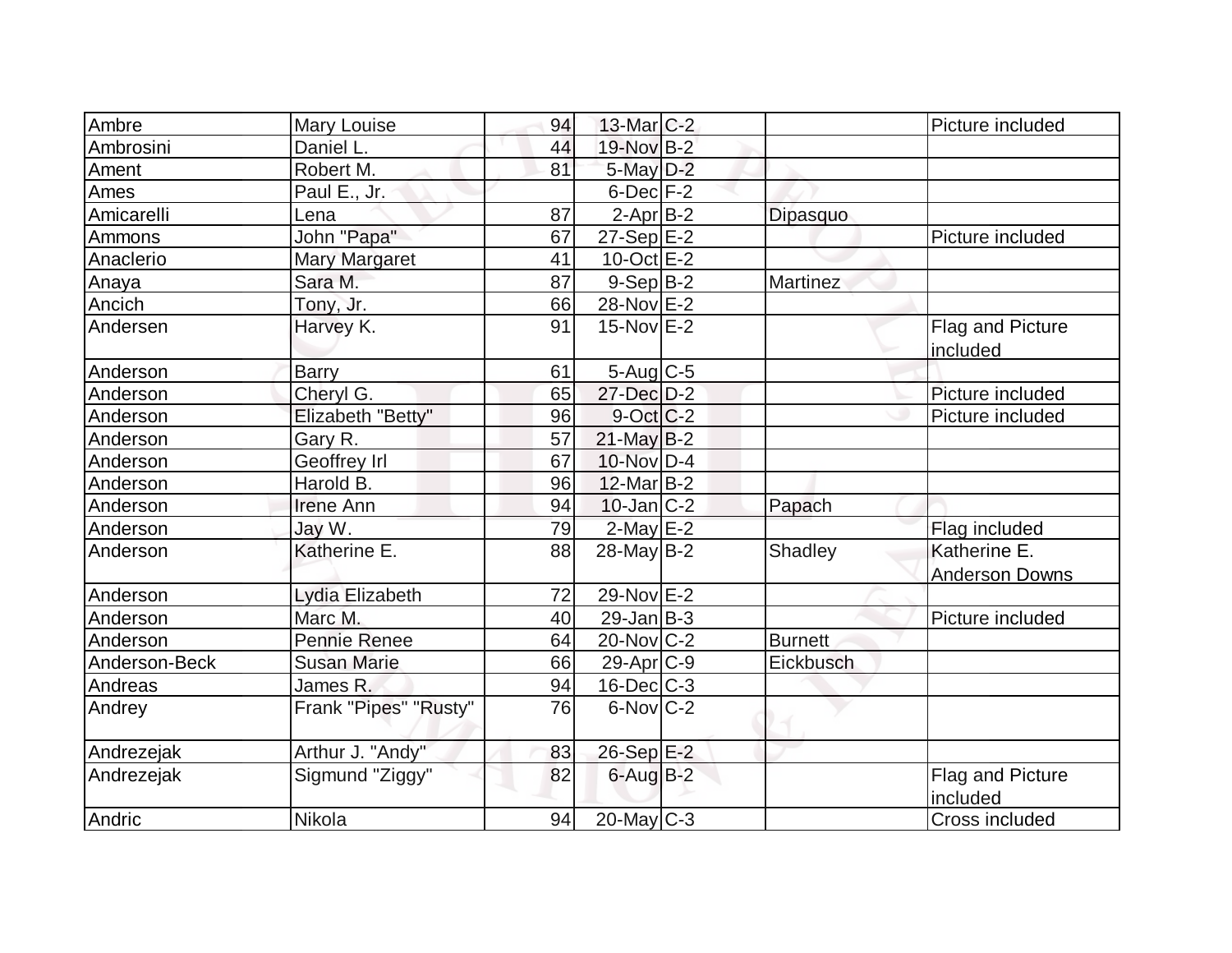| | | | | | | |
|---|---|---|---|---|---|---|
| Ambre | Mary Louise | 94 | 13-Mar | C-2 | | Picture included |
| Ambrosini | Daniel L. | 44 | 19-Nov | B-2 | | |
| Ament | Robert M. | 81 | 5-May | D-2 | | |
| Ames | Paul E., Jr. | | 6-Dec | F-2 | | |
| Amicarelli | Lena | 87 | 2-Apr | B-2 | Dipasquo | |
| Ammons | John "Papa" | 67 | 27-Sep | E-2 | | Picture included |
| Anaclerio | Mary Margaret | 41 | 10-Oct | E-2 | | |
| Anaya | Sara M. | 87 | 9-Sep | B-2 | Martinez | |
| Ancich | Tony, Jr. | 66 | 28-Nov | E-2 | | |
| Andersen | Harvey K. | 91 | 15-Nov | E-2 | | Flag and Picture included |
| Anderson | Barry | 61 | 5-Aug | C-5 | | |
| Anderson | Cheryl G. | 65 | 27-Dec | D-2 | | Picture included |
| Anderson | Elizabeth "Betty" | 96 | 9-Oct | C-2 | | Picture included |
| Anderson | Gary R. | 57 | 21-May | B-2 | | |
| Anderson | Geoffrey Irl | 67 | 10-Nov | D-4 | | |
| Anderson | Harold B. | 96 | 12-Mar | B-2 | | |
| Anderson | Irene Ann | 94 | 10-Jan | C-2 | Papach | |
| Anderson | Jay W. | 79 | 2-May | E-2 | | Flag included |
| Anderson | Katherine E. | 88 | 28-May | B-2 | Shadley | Katherine E. Anderson Downs |
| Anderson | Lydia Elizabeth | 72 | 29-Nov | E-2 | | |
| Anderson | Marc M. | 40 | 29-Jan | B-3 | | Picture included |
| Anderson | Pennie Renee | 64 | 20-Nov | C-2 | Burnett | |
| Anderson-Beck | Susan Marie | 66 | 29-Apr | C-9 | Eickbusch | |
| Andreas | James R. | 94 | 16-Dec | C-3 | | |
| Andrey | Frank "Pipes" "Rusty" | 76 | 6-Nov | C-2 | | |
| Andrezejak | Arthur J. "Andy" | 83 | 26-Sep | E-2 | | |
| Andrezejak | Sigmund "Ziggy" | 82 | 6-Aug | B-2 | | Flag and Picture included |
| Andric | Nikola | 94 | 20-May | C-3 | | Cross included |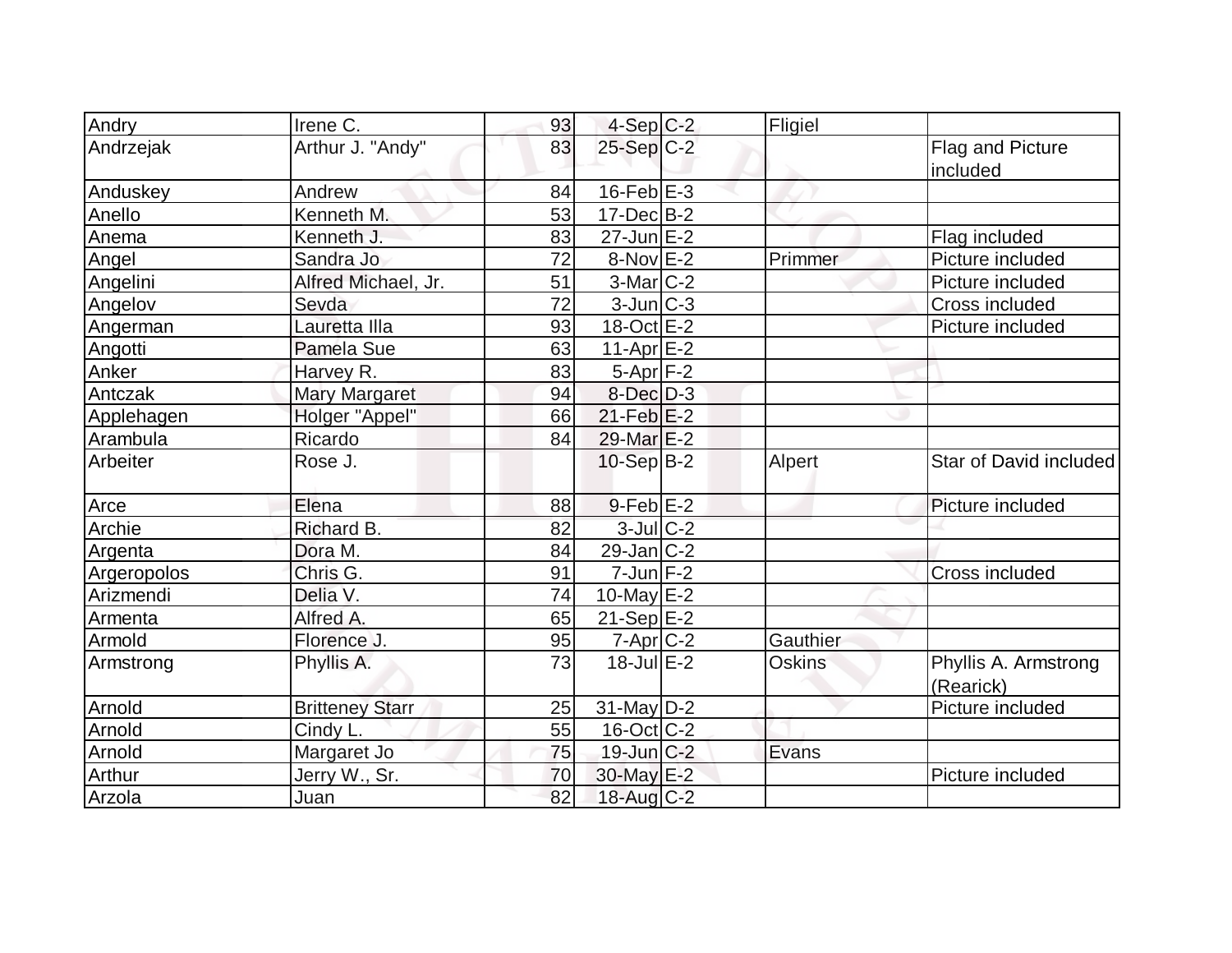| | | | | | | |
|---|---|---|---|---|---|---|
| Andry | Irene C. | 93 | 4-Sep | C-2 | Fligiel | |
| Andrzejak | Arthur J. "Andy" | 83 | 25-Sep | C-2 | | Flag and Picture included |
| Anduskey | Andrew | 84 | 16-Feb | E-3 | | |
| Anello | Kenneth M. | 53 | 17-Dec | B-2 | | |
| Anema | Kenneth J. | 83 | 27-Jun | E-2 | | Flag included |
| Angel | Sandra Jo | 72 | 8-Nov | E-2 | Primmer | Picture included |
| Angelini | Alfred Michael, Jr. | 51 | 3-Mar | C-2 | | Picture included |
| Angelov | Sevda | 72 | 3-Jun | C-3 | | Cross included |
| Angerman | Lauretta Illa | 93 | 18-Oct | E-2 | | Picture included |
| Angotti | Pamela Sue | 63 | 11-Apr | E-2 | | |
| Anker | Harvey R. | 83 | 5-Apr | F-2 | | |
| Antczak | Mary Margaret | 94 | 8-Dec | D-3 | | |
| Applehagen | Holger "Appel" | 66 | 21-Feb | E-2 | | |
| Arambula | Ricardo | 84 | 29-Mar | E-2 | | |
| Arbeiter | Rose J. | | 10-Sep | B-2 | Alpert | Star of David included |
| Arce | Elena | 88 | 9-Feb | E-2 | | Picture included |
| Archie | Richard B. | 82 | 3-Jul | C-2 | | |
| Argenta | Dora M. | 84 | 29-Jan | C-2 | | |
| Argeropolos | Chris G. | 91 | 7-Jun | F-2 | | Cross included |
| Arizmendi | Delia V. | 74 | 10-May | E-2 | | |
| Armenta | Alfred A. | 65 | 21-Sep | E-2 | | |
| Armold | Florence J. | 95 | 7-Apr | C-2 | Gauthier | |
| Armstrong | Phyllis A. | 73 | 18-Jul | E-2 | Oskins | Phyllis A. Armstrong (Rearick) |
| Arnold | Britteney Starr | 25 | 31-May | D-2 | | Picture included |
| Arnold | Cindy L. | 55 | 16-Oct | C-2 | | |
| Arnold | Margaret Jo | 75 | 19-Jun | C-2 | Evans | |
| Arthur | Jerry W., Sr. | 70 | 30-May | E-2 | | Picture included |
| Arzola | Juan | 82 | 18-Aug | C-2 | | |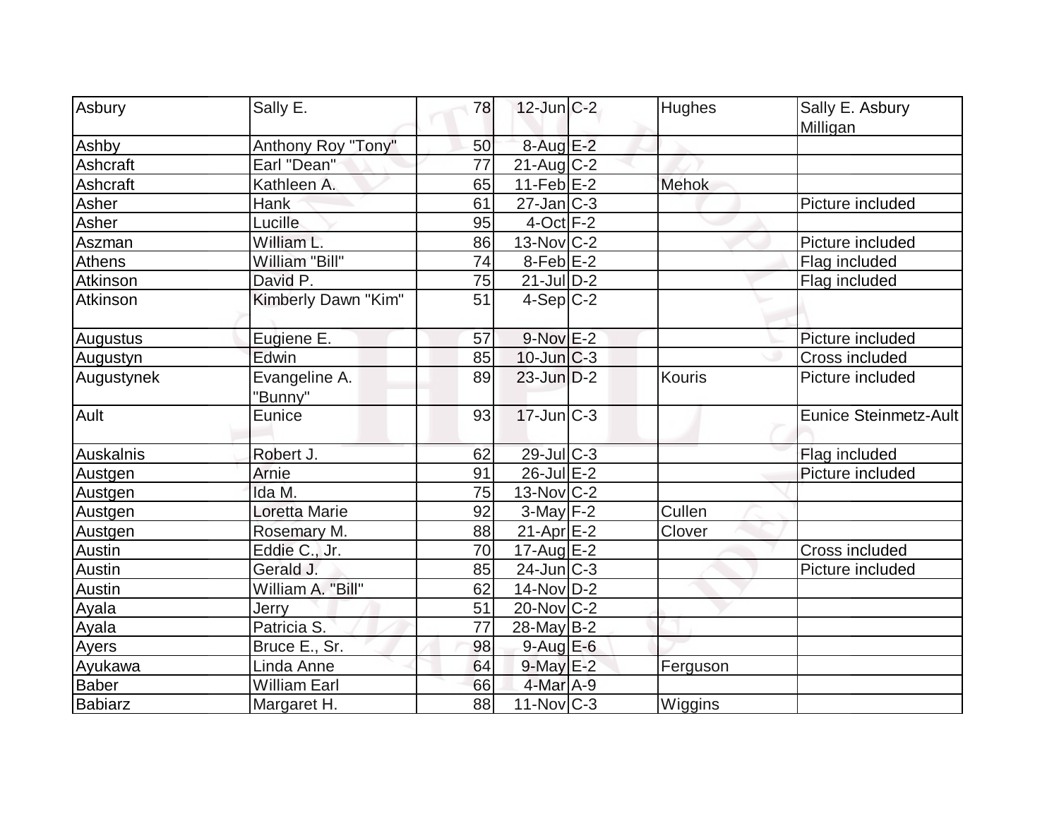| Asbury | Sally E. | 78 | 12-Jun | C-2 | Hughes | Sally E. Asbury Milligan |
|---|---|---|---|---|---|---|
| Ashby | Anthony Roy "Tony" | 50 | 8-Aug | E-2 | | |
| Ashcraft | Earl "Dean" | 77 | 21-Aug | C-2 | | |
| Ashcraft | Kathleen A. | 65 | 11-Feb | E-2 | Mehok | |
| Asher | Hank | 61 | 27-Jan | C-3 | | Picture included |
| Asher | Lucille | 95 | 4-Oct | F-2 | | |
| Aszman | William L. | 86 | 13-Nov | C-2 | | Picture included |
| Athens | William "Bill" | 74 | 8-Feb | E-2 | | Flag included |
| Atkinson | David P. | 75 | 21-Jul | D-2 | | Flag included |
| Atkinson | Kimberly Dawn "Kim" | 51 | 4-Sep | C-2 | | |
| Augustus | Eugiene E. | 57 | 9-Nov | E-2 | | Picture included |
| Augustyn | Edwin | 85 | 10-Jun | C-3 | | Cross included |
| Augustynek | Evangeline A. "Bunny" | 89 | 23-Jun | D-2 | Kouris | Picture included |
| Ault | Eunice | 93 | 17-Jun | C-3 | | Eunice Steinmetz-Ault |
| Auskalnis | Robert J. | 62 | 29-Jul | C-3 | | Flag included |
| Austgen | Arnie | 91 | 26-Jul | E-2 | | Picture included |
| Austgen | Ida M. | 75 | 13-Nov | C-2 | | |
| Austgen | Loretta Marie | 92 | 3-May | F-2 | Cullen | |
| Austgen | Rosemary M. | 88 | 21-Apr | E-2 | Clover | |
| Austin | Eddie C., Jr. | 70 | 17-Aug | E-2 | | Cross included |
| Austin | Gerald J. | 85 | 24-Jun | C-3 | | Picture included |
| Austin | William A. "Bill" | 62 | 14-Nov | D-2 | | |
| Ayala | Jerry | 51 | 20-Nov | C-2 | | |
| Ayala | Patricia S. | 77 | 28-May | B-2 | | |
| Ayers | Bruce E., Sr. | 98 | 9-Aug | E-6 | | |
| Ayukawa | Linda Anne | 64 | 9-May | E-2 | Ferguson | |
| Baber | William Earl | 66 | 4-Mar | A-9 | | |
| Babiarz | Margaret H. | 88 | 11-Nov | C-3 | Wiggins | |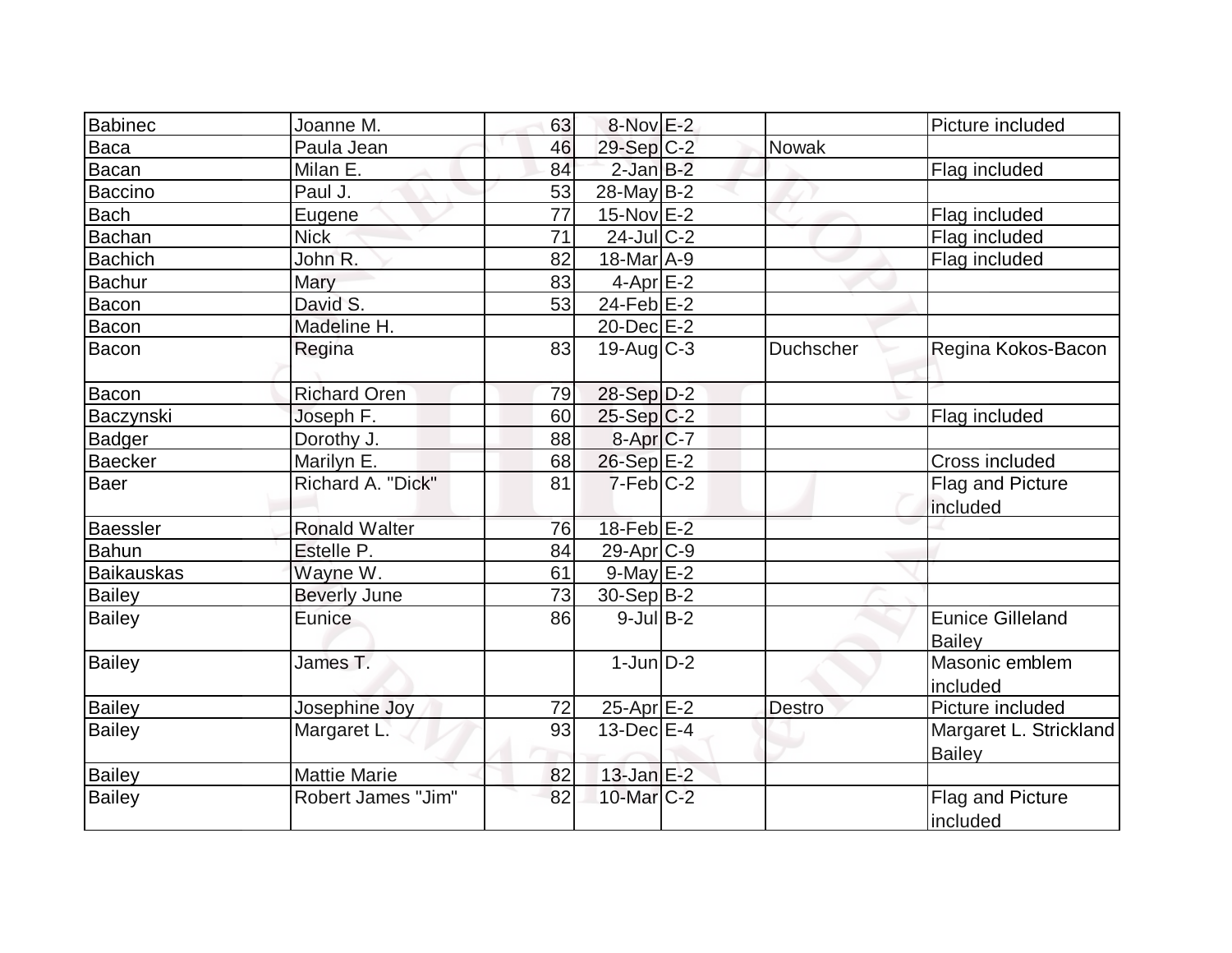| | | | | | | |
|---|---|---|---|---|---|---|
| Babinec | Joanne M. | 63 | 8-Nov | E-2 | | Picture included |
| Baca | Paula Jean | 46 | 29-Sep | C-2 | Nowak | |
| Bacan | Milan E. | 84 | 2-Jan | B-2 | | Flag included |
| Baccino | Paul J. | 53 | 28-May | B-2 | | |
| Bach | Eugene | 77 | 15-Nov | E-2 | | Flag included |
| Bachan | Nick | 71 | 24-Jul | C-2 | | Flag included |
| Bachich | John R. | 82 | 18-Mar | A-9 | | Flag included |
| Bachur | Mary | 83 | 4-Apr | E-2 | | |
| Bacon | David S. | 53 | 24-Feb | E-2 | | |
| Bacon | Madeline H. | | 20-Dec | E-2 | | |
| Bacon | Regina | 83 | 19-Aug | C-3 | Duchscher | Regina Kokos-Bacon |
| Bacon | Richard Oren | 79 | 28-Sep | D-2 | | |
| Baczynski | Joseph F. | 60 | 25-Sep | C-2 | | Flag included |
| Badger | Dorothy J. | 88 | 8-Apr | C-7 | | |
| Baecker | Marilyn E. | 68 | 26-Sep | E-2 | | Cross included |
| Baer | Richard A. "Dick" | 81 | 7-Feb | C-2 | | Flag and Picture included |
| Baessler | Ronald Walter | 76 | 18-Feb | E-2 | | |
| Bahun | Estelle P. | 84 | 29-Apr | C-9 | | |
| Baikauskas | Wayne W. | 61 | 9-May | E-2 | | |
| Bailey | Beverly June | 73 | 30-Sep | B-2 | | |
| Bailey | Eunice | 86 | 9-Jul | B-2 | | Eunice Gilleland Bailey |
| Bailey | James T. | | 1-Jun | D-2 | | Masonic emblem included |
| Bailey | Josephine Joy | 72 | 25-Apr | E-2 | Destro | Picture included |
| Bailey | Margaret L. | 93 | 13-Dec | E-4 | | Margaret L. Strickland Bailey |
| Bailey | Mattie Marie | 82 | 13-Jan | E-2 | | |
| Bailey | Robert James "Jim" | 82 | 10-Mar | C-2 | | Flag and Picture included |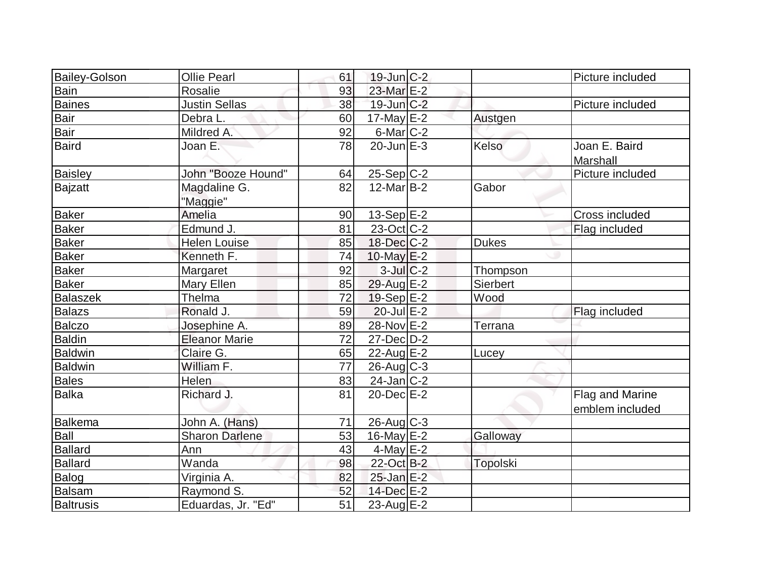| | | | | | | |
|---|---|---|---|---|---|---|
| Bailey-Golson | Ollie Pearl | 61 | 19-Jun | C-2 | | Picture included |
| Bain | Rosalie | 93 | 23-Mar | E-2 | | |
| Baines | Justin Sellas | 38 | 19-Jun | C-2 | | Picture included |
| Bair | Debra L. | 60 | 17-May | E-2 | Austgen | |
| Bair | Mildred A. | 92 | 6-Mar | C-2 | | |
| Baird | Joan E. | 78 | 20-Jun | E-3 | Kelso | Joan E. Baird Marshall |
| Baisley | John "Booze Hound" | 64 | 25-Sep | C-2 | | Picture included |
| Bajzatt | Magdaline G. "Maggie" | 82 | 12-Mar | B-2 | Gabor | |
| Baker | Amelia | 90 | 13-Sep | E-2 | | Cross included |
| Baker | Edmund J. | 81 | 23-Oct | C-2 | | Flag included |
| Baker | Helen Louise | 85 | 18-Dec | C-2 | Dukes | |
| Baker | Kenneth F. | 74 | 10-May | E-2 | | |
| Baker | Margaret | 92 | 3-Jul | C-2 | Thompson | |
| Baker | Mary Ellen | 85 | 29-Aug | E-2 | Sierbert | |
| Balaszek | Thelma | 72 | 19-Sep | E-2 | Wood | |
| Balazs | Ronald J. | 59 | 20-Jul | E-2 | | Flag included |
| Balczo | Josephine A. | 89 | 28-Nov | E-2 | Terrana | |
| Baldin | Eleanor Marie | 72 | 27-Dec | D-2 | | |
| Baldwin | Claire G. | 65 | 22-Aug | E-2 | Lucey | |
| Baldwin | William F. | 77 | 26-Aug | C-3 | | |
| Bales | Helen | 83 | 24-Jan | C-2 | | |
| Balka | Richard J. | 81 | 20-Dec | E-2 | | Flag and Marine emblem included |
| Balkema | John A. (Hans) | 71 | 26-Aug | C-3 | | |
| Ball | Sharon Darlene | 53 | 16-May | E-2 | Galloway | |
| Ballard | Ann | 43 | 4-May | E-2 | | |
| Ballard | Wanda | 98 | 22-Oct | B-2 | Topolski | |
| Balog | Virginia A. | 82 | 25-Jan | E-2 | | |
| Balsam | Raymond S. | 52 | 14-Dec | E-2 | | |
| Baltrusis | Eduardas, Jr. "Ed" | 51 | 23-Aug | E-2 | | |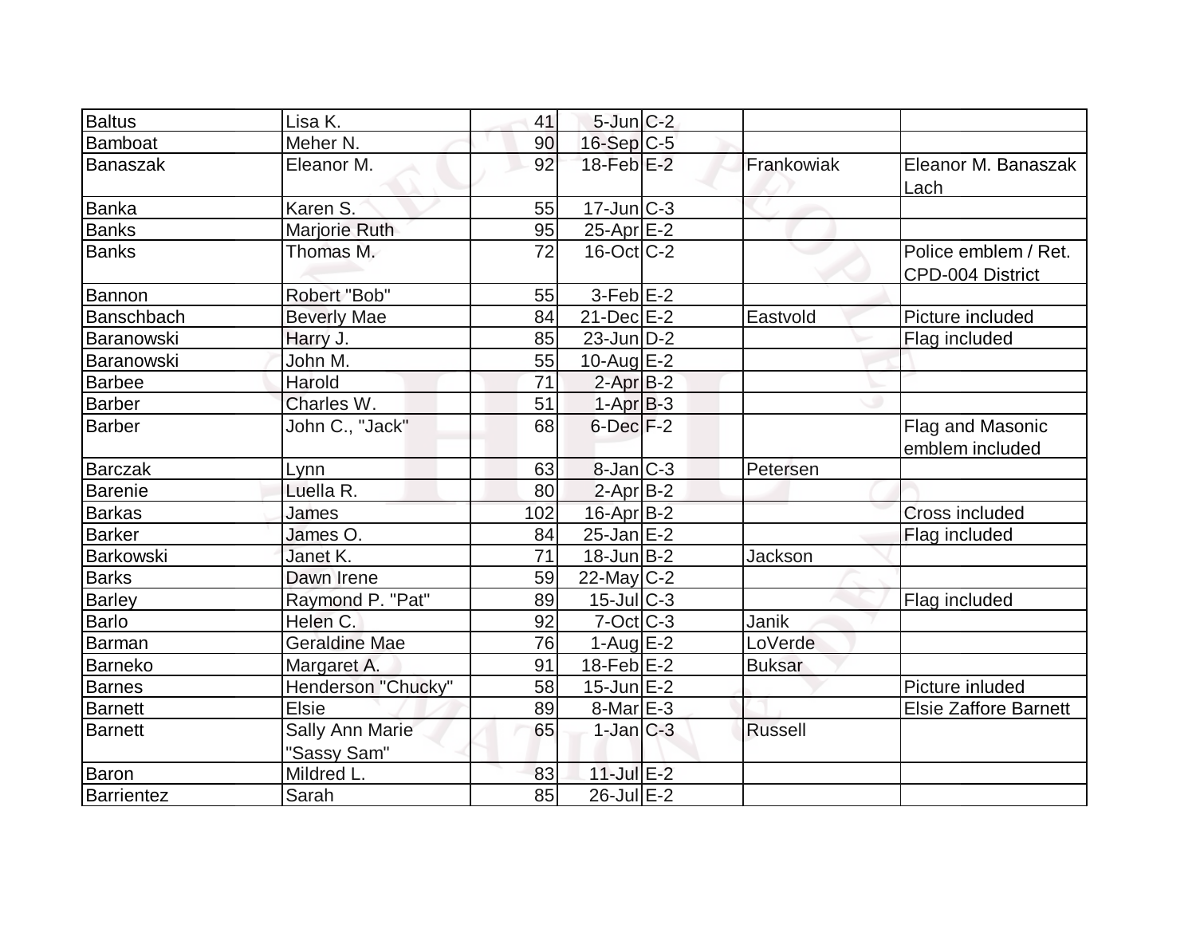| Baltus | Lisa K. | 41 | 5-Jun | C-2 | | |
|---|---|---|---|---|---|---|
| Bamboat | Meher N. | 90 | 16-Sep | C-5 | | |
| Banaszak | Eleanor M. | 92 | 18-Feb | E-2 | Frankowiak | Eleanor M. Banaszak Lach |
| Banka | Karen S. | 55 | 17-Jun | C-3 | | |
| Banks | Marjorie Ruth | 95 | 25-Apr | E-2 | | |
| Banks | Thomas M. | 72 | 16-Oct | C-2 | | Police emblem / Ret. CPD-004 District |
| Bannon | Robert "Bob" | 55 | 3-Feb | E-2 | | |
| Banschbach | Beverly Mae | 84 | 21-Dec | E-2 | Eastvold | Picture included |
| Baranowski | Harry J. | 85 | 23-Jun | D-2 | | Flag included |
| Baranowski | John M. | 55 | 10-Aug | E-2 | | |
| Barbee | Harold | 71 | 2-Apr | B-2 | | |
| Barber | Charles W. | 51 | 1-Apr | B-3 | | |
| Barber | John C., "Jack" | 68 | 6-Dec | F-2 | | Flag and Masonic emblem included |
| Barczak | Lynn | 63 | 8-Jan | C-3 | Petersen | |
| Barenie | Luella R. | 80 | 2-Apr | B-2 | | |
| Barkas | James | 102 | 16-Apr | B-2 | | Cross included |
| Barker | James O. | 84 | 25-Jan | E-2 | | Flag included |
| Barkowski | Janet K. | 71 | 18-Jun | B-2 | Jackson | |
| Barks | Dawn Irene | 59 | 22-May | C-2 | | |
| Barley | Raymond P. "Pat" | 89 | 15-Jul | C-3 | | Flag included |
| Barlo | Helen C. | 92 | 7-Oct | C-3 | Janik | |
| Barman | Geraldine Mae | 76 | 1-Aug | E-2 | LoVerde | |
| Barneko | Margaret A. | 91 | 18-Feb | E-2 | Buksar | |
| Barnes | Henderson "Chucky" | 58 | 15-Jun | E-2 | | Picture inluded |
| Barnett | Elsie | 89 | 8-Mar | E-3 | | Elsie Zaffore Barnett |
| Barnett | Sally Ann Marie "Sassy Sam" | 65 | 1-Jan | C-3 | Russell | |
| Baron | Mildred L. | 83 | 11-Jul | E-2 | | |
| Barrientez | Sarah | 85 | 26-Jul | E-2 | | |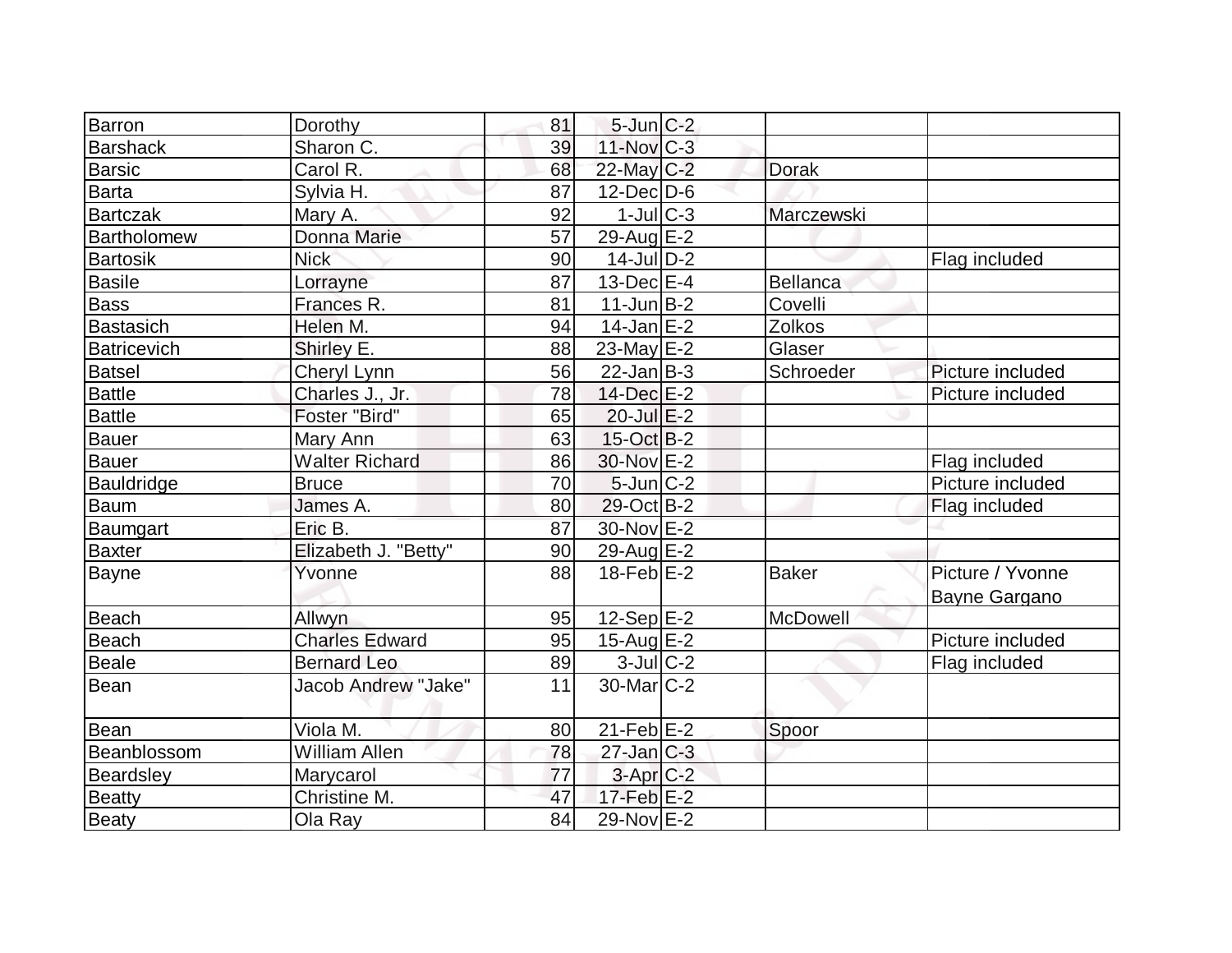| Barron | Dorothy | 81 | 5-Jun | C-2 | | |
|---|---|---|---|---|---|---|
| Barshack | Sharon C. | 39 | 11-Nov | C-3 | | |
| Barsic | Carol R. | 68 | 22-May | C-2 | Dorak | |
| Barta | Sylvia H. | 87 | 12-Dec | D-6 | | |
| Bartczak | Mary A. | 92 | 1-Jul | C-3 | Marczewski | |
| Bartholomew | Donna Marie | 57 | 29-Aug | E-2 | | |
| Bartosik | Nick | 90 | 14-Jul | D-2 | | Flag included |
| Basile | Lorrayne | 87 | 13-Dec | E-4 | Bellanca | |
| Bass | Frances R. | 81 | 11-Jun | B-2 | Covelli | |
| Bastasich | Helen M. | 94 | 14-Jan | E-2 | Zolkos | |
| Batricevich | Shirley E. | 88 | 23-May | E-2 | Glaser | |
| Batsel | Cheryl Lynn | 56 | 22-Jan | B-3 | Schroeder | Picture included |
| Battle | Charles J., Jr. | 78 | 14-Dec | E-2 | | Picture included |
| Battle | Foster "Bird" | 65 | 20-Jul | E-2 | | |
| Bauer | Mary Ann | 63 | 15-Oct | B-2 | | |
| Bauer | Walter Richard | 86 | 30-Nov | E-2 | | Flag included |
| Bauldridge | Bruce | 70 | 5-Jun | C-2 | | Picture included |
| Baum | James A. | 80 | 29-Oct | B-2 | | Flag included |
| Baumgart | Eric B. | 87 | 30-Nov | E-2 | | |
| Baxter | Elizabeth J. "Betty" | 90 | 29-Aug | E-2 | | |
| Bayne | Yvonne | 88 | 18-Feb | E-2 | Baker | Picture / Yvonne Bayne Gargano |
| Beach | Allwyn | 95 | 12-Sep | E-2 | McDowell | |
| Beach | Charles Edward | 95 | 15-Aug | E-2 | | Picture included |
| Beale | Bernard Leo | 89 | 3-Jul | C-2 | | Flag included |
| Bean | Jacob Andrew "Jake" | 11 | 30-Mar | C-2 | | |
| Bean | Viola M. | 80 | 21-Feb | E-2 | Spoor | |
| Beanblossom | William Allen | 78 | 27-Jan | C-3 | | |
| Beardsley | Marycarol | 77 | 3-Apr | C-2 | | |
| Beatty | Christine M. | 47 | 17-Feb | E-2 | | |
| Beaty | Ola Ray | 84 | 29-Nov | E-2 | | |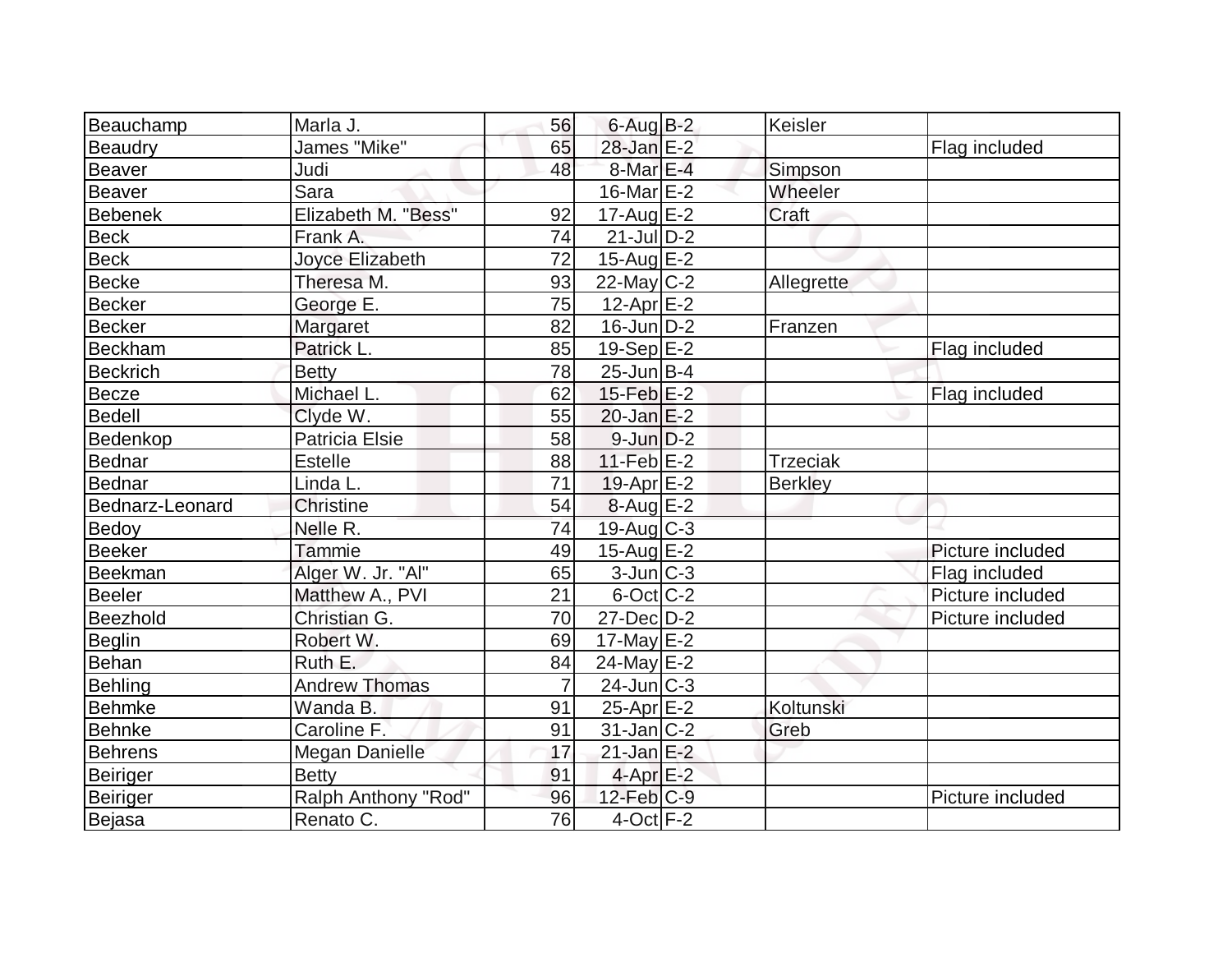| Beauchamp | Marla J. | 56 | 6-Aug | B-2 | Keisler | |
|---|---|---|---|---|---|---|
| Beaudry | James "Mike" | 65 | 28-Jan | E-2 | | Flag included |
| Beaver | Judi | 48 | 8-Mar | E-4 | Simpson | |
| Beaver | Sara | | 16-Mar | E-2 | Wheeler | |
| Bebenek | Elizabeth M. "Bess" | 92 | 17-Aug | E-2 | Craft | |
| Beck | Frank A. | 74 | 21-Jul | D-2 | | |
| Beck | Joyce Elizabeth | 72 | 15-Aug | E-2 | | |
| Becke | Theresa M. | 93 | 22-May | C-2 | Allegrette | |
| Becker | George E. | 75 | 12-Apr | E-2 | | |
| Becker | Margaret | 82 | 16-Jun | D-2 | Franzen | |
| Beckham | Patrick L. | 85 | 19-Sep | E-2 | | Flag included |
| Beckrich | Betty | 78 | 25-Jun | B-4 | | |
| Becze | Michael L. | 62 | 15-Feb | E-2 | | Flag included |
| Bedell | Clyde W. | 55 | 20-Jan | E-2 | | |
| Bedenkop | Patricia Elsie | 58 | 9-Jun | D-2 | | |
| Bednar | Estelle | 88 | 11-Feb | E-2 | Trzeciak | |
| Bednar | Linda L. | 71 | 19-Apr | E-2 | Berkley | |
| Bednarz-Leonard | Christine | 54 | 8-Aug | E-2 | | |
| Bedoy | Nelle R. | 74 | 19-Aug | C-3 | | |
| Beeker | Tammie | 49 | 15-Aug | E-2 | | Picture included |
| Beekman | Alger W. Jr. "Al" | 65 | 3-Jun | C-3 | | Flag included |
| Beeler | Matthew A., PVI | 21 | 6-Oct | C-2 | | Picture included |
| Beezhold | Christian G. | 70 | 27-Dec | D-2 | | Picture included |
| Beglin | Robert W. | 69 | 17-May | E-2 | | |
| Behan | Ruth E. | 84 | 24-May | E-2 | | |
| Behling | Andrew Thomas | 7 | 24-Jun | C-3 | | |
| Behmke | Wanda B. | 91 | 25-Apr | E-2 | Koltunski | |
| Behnke | Caroline F. | 91 | 31-Jan | C-2 | Greb | |
| Behrens | Megan Danielle | 17 | 21-Jan | E-2 | | |
| Beiriger | Betty | 91 | 4-Apr | E-2 | | |
| Beiriger | Ralph Anthony "Rod" | 96 | 12-Feb | C-9 | | Picture included |
| Bejasa | Renato C. | 76 | 4-Oct | F-2 | | |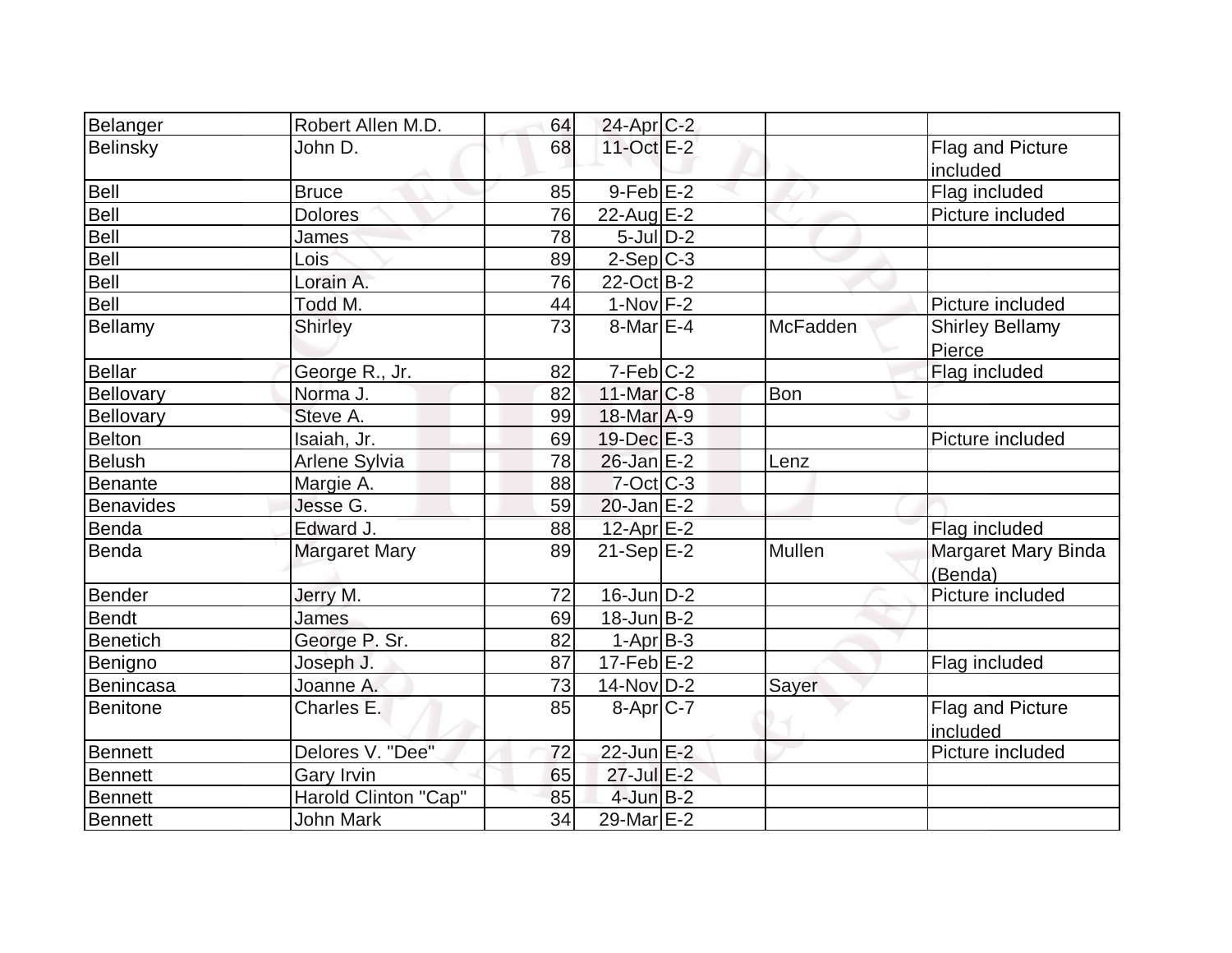| Belanger | Robert Allen M.D. | 64 | 24-Apr | C-2 | | |
|---|---|---|---|---|---|---|
| Belinsky | John D. | 68 | 11-Oct | E-2 | | Flag and Picture included |
| Bell | Bruce | 85 | 9-Feb | E-2 | | Flag included |
| Bell | Dolores | 76 | 22-Aug | E-2 | | Picture included |
| Bell | James | 78 | 5-Jul | D-2 | | |
| Bell | Lois | 89 | 2-Sep | C-3 | | |
| Bell | Lorain A. | 76 | 22-Oct | B-2 | | |
| Bell | Todd M. | 44 | 1-Nov | F-2 | | Picture included |
| Bellamy | Shirley | 73 | 8-Mar | E-4 | McFadden | Shirley Bellamy Pierce |
| Bellar | George R., Jr. | 82 | 7-Feb | C-2 | | Flag included |
| Bellovary | Norma J. | 82 | 11-Mar | C-8 | Bon | |
| Bellovary | Steve A. | 99 | 18-Mar | A-9 | | |
| Belton | Isaiah, Jr. | 69 | 19-Dec | E-3 | | Picture included |
| Belush | Arlene Sylvia | 78 | 26-Jan | E-2 | Lenz | |
| Benante | Margie A. | 88 | 7-Oct | C-3 | | |
| Benavides | Jesse G. | 59 | 20-Jan | E-2 | | |
| Benda | Edward J. | 88 | 12-Apr | E-2 | | Flag included |
| Benda | Margaret Mary | 89 | 21-Sep | E-2 | Mullen | Margaret Mary Binda (Benda) |
| Bender | Jerry M. | 72 | 16-Jun | D-2 | | Picture included |
| Bendt | James | 69 | 18-Jun | B-2 | | |
| Benetich | George P. Sr. | 82 | 1-Apr | B-3 | | |
| Benigno | Joseph J. | 87 | 17-Feb | E-2 | | Flag included |
| Benincasa | Joanne A. | 73 | 14-Nov | D-2 | Sayer | |
| Benitone | Charles E. | 85 | 8-Apr | C-7 | | Flag and Picture included |
| Bennett | Delores V. "Dee" | 72 | 22-Jun | E-2 | | Picture included |
| Bennett | Gary Irvin | 65 | 27-Jul | E-2 | | |
| Bennett | Harold Clinton "Cap" | 85 | 4-Jun | B-2 | | |
| Bennett | John Mark | 34 | 29-Mar | E-2 | | |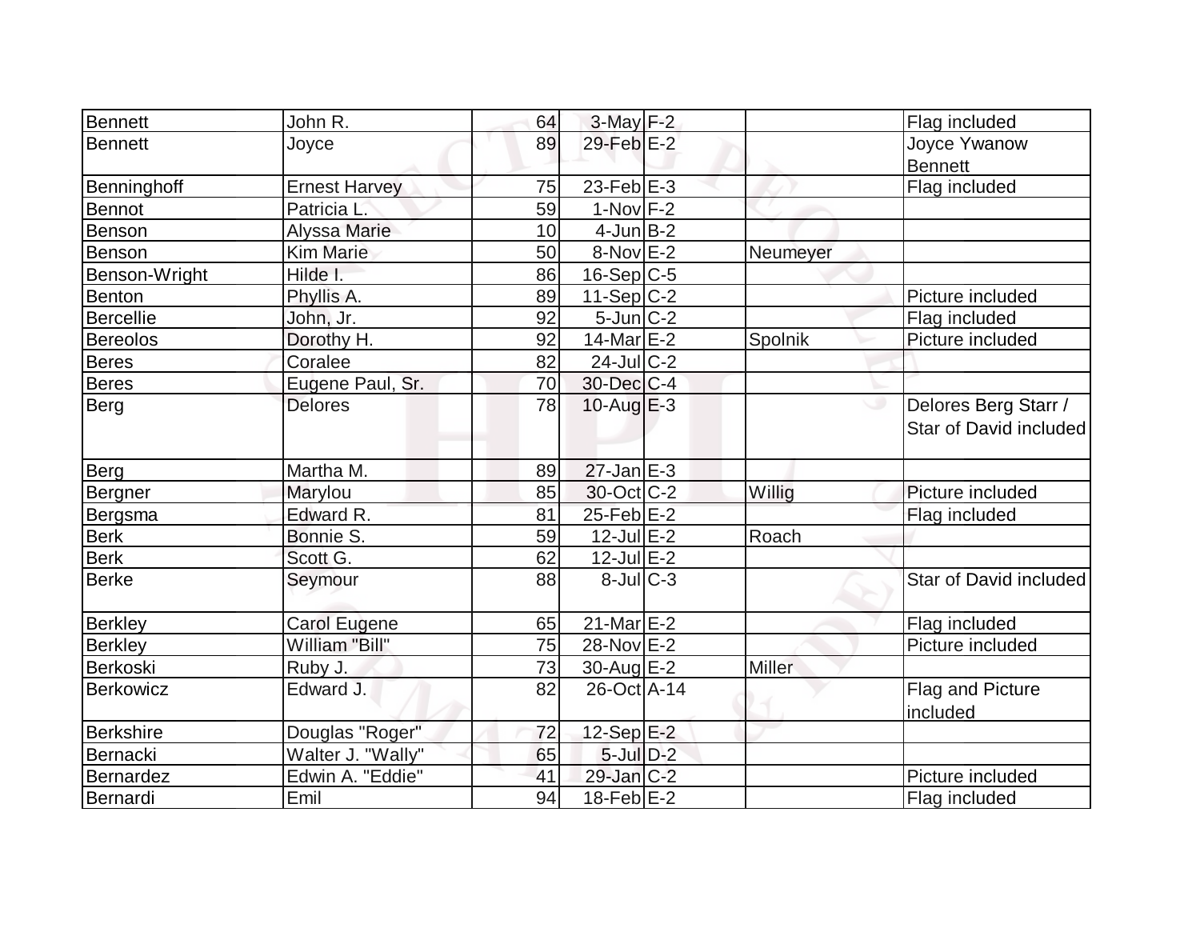| | | | | | | |
|---|---|---|---|---|---|---|
| Bennett | John R. | 64 | 3-May | F-2 | | Flag included |
| Bennett | Joyce | 89 | 29-Feb | E-2 | | Joyce Ywanow Bennett |
| Benninghoff | Ernest Harvey | 75 | 23-Feb | E-3 | | Flag included |
| Bennot | Patricia L. | 59 | 1-Nov | F-2 | | |
| Benson | Alyssa Marie | 10 | 4-Jun | B-2 | | |
| Benson | Kim Marie | 50 | 8-Nov | E-2 | Neumeyer | |
| Benson-Wright | Hilde I. | 86 | 16-Sep | C-5 | | |
| Benton | Phyllis A. | 89 | 11-Sep | C-2 | | Picture included |
| Bercellie | John, Jr. | 92 | 5-Jun | C-2 | | Flag included |
| Bereolos | Dorothy H. | 92 | 14-Mar | E-2 | Spolnik | Picture included |
| Beres | Coralee | 82 | 24-Jul | C-2 | | |
| Beres | Eugene Paul, Sr. | 70 | 30-Dec | C-4 | | |
| Berg | Delores | 78 | 10-Aug | E-3 | | Delores Berg Starr / Star of David included |
| Berg | Martha M. | 89 | 27-Jan | E-3 | | |
| Bergner | Marylou | 85 | 30-Oct | C-2 | Willig | Picture included |
| Bergsma | Edward R. | 81 | 25-Feb | E-2 | | Flag included |
| Berk | Bonnie S. | 59 | 12-Jul | E-2 | Roach | |
| Berk | Scott G. | 62 | 12-Jul | E-2 | | |
| Berke | Seymour | 88 | 8-Jul | C-3 | | Star of David included |
| Berkley | Carol Eugene | 65 | 21-Mar | E-2 | | Flag included |
| Berkley | William "Bill" | 75 | 28-Nov | E-2 | | Picture included |
| Berkoski | Ruby J. | 73 | 30-Aug | E-2 | Miller | |
| Berkowicz | Edward J. | 82 | 26-Oct | A-14 | | Flag and Picture included |
| Berkshire | Douglas "Roger" | 72 | 12-Sep | E-2 | | |
| Bernacki | Walter J. "Wally" | 65 | 5-Jul | D-2 | | |
| Bernardez | Edwin A. "Eddie" | 41 | 29-Jan | C-2 | | Picture included |
| Bernardi | Emil | 94 | 18-Feb | E-2 | | Flag included |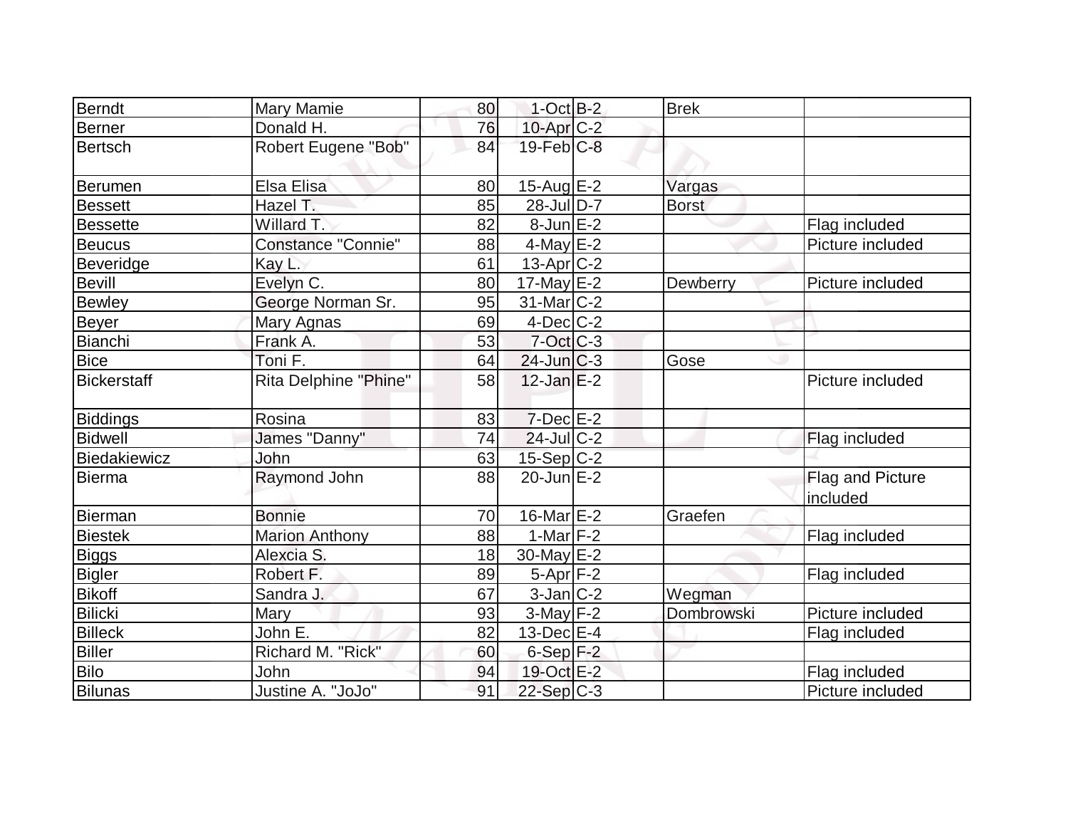| Berndt | Mary Mamie | 80 | 1-Oct | B-2 | Brek | |
|---|---|---|---|---|---|---|
| Berner | Donald H. | 76 | 10-Apr | C-2 | | |
| Bertsch | Robert Eugene "Bob" | 84 | 19-Feb | C-8 | | |
| Berumen | Elsa Elisa | 80 | 15-Aug | E-2 | Vargas | |
| Bessett | Hazel T. | 85 | 28-Jul | D-7 | Borst | |
| Bessette | Willard T. | 82 | 8-Jun | E-2 | | Flag included |
| Beucus | Constance "Connie" | 88 | 4-May | E-2 | | Picture included |
| Beveridge | Kay L. | 61 | 13-Apr | C-2 | | |
| Bevill | Evelyn C. | 80 | 17-May | E-2 | Dewberry | Picture included |
| Bewley | George Norman Sr. | 95 | 31-Mar | C-2 | | |
| Beyer | Mary Agnas | 69 | 4-Dec | C-2 | | |
| Bianchi | Frank A. | 53 | 7-Oct | C-3 | | |
| Bice | Toni F. | 64 | 24-Jun | C-3 | Gose | |
| Bickerstaff | Rita Delphine "Phine" | 58 | 12-Jan | E-2 | | Picture included |
| Biddings | Rosina | 83 | 7-Dec | E-2 | | |
| Bidwell | James "Danny" | 74 | 24-Jul | C-2 | | Flag included |
| Biedakiewicz | John | 63 | 15-Sep | C-2 | | |
| Bierma | Raymond John | 88 | 20-Jun | E-2 | | Flag and Picture included |
| Bierman | Bonnie | 70 | 16-Mar | E-2 | Graefen | |
| Biestek | Marion Anthony | 88 | 1-Mar | F-2 | | Flag included |
| Biggs | Alexcia S. | 18 | 30-May | E-2 | | |
| Bigler | Robert F. | 89 | 5-Apr | F-2 | | Flag included |
| Bikoff | Sandra J. | 67 | 3-Jan | C-2 | Wegman | |
| Bilicki | Mary | 93 | 3-May | F-2 | Dombrowski | Picture included |
| Billeck | John E. | 82 | 13-Dec | E-4 | | Flag included |
| Biller | Richard M. "Rick" | 60 | 6-Sep | F-2 | | |
| Bilo | John | 94 | 19-Oct | E-2 | | Flag included |
| Bilunas | Justine A. "JoJo" | 91 | 22-Sep | C-3 | | Picture included |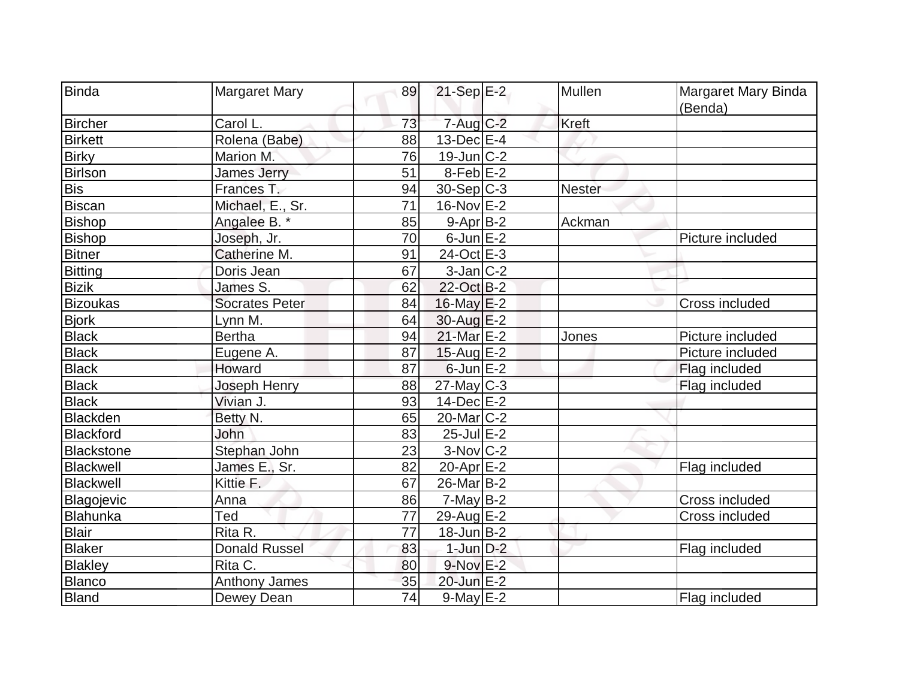| Binda | Margaret Mary | 89 | 21-Sep | E-2 | Mullen | Margaret Mary Binda (Benda) |
|---|---|---|---|---|---|---|
| Bircher | Carol L. | 73 | 7-Aug | C-2 | Kreft | |
| Birkett | Rolena (Babe) | 88 | 13-Dec | E-4 | | |
| Birky | Marion M. | 76 | 19-Jun | C-2 | | |
| Birlson | James Jerry | 51 | 8-Feb | E-2 | | |
| Bis | Frances T. | 94 | 30-Sep | C-3 | Nester | |
| Biscan | Michael, E., Sr. | 71 | 16-Nov | E-2 | | |
| Bishop | Angalee B. * | 85 | 9-Apr | B-2 | Ackman | |
| Bishop | Joseph, Jr. | 70 | 6-Jun | E-2 | | Picture included |
| Bitner | Catherine M. | 91 | 24-Oct | E-3 | | |
| Bitting | Doris Jean | 67 | 3-Jan | C-2 | | |
| Bizik | James S. | 62 | 22-Oct | B-2 | | |
| Bizoukas | Socrates Peter | 84 | 16-May | E-2 | | Cross included |
| Bjork | Lynn M. | 64 | 30-Aug | E-2 | | |
| Black | Bertha | 94 | 21-Mar | E-2 | Jones | Picture included |
| Black | Eugene A. | 87 | 15-Aug | E-2 | | Picture included |
| Black | Howard | 87 | 6-Jun | E-2 | | Flag included |
| Black | Joseph Henry | 88 | 27-May | C-3 | | Flag included |
| Black | Vivian J. | 93 | 14-Dec | E-2 | | |
| Blackden | Betty N. | 65 | 20-Mar | C-2 | | |
| Blackford | John | 83 | 25-Jul | E-2 | | |
| Blackstone | Stephan John | 23 | 3-Nov | C-2 | | |
| Blackwell | James E., Sr. | 82 | 20-Apr | E-2 | | Flag included |
| Blackwell | Kittie F. | 67 | 26-Mar | B-2 | | |
| Blagojevic | Anna | 86 | 7-May | B-2 | | Cross included |
| Blahunka | Ted | 77 | 29-Aug | E-2 | | Cross included |
| Blair | Rita R. | 77 | 18-Jun | B-2 | | |
| Blaker | Donald Russel | 83 | 1-Jun | D-2 | | Flag included |
| Blakley | Rita C. | 80 | 9-Nov | E-2 | | |
| Blanco | Anthony James | 35 | 20-Jun | E-2 | | |
| Bland | Dewey Dean | 74 | 9-May | E-2 | | Flag included |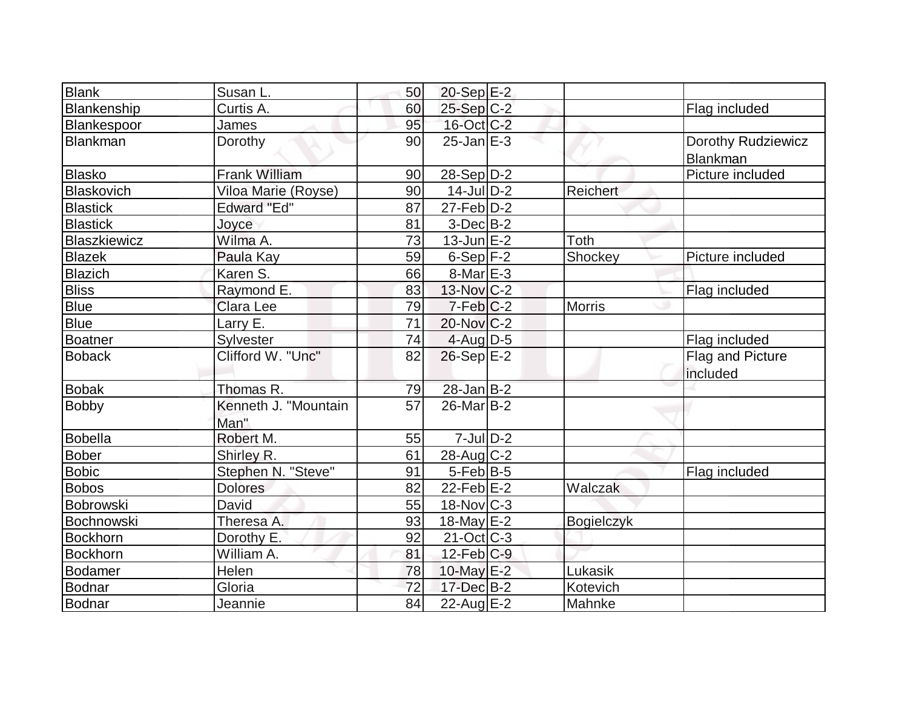| | | | | | | |
|---|---|---|---|---|---|---|
| Blank | Susan L. | 50 | 20-Sep | E-2 | | |
| Blankenship | Curtis A. | 60 | 25-Sep | C-2 | | Flag included |
| Blankespoor | James | 95 | 16-Oct | C-2 | | |
| Blankman | Dorothy | 90 | 25-Jan | E-3 | | Dorothy Rudziewicz Blankman |
| Blasko | Frank William | 90 | 28-Sep | D-2 | | Picture included |
| Blaskovich | Viloa Marie (Royse) | 90 | 14-Jul | D-2 | Reichert | |
| Blastick | Edward "Ed" | 87 | 27-Feb | D-2 | | |
| Blastick | Joyce | 81 | 3-Dec | B-2 | | |
| Blaszkiewicz | Wilma A. | 73 | 13-Jun | E-2 | Toth | |
| Blazek | Paula Kay | 59 | 6-Sep | F-2 | Shockey | Picture included |
| Blazich | Karen S. | 66 | 8-Mar | E-3 | | |
| Bliss | Raymond E. | 83 | 13-Nov | C-2 | | Flag included |
| Blue | Clara Lee | 79 | 7-Feb | C-2 | Morris | |
| Blue | Larry E. | 71 | 20-Nov | C-2 | | |
| Boatner | Sylvester | 74 | 4-Aug | D-5 | | Flag included |
| Boback | Clifford W. "Unc" | 82 | 26-Sep | E-2 | | Flag and Picture included |
| Bobak | Thomas R. | 79 | 28-Jan | B-2 | | |
| Bobby | Kenneth J. "Mountain Man" | 57 | 26-Mar | B-2 | | |
| Bobella | Robert M. | 55 | 7-Jul | D-2 | | |
| Bober | Shirley R. | 61 | 28-Aug | C-2 | | |
| Bobic | Stephen N. "Steve" | 91 | 5-Feb | B-5 | | Flag included |
| Bobos | Dolores | 82 | 22-Feb | E-2 | Walczak | |
| Bobrowski | David | 55 | 18-Nov | C-3 | | |
| Bochnowski | Theresa A. | 93 | 18-May | E-2 | Bogielczyk | |
| Bockhorn | Dorothy E. | 92 | 21-Oct | C-3 | | |
| Bockhorn | William A. | 81 | 12-Feb | C-9 | | |
| Bodamer | Helen | 78 | 10-May | E-2 | Lukasik | |
| Bodnar | Gloria | 72 | 17-Dec | B-2 | Kotevich | |
| Bodnar | Jeannie | 84 | 22-Aug | E-2 | Mahnke | |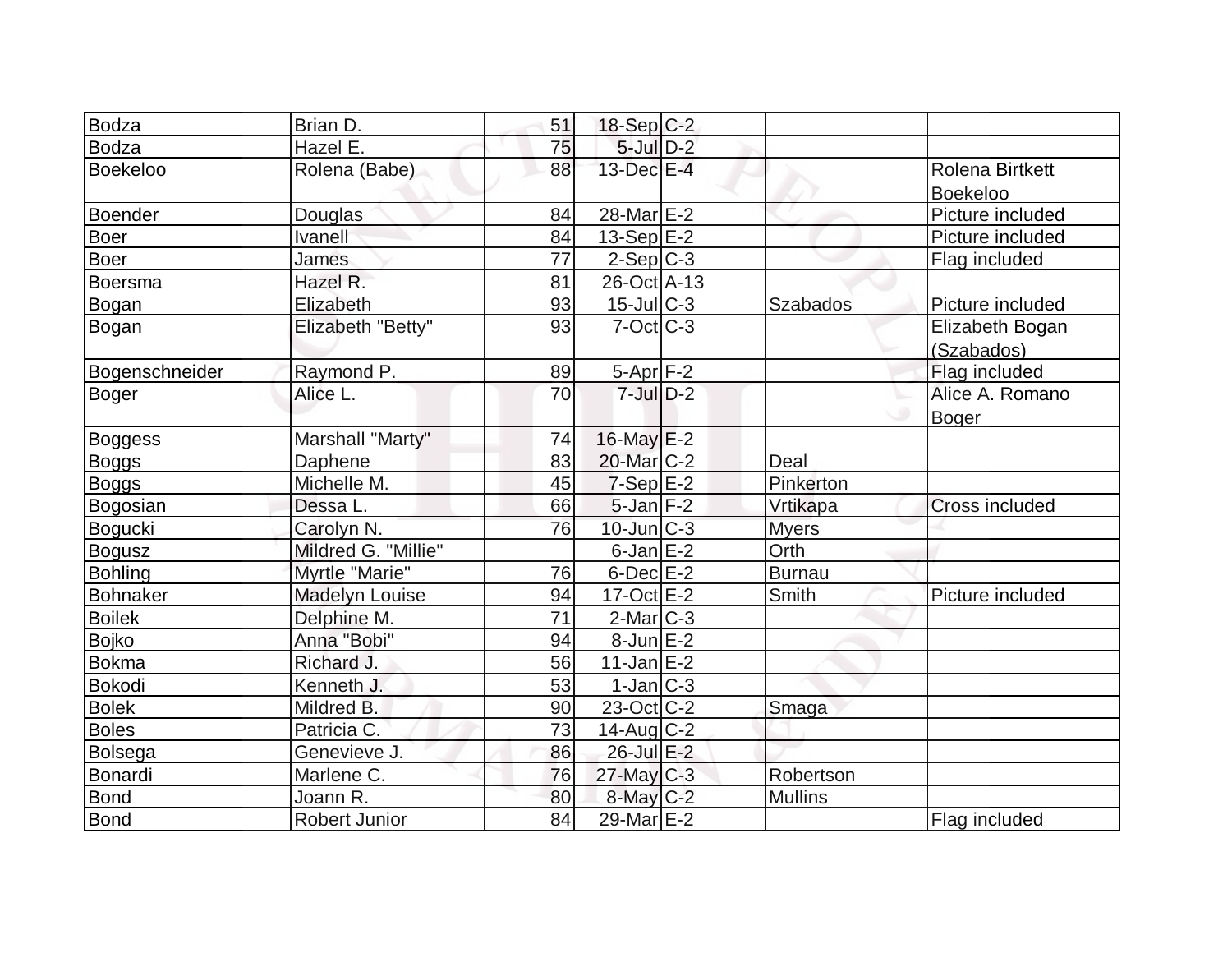| | | | | | | |
|---|---|---|---|---|---|---|
| Bodza | Brian D. | 51 | 18-Sep | C-2 | | |
| Bodza | Hazel E. | 75 | 5-Jul | D-2 | | |
| Boekeloo | Rolena (Babe) | 88 | 13-Dec | E-4 | | Rolena Birtkett Boekeloo |
| Boender | Douglas | 84 | 28-Mar | E-2 | | Picture included |
| Boer | Ivanell | 84 | 13-Sep | E-2 | | Picture included |
| Boer | James | 77 | 2-Sep | C-3 | | Flag included |
| Boersma | Hazel R. | 81 | 26-Oct | A-13 | | |
| Bogan | Elizabeth | 93 | 15-Jul | C-3 | Szabados | Picture included |
| Bogan | Elizabeth "Betty" | 93 | 7-Oct | C-3 | | Elizabeth Bogan (Szabados) |
| Bogenschneider | Raymond P. | 89 | 5-Apr | F-2 | | Flag included |
| Boger | Alice L. | 70 | 7-Jul | D-2 | | Alice A. Romano Boger |
| Boggess | Marshall "Marty" | 74 | 16-May | E-2 | | |
| Boggs | Daphene | 83 | 20-Mar | C-2 | Deal | |
| Boggs | Michelle M. | 45 | 7-Sep | E-2 | Pinkerton | |
| Bogosian | Dessa L. | 66 | 5-Jan | F-2 | Vrtikapa | Cross included |
| Bogucki | Carolyn N. | 76 | 10-Jun | C-3 | Myers | |
| Bogusz | Mildred G. "Millie" | | 6-Jan | E-2 | Orth | |
| Bohling | Myrtle "Marie" | 76 | 6-Dec | E-2 | Burnau | |
| Bohnaker | Madelyn Louise | 94 | 17-Oct | E-2 | Smith | Picture included |
| Boilek | Delphine M. | 71 | 2-Mar | C-3 | | |
| Bojko | Anna "Bobi" | 94 | 8-Jun | E-2 | | |
| Bokma | Richard J. | 56 | 11-Jan | E-2 | | |
| Bokodi | Kenneth J. | 53 | 1-Jan | C-3 | | |
| Bolek | Mildred B. | 90 | 23-Oct | C-2 | Smaga | |
| Boles | Patricia C. | 73 | 14-Aug | C-2 | | |
| Bolsega | Genevieve J. | 86 | 26-Jul | E-2 | | |
| Bonardi | Marlene C. | 76 | 27-May | C-3 | Robertson | |
| Bond | Joann R. | 80 | 8-May | C-2 | Mullins | |
| Bond | Robert Junior | 84 | 29-Mar | E-2 | | Flag included |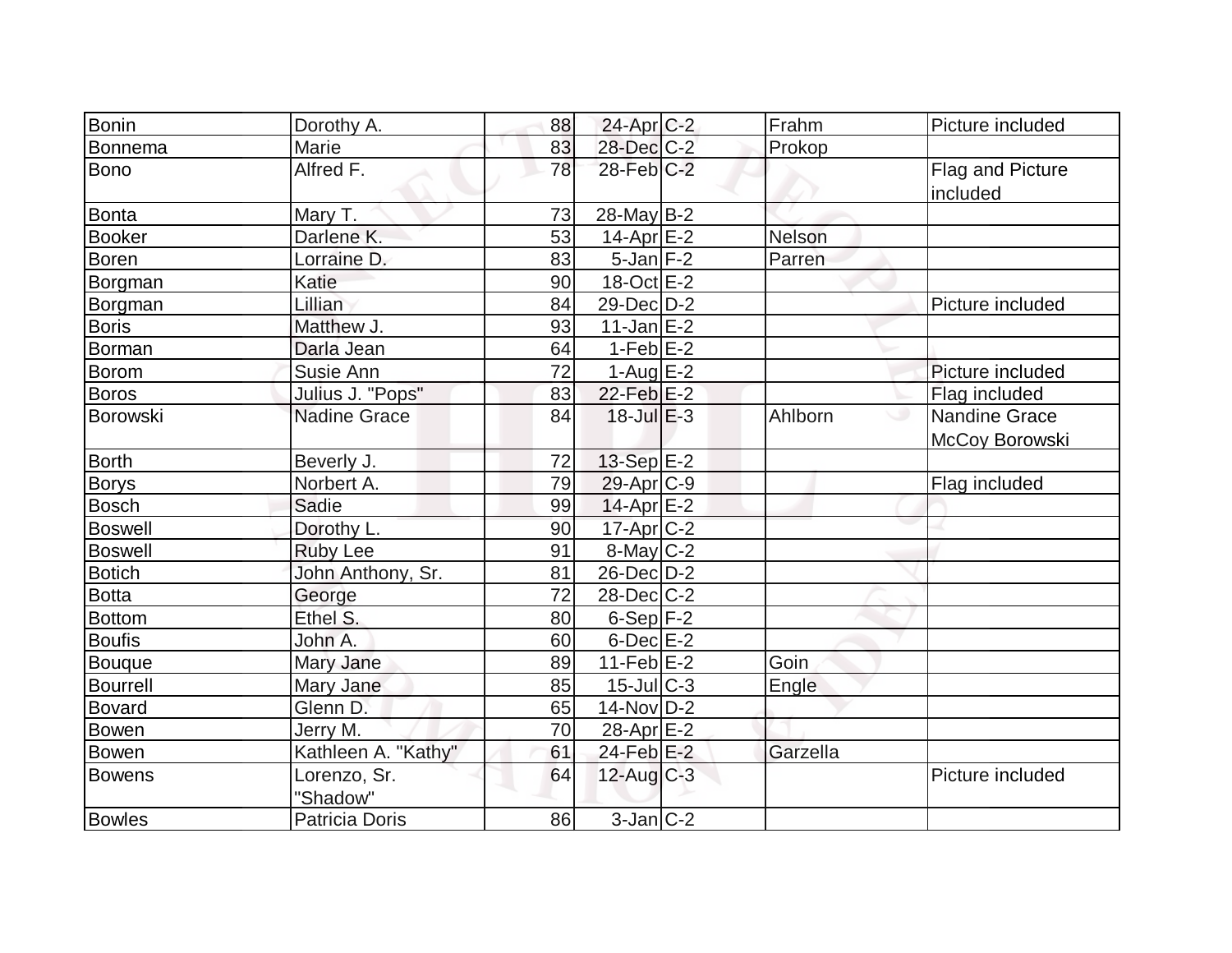| Bonin | Dorothy A. | 88 | 24-Apr | C-2 | Frahm | Picture included |
|---|---|---|---|---|---|---|
| Bonnema | Marie | 83 | 28-Dec | C-2 | Prokop | |
| Bono | Alfred F. | 78 | 28-Feb | C-2 | | Flag and Picture included |
| Bonta | Mary T. | 73 | 28-May | B-2 | | |
| Booker | Darlene K. | 53 | 14-Apr | E-2 | Nelson | |
| Boren | Lorraine D. | 83 | 5-Jan | F-2 | Parren | |
| Borgman | Katie | 90 | 18-Oct | E-2 | | |
| Borgman | Lillian | 84 | 29-Dec | D-2 | | Picture included |
| Boris | Matthew J. | 93 | 11-Jan | E-2 | | |
| Borman | Darla Jean | 64 | 1-Feb | E-2 | | |
| Borom | Susie Ann | 72 | 1-Aug | E-2 | | Picture included |
| Boros | Julius J. "Pops" | 83 | 22-Feb | E-2 | | Flag included |
| Borowski | Nadine Grace | 84 | 18-Jul | E-3 | Ahlborn | Nandine Grace McCoy Borowski |
| Borth | Beverly J. | 72 | 13-Sep | E-2 | | |
| Borys | Norbert A. | 79 | 29-Apr | C-9 | | Flag included |
| Bosch | Sadie | 99 | 14-Apr | E-2 | | |
| Boswell | Dorothy L. | 90 | 17-Apr | C-2 | | |
| Boswell | Ruby Lee | 91 | 8-May | C-2 | | |
| Botich | John Anthony, Sr. | 81 | 26-Dec | D-2 | | |
| Botta | George | 72 | 28-Dec | C-2 | | |
| Bottom | Ethel S. | 80 | 6-Sep | F-2 | | |
| Boufis | John A. | 60 | 6-Dec | E-2 | | |
| Bouque | Mary Jane | 89 | 11-Feb | E-2 | Goin | |
| Bourrell | Mary Jane | 85 | 15-Jul | C-3 | Engle | |
| Bovard | Glenn D. | 65 | 14-Nov | D-2 | | |
| Bowen | Jerry M. | 70 | 28-Apr | E-2 | | |
| Bowen | Kathleen A. "Kathy" | 61 | 24-Feb | E-2 | Garzella | |
| Bowens | Lorenzo, Sr. "Shadow" | 64 | 12-Aug | C-3 | | Picture included |
| Bowles | Patricia Doris | 86 | 3-Jan | C-2 | | |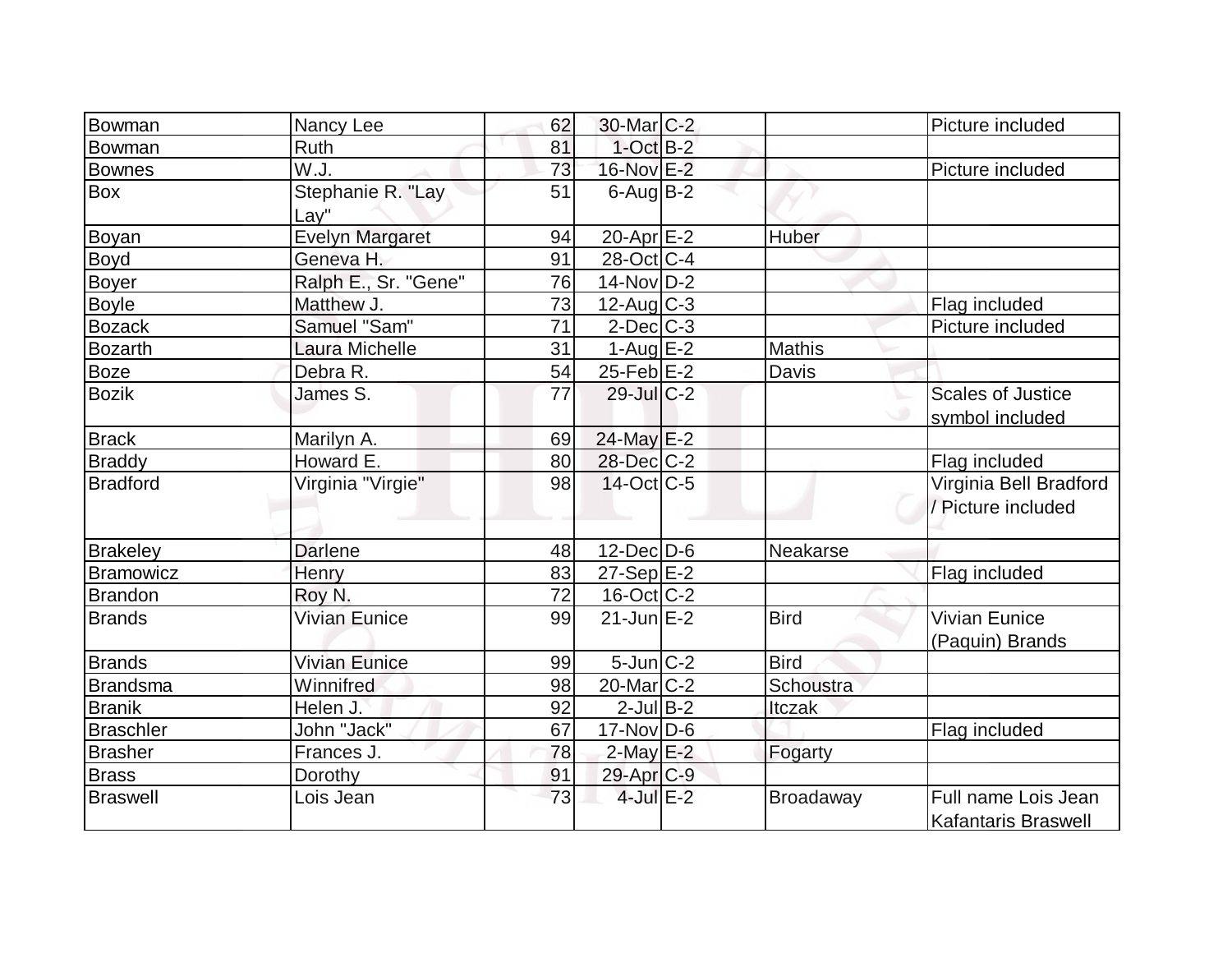| | | | | | | |
|---|---|---|---|---|---|---|
| Bowman | Nancy Lee | 62 | 30-Mar | C-2 | | Picture included |
| Bowman | Ruth | 81 | 1-Oct | B-2 | | |
| Bownes | W.J. | 73 | 16-Nov | E-2 | | Picture included |
| Box | Stephanie R. "Lay Lay" | 51 | 6-Aug | B-2 | | |
| Boyan | Evelyn Margaret | 94 | 20-Apr | E-2 | Huber | |
| Boyd | Geneva H. | 91 | 28-Oct | C-4 | | |
| Boyer | Ralph E., Sr. "Gene" | 76 | 14-Nov | D-2 | | |
| Boyle | Matthew J. | 73 | 12-Aug | C-3 | | Flag included |
| Bozack | Samuel "Sam" | 71 | 2-Dec | C-3 | | Picture included |
| Bozarth | Laura Michelle | 31 | 1-Aug | E-2 | Mathis | |
| Boze | Debra R. | 54 | 25-Feb | E-2 | Davis | |
| Bozik | James S. | 77 | 29-Jul | C-2 | | Scales of Justice symbol included |
| Brack | Marilyn A. | 69 | 24-May | E-2 | | |
| Braddy | Howard E. | 80 | 28-Dec | C-2 | | Flag included |
| Bradford | Virginia "Virgie" | 98 | 14-Oct | C-5 | | Virginia Bell Bradford / Picture included |
| Brakeley | Darlene | 48 | 12-Dec | D-6 | Neakarse | |
| Bramowicz | Henry | 83 | 27-Sep | E-2 | | Flag included |
| Brandon | Roy N. | 72 | 16-Oct | C-2 | | |
| Brands | Vivian Eunice | 99 | 21-Jun | E-2 | Bird | Vivian Eunice (Paquin) Brands |
| Brands | Vivian Eunice | 99 | 5-Jun | C-2 | Bird | |
| Brandsma | Winnifred | 98 | 20-Mar | C-2 | Schoustra | |
| Branik | Helen J. | 92 | 2-Jul | B-2 | Itczak | |
| Braschler | John "Jack" | 67 | 17-Nov | D-6 | | Flag included |
| Brasher | Frances J. | 78 | 2-May | E-2 | Fogarty | |
| Brass | Dorothy | 91 | 29-Apr | C-9 | | |
| Braswell | Lois Jean | 73 | 4-Jul | E-2 | Broadaway | Full name Lois Jean Kafantaris Braswell |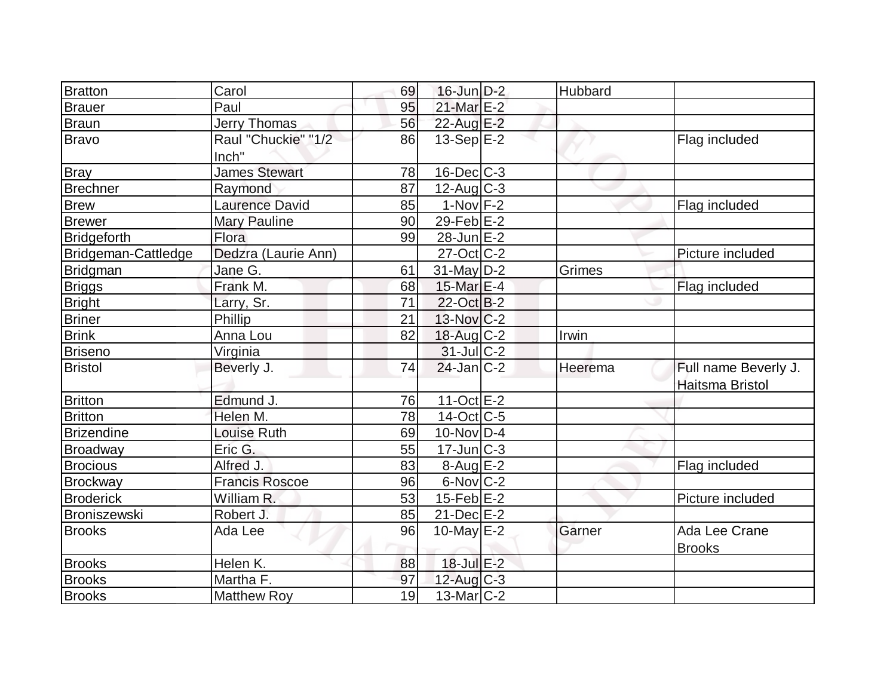| | | | | | | |
|---|---|---|---|---|---|---|
| Bratton | Carol | 69 | 16-Jun | D-2 | Hubbard | |
| Brauer | Paul | 95 | 21-Mar | E-2 | | |
| Braun | Jerry Thomas | 56 | 22-Aug | E-2 | | |
| Bravo | Raul "Chuckie" "1/2 Inch" | 86 | 13-Sep | E-2 | | Flag included |
| Bray | James Stewart | 78 | 16-Dec | C-3 | | |
| Brechner | Raymond | 87 | 12-Aug | C-3 | | |
| Brew | Laurence David | 85 | 1-Nov | F-2 | | Flag included |
| Brewer | Mary Pauline | 90 | 29-Feb | E-2 | | |
| Bridgeforth | Flora | 99 | 28-Jun | E-2 | | |
| Bridgeman-Cattledge | Dedzra (Laurie Ann) | | 27-Oct | C-2 | | Picture included |
| Bridgman | Jane G. | 61 | 31-May | D-2 | Grimes | |
| Briggs | Frank M. | 68 | 15-Mar | E-4 | | Flag included |
| Bright | Larry, Sr. | 71 | 22-Oct | B-2 | | |
| Briner | Phillip | 21 | 13-Nov | C-2 | | |
| Brink | Anna Lou | 82 | 18-Aug | C-2 | Irwin | |
| Briseno | Virginia | | 31-Jul | C-2 | | |
| Bristol | Beverly J. | 74 | 24-Jan | C-2 | Heerema | Full name Beverly J. Haitsma Bristol |
| Britton | Edmund J. | 76 | 11-Oct | E-2 | | |
| Britton | Helen M. | 78 | 14-Oct | C-5 | | |
| Brizendine | Louise Ruth | 69 | 10-Nov | D-4 | | |
| Broadway | Eric G. | 55 | 17-Jun | C-3 | | |
| Brocious | Alfred J. | 83 | 8-Aug | E-2 | | Flag included |
| Brockway | Francis Roscoe | 96 | 6-Nov | C-2 | | |
| Broderick | William R. | 53 | 15-Feb | E-2 | | Picture included |
| Broniszewski | Robert J. | 85 | 21-Dec | E-2 | | |
| Brooks | Ada Lee | 96 | 10-May | E-2 | Garner | Ada Lee Crane Brooks |
| Brooks | Helen K. | 88 | 18-Jul | E-2 | | |
| Brooks | Martha F. | 97 | 12-Aug | C-3 | | |
| Brooks | Matthew Roy | 19 | 13-Mar | C-2 | | |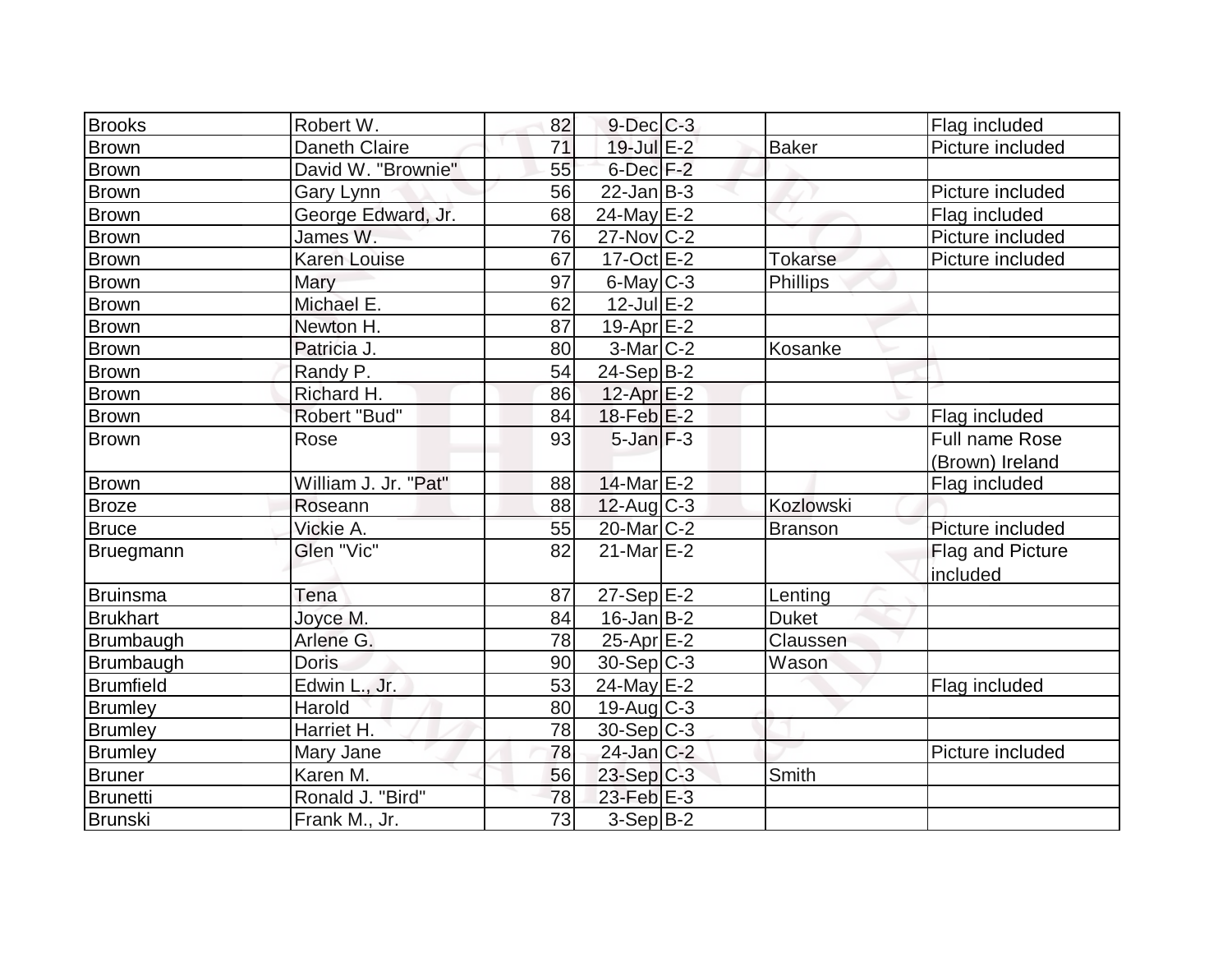| | | | | | | |
|---|---|---|---|---|---|---|
| Brooks | Robert W. | 82 | 9-Dec | C-3 | | Flag included |
| Brown | Daneth Claire | 71 | 19-Jul | E-2 | Baker | Picture included |
| Brown | David W. "Brownie" | 55 | 6-Dec | F-2 | | |
| Brown | Gary Lynn | 56 | 22-Jan | B-3 | | Picture included |
| Brown | George Edward, Jr. | 68 | 24-May | E-2 | | Flag included |
| Brown | James W. | 76 | 27-Nov | C-2 | | Picture included |
| Brown | Karen Louise | 67 | 17-Oct | E-2 | Tokarse | Picture included |
| Brown | Mary | 97 | 6-May | C-3 | Phillips | |
| Brown | Michael E. | 62 | 12-Jul | E-2 | | |
| Brown | Newton H. | 87 | 19-Apr | E-2 | | |
| Brown | Patricia J. | 80 | 3-Mar | C-2 | Kosanke | |
| Brown | Randy P. | 54 | 24-Sep | B-2 | | |
| Brown | Richard H. | 86 | 12-Apr | E-2 | | |
| Brown | Robert "Bud" | 84 | 18-Feb | E-2 | | Flag included |
| Brown | Rose | 93 | 5-Jan | F-3 | | Full name Rose (Brown) Ireland |
| Brown | William J. Jr. "Pat" | 88 | 14-Mar | E-2 | | Flag included |
| Broze | Roseann | 88 | 12-Aug | C-3 | Kozlowski | |
| Bruce | Vickie A. | 55 | 20-Mar | C-2 | Branson | Picture included |
| Bruegmann | Glen "Vic" | 82 | 21-Mar | E-2 | | Flag and Picture included |
| Bruinsma | Tena | 87 | 27-Sep | E-2 | Lenting | |
| Brukhart | Joyce M. | 84 | 16-Jan | B-2 | Duket | |
| Brumbaugh | Arlene G. | 78 | 25-Apr | E-2 | Claussen | |
| Brumbaugh | Doris | 90 | 30-Sep | C-3 | Wason | |
| Brumfield | Edwin L., Jr. | 53 | 24-May | E-2 | | Flag included |
| Brumley | Harold | 80 | 19-Aug | C-3 | | |
| Brumley | Harriet H. | 78 | 30-Sep | C-3 | | |
| Brumley | Mary Jane | 78 | 24-Jan | C-2 | | Picture included |
| Bruner | Karen M. | 56 | 23-Sep | C-3 | Smith | |
| Brunetti | Ronald J. "Bird" | 78 | 23-Feb | E-3 | | |
| Brunski | Frank M., Jr. | 73 | 3-Sep | B-2 | | |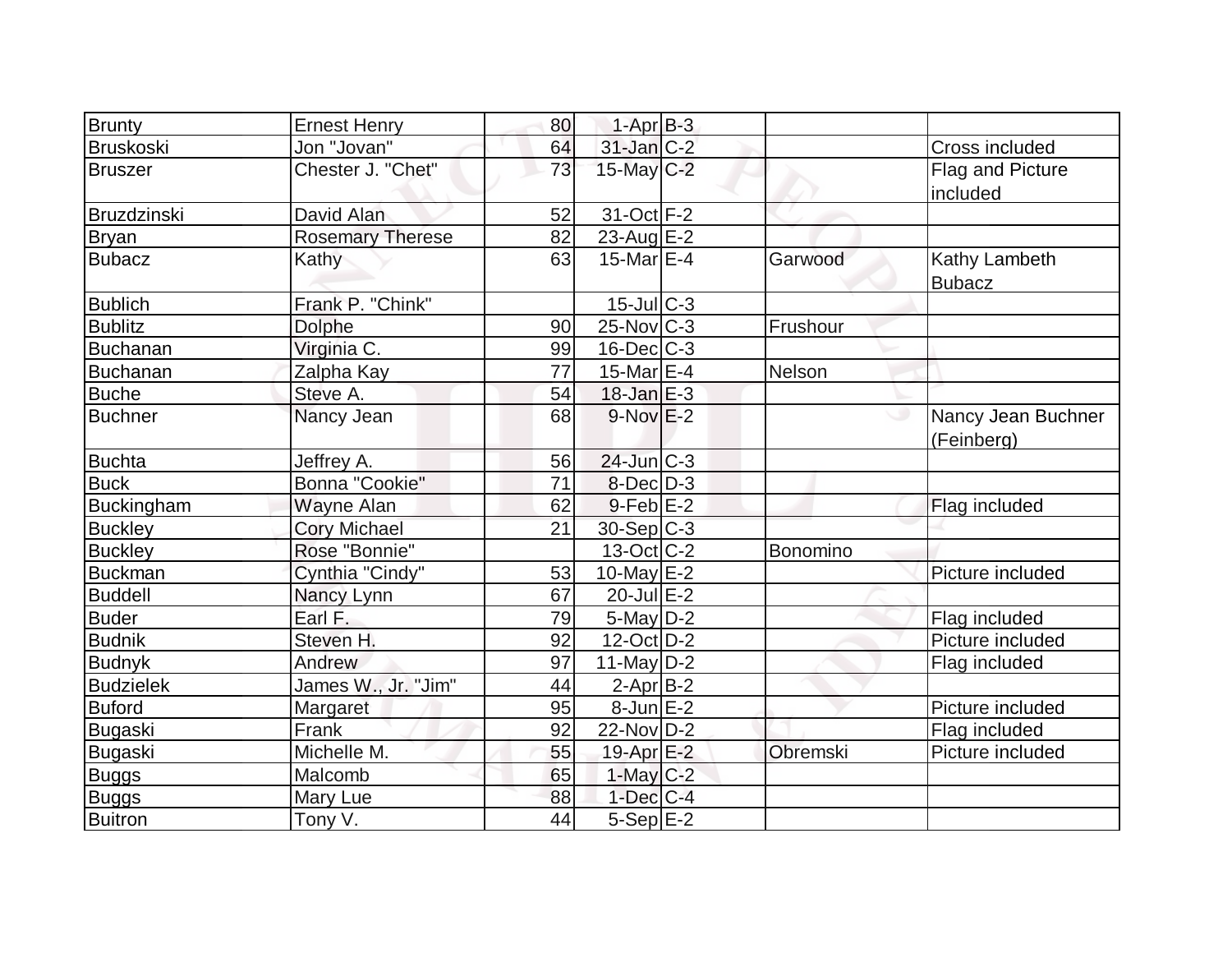| | | | | | | |
|---|---|---|---|---|---|---|
| Brunty | Ernest Henry | 80 | 1-Apr | B-3 | | |
| Bruskoski | Jon "Jovan" | 64 | 31-Jan | C-2 | | Cross included |
| Bruszer | Chester J. "Chet" | 73 | 15-May | C-2 | | Flag and Picture included |
| Bruzdzinski | David Alan | 52 | 31-Oct | F-2 | | |
| Bryan | Rosemary Therese | 82 | 23-Aug | E-2 | | |
| Bubacz | Kathy | 63 | 15-Mar | E-4 | Garwood | Kathy Lambeth Bubacz |
| Bublich | Frank P. "Chink" | | 15-Jul | C-3 | | |
| Bublitz | Dolphe | 90 | 25-Nov | C-3 | Frushour | |
| Buchanan | Virginia C. | 99 | 16-Dec | C-3 | | |
| Buchanan | Zalpha Kay | 77 | 15-Mar | E-4 | Nelson | |
| Buche | Steve A. | 54 | 18-Jan | E-3 | | |
| Buchner | Nancy Jean | 68 | 9-Nov | E-2 | | Nancy Jean Buchner (Feinberg) |
| Buchta | Jeffrey A. | 56 | 24-Jun | C-3 | | |
| Buck | Bonna "Cookie" | 71 | 8-Dec | D-3 | | |
| Buckingham | Wayne Alan | 62 | 9-Feb | E-2 | | Flag included |
| Buckley | Cory Michael | 21 | 30-Sep | C-3 | | |
| Buckley | Rose "Bonnie" | | 13-Oct | C-2 | Bonomino | |
| Buckman | Cynthia "Cindy" | 53 | 10-May | E-2 | | Picture included |
| Buddell | Nancy Lynn | 67 | 20-Jul | E-2 | | |
| Buder | Earl F. | 79 | 5-May | D-2 | | Flag included |
| Budnik | Steven H. | 92 | 12-Oct | D-2 | | Picture included |
| Budnyk | Andrew | 97 | 11-May | D-2 | | Flag included |
| Budzielek | James W., Jr. "Jim" | 44 | 2-Apr | B-2 | | |
| Buford | Margaret | 95 | 8-Jun | E-2 | | Picture included |
| Bugaski | Frank | 92 | 22-Nov | D-2 | | Flag included |
| Bugaski | Michelle M. | 55 | 19-Apr | E-2 | Obremski | Picture included |
| Buggs | Malcomb | 65 | 1-May | C-2 | | |
| Buggs | Mary Lue | 88 | 1-Dec | C-4 | | |
| Buitron | Tony V. | 44 | 5-Sep | E-2 | | |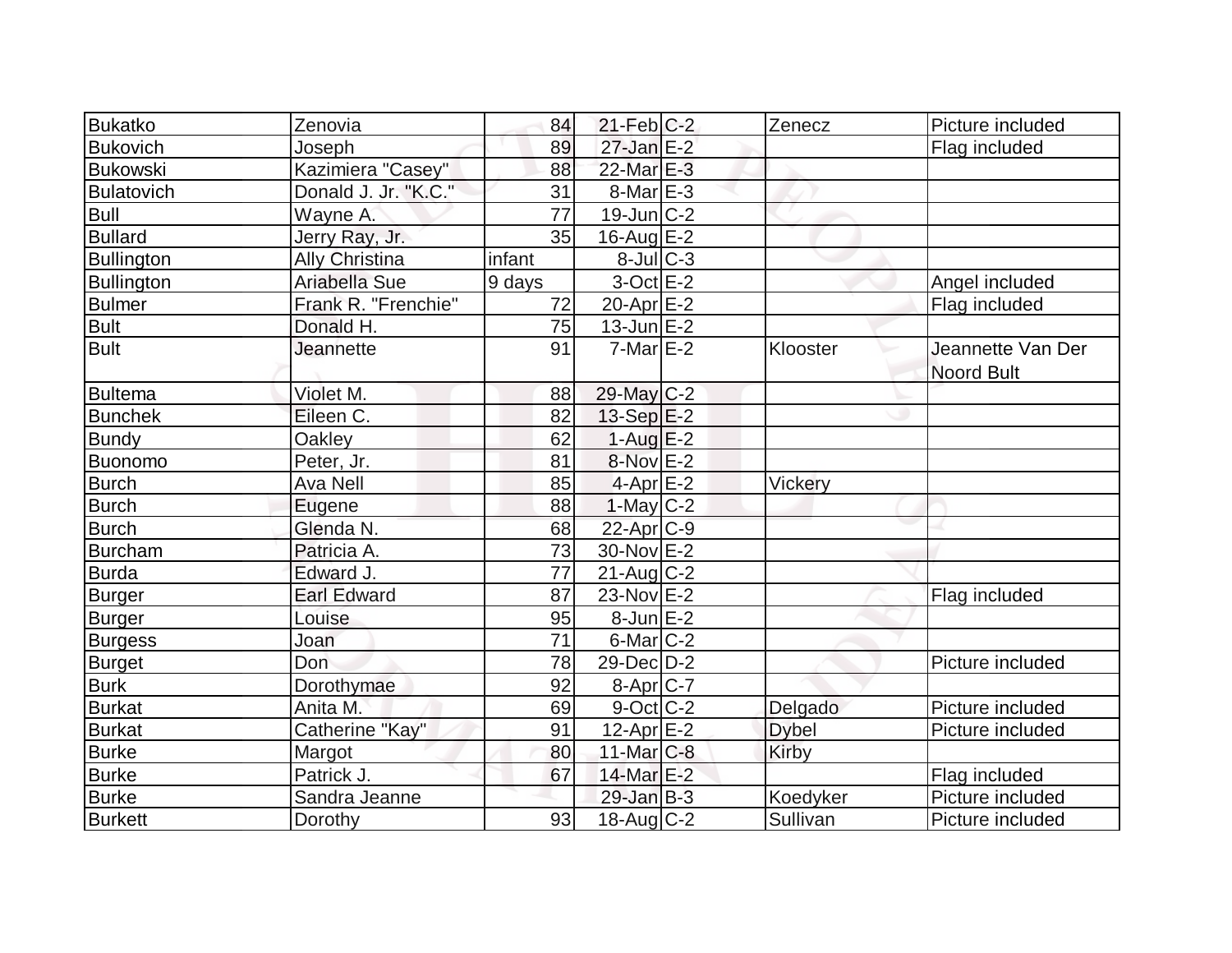| | | | | | | |
|---|---|---|---|---|---|---|
| Bukatko | Zenovia | 84 | 21-Feb | C-2 | Zenecz | Picture included |
| Bukovich | Joseph | 89 | 27-Jan | E-2 | | Flag included |
| Bukowski | Kazimiera "Casey" | 88 | 22-Mar | E-3 | | |
| Bulatovich | Donald J. Jr. "K.C." | 31 | 8-Mar | E-3 | | |
| Bull | Wayne A. | 77 | 19-Jun | C-2 | | |
| Bullard | Jerry Ray, Jr. | 35 | 16-Aug | E-2 | | |
| Bullington | Ally Christina | infant | 8-Jul | C-3 | | |
| Bullington | Ariabella Sue | 9 days | 3-Oct | E-2 | | Angel included |
| Bulmer | Frank R. "Frenchie" | 72 | 20-Apr | E-2 | | Flag included |
| Bult | Donald H. | 75 | 13-Jun | E-2 | | |
| Bult | Jeannette | 91 | 7-Mar | E-2 | Klooster | Jeannette Van Der Noord Bult |
| Bultema | Violet M. | 88 | 29-May | C-2 | | |
| Bunchek | Eileen C. | 82 | 13-Sep | E-2 | | |
| Bundy | Oakley | 62 | 1-Aug | E-2 | | |
| Buonomo | Peter, Jr. | 81 | 8-Nov | E-2 | | |
| Burch | Ava Nell | 85 | 4-Apr | E-2 | Vickery | |
| Burch | Eugene | 88 | 1-May | C-2 | | |
| Burch | Glenda N. | 68 | 22-Apr | C-9 | | |
| Burcham | Patricia A. | 73 | 30-Nov | E-2 | | |
| Burda | Edward J. | 77 | 21-Aug | C-2 | | |
| Burger | Earl Edward | 87 | 23-Nov | E-2 | | Flag included |
| Burger | Louise | 95 | 8-Jun | E-2 | | |
| Burgess | Joan | 71 | 6-Mar | C-2 | | |
| Burget | Don | 78 | 29-Dec | D-2 | | Picture included |
| Burk | Dorothymae | 92 | 8-Apr | C-7 | | |
| Burkat | Anita M. | 69 | 9-Oct | C-2 | Delgado | Picture included |
| Burkat | Catherine "Kay" | 91 | 12-Apr | E-2 | Dybel | Picture included |
| Burke | Margot | 80 | 11-Mar | C-8 | Kirby | |
| Burke | Patrick J. | 67 | 14-Mar | E-2 | | Flag included |
| Burke | Sandra Jeanne | | 29-Jan | B-3 | Koedyker | Picture included |
| Burkett | Dorothy | 93 | 18-Aug | C-2 | Sullivan | Picture included |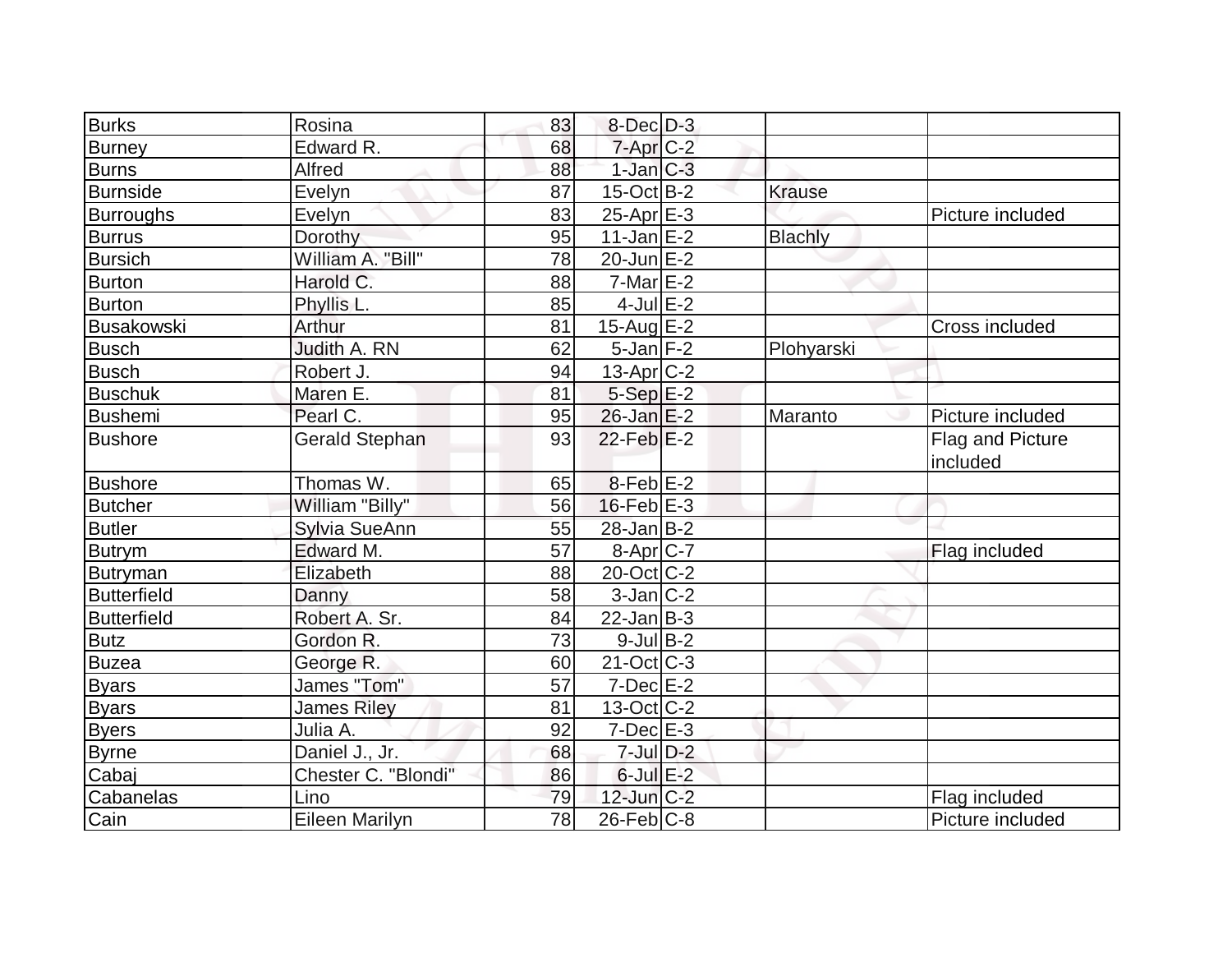| | | | | | | |
|---|---|---|---|---|---|---|
| Burks | Rosina | 83 | 8-Dec | D-3 | | |
| Burney | Edward R. | 68 | 7-Apr | C-2 | | |
| Burns | Alfred | 88 | 1-Jan | C-3 | | |
| Burnside | Evelyn | 87 | 15-Oct | B-2 | Krause | |
| Burroughs | Evelyn | 83 | 25-Apr | E-3 | | Picture included |
| Burrus | Dorothy | 95 | 11-Jan | E-2 | Blachly | |
| Bursich | William A. "Bill" | 78 | 20-Jun | E-2 | | |
| Burton | Harold C. | 88 | 7-Mar | E-2 | | |
| Burton | Phyllis L. | 85 | 4-Jul | E-2 | | |
| Busakowski | Arthur | 81 | 15-Aug | E-2 | | Cross included |
| Busch | Judith A. RN | 62 | 5-Jan | F-2 | Plohyarski | |
| Busch | Robert J. | 94 | 13-Apr | C-2 | | |
| Buschuk | Maren E. | 81 | 5-Sep | E-2 | | |
| Bushemi | Pearl C. | 95 | 26-Jan | E-2 | Maranto | Picture included |
| Bushore | Gerald Stephan | 93 | 22-Feb | E-2 | | Flag and Picture included |
| Bushore | Thomas W. | 65 | 8-Feb | E-2 | | |
| Butcher | William "Billy" | 56 | 16-Feb | E-3 | | |
| Butler | Sylvia SueAnn | 55 | 28-Jan | B-2 | | |
| Butrym | Edward M. | 57 | 8-Apr | C-7 | | Flag included |
| Butryman | Elizabeth | 88 | 20-Oct | C-2 | | |
| Butterfield | Danny | 58 | 3-Jan | C-2 | | |
| Butterfield | Robert A. Sr. | 84 | 22-Jan | B-3 | | |
| Butz | Gordon R. | 73 | 9-Jul | B-2 | | |
| Buzea | George R. | 60 | 21-Oct | C-3 | | |
| Byars | James "Tom" | 57 | 7-Dec | E-2 | | |
| Byars | James Riley | 81 | 13-Oct | C-2 | | |
| Byers | Julia A. | 92 | 7-Dec | E-3 | | |
| Byrne | Daniel J., Jr. | 68 | 7-Jul | D-2 | | |
| Cabaj | Chester C. "Blondi" | 86 | 6-Jul | E-2 | | |
| Cabanelas | Lino | 79 | 12-Jun | C-2 | | Flag included |
| Cain | Eileen Marilyn | 78 | 26-Feb | C-8 | | Picture included |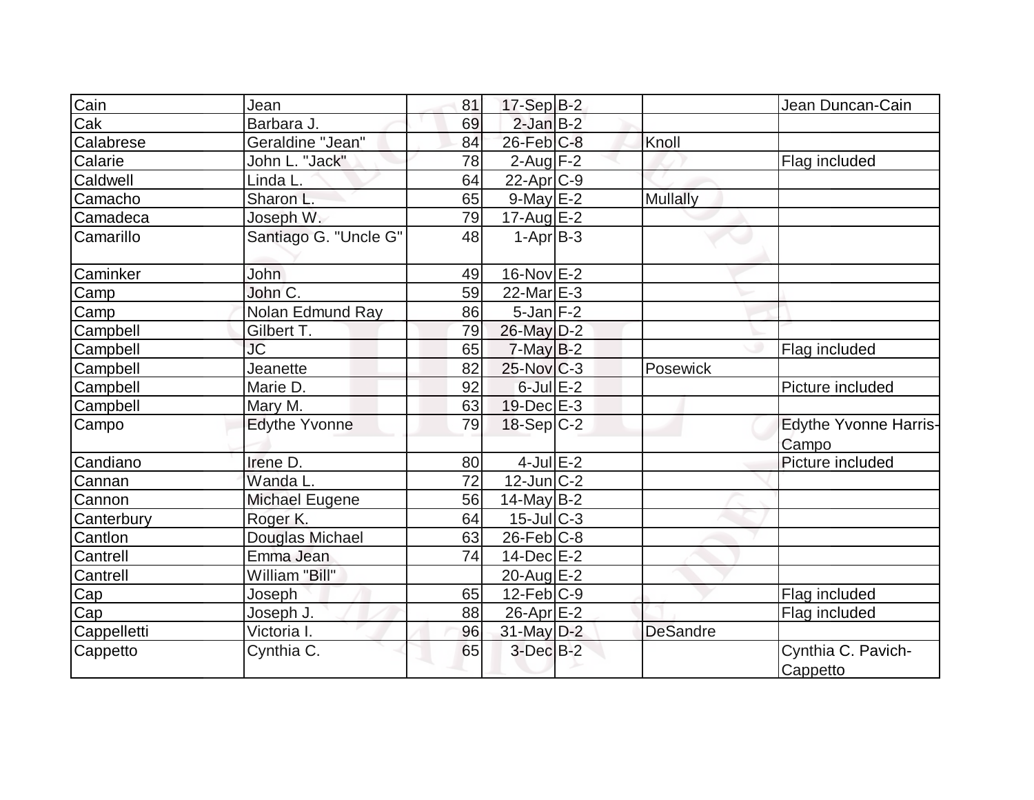| Cain | Jean | 81 | 17-Sep | B-2 | | Jean Duncan-Cain |
|---|---|---|---|---|---|---|
| Cak | Barbara J. | 69 | 2-Jan | B-2 | | |
| Calabrese | Geraldine "Jean" | 84 | 26-Feb | C-8 | Knoll | |
| Calarie | John L. "Jack" | 78 | 2-Aug | F-2 | | Flag included |
| Caldwell | Linda L. | 64 | 22-Apr | C-9 | | |
| Camacho | Sharon L. | 65 | 9-May | E-2 | Mullally | |
| Camadeca | Joseph W. | 79 | 17-Aug | E-2 | | |
| Camarillo | Santiago G. "Uncle G" | 48 | 1-Apr | B-3 | | |
| Caminker | John | 49 | 16-Nov | E-2 | | |
| Camp | John C. | 59 | 22-Mar | E-3 | | |
| Camp | Nolan Edmund Ray | 86 | 5-Jan | F-2 | | |
| Campbell | Gilbert T. | 79 | 26-May | D-2 | | |
| Campbell | JC | 65 | 7-May | B-2 | | Flag included |
| Campbell | Jeanette | 82 | 25-Nov | C-3 | Posewick | |
| Campbell | Marie D. | 92 | 6-Jul | E-2 | | Picture included |
| Campbell | Mary M. | 63 | 19-Dec | E-3 | | |
| Campo | Edythe Yvonne | 79 | 18-Sep | C-2 | | Edythe Yvonne Harris-Campo |
| Candiano | Irene D. | 80 | 4-Jul | E-2 | | Picture included |
| Cannan | Wanda L. | 72 | 12-Jun | C-2 | | |
| Cannon | Michael Eugene | 56 | 14-May | B-2 | | |
| Canterbury | Roger K. | 64 | 15-Jul | C-3 | | |
| Cantlon | Douglas Michael | 63 | 26-Feb | C-8 | | |
| Cantrell | Emma Jean | 74 | 14-Dec | E-2 | | |
| Cantrell | William "Bill" | | 20-Aug | E-2 | | |
| Cap | Joseph | 65 | 12-Feb | C-9 | | Flag included |
| Cap | Joseph J. | 88 | 26-Apr | E-2 | | Flag included |
| Cappelletti | Victoria I. | 96 | 31-May | D-2 | DeSandre | |
| Cappetto | Cynthia C. | 65 | 3-Dec | B-2 | | Cynthia C. Pavich-Cappetto |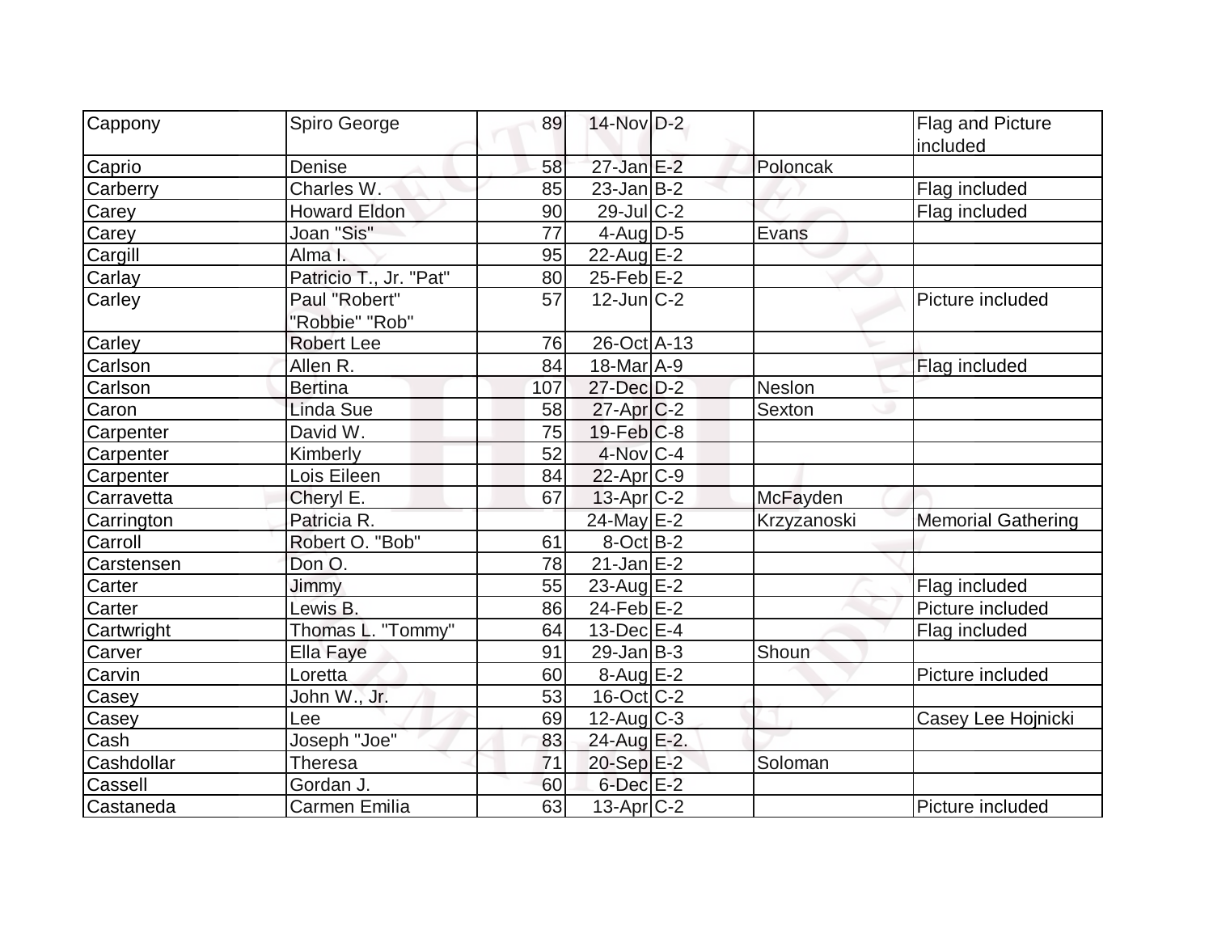| Cappony | Spiro George | 89 | 14-Nov | D-2 | | Flag and Picture included |
|---|---|---|---|---|---|---|
| Caprio | Denise | 58 | 27-Jan | E-2 | Poloncak | |
| Carberry | Charles W. | 85 | 23-Jan | B-2 | | Flag included |
| Carey | Howard Eldon | 90 | 29-Jul | C-2 | | Flag included |
| Carey | Joan "Sis" | 77 | 4-Aug | D-5 | Evans | |
| Cargill | Alma I. | 95 | 22-Aug | E-2 | | |
| Carlay | Patricio T., Jr. "Pat" | 80 | 25-Feb | E-2 | | |
| Carley | Paul "Robert" "Robbie" "Rob" | 57 | 12-Jun | C-2 | | Picture included |
| Carley | Robert Lee | 76 | 26-Oct | A-13 | | |
| Carlson | Allen R. | 84 | 18-Mar | A-9 | | Flag included |
| Carlson | Bertina | 107 | 27-Dec | D-2 | Neslon | |
| Caron | Linda Sue | 58 | 27-Apr | C-2 | Sexton | |
| Carpenter | David W. | 75 | 19-Feb | C-8 | | |
| Carpenter | Kimberly | 52 | 4-Nov | C-4 | | |
| Carpenter | Lois Eileen | 84 | 22-Apr | C-9 | | |
| Carravetta | Cheryl E. | 67 | 13-Apr | C-2 | McFayden | |
| Carrington | Patricia R. | | 24-May | E-2 | Krzyzanoski | Memorial Gathering |
| Carroll | Robert O. "Bob" | 61 | 8-Oct | B-2 | | |
| Carstensen | Don O. | 78 | 21-Jan | E-2 | | |
| Carter | Jimmy | 55 | 23-Aug | E-2 | | Flag included |
| Carter | Lewis B. | 86 | 24-Feb | E-2 | | Picture included |
| Cartwright | Thomas L. "Tommy" | 64 | 13-Dec | E-4 | | Flag included |
| Carver | Ella Faye | 91 | 29-Jan | B-3 | Shoun | |
| Carvin | Loretta | 60 | 8-Aug | E-2 | | Picture included |
| Casey | John W., Jr. | 53 | 16-Oct | C-2 | | |
| Casey | Lee | 69 | 12-Aug | C-3 | | Casey Lee Hojnicki |
| Cash | Joseph "Joe" | 83 | 24-Aug | E-2. | | |
| Cashdollar | Theresa | 71 | 20-Sep | E-2 | Soloman | |
| Cassell | Gordan J. | 60 | 6-Dec | E-2 | | |
| Castaneda | Carmen Emilia | 63 | 13-Apr | C-2 | | Picture included |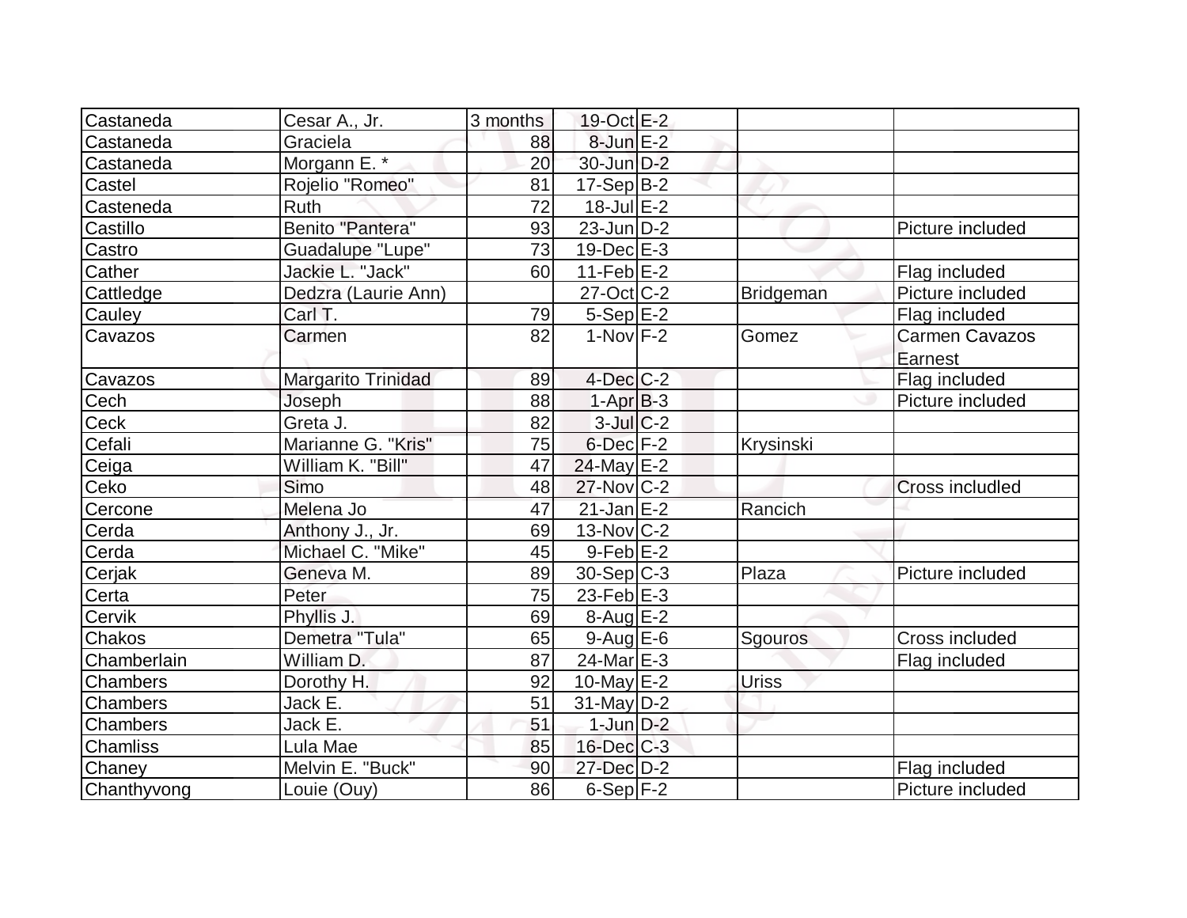| | | | | | | |
|---|---|---|---|---|---|---|
| Castaneda | Cesar A., Jr. | 3 months | 19-Oct | E-2 | | |
| Castaneda | Graciela | 88 | 8-Jun | E-2 | | |
| Castaneda | Morgann E. * | 20 | 30-Jun | D-2 | | |
| Castel | Rojelio "Romeo" | 81 | 17-Sep | B-2 | | |
| Casteneda | Ruth | 72 | 18-Jul | E-2 | | |
| Castillo | Benito "Pantera" | 93 | 23-Jun | D-2 | | Picture included |
| Castro | Guadalupe "Lupe" | 73 | 19-Dec | E-3 | | |
| Cather | Jackie L. "Jack" | 60 | 11-Feb | E-2 | | Flag included |
| Cattledge | Dedzra (Laurie Ann) | | 27-Oct | C-2 | Bridgeman | Picture included |
| Cauley | Carl T. | 79 | 5-Sep | E-2 | | Flag included |
| Cavazos | Carmen | 82 | 1-Nov | F-2 | Gomez | Carmen Cavazos Earnest |
| Cavazos | Margarito Trinidad | 89 | 4-Dec | C-2 | | Flag included |
| Cech | Joseph | 88 | 1-Apr | B-3 | | Picture included |
| Ceck | Greta J. | 82 | 3-Jul | C-2 | | |
| Cefali | Marianne G. "Kris" | 75 | 6-Dec | F-2 | Krysinski | |
| Ceiga | William K. "Bill" | 47 | 24-May | E-2 | | |
| Ceko | Simo | 48 | 27-Nov | C-2 | | Cross includled |
| Cercone | Melena Jo | 47 | 21-Jan | E-2 | Rancich | |
| Cerda | Anthony J., Jr. | 69 | 13-Nov | C-2 | | |
| Cerda | Michael C. "Mike" | 45 | 9-Feb | E-2 | | |
| Cerjak | Geneva M. | 89 | 30-Sep | C-3 | Plaza | Picture included |
| Certa | Peter | 75 | 23-Feb | E-3 | | |
| Cervik | Phyllis J. | 69 | 8-Aug | E-2 | | |
| Chakos | Demetra "Tula" | 65 | 9-Aug | E-6 | Sgouros | Cross included |
| Chamberlain | William D. | 87 | 24-Mar | E-3 | | Flag included |
| Chambers | Dorothy H. | 92 | 10-May | E-2 | Uriss | |
| Chambers | Jack E. | 51 | 31-May | D-2 | | |
| Chambers | Jack E. | 51 | 1-Jun | D-2 | | |
| Chamliss | Lula Mae | 85 | 16-Dec | C-3 | | |
| Chaney | Melvin E. "Buck" | 90 | 27-Dec | D-2 | | Flag included |
| Chanthyvong | Louie (Ouy) | 86 | 6-Sep | F-2 | | Picture included |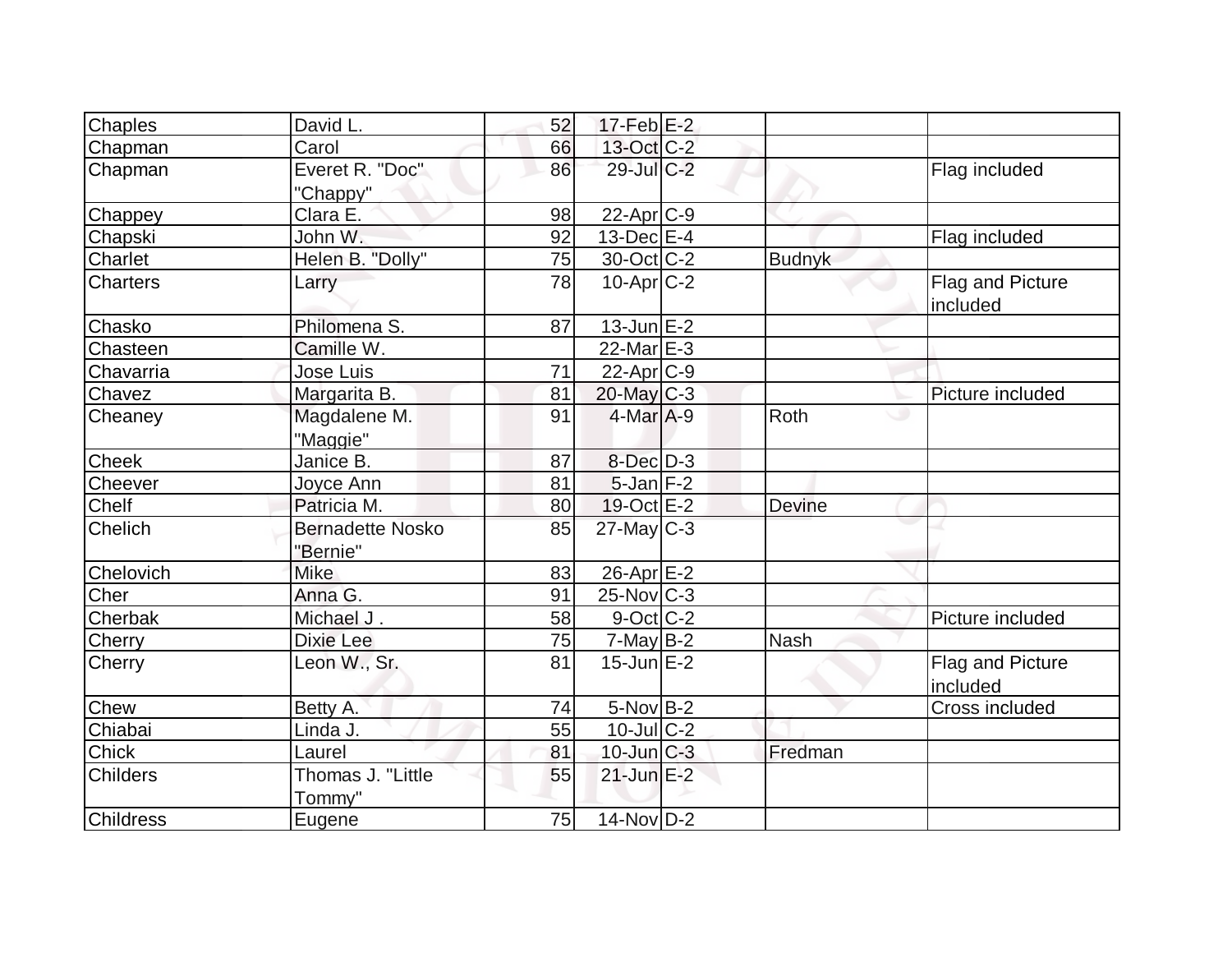| Chaples | David L. | 52 | 17-Feb | E-2 | | |
|---|---|---|---|---|---|---|
| Chapman | Carol | 66 | 13-Oct | C-2 | | |
| Chapman | Everet R. "Doc" "Chappy" | 86 | 29-Jul | C-2 | | Flag included |
| Chappey | Clara E. | 98 | 22-Apr | C-9 | | |
| Chapski | John W. | 92 | 13-Dec | E-4 | | Flag included |
| Charlet | Helen B. "Dolly" | 75 | 30-Oct | C-2 | Budnyk | |
| Charters | Larry | 78 | 10-Apr | C-2 | | Flag and Picture included |
| Chasko | Philomena S. | 87 | 13-Jun | E-2 | | |
| Chasteen | Camille W. | | 22-Mar | E-3 | | |
| Chavarria | Jose Luis | 71 | 22-Apr | C-9 | | |
| Chavez | Margarita B. | 81 | 20-May | C-3 | | Picture included |
| Cheaney | Magdalene M. "Maggie" | 91 | 4-Mar | A-9 | Roth | |
| Cheek | Janice B. | 87 | 8-Dec | D-3 | | |
| Cheever | Joyce Ann | 81 | 5-Jan | F-2 | | |
| Chelf | Patricia M. | 80 | 19-Oct | E-2 | Devine | |
| Chelich | Bernadette Nosko "Bernie" | 85 | 27-May | C-3 | | |
| Chelovich | Mike | 83 | 26-Apr | E-2 | | |
| Cher | Anna G. | 91 | 25-Nov | C-3 | | |
| Cherbak | Michael J . | 58 | 9-Oct | C-2 | | Picture included |
| Cherry | Dixie Lee | 75 | 7-May | B-2 | Nash | |
| Cherry | Leon W., Sr. | 81 | 15-Jun | E-2 | | Flag and Picture included |
| Chew | Betty A. | 74 | 5-Nov | B-2 | | Cross included |
| Chiabai | Linda J. | 55 | 10-Jul | C-2 | | |
| Chick | Laurel | 81 | 10-Jun | C-3 | Fredman | |
| Childers | Thomas J. "Little Tommy" | 55 | 21-Jun | E-2 | | |
| Childress | Eugene | 75 | 14-Nov | D-2 | | |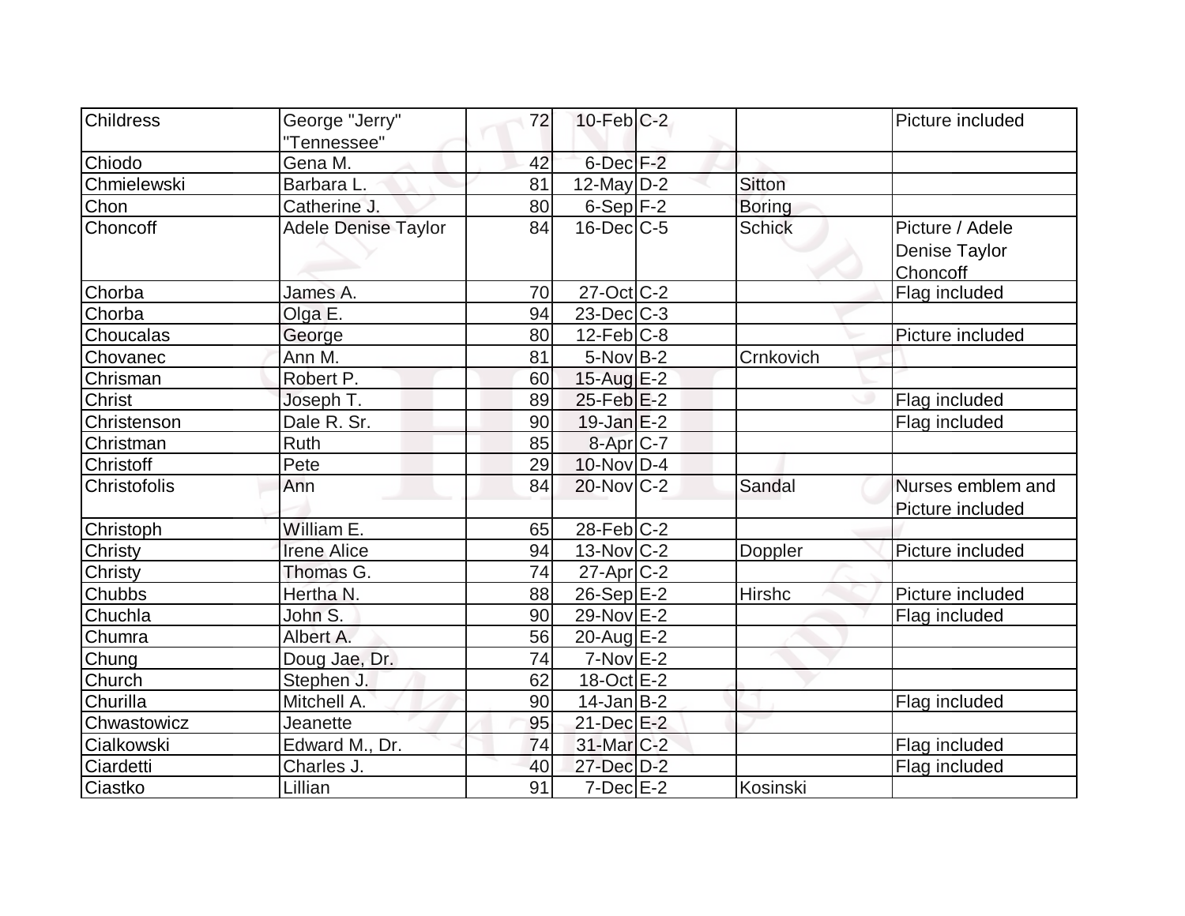| Childress | George "Jerry" "Tennessee" | 72 | 10-Feb | C-2 | | Picture included |
|---|---|---|---|---|---|---|
| Chiodo | Gena M. | 42 | 6-Dec | F-2 | | |
| Chmielewski | Barbara L. | 81 | 12-May | D-2 | Sitton | |
| Chon | Catherine J. | 80 | 6-Sep | F-2 | Boring | |
| Choncoff | Adele Denise Taylor | 84 | 16-Dec | C-5 | Schick | Picture / Adele Denise Taylor Choncoff |
| Chorba | James A. | 70 | 27-Oct | C-2 | | Flag included |
| Chorba | Olga E. | 94 | 23-Dec | C-3 | | |
| Choucalas | George | 80 | 12-Feb | C-8 | | Picture included |
| Chovanec | Ann M. | 81 | 5-Nov | B-2 | Crnkovich | |
| Chrisman | Robert P. | 60 | 15-Aug | E-2 | | |
| Christ | Joseph T. | 89 | 25-Feb | E-2 | | Flag included |
| Christenson | Dale R. Sr. | 90 | 19-Jan | E-2 | | Flag included |
| Christman | Ruth | 85 | 8-Apr | C-7 | | |
| Christoff | Pete | 29 | 10-Nov | D-4 | | |
| Christofolis | Ann | 84 | 20-Nov | C-2 | Sandal | Nurses emblem and Picture included |
| Christoph | William E. | 65 | 28-Feb | C-2 | | |
| Christy | Irene Alice | 94 | 13-Nov | C-2 | Doppler | Picture included |
| Christy | Thomas G. | 74 | 27-Apr | C-2 | | |
| Chubbs | Hertha N. | 88 | 26-Sep | E-2 | Hirshc | Picture included |
| Chuchla | John S. | 90 | 29-Nov | E-2 | | Flag included |
| Chumra | Albert A. | 56 | 20-Aug | E-2 | | |
| Chung | Doug Jae, Dr. | 74 | 7-Nov | E-2 | | |
| Church | Stephen J. | 62 | 18-Oct | E-2 | | |
| Churilla | Mitchell A. | 90 | 14-Jan | B-2 | | Flag included |
| Chwastowicz | Jeanette | 95 | 21-Dec | E-2 | | |
| Cialkowski | Edward M., Dr. | 74 | 31-Mar | C-2 | | Flag included |
| Ciardetti | Charles J. | 40 | 27-Dec | D-2 | | Flag included |
| Ciastko | Lillian | 91 | 7-Dec | E-2 | Kosinski | |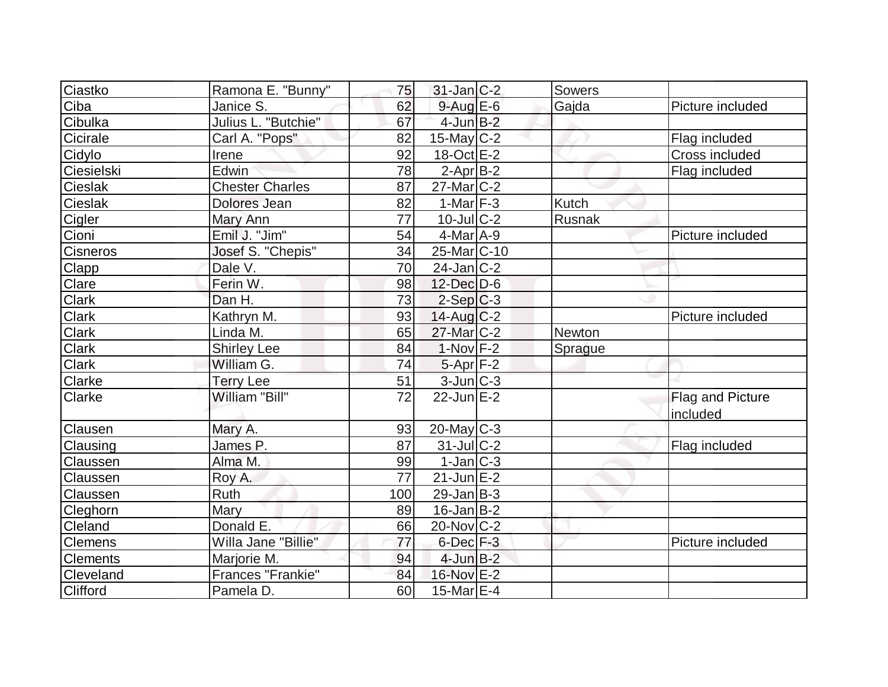| Ciastko | Ramona E. "Bunny" | 75 | 31-Jan | C-2 | Sowers | |
|---|---|---|---|---|---|---|
| Ciba | Janice S. | 62 | 9-Aug | E-6 | Gajda | Picture included |
| Cibulka | Julius L. "Butchie" | 67 | 4-Jun | B-2 | | |
| Cicirale | Carl A. "Pops" | 82 | 15-May | C-2 | | Flag included |
| Cidylo | Irene | 92 | 18-Oct | E-2 | | Cross included |
| Ciesielski | Edwin | 78 | 2-Apr | B-2 | | Flag included |
| Cieslak | Chester Charles | 87 | 27-Mar | C-2 | | |
| Cieslak | Dolores Jean | 82 | 1-Mar | F-3 | Kutch | |
| Cigler | Mary Ann | 77 | 10-Jul | C-2 | Rusnak | |
| Cioni | Emil J. "Jim" | 54 | 4-Mar | A-9 | | Picture included |
| Cisneros | Josef S. "Chepis" | 34 | 25-Mar | C-10 | | |
| Clapp | Dale V. | 70 | 24-Jan | C-2 | | |
| Clare | Ferin W. | 98 | 12-Dec | D-6 | | |
| Clark | Dan H. | 73 | 2-Sep | C-3 | | |
| Clark | Kathryn M. | 93 | 14-Aug | C-2 | | Picture included |
| Clark | Linda M. | 65 | 27-Mar | C-2 | Newton | |
| Clark | Shirley Lee | 84 | 1-Nov | F-2 | Sprague | |
| Clark | William G. | 74 | 5-Apr | F-2 | | |
| Clarke | Terry Lee | 51 | 3-Jun | C-3 | | |
| Clarke | William "Bill" | 72 | 22-Jun | E-2 | | Flag and Picture included |
| Clausen | Mary A. | 93 | 20-May | C-3 | | |
| Clausing | James P. | 87 | 31-Jul | C-2 | | Flag included |
| Claussen | Alma M. | 99 | 1-Jan | C-3 | | |
| Claussen | Roy A. | 77 | 21-Jun | E-2 | | |
| Claussen | Ruth | 100 | 29-Jan | B-3 | | |
| Cleghorn | Mary | 89 | 16-Jan | B-2 | | |
| Cleland | Donald E. | 66 | 20-Nov | C-2 | | |
| Clemens | Willa Jane "Billie" | 77 | 6-Dec | F-3 | | Picture included |
| Clements | Marjorie M. | 94 | 4-Jun | B-2 | | |
| Cleveland | Frances "Frankie" | 84 | 16-Nov | E-2 | | |
| Clifford | Pamela D. | 60 | 15-Mar | E-4 | | |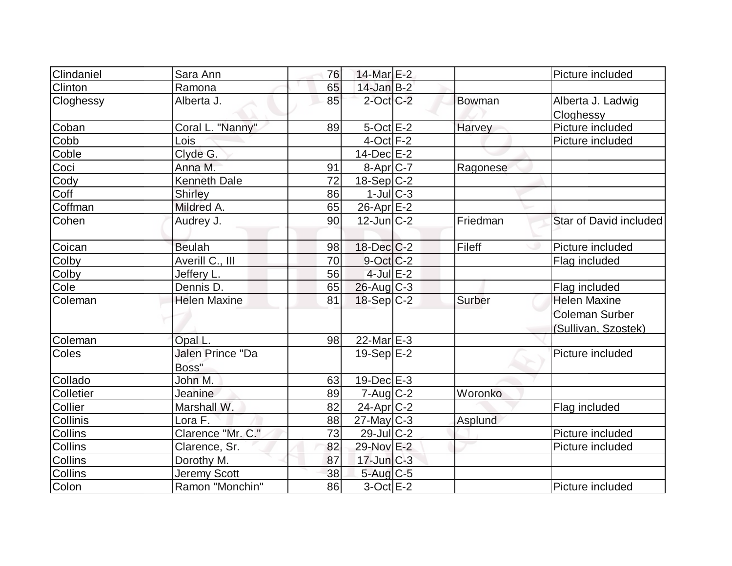| | | | | | | |
|---|---|---|---|---|---|---|
| Clindaniel | Sara Ann | 76 | 14-Mar | E-2 | | Picture included |
| Clinton | Ramona | 65 | 14-Jan | B-2 | | |
| Cloghessy | Alberta J. | 85 | 2-Oct | C-2 | Bowman | Alberta J. Ladwig Cloghessy |
| Coban | Coral L. "Nanny" | 89 | 5-Oct | E-2 | Harvey | Picture included |
| Cobb | Lois | | 4-Oct | F-2 | | Picture included |
| Coble | Clyde G. | | 14-Dec | E-2 | | |
| Coci | Anna M. | 91 | 8-Apr | C-7 | Ragonese | |
| Cody | Kenneth Dale | 72 | 18-Sep | C-2 | | |
| Coff | Shirley | 86 | 1-Jul | C-3 | | |
| Coffman | Mildred A. | 65 | 26-Apr | E-2 | | |
| Cohen | Audrey J. | 90 | 12-Jun | C-2 | Friedman | Star of David included |
| Coican | Beulah | 98 | 18-Dec | C-2 | Fileff | Picture included |
| Colby | Averill C., III | 70 | 9-Oct | C-2 | | Flag included |
| Colby | Jeffery L. | 56 | 4-Jul | E-2 | | |
| Cole | Dennis D. | 65 | 26-Aug | C-3 | | Flag included |
| Coleman | Helen Maxine | 81 | 18-Sep | C-2 | Surber | Helen Maxine Coleman Surber (Sullivan, Szostek) |
| Coleman | Opal L. | 98 | 22-Mar | E-3 | | |
| Coles | Jalen Prince "Da Boss" | | 19-Sep | E-2 | | Picture included |
| Collado | John M. | 63 | 19-Dec | E-3 | | |
| Colletier | Jeanine | 89 | 7-Aug | C-2 | Woronko | |
| Collier | Marshall W. | 82 | 24-Apr | C-2 | | Flag included |
| Collinis | Lora F. | 88 | 27-May | C-3 | Asplund | |
| Collins | Clarence "Mr. C." | 73 | 29-Jul | C-2 | | Picture included |
| Collins | Clarence, Sr. | 82 | 29-Nov | E-2 | | Picture included |
| Collins | Dorothy M. | 87 | 17-Jun | C-3 | | |
| Collins | Jeremy Scott | 38 | 5-Aug | C-5 | | |
| Colon | Ramon "Monchin" | 86 | 3-Oct | E-2 | | Picture included |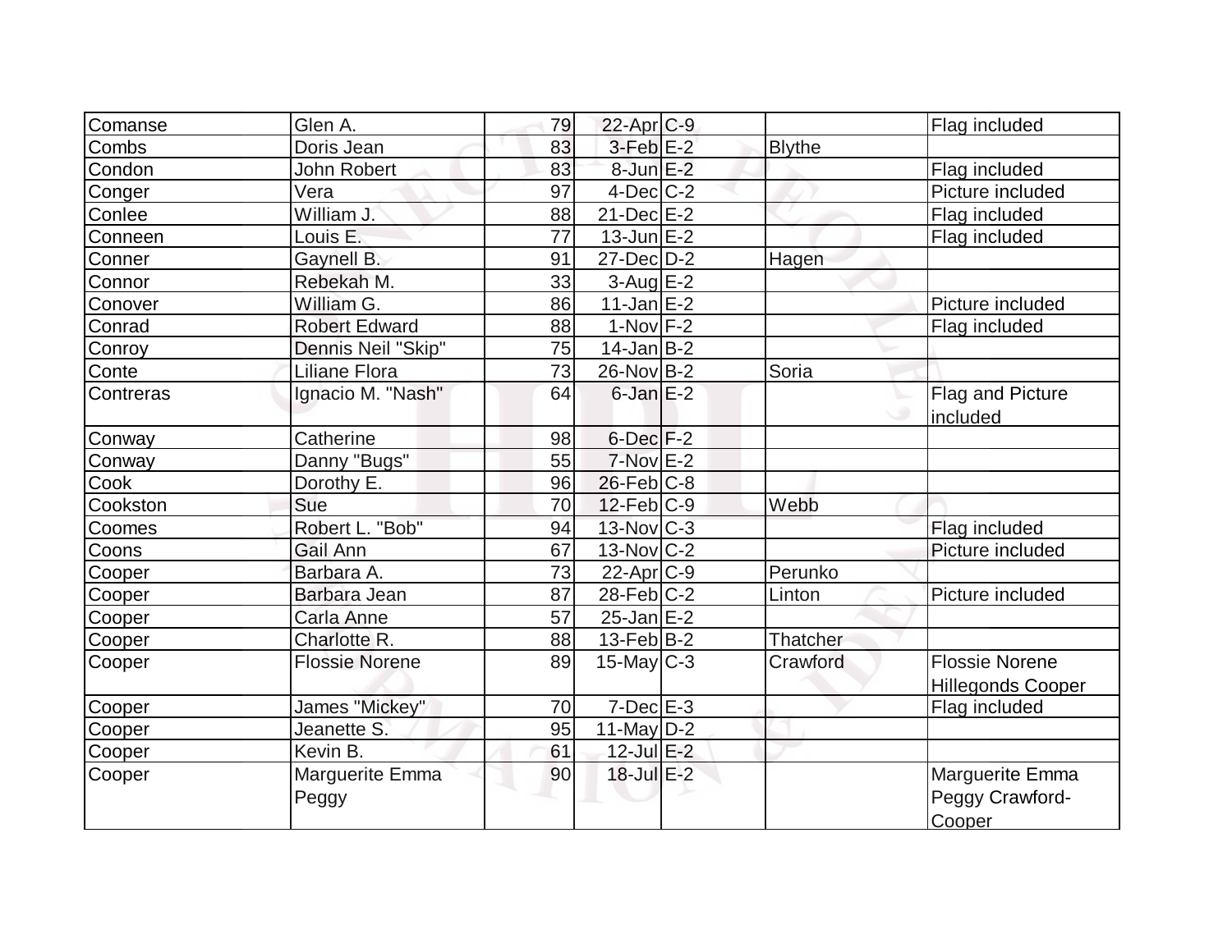| | | | | | | |
|---|---|---|---|---|---|---|
| Comanse | Glen A. | 79 | 22-Apr | C-9 | | Flag included |
| Combs | Doris Jean | 83 | 3-Feb | E-2 | Blythe | |
| Condon | John Robert | 83 | 8-Jun | E-2 | | Flag included |
| Conger | Vera | 97 | 4-Dec | C-2 | | Picture included |
| Conlee | William J. | 88 | 21-Dec | E-2 | | Flag included |
| Conneen | Louis E. | 77 | 13-Jun | E-2 | | Flag included |
| Conner | Gaynell B. | 91 | 27-Dec | D-2 | Hagen | |
| Connor | Rebekah M. | 33 | 3-Aug | E-2 | | |
| Conover | William G. | 86 | 11-Jan | E-2 | | Picture included |
| Conrad | Robert Edward | 88 | 1-Nov | F-2 | | Flag included |
| Conroy | Dennis Neil "Skip" | 75 | 14-Jan | B-2 | | |
| Conte | Liliane Flora | 73 | 26-Nov | B-2 | Soria | |
| Contreras | Ignacio M. "Nash" | 64 | 6-Jan | E-2 | | Flag and Picture included |
| Conway | Catherine | 98 | 6-Dec | F-2 | | |
| Conway | Danny "Bugs" | 55 | 7-Nov | E-2 | | |
| Cook | Dorothy E. | 96 | 26-Feb | C-8 | | |
| Cookston | Sue | 70 | 12-Feb | C-9 | Webb | |
| Coomes | Robert L. "Bob" | 94 | 13-Nov | C-3 | | Flag included |
| Coons | Gail Ann | 67 | 13-Nov | C-2 | | Picture included |
| Cooper | Barbara A. | 73 | 22-Apr | C-9 | Perunko | |
| Cooper | Barbara Jean | 87 | 28-Feb | C-2 | Linton | Picture included |
| Cooper | Carla Anne | 57 | 25-Jan | E-2 | | |
| Cooper | Charlotte R. | 88 | 13-Feb | B-2 | Thatcher | |
| Cooper | Flossie Norene | 89 | 15-May | C-3 | Crawford | Flossie Norene Hillegonds Cooper |
| Cooper | James "Mickey" | 70 | 7-Dec | E-3 | | Flag included |
| Cooper | Jeanette S. | 95 | 11-May | D-2 | | |
| Cooper | Kevin B. | 61 | 12-Jul | E-2 | | |
| Cooper | Marguerite Emma Peggy | 90 | 18-Jul | E-2 | | Marguerite Emma Peggy Crawford-Cooper |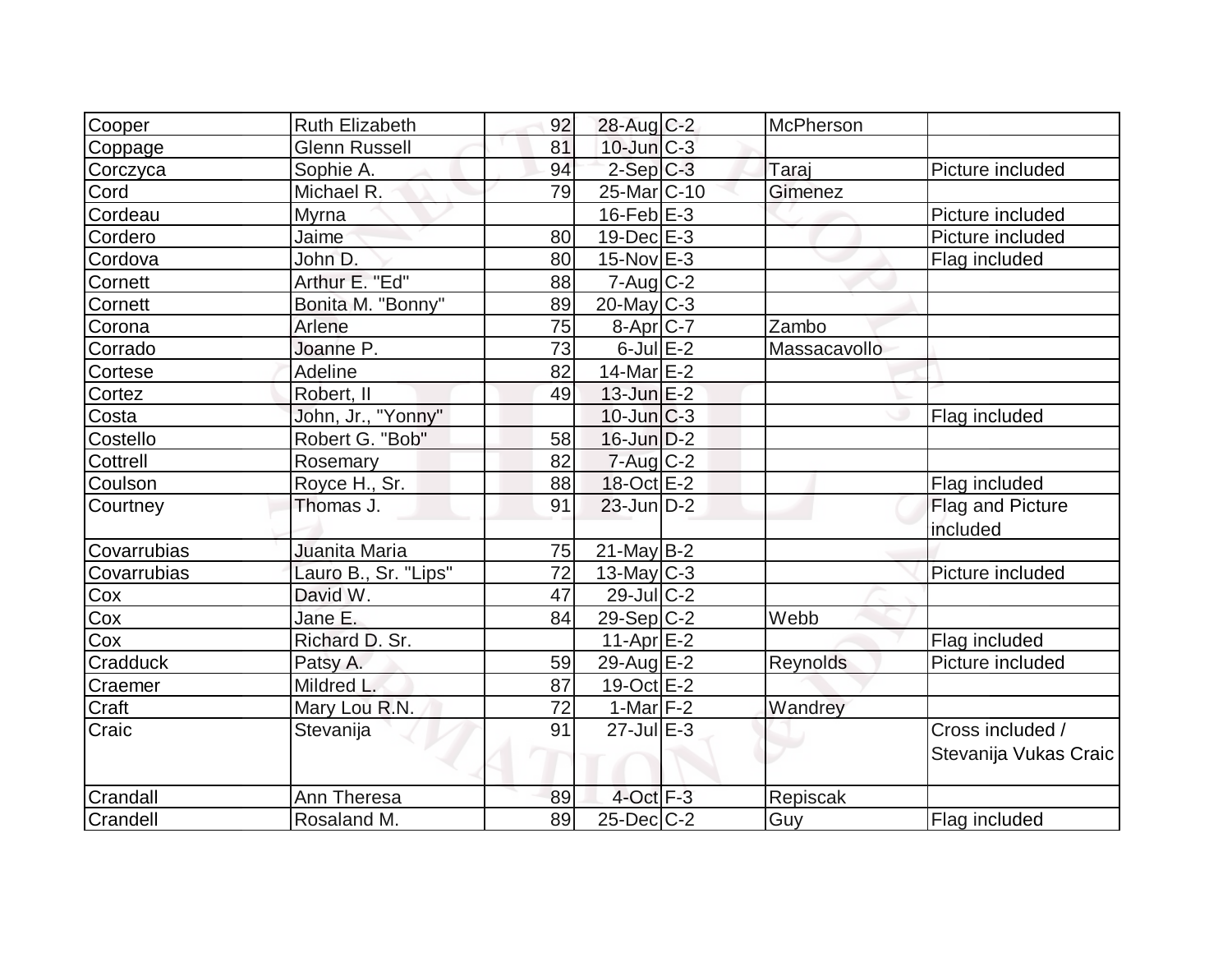| | | | | | | |
|---|---|---|---|---|---|---|
| Cooper | Ruth Elizabeth | 92 | 28-Aug | C-2 | McPherson | |
| Coppage | Glenn Russell | 81 | 10-Jun | C-3 | | |
| Corczyca | Sophie A. | 94 | 2-Sep | C-3 | Taraj | Picture included |
| Cord | Michael R. | 79 | 25-Mar | C-10 | Gimenez | |
| Cordeau | Myrna | | 16-Feb | E-3 | | Picture included |
| Cordero | Jaime | 80 | 19-Dec | E-3 | | Picture included |
| Cordova | John D. | 80 | 15-Nov | E-3 | | Flag included |
| Cornett | Arthur E. "Ed" | 88 | 7-Aug | C-2 | | |
| Cornett | Bonita M. "Bonny" | 89 | 20-May | C-3 | | |
| Corona | Arlene | 75 | 8-Apr | C-7 | Zambo | |
| Corrado | Joanne P. | 73 | 6-Jul | E-2 | Massacavollo | |
| Cortese | Adeline | 82 | 14-Mar | E-2 | | |
| Cortez | Robert, II | 49 | 13-Jun | E-2 | | |
| Costa | John, Jr., "Yonny" | | 10-Jun | C-3 | | Flag included |
| Costello | Robert G. "Bob" | 58 | 16-Jun | D-2 | | |
| Cottrell | Rosemary | 82 | 7-Aug | C-2 | | |
| Coulson | Royce H., Sr. | 88 | 18-Oct | E-2 | | Flag included |
| Courtney | Thomas J. | 91 | 23-Jun | D-2 | | Flag and Picture included |
| Covarrubias | Juanita Maria | 75 | 21-May | B-2 | | |
| Covarrubias | Lauro B., Sr. "Lips" | 72 | 13-May | C-3 | | Picture included |
| Cox | David W. | 47 | 29-Jul | C-2 | | |
| Cox | Jane E. | 84 | 29-Sep | C-2 | Webb | |
| Cox | Richard D. Sr. | | 11-Apr | E-2 | | Flag included |
| Cradduck | Patsy A. | 59 | 29-Aug | E-2 | Reynolds | Picture included |
| Craemer | Mildred L. | 87 | 19-Oct | E-2 | | |
| Craft | Mary Lou R.N. | 72 | 1-Mar | F-2 | Wandrey | |
| Craic | Stevanija | 91 | 27-Jul | E-3 | | Cross included / Stevanija Vukas Craic |
| Crandall | Ann Theresa | 89 | 4-Oct | F-3 | Repiscak | |
| Crandell | Rosaland M. | 89 | 25-Dec | C-2 | Guy | Flag included |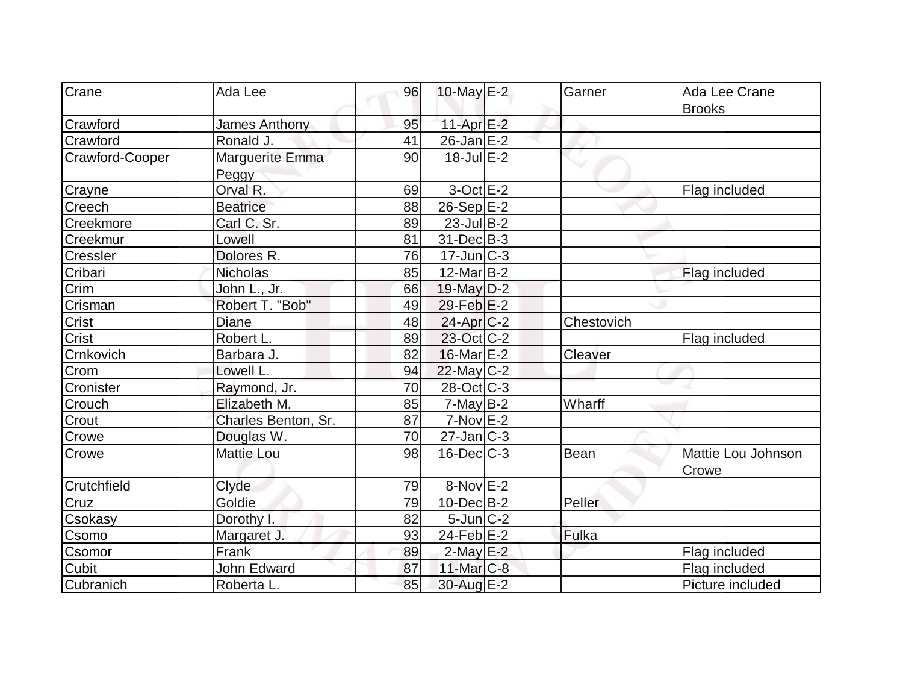| | | | | | | |
|---|---|---|---|---|---|---|
| Crane | Ada Lee | 96 | 10-May | E-2 | Garner | Ada Lee Crane Brooks |
| Crawford | James Anthony | 95 | 11-Apr | E-2 | | |
| Crawford | Ronald J. | 41 | 26-Jan | E-2 | | |
| Crawford-Cooper | Marguerite Emma Peggy | 90 | 18-Jul | E-2 | | |
| Crayne | Orval R. | 69 | 3-Oct | E-2 | | Flag included |
| Creech | Beatrice | 88 | 26-Sep | E-2 | | |
| Creekmore | Carl C. Sr. | 89 | 23-Jul | B-2 | | |
| Creekmur | Lowell | 81 | 31-Dec | B-3 | | |
| Cressler | Dolores R. | 76 | 17-Jun | C-3 | | |
| Cribari | Nicholas | 85 | 12-Mar | B-2 | | Flag included |
| Crim | John L., Jr. | 66 | 19-May | D-2 | | |
| Crisman | Robert T. "Bob" | 49 | 29-Feb | E-2 | | |
| Crist | Diane | 48 | 24-Apr | C-2 | Chestovich | |
| Crist | Robert L. | 89 | 23-Oct | C-2 | | Flag included |
| Crnkovich | Barbara J. | 82 | 16-Mar | E-2 | Cleaver | |
| Crom | Lowell L. | 94 | 22-May | C-2 | | |
| Cronister | Raymond, Jr. | 70 | 28-Oct | C-3 | | |
| Crouch | Elizabeth M. | 85 | 7-May | B-2 | Wharff | |
| Crout | Charles Benton, Sr. | 87 | 7-Nov | E-2 | | |
| Crowe | Douglas W. | 70 | 27-Jan | C-3 | | |
| Crowe | Mattie Lou | 98 | 16-Dec | C-3 | Bean | Mattie Lou Johnson Crowe |
| Crutchfield | Clyde | 79 | 8-Nov | E-2 | | |
| Cruz | Goldie | 79 | 10-Dec | B-2 | Peller | |
| Csokasy | Dorothy I. | 82 | 5-Jun | C-2 | | |
| Csomo | Margaret J. | 93 | 24-Feb | E-2 | Fulka | |
| Csomor | Frank | 89 | 2-May | E-2 | | Flag included |
| Cubit | John Edward | 87 | 11-Mar | C-8 | | Flag included |
| Cubranich | Roberta L. | 85 | 30-Aug | E-2 | | Picture included |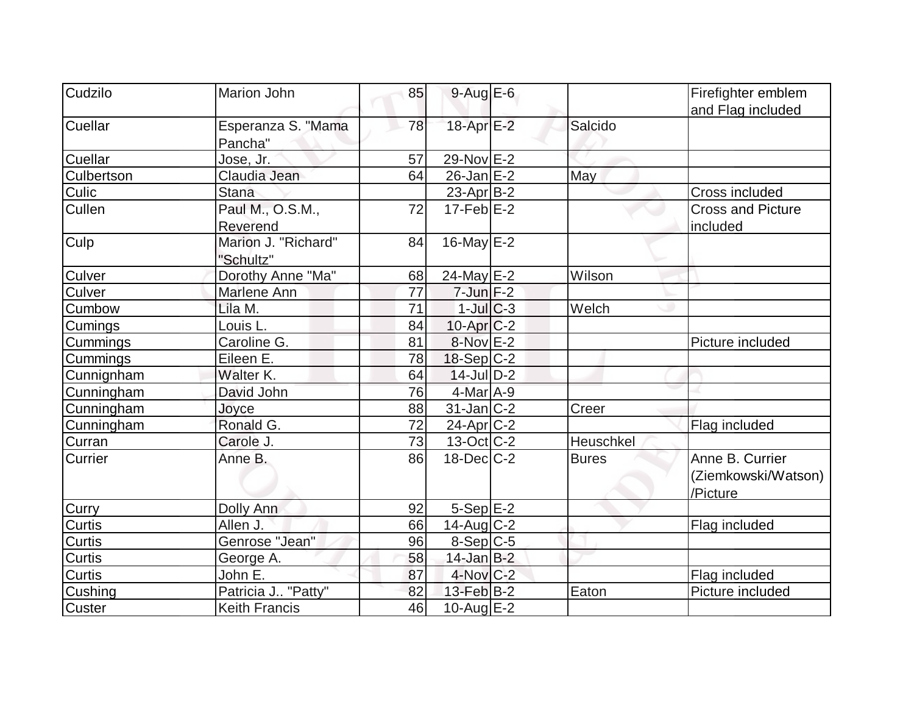| Cudzilo | Marion John | 85 | 9-Aug | E-6 | | Firefighter emblem and Flag included |
|---|---|---|---|---|---|---|
| Cuellar | Esperanza S. "Mama Pancha" | 78 | 18-Apr | E-2 | Salcido | |
| Cuellar | Jose, Jr. | 57 | 29-Nov | E-2 | | |
| Culbertson | Claudia Jean | 64 | 26-Jan | E-2 | May | |
| Culic | Stana | | 23-Apr | B-2 | | Cross included |
| Cullen | Paul M., O.S.M., Reverend | 72 | 17-Feb | E-2 | | Cross and Picture included |
| Culp | Marion J. "Richard" "Schultz" | 84 | 16-May | E-2 | | |
| Culver | Dorothy Anne "Ma" | 68 | 24-May | E-2 | Wilson | |
| Culver | Marlene Ann | 77 | 7-Jun | F-2 | | |
| Cumbow | Lila M. | 71 | 1-Jul | C-3 | Welch | |
| Cumings | Louis L. | 84 | 10-Apr | C-2 | | |
| Cummings | Caroline G. | 81 | 8-Nov | E-2 | | Picture included |
| Cummings | Eileen E. | 78 | 18-Sep | C-2 | | |
| Cunnignham | Walter K. | 64 | 14-Jul | D-2 | | |
| Cunningham | David John | 76 | 4-Mar | A-9 | | |
| Cunningham | Joyce | 88 | 31-Jan | C-2 | Creer | |
| Cunningham | Ronald G. | 72 | 24-Apr | C-2 | | Flag included |
| Curran | Carole J. | 73 | 13-Oct | C-2 | Heuschkel | |
| Currier | Anne B. | 86 | 18-Dec | C-2 | Bures | Anne B. Currier (Ziemkowski/Watson) /Picture |
| Curry | Dolly Ann | 92 | 5-Sep | E-2 | | |
| Curtis | Allen J. | 66 | 14-Aug | C-2 | | Flag included |
| Curtis | Genrose "Jean" | 96 | 8-Sep | C-5 | | |
| Curtis | George A. | 58 | 14-Jan | B-2 | | |
| Curtis | John E. | 87 | 4-Nov | C-2 | | Flag included |
| Cushing | Patricia J.. "Patty" | 82 | 13-Feb | B-2 | Eaton | Picture included |
| Custer | Keith Francis | 46 | 10-Aug | E-2 | | |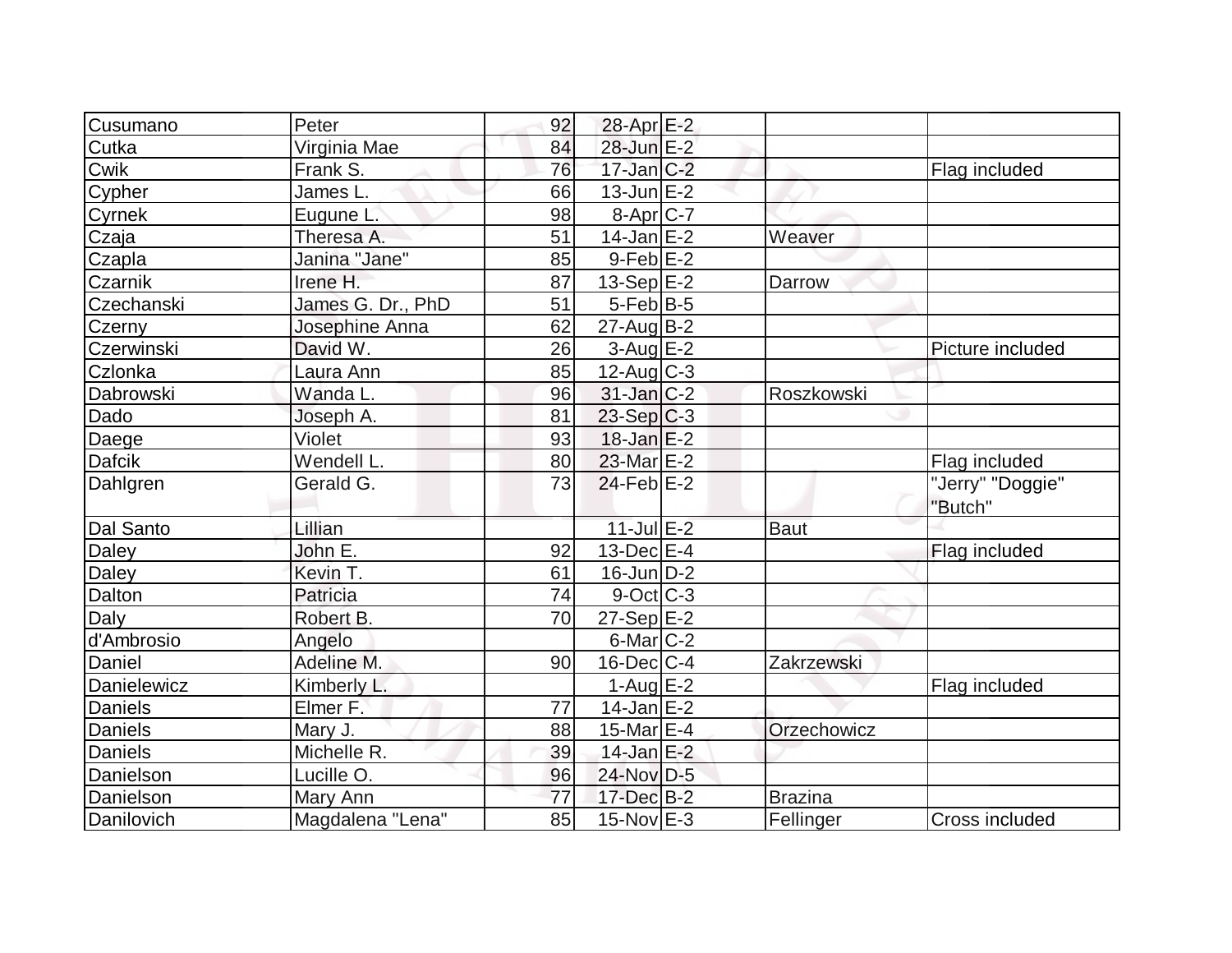| Cusumano | Peter | 92 | 28-Apr | E-2 | | |
|---|---|---|---|---|---|---|
| Cutka | Virginia Mae | 84 | 28-Jun | E-2 | | |
| Cwik | Frank S. | 76 | 17-Jan | C-2 | | Flag included |
| Cypher | James L. | 66 | 13-Jun | E-2 | | |
| Cyrnek | Eugune L. | 98 | 8-Apr | C-7 | | |
| Czaja | Theresa A. | 51 | 14-Jan | E-2 | Weaver | |
| Czapla | Janina "Jane" | 85 | 9-Feb | E-2 | | |
| Czarnik | Irene H. | 87 | 13-Sep | E-2 | Darrow | |
| Czechanski | James G. Dr., PhD | 51 | 5-Feb | B-5 | | |
| Czerny | Josephine Anna | 62 | 27-Aug | B-2 | | |
| Czerwinski | David W. | 26 | 3-Aug | E-2 | | Picture included |
| Czlonka | Laura Ann | 85 | 12-Aug | C-3 | | |
| Dabrowski | Wanda L. | 96 | 31-Jan | C-2 | Roszkowski | |
| Dado | Joseph A. | 81 | 23-Sep | C-3 | | |
| Daege | Violet | 93 | 18-Jan | E-2 | | |
| Dafcik | Wendell L. | 80 | 23-Mar | E-2 | | Flag included |
| Dahlgren | Gerald G. | 73 | 24-Feb | E-2 | | "Jerry" "Doggie" "Butch" |
| Dal Santo | Lillian | | 11-Jul | E-2 | Baut | |
| Daley | John E. | 92 | 13-Dec | E-4 | | Flag included |
| Daley | Kevin T. | 61 | 16-Jun | D-2 | | |
| Dalton | Patricia | 74 | 9-Oct | C-3 | | |
| Daly | Robert B. | 70 | 27-Sep | E-2 | | |
| d'Ambrosio | Angelo | | 6-Mar | C-2 | | |
| Daniel | Adeline M. | 90 | 16-Dec | C-4 | Zakrzewski | |
| Danielewicz | Kimberly L. | | 1-Aug | E-2 | | Flag included |
| Daniels | Elmer F. | 77 | 14-Jan | E-2 | | |
| Daniels | Mary J. | 88 | 15-Mar | E-4 | Orzechowicz | |
| Daniels | Michelle R. | 39 | 14-Jan | E-2 | | |
| Danielson | Lucille O. | 96 | 24-Nov | D-5 | | |
| Danielson | Mary Ann | 77 | 17-Dec | B-2 | Brazina | |
| Danilovich | Magdalena "Lena" | 85 | 15-Nov | E-3 | Fellinger | Cross included |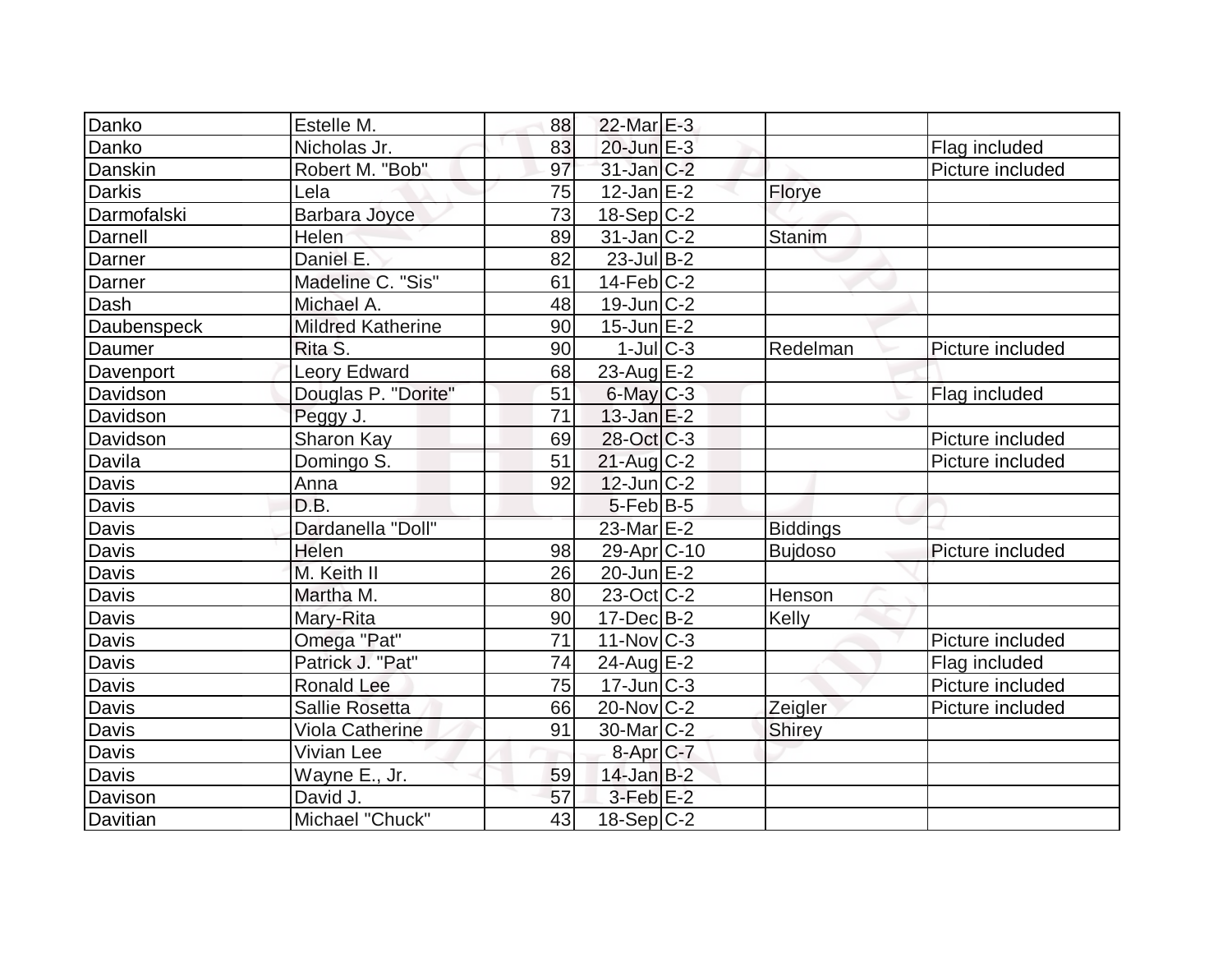| | | | | | | |
|---|---|---|---|---|---|---|
| Danko | Estelle M. | 88 | 22-Mar | E-3 | | |
| Danko | Nicholas Jr. | 83 | 20-Jun | E-3 | | Flag included |
| Danskin | Robert M. "Bob" | 97 | 31-Jan | C-2 | | Picture included |
| Darkis | Lela | 75 | 12-Jan | E-2 | Florye | |
| Darmofalski | Barbara Joyce | 73 | 18-Sep | C-2 | | |
| Darnell | Helen | 89 | 31-Jan | C-2 | Stanim | |
| Darner | Daniel E. | 82 | 23-Jul | B-2 | | |
| Darner | Madeline C. "Sis" | 61 | 14-Feb | C-2 | | |
| Dash | Michael A. | 48 | 19-Jun | C-2 | | |
| Daubenspeck | Mildred Katherine | 90 | 15-Jun | E-2 | | |
| Daumer | Rita S. | 90 | 1-Jul | C-3 | Redelman | Picture included |
| Davenport | Leory Edward | 68 | 23-Aug | E-2 | | |
| Davidson | Douglas P. "Dorite" | 51 | 6-May | C-3 | | Flag included |
| Davidson | Peggy J. | 71 | 13-Jan | E-2 | | |
| Davidson | Sharon Kay | 69 | 28-Oct | C-3 | | Picture included |
| Davila | Domingo S. | 51 | 21-Aug | C-2 | | Picture included |
| Davis | Anna | 92 | 12-Jun | C-2 | | |
| Davis | D.B. | | 5-Feb | B-5 | | |
| Davis | Dardanella "Doll" | | 23-Mar | E-2 | Biddings | |
| Davis | Helen | 98 | 29-Apr | C-10 | Bujdoso | Picture included |
| Davis | M. Keith II | 26 | 20-Jun | E-2 | | |
| Davis | Martha M. | 80 | 23-Oct | C-2 | Henson | |
| Davis | Mary-Rita | 90 | 17-Dec | B-2 | Kelly | |
| Davis | Omega "Pat" | 71 | 11-Nov | C-3 | | Picture included |
| Davis | Patrick J. "Pat" | 74 | 24-Aug | E-2 | | Flag included |
| Davis | Ronald Lee | 75 | 17-Jun | C-3 | | Picture included |
| Davis | Sallie Rosetta | 66 | 20-Nov | C-2 | Zeigler | Picture included |
| Davis | Viola Catherine | 91 | 30-Mar | C-2 | Shirey | |
| Davis | Vivian Lee | | 8-Apr | C-7 | | |
| Davis | Wayne E., Jr. | 59 | 14-Jan | B-2 | | |
| Davison | David J. | 57 | 3-Feb | E-2 | | |
| Davitian | Michael "Chuck" | 43 | 18-Sep | C-2 | | |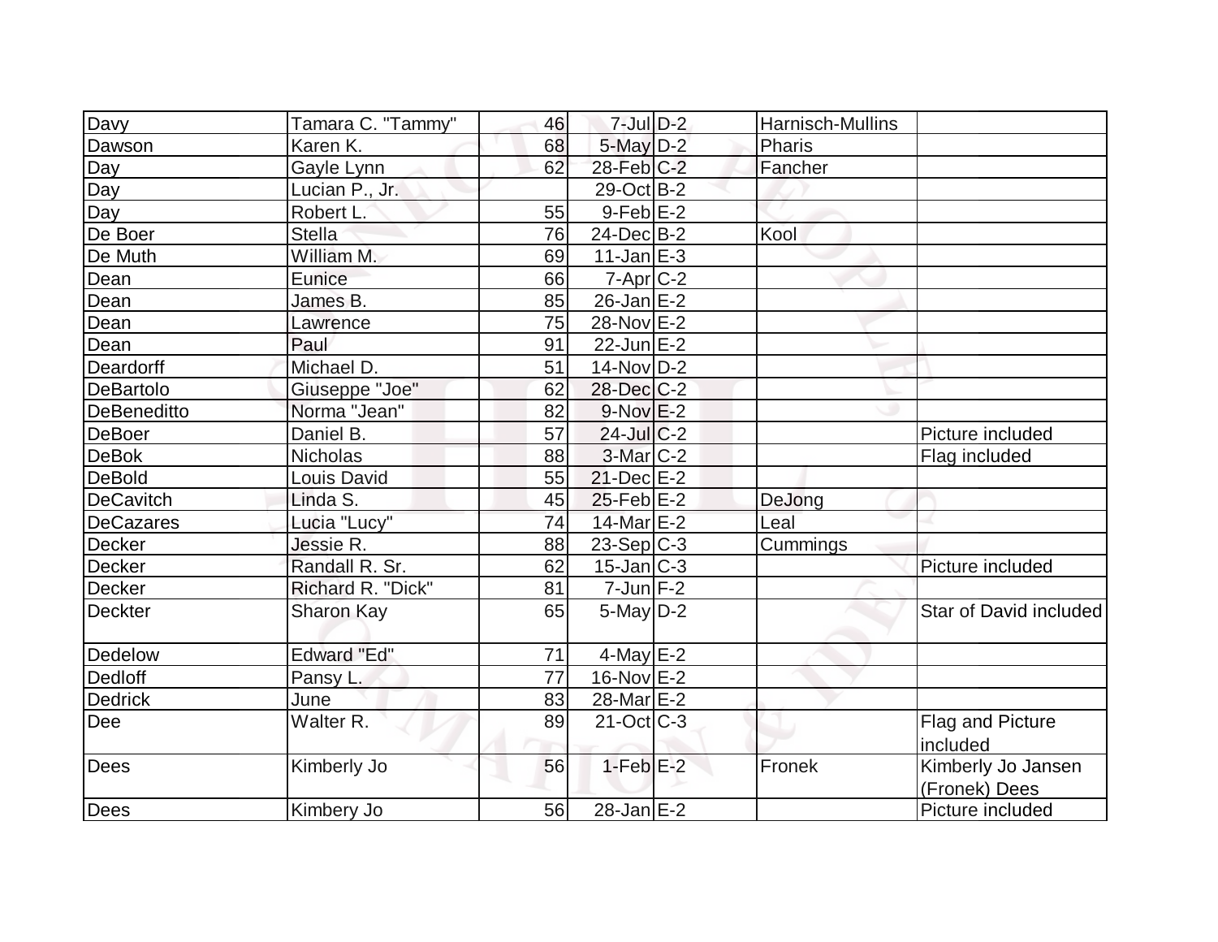| Davy | Tamara C. "Tammy" | 46 | 7-Jul | D-2 | Harnisch-Mullins | |
|---|---|---|---|---|---|---|
| Dawson | Karen K. | 68 | 5-May | D-2 | Pharis | |
| Day | Gayle Lynn | 62 | 28-Feb | C-2 | Fancher | |
| Day | Lucian P., Jr. | | 29-Oct | B-2 | | |
| Day | Robert L. | 55 | 9-Feb | E-2 | | |
| De Boer | Stella | 76 | 24-Dec | B-2 | Kool | |
| De Muth | William M. | 69 | 11-Jan | E-3 | | |
| Dean | Eunice | 66 | 7-Apr | C-2 | | |
| Dean | James B. | 85 | 26-Jan | E-2 | | |
| Dean | Lawrence | 75 | 28-Nov | E-2 | | |
| Dean | Paul | 91 | 22-Jun | E-2 | | |
| Deardorff | Michael D. | 51 | 14-Nov | D-2 | | |
| DeBartolo | Giuseppe "Joe" | 62 | 28-Dec | C-2 | | |
| DeBeneditto | Norma "Jean" | 82 | 9-Nov | E-2 | | |
| DeBoer | Daniel B. | 57 | 24-Jul | C-2 | | Picture included |
| DeBok | Nicholas | 88 | 3-Mar | C-2 | | Flag included |
| DeBold | Louis David | 55 | 21-Dec | E-2 | | |
| DeCavitch | Linda S. | 45 | 25-Feb | E-2 | DeJong | |
| DeCazares | Lucia "Lucy" | 74 | 14-Mar | E-2 | Leal | |
| Decker | Jessie R. | 88 | 23-Sep | C-3 | Cummings | |
| Decker | Randall R. Sr. | 62 | 15-Jan | C-3 | | Picture included |
| Decker | Richard R. "Dick" | 81 | 7-Jun | F-2 | | |
| Deckter | Sharon Kay | 65 | 5-May | D-2 | | Star of David included |
| Dedelow | Edward "Ed" | 71 | 4-May | E-2 | | |
| Dedloff | Pansy L. | 77 | 16-Nov | E-2 | | |
| Dedrick | June | 83 | 28-Mar | E-2 | | |
| Dee | Walter R. | 89 | 21-Oct | C-3 | | Flag and Picture included |
| Dees | Kimberly Jo | 56 | 1-Feb | E-2 | Fronek | Kimberly Jo Jansen (Fronek) Dees |
| Dees | Kimbery Jo | 56 | 28-Jan | E-2 | | Picture included |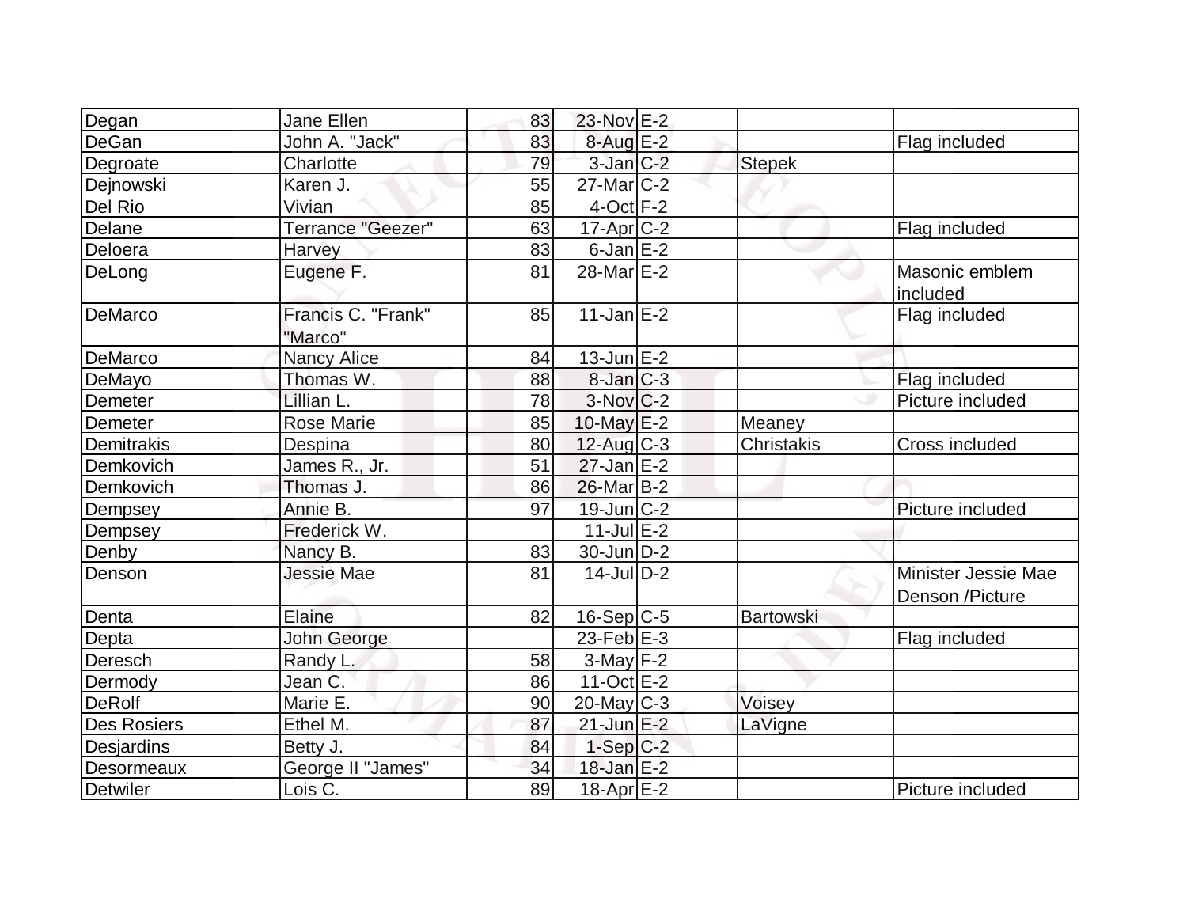| | | | | | | |
|---|---|---|---|---|---|---|
| Degan | Jane Ellen | 83 | 23-Nov | E-2 | | |
| DeGan | John A. "Jack" | 83 | 8-Aug | E-2 | | Flag included |
| Degroate | Charlotte | 79 | 3-Jan | C-2 | Stepek | |
| Dejnowski | Karen J. | 55 | 27-Mar | C-2 | | |
| Del Rio | Vivian | 85 | 4-Oct | F-2 | | |
| Delane | Terrance "Geezer" | 63 | 17-Apr | C-2 | | Flag included |
| Deloera | Harvey | 83 | 6-Jan | E-2 | | |
| DeLong | Eugene F. | 81 | 28-Mar | E-2 | | Masonic emblem included |
| DeMarco | Francis C. "Frank" "Marco" | 85 | 11-Jan | E-2 | | Flag included |
| DeMarco | Nancy Alice | 84 | 13-Jun | E-2 | | |
| DeMayo | Thomas W. | 88 | 8-Jan | C-3 | | Flag included |
| Demeter | Lillian L. | 78 | 3-Nov | C-2 | | Picture included |
| Demeter | Rose Marie | 85 | 10-May | E-2 | Meaney | |
| Demitrakis | Despina | 80 | 12-Aug | C-3 | Christakis | Cross included |
| Demkovich | James R., Jr. | 51 | 27-Jan | E-2 | | |
| Demkovich | Thomas J. | 86 | 26-Mar | B-2 | | |
| Dempsey | Annie B. | 97 | 19-Jun | C-2 | | Picture included |
| Dempsey | Frederick W. | | 11-Jul | E-2 | | |
| Denby | Nancy B. | 83 | 30-Jun | D-2 | | |
| Denson | Jessie Mae | 81 | 14-Jul | D-2 | | Minister Jessie Mae Denson /Picture |
| Denta | Elaine | 82 | 16-Sep | C-5 | Bartowski | |
| Depta | John George | | 23-Feb | E-3 | | Flag included |
| Deresch | Randy L. | 58 | 3-May | F-2 | | |
| Dermody | Jean C. | 86 | 11-Oct | E-2 | | |
| DeRolf | Marie E. | 90 | 20-May | C-3 | Voisey | |
| Des Rosiers | Ethel M. | 87 | 21-Jun | E-2 | LaVigne | |
| Desjardins | Betty J. | 84 | 1-Sep | C-2 | | |
| Desormeaux | George II "James" | 34 | 18-Jan | E-2 | | |
| Detwiler | Lois C. | 89 | 18-Apr | E-2 | | Picture included |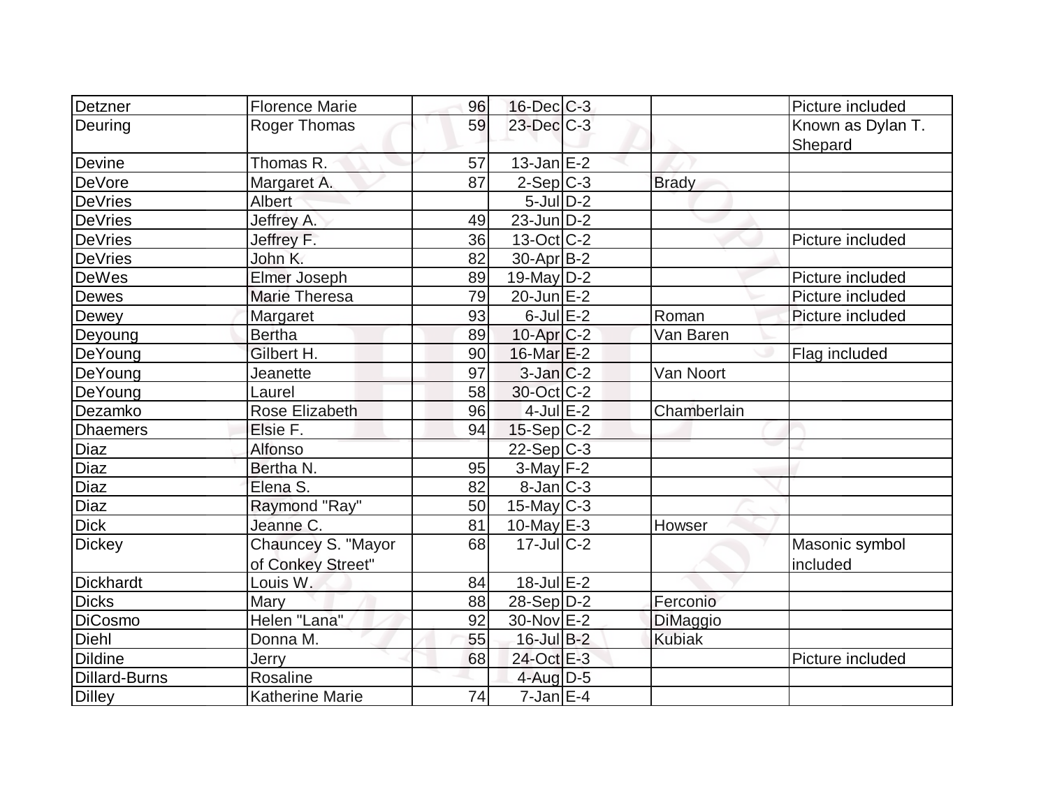| | | | | | | |
|---|---|---|---|---|---|---|
| Detzner | Florence Marie | 96 | 16-Dec | C-3 | | Picture included |
| Deuring | Roger Thomas | 59 | 23-Dec | C-3 | | Known as Dylan T. Shepard |
| Devine | Thomas R. | 57 | 13-Jan | E-2 | | |
| DeVore | Margaret A. | 87 | 2-Sep | C-3 | Brady | |
| DeVries | Albert | | 5-Jul | D-2 | | |
| DeVries | Jeffrey A. | 49 | 23-Jun | D-2 | | |
| DeVries | Jeffrey F. | 36 | 13-Oct | C-2 | | Picture included |
| DeVries | John K. | 82 | 30-Apr | B-2 | | |
| DeWes | Elmer Joseph | 89 | 19-May | D-2 | | Picture included |
| Dewes | Marie Theresa | 79 | 20-Jun | E-2 | | Picture included |
| Dewey | Margaret | 93 | 6-Jul | E-2 | Roman | Picture included |
| Deyoung | Bertha | 89 | 10-Apr | C-2 | Van Baren | |
| DeYoung | Gilbert H. | 90 | 16-Mar | E-2 | | Flag included |
| DeYoung | Jeanette | 97 | 3-Jan | C-2 | Van Noort | |
| DeYoung | Laurel | 58 | 30-Oct | C-2 | | |
| Dezamko | Rose Elizabeth | 96 | 4-Jul | E-2 | Chamberlain | |
| Dhaemers | Elsie F. | 94 | 15-Sep | C-2 | | |
| Diaz | Alfonso | | 22-Sep | C-3 | | |
| Diaz | Bertha N. | 95 | 3-May | F-2 | | |
| Diaz | Elena S. | 82 | 8-Jan | C-3 | | |
| Diaz | Raymond "Ray" | 50 | 15-May | C-3 | | |
| Dick | Jeanne C. | 81 | 10-May | E-3 | Howser | |
| Dickey | Chauncey S. "Mayor of Conkey Street" | 68 | 17-Jul | C-2 | | Masonic symbol included |
| Dickhardt | Louis W. | 84 | 18-Jul | E-2 | | |
| Dicks | Mary | 88 | 28-Sep | D-2 | Ferconio | |
| DiCosmo | Helen "Lana" | 92 | 30-Nov | E-2 | DiMaggio | |
| Diehl | Donna M. | 55 | 16-Jul | B-2 | Kubiak | |
| Dildine | Jerry | 68 | 24-Oct | E-3 | | Picture included |
| Dillard-Burns | Rosaline | | 4-Aug | D-5 | | |
| Dilley | Katherine Marie | 74 | 7-Jan | E-4 | | |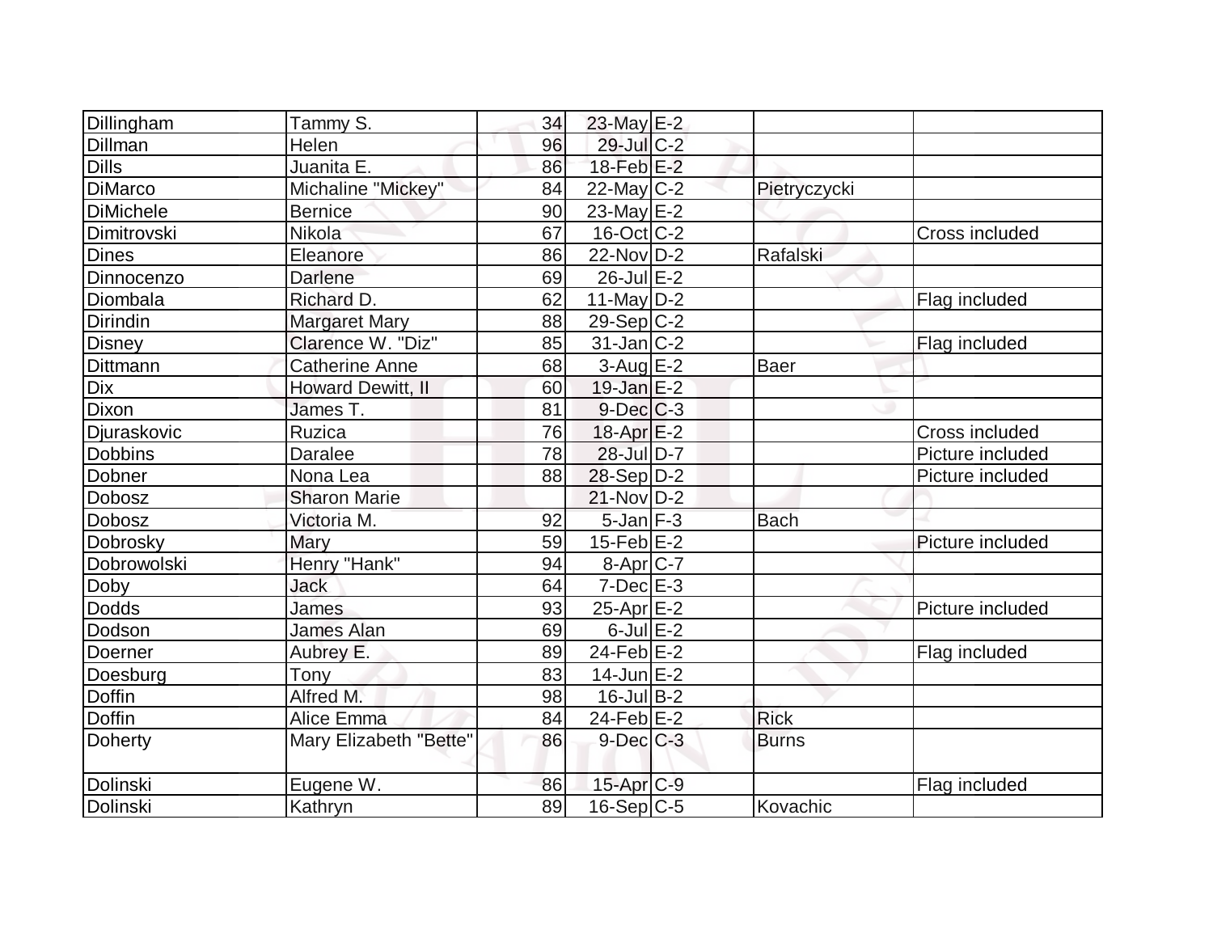| | | | | | | |
|---|---|---|---|---|---|---|
| Dillingham | Tammy S. | 34 | 23-May | E-2 | | |
| Dillman | Helen | 96 | 29-Jul | C-2 | | |
| Dills | Juanita E. | 86 | 18-Feb | E-2 | | |
| DiMarco | Michaline "Mickey" | 84 | 22-May | C-2 | Pietryczycki | |
| DiMichele | Bernice | 90 | 23-May | E-2 | | |
| Dimitrovski | Nikola | 67 | 16-Oct | C-2 | | Cross included |
| Dines | Eleanore | 86 | 22-Nov | D-2 | Rafalski | |
| Dinnocenzo | Darlene | 69 | 26-Jul | E-2 | | |
| Diombala | Richard D. | 62 | 11-May | D-2 | | Flag included |
| Dirindin | Margaret Mary | 88 | 29-Sep | C-2 | | |
| Disney | Clarence W. "Diz" | 85 | 31-Jan | C-2 | | Flag included |
| Dittmann | Catherine Anne | 68 | 3-Aug | E-2 | Baer | |
| Dix | Howard Dewitt, II | 60 | 19-Jan | E-2 | | |
| Dixon | James T. | 81 | 9-Dec | C-3 | | |
| Djuraskovic | Ruzica | 76 | 18-Apr | E-2 | | Cross included |
| Dobbins | Daralee | 78 | 28-Jul | D-7 | | Picture included |
| Dobner | Nona Lea | 88 | 28-Sep | D-2 | | Picture included |
| Dobosz | Sharon Marie | | 21-Nov | D-2 | | |
| Dobosz | Victoria M. | 92 | 5-Jan | F-3 | Bach | |
| Dobrosky | Mary | 59 | 15-Feb | E-2 | | Picture included |
| Dobrowolski | Henry "Hank" | 94 | 8-Apr | C-7 | | |
| Doby | Jack | 64 | 7-Dec | E-3 | | |
| Dodds | James | 93 | 25-Apr | E-2 | | Picture included |
| Dodson | James Alan | 69 | 6-Jul | E-2 | | |
| Doerner | Aubrey E. | 89 | 24-Feb | E-2 | | Flag included |
| Doesburg | Tony | 83 | 14-Jun | E-2 | | |
| Doffin | Alfred M. | 98 | 16-Jul | B-2 | | |
| Doffin | Alice Emma | 84 | 24-Feb | E-2 | Rick | |
| Doherty | Mary Elizabeth "Bette" | 86 | 9-Dec | C-3 | Burns | |
| Dolinski | Eugene W. | 86 | 15-Apr | C-9 | | Flag included |
| Dolinski | Kathryn | 89 | 16-Sep | C-5 | Kovachic | |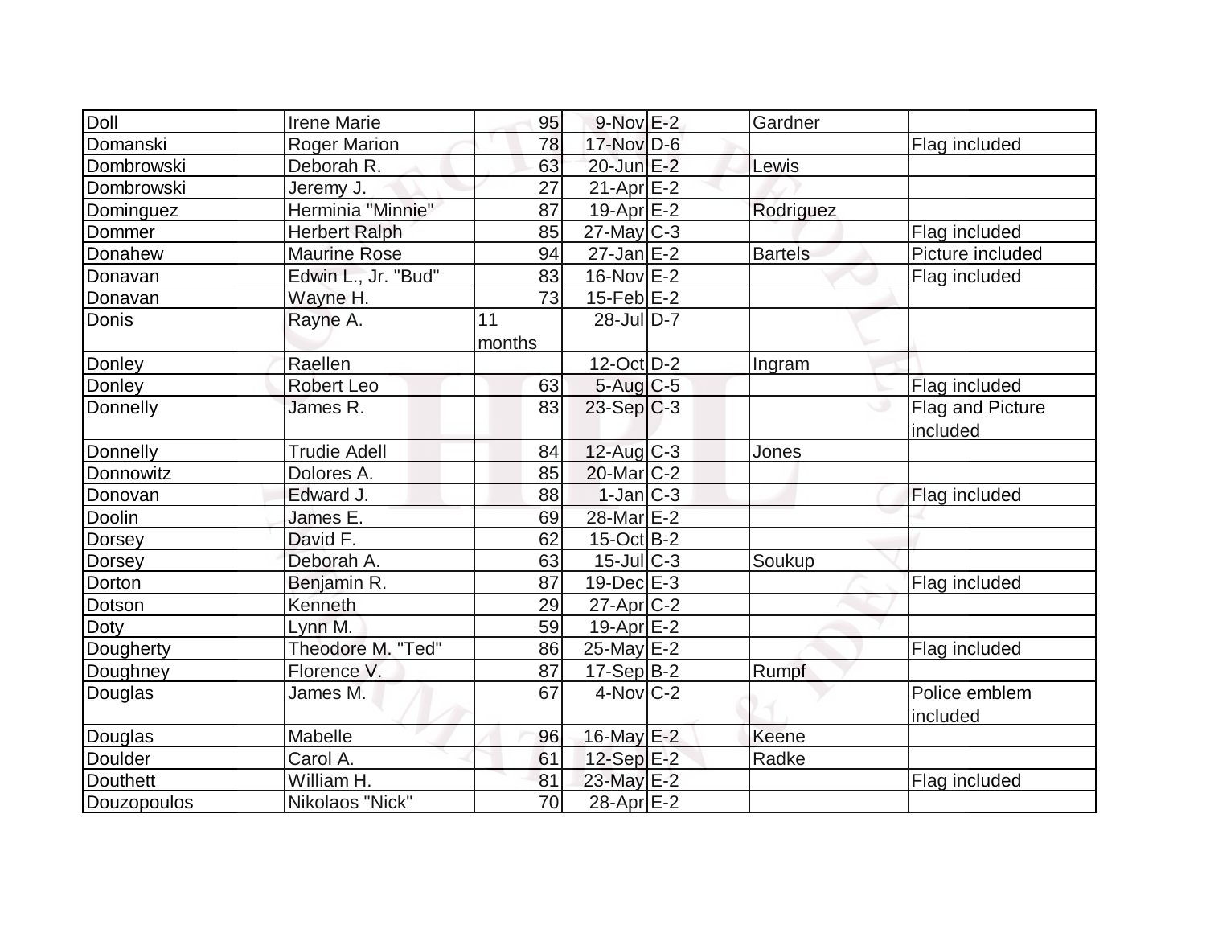| Doll | Irene Marie | 95 | 9-Nov | E-2 | Gardner | |
|---|---|---|---|---|---|---|
| Domanski | Roger Marion | 78 | 17-Nov | D-6 | | Flag included |
| Dombrowski | Deborah R. | 63 | 20-Jun | E-2 | Lewis | |
| Dombrowski | Jeremy J. | 27 | 21-Apr | E-2 | | |
| Dominguez | Herminia "Minnie" | 87 | 19-Apr | E-2 | Rodriguez | |
| Dommer | Herbert Ralph | 85 | 27-May | C-3 | | Flag included |
| Donahew | Maurine Rose | 94 | 27-Jan | E-2 | Bartels | Picture included |
| Donavan | Edwin L., Jr. "Bud" | 83 | 16-Nov | E-2 | | Flag included |
| Donavan | Wayne H. | 73 | 15-Feb | E-2 | | |
| Donis | Rayne A. | 11 months | 28-Jul | D-7 | | |
| Donley | Raellen | | 12-Oct | D-2 | Ingram | |
| Donley | Robert Leo | 63 | 5-Aug | C-5 | | Flag included |
| Donnelly | James R. | 83 | 23-Sep | C-3 | | Flag and Picture included |
| Donnelly | Trudie Adell | 84 | 12-Aug | C-3 | Jones | |
| Donnowitz | Dolores A. | 85 | 20-Mar | C-2 | | |
| Donovan | Edward J. | 88 | 1-Jan | C-3 | | Flag included |
| Doolin | James E. | 69 | 28-Mar | E-2 | | |
| Dorsey | David F. | 62 | 15-Oct | B-2 | | |
| Dorsey | Deborah A. | 63 | 15-Jul | C-3 | Soukup | |
| Dorton | Benjamin R. | 87 | 19-Dec | E-3 | | Flag included |
| Dotson | Kenneth | 29 | 27-Apr | C-2 | | |
| Doty | Lynn M. | 59 | 19-Apr | E-2 | | |
| Dougherty | Theodore M. "Ted" | 86 | 25-May | E-2 | | Flag included |
| Doughney | Florence V. | 87 | 17-Sep | B-2 | Rumpf | |
| Douglas | James M. | 67 | 4-Nov | C-2 | | Police emblem included |
| Douglas | Mabelle | 96 | 16-May | E-2 | Keene | |
| Doulder | Carol A. | 61 | 12-Sep | E-2 | Radke | |
| Douthett | William H. | 81 | 23-May | E-2 | | Flag included |
| Douzopoulos | Nikolaos "Nick" | 70 | 28-Apr | E-2 | | |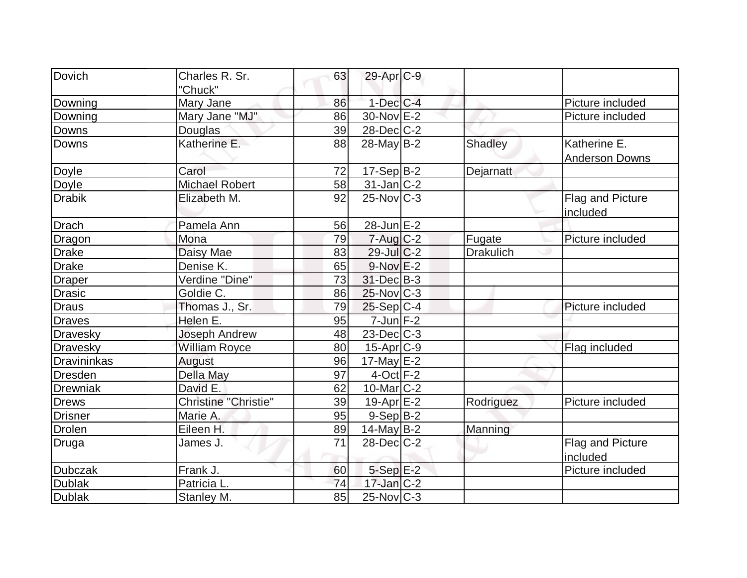| | | | | | | |
|---|---|---|---|---|---|---|
| Dovich | Charles R. Sr. "Chuck" | 63 | 29-Apr | C-9 | | |
| Downing | Mary Jane | 86 | 1-Dec | C-4 | | Picture included |
| Downing | Mary Jane "MJ" | 86 | 30-Nov | E-2 | | Picture included |
| Downs | Douglas | 39 | 28-Dec | C-2 | | |
| Downs | Katherine E. | 88 | 28-May | B-2 | Shadley | Katherine E. Anderson Downs |
| Doyle | Carol | 72 | 17-Sep | B-2 | Dejarnatt | |
| Doyle | Michael Robert | 58 | 31-Jan | C-2 | | |
| Drabik | Elizabeth M. | 92 | 25-Nov | C-3 | | Flag and Picture included |
| Drach | Pamela Ann | 56 | 28-Jun | E-2 | | |
| Dragon | Mona | 79 | 7-Aug | C-2 | Fugate | Picture included |
| Drake | Daisy Mae | 83 | 29-Jul | C-2 | Drakulich | |
| Drake | Denise K. | 65 | 9-Nov | E-2 | | |
| Draper | Verdine "Dine" | 73 | 31-Dec | B-3 | | |
| Drasic | Goldie C. | 86 | 25-Nov | C-3 | | |
| Draus | Thomas J., Sr. | 79 | 25-Sep | C-4 | | Picture included |
| Draves | Helen E. | 95 | 7-Jun | F-2 | | |
| Dravesky | Joseph Andrew | 48 | 23-Dec | C-3 | | |
| Dravesky | William Royce | 80 | 15-Apr | C-9 | | Flag included |
| Dravininkas | August | 96 | 17-May | E-2 | | |
| Dresden | Della May | 97 | 4-Oct | F-2 | | |
| Drewniak | David E. | 62 | 10-Mar | C-2 | | |
| Drews | Christine "Christie" | 39 | 19-Apr | E-2 | Rodriguez | Picture included |
| Drisner | Marie A. | 95 | 9-Sep | B-2 | | |
| Drolen | Eileen H. | 89 | 14-May | B-2 | Manning | |
| Druga | James J. | 71 | 28-Dec | C-2 | | Flag and Picture included |
| Dubczak | Frank J. | 60 | 5-Sep | E-2 | | Picture included |
| Dublak | Patricia L. | 74 | 17-Jan | C-2 | | |
| Dublak | Stanley M. | 85 | 25-Nov | C-3 | | |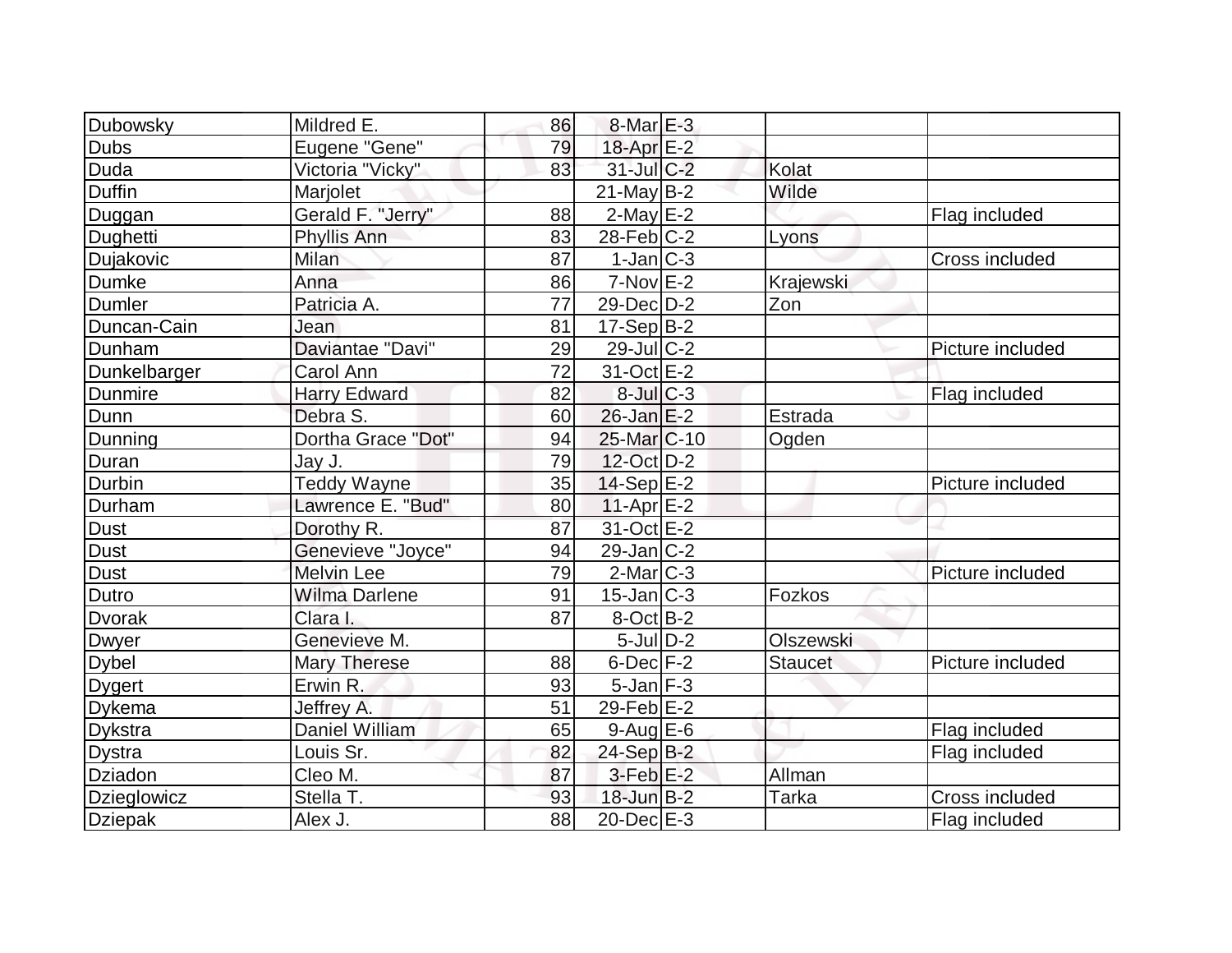| | | | | | | |
|---|---|---|---|---|---|---|
| Dubowsky | Mildred E. | 86 | 8-Mar | E-3 | | |
| Dubs | Eugene "Gene" | 79 | 18-Apr | E-2 | | |
| Duda | Victoria "Vicky" | 83 | 31-Jul | C-2 | Kolat | |
| Duffin | Marjolet | | 21-May | B-2 | Wilde | |
| Duggan | Gerald F. "Jerry" | 88 | 2-May | E-2 | | Flag included |
| Dughetti | Phyllis Ann | 83 | 28-Feb | C-2 | Lyons | |
| Dujakovic | Milan | 87 | 1-Jan | C-3 | | Cross included |
| Dumke | Anna | 86 | 7-Nov | E-2 | Krajewski | |
| Dumler | Patricia A. | 77 | 29-Dec | D-2 | Zon | |
| Duncan-Cain | Jean | 81 | 17-Sep | B-2 | | |
| Dunham | Daviantae "Davi" | 29 | 29-Jul | C-2 | | Picture included |
| Dunkelbarger | Carol Ann | 72 | 31-Oct | E-2 | | |
| Dunmire | Harry Edward | 82 | 8-Jul | C-3 | | Flag included |
| Dunn | Debra S. | 60 | 26-Jan | E-2 | Estrada | |
| Dunning | Dortha Grace "Dot" | 94 | 25-Mar | C-10 | Ogden | |
| Duran | Jay J. | 79 | 12-Oct | D-2 | | |
| Durbin | Teddy Wayne | 35 | 14-Sep | E-2 | | Picture included |
| Durham | Lawrence E. "Bud" | 80 | 11-Apr | E-2 | | |
| Dust | Dorothy R. | 87 | 31-Oct | E-2 | | |
| Dust | Genevieve "Joyce" | 94 | 29-Jan | C-2 | | |
| Dust | Melvin Lee | 79 | 2-Mar | C-3 | | Picture included |
| Dutro | Wilma Darlene | 91 | 15-Jan | C-3 | Fozkos | |
| Dvorak | Clara I. | 87 | 8-Oct | B-2 | | |
| Dwyer | Genevieve M. | | 5-Jul | D-2 | Olszewski | |
| Dybel | Mary Therese | 88 | 6-Dec | F-2 | Staucet | Picture included |
| Dygert | Erwin R. | 93 | 5-Jan | F-3 | | |
| Dykema | Jeffrey A. | 51 | 29-Feb | E-2 | | |
| Dykstra | Daniel William | 65 | 9-Aug | E-6 | | Flag included |
| Dystra | Louis Sr. | 82 | 24-Sep | B-2 | | Flag included |
| Dziadon | Cleo M. | 87 | 3-Feb | E-2 | Allman | |
| Dzieglowicz | Stella T. | 93 | 18-Jun | B-2 | Tarka | Cross included |
| Dziepak | Alex J. | 88 | 20-Dec | E-3 | | Flag included |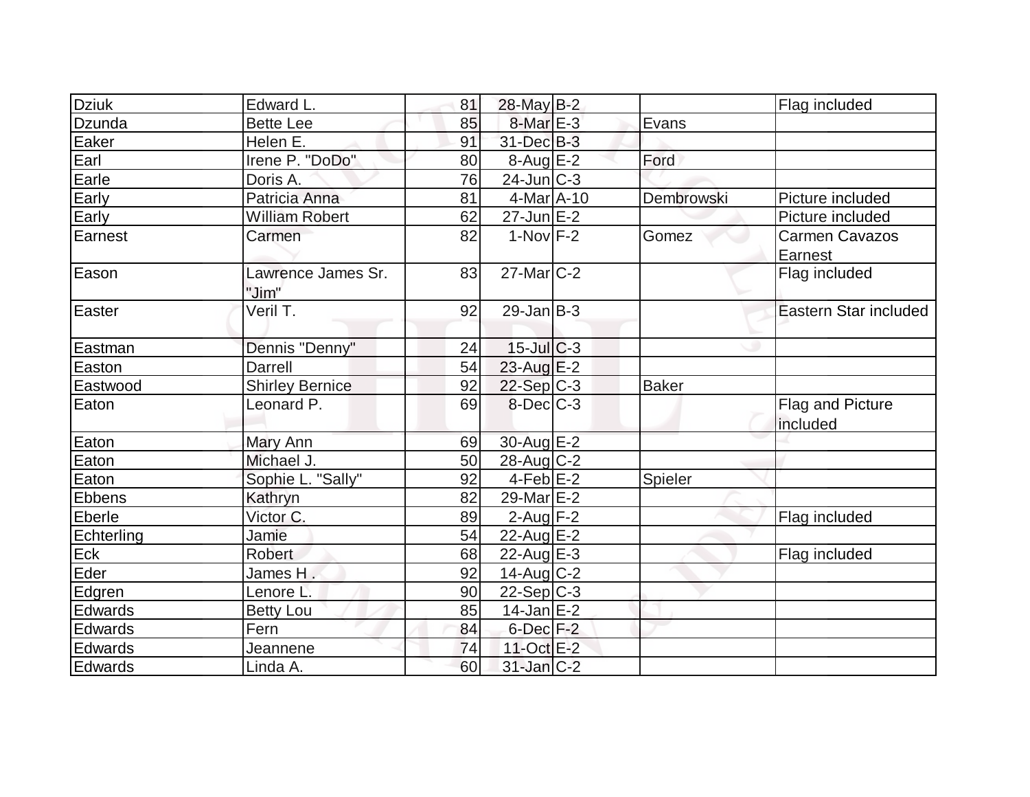| | | | | | | |
|---|---|---|---|---|---|---|
| Dziuk | Edward L. | 81 | 28-May | B-2 | | Flag included |
| Dzunda | Bette Lee | 85 | 8-Mar | E-3 | Evans | |
| Eaker | Helen E. | 91 | 31-Dec | B-3 | | |
| Earl | Irene P. "DoDo" | 80 | 8-Aug | E-2 | Ford | |
| Earle | Doris A. | 76 | 24-Jun | C-3 | | |
| Early | Patricia Anna | 81 | 4-Mar | A-10 | Dembrowski | Picture included |
| Early | William Robert | 62 | 27-Jun | E-2 | | Picture included |
| Earnest | Carmen | 82 | 1-Nov | F-2 | Gomez | Carmen Cavazos Earnest |
| Eason | Lawrence James Sr. "Jim" | 83 | 27-Mar | C-2 | | Flag included |
| Easter | Veril T. | 92 | 29-Jan | B-3 | | Eastern Star included |
| Eastman | Dennis "Denny" | 24 | 15-Jul | C-3 | | |
| Easton | Darrell | 54 | 23-Aug | E-2 | | |
| Eastwood | Shirley Bernice | 92 | 22-Sep | C-3 | Baker | |
| Eaton | Leonard P. | 69 | 8-Dec | C-3 | | Flag and Picture included |
| Eaton | Mary Ann | 69 | 30-Aug | E-2 | | |
| Eaton | Michael J. | 50 | 28-Aug | C-2 | | |
| Eaton | Sophie L. "Sally" | 92 | 4-Feb | E-2 | Spieler | |
| Ebbens | Kathryn | 82 | 29-Mar | E-2 | | |
| Eberle | Victor C. | 89 | 2-Aug | F-2 | | Flag included |
| Echterling | Jamie | 54 | 22-Aug | E-2 | | |
| Eck | Robert | 68 | 22-Aug | E-3 | | Flag included |
| Eder | James H . | 92 | 14-Aug | C-2 | | |
| Edgren | Lenore L. | 90 | 22-Sep | C-3 | | |
| Edwards | Betty Lou | 85 | 14-Jan | E-2 | | |
| Edwards | Fern | 84 | 6-Dec | F-2 | | |
| Edwards | Jeannene | 74 | 11-Oct | E-2 | | |
| Edwards | Linda A. | 60 | 31-Jan | C-2 | | |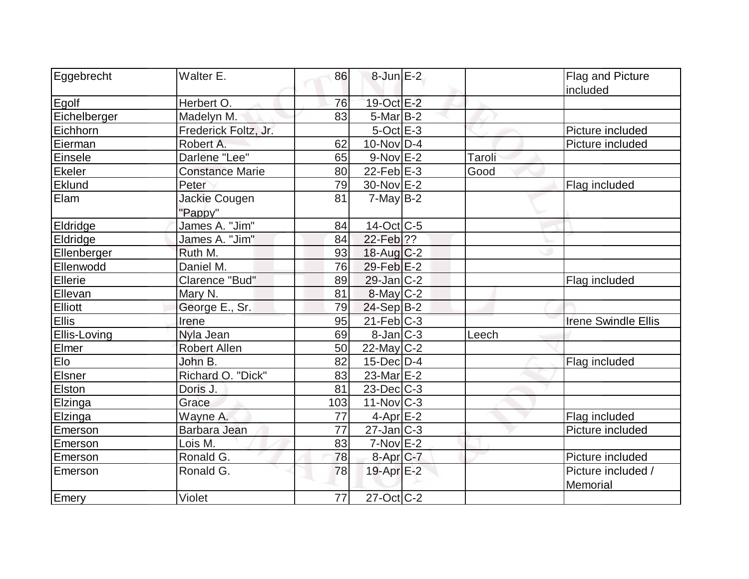| | | | | | | |
|---|---|---|---|---|---|---|
| Eggebrecht | Walter E. | 86 | 8-Jun | E-2 | | Flag and Picture included |
| Egolf | Herbert O. | 76 | 19-Oct | E-2 | | |
| Eichelberger | Madelyn M. | 83 | 5-Mar | B-2 | | |
| Eichhorn | Frederick Foltz, Jr. | | 5-Oct | E-3 | | Picture included |
| Eierman | Robert A. | 62 | 10-Nov | D-4 | | Picture included |
| Einsele | Darlene "Lee" | 65 | 9-Nov | E-2 | Taroli | |
| Ekeler | Constance Marie | 80 | 22-Feb | E-3 | Good | |
| Eklund | Peter | 79 | 30-Nov | E-2 | | Flag included |
| Elam | Jackie Cougen "Pappy" | 81 | 7-May | B-2 | | |
| Eldridge | James A. "Jim" | 84 | 14-Oct | C-5 | | |
| Eldridge | James A. "Jim" | 84 | 22-Feb | ?? | | |
| Ellenberger | Ruth M. | 93 | 18-Aug | C-2 | | |
| Ellenwodd | Daniel M. | 76 | 29-Feb | E-2 | | |
| Ellerie | Clarence "Bud" | 89 | 29-Jan | C-2 | | Flag included |
| Ellevan | Mary N. | 81 | 8-May | C-2 | | |
| Elliott | George E., Sr. | 79 | 24-Sep | B-2 | | |
| Ellis | Irene | 95 | 21-Feb | C-3 | | Irene Swindle Ellis |
| Ellis-Loving | Nyla Jean | 69 | 8-Jan | C-3 | Leech | |
| Elmer | Robert Allen | 50 | 22-May | C-2 | | |
| Elo | John B. | 82 | 15-Dec | D-4 | | Flag included |
| Elsner | Richard O. "Dick" | 83 | 23-Mar | E-2 | | |
| Elston | Doris J. | 81 | 23-Dec | C-3 | | |
| Elzinga | Grace | 103 | 11-Nov | C-3 | | |
| Elzinga | Wayne A. | 77 | 4-Apr | E-2 | | Flag included |
| Emerson | Barbara Jean | 77 | 27-Jan | C-3 | | Picture included |
| Emerson | Lois M. | 83 | 7-Nov | E-2 | | |
| Emerson | Ronald G. | 78 | 8-Apr | C-7 | | Picture included |
| Emerson | Ronald G. | 78 | 19-Apr | E-2 | | Picture included / Memorial |
| Emery | Violet | 77 | 27-Oct | C-2 | | |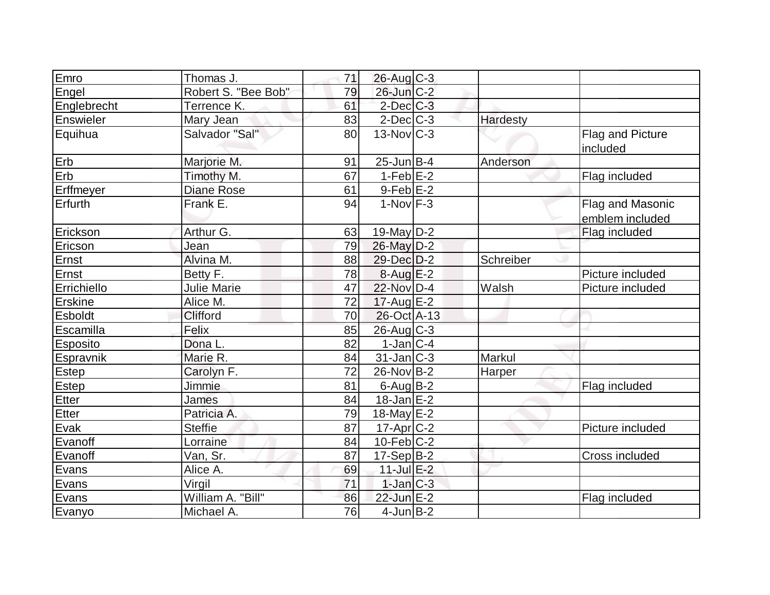| | | | | | | |
|---|---|---|---|---|---|---|
| Emro | Thomas J. | 71 | 26-Aug | C-3 | | |
| Engel | Robert S. "Bee Bob" | 79 | 26-Jun | C-2 | | |
| Englebrecht | Terrence K. | 61 | 2-Dec | C-3 | | |
| Enswieler | Mary Jean | 83 | 2-Dec | C-3 | Hardesty | |
| Equihua | Salvador "Sal" | 80 | 13-Nov | C-3 | | Flag and Picture included |
| Erb | Marjorie M. | 91 | 25-Jun | B-4 | Anderson | |
| Erb | Timothy M. | 67 | 1-Feb | E-2 | | Flag included |
| Erffmeyer | Diane Rose | 61 | 9-Feb | E-2 | | |
| Erfurth | Frank E. | 94 | 1-Nov | F-3 | | Flag and Masonic emblem included |
| Erickson | Arthur G. | 63 | 19-May | D-2 | | Flag included |
| Ericson | Jean | 79 | 26-May | D-2 | | |
| Ernst | Alvina M. | 88 | 29-Dec | D-2 | Schreiber | |
| Ernst | Betty F. | 78 | 8-Aug | E-2 | | Picture included |
| Errichiello | Julie Marie | 47 | 22-Nov | D-4 | Walsh | Picture included |
| Erskine | Alice M. | 72 | 17-Aug | E-2 | | |
| Esboldt | Clifford | 70 | 26-Oct | A-13 | | |
| Escamilla | Felix | 85 | 26-Aug | C-3 | | |
| Esposito | Dona L. | 82 | 1-Jan | C-4 | | |
| Espravnik | Marie R. | 84 | 31-Jan | C-3 | Markul | |
| Estep | Carolyn F. | 72 | 26-Nov | B-2 | Harper | |
| Estep | Jimmie | 81 | 6-Aug | B-2 | | Flag included |
| Etter | James | 84 | 18-Jan | E-2 | | |
| Etter | Patricia A. | 79 | 18-May | E-2 | | |
| Evak | Steffie | 87 | 17-Apr | C-2 | | Picture included |
| Evanoff | Lorraine | 84 | 10-Feb | C-2 | | |
| Evanoff | Van, Sr. | 87 | 17-Sep | B-2 | | Cross included |
| Evans | Alice A. | 69 | 11-Jul | E-2 | | |
| Evans | Virgil | 71 | 1-Jan | C-3 | | |
| Evans | William A. "Bill" | 86 | 22-Jun | E-2 | | Flag included |
| Evanyo | Michael A. | 76 | 4-Jun | B-2 | | |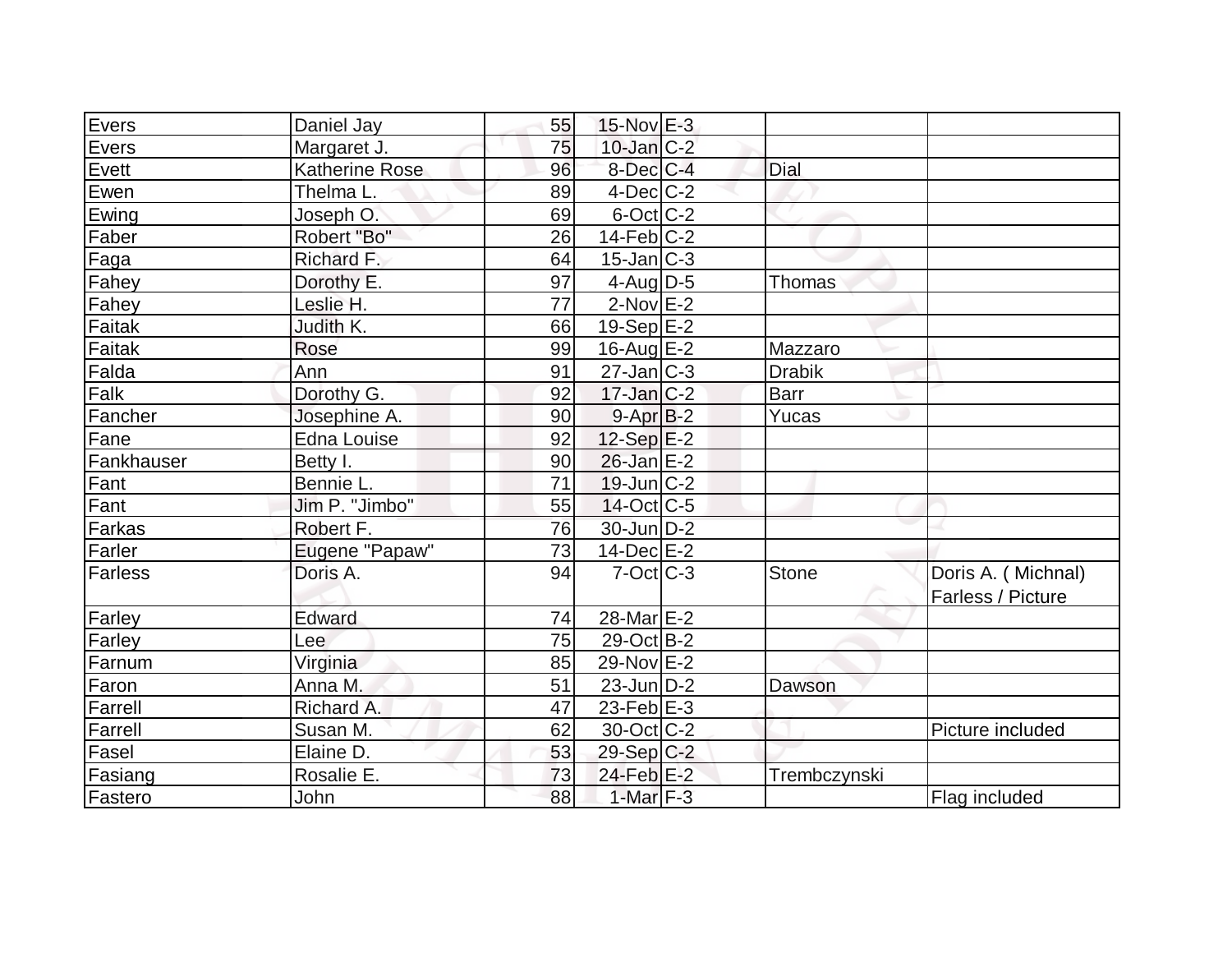| | | | | | | |
|---|---|---|---|---|---|---|
| Evers | Daniel Jay | 55 | 15-Nov | E-3 | | |
| Evers | Margaret J. | 75 | 10-Jan | C-2 | | |
| Evett | Katherine Rose | 96 | 8-Dec | C-4 | Dial | |
| Ewen | Thelma L. | 89 | 4-Dec | C-2 | | |
| Ewing | Joseph O. | 69 | 6-Oct | C-2 | | |
| Faber | Robert "Bo" | 26 | 14-Feb | C-2 | | |
| Faga | Richard F. | 64 | 15-Jan | C-3 | | |
| Fahey | Dorothy E. | 97 | 4-Aug | D-5 | Thomas | |
| Fahey | Leslie H. | 77 | 2-Nov | E-2 | | |
| Faitak | Judith K. | 66 | 19-Sep | E-2 | | |
| Faitak | Rose | 99 | 16-Aug | E-2 | Mazzaro | |
| Falda | Ann | 91 | 27-Jan | C-3 | Drabik | |
| Falk | Dorothy G. | 92 | 17-Jan | C-2 | Barr | |
| Fancher | Josephine A. | 90 | 9-Apr | B-2 | Yucas | |
| Fane | Edna Louise | 92 | 12-Sep | E-2 | | |
| Fankhauser | Betty I. | 90 | 26-Jan | E-2 | | |
| Fant | Bennie L. | 71 | 19-Jun | C-2 | | |
| Fant | Jim P. "Jimbo" | 55 | 14-Oct | C-5 | | |
| Farkas | Robert F. | 76 | 30-Jun | D-2 | | |
| Farler | Eugene "Papaw" | 73 | 14-Dec | E-2 | | |
| Farless | Doris A. | 94 | 7-Oct | C-3 | Stone | Doris A. ( Michnal) Farless / Picture |
| Farley | Edward | 74 | 28-Mar | E-2 | | |
| Farley | Lee | 75 | 29-Oct | B-2 | | |
| Farnum | Virginia | 85 | 29-Nov | E-2 | | |
| Faron | Anna M. | 51 | 23-Jun | D-2 | Dawson | |
| Farrell | Richard A. | 47 | 23-Feb | E-3 | | |
| Farrell | Susan M. | 62 | 30-Oct | C-2 | | Picture included |
| Fasel | Elaine D. | 53 | 29-Sep | C-2 | | |
| Fasiang | Rosalie E. | 73 | 24-Feb | E-2 | Trembczynski | |
| Fastero | John | 88 | 1-Mar | F-3 | | Flag included |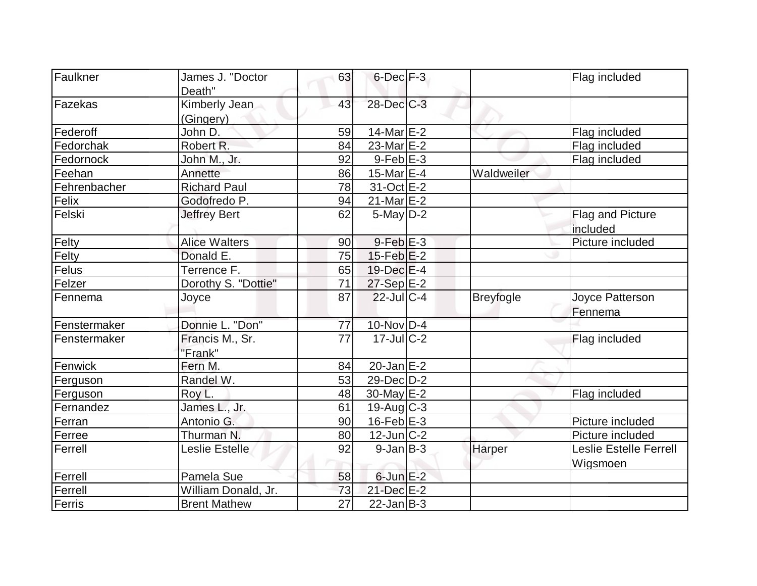| | | | | | | |
|---|---|---|---|---|---|---|
| Faulkner | James J. "Doctor Death" | 63 | 6-Dec | F-3 | | Flag included |
| Fazekas | Kimberly Jean (Gingery) | 43 | 28-Dec | C-3 | | |
| Federoff | John D. | 59 | 14-Mar | E-2 | | Flag included |
| Fedorchak | Robert R. | 84 | 23-Mar | E-2 | | Flag included |
| Fedornock | John M., Jr. | 92 | 9-Feb | E-3 | | Flag included |
| Feehan | Annette | 86 | 15-Mar | E-4 | Waldweiler | |
| Fehrenbacher | Richard Paul | 78 | 31-Oct | E-2 | | |
| Felix | Godofredo P. | 94 | 21-Mar | E-2 | | |
| Felski | Jeffrey Bert | 62 | 5-May | D-2 | | Flag and Picture included |
| Felty | Alice Walters | 90 | 9-Feb | E-3 | | Picture included |
| Felty | Donald E. | 75 | 15-Feb | E-2 | | |
| Felus | Terrence F. | 65 | 19-Dec | E-4 | | |
| Felzer | Dorothy S. "Dottie" | 71 | 27-Sep | E-2 | | |
| Fennema | Joyce | 87 | 22-Jul | C-4 | Breyfogle | Joyce Patterson Fennema |
| Fenstermaker | Donnie L. "Don" | 77 | 10-Nov | D-4 | | |
| Fenstermaker | Francis M., Sr. "Frank" | 77 | 17-Jul | C-2 | | Flag included |
| Fenwick | Fern M. | 84 | 20-Jan | E-2 | | |
| Ferguson | Randel W. | 53 | 29-Dec | D-2 | | |
| Ferguson | Roy L. | 48 | 30-May | E-2 | | Flag included |
| Fernandez | James L., Jr. | 61 | 19-Aug | C-3 | | |
| Ferran | Antonio G. | 90 | 16-Feb | E-3 | | Picture included |
| Ferree | Thurman N. | 80 | 12-Jun | C-2 | | Picture included |
| Ferrell | Leslie Estelle | 92 | 9-Jan | B-3 | Harper | Leslie Estelle Ferrell Wigsmoen |
| Ferrell | Pamela Sue | 58 | 6-Jun | E-2 | | |
| Ferrell | William Donald, Jr. | 73 | 21-Dec | E-2 | | |
| Ferris | Brent Mathew | 27 | 22-Jan | B-3 | | |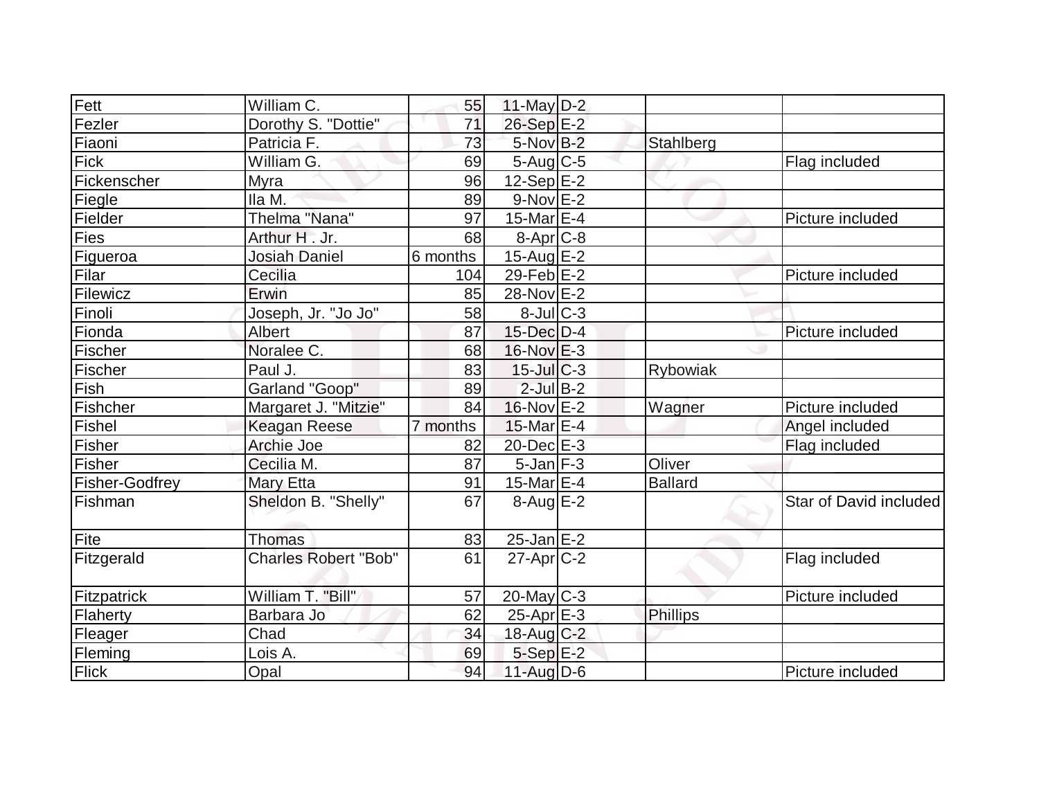| | | | | | | |
|---|---|---|---|---|---|---|
| Fett | William C. | 55 | 11-May | D-2 | | |
| Fezler | Dorothy S. "Dottie" | 71 | 26-Sep | E-2 | | |
| Fiaoni | Patricia F. | 73 | 5-Nov | B-2 | Stahlberg | |
| Fick | William G. | 69 | 5-Aug | C-5 | | Flag included |
| Fickenscher | Myra | 96 | 12-Sep | E-2 | | |
| Fiegle | Ila M. | 89 | 9-Nov | E-2 | | |
| Fielder | Thelma "Nana" | 97 | 15-Mar | E-4 | | Picture included |
| Fies | Arthur H . Jr. | 68 | 8-Apr | C-8 | | |
| Figueroa | Josiah Daniel | 6 months | 15-Aug | E-2 | | |
| Filar | Cecilia | 104 | 29-Feb | E-2 | | Picture included |
| Filewicz | Erwin | 85 | 28-Nov | E-2 | | |
| Finoli | Joseph, Jr. "Jo Jo" | 58 | 8-Jul | C-3 | | |
| Fionda | Albert | 87 | 15-Dec | D-4 | | Picture included |
| Fischer | Noralee C. | 68 | 16-Nov | E-3 | | |
| Fischer | Paul J. | 83 | 15-Jul | C-3 | Rybowiak | |
| Fish | Garland "Goop" | 89 | 2-Jul | B-2 | | |
| Fishcher | Margaret J. "Mitzie" | 84 | 16-Nov | E-2 | Wagner | Picture included |
| Fishel | Keagan Reese | 7 months | 15-Mar | E-4 | | Angel included |
| Fisher | Archie Joe | 82 | 20-Dec | E-3 | | Flag included |
| Fisher | Cecilia M. | 87 | 5-Jan | F-3 | Oliver | |
| Fisher-Godfrey | Mary Etta | 91 | 15-Mar | E-4 | Ballard | |
| Fishman | Sheldon B. "Shelly" | 67 | 8-Aug | E-2 | | Star of David included |
| Fite | Thomas | 83 | 25-Jan | E-2 | | |
| Fitzgerald | Charles Robert "Bob" | 61 | 27-Apr | C-2 | | Flag included |
| Fitzpatrick | William T. "Bill" | 57 | 20-May | C-3 | | Picture included |
| Flaherty | Barbara Jo | 62 | 25-Apr | E-3 | Phillips | |
| Fleager | Chad | 34 | 18-Aug | C-2 | | |
| Fleming | Lois A. | 69 | 5-Sep | E-2 | | |
| Flick | Opal | 94 | 11-Aug | D-6 | | Picture included |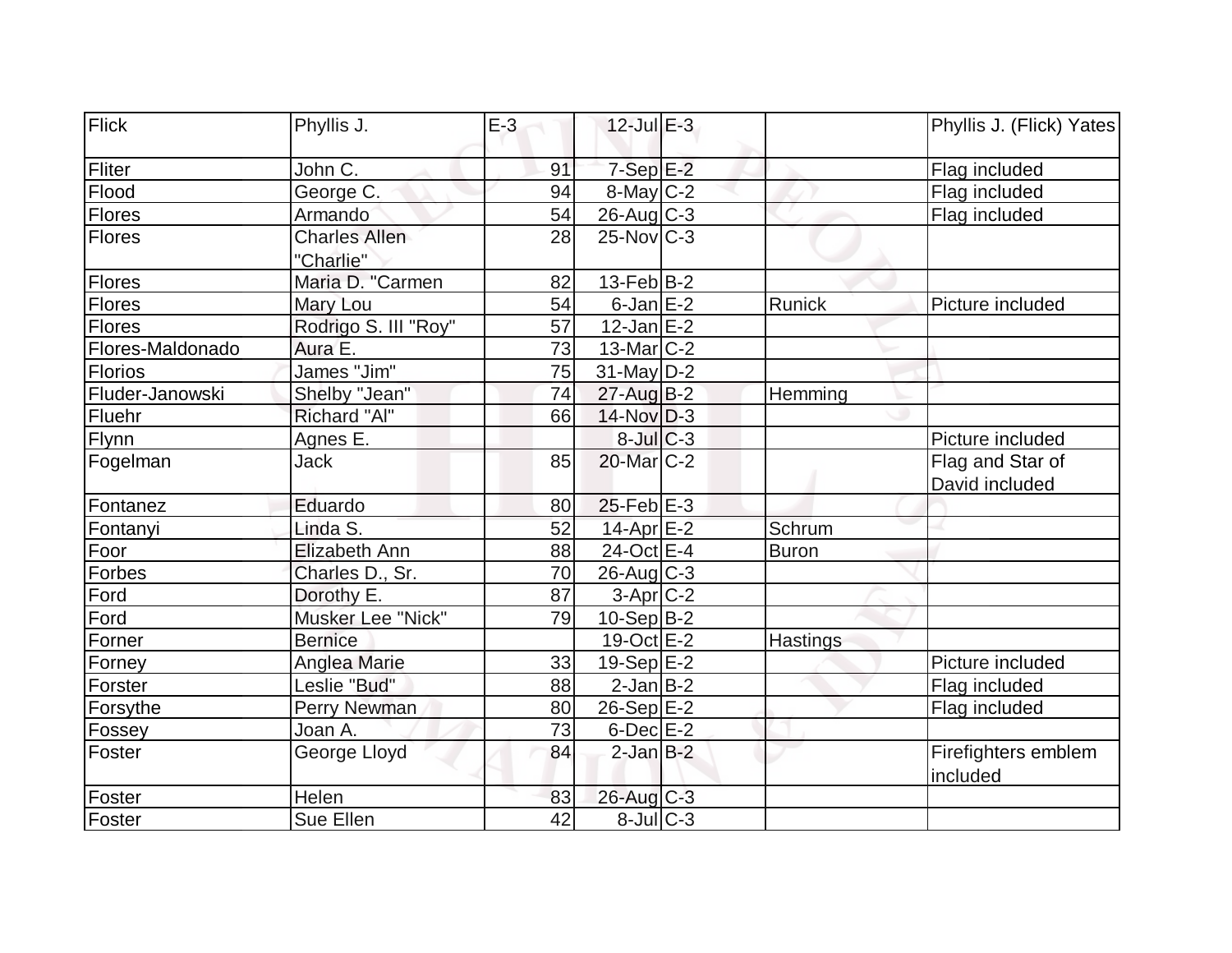| Flick | Phyllis J. | E-3 | 12-Jul | E-3 | | Phyllis J. (Flick) Yates |
|---|---|---|---|---|---|---|
| Fliter | John C. | 91 | 7-Sep | E-2 | | Flag included |
| Flood | George C. | 94 | 8-May | C-2 | | Flag included |
| Flores | Armando | 54 | 26-Aug | C-3 | | Flag included |
| Flores | Charles Allen "Charlie" | 28 | 25-Nov | C-3 | | |
| Flores | Maria D. "Carmen | 82 | 13-Feb | B-2 | | |
| Flores | Mary Lou | 54 | 6-Jan | E-2 | Runick | Picture included |
| Flores | Rodrigo S. III "Roy" | 57 | 12-Jan | E-2 | | |
| Flores-Maldonado | Aura E. | 73 | 13-Mar | C-2 | | |
| Florios | James "Jim" | 75 | 31-May | D-2 | | |
| Fluder-Janowski | Shelby "Jean" | 74 | 27-Aug | B-2 | Hemming | |
| Fluehr | Richard "Al" | 66 | 14-Nov | D-3 | | |
| Flynn | Agnes E. | | 8-Jul | C-3 | | Picture included |
| Fogelman | Jack | 85 | 20-Mar | C-2 | | Flag and Star of David included |
| Fontanez | Eduardo | 80 | 25-Feb | E-3 | | |
| Fontanyi | Linda S. | 52 | 14-Apr | E-2 | Schrum | |
| Foor | Elizabeth Ann | 88 | 24-Oct | E-4 | Buron | |
| Forbes | Charles D., Sr. | 70 | 26-Aug | C-3 | | |
| Ford | Dorothy E. | 87 | 3-Apr | C-2 | | |
| Ford | Musker Lee "Nick" | 79 | 10-Sep | B-2 | | |
| Forner | Bernice | | 19-Oct | E-2 | Hastings | |
| Forney | Anglea Marie | 33 | 19-Sep | E-2 | | Picture included |
| Forster | Leslie "Bud" | 88 | 2-Jan | B-2 | | Flag included |
| Forsythe | Perry Newman | 80 | 26-Sep | E-2 | | Flag included |
| Fossey | Joan A. | 73 | 6-Dec | E-2 | | |
| Foster | George Lloyd | 84 | 2-Jan | B-2 | | Firefighters emblem included |
| Foster | Helen | 83 | 26-Aug | C-3 | | |
| Foster | Sue Ellen | 42 | 8-Jul | C-3 | | |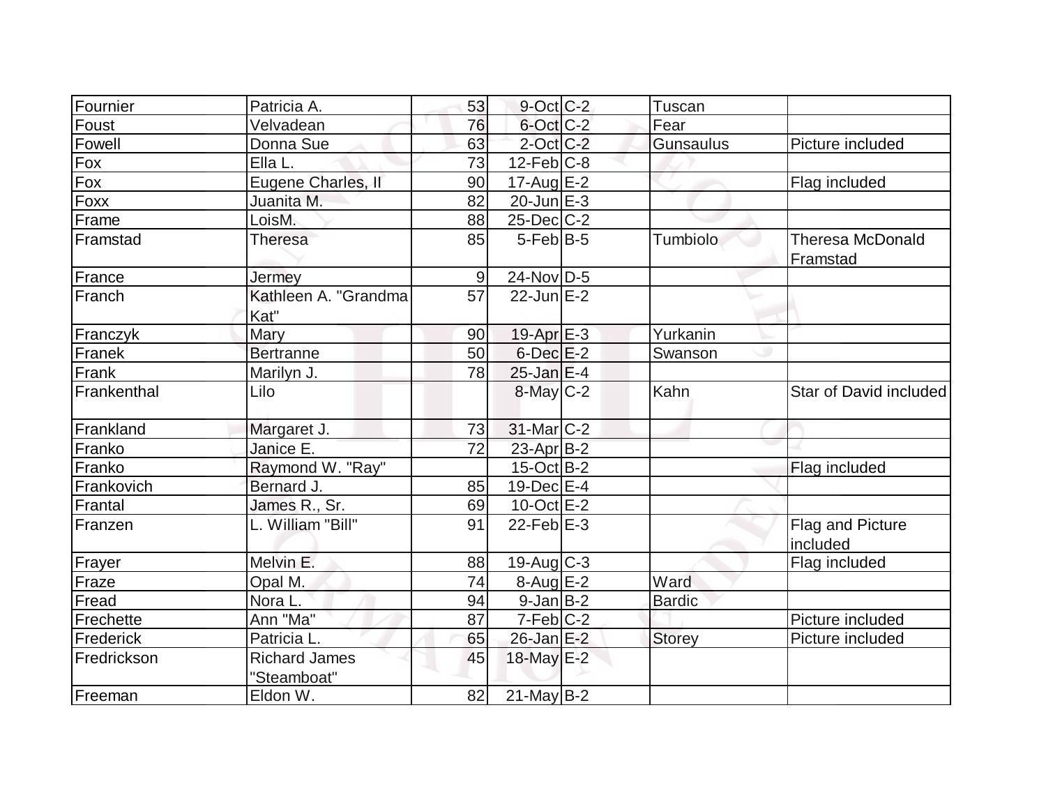| Fournier | Patricia A. | 53 | 9-Oct | C-2 | Tuscan | |
|---|---|---|---|---|---|---|
| Foust | Velvadean | 76 | 6-Oct | C-2 | Fear | |
| Fowell | Donna Sue | 63 | 2-Oct | C-2 | Gunsaulus | Picture included |
| Fox | Ella L. | 73 | 12-Feb | C-8 | | |
| Fox | Eugene Charles, II | 90 | 17-Aug | E-2 | | Flag included |
| Foxx | Juanita M. | 82 | 20-Jun | E-3 | | |
| Frame | LoisM. | 88 | 25-Dec | C-2 | | |
| Framstad | Theresa | 85 | 5-Feb | B-5 | Tumbiolo | Theresa McDonald Framstad |
| France | Jermey | 9 | 24-Nov | D-5 | | |
| Franch | Kathleen A. "Grandma Kat" | 57 | 22-Jun | E-2 | | |
| Franczyk | Mary | 90 | 19-Apr | E-3 | Yurkanin | |
| Franek | Bertranne | 50 | 6-Dec | E-2 | Swanson | |
| Frank | Marilyn J. | 78 | 25-Jan | E-4 | | |
| Frankenthal | Lilo | | 8-May | C-2 | Kahn | Star of David included |
| Frankland | Margaret J. | 73 | 31-Mar | C-2 | | |
| Franko | Janice E. | 72 | 23-Apr | B-2 | | |
| Franko | Raymond W. "Ray" | | 15-Oct | B-2 | | Flag included |
| Frankovich | Bernard J. | 85 | 19-Dec | E-4 | | |
| Frantal | James R., Sr. | 69 | 10-Oct | E-2 | | |
| Franzen | L. William "Bill" | 91 | 22-Feb | E-3 | | Flag and Picture included |
| Frayer | Melvin E. | 88 | 19-Aug | C-3 | | Flag included |
| Fraze | Opal M. | 74 | 8-Aug | E-2 | Ward | |
| Fread | Nora L. | 94 | 9-Jan | B-2 | Bardic | |
| Frechette | Ann "Ma" | 87 | 7-Feb | C-2 | | Picture included |
| Frederick | Patricia L. | 65 | 26-Jan | E-2 | Storey | Picture included |
| Fredrickson | Richard James "Steamboat" | 45 | 18-May | E-2 | | |
| Freeman | Eldon W. | 82 | 21-May | B-2 | | |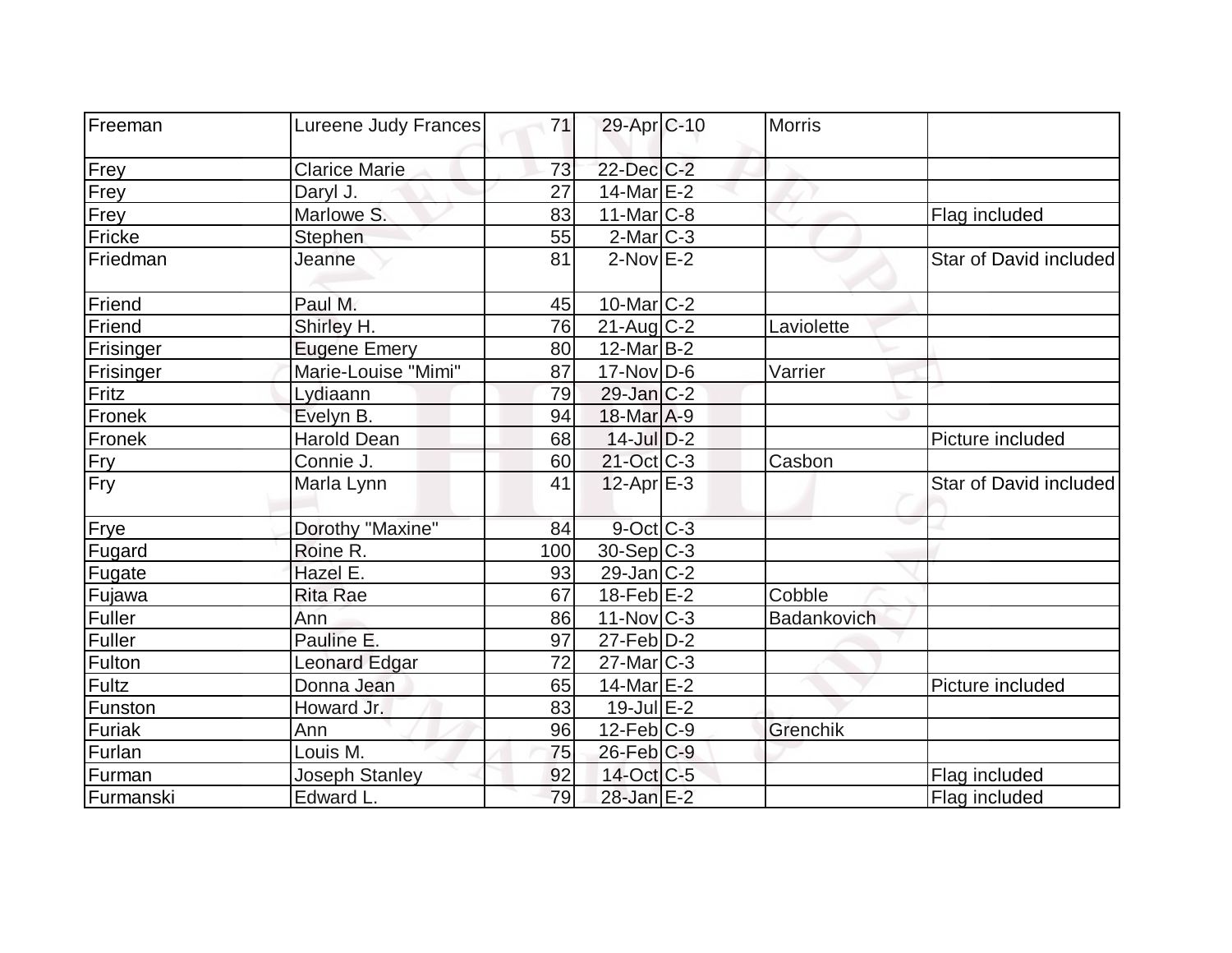| | | | | | | |
|---|---|---|---|---|---|---|
| Freeman | Lureene Judy Frances | 71 | 29-Apr | C-10 | Morris | |
| Frey | Clarice Marie | 73 | 22-Dec | C-2 | | |
| Frey | Daryl J. | 27 | 14-Mar | E-2 | | |
| Frey | Marlowe S. | 83 | 11-Mar | C-8 | | Flag included |
| Fricke | Stephen | 55 | 2-Mar | C-3 | | |
| Friedman | Jeanne | 81 | 2-Nov | E-2 | | Star of David included |
| Friend | Paul M. | 45 | 10-Mar | C-2 | | |
| Friend | Shirley H. | 76 | 21-Aug | C-2 | Laviolette | |
| Frisinger | Eugene Emery | 80 | 12-Mar | B-2 | | |
| Frisinger | Marie-Louise "Mimi" | 87 | 17-Nov | D-6 | Varrier | |
| Fritz | Lydiaann | 79 | 29-Jan | C-2 | | |
| Fronek | Evelyn B. | 94 | 18-Mar | A-9 | | |
| Fronek | Harold Dean | 68 | 14-Jul | D-2 | | Picture included |
| Fry | Connie J. | 60 | 21-Oct | C-3 | Casbon | |
| Fry | Marla Lynn | 41 | 12-Apr | E-3 | | Star of David included |
| Frye | Dorothy "Maxine" | 84 | 9-Oct | C-3 | | |
| Fugard | Roine R. | 100 | 30-Sep | C-3 | | |
| Fugate | Hazel E. | 93 | 29-Jan | C-2 | | |
| Fujawa | Rita Rae | 67 | 18-Feb | E-2 | Cobble | |
| Fuller | Ann | 86 | 11-Nov | C-3 | Badankovich | |
| Fuller | Pauline E. | 97 | 27-Feb | D-2 | | |
| Fulton | Leonard Edgar | 72 | 27-Mar | C-3 | | |
| Fultz | Donna Jean | 65 | 14-Mar | E-2 | | Picture included |
| Funston | Howard Jr. | 83 | 19-Jul | E-2 | | |
| Furiak | Ann | 96 | 12-Feb | C-9 | Grenchik | |
| Furlan | Louis M. | 75 | 26-Feb | C-9 | | |
| Furman | Joseph Stanley | 92 | 14-Oct | C-5 | | Flag included |
| Furmanski | Edward L. | 79 | 28-Jan | E-2 | | Flag included |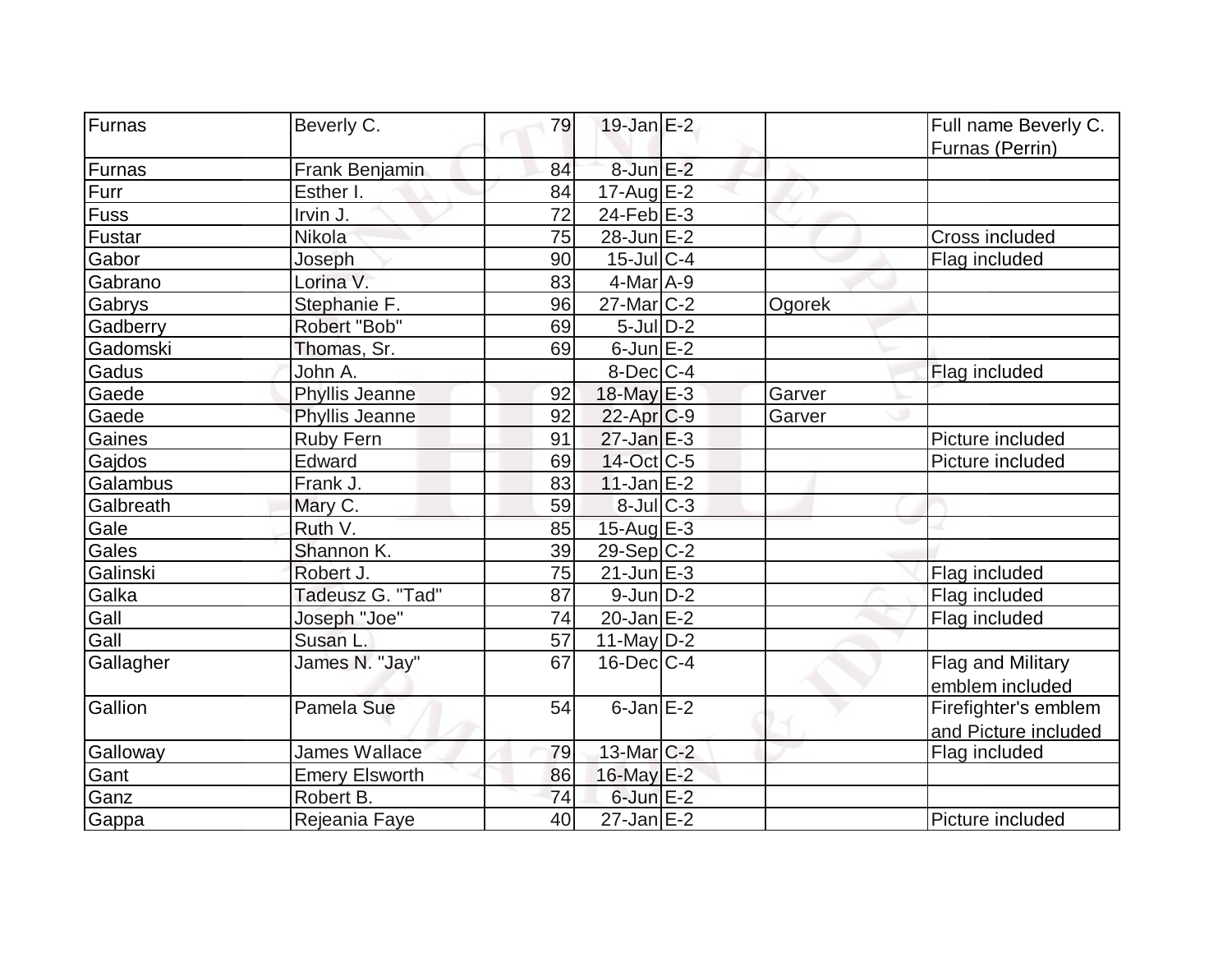| | | | | | | |
|---|---|---|---|---|---|---|
| Furnas | Beverly C. | 79 | 19-Jan | E-2 | | Full name Beverly C. Furnas (Perrin) |
| Furnas | Frank Benjamin | 84 | 8-Jun | E-2 | | |
| Furr | Esther I. | 84 | 17-Aug | E-2 | | |
| Fuss | Irvin J. | 72 | 24-Feb | E-3 | | |
| Fustar | Nikola | 75 | 28-Jun | E-2 | | Cross included |
| Gabor | Joseph | 90 | 15-Jul | C-4 | | Flag included |
| Gabrano | Lorina V. | 83 | 4-Mar | A-9 | | |
| Gabrys | Stephanie F. | 96 | 27-Mar | C-2 | Ogorek | |
| Gadberry | Robert "Bob" | 69 | 5-Jul | D-2 | | |
| Gadomski | Thomas, Sr. | 69 | 6-Jun | E-2 | | |
| Gadus | John A. | | 8-Dec | C-4 | | Flag included |
| Gaede | Phyllis Jeanne | 92 | 18-May | E-3 | Garver | |
| Gaede | Phyllis Jeanne | 92 | 22-Apr | C-9 | Garver | |
| Gaines | Ruby Fern | 91 | 27-Jan | E-3 | | Picture included |
| Gajdos | Edward | 69 | 14-Oct | C-5 | | Picture included |
| Galambus | Frank J. | 83 | 11-Jan | E-2 | | |
| Galbreath | Mary C. | 59 | 8-Jul | C-3 | | |
| Gale | Ruth V. | 85 | 15-Aug | E-3 | | |
| Gales | Shannon K. | 39 | 29-Sep | C-2 | | |
| Galinski | Robert J. | 75 | 21-Jun | E-3 | | Flag included |
| Galka | Tadeusz G. "Tad" | 87 | 9-Jun | D-2 | | Flag included |
| Gall | Joseph "Joe" | 74 | 20-Jan | E-2 | | Flag included |
| Gall | Susan L. | 57 | 11-May | D-2 | | |
| Gallagher | James N. "Jay" | 67 | 16-Dec | C-4 | | Flag and Military emblem included |
| Gallion | Pamela Sue | 54 | 6-Jan | E-2 | | Firefighter's emblem and Picture included |
| Galloway | James Wallace | 79 | 13-Mar | C-2 | | Flag included |
| Gant | Emery Elsworth | 86 | 16-May | E-2 | | |
| Ganz | Robert B. | 74 | 6-Jun | E-2 | | |
| Gappa | Rejeania Faye | 40 | 27-Jan | E-2 | | Picture included |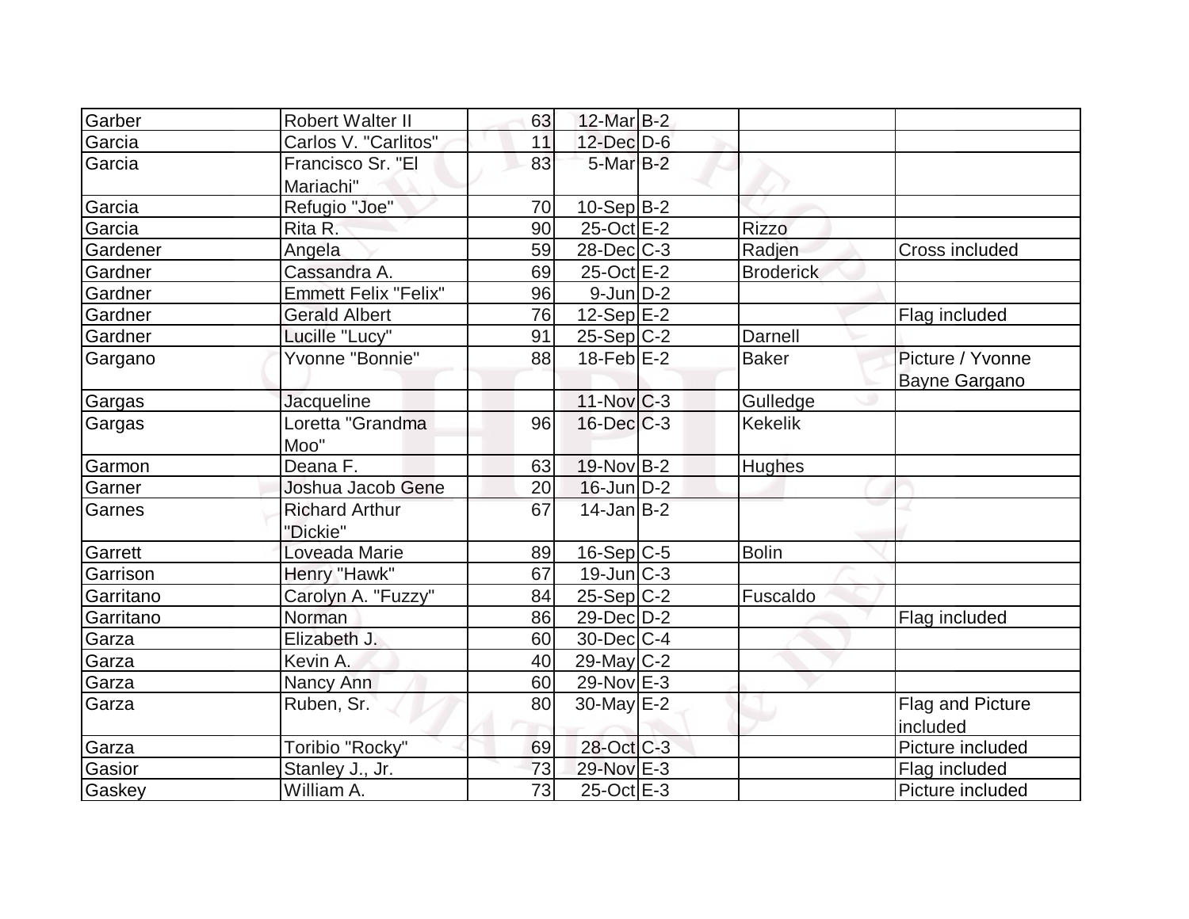| | | | | | | |
|---|---|---|---|---|---|---|
| Garber | Robert Walter II | 63 | 12-Mar | B-2 | | |
| Garcia | Carlos V. "Carlitos" | 11 | 12-Dec | D-6 | | |
| Garcia | Francisco Sr. "El Mariachi" | 83 | 5-Mar | B-2 | | |
| Garcia | Refugio "Joe" | 70 | 10-Sep | B-2 | | |
| Garcia | Rita R. | 90 | 25-Oct | E-2 | Rizzo | |
| Gardener | Angela | 59 | 28-Dec | C-3 | Radjen | Cross included |
| Gardner | Cassandra A. | 69 | 25-Oct | E-2 | Broderick | |
| Gardner | Emmett Felix "Felix" | 96 | 9-Jun | D-2 | | |
| Gardner | Gerald Albert | 76 | 12-Sep | E-2 | | Flag included |
| Gardner | Lucille "Lucy" | 91 | 25-Sep | C-2 | Darnell | |
| Gargano | Yvonne "Bonnie" | 88 | 18-Feb | E-2 | Baker | Picture / Yvonne Bayne Gargano |
| Gargas | Jacqueline | | 11-Nov | C-3 | Gulledge | |
| Gargas | Loretta "Grandma Moo" | 96 | 16-Dec | C-3 | Kekelik | |
| Garmon | Deana F. | 63 | 19-Nov | B-2 | Hughes | |
| Garner | Joshua Jacob Gene | 20 | 16-Jun | D-2 | | |
| Garnes | Richard Arthur "Dickie" | 67 | 14-Jan | B-2 | | |
| Garrett | Loveada Marie | 89 | 16-Sep | C-5 | Bolin | |
| Garrison | Henry "Hawk" | 67 | 19-Jun | C-3 | | |
| Garritano | Carolyn A. "Fuzzy" | 84 | 25-Sep | C-2 | Fuscaldo | |
| Garritano | Norman | 86 | 29-Dec | D-2 | | Flag included |
| Garza | Elizabeth J. | 60 | 30-Dec | C-4 | | |
| Garza | Kevin A. | 40 | 29-May | C-2 | | |
| Garza | Nancy Ann | 60 | 29-Nov | E-3 | | |
| Garza | Ruben, Sr. | 80 | 30-May | E-2 | | Flag and Picture included |
| Garza | Toribio "Rocky" | 69 | 28-Oct | C-3 | | Picture included |
| Gasior | Stanley J., Jr. | 73 | 29-Nov | E-3 | | Flag included |
| Gaskey | William A. | 73 | 25-Oct | E-3 | | Picture included |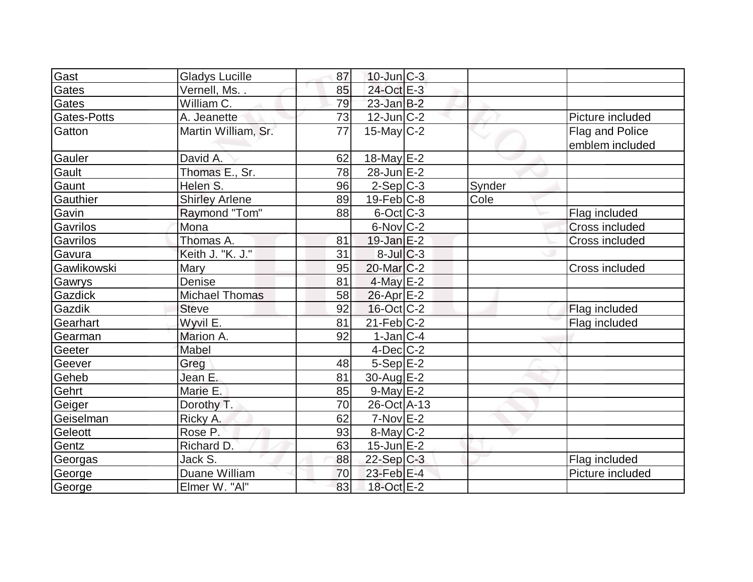| | | | | | | |
|---|---|---|---|---|---|---|
| Gast | Gladys Lucille | 87 | 10-Jun | C-3 | | |
| Gates | Vernell, Ms. . | 85 | 24-Oct | E-3 | | |
| Gates | William C. | 79 | 23-Jan | B-2 | | |
| Gates-Potts | A. Jeanette | 73 | 12-Jun | C-2 | | Picture included |
| Gatton | Martin William, Sr. | 77 | 15-May | C-2 | | Flag and Police emblem included |
| Gauler | David A. | 62 | 18-May | E-2 | | |
| Gault | Thomas E., Sr. | 78 | 28-Jun | E-2 | | |
| Gaunt | Helen S. | 96 | 2-Sep | C-3 | Synder | |
| Gauthier | Shirley Arlene | 89 | 19-Feb | C-8 | Cole | |
| Gavin | Raymond "Tom" | 88 | 6-Oct | C-3 | | Flag included |
| Gavrilos | Mona | | 6-Nov | C-2 | | Cross included |
| Gavrilos | Thomas A. | 81 | 19-Jan | E-2 | | Cross included |
| Gavura | Keith J. "K. J." | 31 | 8-Jul | C-3 | | |
| Gawlikowski | Mary | 95 | 20-Mar | C-2 | | Cross included |
| Gawrys | Denise | 81 | 4-May | E-2 | | |
| Gazdick | Michael Thomas | 58 | 26-Apr | E-2 | | |
| Gazdik | Steve | 92 | 16-Oct | C-2 | | Flag included |
| Gearhart | Wyvil E. | 81 | 21-Feb | C-2 | | Flag included |
| Gearman | Marion A. | 92 | 1-Jan | C-4 | | |
| Geeter | Mabel | | 4-Dec | C-2 | | |
| Geever | Greg | 48 | 5-Sep | E-2 | | |
| Geheb | Jean E. | 81 | 30-Aug | E-2 | | |
| Gehrt | Marie E. | 85 | 9-May | E-2 | | |
| Geiger | Dorothy T. | 70 | 26-Oct | A-13 | | |
| Geiselman | Ricky A. | 62 | 7-Nov | E-2 | | |
| Geleott | Rose P. | 93 | 8-May | C-2 | | |
| Gentz | Richard D. | 63 | 15-Jun | E-2 | | |
| Georgas | Jack S. | 88 | 22-Sep | C-3 | | Flag included |
| George | Duane William | 70 | 23-Feb | E-4 | | Picture included |
| George | Elmer W. "Al" | 83 | 18-Oct | E-2 | | |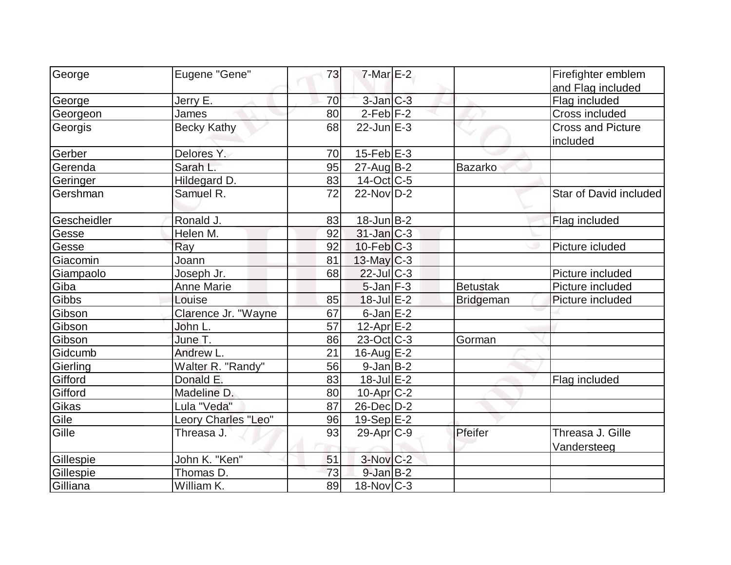| George | Eugene "Gene" | 73 | 7-Mar | E-2 | | Firefighter emblem and Flag included |
|---|---|---|---|---|---|---|
| George | Jerry E. | 70 | 3-Jan | C-3 | | Flag included |
| Georgeon | James | 80 | 2-Feb | F-2 | | Cross included |
| Georgis | Becky Kathy | 68 | 22-Jun | E-3 | | Cross and Picture included |
| Gerber | Delores Y. | 70 | 15-Feb | E-3 | | |
| Gerenda | Sarah L. | 95 | 27-Aug | B-2 | Bazarko | |
| Geringer | Hildegard D. | 83 | 14-Oct | C-5 | | |
| Gershman | Samuel R. | 72 | 22-Nov | D-2 | | Star of David included |
| Gescheidler | Ronald J. | 83 | 18-Jun | B-2 | | Flag included |
| Gesse | Helen M. | 92 | 31-Jan | C-3 | | |
| Gesse | Ray | 92 | 10-Feb | C-3 | | Picture icluded |
| Giacomin | Joann | 81 | 13-May | C-3 | | |
| Giampaolo | Joseph Jr. | 68 | 22-Jul | C-3 | | Picture included |
| Giba | Anne Marie | | 5-Jan | F-3 | Betustak | Picture included |
| Gibbs | Louise | 85 | 18-Jul | E-2 | Bridgeman | Picture included |
| Gibson | Clarence Jr. "Wayne | 67 | 6-Jan | E-2 | | |
| Gibson | John L. | 57 | 12-Apr | E-2 | | |
| Gibson | June T. | 86 | 23-Oct | C-3 | Gorman | |
| Gidcumb | Andrew L. | 21 | 16-Aug | E-2 | | |
| Gierling | Walter R. "Randy" | 56 | 9-Jan | B-2 | | |
| Gifford | Donald E. | 83 | 18-Jul | E-2 | | Flag included |
| Gifford | Madeline D. | 80 | 10-Apr | C-2 | | |
| Gikas | Lula "Veda" | 87 | 26-Dec | D-2 | | |
| Gile | Leory Charles "Leo" | 96 | 19-Sep | E-2 | | |
| Gille | Threasa J. | 93 | 29-Apr | C-9 | Pfeifer | Threasa J. Gille Vandersteeg |
| Gillespie | John K. "Ken" | 51 | 3-Nov | C-2 | | |
| Gillespie | Thomas D. | 73 | 9-Jan | B-2 | | |
| Gilliana | William K. | 89 | 18-Nov | C-3 | | |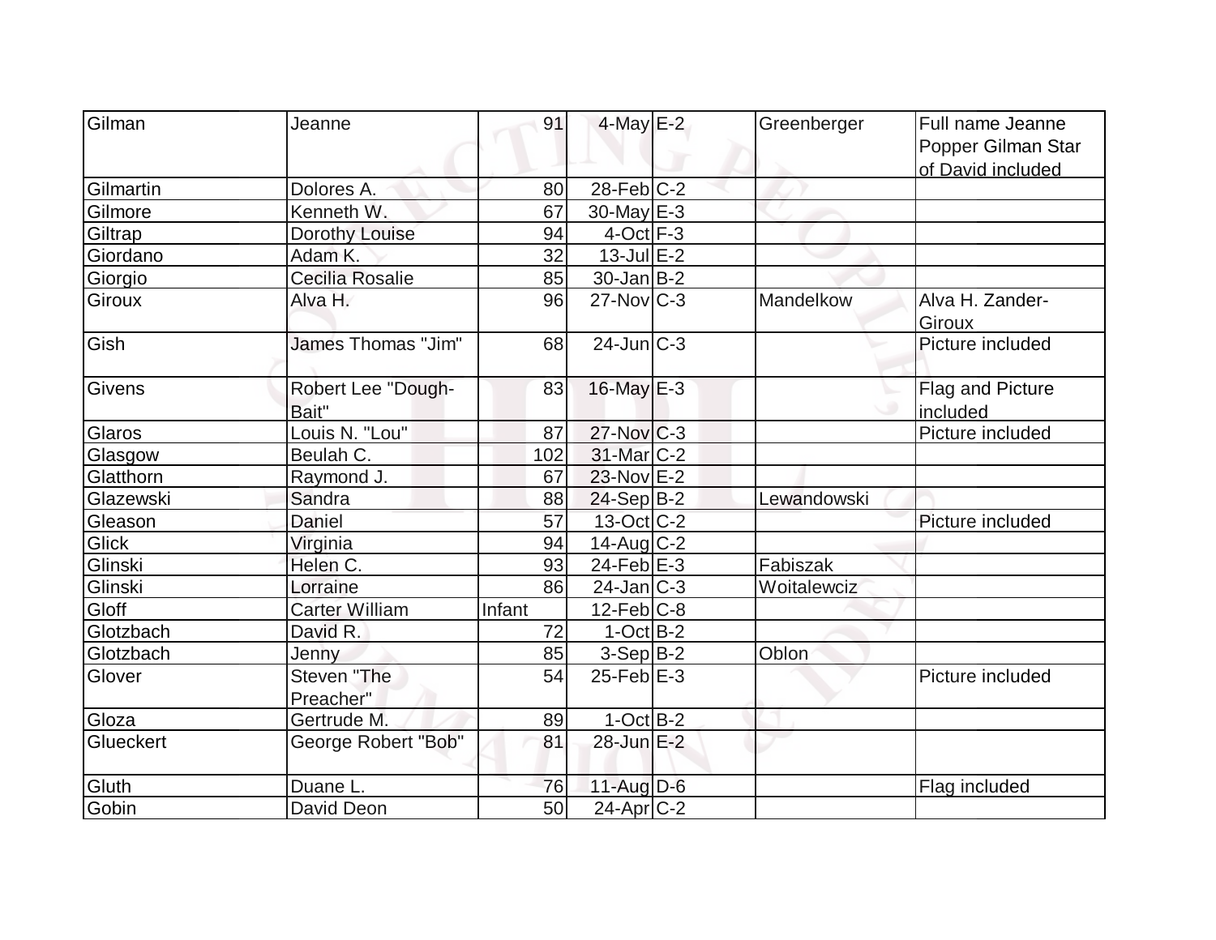| Gilman | Jeanne | 91 | 4-May | E-2 | Greenberger | Full name Jeanne Popper Gilman Star of David included |
|---|---|---|---|---|---|---|
| Gilmartin | Dolores A. | 80 | 28-Feb | C-2 | | |
| Gilmore | Kenneth W. | 67 | 30-May | E-3 | | |
| Giltrap | Dorothy Louise | 94 | 4-Oct | F-3 | | |
| Giordano | Adam K. | 32 | 13-Jul | E-2 | | |
| Giorgio | Cecilia Rosalie | 85 | 30-Jan | B-2 | | |
| Giroux | Alva H. | 96 | 27-Nov | C-3 | Mandelkow | Alva H. Zander-Giroux |
| Gish | James Thomas "Jim" | 68 | 24-Jun | C-3 | | Picture included |
| Givens | Robert Lee "Dough-Bait" | 83 | 16-May | E-3 | | Flag and Picture included |
| Glaros | Louis N. "Lou" | 87 | 27-Nov | C-3 | | Picture included |
| Glasgow | Beulah C. | 102 | 31-Mar | C-2 | | |
| Glatthorn | Raymond J. | 67 | 23-Nov | E-2 | | |
| Glazewski | Sandra | 88 | 24-Sep | B-2 | Lewandowski | |
| Gleason | Daniel | 57 | 13-Oct | C-2 | | Picture included |
| Glick | Virginia | 94 | 14-Aug | C-2 | | |
| Glinski | Helen C. | 93 | 24-Feb | E-3 | Fabiszak | |
| Glinski | Lorraine | 86 | 24-Jan | C-3 | Woitalewciz | |
| Gloff | Carter William | Infant | 12-Feb | C-8 | | |
| Glotzbach | David R. | 72 | 1-Oct | B-2 | | |
| Glotzbach | Jenny | 85 | 3-Sep | B-2 | Oblon | |
| Glover | Steven "The Preacher" | 54 | 25-Feb | E-3 | | Picture included |
| Gloza | Gertrude M. | 89 | 1-Oct | B-2 | | |
| Glueckert | George Robert "Bob" | 81 | 28-Jun | E-2 | | |
| Gluth | Duane L. | 76 | 11-Aug | D-6 | | Flag included |
| Gobin | David Deon | 50 | 24-Apr | C-2 | | |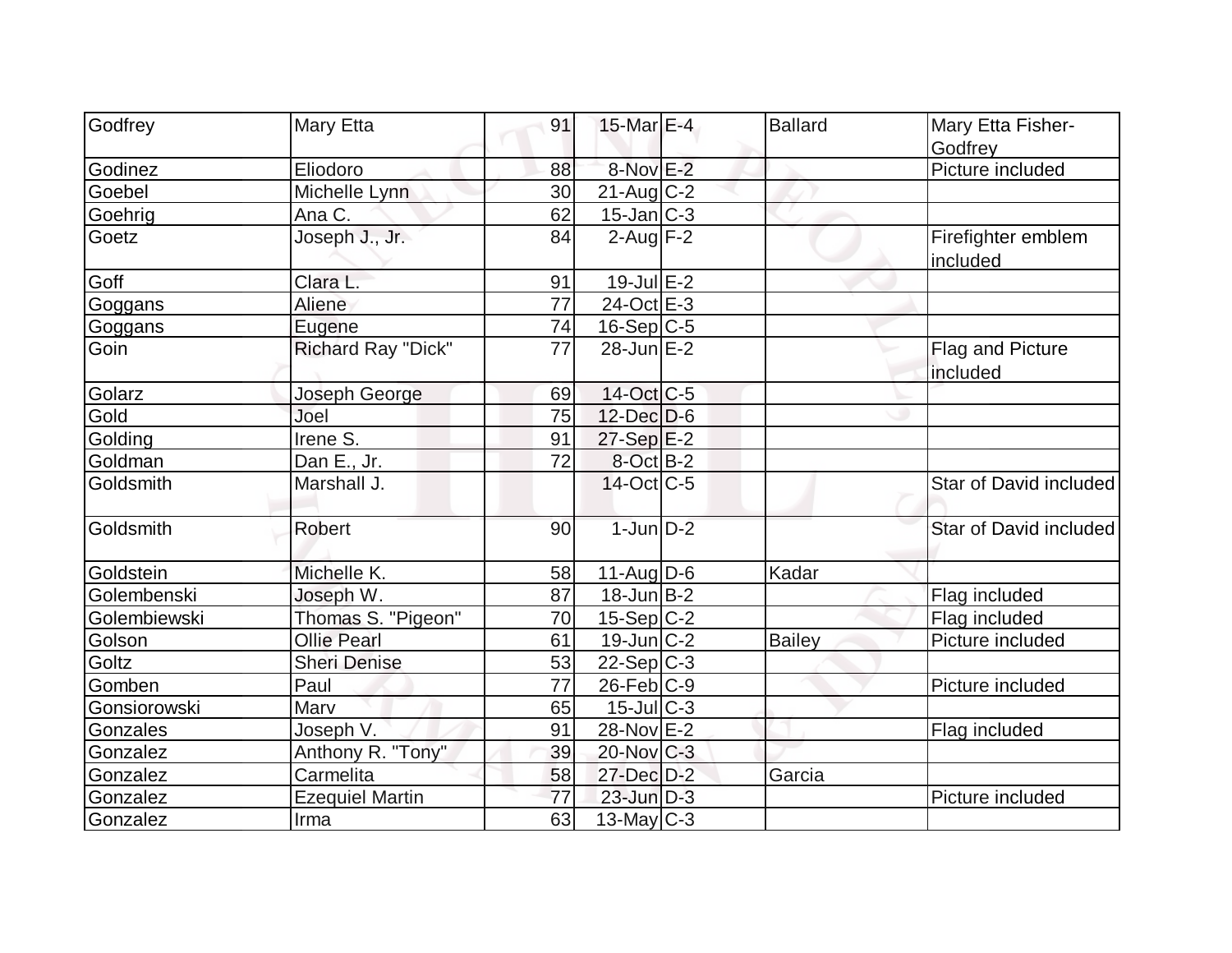| Godfrey | Mary Etta | 91 | 15-Mar | E-4 | Ballard | Mary Etta Fisher-Godfrey |
|---|---|---|---|---|---|---|
| Godinez | Eliodoro | 88 | 8-Nov | E-2 | | Picture included |
| Goebel | Michelle Lynn | 30 | 21-Aug | C-2 | | |
| Goehrig | Ana C. | 62 | 15-Jan | C-3 | | |
| Goetz | Joseph J., Jr. | 84 | 2-Aug | F-2 | | Firefighter emblem included |
| Goff | Clara L. | 91 | 19-Jul | E-2 | | |
| Goggans | Aliene | 77 | 24-Oct | E-3 | | |
| Goggans | Eugene | 74 | 16-Sep | C-5 | | |
| Goin | Richard Ray "Dick" | 77 | 28-Jun | E-2 | | Flag and Picture included |
| Golarz | Joseph George | 69 | 14-Oct | C-5 | | |
| Gold | Joel | 75 | 12-Dec | D-6 | | |
| Golding | Irene S. | 91 | 27-Sep | E-2 | | |
| Goldman | Dan E., Jr. | 72 | 8-Oct | B-2 | | |
| Goldsmith | Marshall J. | | 14-Oct | C-5 | | Star of David included |
| Goldsmith | Robert | 90 | 1-Jun | D-2 | | Star of David included |
| Goldstein | Michelle K. | 58 | 11-Aug | D-6 | Kadar | |
| Golembenski | Joseph W. | 87 | 18-Jun | B-2 | | Flag included |
| Golembiewski | Thomas S. "Pigeon" | 70 | 15-Sep | C-2 | | Flag included |
| Golson | Ollie Pearl | 61 | 19-Jun | C-2 | Bailey | Picture included |
| Goltz | Sheri Denise | 53 | 22-Sep | C-3 | | |
| Gomben | Paul | 77 | 26-Feb | C-9 | | Picture included |
| Gonsiorowski | Marv | 65 | 15-Jul | C-3 | | |
| Gonzales | Joseph V. | 91 | 28-Nov | E-2 | | Flag included |
| Gonzalez | Anthony R. "Tony" | 39 | 20-Nov | C-3 | | |
| Gonzalez | Carmelita | 58 | 27-Dec | D-2 | Garcia | |
| Gonzalez | Ezequiel Martin | 77 | 23-Jun | D-3 | | Picture included |
| Gonzalez | Irma | 63 | 13-May | C-3 | | |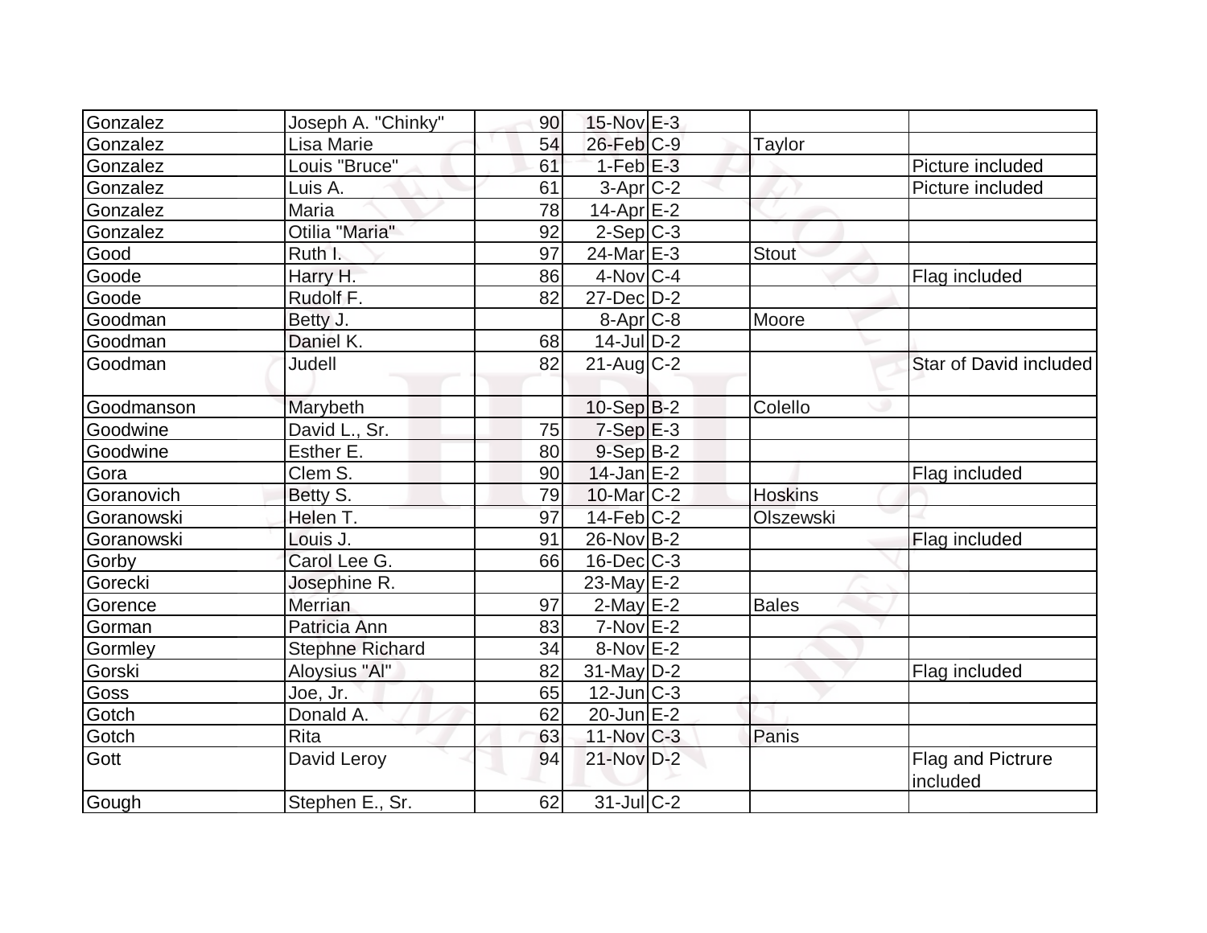| | | | | | | |
|---|---|---|---|---|---|---|
| Gonzalez | Joseph A. "Chinky" | 90 | 15-Nov | E-3 | | |
| Gonzalez | Lisa Marie | 54 | 26-Feb | C-9 | Taylor | |
| Gonzalez | Louis "Bruce" | 61 | 1-Feb | E-3 | | Picture included |
| Gonzalez | Luis A. | 61 | 3-Apr | C-2 | | Picture included |
| Gonzalez | Maria | 78 | 14-Apr | E-2 | | |
| Gonzalez | Otilia "Maria" | 92 | 2-Sep | C-3 | | |
| Good | Ruth I. | 97 | 24-Mar | E-3 | Stout | |
| Goode | Harry H. | 86 | 4-Nov | C-4 | | Flag included |
| Goode | Rudolf F. | 82 | 27-Dec | D-2 | | |
| Goodman | Betty J. | | 8-Apr | C-8 | Moore | |
| Goodman | Daniel K. | 68 | 14-Jul | D-2 | | |
| Goodman | Judell | 82 | 21-Aug | C-2 | | Star of David included |
| Goodmanson | Marybeth | | 10-Sep | B-2 | Colello | |
| Goodwine | David L., Sr. | 75 | 7-Sep | E-3 | | |
| Goodwine | Esther E. | 80 | 9-Sep | B-2 | | |
| Gora | Clem S. | 90 | 14-Jan | E-2 | | Flag included |
| Goranovich | Betty S. | 79 | 10-Mar | C-2 | Hoskins | |
| Goranowski | Helen T. | 97 | 14-Feb | C-2 | Olszewski | |
| Goranowski | Louis J. | 91 | 26-Nov | B-2 | | Flag included |
| Gorby | Carol Lee G. | 66 | 16-Dec | C-3 | | |
| Gorecki | Josephine R. | | 23-May | E-2 | | |
| Gorence | Merrian | 97 | 2-May | E-2 | Bales | |
| Gorman | Patricia Ann | 83 | 7-Nov | E-2 | | |
| Gormley | Stephne Richard | 34 | 8-Nov | E-2 | | |
| Gorski | Aloysius "Al" | 82 | 31-May | D-2 | | Flag included |
| Goss | Joe, Jr. | 65 | 12-Jun | C-3 | | |
| Gotch | Donald A. | 62 | 20-Jun | E-2 | | |
| Gotch | Rita | 63 | 11-Nov | C-3 | Panis | |
| Gott | David Leroy | 94 | 21-Nov | D-2 | | Flag and Pictrure included |
| Gough | Stephen E., Sr. | 62 | 31-Jul | C-2 | | |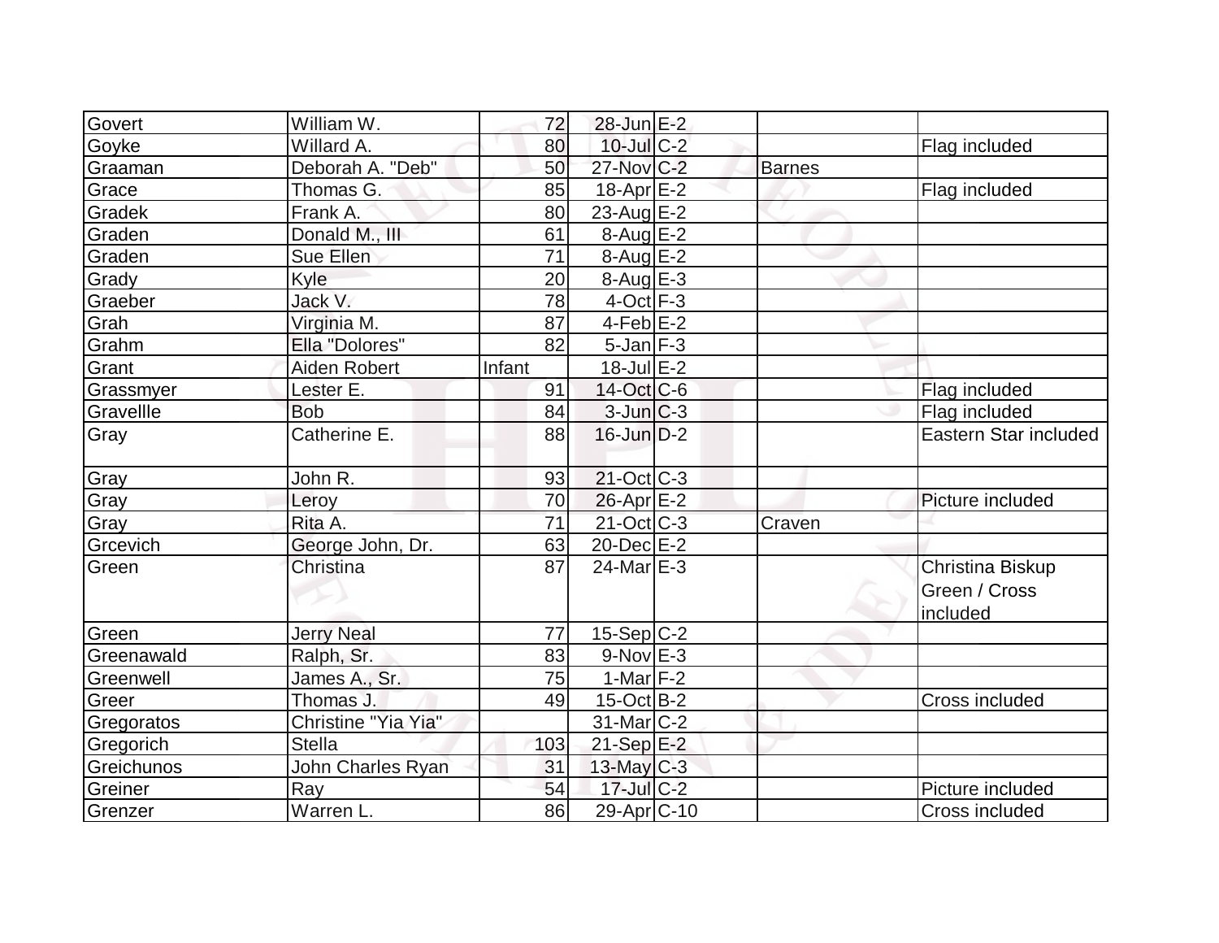| | | | | | | |
|---|---|---|---|---|---|---|
| Govert | William W. | 72 | 28-Jun | E-2 | | |
| Goyke | Willard A. | 80 | 10-Jul | C-2 | | Flag included |
| Graaman | Deborah A. "Deb" | 50 | 27-Nov | C-2 | Barnes | |
| Grace | Thomas G. | 85 | 18-Apr | E-2 | | Flag included |
| Gradek | Frank A. | 80 | 23-Aug | E-2 | | |
| Graden | Donald M., III | 61 | 8-Aug | E-2 | | |
| Graden | Sue Ellen | 71 | 8-Aug | E-2 | | |
| Grady | Kyle | 20 | 8-Aug | E-3 | | |
| Graeber | Jack V. | 78 | 4-Oct | F-3 | | |
| Grah | Virginia M. | 87 | 4-Feb | E-2 | | |
| Grahm | Ella "Dolores" | 82 | 5-Jan | F-3 | | |
| Grant | Aiden Robert | Infant | 18-Jul | E-2 | | |
| Grassmyer | Lester E. | 91 | 14-Oct | C-6 | | Flag included |
| Gravellle | Bob | 84 | 3-Jun | C-3 | | Flag included |
| Gray | Catherine E. | 88 | 16-Jun | D-2 | | Eastern Star included |
| Gray | John R. | 93 | 21-Oct | C-3 | | |
| Gray | Leroy | 70 | 26-Apr | E-2 | | Picture included |
| Gray | Rita A. | 71 | 21-Oct | C-3 | Craven | |
| Grcevich | George John, Dr. | 63 | 20-Dec | E-2 | | |
| Green | Christina | 87 | 24-Mar | E-3 | | Christina Biskup Green / Cross included |
| Green | Jerry Neal | 77 | 15-Sep | C-2 | | |
| Greenawald | Ralph, Sr. | 83 | 9-Nov | E-3 | | |
| Greenwell | James A., Sr. | 75 | 1-Mar | F-2 | | |
| Greer | Thomas J. | 49 | 15-Oct | B-2 | | Cross included |
| Gregoratos | Christine "Yia Yia" | | 31-Mar | C-2 | | |
| Gregorich | Stella | 103 | 21-Sep | E-2 | | |
| Greichunos | John Charles Ryan | 31 | 13-May | C-3 | | |
| Greiner | Ray | 54 | 17-Jul | C-2 | | Picture included |
| Grenzer | Warren L. | 86 | 29-Apr | C-10 | | Cross included |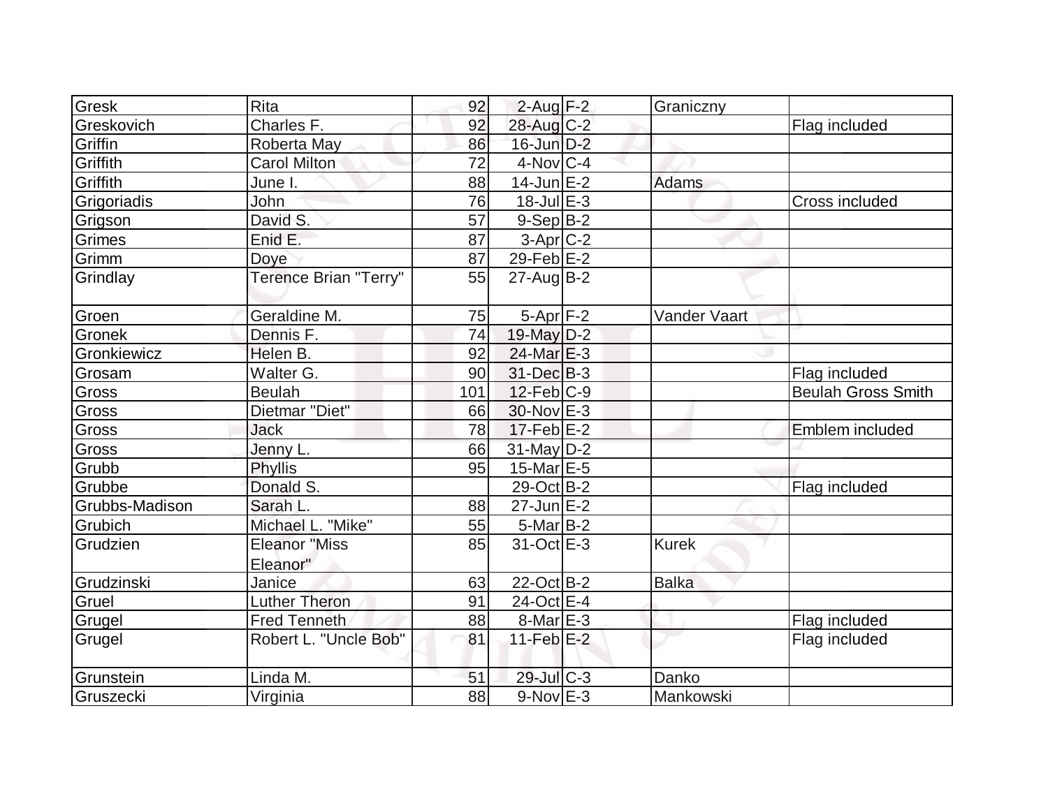| | | | | | | |
|---|---|---|---|---|---|---|
| Gresk | Rita | 92 | 2-Aug | F-2 | Graniczny | |
| Greskovich | Charles F. | 92 | 28-Aug | C-2 | | Flag included |
| Griffin | Roberta May | 86 | 16-Jun | D-2 | | |
| Griffith | Carol Milton | 72 | 4-Nov | C-4 | | |
| Griffith | June I. | 88 | 14-Jun | E-2 | Adams | |
| Grigoriadis | John | 76 | 18-Jul | E-3 | | Cross included |
| Grigson | David S. | 57 | 9-Sep | B-2 | | |
| Grimes | Enid E. | 87 | 3-Apr | C-2 | | |
| Grimm | Doye | 87 | 29-Feb | E-2 | | |
| Grindlay | Terence Brian "Terry" | 55 | 27-Aug | B-2 | | |
| Groen | Geraldine M. | 75 | 5-Apr | F-2 | Vander Vaart | |
| Gronek | Dennis F. | 74 | 19-May | D-2 | | |
| Gronkiewicz | Helen B. | 92 | 24-Mar | E-3 | | |
| Grosam | Walter G. | 90 | 31-Dec | B-3 | | Flag included |
| Gross | Beulah | 101 | 12-Feb | C-9 | | Beulah Gross Smith |
| Gross | Dietmar "Diet" | 66 | 30-Nov | E-3 | | |
| Gross | Jack | 78 | 17-Feb | E-2 | | Emblem included |
| Gross | Jenny L. | 66 | 31-May | D-2 | | |
| Grubb | Phyllis | 95 | 15-Mar | E-5 | | |
| Grubbe | Donald S. | | 29-Oct | B-2 | | Flag included |
| Grubbs-Madison | Sarah L. | 88 | 27-Jun | E-2 | | |
| Grubich | Michael L. "Mike" | 55 | 5-Mar | B-2 | | |
| Grudzien | Eleanor "Miss Eleanor" | 85 | 31-Oct | E-3 | Kurek | |
| Grudzinski | Janice | 63 | 22-Oct | B-2 | Balka | |
| Gruel | Luther Theron | 91 | 24-Oct | E-4 | | |
| Grugel | Fred Tenneth | 88 | 8-Mar | E-3 | | Flag included |
| Grugel | Robert L. "Uncle Bob" | 81 | 11-Feb | E-2 | | Flag included |
| Grunstein | Linda M. | 51 | 29-Jul | C-3 | Danko | |
| Gruszecki | Virginia | 88 | 9-Nov | E-3 | Mankowski | |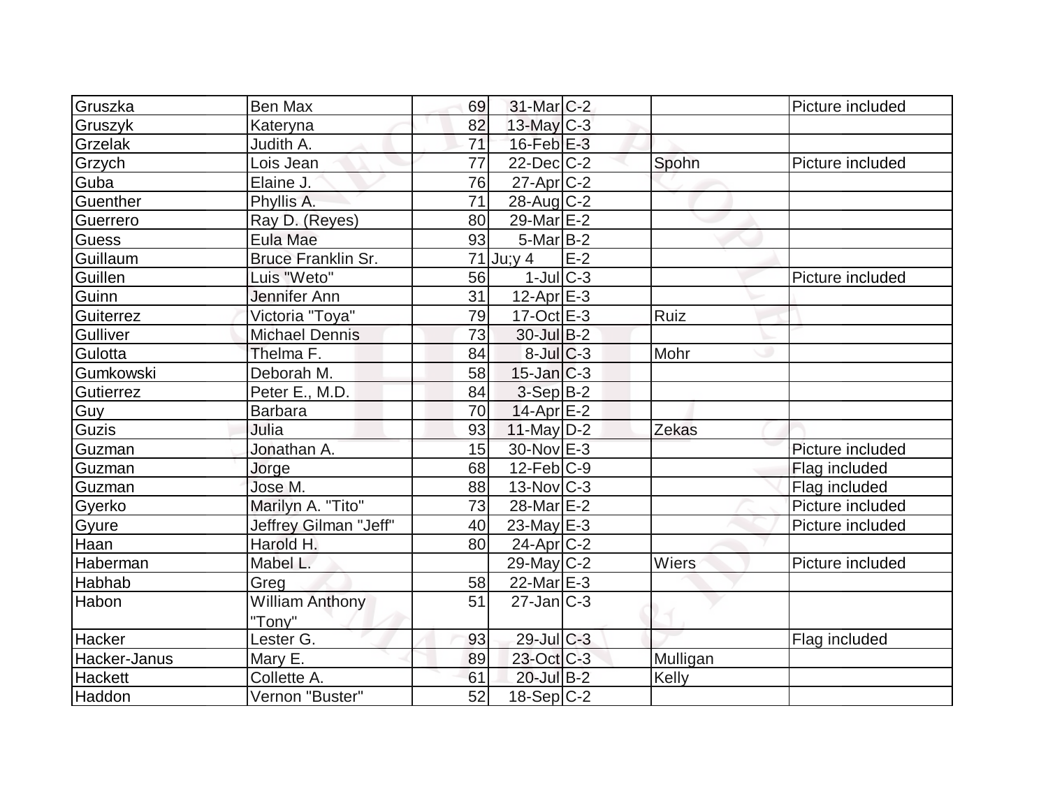| Gruszka | Ben Max | 69 | 31-Mar | C-2 | | Picture included |
|---|---|---|---|---|---|---|
| Gruszyk | Kateryna | 82 | 13-May | C-3 | | |
| Grzelak | Judith A. | 71 | 16-Feb | E-3 | | |
| Grzych | Lois Jean | 77 | 22-Dec | C-2 | Spohn | Picture included |
| Guba | Elaine J. | 76 | 27-Apr | C-2 | | |
| Guenther | Phyllis A. | 71 | 28-Aug | C-2 | | |
| Guerrero | Ray D. (Reyes) | 80 | 29-Mar | E-2 | | |
| Guess | Eula Mae | 93 | 5-Mar | B-2 | | |
| Guillaum | Bruce Franklin Sr. | 71 | Ju;y 4 | E-2 | | |
| Guillen | Luis "Weto" | 56 | 1-Jul | C-3 | | Picture included |
| Guinn | Jennifer Ann | 31 | 12-Apr | E-3 | | |
| Guiterrez | Victoria "Toya" | 79 | 17-Oct | E-3 | Ruiz | |
| Gulliver | Michael Dennis | 73 | 30-Jul | B-2 | | |
| Gulotta | Thelma F. | 84 | 8-Jul | C-3 | Mohr | |
| Gumkowski | Deborah M. | 58 | 15-Jan | C-3 | | |
| Gutierrez | Peter E., M.D. | 84 | 3-Sep | B-2 | | |
| Guy | Barbara | 70 | 14-Apr | E-2 | | |
| Guzis | Julia | 93 | 11-May | D-2 | Zekas | |
| Guzman | Jonathan A. | 15 | 30-Nov | E-3 | | Picture included |
| Guzman | Jorge | 68 | 12-Feb | C-9 | | Flag included |
| Guzman | Jose M. | 88 | 13-Nov | C-3 | | Flag included |
| Gyerko | Marilyn A. "Tito" | 73 | 28-Mar | E-2 | | Picture included |
| Gyure | Jeffrey Gilman "Jeff" | 40 | 23-May | E-3 | | Picture included |
| Haan | Harold H. | 80 | 24-Apr | C-2 | | |
| Haberman | Mabel L. | | 29-May | C-2 | Wiers | Picture included |
| Habhab | Greg | 58 | 22-Mar | E-3 | | |
| Habon | William Anthony "Tony" | 51 | 27-Jan | C-3 | | |
| Hacker | Lester G. | 93 | 29-Jul | C-3 | | Flag included |
| Hacker-Janus | Mary E. | 89 | 23-Oct | C-3 | Mulligan | |
| Hackett | Collette A. | 61 | 20-Jul | B-2 | Kelly | |
| Haddon | Vernon "Buster" | 52 | 18-Sep | C-2 | | |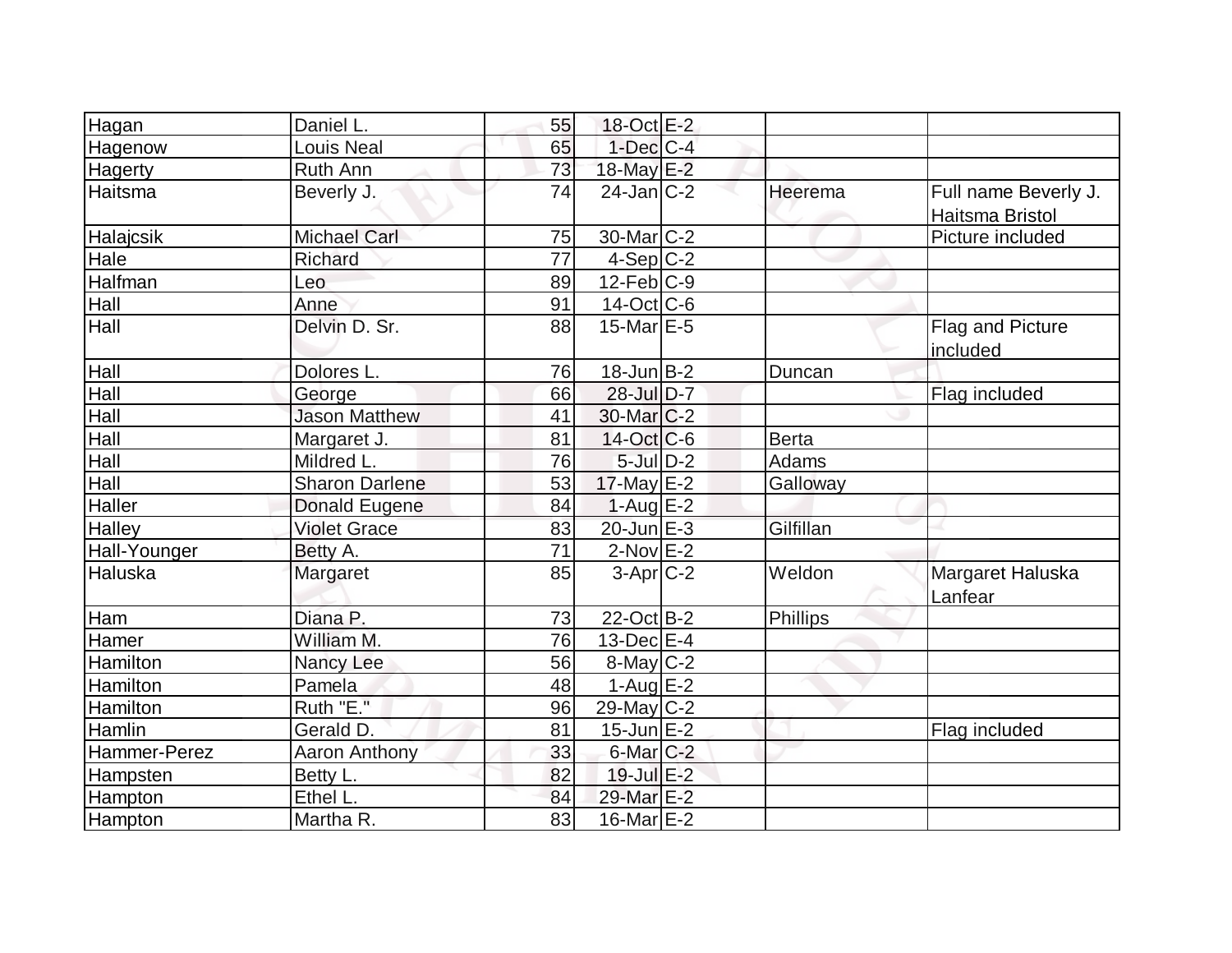| | | | | | | |
|---|---|---|---|---|---|---|
| Hagan | Daniel L. | 55 | 18-Oct | E-2 | | |
| Hagenow | Louis Neal | 65 | 1-Dec | C-4 | | |
| Hagerty | Ruth Ann | 73 | 18-May | E-2 | | |
| Haitsma | Beverly J. | 74 | 24-Jan | C-2 | Heerema | Full name Beverly J. Haitsma Bristol |
| Halajcsik | Michael Carl | 75 | 30-Mar | C-2 | | Picture included |
| Hale | Richard | 77 | 4-Sep | C-2 | | |
| Halfman | Leo | 89 | 12-Feb | C-9 | | |
| Hall | Anne | 91 | 14-Oct | C-6 | | |
| Hall | Delvin D. Sr. | 88 | 15-Mar | E-5 | | Flag and Picture included |
| Hall | Dolores L. | 76 | 18-Jun | B-2 | Duncan | |
| Hall | George | 66 | 28-Jul | D-7 | | Flag included |
| Hall | Jason Matthew | 41 | 30-Mar | C-2 | | |
| Hall | Margaret J. | 81 | 14-Oct | C-6 | Berta | |
| Hall | Mildred L. | 76 | 5-Jul | D-2 | Adams | |
| Hall | Sharon Darlene | 53 | 17-May | E-2 | Galloway | |
| Haller | Donald Eugene | 84 | 1-Aug | E-2 | | |
| Halley | Violet Grace | 83 | 20-Jun | E-3 | Gilfillan | |
| Hall-Younger | Betty A. | 71 | 2-Nov | E-2 | | |
| Haluska | Margaret | 85 | 3-Apr | C-2 | Weldon | Margaret Haluska Lanfear |
| Ham | Diana P. | 73 | 22-Oct | B-2 | Phillips | |
| Hamer | William M. | 76 | 13-Dec | E-4 | | |
| Hamilton | Nancy Lee | 56 | 8-May | C-2 | | |
| Hamilton | Pamela | 48 | 1-Aug | E-2 | | |
| Hamilton | Ruth "E." | 96 | 29-May | C-2 | | |
| Hamlin | Gerald D. | 81 | 15-Jun | E-2 | | Flag included |
| Hammer-Perez | Aaron Anthony | 33 | 6-Mar | C-2 | | |
| Hampsten | Betty L. | 82 | 19-Jul | E-2 | | |
| Hampton | Ethel L. | 84 | 29-Mar | E-2 | | |
| Hampton | Martha R. | 83 | 16-Mar | E-2 | | |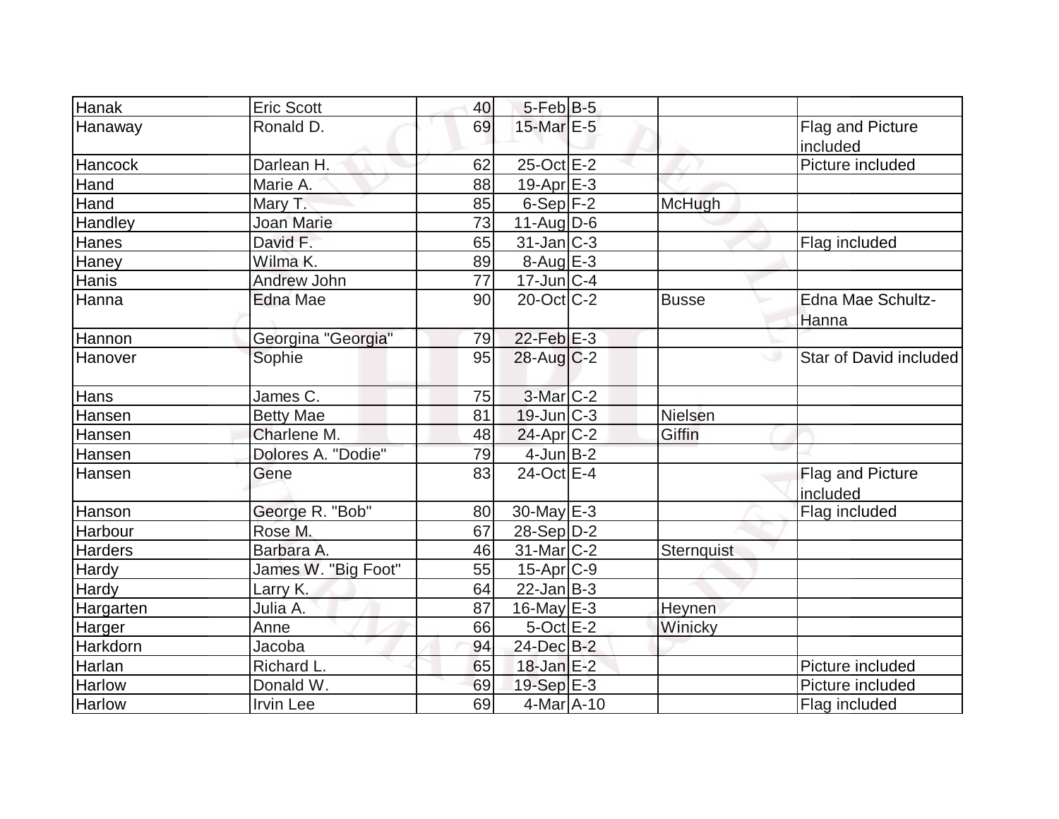| | | | | | | |
|---|---|---|---|---|---|---|
| Hanak | Eric Scott | 40 | 5-Feb | B-5 | | |
| Hanaway | Ronald D. | 69 | 15-Mar | E-5 | | Flag and Picture included |
| Hancock | Darlean H. | 62 | 25-Oct | E-2 | | Picture included |
| Hand | Marie A. | 88 | 19-Apr | E-3 | | |
| Hand | Mary T. | 85 | 6-Sep | F-2 | McHugh | |
| Handley | Joan Marie | 73 | 11-Aug | D-6 | | |
| Hanes | David F. | 65 | 31-Jan | C-3 | | Flag included |
| Haney | Wilma K. | 89 | 8-Aug | E-3 | | |
| Hanis | Andrew John | 77 | 17-Jun | C-4 | | |
| Hanna | Edna Mae | 90 | 20-Oct | C-2 | Busse | Edna Mae Schultz-Hanna |
| Hannon | Georgina "Georgia" | 79 | 22-Feb | E-3 | | |
| Hanover | Sophie | 95 | 28-Aug | C-2 | | Star of David included |
| Hans | James C. | 75 | 3-Mar | C-2 | | |
| Hansen | Betty Mae | 81 | 19-Jun | C-3 | Nielsen | |
| Hansen | Charlene M. | 48 | 24-Apr | C-2 | Giffin | |
| Hansen | Dolores A. "Dodie" | 79 | 4-Jun | B-2 | | |
| Hansen | Gene | 83 | 24-Oct | E-4 | | Flag and Picture included |
| Hanson | George R. "Bob" | 80 | 30-May | E-3 | | Flag included |
| Harbour | Rose M. | 67 | 28-Sep | D-2 | | |
| Harders | Barbara A. | 46 | 31-Mar | C-2 | Sternquist | |
| Hardy | James W. "Big Foot" | 55 | 15-Apr | C-9 | | |
| Hardy | Larry K. | 64 | 22-Jan | B-3 | | |
| Hargarten | Julia A. | 87 | 16-May | E-3 | Heynen | |
| Harger | Anne | 66 | 5-Oct | E-2 | Winicky | |
| Harkdorn | Jacoba | 94 | 24-Dec | B-2 | | |
| Harlan | Richard L. | 65 | 18-Jan | E-2 | | Picture included |
| Harlow | Donald W. | 69 | 19-Sep | E-3 | | Picture included |
| Harlow | Irvin Lee | 69 | 4-Mar | A-10 | | Flag included |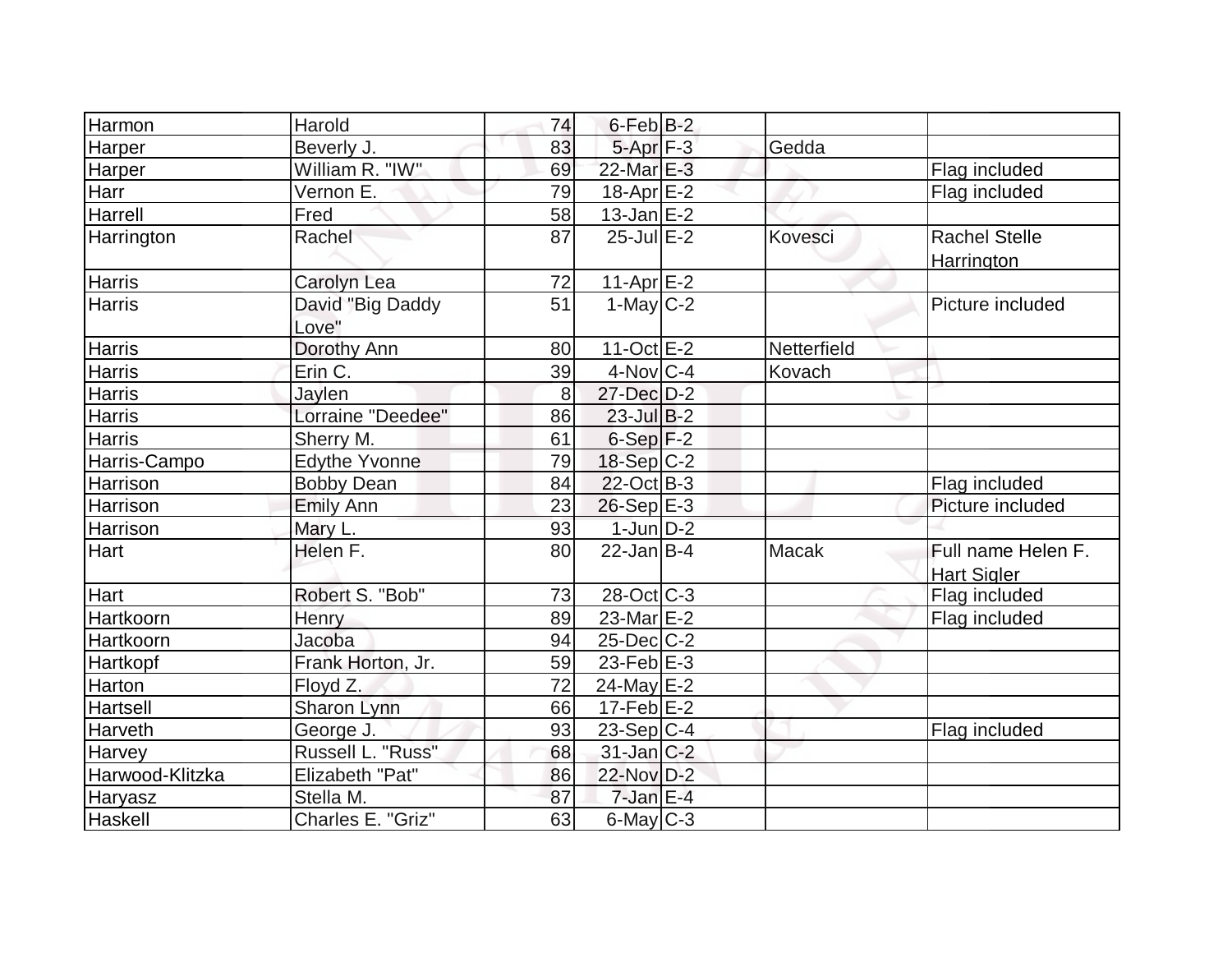| | | | | | | |
|---|---|---|---|---|---|---|
| Harmon | Harold | 74 | 6-Feb | B-2 | | |
| Harper | Beverly J. | 83 | 5-Apr | F-3 | Gedda | |
| Harper | William R. "IW" | 69 | 22-Mar | E-3 | | Flag included |
| Harr | Vernon E. | 79 | 18-Apr | E-2 | | Flag included |
| Harrell | Fred | 58 | 13-Jan | E-2 | | |
| Harrington | Rachel | 87 | 25-Jul | E-2 | Kovesci | Rachel Stelle Harrington |
| Harris | Carolyn Lea | 72 | 11-Apr | E-2 | | |
| Harris | David "Big Daddy Love" | 51 | 1-May | C-2 | | Picture included |
| Harris | Dorothy Ann | 80 | 11-Oct | E-2 | Netterfield | |
| Harris | Erin C. | 39 | 4-Nov | C-4 | Kovach | |
| Harris | Jaylen | 8 | 27-Dec | D-2 | | |
| Harris | Lorraine "Deedee" | 86 | 23-Jul | B-2 | | |
| Harris | Sherry M. | 61 | 6-Sep | F-2 | | |
| Harris-Campo | Edythe Yvonne | 79 | 18-Sep | C-2 | | |
| Harrison | Bobby Dean | 84 | 22-Oct | B-3 | | Flag included |
| Harrison | Emily Ann | 23 | 26-Sep | E-3 | | Picture included |
| Harrison | Mary L. | 93 | 1-Jun | D-2 | | |
| Hart | Helen F. | 80 | 22-Jan | B-4 | Macak | Full name Helen F. Hart Sigler |
| Hart | Robert S. "Bob" | 73 | 28-Oct | C-3 | | Flag included |
| Hartkoorn | Henry | 89 | 23-Mar | E-2 | | Flag included |
| Hartkoorn | Jacoba | 94 | 25-Dec | C-2 | | |
| Hartkopf | Frank Horton, Jr. | 59 | 23-Feb | E-3 | | |
| Harton | Floyd Z. | 72 | 24-May | E-2 | | |
| Hartsell | Sharon Lynn | 66 | 17-Feb | E-2 | | |
| Harveth | George J. | 93 | 23-Sep | C-4 | | Flag included |
| Harvey | Russell L. "Russ" | 68 | 31-Jan | C-2 | | |
| Harwood-Klitzka | Elizabeth "Pat" | 86 | 22-Nov | D-2 | | |
| Haryasz | Stella M. | 87 | 7-Jan | E-4 | | |
| Haskell | Charles E. "Griz" | 63 | 6-May | C-3 | | |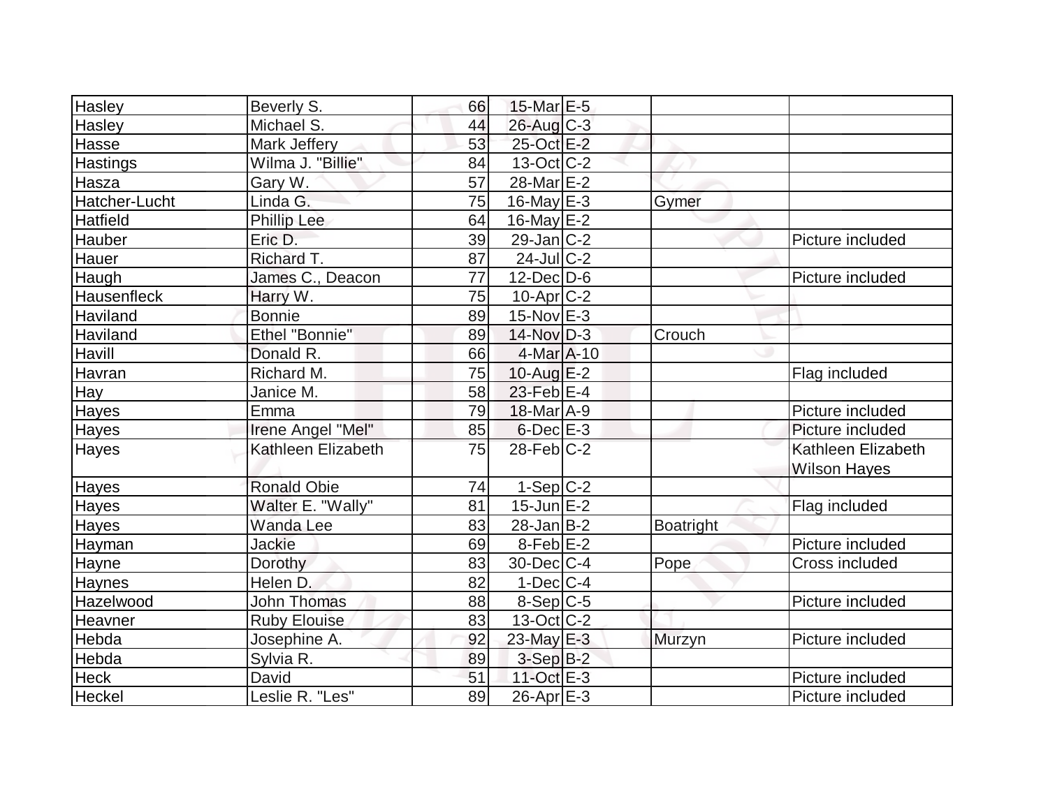| | | | | | | |
|---|---|---|---|---|---|---|
| Hasley | Beverly S. | 66 | 15-Mar | E-5 | | |
| Hasley | Michael S. | 44 | 26-Aug | C-3 | | |
| Hasse | Mark Jeffery | 53 | 25-Oct | E-2 | | |
| Hastings | Wilma J. "Billie" | 84 | 13-Oct | C-2 | | |
| Hasza | Gary W. | 57 | 28-Mar | E-2 | | |
| Hatcher-Lucht | Linda G. | 75 | 16-May | E-3 | Gymer | |
| Hatfield | Phillip Lee | 64 | 16-May | E-2 | | |
| Hauber | Eric D. | 39 | 29-Jan | C-2 | | Picture included |
| Hauer | Richard T. | 87 | 24-Jul | C-2 | | |
| Haugh | James C., Deacon | 77 | 12-Dec | D-6 | | Picture included |
| Hausenfleck | Harry W. | 75 | 10-Apr | C-2 | | |
| Haviland | Bonnie | 89 | 15-Nov | E-3 | | |
| Haviland | Ethel "Bonnie" | 89 | 14-Nov | D-3 | Crouch | |
| Havill | Donald R. | 66 | 4-Mar | A-10 | | |
| Havran | Richard M. | 75 | 10-Aug | E-2 | | Flag included |
| Hay | Janice M. | 58 | 23-Feb | E-4 | | |
| Hayes | Emma | 79 | 18-Mar | A-9 | | Picture included |
| Hayes | Irene Angel "Mel" | 85 | 6-Dec | E-3 | | Picture included |
| Hayes | Kathleen Elizabeth | 75 | 28-Feb | C-2 | | Kathleen Elizabeth Wilson Hayes |
| Hayes | Ronald Obie | 74 | 1-Sep | C-2 | | |
| Hayes | Walter E. "Wally" | 81 | 15-Jun | E-2 | | Flag included |
| Hayes | Wanda Lee | 83 | 28-Jan | B-2 | Boatright | |
| Hayman | Jackie | 69 | 8-Feb | E-2 | | Picture included |
| Hayne | Dorothy | 83 | 30-Dec | C-4 | Pope | Cross included |
| Haynes | Helen D. | 82 | 1-Dec | C-4 | | |
| Hazelwood | John Thomas | 88 | 8-Sep | C-5 | | Picture included |
| Heavner | Ruby Elouise | 83 | 13-Oct | C-2 | | |
| Hebda | Josephine A. | 92 | 23-May | E-3 | Murzyn | Picture included |
| Hebda | Sylvia R. | 89 | 3-Sep | B-2 | | |
| Heck | David | 51 | 11-Oct | E-3 | | Picture included |
| Heckel | Leslie R. "Les" | 89 | 26-Apr | E-3 | | Picture included |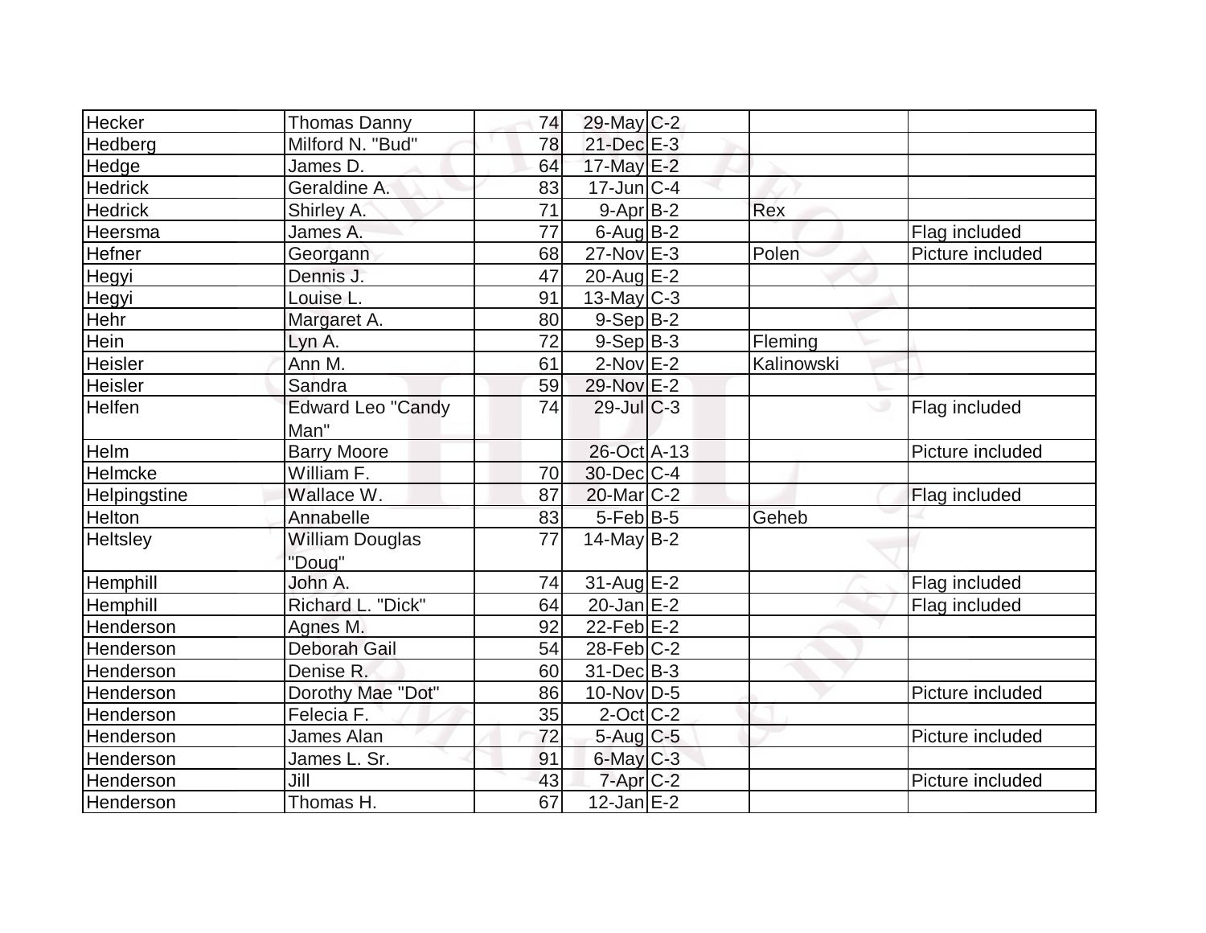| | | | | | | |
|---|---|---|---|---|---|---|
| Hecker | Thomas Danny | 74 | 29-May | C-2 | | |
| Hedberg | Milford N. "Bud" | 78 | 21-Dec | E-3 | | |
| Hedge | James D. | 64 | 17-May | E-2 | | |
| Hedrick | Geraldine A. | 83 | 17-Jun | C-4 | | |
| Hedrick | Shirley A. | 71 | 9-Apr | B-2 | Rex | |
| Heersma | James A. | 77 | 6-Aug | B-2 | | Flag included |
| Hefner | Georgann | 68 | 27-Nov | E-3 | Polen | Picture included |
| Hegyi | Dennis J. | 47 | 20-Aug | E-2 | | |
| Hegyi | Louise L. | 91 | 13-May | C-3 | | |
| Hehr | Margaret A. | 80 | 9-Sep | B-2 | | |
| Hein | Lyn A. | 72 | 9-Sep | B-3 | Fleming | |
| Heisler | Ann M. | 61 | 2-Nov | E-2 | Kalinowski | |
| Heisler | Sandra | 59 | 29-Nov | E-2 | | |
| Helfen | Edward Leo "Candy Man" | 74 | 29-Jul | C-3 | | Flag included |
| Helm | Barry Moore | | 26-Oct | A-13 | | Picture included |
| Helmcke | William F. | 70 | 30-Dec | C-4 | | |
| Helpingstine | Wallace W. | 87 | 20-Mar | C-2 | | Flag included |
| Helton | Annabelle | 83 | 5-Feb | B-5 | Geheb | |
| Heltsley | William Douglas "Doug" | 77 | 14-May | B-2 | | |
| Hemphill | John A. | 74 | 31-Aug | E-2 | | Flag included |
| Hemphill | Richard L. "Dick" | 64 | 20-Jan | E-2 | | Flag included |
| Henderson | Agnes M. | 92 | 22-Feb | E-2 | | |
| Henderson | Deborah Gail | 54 | 28-Feb | C-2 | | |
| Henderson | Denise R. | 60 | 31-Dec | B-3 | | |
| Henderson | Dorothy Mae "Dot" | 86 | 10-Nov | D-5 | | Picture included |
| Henderson | Felecia F. | 35 | 2-Oct | C-2 | | |
| Henderson | James Alan | 72 | 5-Aug | C-5 | | Picture included |
| Henderson | James L. Sr. | 91 | 6-May | C-3 | | |
| Henderson | Jill | 43 | 7-Apr | C-2 | | Picture included |
| Henderson | Thomas H. | 67 | 12-Jan | E-2 | | |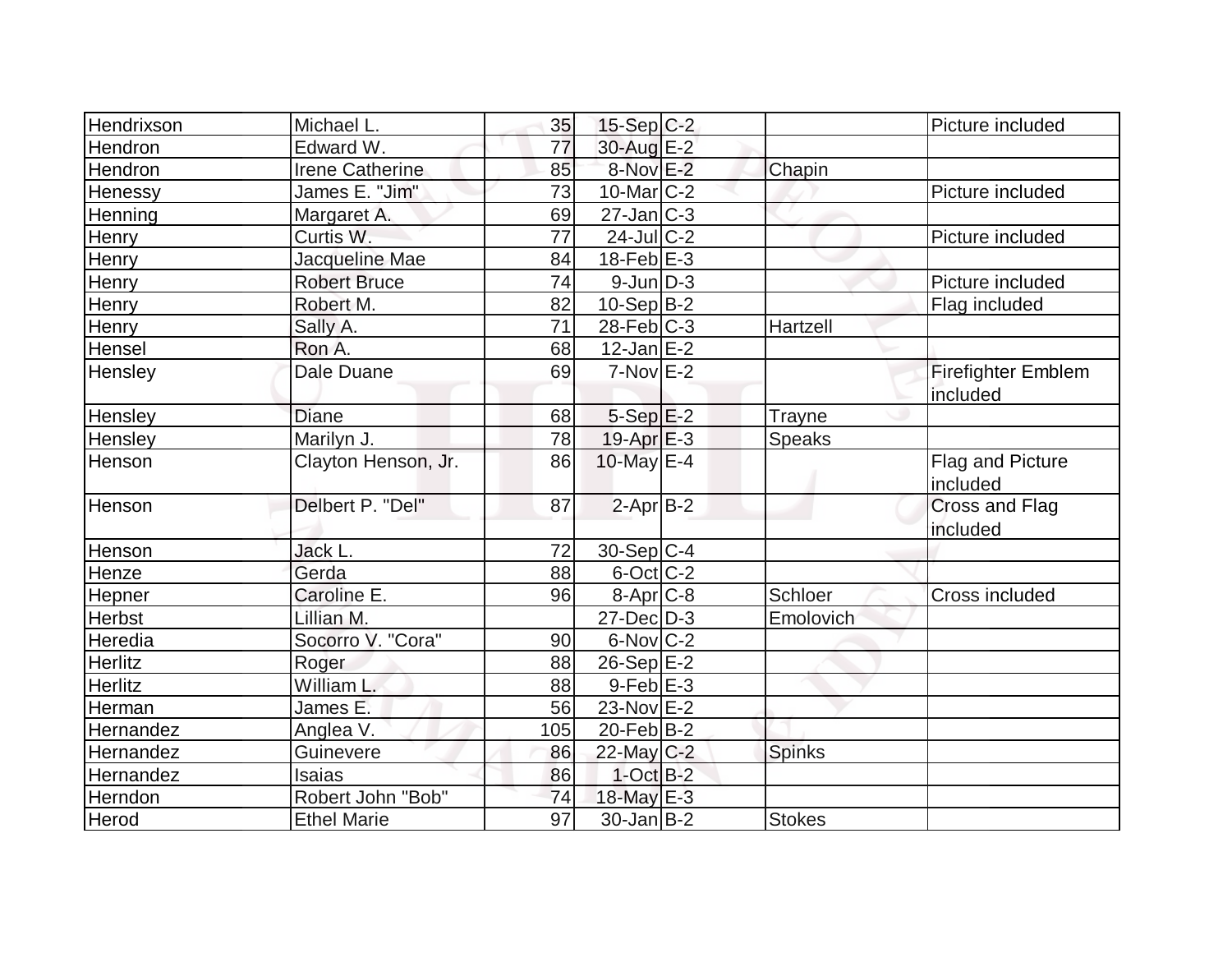| | | | | | | |
|---|---|---|---|---|---|---|
| Hendrixson | Michael L. | 35 | 15-Sep | C-2 | | Picture included |
| Hendron | Edward W. | 77 | 30-Aug | E-2 | | |
| Hendron | Irene Catherine | 85 | 8-Nov | E-2 | Chapin | |
| Henessy | James E. "Jim" | 73 | 10-Mar | C-2 | | Picture included |
| Henning | Margaret A. | 69 | 27-Jan | C-3 | | |
| Henry | Curtis W. | 77 | 24-Jul | C-2 | | Picture included |
| Henry | Jacqueline Mae | 84 | 18-Feb | E-3 | | |
| Henry | Robert Bruce | 74 | 9-Jun | D-3 | | Picture included |
| Henry | Robert M. | 82 | 10-Sep | B-2 | | Flag included |
| Henry | Sally A. | 71 | 28-Feb | C-3 | Hartzell | |
| Hensel | Ron A. | 68 | 12-Jan | E-2 | | |
| Hensley | Dale Duane | 69 | 7-Nov | E-2 | | Firefighter Emblem included |
| Hensley | Diane | 68 | 5-Sep | E-2 | Trayne | |
| Hensley | Marilyn J. | 78 | 19-Apr | E-3 | Speaks | |
| Henson | Clayton Henson, Jr. | 86 | 10-May | E-4 | | Flag and Picture included |
| Henson | Delbert P. "Del" | 87 | 2-Apr | B-2 | | Cross and Flag included |
| Henson | Jack L. | 72 | 30-Sep | C-4 | | |
| Henze | Gerda | 88 | 6-Oct | C-2 | | |
| Hepner | Caroline E. | 96 | 8-Apr | C-8 | Schloer | Cross included |
| Herbst | Lillian M. | | 27-Dec | D-3 | Emolovich | |
| Heredia | Socorro V. "Cora" | 90 | 6-Nov | C-2 | | |
| Herlitz | Roger | 88 | 26-Sep | E-2 | | |
| Herlitz | William L. | 88 | 9-Feb | E-3 | | |
| Herman | James E. | 56 | 23-Nov | E-2 | | |
| Hernandez | Anglea V. | 105 | 20-Feb | B-2 | | |
| Hernandez | Guinevere | 86 | 22-May | C-2 | Spinks | |
| Hernandez | Isaias | 86 | 1-Oct | B-2 | | |
| Herndon | Robert John "Bob" | 74 | 18-May | E-3 | | |
| Herod | Ethel Marie | 97 | 30-Jan | B-2 | Stokes | |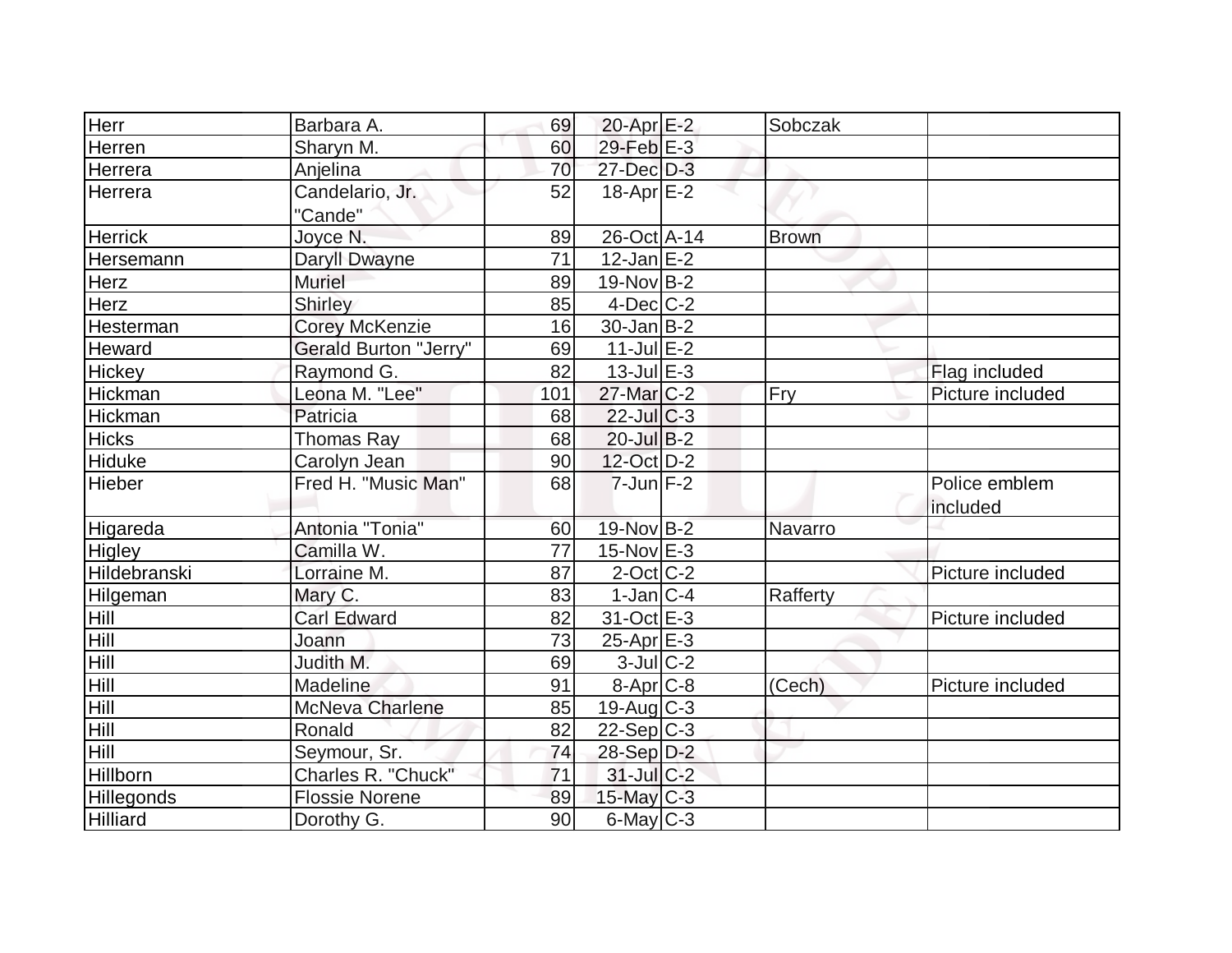| Herr | Barbara A. | 69 | 20-Apr | E-2 | Sobczak | |
|---|---|---|---|---|---|---|
| Herren | Sharyn M. | 60 | 29-Feb | E-3 | | |
| Herrera | Anjelina | 70 | 27-Dec | D-3 | | |
| Herrera | Candelario, Jr. "Cande" | 52 | 18-Apr | E-2 | | |
| Herrick | Joyce N. | 89 | 26-Oct | A-14 | Brown | |
| Hersemann | Daryll Dwayne | 71 | 12-Jan | E-2 | | |
| Herz | Muriel | 89 | 19-Nov | B-2 | | |
| Herz | Shirley | 85 | 4-Dec | C-2 | | |
| Hesterman | Corey McKenzie | 16 | 30-Jan | B-2 | | |
| Heward | Gerald Burton "Jerry" | 69 | 11-Jul | E-2 | | |
| Hickey | Raymond G. | 82 | 13-Jul | E-3 | | Flag included |
| Hickman | Leona M. "Lee" | 101 | 27-Mar | C-2 | Fry | Picture included |
| Hickman | Patricia | 68 | 22-Jul | C-3 | | |
| Hicks | Thomas Ray | 68 | 20-Jul | B-2 | | |
| Hiduke | Carolyn Jean | 90 | 12-Oct | D-2 | | |
| Hieber | Fred H. "Music Man" | 68 | 7-Jun | F-2 | | Police emblem included |
| Higareda | Antonia "Tonia" | 60 | 19-Nov | B-2 | Navarro | |
| Higley | Camilla W. | 77 | 15-Nov | E-3 | | |
| Hildebranski | Lorraine M. | 87 | 2-Oct | C-2 | | Picture included |
| Hilgeman | Mary C. | 83 | 1-Jan | C-4 | Rafferty | |
| Hill | Carl Edward | 82 | 31-Oct | E-3 | | Picture included |
| Hill | Joann | 73 | 25-Apr | E-3 | | |
| Hill | Judith M. | 69 | 3-Jul | C-2 | | |
| Hill | Madeline | 91 | 8-Apr | C-8 | (Cech) | Picture included |
| Hill | McNeva Charlene | 85 | 19-Aug | C-3 | | |
| Hill | Ronald | 82 | 22-Sep | C-3 | | |
| Hill | Seymour, Sr. | 74 | 28-Sep | D-2 | | |
| Hillborn | Charles R. "Chuck" | 71 | 31-Jul | C-2 | | |
| Hillegonds | Flossie Norene | 89 | 15-May | C-3 | | |
| Hilliard | Dorothy G. | 90 | 6-May | C-3 | | |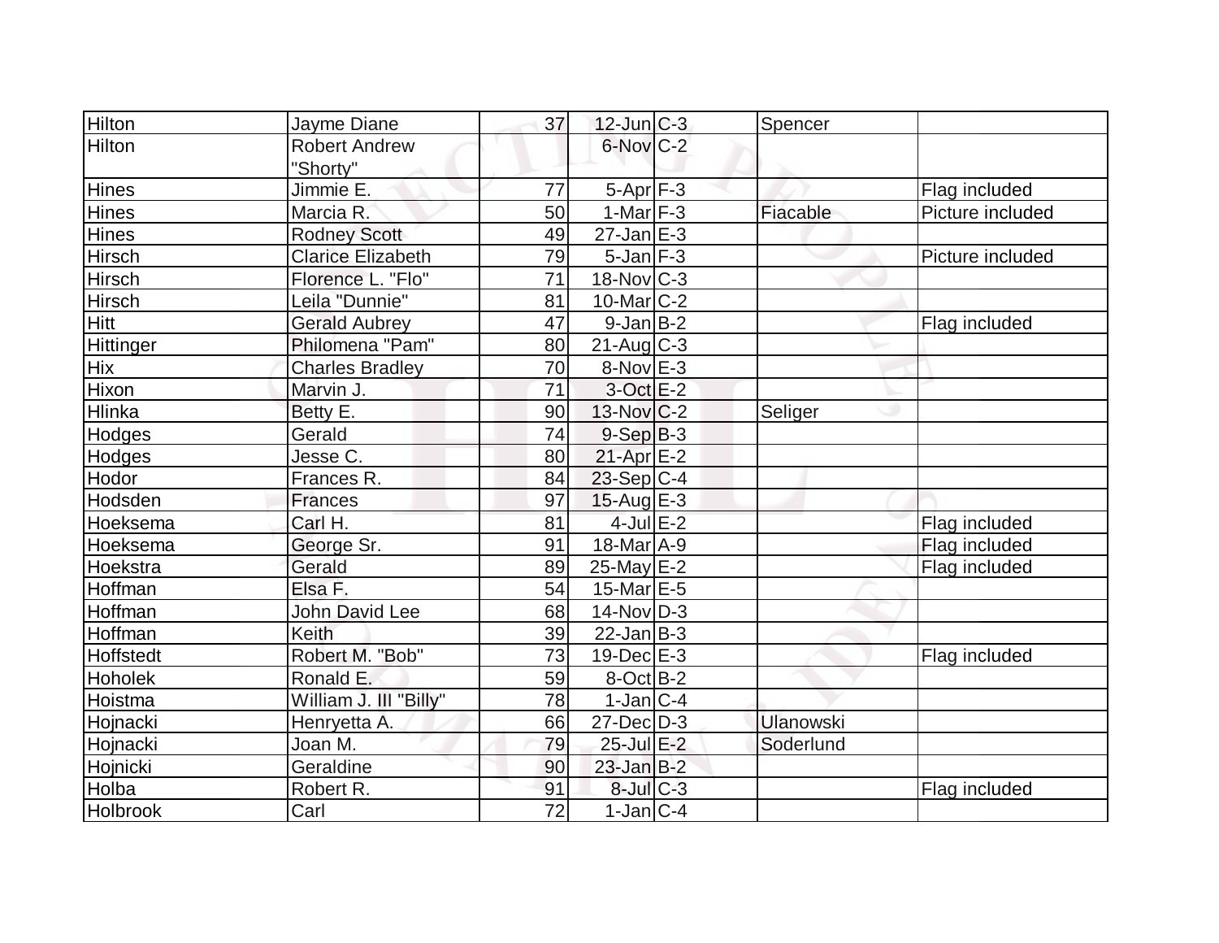| | | | | | | |
|---|---|---|---|---|---|---|
| Hilton | Jayme Diane | 37 | 12-Jun | C-3 | Spencer | |
| Hilton | Robert Andrew "Shorty" | | 6-Nov | C-2 | | |
| Hines | Jimmie E. | 77 | 5-Apr | F-3 | | Flag included |
| Hines | Marcia R. | 50 | 1-Mar | F-3 | Fiacable | Picture included |
| Hines | Rodney Scott | 49 | 27-Jan | E-3 | | |
| Hirsch | Clarice Elizabeth | 79 | 5-Jan | F-3 | | Picture included |
| Hirsch | Florence L. "Flo" | 71 | 18-Nov | C-3 | | |
| Hirsch | Leila "Dunnie" | 81 | 10-Mar | C-2 | | |
| Hitt | Gerald Aubrey | 47 | 9-Jan | B-2 | | Flag included |
| Hittinger | Philomena "Pam" | 80 | 21-Aug | C-3 | | |
| Hix | Charles Bradley | 70 | 8-Nov | E-3 | | |
| Hixon | Marvin J. | 71 | 3-Oct | E-2 | | |
| Hlinka | Betty E. | 90 | 13-Nov | C-2 | Seliger | |
| Hodges | Gerald | 74 | 9-Sep | B-3 | | |
| Hodges | Jesse C. | 80 | 21-Apr | E-2 | | |
| Hodor | Frances R. | 84 | 23-Sep | C-4 | | |
| Hodsden | Frances | 97 | 15-Aug | E-3 | | |
| Hoeksema | Carl H. | 81 | 4-Jul | E-2 | | Flag included |
| Hoeksema | George Sr. | 91 | 18-Mar | A-9 | | Flag included |
| Hoekstra | Gerald | 89 | 25-May | E-2 | | Flag included |
| Hoffman | Elsa F. | 54 | 15-Mar | E-5 | | |
| Hoffman | John David Lee | 68 | 14-Nov | D-3 | | |
| Hoffman | Keith | 39 | 22-Jan | B-3 | | |
| Hoffstedt | Robert M. "Bob" | 73 | 19-Dec | E-3 | | Flag included |
| Hoholek | Ronald E. | 59 | 8-Oct | B-2 | | |
| Hoistma | William J. III "Billy" | 78 | 1-Jan | C-4 | | |
| Hojnacki | Henryetta A. | 66 | 27-Dec | D-3 | Ulanowski | |
| Hojnacki | Joan M. | 79 | 25-Jul | E-2 | Soderlund | |
| Hojnicki | Geraldine | 90 | 23-Jan | B-2 | | |
| Holba | Robert R. | 91 | 8-Jul | C-3 | | Flag included |
| Holbrook | Carl | 72 | 1-Jan | C-4 | | |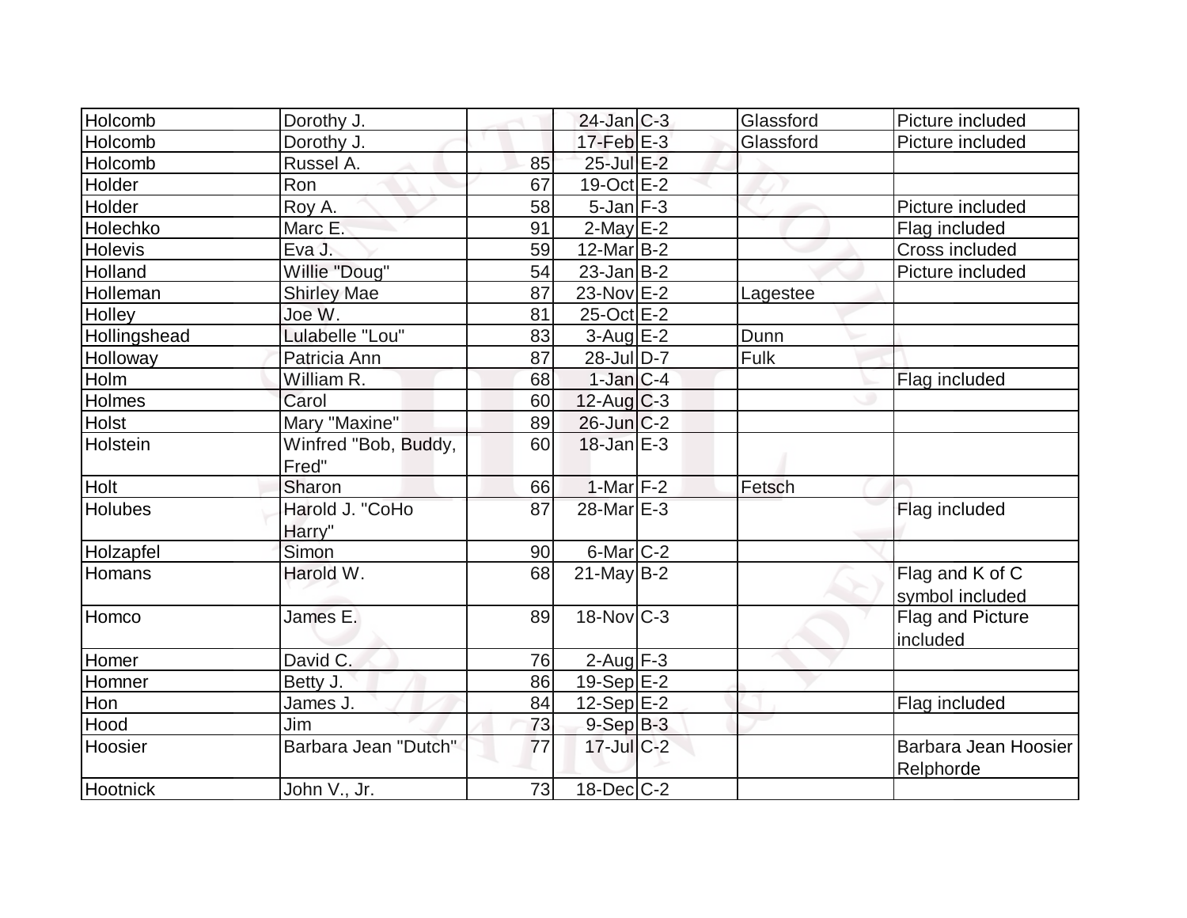| | | | | | | |
|---|---|---|---|---|---|---|
| Holcomb | Dorothy J. | | 24-Jan | C-3 | Glassford | Picture included |
| Holcomb | Dorothy J. | | 17-Feb | E-3 | Glassford | Picture included |
| Holcomb | Russel A. | 85 | 25-Jul | E-2 | | |
| Holder | Ron | 67 | 19-Oct | E-2 | | |
| Holder | Roy A. | 58 | 5-Jan | F-3 | | Picture included |
| Holechko | Marc E. | 91 | 2-May | E-2 | | Flag included |
| Holevis | Eva J. | 59 | 12-Mar | B-2 | | Cross included |
| Holland | Willie "Doug" | 54 | 23-Jan | B-2 | | Picture included |
| Holleman | Shirley Mae | 87 | 23-Nov | E-2 | Lagestee | |
| Holley | Joe W. | 81 | 25-Oct | E-2 | | |
| Hollingshead | Lulabelle "Lou" | 83 | 3-Aug | E-2 | Dunn | |
| Holloway | Patricia Ann | 87 | 28-Jul | D-7 | Fulk | |
| Holm | William R. | 68 | 1-Jan | C-4 | | Flag included |
| Holmes | Carol | 60 | 12-Aug | C-3 | | |
| Holst | Mary "Maxine" | 89 | 26-Jun | C-2 | | |
| Holstein | Winfred "Bob, Buddy, Fred" | 60 | 18-Jan | E-3 | | |
| Holt | Sharon | 66 | 1-Mar | F-2 | Fetsch | |
| Holubes | Harold J. "CoHo Harry" | 87 | 28-Mar | E-3 | | Flag included |
| Holzapfel | Simon | 90 | 6-Mar | C-2 | | |
| Homans | Harold W. | 68 | 21-May | B-2 | | Flag and K of C symbol included |
| Homco | James E. | 89 | 18-Nov | C-3 | | Flag and Picture included |
| Homer | David C. | 76 | 2-Aug | F-3 | | |
| Homner | Betty J. | 86 | 19-Sep | E-2 | | |
| Hon | James J. | 84 | 12-Sep | E-2 | | Flag included |
| Hood | Jim | 73 | 9-Sep | B-3 | | |
| Hoosier | Barbara Jean "Dutch" | 77 | 17-Jul | C-2 | | Barbara Jean Hoosier Relphorde |
| Hootnick | John V., Jr. | 73 | 18-Dec | C-2 | | |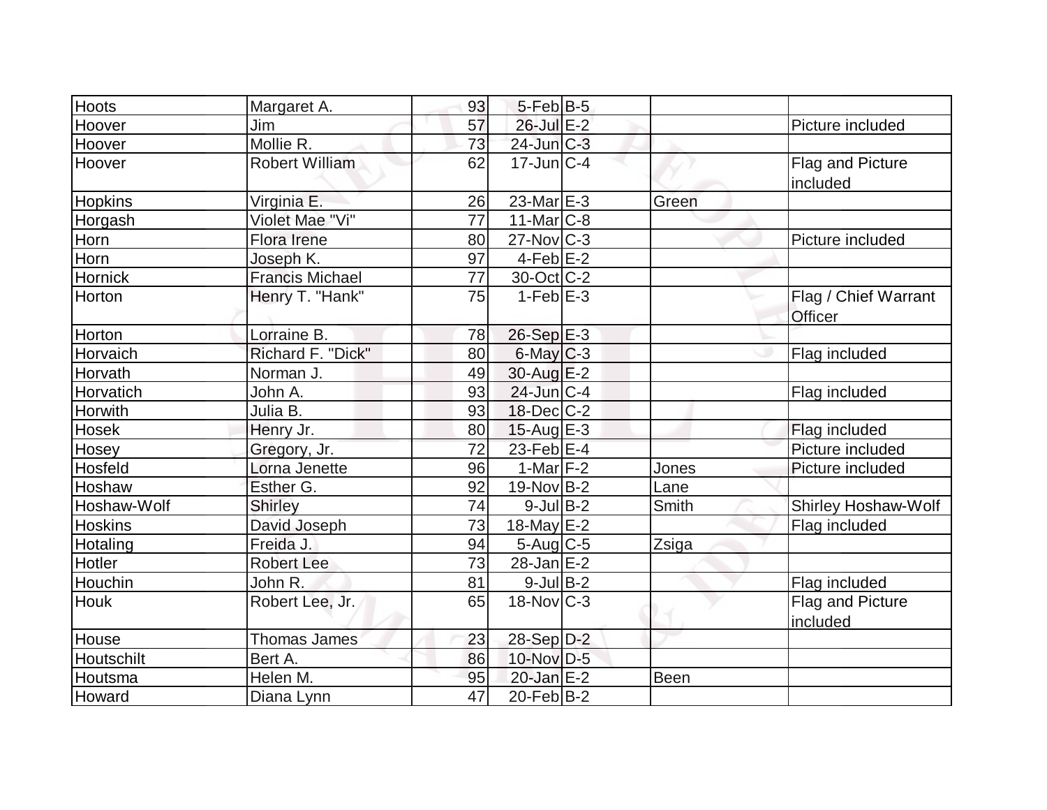| | | | | | | |
|---|---|---|---|---|---|---|
| Hoots | Margaret A. | 93 | 5-Feb | B-5 | | |
| Hoover | Jim | 57 | 26-Jul | E-2 | | Picture included |
| Hoover | Mollie R. | 73 | 24-Jun | C-3 | | |
| Hoover | Robert William | 62 | 17-Jun | C-4 | | Flag and Picture included |
| Hopkins | Virginia E. | 26 | 23-Mar | E-3 | Green | |
| Horgash | Violet Mae "Vi" | 77 | 11-Mar | C-8 | | |
| Horn | Flora Irene | 80 | 27-Nov | C-3 | | Picture included |
| Horn | Joseph K. | 97 | 4-Feb | E-2 | | |
| Hornick | Francis Michael | 77 | 30-Oct | C-2 | | |
| Horton | Henry T. "Hank" | 75 | 1-Feb | E-3 | | Flag / Chief Warrant Officer |
| Horton | Lorraine B. | 78 | 26-Sep | E-3 | | |
| Horvaich | Richard F. "Dick" | 80 | 6-May | C-3 | | Flag included |
| Horvath | Norman J. | 49 | 30-Aug | E-2 | | |
| Horvatich | John A. | 93 | 24-Jun | C-4 | | Flag included |
| Horwith | Julia B. | 93 | 18-Dec | C-2 | | |
| Hosek | Henry Jr. | 80 | 15-Aug | E-3 | | Flag included |
| Hosey | Gregory, Jr. | 72 | 23-Feb | E-4 | | Picture included |
| Hosfeld | Lorna Jenette | 96 | 1-Mar | F-2 | Jones | Picture included |
| Hoshaw | Esther G. | 92 | 19-Nov | B-2 | Lane | |
| Hoshaw-Wolf | Shirley | 74 | 9-Jul | B-2 | Smith | Shirley Hoshaw-Wolf |
| Hoskins | David Joseph | 73 | 18-May | E-2 | | Flag included |
| Hotaling | Freida J. | 94 | 5-Aug | C-5 | Zsiga | |
| Hotler | Robert Lee | 73 | 28-Jan | E-2 | | |
| Houchin | John R. | 81 | 9-Jul | B-2 | | Flag included |
| Houk | Robert Lee, Jr. | 65 | 18-Nov | C-3 | | Flag and Picture included |
| House | Thomas James | 23 | 28-Sep | D-2 | | |
| Houtschilt | Bert A. | 86 | 10-Nov | D-5 | | |
| Houtsma | Helen M. | 95 | 20-Jan | E-2 | Been | |
| Howard | Diana Lynn | 47 | 20-Feb | B-2 | | |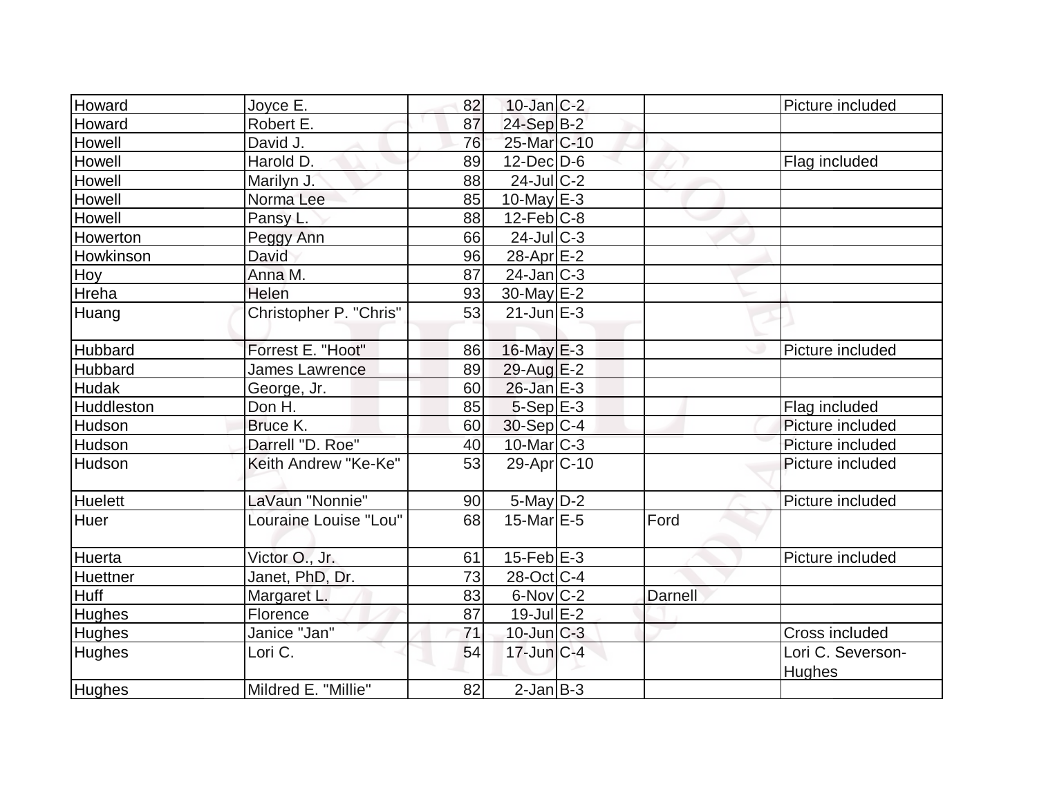| | | | | | | |
|---|---|---|---|---|---|---|
| Howard | Joyce E. | 82 | 10-Jan | C-2 | | Picture included |
| Howard | Robert E. | 87 | 24-Sep | B-2 | | |
| Howell | David J. | 76 | 25-Mar | C-10 | | |
| Howell | Harold D. | 89 | 12-Dec | D-6 | | Flag included |
| Howell | Marilyn J. | 88 | 24-Jul | C-2 | | |
| Howell | Norma Lee | 85 | 10-May | E-3 | | |
| Howell | Pansy L. | 88 | 12-Feb | C-8 | | |
| Howerton | Peggy Ann | 66 | 24-Jul | C-3 | | |
| Howkinson | David | 96 | 28-Apr | E-2 | | |
| Hoy | Anna M. | 87 | 24-Jan | C-3 | | |
| Hreha | Helen | 93 | 30-May | E-2 | | |
| Huang | Christopher P. "Chris" | 53 | 21-Jun | E-3 | | |
| Hubbard | Forrest E. "Hoot" | 86 | 16-May | E-3 | | Picture included |
| Hubbard | James Lawrence | 89 | 29-Aug | E-2 | | |
| Hudak | George, Jr. | 60 | 26-Jan | E-3 | | |
| Huddleston | Don H. | 85 | 5-Sep | E-3 | | Flag included |
| Hudson | Bruce K. | 60 | 30-Sep | C-4 | | Picture included |
| Hudson | Darrell "D. Roe" | 40 | 10-Mar | C-3 | | Picture included |
| Hudson | Keith Andrew "Ke-Ke" | 53 | 29-Apr | C-10 | | Picture included |
| Huelett | LaVaun "Nonnie" | 90 | 5-May | D-2 | | Picture included |
| Huer | Louraine Louise "Lou" | 68 | 15-Mar | E-5 | Ford | |
| Huerta | Victor O., Jr. | 61 | 15-Feb | E-3 | | Picture included |
| Huettner | Janet, PhD, Dr. | 73 | 28-Oct | C-4 | | |
| Huff | Margaret L. | 83 | 6-Nov | C-2 | Darnell | |
| Hughes | Florence | 87 | 19-Jul | E-2 | | |
| Hughes | Janice "Jan" | 71 | 10-Jun | C-3 | | Cross included |
| Hughes | Lori C. | 54 | 17-Jun | C-4 | | Lori C. Severson-Hughes |
| Hughes | Mildred E. "Millie" | 82 | 2-Jan | B-3 | | |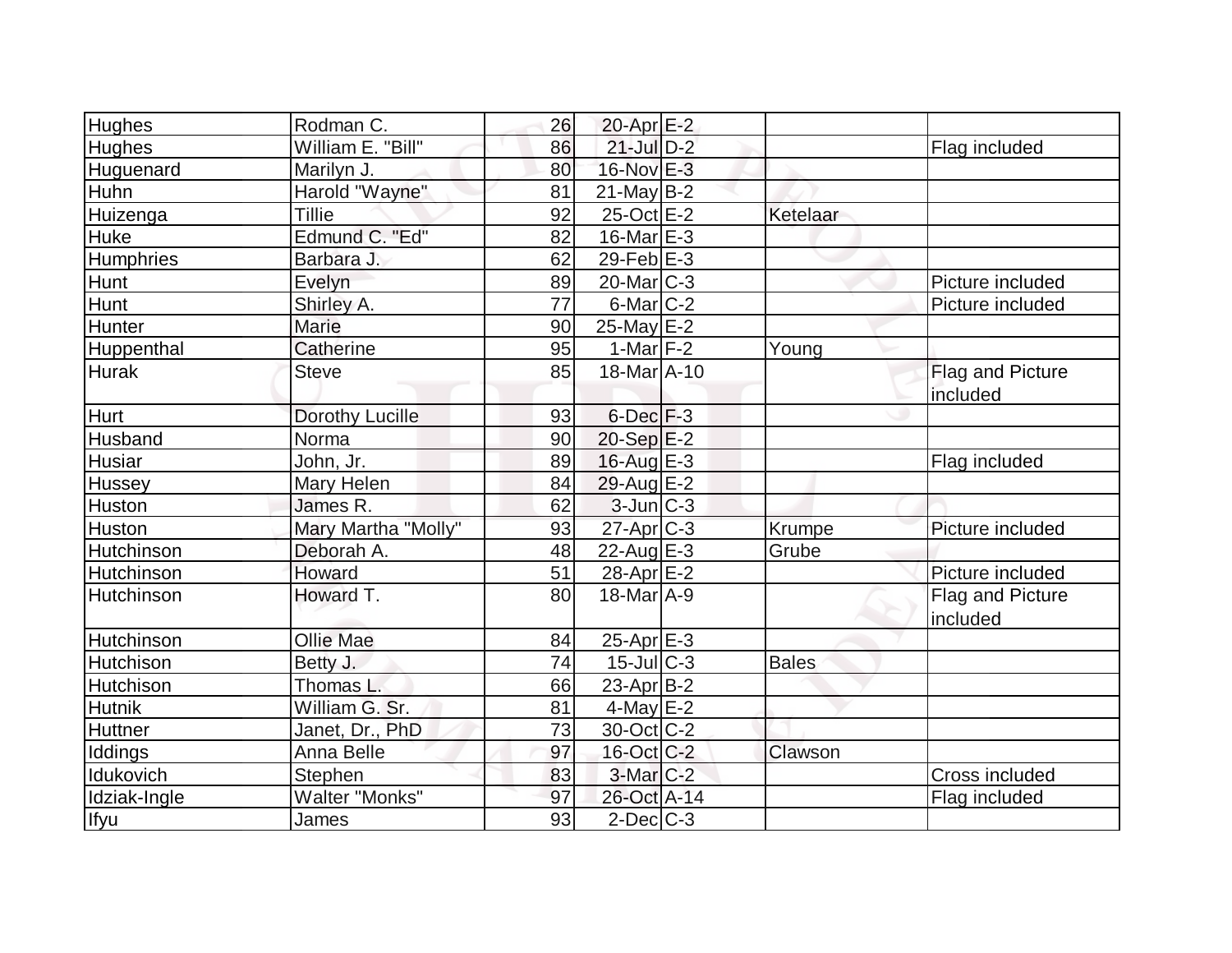| | | | | | | |
|---|---|---|---|---|---|---|
| Hughes | Rodman C. | 26 | 20-Apr | E-2 | | |
| Hughes | William E. "Bill" | 86 | 21-Jul | D-2 | | Flag included |
| Huguenard | Marilyn J. | 80 | 16-Nov | E-3 | | |
| Huhn | Harold "Wayne" | 81 | 21-May | B-2 | | |
| Huizenga | Tillie | 92 | 25-Oct | E-2 | Ketelaar | |
| Huke | Edmund C. "Ed" | 82 | 16-Mar | E-3 | | |
| Humphries | Barbara J. | 62 | 29-Feb | E-3 | | |
| Hunt | Evelyn | 89 | 20-Mar | C-3 | | Picture included |
| Hunt | Shirley A. | 77 | 6-Mar | C-2 | | Picture included |
| Hunter | Marie | 90 | 25-May | E-2 | | |
| Huppenthal | Catherine | 95 | 1-Mar | F-2 | Young | |
| Hurak | Steve | 85 | 18-Mar | A-10 | | Flag and Picture included |
| Hurt | Dorothy Lucille | 93 | 6-Dec | F-3 | | |
| Husband | Norma | 90 | 20-Sep | E-2 | | |
| Husiar | John, Jr. | 89 | 16-Aug | E-3 | | Flag included |
| Hussey | Mary Helen | 84 | 29-Aug | E-2 | | |
| Huston | James R. | 62 | 3-Jun | C-3 | | |
| Huston | Mary Martha "Molly" | 93 | 27-Apr | C-3 | Krumpe | Picture included |
| Hutchinson | Deborah A. | 48 | 22-Aug | E-3 | Grube | |
| Hutchinson | Howard | 51 | 28-Apr | E-2 | | Picture included |
| Hutchinson | Howard T. | 80 | 18-Mar | A-9 | | Flag and Picture included |
| Hutchinson | Ollie Mae | 84 | 25-Apr | E-3 | | |
| Hutchison | Betty J. | 74 | 15-Jul | C-3 | Bales | |
| Hutchison | Thomas L. | 66 | 23-Apr | B-2 | | |
| Hutnik | William G. Sr. | 81 | 4-May | E-2 | | |
| Huttner | Janet, Dr., PhD | 73 | 30-Oct | C-2 | | |
| Iddings | Anna Belle | 97 | 16-Oct | C-2 | Clawson | |
| Idukovich | Stephen | 83 | 3-Mar | C-2 | | Cross included |
| Idziak-Ingle | Walter "Monks" | 97 | 26-Oct | A-14 | | Flag included |
| Ifyu | James | 93 | 2-Dec | C-3 | | |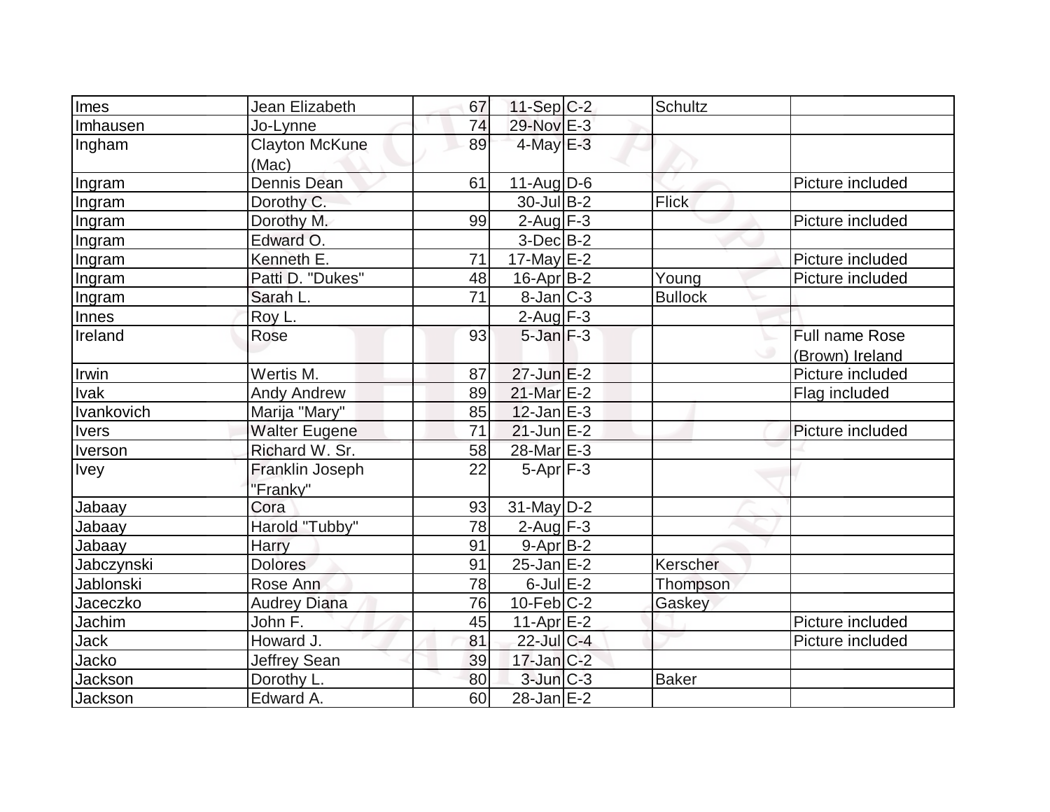| | | | | | | |
|---|---|---|---|---|---|---|
| Imes | Jean Elizabeth | 67 | 11-Sep | C-2 | Schultz | |
| Imhausen | Jo-Lynne | 74 | 29-Nov | E-3 | | |
| Ingham | Clayton McKune (Mac) | 89 | 4-May | E-3 | | |
| Ingram | Dennis Dean | 61 | 11-Aug | D-6 | | Picture included |
| Ingram | Dorothy C. | | 30-Jul | B-2 | Flick | |
| Ingram | Dorothy M. | 99 | 2-Aug | F-3 | | Picture included |
| Ingram | Edward O. | | 3-Dec | B-2 | | |
| Ingram | Kenneth E. | 71 | 17-May | E-2 | | Picture included |
| Ingram | Patti D. "Dukes" | 48 | 16-Apr | B-2 | Young | Picture included |
| Ingram | Sarah L. | 71 | 8-Jan | C-3 | Bullock | |
| Innes | Roy L. | | 2-Aug | F-3 | | |
| Ireland | Rose | 93 | 5-Jan | F-3 | | Full name Rose (Brown) Ireland |
| Irwin | Wertis M. | 87 | 27-Jun | E-2 | | Picture included |
| Ivak | Andy Andrew | 89 | 21-Mar | E-2 | | Flag included |
| Ivankovich | Marija "Mary" | 85 | 12-Jan | E-3 | | |
| Ivers | Walter Eugene | 71 | 21-Jun | E-2 | | Picture included |
| Iverson | Richard W. Sr. | 58 | 28-Mar | E-3 | | |
| Ivey | Franklin Joseph "Franky" | 22 | 5-Apr | F-3 | | |
| Jabaay | Cora | 93 | 31-May | D-2 | | |
| Jabaay | Harold "Tubby" | 78 | 2-Aug | F-3 | | |
| Jabaay | Harry | 91 | 9-Apr | B-2 | | |
| Jabczynski | Dolores | 91 | 25-Jan | E-2 | Kerscher | |
| Jablonski | Rose Ann | 78 | 6-Jul | E-2 | Thompson | |
| Jaceczko | Audrey Diana | 76 | 10-Feb | C-2 | Gaskey | |
| Jachim | John F. | 45 | 11-Apr | E-2 | | Picture included |
| Jack | Howard J. | 81 | 22-Jul | C-4 | | Picture included |
| Jacko | Jeffrey Sean | 39 | 17-Jan | C-2 | | |
| Jackson | Dorothy L. | 80 | 3-Jun | C-3 | Baker | |
| Jackson | Edward A. | 60 | 28-Jan | E-2 | | |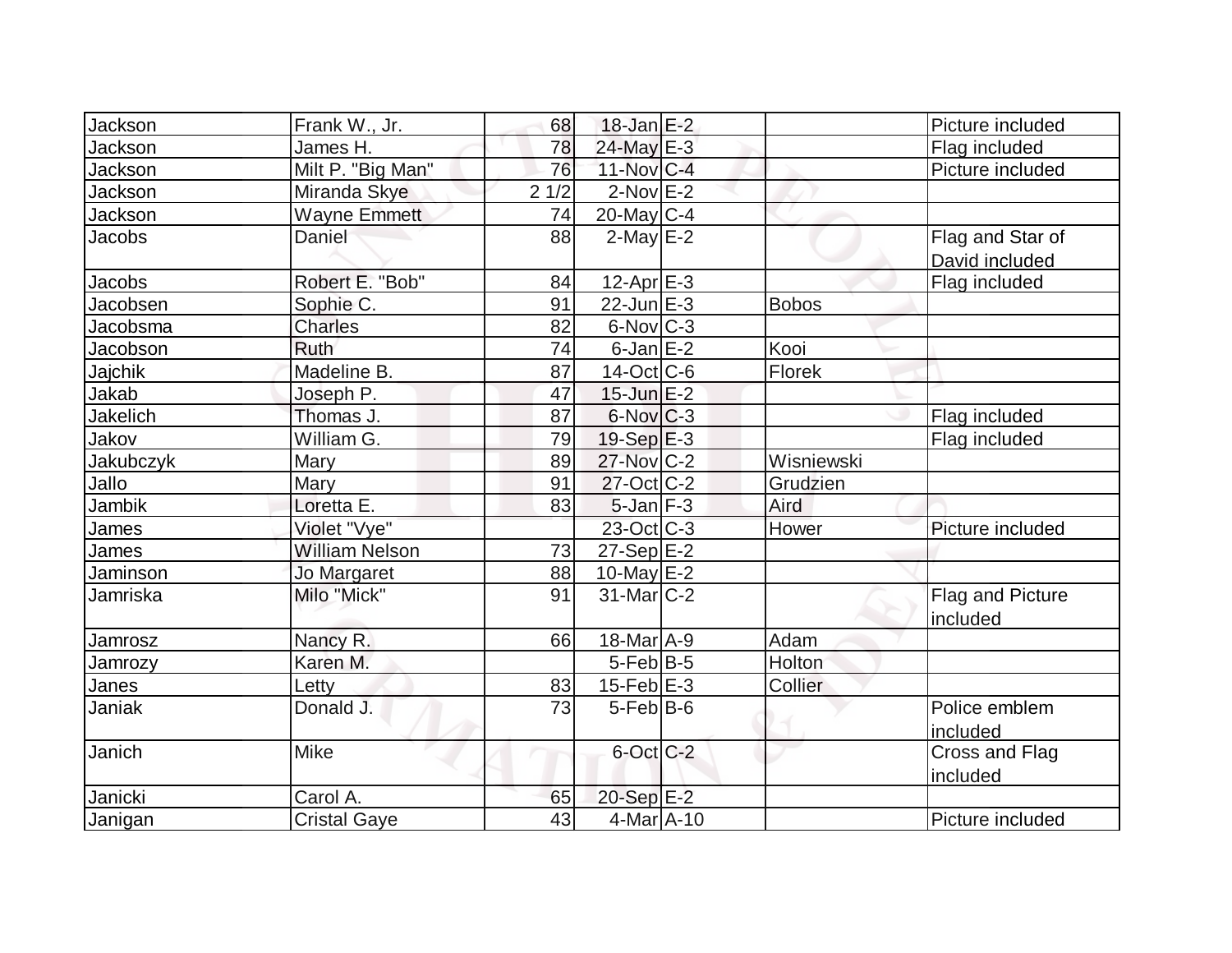| Jackson | Frank W., Jr. | 68 | 18-Jan | E-2 | | Picture included |
|---|---|---|---|---|---|---|
| Jackson | James H. | 78 | 24-May | E-3 | | Flag included |
| Jackson | Milt P. "Big Man" | 76 | 11-Nov | C-4 | | Picture included |
| Jackson | Miranda Skye | 2 1/2 | 2-Nov | E-2 | | |
| Jackson | Wayne Emmett | 74 | 20-May | C-4 | | |
| Jacobs | Daniel | 88 | 2-May | E-2 | | Flag and Star of David included |
| Jacobs | Robert E. "Bob" | 84 | 12-Apr | E-3 | | Flag included |
| Jacobsen | Sophie C. | 91 | 22-Jun | E-3 | Bobos | |
| Jacobsma | Charles | 82 | 6-Nov | C-3 | | |
| Jacobson | Ruth | 74 | 6-Jan | E-2 | Kooi | |
| Jajchik | Madeline B. | 87 | 14-Oct | C-6 | Florek | |
| Jakab | Joseph P. | 47 | 15-Jun | E-2 | | |
| Jakelich | Thomas J. | 87 | 6-Nov | C-3 | | Flag included |
| Jakov | William G. | 79 | 19-Sep | E-3 | | Flag included |
| Jakubczyk | Mary | 89 | 27-Nov | C-2 | Wisniewski | |
| Jallo | Mary | 91 | 27-Oct | C-2 | Grudzien | |
| Jambik | Loretta E. | 83 | 5-Jan | F-3 | Aird | |
| James | Violet "Vye" | | 23-Oct | C-3 | Hower | Picture included |
| James | William Nelson | 73 | 27-Sep | E-2 | | |
| Jaminson | Jo Margaret | 88 | 10-May | E-2 | | |
| Jamriska | Milo "Mick" | 91 | 31-Mar | C-2 | | Flag and Picture included |
| Jamrosz | Nancy R. | 66 | 18-Mar | A-9 | Adam | |
| Jamrozy | Karen M. | | 5-Feb | B-5 | Holton | |
| Janes | Letty | 83 | 15-Feb | E-3 | Collier | |
| Janiak | Donald J. | 73 | 5-Feb | B-6 | | Police emblem included |
| Janich | Mike | | 6-Oct | C-2 | | Cross and Flag included |
| Janicki | Carol A. | 65 | 20-Sep | E-2 | | |
| Janigan | Cristal Gaye | 43 | 4-Mar | A-10 | | Picture included |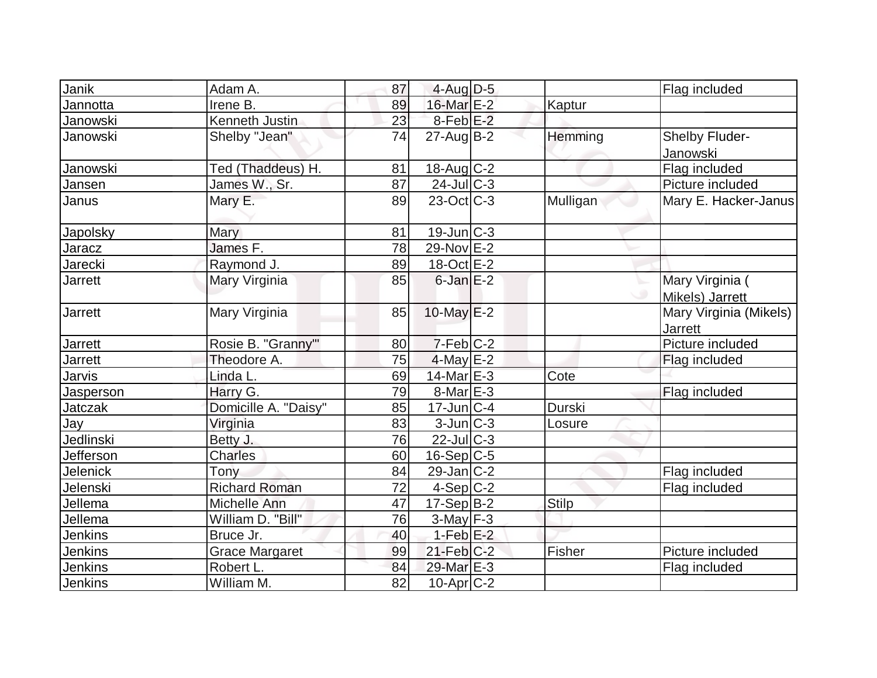| | | | | | | |
|---|---|---|---|---|---|---|
| Janik | Adam A. | 87 | 4-Aug | D-5 | | Flag included |
| Jannotta | Irene B. | 89 | 16-Mar | E-2 | Kaptur | |
| Janowski | Kenneth Justin | 23 | 8-Feb | E-2 | | |
| Janowski | Shelby "Jean" | 74 | 27-Aug | B-2 | Hemming | Shelby Fluder-Janowski |
| Janowski | Ted (Thaddeus) H. | 81 | 18-Aug | C-2 | | Flag included |
| Jansen | James W., Sr. | 87 | 24-Jul | C-3 | | Picture included |
| Janus | Mary E. | 89 | 23-Oct | C-3 | Mulligan | Mary E. Hacker-Janus |
| Japolsky | Mary | 81 | 19-Jun | C-3 | | |
| Jaracz | James F. | 78 | 29-Nov | E-2 | | |
| Jarecki | Raymond J. | 89 | 18-Oct | E-2 | | |
| Jarrett | Mary Virginia | 85 | 6-Jan | E-2 | | Mary Virginia ( Mikels) Jarrett |
| Jarrett | Mary Virginia | 85 | 10-May | E-2 | | Mary Virginia (Mikels) Jarrett |
| Jarrett | Rosie B. "Granny"' | 80 | 7-Feb | C-2 | | Picture included |
| Jarrett | Theodore A. | 75 | 4-May | E-2 | | Flag included |
| Jarvis | Linda L. | 69 | 14-Mar | E-3 | Cote | |
| Jasperson | Harry G. | 79 | 8-Mar | E-3 | | Flag included |
| Jatczak | Domicille A. "Daisy" | 85 | 17-Jun | C-4 | Durski | |
| Jay | Virginia | 83 | 3-Jun | C-3 | Losure | |
| Jedlinski | Betty J. | 76 | 22-Jul | C-3 | | |
| Jefferson | Charles | 60 | 16-Sep | C-5 | | |
| Jelenick | Tony | 84 | 29-Jan | C-2 | | Flag included |
| Jelenski | Richard Roman | 72 | 4-Sep | C-2 | | Flag included |
| Jellema | Michelle Ann | 47 | 17-Sep | B-2 | Stilp | |
| Jellema | William D. "Bill" | 76 | 3-May | F-3 | | |
| Jenkins | Bruce Jr. | 40 | 1-Feb | E-2 | | |
| Jenkins | Grace Margaret | 99 | 21-Feb | C-2 | Fisher | Picture included |
| Jenkins | Robert L. | 84 | 29-Mar | E-3 | | Flag included |
| Jenkins | William M. | 82 | 10-Apr | C-2 | | |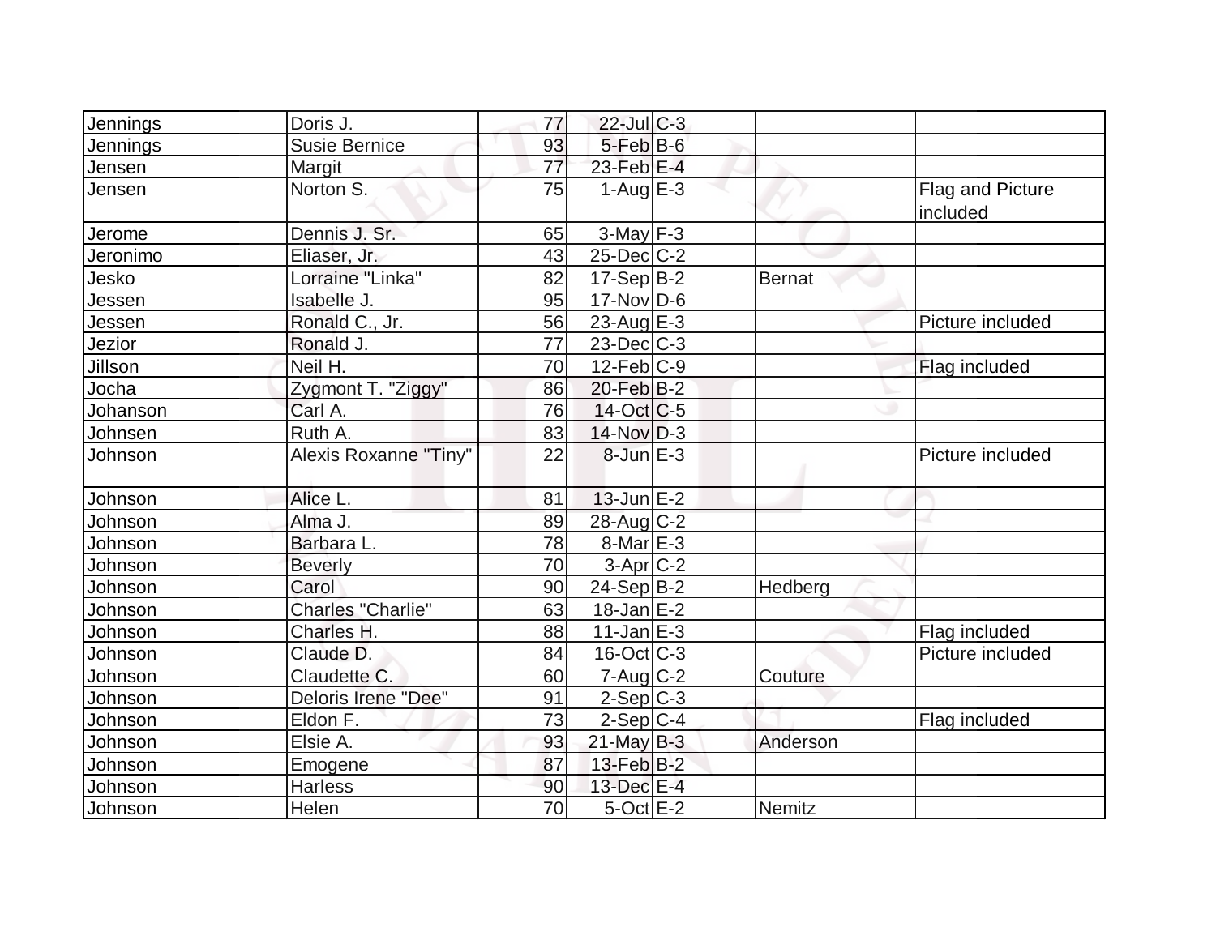| | | | | | | |
|---|---|---|---|---|---|---|
| Jennings | Doris J. | 77 | 22-Jul | C-3 | | |
| Jennings | Susie Bernice | 93 | 5-Feb | B-6 | | |
| Jensen | Margit | 77 | 23-Feb | E-4 | | |
| Jensen | Norton S. | 75 | 1-Aug | E-3 | | Flag and Picture included |
| Jerome | Dennis J. Sr. | 65 | 3-May | F-3 | | |
| Jeronimo | Eliaser, Jr. | 43 | 25-Dec | C-2 | | |
| Jesko | Lorraine "Linka" | 82 | 17-Sep | B-2 | Bernat | |
| Jessen | Isabelle J. | 95 | 17-Nov | D-6 | | |
| Jessen | Ronald C., Jr. | 56 | 23-Aug | E-3 | | Picture included |
| Jezior | Ronald J. | 77 | 23-Dec | C-3 | | |
| Jillson | Neil H. | 70 | 12-Feb | C-9 | | Flag included |
| Jocha | Zygmont T. "Ziggy" | 86 | 20-Feb | B-2 | | |
| Johanson | Carl A. | 76 | 14-Oct | C-5 | | |
| Johnsen | Ruth A. | 83 | 14-Nov | D-3 | | |
| Johnson | Alexis Roxanne "Tiny" | 22 | 8-Jun | E-3 | | Picture included |
| Johnson | Alice L. | 81 | 13-Jun | E-2 | | |
| Johnson | Alma J. | 89 | 28-Aug | C-2 | | |
| Johnson | Barbara L. | 78 | 8-Mar | E-3 | | |
| Johnson | Beverly | 70 | 3-Apr | C-2 | | |
| Johnson | Carol | 90 | 24-Sep | B-2 | Hedberg | |
| Johnson | Charles "Charlie" | 63 | 18-Jan | E-2 | | |
| Johnson | Charles H. | 88 | 11-Jan | E-3 | | Flag included |
| Johnson | Claude D. | 84 | 16-Oct | C-3 | | Picture included |
| Johnson | Claudette C. | 60 | 7-Aug | C-2 | Couture | |
| Johnson | Deloris Irene "Dee" | 91 | 2-Sep | C-3 | | |
| Johnson | Eldon F. | 73 | 2-Sep | C-4 | | Flag included |
| Johnson | Elsie A. | 93 | 21-May | B-3 | Anderson | |
| Johnson | Emogene | 87 | 13-Feb | B-2 | | |
| Johnson | Harless | 90 | 13-Dec | E-4 | | |
| Johnson | Helen | 70 | 5-Oct | E-2 | Nemitz | |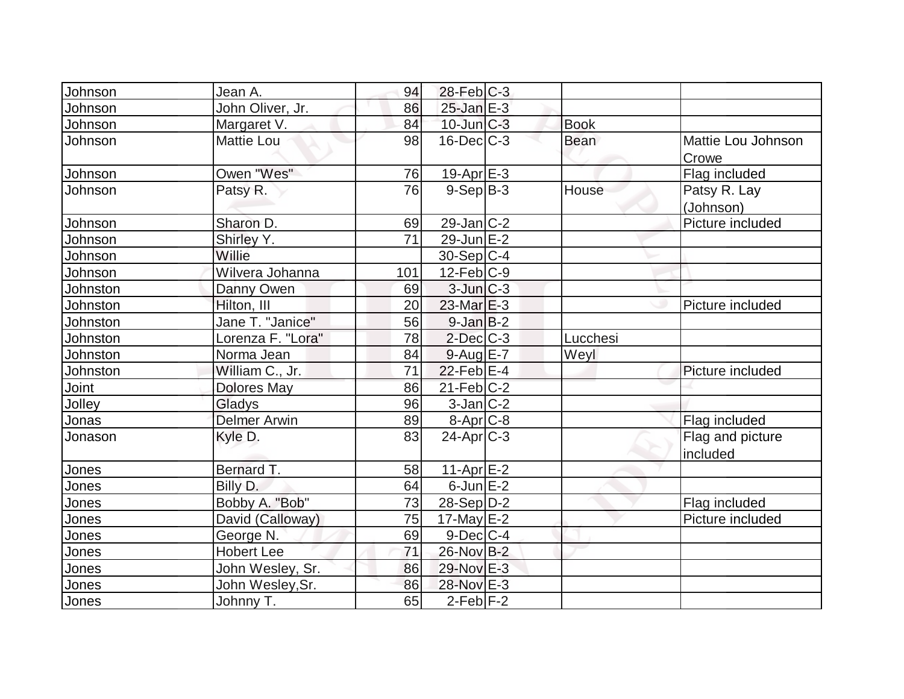| | | | | | | |
|---|---|---|---|---|---|---|
| Johnson | Jean A. | 94 | 28-Feb | C-3 | | |
| Johnson | John Oliver, Jr. | 86 | 25-Jan | E-3 | | |
| Johnson | Margaret V. | 84 | 10-Jun | C-3 | Book | |
| Johnson | Mattie Lou | 98 | 16-Dec | C-3 | Bean | Mattie Lou Johnson Crowe |
| Johnson | Owen "Wes" | 76 | 19-Apr | E-3 | | Flag included |
| Johnson | Patsy R. | 76 | 9-Sep | B-3 | House | Patsy R. Lay (Johnson) |
| Johnson | Sharon D. | 69 | 29-Jan | C-2 | | Picture included |
| Johnson | Shirley Y. | 71 | 29-Jun | E-2 | | |
| Johnson | Willie | | 30-Sep | C-4 | | |
| Johnson | Wilvera Johanna | 101 | 12-Feb | C-9 | | |
| Johnston | Danny Owen | 69 | 3-Jun | C-3 | | |
| Johnston | Hilton, III | 20 | 23-Mar | E-3 | | Picture included |
| Johnston | Jane T. "Janice" | 56 | 9-Jan | B-2 | | |
| Johnston | Lorenza F. "Lora" | 78 | 2-Dec | C-3 | Lucchesi | |
| Johnston | Norma Jean | 84 | 9-Aug | E-7 | Weyl | |
| Johnston | William C., Jr. | 71 | 22-Feb | E-4 | | Picture included |
| Joint | Dolores May | 86 | 21-Feb | C-2 | | |
| Jolley | Gladys | 96 | 3-Jan | C-2 | | |
| Jonas | Delmer Arwin | 89 | 8-Apr | C-8 | | Flag included |
| Jonason | Kyle D. | 83 | 24-Apr | C-3 | | Flag and picture included |
| Jones | Bernard T. | 58 | 11-Apr | E-2 | | |
| Jones | Billy D. | 64 | 6-Jun | E-2 | | |
| Jones | Bobby A. "Bob" | 73 | 28-Sep | D-2 | | Flag included |
| Jones | David (Calloway) | 75 | 17-May | E-2 | | Picture included |
| Jones | George N. | 69 | 9-Dec | C-4 | | |
| Jones | Hobert Lee | 71 | 26-Nov | B-2 | | |
| Jones | John Wesley, Sr. | 86 | 29-Nov | E-3 | | |
| Jones | John Wesley,Sr. | 86 | 28-Nov | E-3 | | |
| Jones | Johnny T. | 65 | 2-Feb | F-2 | | |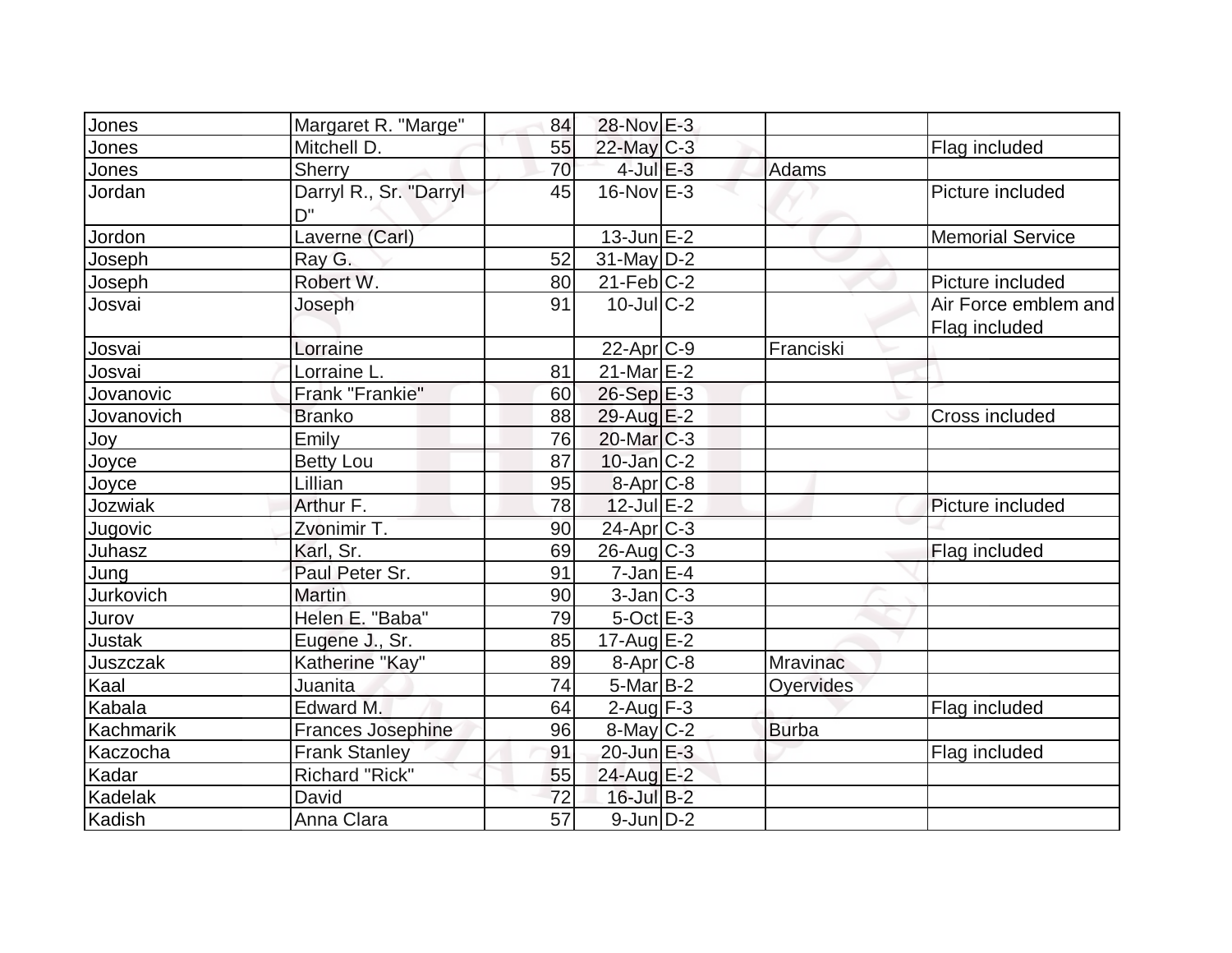| | | | | | | |
|---|---|---|---|---|---|---|
| Jones | Margaret R. "Marge" | 84 | 28-Nov | E-3 | | |
| Jones | Mitchell D. | 55 | 22-May | C-3 | | Flag included |
| Jones | Sherry | 70 | 4-Jul | E-3 | Adams | |
| Jordan | Darryl R., Sr. "Darryl D" | 45 | 16-Nov | E-3 | | Picture included |
| Jordon | Laverne (Carl) | | 13-Jun | E-2 | | Memorial Service |
| Joseph | Ray G. | 52 | 31-May | D-2 | | |
| Joseph | Robert W. | 80 | 21-Feb | C-2 | | Picture included |
| Josvai | Joseph | 91 | 10-Jul | C-2 | | Air Force emblem and Flag included |
| Josvai | Lorraine | | 22-Apr | C-9 | Franciski | |
| Josvai | Lorraine L. | 81 | 21-Mar | E-2 | | |
| Jovanovic | Frank "Frankie" | 60 | 26-Sep | E-3 | | |
| Jovanovich | Branko | 88 | 29-Aug | E-2 | | Cross included |
| Joy | Emily | 76 | 20-Mar | C-3 | | |
| Joyce | Betty Lou | 87 | 10-Jan | C-2 | | |
| Joyce | Lillian | 95 | 8-Apr | C-8 | | |
| Jozwiak | Arthur F. | 78 | 12-Jul | E-2 | | Picture included |
| Jugovic | Zvonimir T. | 90 | 24-Apr | C-3 | | |
| Juhasz | Karl, Sr. | 69 | 26-Aug | C-3 | | Flag included |
| Jung | Paul Peter Sr. | 91 | 7-Jan | E-4 | | |
| Jurkovich | Martin | 90 | 3-Jan | C-3 | | |
| Jurov | Helen E. "Baba" | 79 | 5-Oct | E-3 | | |
| Justak | Eugene J., Sr. | 85 | 17-Aug | E-2 | | |
| Juszczak | Katherine "Kay" | 89 | 8-Apr | C-8 | Mravinac | |
| Kaal | Juanita | 74 | 5-Mar | B-2 | Oyervides | |
| Kabala | Edward M. | 64 | 2-Aug | F-3 | | Flag included |
| Kachmarik | Frances Josephine | 96 | 8-May | C-2 | Burba | |
| Kaczocha | Frank Stanley | 91 | 20-Jun | E-3 | | Flag included |
| Kadar | Richard "Rick" | 55 | 24-Aug | E-2 | | |
| Kadelak | David | 72 | 16-Jul | B-2 | | |
| Kadish | Anna Clara | 57 | 9-Jun | D-2 | | |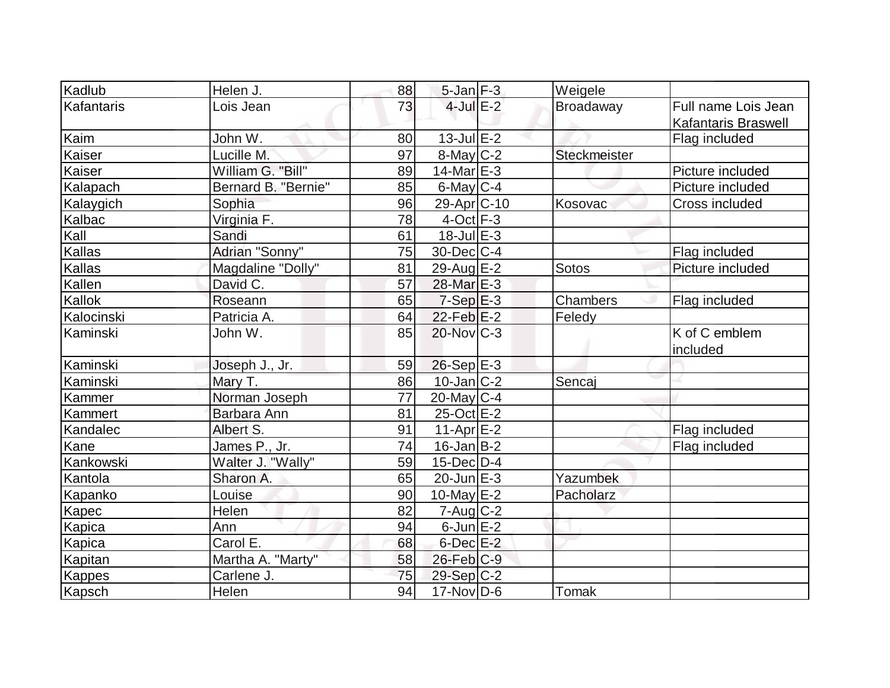| | | | | | | |
|---|---|---|---|---|---|---|
| Kadlub | Helen J. | 88 | 5-Jan | F-3 | Weigele | |
| Kafantaris | Lois Jean | 73 | 4-Jul | E-2 | Broadaway | Full name Lois Jean Kafantaris Braswell |
| Kaim | John W. | 80 | 13-Jul | E-2 | | Flag included |
| Kaiser | Lucille M. | 97 | 8-May | C-2 | Steckmeister | |
| Kaiser | William G. "Bill" | 89 | 14-Mar | E-3 | | Picture included |
| Kalapach | Bernard B. "Bernie" | 85 | 6-May | C-4 | | Picture included |
| Kalaygich | Sophia | 96 | 29-Apr | C-10 | Kosovac | Cross included |
| Kalbac | Virginia F. | 78 | 4-Oct | F-3 | | |
| Kall | Sandi | 61 | 18-Jul | E-3 | | |
| Kallas | Adrian "Sonny" | 75 | 30-Dec | C-4 | | Flag included |
| Kallas | Magdaline "Dolly" | 81 | 29-Aug | E-2 | Sotos | Picture included |
| Kallen | David C. | 57 | 28-Mar | E-3 | | |
| Kallok | Roseann | 65 | 7-Sep | E-3 | Chambers | Flag included |
| Kalocinski | Patricia A. | 64 | 22-Feb | E-2 | Feledy | |
| Kaminski | John W. | 85 | 20-Nov | C-3 | | K of C emblem included |
| Kaminski | Joseph J., Jr. | 59 | 26-Sep | E-3 | | |
| Kaminski | Mary T. | 86 | 10-Jan | C-2 | Sencaj | |
| Kammer | Norman Joseph | 77 | 20-May | C-4 | | |
| Kammert | Barbara Ann | 81 | 25-Oct | E-2 | | |
| Kandalec | Albert S. | 91 | 11-Apr | E-2 | | Flag included |
| Kane | James P., Jr. | 74 | 16-Jan | B-2 | | Flag included |
| Kankowski | Walter J. "Wally" | 59 | 15-Dec | D-4 | | |
| Kantola | Sharon A. | 65 | 20-Jun | E-3 | Yazumbek | |
| Kapanko | Louise | 90 | 10-May | E-2 | Pacholarz | |
| Kapec | Helen | 82 | 7-Aug | C-2 | | |
| Kapica | Ann | 94 | 6-Jun | E-2 | | |
| Kapica | Carol E. | 68 | 6-Dec | E-2 | | |
| Kapitan | Martha A. "Marty" | 58 | 26-Feb | C-9 | | |
| Kappes | Carlene J. | 75 | 29-Sep | C-2 | | |
| Kapsch | Helen | 94 | 17-Nov | D-6 | Tomak | |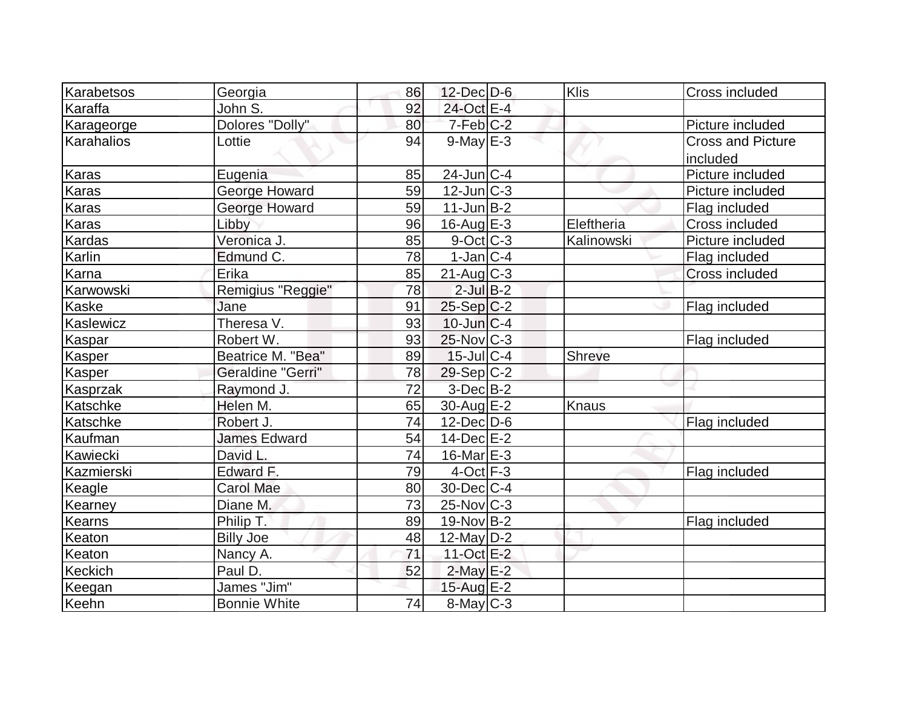| Karabetsos | Georgia | 86 | 12-Dec | D-6 | Klis | Cross included |
|---|---|---|---|---|---|---|
| Karaffa | John S. | 92 | 24-Oct | E-4 | | |
| Karageorge | Dolores "Dolly" | 80 | 7-Feb | C-2 | | Picture included |
| Karahalios | Lottie | 94 | 9-May | E-3 | | Cross and Picture included |
| Karas | Eugenia | 85 | 24-Jun | C-4 | | Picture included |
| Karas | George Howard | 59 | 12-Jun | C-3 | | Picture included |
| Karas | George Howard | 59 | 11-Jun | B-2 | | Flag included |
| Karas | Libby | 96 | 16-Aug | E-3 | Eleftheria | Cross included |
| Kardas | Veronica J. | 85 | 9-Oct | C-3 | Kalinowski | Picture included |
| Karlin | Edmund C. | 78 | 1-Jan | C-4 | | Flag included |
| Karna | Erika | 85 | 21-Aug | C-3 | | Cross included |
| Karwowski | Remigius "Reggie" | 78 | 2-Jul | B-2 | | |
| Kaske | Jane | 91 | 25-Sep | C-2 | | Flag included |
| Kaslewicz | Theresa V. | 93 | 10-Jun | C-4 | | |
| Kaspar | Robert W. | 93 | 25-Nov | C-3 | | Flag included |
| Kasper | Beatrice M. "Bea" | 89 | 15-Jul | C-4 | Shreve | |
| Kasper | Geraldine "Gerri" | 78 | 29-Sep | C-2 | | |
| Kasprzak | Raymond J. | 72 | 3-Dec | B-2 | | |
| Katschke | Helen M. | 65 | 30-Aug | E-2 | Knaus | |
| Katschke | Robert J. | 74 | 12-Dec | D-6 | | Flag included |
| Kaufman | James Edward | 54 | 14-Dec | E-2 | | |
| Kawiecki | David L. | 74 | 16-Mar | E-3 | | |
| Kazmierski | Edward F. | 79 | 4-Oct | F-3 | | Flag included |
| Keagle | Carol Mae | 80 | 30-Dec | C-4 | | |
| Kearney | Diane M. | 73 | 25-Nov | C-3 | | |
| Kearns | Philip T. | 89 | 19-Nov | B-2 | | Flag included |
| Keaton | Billy Joe | 48 | 12-May | D-2 | | |
| Keaton | Nancy A. | 71 | 11-Oct | E-2 | | |
| Keckich | Paul D. | 52 | 2-May | E-2 | | |
| Keegan | James "Jim" | | 15-Aug | E-2 | | |
| Keehn | Bonnie White | 74 | 8-May | C-3 | | |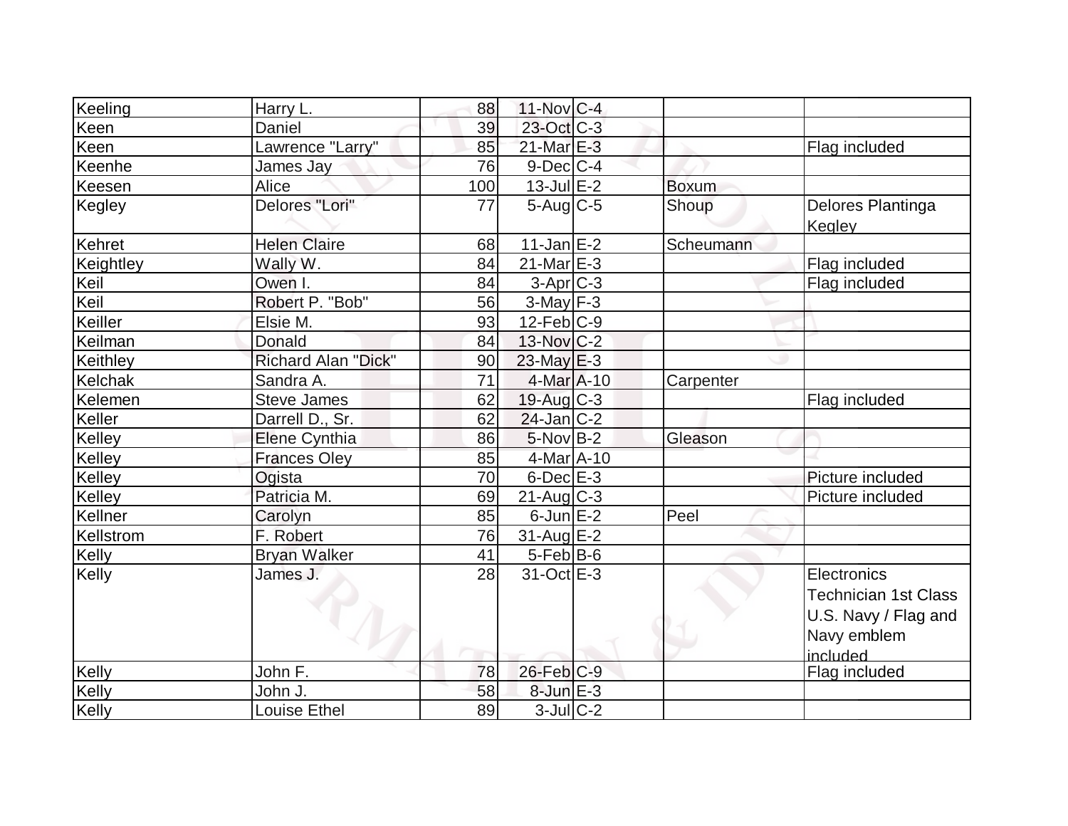| | | | | | | |
|---|---|---|---|---|---|---|
| Keeling | Harry L. | 88 | 11-Nov | C-4 | | |
| Keen | Daniel | 39 | 23-Oct | C-3 | | |
| Keen | Lawrence "Larry" | 85 | 21-Mar | E-3 | | Flag included |
| Keenhe | James Jay | 76 | 9-Dec | C-4 | | |
| Keesen | Alice | 100 | 13-Jul | E-2 | Boxum | |
| Kegley | Delores "Lori" | 77 | 5-Aug | C-5 | Shoup | Delores Plantinga Kegley |
| Kehret | Helen Claire | 68 | 11-Jan | E-2 | Scheumann | |
| Keightley | Wally W. | 84 | 21-Mar | E-3 | | Flag included |
| Keil | Owen I. | 84 | 3-Apr | C-3 | | Flag included |
| Keil | Robert P. "Bob" | 56 | 3-May | F-3 | | |
| Keiller | Elsie M. | 93 | 12-Feb | C-9 | | |
| Keilman | Donald | 84 | 13-Nov | C-2 | | |
| Keithley | Richard Alan "Dick" | 90 | 23-May | E-3 | | |
| Kelchak | Sandra A. | 71 | 4-Mar | A-10 | Carpenter | |
| Kelemen | Steve James | 62 | 19-Aug | C-3 | | Flag included |
| Keller | Darrell D., Sr. | 62 | 24-Jan | C-2 | | |
| Kelley | Elene Cynthia | 86 | 5-Nov | B-2 | Gleason | |
| Kelley | Frances Oley | 85 | 4-Mar | A-10 | | |
| Kelley | Ogista | 70 | 6-Dec | E-3 | | Picture included |
| Kelley | Patricia M. | 69 | 21-Aug | C-3 | | Picture included |
| Kellner | Carolyn | 85 | 6-Jun | E-2 | Peel | |
| Kellstrom | F. Robert | 76 | 31-Aug | E-2 | | |
| Kelly | Bryan Walker | 41 | 5-Feb | B-6 | | |
| Kelly | James J. | 28 | 31-Oct | E-3 | | Electronics Technician 1st Class U.S. Navy / Flag and Navy emblem included |
| Kelly | John F. | 78 | 26-Feb | C-9 | | Flag included |
| Kelly | John J. | 58 | 8-Jun | E-3 | | |
| Kelly | Louise Ethel | 89 | 3-Jul | C-2 | | |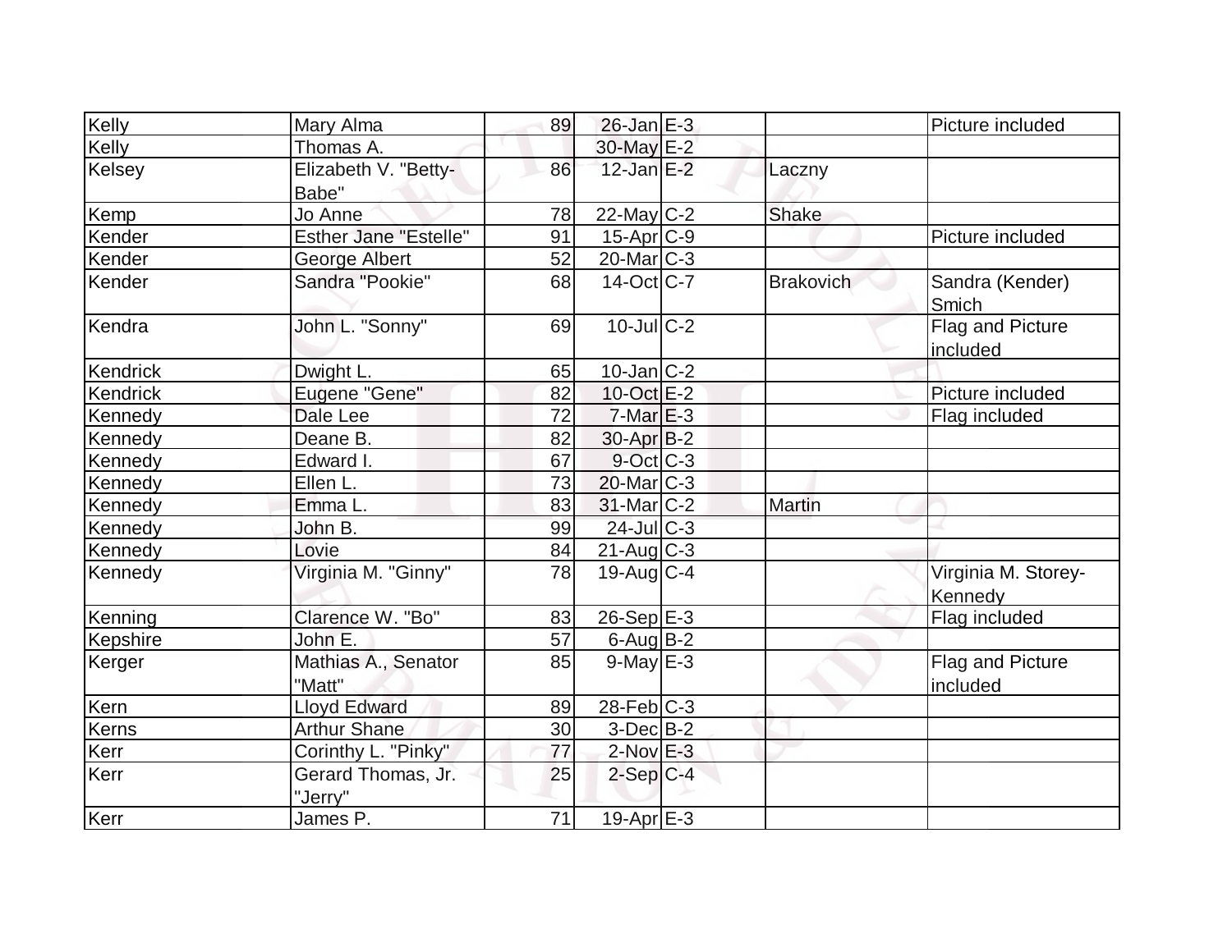| | | | | | | |
|---|---|---|---|---|---|---|
| Kelly | Mary Alma | 89 | 26-Jan | E-3 | | Picture included |
| Kelly | Thomas A. | | 30-May | E-2 | | |
| Kelsey | Elizabeth V. "Betty-Babe" | 86 | 12-Jan | E-2 | Laczny | |
| Kemp | Jo Anne | 78 | 22-May | C-2 | Shake | |
| Kender | Esther Jane "Estelle" | 91 | 15-Apr | C-9 | | Picture included |
| Kender | George Albert | 52 | 20-Mar | C-3 | | |
| Kender | Sandra "Pookie" | 68 | 14-Oct | C-7 | Brakovich | Sandra (Kender) Smich |
| Kendra | John L. "Sonny" | 69 | 10-Jul | C-2 | | Flag and Picture included |
| Kendrick | Dwight L. | 65 | 10-Jan | C-2 | | |
| Kendrick | Eugene "Gene" | 82 | 10-Oct | E-2 | | Picture included |
| Kennedy | Dale Lee | 72 | 7-Mar | E-3 | | Flag included |
| Kennedy | Deane B. | 82 | 30-Apr | B-2 | | |
| Kennedy | Edward I. | 67 | 9-Oct | C-3 | | |
| Kennedy | Ellen L. | 73 | 20-Mar | C-3 | | |
| Kennedy | Emma L. | 83 | 31-Mar | C-2 | Martin | |
| Kennedy | John B. | 99 | 24-Jul | C-3 | | |
| Kennedy | Lovie | 84 | 21-Aug | C-3 | | |
| Kennedy | Virginia M. "Ginny" | 78 | 19-Aug | C-4 | | Virginia M. Storey-Kennedy |
| Kenning | Clarence W. "Bo" | 83 | 26-Sep | E-3 | | Flag included |
| Kepshire | John E. | 57 | 6-Aug | B-2 | | |
| Kerger | Mathias A., Senator "Matt" | 85 | 9-May | E-3 | | Flag and Picture included |
| Kern | Lloyd Edward | 89 | 28-Feb | C-3 | | |
| Kerns | Arthur Shane | 30 | 3-Dec | B-2 | | |
| Kerr | Corinthy L. "Pinky" | 77 | 2-Nov | E-3 | | |
| Kerr | Gerard Thomas, Jr. "Jerry" | 25 | 2-Sep | C-4 | | |
| Kerr | James P. | 71 | 19-Apr | E-3 | | |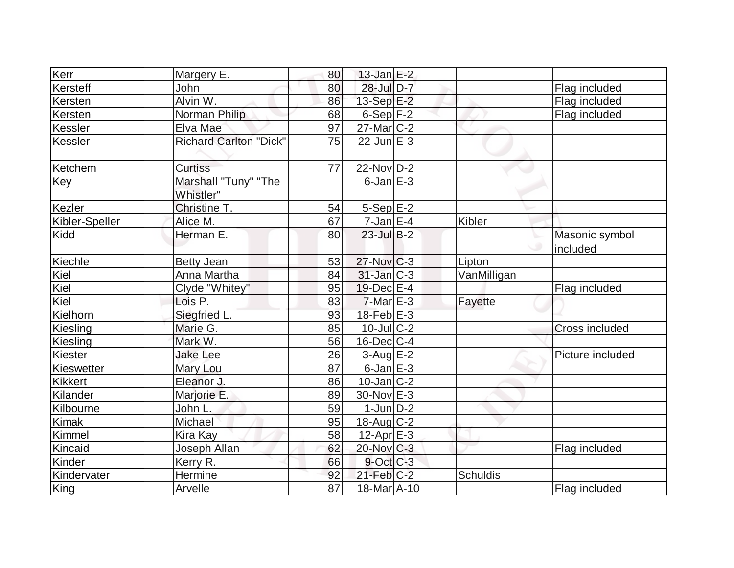| | | | | | | |
|---|---|---|---|---|---|---|
| Kerr | Margery E. | 80 | 13-Jan | E-2 | | |
| Kersteff | John | 80 | 28-Jul | D-7 | | Flag included |
| Kersten | Alvin W. | 86 | 13-Sep | E-2 | | Flag included |
| Kersten | Norman Philip | 68 | 6-Sep | F-2 | | Flag included |
| Kessler | Elva Mae | 97 | 27-Mar | C-2 | | |
| Kessler | Richard Carlton "Dick" | 75 | 22-Jun | E-3 | | |
| Ketchem | Curtiss | 77 | 22-Nov | D-2 | | |
| Key | Marshall "Tuny" "The Whistler" | | 6-Jan | E-3 | | |
| Kezler | Christine T. | 54 | 5-Sep | E-2 | | |
| Kibler-Speller | Alice M. | 67 | 7-Jan | E-4 | Kibler | |
| Kidd | Herman E. | 80 | 23-Jul | B-2 | | Masonic symbol included |
| Kiechle | Betty Jean | 53 | 27-Nov | C-3 | Lipton | |
| Kiel | Anna Martha | 84 | 31-Jan | C-3 | VanMilligan | |
| Kiel | Clyde "Whitey" | 95 | 19-Dec | E-4 | | Flag included |
| Kiel | Lois P. | 83 | 7-Mar | E-3 | Fayette | |
| Kielhorn | Siegfried L. | 93 | 18-Feb | E-3 | | |
| Kiesling | Marie G. | 85 | 10-Jul | C-2 | | Cross included |
| Kiesling | Mark W. | 56 | 16-Dec | C-4 | | |
| Kiester | Jake Lee | 26 | 3-Aug | E-2 | | Picture included |
| Kieswetter | Mary Lou | 87 | 6-Jan | E-3 | | |
| Kikkert | Eleanor J. | 86 | 10-Jan | C-2 | | |
| Kilander | Marjorie E. | 89 | 30-Nov | E-3 | | |
| Kilbourne | John L. | 59 | 1-Jun | D-2 | | |
| Kimak | Michael | 95 | 18-Aug | C-2 | | |
| Kimmel | Kira Kay | 58 | 12-Apr | E-3 | | |
| Kincaid | Joseph Allan | 62 | 20-Nov | C-3 | | Flag included |
| Kinder | Kerry R. | 66 | 9-Oct | C-3 | | |
| Kindervater | Hermine | 92 | 21-Feb | C-2 | Schuldis | |
| King | Arvelle | 87 | 18-Mar | A-10 | | Flag included |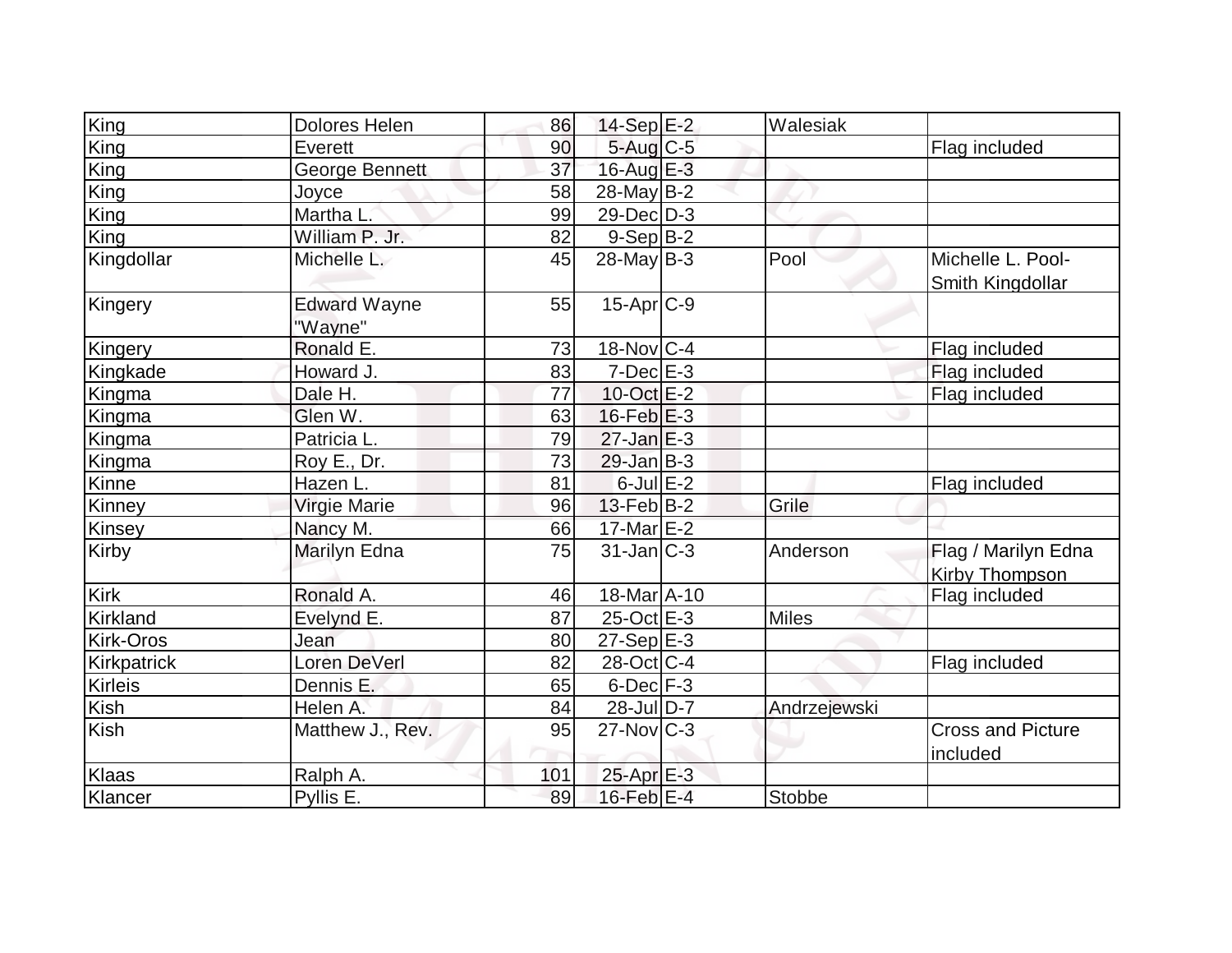| | | | | | | |
|---|---|---|---|---|---|---|
| King | Dolores Helen | 86 | 14-Sep | E-2 | Walesiak | |
| King | Everett | 90 | 5-Aug | C-5 | | Flag included |
| King | George Bennett | 37 | 16-Aug | E-3 | | |
| King | Joyce | 58 | 28-May | B-2 | | |
| King | Martha L. | 99 | 29-Dec | D-3 | | |
| King | William P. Jr. | 82 | 9-Sep | B-2 | | |
| Kingdollar | Michelle L. | 45 | 28-May | B-3 | Pool | Michelle L. Pool-Smith Kingdollar |
| Kingery | Edward Wayne "Wayne" | 55 | 15-Apr | C-9 | | |
| Kingery | Ronald E. | 73 | 18-Nov | C-4 | | Flag included |
| Kingkade | Howard J. | 83 | 7-Dec | E-3 | | Flag included |
| Kingma | Dale H. | 77 | 10-Oct | E-2 | | Flag included |
| Kingma | Glen W. | 63 | 16-Feb | E-3 | | |
| Kingma | Patricia L. | 79 | 27-Jan | E-3 | | |
| Kingma | Roy E., Dr. | 73 | 29-Jan | B-3 | | |
| Kinne | Hazen L. | 81 | 6-Jul | E-2 | | Flag included |
| Kinney | Virgie Marie | 96 | 13-Feb | B-2 | Grile | |
| Kinsey | Nancy M. | 66 | 17-Mar | E-2 | | |
| Kirby | Marilyn Edna | 75 | 31-Jan | C-3 | Anderson | Flag / Marilyn Edna Kirby Thompson |
| Kirk | Ronald A. | 46 | 18-Mar | A-10 | | Flag included |
| Kirkland | Evelynd E. | 87 | 25-Oct | E-3 | Miles | |
| Kirk-Oros | Jean | 80 | 27-Sep | E-3 | | |
| Kirkpatrick | Loren DeVerl | 82 | 28-Oct | C-4 | | Flag included |
| Kirleis | Dennis E. | 65 | 6-Dec | F-3 | | |
| Kish | Helen A. | 84 | 28-Jul | D-7 | Andrzejewski | |
| Kish | Matthew J., Rev. | 95 | 27-Nov | C-3 | | Cross and Picture included |
| Klaas | Ralph A. | 101 | 25-Apr | E-3 | | |
| Klancer | Pyllis E. | 89 | 16-Feb | E-4 | Stobbe | |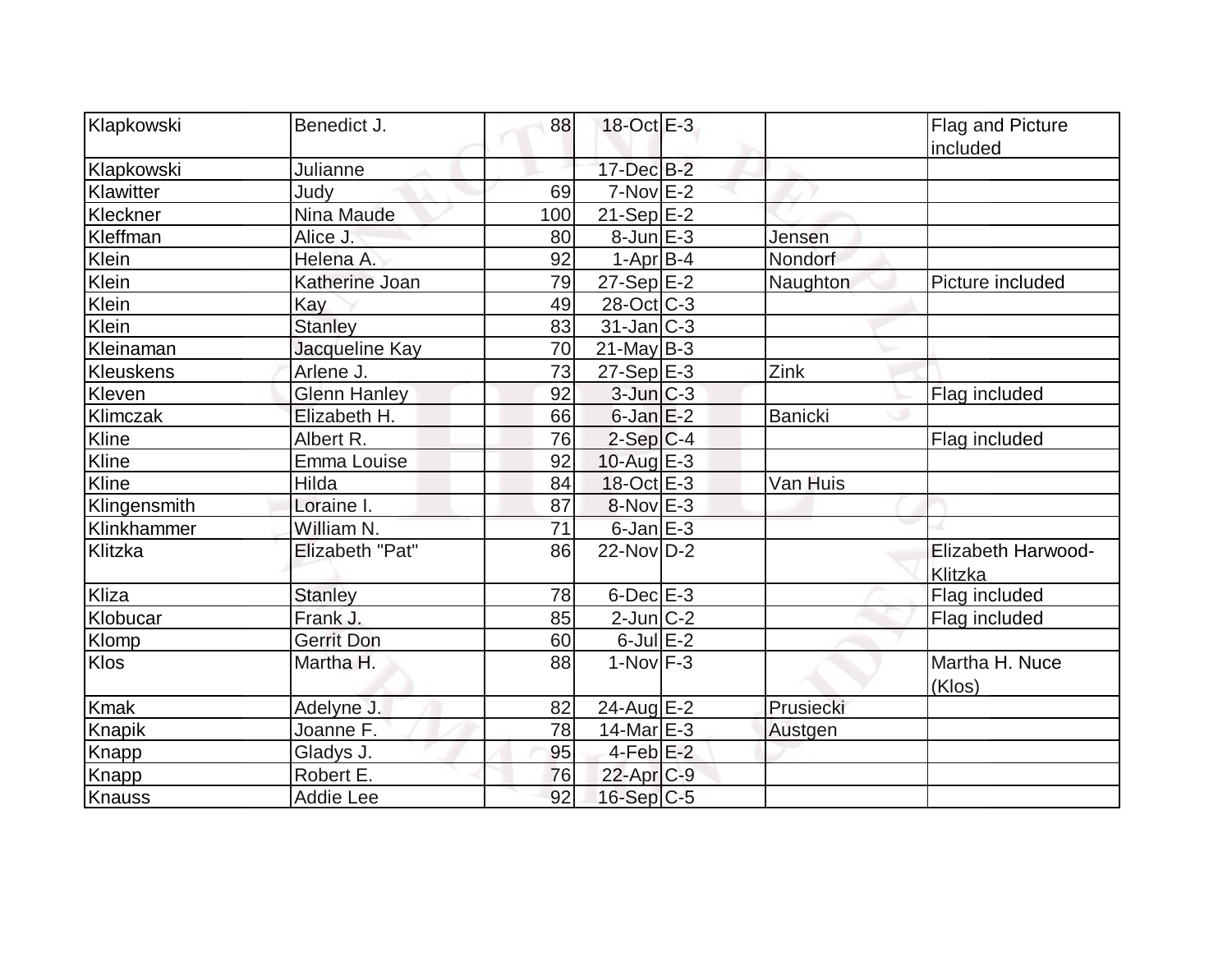| | | | | | | |
|---|---|---|---|---|---|---|
| Klapkowski | Benedict J. | 88 | 18-Oct | E-3 | | Flag and Picture included |
| Klapkowski | Julianne | | 17-Dec | B-2 | | |
| Klawitter | Judy | 69 | 7-Nov | E-2 | | |
| Kleckner | Nina Maude | 100 | 21-Sep | E-2 | | |
| Kleffman | Alice J. | 80 | 8-Jun | E-3 | Jensen | |
| Klein | Helena A. | 92 | 1-Apr | B-4 | Nondorf | |
| Klein | Katherine Joan | 79 | 27-Sep | E-2 | Naughton | Picture included |
| Klein | Kay | 49 | 28-Oct | C-3 | | |
| Klein | Stanley | 83 | 31-Jan | C-3 | | |
| Kleinaman | Jacqueline Kay | 70 | 21-May | B-3 | | |
| Kleuskens | Arlene J. | 73 | 27-Sep | E-3 | Zink | |
| Kleven | Glenn Hanley | 92 | 3-Jun | C-3 | | Flag included |
| Klimczak | Elizabeth H. | 66 | 6-Jan | E-2 | Banicki | |
| Kline | Albert R. | 76 | 2-Sep | C-4 | | Flag included |
| Kline | Emma Louise | 92 | 10-Aug | E-3 | | |
| Kline | Hilda | 84 | 18-Oct | E-3 | Van Huis | |
| Klingensmith | Loraine I. | 87 | 8-Nov | E-3 | | |
| Klinkhammer | William N. | 71 | 6-Jan | E-3 | | |
| Klitzka | Elizabeth "Pat" | 86 | 22-Nov | D-2 | | Elizabeth Harwood-Klitzka |
| Kliza | Stanley | 78 | 6-Dec | E-3 | | Flag included |
| Klobucar | Frank J. | 85 | 2-Jun | C-2 | | Flag included |
| Klomp | Gerrit Don | 60 | 6-Jul | E-2 | | |
| Klos | Martha H. | 88 | 1-Nov | F-3 | | Martha H. Nuce (Klos) |
| Kmak | Adelyne J. | 82 | 24-Aug | E-2 | Prusiecki | |
| Knapik | Joanne F. | 78 | 14-Mar | E-3 | Austgen | |
| Knapp | Gladys J. | 95 | 4-Feb | E-2 | | |
| Knapp | Robert E. | 76 | 22-Apr | C-9 | | |
| Knauss | Addie Lee | 92 | 16-Sep | C-5 | | |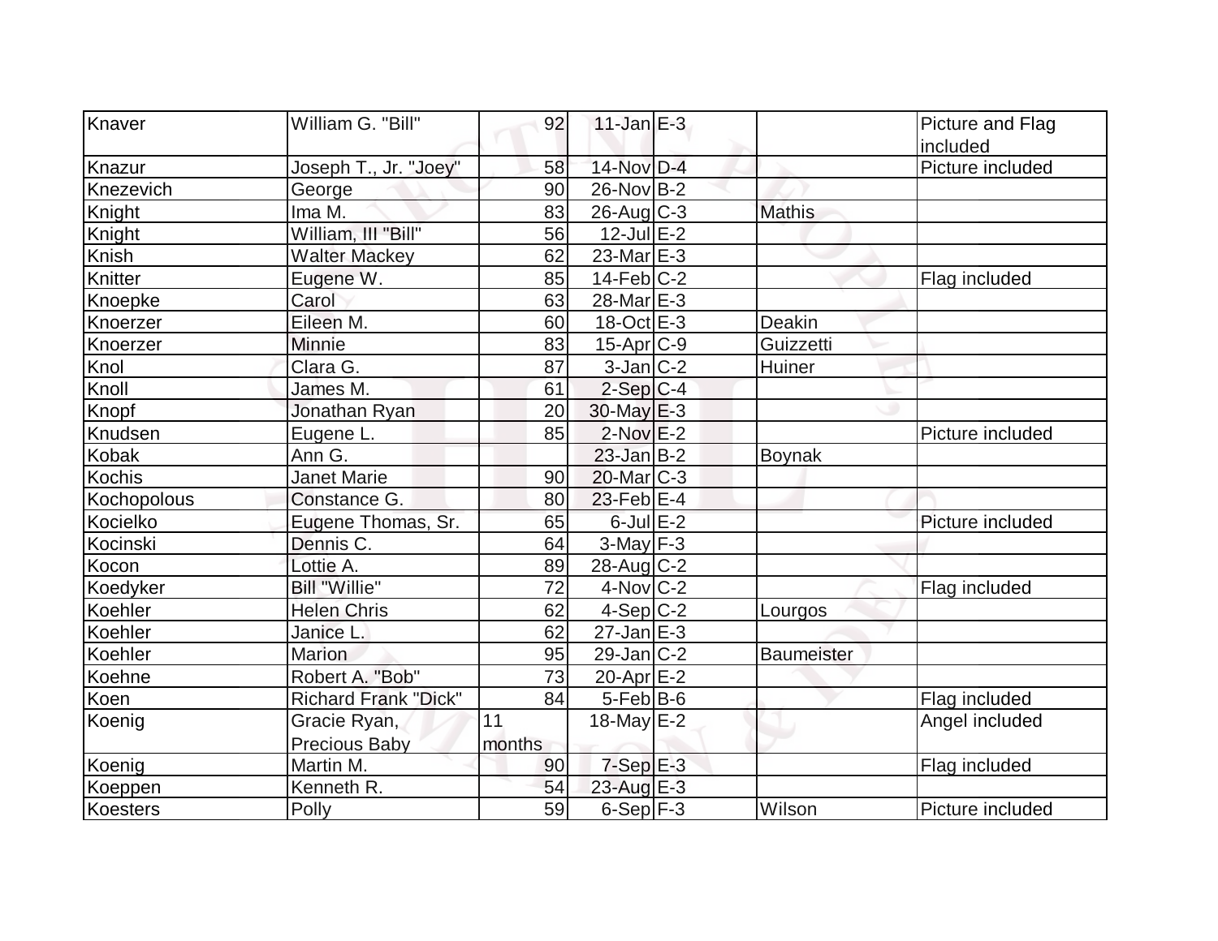| | | | | | | |
|---|---|---|---|---|---|---|
| Knaver | William G. "Bill" | 92 | 11-Jan | E-3 | | Picture and Flag included |
| Knazur | Joseph T., Jr. "Joey" | 58 | 14-Nov | D-4 | | Picture included |
| Knezevich | George | 90 | 26-Nov | B-2 | | |
| Knight | Ima M. | 83 | 26-Aug | C-3 | Mathis | |
| Knight | William, III "Bill" | 56 | 12-Jul | E-2 | | |
| Knish | Walter Mackey | 62 | 23-Mar | E-3 | | |
| Knitter | Eugene W. | 85 | 14-Feb | C-2 | | Flag included |
| Knoepke | Carol | 63 | 28-Mar | E-3 | | |
| Knoerzer | Eileen M. | 60 | 18-Oct | E-3 | Deakin | |
| Knoerzer | Minnie | 83 | 15-Apr | C-9 | Guizzetti | |
| Knol | Clara G. | 87 | 3-Jan | C-2 | Huiner | |
| Knoll | James M. | 61 | 2-Sep | C-4 | | |
| Knopf | Jonathan Ryan | 20 | 30-May | E-3 | | |
| Knudsen | Eugene L. | 85 | 2-Nov | E-2 | | Picture included |
| Kobak | Ann G. | | 23-Jan | B-2 | Boynak | |
| Kochis | Janet Marie | 90 | 20-Mar | C-3 | | |
| Kochopolous | Constance G. | 80 | 23-Feb | E-4 | | |
| Kocielko | Eugene Thomas, Sr. | 65 | 6-Jul | E-2 | | Picture included |
| Kocinski | Dennis C. | 64 | 3-May | F-3 | | |
| Kocon | Lottie A. | 89 | 28-Aug | C-2 | | |
| Koedyker | Bill "Willie" | 72 | 4-Nov | C-2 | | Flag included |
| Koehler | Helen Chris | 62 | 4-Sep | C-2 | Lourgos | |
| Koehler | Janice L. | 62 | 27-Jan | E-3 | | |
| Koehler | Marion | 95 | 29-Jan | C-2 | Baumeister | |
| Koehne | Robert A. "Bob" | 73 | 20-Apr | E-2 | | |
| Koen | Richard Frank "Dick" | 84 | 5-Feb | B-6 | | Flag included |
| Koenig | Gracie Ryan, Precious Baby | 11 months | 18-May | E-2 | | Angel included |
| Koenig | Martin M. | 90 | 7-Sep | E-3 | | Flag included |
| Koeppen | Kenneth R. | 54 | 23-Aug | E-3 | | |
| Koesters | Polly | 59 | 6-Sep | F-3 | Wilson | Picture included |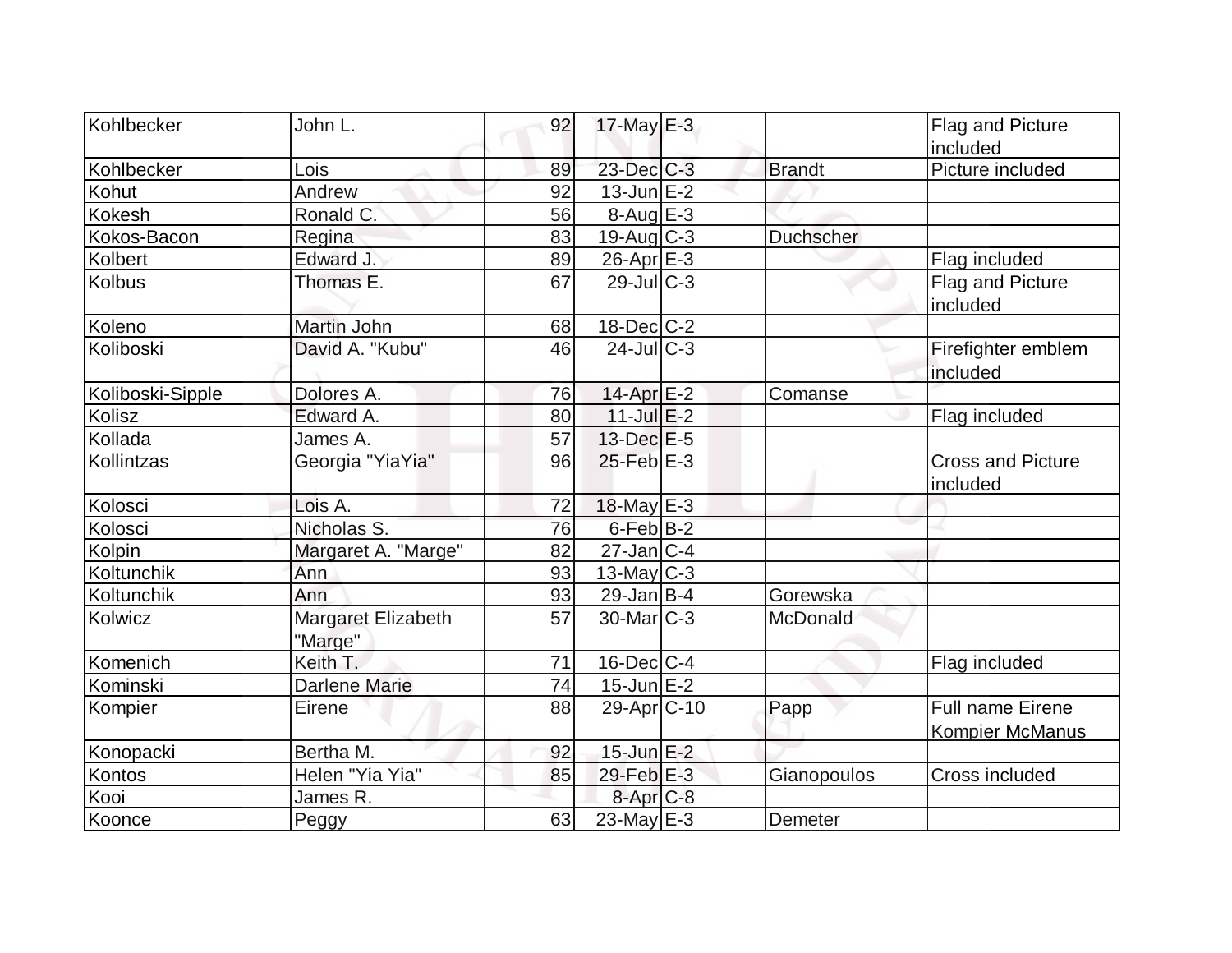| | | | | | | |
|---|---|---|---|---|---|---|
| Kohlbecker | John L. | 92 | 17-May | E-3 | | Flag and Picture included |
| Kohlbecker | Lois | 89 | 23-Dec | C-3 | Brandt | Picture included |
| Kohut | Andrew | 92 | 13-Jun | E-2 | | |
| Kokesh | Ronald C. | 56 | 8-Aug | E-3 | | |
| Kokos-Bacon | Regina | 83 | 19-Aug | C-3 | Duchscher | |
| Kolbert | Edward J. | 89 | 26-Apr | E-3 | | Flag included |
| Kolbus | Thomas E. | 67 | 29-Jul | C-3 | | Flag and Picture included |
| Koleno | Martin John | 68 | 18-Dec | C-2 | | |
| Koliboski | David A. "Kubu" | 46 | 24-Jul | C-3 | | Firefighter emblem included |
| Koliboski-Sipple | Dolores A. | 76 | 14-Apr | E-2 | Comanse | |
| Kolisz | Edward A. | 80 | 11-Jul | E-2 | | Flag included |
| Kollada | James A. | 57 | 13-Dec | E-5 | | |
| Kollintzas | Georgia "YiaYia" | 96 | 25-Feb | E-3 | | Cross and Picture included |
| Kolosci | Lois A. | 72 | 18-May | E-3 | | |
| Kolosci | Nicholas S. | 76 | 6-Feb | B-2 | | |
| Kolpin | Margaret A. "Marge" | 82 | 27-Jan | C-4 | | |
| Koltunchik | Ann | 93 | 13-May | C-3 | | |
| Koltunchik | Ann | 93 | 29-Jan | B-4 | Gorewska | |
| Kolwicz | Margaret Elizabeth "Marge" | 57 | 30-Mar | C-3 | McDonald | |
| Komenich | Keith T. | 71 | 16-Dec | C-4 | | Flag included |
| Kominski | Darlene Marie | 74 | 15-Jun | E-2 | | |
| Kompier | Eirene | 88 | 29-Apr | C-10 | Papp | Full name Eirene Kompier McManus |
| Konopacki | Bertha M. | 92 | 15-Jun | E-2 | | |
| Kontos | Helen "Yia Yia" | 85 | 29-Feb | E-3 | Gianopoulos | Cross included |
| Kooi | James R. | | 8-Apr | C-8 | | |
| Koonce | Peggy | 63 | 23-May | E-3 | Demeter | |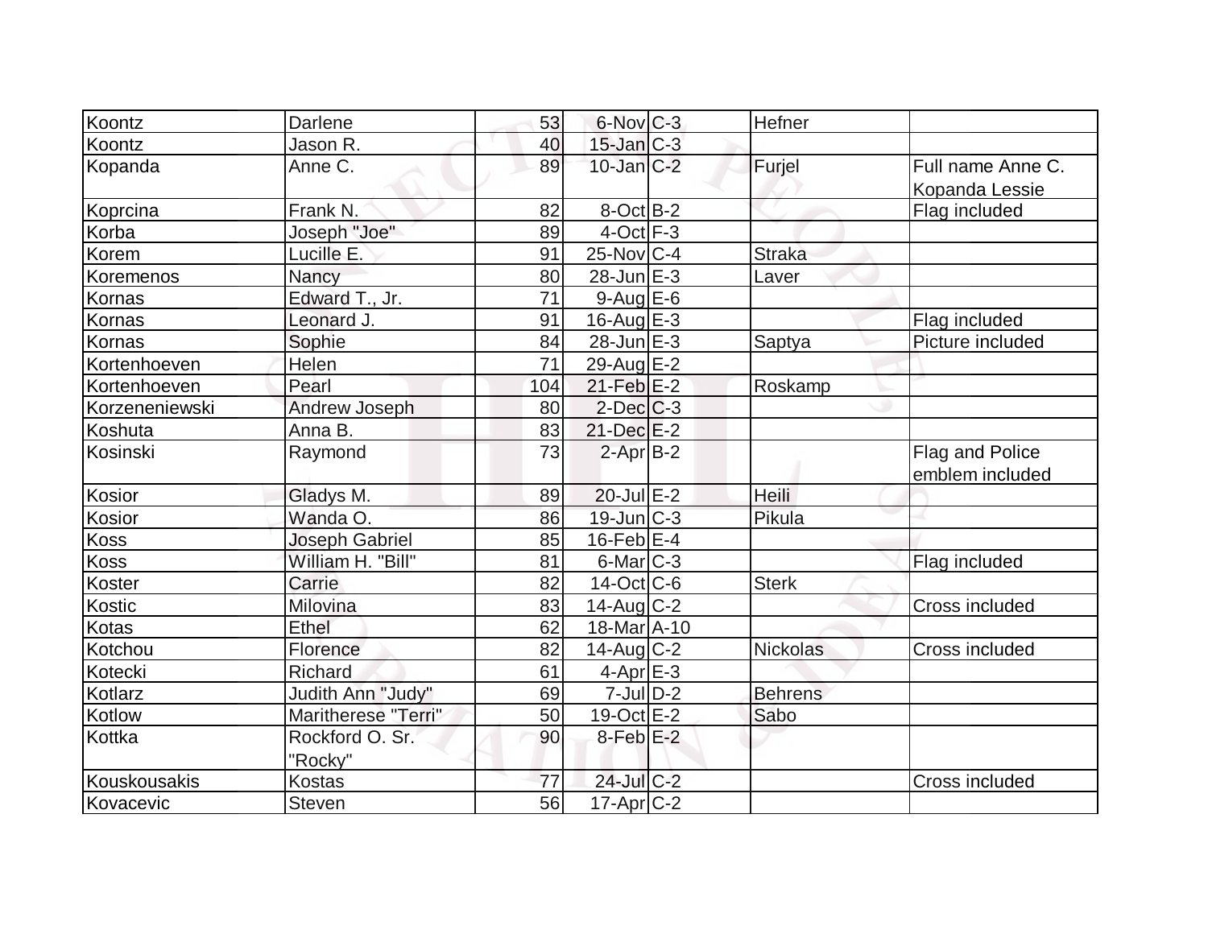| | | | | | | |
|---|---|---|---|---|---|---|
| Koontz | Darlene | 53 | 6-Nov | C-3 | Hefner | |
| Koontz | Jason R. | 40 | 15-Jan | C-3 | | |
| Kopanda | Anne C. | 89 | 10-Jan | C-2 | Furjel | Full name Anne C. Kopanda Lessie |
| Koprcina | Frank N. | 82 | 8-Oct | B-2 | | Flag included |
| Korba | Joseph "Joe" | 89 | 4-Oct | F-3 | | |
| Korem | Lucille E. | 91 | 25-Nov | C-4 | Straka | |
| Koremenos | Nancy | 80 | 28-Jun | E-3 | Laver | |
| Kornas | Edward T., Jr. | 71 | 9-Aug | E-6 | | |
| Kornas | Leonard J. | 91 | 16-Aug | E-3 | | Flag included |
| Kornas | Sophie | 84 | 28-Jun | E-3 | Saptya | Picture included |
| Kortenhoeven | Helen | 71 | 29-Aug | E-2 | | |
| Kortenhoeven | Pearl | 104 | 21-Feb | E-2 | Roskamp | |
| Korzeneniewski | Andrew Joseph | 80 | 2-Dec | C-3 | | |
| Koshuta | Anna B. | 83 | 21-Dec | E-2 | | |
| Kosinski | Raymond | 73 | 2-Apr | B-2 | | Flag and Police emblem included |
| Kosior | Gladys M. | 89 | 20-Jul | E-2 | Heili | |
| Kosior | Wanda O. | 86 | 19-Jun | C-3 | Pikula | |
| Koss | Joseph Gabriel | 85 | 16-Feb | E-4 | | |
| Koss | William H. "Bill" | 81 | 6-Mar | C-3 | | Flag included |
| Koster | Carrie | 82 | 14-Oct | C-6 | Sterk | |
| Kostic | Milovina | 83 | 14-Aug | C-2 | | Cross included |
| Kotas | Ethel | 62 | 18-Mar | A-10 | | |
| Kotchou | Florence | 82 | 14-Aug | C-2 | Nickolas | Cross included |
| Kotecki | Richard | 61 | 4-Apr | E-3 | | |
| Kotlarz | Judith Ann "Judy" | 69 | 7-Jul | D-2 | Behrens | |
| Kotlow | Maritherese "Terri" | 50 | 19-Oct | E-2 | Sabo | |
| Kottka | Rockford O. Sr. "Rocky" | 90 | 8-Feb | E-2 | | |
| Kouskousakis | Kostas | 77 | 24-Jul | C-2 | | Cross included |
| Kovacevic | Steven | 56 | 17-Apr | C-2 | | |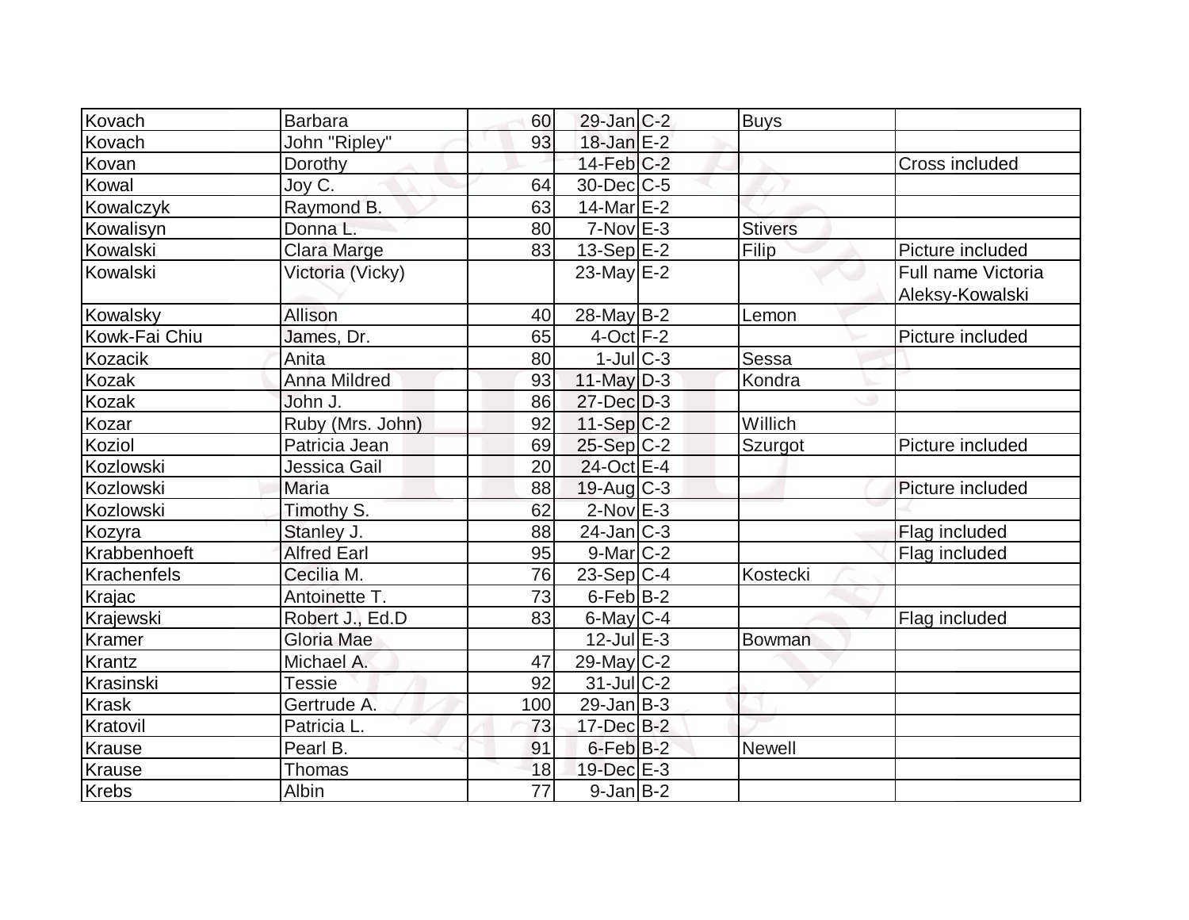| | | | | | | |
|---|---|---|---|---|---|---|
| Kovach | Barbara | 60 | 29-Jan | C-2 | Buys | |
| Kovach | John "Ripley" | 93 | 18-Jan | E-2 | | |
| Kovan | Dorothy | | 14-Feb | C-2 | | Cross included |
| Kowal | Joy C. | 64 | 30-Dec | C-5 | | |
| Kowalczyk | Raymond B. | 63 | 14-Mar | E-2 | | |
| Kowalisyn | Donna L. | 80 | 7-Nov | E-3 | Stivers | |
| Kowalski | Clara Marge | 83 | 13-Sep | E-2 | Filip | Picture included |
| Kowalski | Victoria (Vicky) | | 23-May | E-2 | | Full name Victoria Aleksy-Kowalski |
| Kowalsky | Allison | 40 | 28-May | B-2 | Lemon | |
| Kowk-Fai Chiu | James, Dr. | 65 | 4-Oct | F-2 | | Picture included |
| Kozacik | Anita | 80 | 1-Jul | C-3 | Sessa | |
| Kozak | Anna Mildred | 93 | 11-May | D-3 | Kondra | |
| Kozak | John J. | 86 | 27-Dec | D-3 | | |
| Kozar | Ruby (Mrs. John) | 92 | 11-Sep | C-2 | Willich | |
| Koziol | Patricia Jean | 69 | 25-Sep | C-2 | Szurgot | Picture included |
| Kozlowski | Jessica Gail | 20 | 24-Oct | E-4 | | |
| Kozlowski | Maria | 88 | 19-Aug | C-3 | | Picture included |
| Kozlowski | Timothy S. | 62 | 2-Nov | E-3 | | |
| Kozyra | Stanley J. | 88 | 24-Jan | C-3 | | Flag included |
| Krabbenhoeft | Alfred Earl | 95 | 9-Mar | C-2 | | Flag included |
| Krachenfels | Cecilia M. | 76 | 23-Sep | C-4 | Kostecki | |
| Krajac | Antoinette T. | 73 | 6-Feb | B-2 | | |
| Krajewski | Robert J., Ed.D | 83 | 6-May | C-4 | | Flag included |
| Kramer | Gloria Mae | | 12-Jul | E-3 | Bowman | |
| Krantz | Michael A. | 47 | 29-May | C-2 | | |
| Krasinski | Tessie | 92 | 31-Jul | C-2 | | |
| Krask | Gertrude A. | 100 | 29-Jan | B-3 | | |
| Kratovil | Patricia L. | 73 | 17-Dec | B-2 | | |
| Krause | Pearl B. | 91 | 6-Feb | B-2 | Newell | |
| Krause | Thomas | 18 | 19-Dec | E-3 | | |
| Krebs | Albin | 77 | 9-Jan | B-2 | | |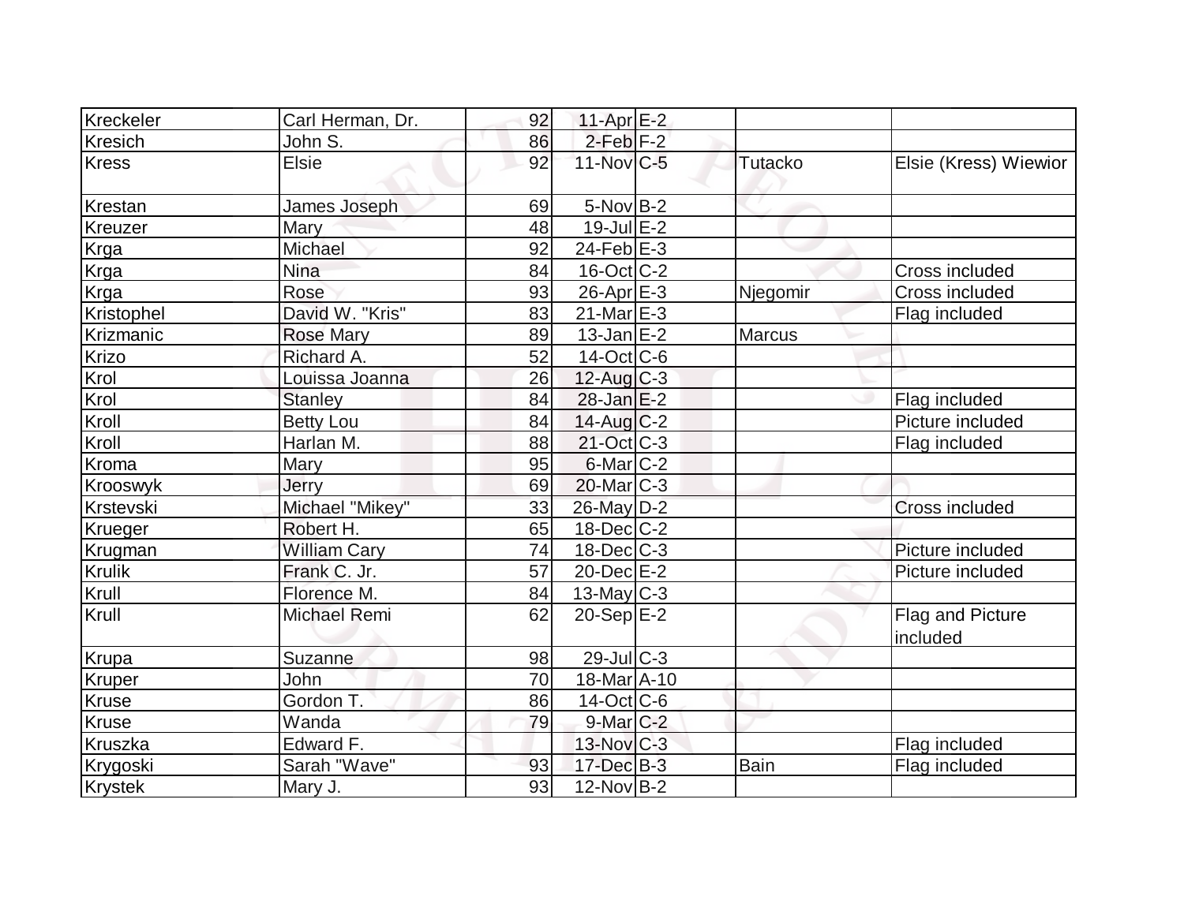| | | | | | | |
|---|---|---|---|---|---|---|
| Kreckeler | Carl Herman, Dr. | 92 | 11-Apr | E-2 | | |
| Kresich | John S. | 86 | 2-Feb | F-2 | | |
| Kress | Elsie | 92 | 11-Nov | C-5 | Tutacko | Elsie (Kress) Wiewior |
| Krestan | James Joseph | 69 | 5-Nov | B-2 | | |
| Kreuzer | Mary | 48 | 19-Jul | E-2 | | |
| Krga | Michael | 92 | 24-Feb | E-3 | | |
| Krga | Nina | 84 | 16-Oct | C-2 | | Cross included |
| Krga | Rose | 93 | 26-Apr | E-3 | Njegomir | Cross included |
| Kristophel | David W. "Kris" | 83 | 21-Mar | E-3 | | Flag included |
| Krizmanic | Rose Mary | 89 | 13-Jan | E-2 | Marcus | |
| Krizo | Richard A. | 52 | 14-Oct | C-6 | | |
| Krol | Louissa Joanna | 26 | 12-Aug | C-3 | | |
| Krol | Stanley | 84 | 28-Jan | E-2 | | Flag included |
| Kroll | Betty Lou | 84 | 14-Aug | C-2 | | Picture included |
| Kroll | Harlan M. | 88 | 21-Oct | C-3 | | Flag included |
| Kroma | Mary | 95 | 6-Mar | C-2 | | |
| Krooswyk | Jerry | 69 | 20-Mar | C-3 | | |
| Krstevski | Michael "Mikey" | 33 | 26-May | D-2 | | Cross included |
| Krueger | Robert H. | 65 | 18-Dec | C-2 | | |
| Krugman | William Cary | 74 | 18-Dec | C-3 | | Picture included |
| Krulik | Frank C. Jr. | 57 | 20-Dec | E-2 | | Picture included |
| Krull | Florence M. | 84 | 13-May | C-3 | | |
| Krull | Michael Remi | 62 | 20-Sep | E-2 | | Flag and Picture included |
| Krupa | Suzanne | 98 | 29-Jul | C-3 | | |
| Kruper | John | 70 | 18-Mar | A-10 | | |
| Kruse | Gordon T. | 86 | 14-Oct | C-6 | | |
| Kruse | Wanda | 79 | 9-Mar | C-2 | | |
| Kruszka | Edward F. | | 13-Nov | C-3 | | Flag included |
| Krygoski | Sarah "Wave" | 93 | 17-Dec | B-3 | Bain | Flag included |
| Krystek | Mary J. | 93 | 12-Nov | B-2 | | |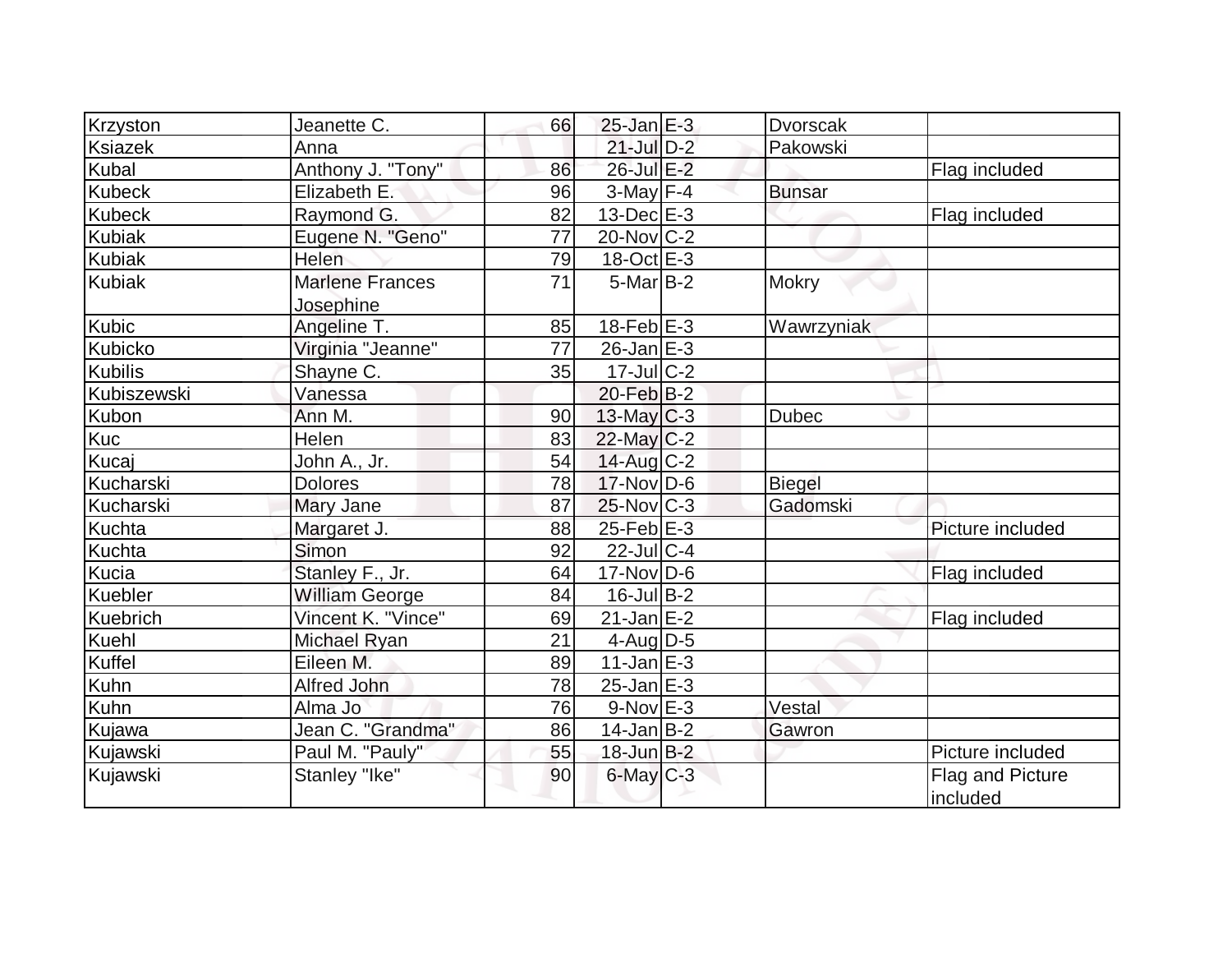| Krzyston | Jeanette C. | 66 | 25-Jan | E-3 | Dvorscak | |
|---|---|---|---|---|---|---|
| Ksiazek | Anna | | 21-Jul | D-2 | Pakowski | |
| Kubal | Anthony J. "Tony" | 86 | 26-Jul | E-2 | | Flag included |
| Kubeck | Elizabeth E. | 96 | 3-May | F-4 | Bunsar | |
| Kubeck | Raymond G. | 82 | 13-Dec | E-3 | | Flag included |
| Kubiak | Eugene N. "Geno" | 77 | 20-Nov | C-2 | | |
| Kubiak | Helen | 79 | 18-Oct | E-3 | | |
| Kubiak | Marlene Frances Josephine | 71 | 5-Mar | B-2 | Mokry | |
| Kubic | Angeline T. | 85 | 18-Feb | E-3 | Wawrzyniak | |
| Kubicko | Virginia "Jeanne" | 77 | 26-Jan | E-3 | | |
| Kubilis | Shayne C. | 35 | 17-Jul | C-2 | | |
| Kubiszewski | Vanessa | | 20-Feb | B-2 | | |
| Kubon | Ann M. | 90 | 13-May | C-3 | Dubec | |
| Kuc | Helen | 83 | 22-May | C-2 | | |
| Kucaj | John A., Jr. | 54 | 14-Aug | C-2 | | |
| Kucharski | Dolores | 78 | 17-Nov | D-6 | Biegel | |
| Kucharski | Mary Jane | 87 | 25-Nov | C-3 | Gadomski | |
| Kuchta | Margaret J. | 88 | 25-Feb | E-3 | | Picture included |
| Kuchta | Simon | 92 | 22-Jul | C-4 | | |
| Kucia | Stanley F., Jr. | 64 | 17-Nov | D-6 | | Flag included |
| Kuebler | William George | 84 | 16-Jul | B-2 | | |
| Kuebrich | Vincent K. "Vince" | 69 | 21-Jan | E-2 | | Flag included |
| Kuehl | Michael Ryan | 21 | 4-Aug | D-5 | | |
| Kuffel | Eileen M. | 89 | 11-Jan | E-3 | | |
| Kuhn | Alfred John | 78 | 25-Jan | E-3 | | |
| Kuhn | Alma Jo | 76 | 9-Nov | E-3 | Vestal | |
| Kujawa | Jean C. "Grandma" | 86 | 14-Jan | B-2 | Gawron | |
| Kujawski | Paul M. "Pauly" | 55 | 18-Jun | B-2 | | Picture included |
| Kujawski | Stanley "Ike" | 90 | 6-May | C-3 | | Flag and Picture included |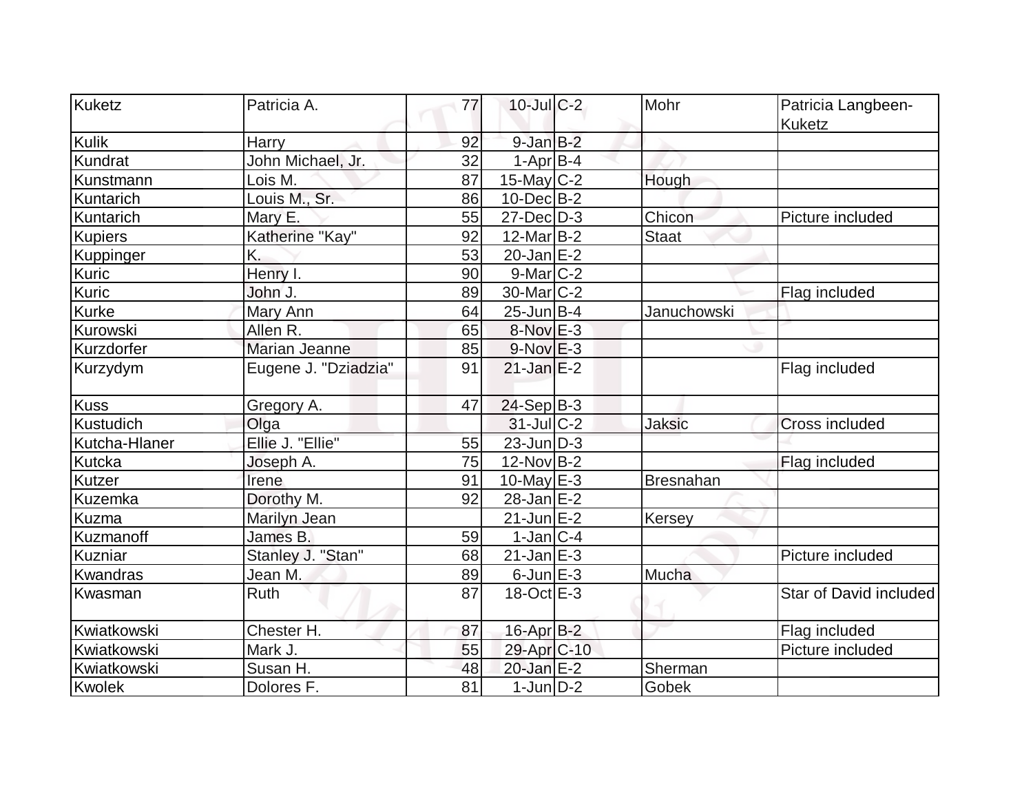| Kuketz | Patricia A. | 77 | 10-Jul | C-2 | Mohr | Patricia Langbeen-Kuketz |
|---|---|---|---|---|---|---|
| Kulik | Harry | 92 | 9-Jan | B-2 | | |
| Kundrat | John Michael, Jr. | 32 | 1-Apr | B-4 | | |
| Kunstmann | Lois M. | 87 | 15-May | C-2 | Hough | |
| Kuntarich | Louis M., Sr. | 86 | 10-Dec | B-2 | | |
| Kuntarich | Mary E. | 55 | 27-Dec | D-3 | Chicon | Picture included |
| Kupiers | Katherine "Kay" | 92 | 12-Mar | B-2 | Staat | |
| Kuppinger | K. | 53 | 20-Jan | E-2 | | |
| Kuric | Henry I. | 90 | 9-Mar | C-2 | | |
| Kuric | John J. | 89 | 30-Mar | C-2 | | Flag included |
| Kurke | Mary Ann | 64 | 25-Jun | B-4 | Januchowski | |
| Kurowski | Allen R. | 65 | 8-Nov | E-3 | | |
| Kurzdorfer | Marian Jeanne | 85 | 9-Nov | E-3 | | |
| Kurzydym | Eugene J. "Dziadzia" | 91 | 21-Jan | E-2 | | Flag included |
| Kuss | Gregory A. | 47 | 24-Sep | B-3 | | |
| Kustudich | Olga | | 31-Jul | C-2 | Jaksic | Cross included |
| Kutcha-Hlaner | Ellie J. "Ellie" | 55 | 23-Jun | D-3 | | |
| Kutcka | Joseph A. | 75 | 12-Nov | B-2 | | Flag included |
| Kutzer | Irene | 91 | 10-May | E-3 | Bresnahan | |
| Kuzemka | Dorothy M. | 92 | 28-Jan | E-2 | | |
| Kuzma | Marilyn Jean | | 21-Jun | E-2 | Kersey | |
| Kuzmanoff | James B. | 59 | 1-Jan | C-4 | | |
| Kuzniar | Stanley J. "Stan" | 68 | 21-Jan | E-3 | | Picture included |
| Kwandras | Jean M. | 89 | 6-Jun | E-3 | Mucha | |
| Kwasman | Ruth | 87 | 18-Oct | E-3 | | Star of David included |
| Kwiatkowski | Chester H. | 87 | 16-Apr | B-2 | | Flag included |
| Kwiatkowski | Mark J. | 55 | 29-Apr | C-10 | | Picture included |
| Kwiatkowski | Susan H. | 48 | 20-Jan | E-2 | Sherman | |
| Kwolek | Dolores F. | 81 | 1-Jun | D-2 | Gobek | |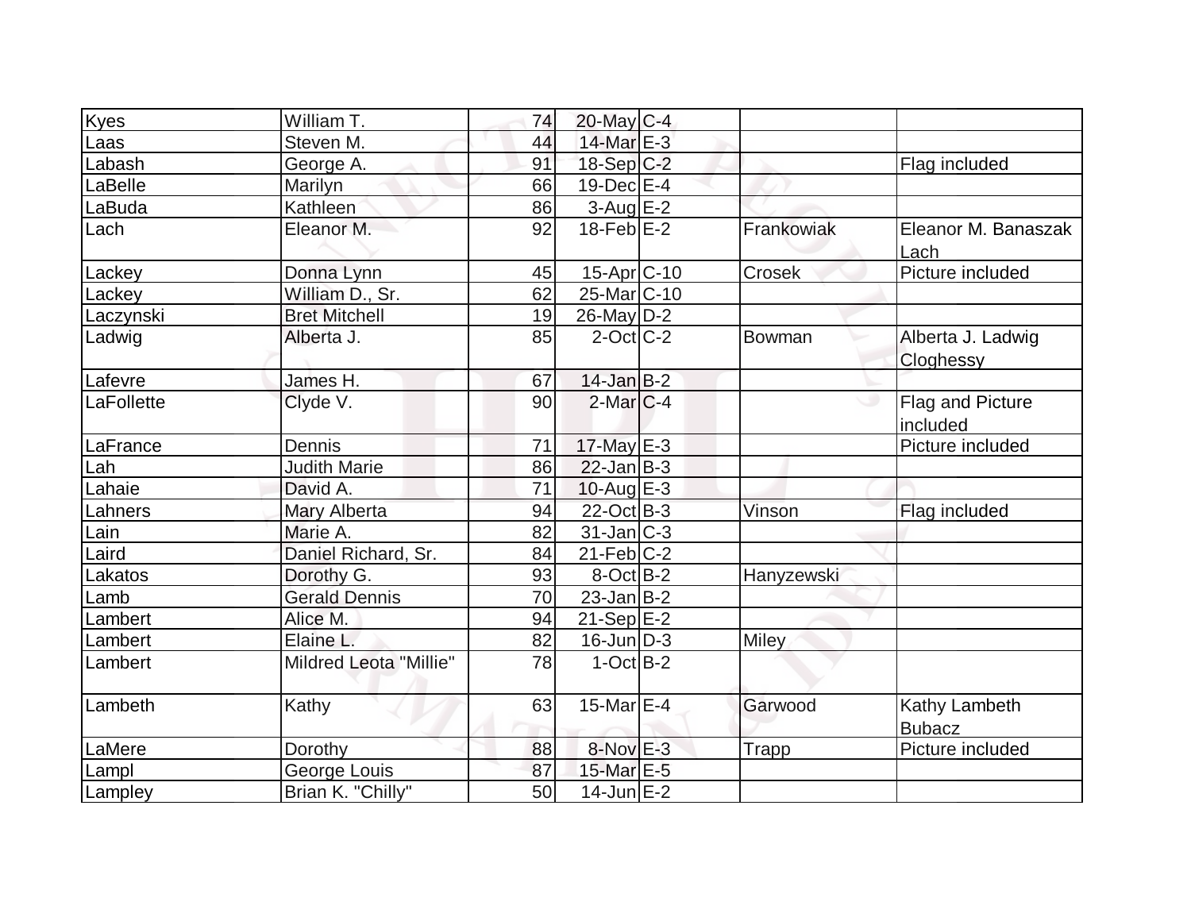| Kyes | William T. | 74 | 20-May | C-4 | | |
|---|---|---|---|---|---|---|
| Laas | Steven M. | 44 | 14-Mar | E-3 | | |
| Labash | George A. | 91 | 18-Sep | C-2 | | Flag included |
| LaBelle | Marilyn | 66 | 19-Dec | E-4 | | |
| LaBuda | Kathleen | 86 | 3-Aug | E-2 | | |
| Lach | Eleanor M. | 92 | 18-Feb | E-2 | Frankowiak | Eleanor M. Banaszak Lach |
| Lackey | Donna Lynn | 45 | 15-Apr | C-10 | Crosek | Picture included |
| Lackey | William D., Sr. | 62 | 25-Mar | C-10 | | |
| Laczynski | Bret Mitchell | 19 | 26-May | D-2 | | |
| Ladwig | Alberta J. | 85 | 2-Oct | C-2 | Bowman | Alberta J. Ladwig Cloghessy |
| Lafevre | James H. | 67 | 14-Jan | B-2 | | |
| LaFollette | Clyde V. | 90 | 2-Mar | C-4 | | Flag and Picture included |
| LaFrance | Dennis | 71 | 17-May | E-3 | | Picture included |
| Lah | Judith Marie | 86 | 22-Jan | B-3 | | |
| Lahaie | David A. | 71 | 10-Aug | E-3 | | |
| Lahners | Mary Alberta | 94 | 22-Oct | B-3 | Vinson | Flag included |
| Lain | Marie A. | 82 | 31-Jan | C-3 | | |
| Laird | Daniel Richard, Sr. | 84 | 21-Feb | C-2 | | |
| Lakatos | Dorothy G. | 93 | 8-Oct | B-2 | Hanyzewski | |
| Lamb | Gerald Dennis | 70 | 23-Jan | B-2 | | |
| Lambert | Alice M. | 94 | 21-Sep | E-2 | | |
| Lambert | Elaine L. | 82 | 16-Jun | D-3 | Miley | |
| Lambert | Mildred Leota "Millie" | 78 | 1-Oct | B-2 | | |
| Lambeth | Kathy | 63 | 15-Mar | E-4 | Garwood | Kathy Lambeth Bubacz |
| LaMere | Dorothy | 88 | 8-Nov | E-3 | Trapp | Picture included |
| Lampl | George Louis | 87 | 15-Mar | E-5 | | |
| Lampley | Brian K. "Chilly" | 50 | 14-Jun | E-2 | | |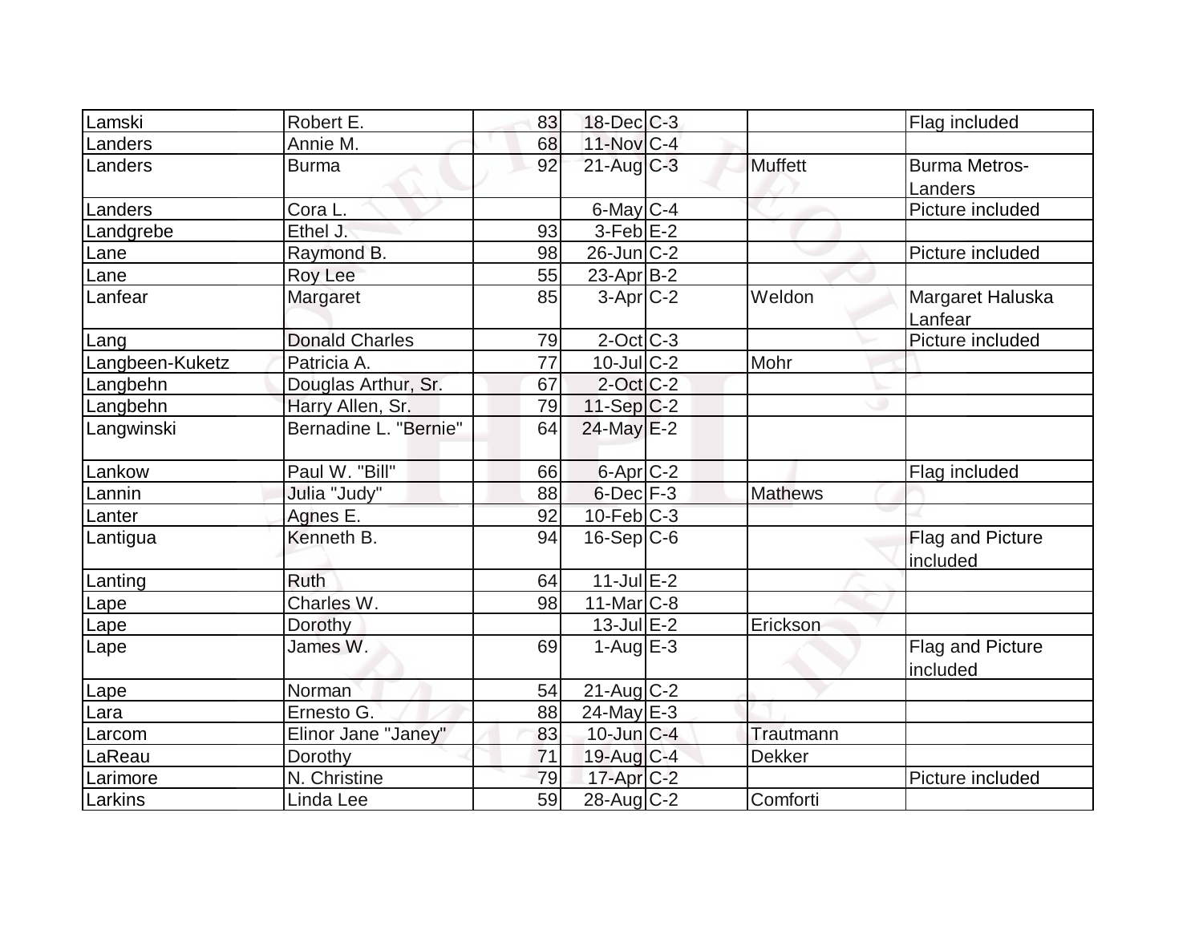| | | | | | | |
|---|---|---|---|---|---|---|
| Lamski | Robert E. | 83 | 18-Dec | C-3 | | Flag included |
| Landers | Annie M. | 68 | 11-Nov | C-4 | | |
| Landers | Burma | 92 | 21-Aug | C-3 | Muffett | Burma Metros-Landers |
| Landers | Cora L. | | 6-May | C-4 | | Picture included |
| Landgrebe | Ethel J. | 93 | 3-Feb | E-2 | | |
| Lane | Raymond B. | 98 | 26-Jun | C-2 | | Picture included |
| Lane | Roy Lee | 55 | 23-Apr | B-2 | | |
| Lanfear | Margaret | 85 | 3-Apr | C-2 | Weldon | Margaret Haluska Lanfear |
| Lang | Donald Charles | 79 | 2-Oct | C-3 | | Picture included |
| Langbeen-Kuketz | Patricia A. | 77 | 10-Jul | C-2 | Mohr | |
| Langbehn | Douglas Arthur, Sr. | 67 | 2-Oct | C-2 | | |
| Langbehn | Harry Allen, Sr. | 79 | 11-Sep | C-2 | | |
| Langwinski | Bernadine L. "Bernie" | 64 | 24-May | E-2 | | |
| Lankow | Paul W. "Bill" | 66 | 6-Apr | C-2 | | Flag included |
| Lannin | Julia "Judy" | 88 | 6-Dec | F-3 | Mathews | |
| Lanter | Agnes E. | 92 | 10-Feb | C-3 | | |
| Lantigua | Kenneth B. | 94 | 16-Sep | C-6 | | Flag and Picture included |
| Lanting | Ruth | 64 | 11-Jul | E-2 | | |
| Lape | Charles W. | 98 | 11-Mar | C-8 | | |
| Lape | Dorothy | | 13-Jul | E-2 | Erickson | |
| Lape | James W. | 69 | 1-Aug | E-3 | | Flag and Picture included |
| Lape | Norman | 54 | 21-Aug | C-2 | | |
| Lara | Ernesto G. | 88 | 24-May | E-3 | | |
| Larcom | Elinor Jane "Janey" | 83 | 10-Jun | C-4 | Trautmann | |
| LaReau | Dorothy | 71 | 19-Aug | C-4 | Dekker | |
| Larimore | N. Christine | 79 | 17-Apr | C-2 | | Picture included |
| Larkins | Linda Lee | 59 | 28-Aug | C-2 | Comforti | |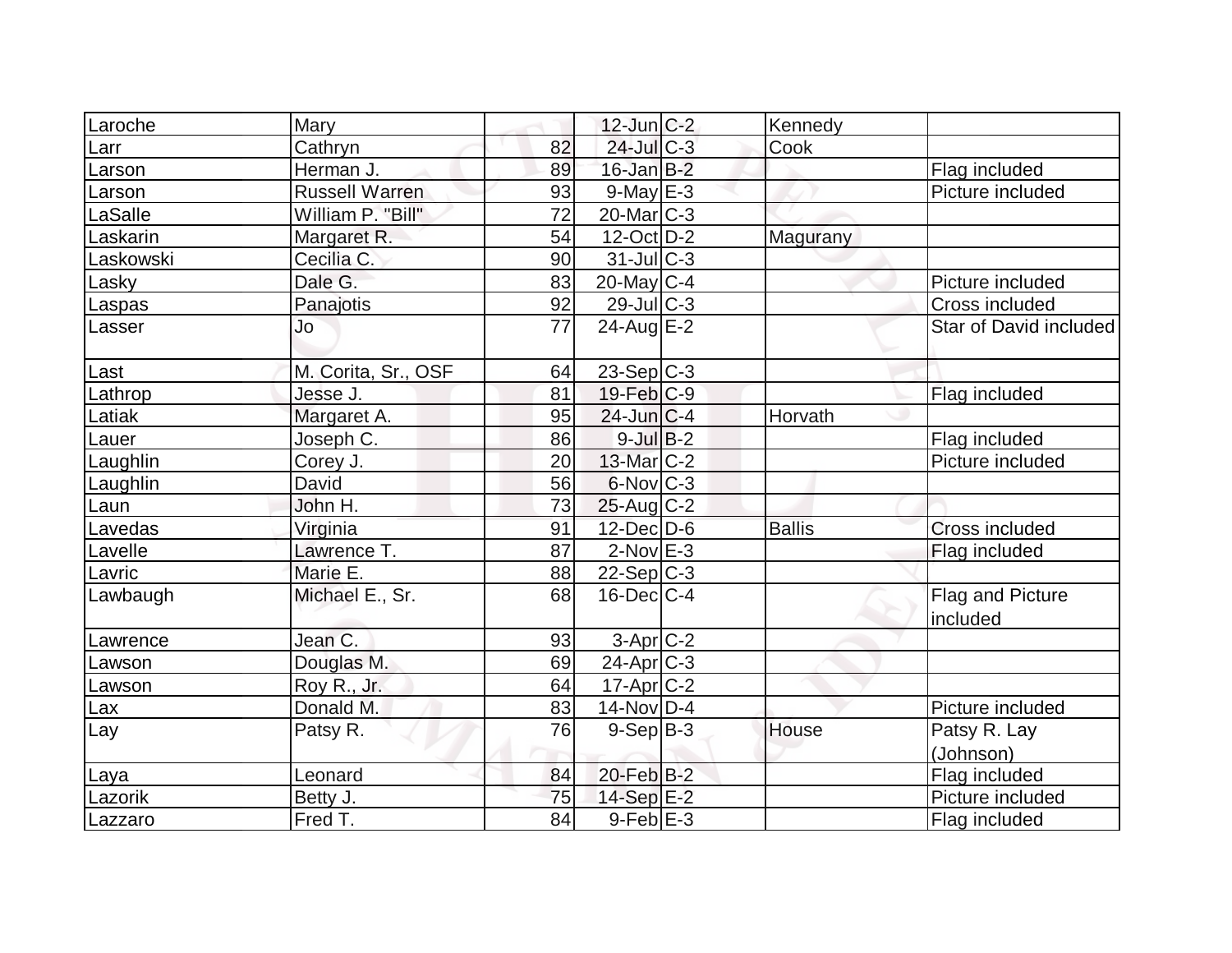| | | | | | | |
|---|---|---|---|---|---|---|
| Laroche | Mary | | 12-Jun | C-2 | Kennedy | |
| Larr | Cathryn | 82 | 24-Jul | C-3 | Cook | |
| Larson | Herman J. | 89 | 16-Jan | B-2 | | Flag included |
| Larson | Russell Warren | 93 | 9-May | E-3 | | Picture included |
| LaSalle | William P. "Bill" | 72 | 20-Mar | C-3 | | |
| Laskarin | Margaret R. | 54 | 12-Oct | D-2 | Magurany | |
| Laskowski | Cecilia C. | 90 | 31-Jul | C-3 | | |
| Lasky | Dale G. | 83 | 20-May | C-4 | | Picture included |
| Laspas | Panajotis | 92 | 29-Jul | C-3 | | Cross included |
| Lasser | Jo | 77 | 24-Aug | E-2 | | Star of David included |
| Last | M. Corita, Sr., OSF | 64 | 23-Sep | C-3 | | |
| Lathrop | Jesse J. | 81 | 19-Feb | C-9 | | Flag included |
| Latiak | Margaret A. | 95 | 24-Jun | C-4 | Horvath | |
| Lauer | Joseph C. | 86 | 9-Jul | B-2 | | Flag included |
| Laughlin | Corey J. | 20 | 13-Mar | C-2 | | Picture included |
| Laughlin | David | 56 | 6-Nov | C-3 | | |
| Laun | John H. | 73 | 25-Aug | C-2 | | |
| Lavedas | Virginia | 91 | 12-Dec | D-6 | Ballis | Cross included |
| Lavelle | Lawrence T. | 87 | 2-Nov | E-3 | | Flag included |
| Lavric | Marie E. | 88 | 22-Sep | C-3 | | |
| Lawbaugh | Michael E., Sr. | 68 | 16-Dec | C-4 | | Flag and Picture included |
| Lawrence | Jean C. | 93 | 3-Apr | C-2 | | |
| Lawson | Douglas M. | 69 | 24-Apr | C-3 | | |
| Lawson | Roy R., Jr. | 64 | 17-Apr | C-2 | | |
| Lax | Donald M. | 83 | 14-Nov | D-4 | | Picture included |
| Lay | Patsy R. | 76 | 9-Sep | B-3 | House | Patsy R. Lay (Johnson) |
| Laya | Leonard | 84 | 20-Feb | B-2 | | Flag included |
| Lazorik | Betty J. | 75 | 14-Sep | E-2 | | Picture included |
| Lazzaro | Fred T. | 84 | 9-Feb | E-3 | | Flag included |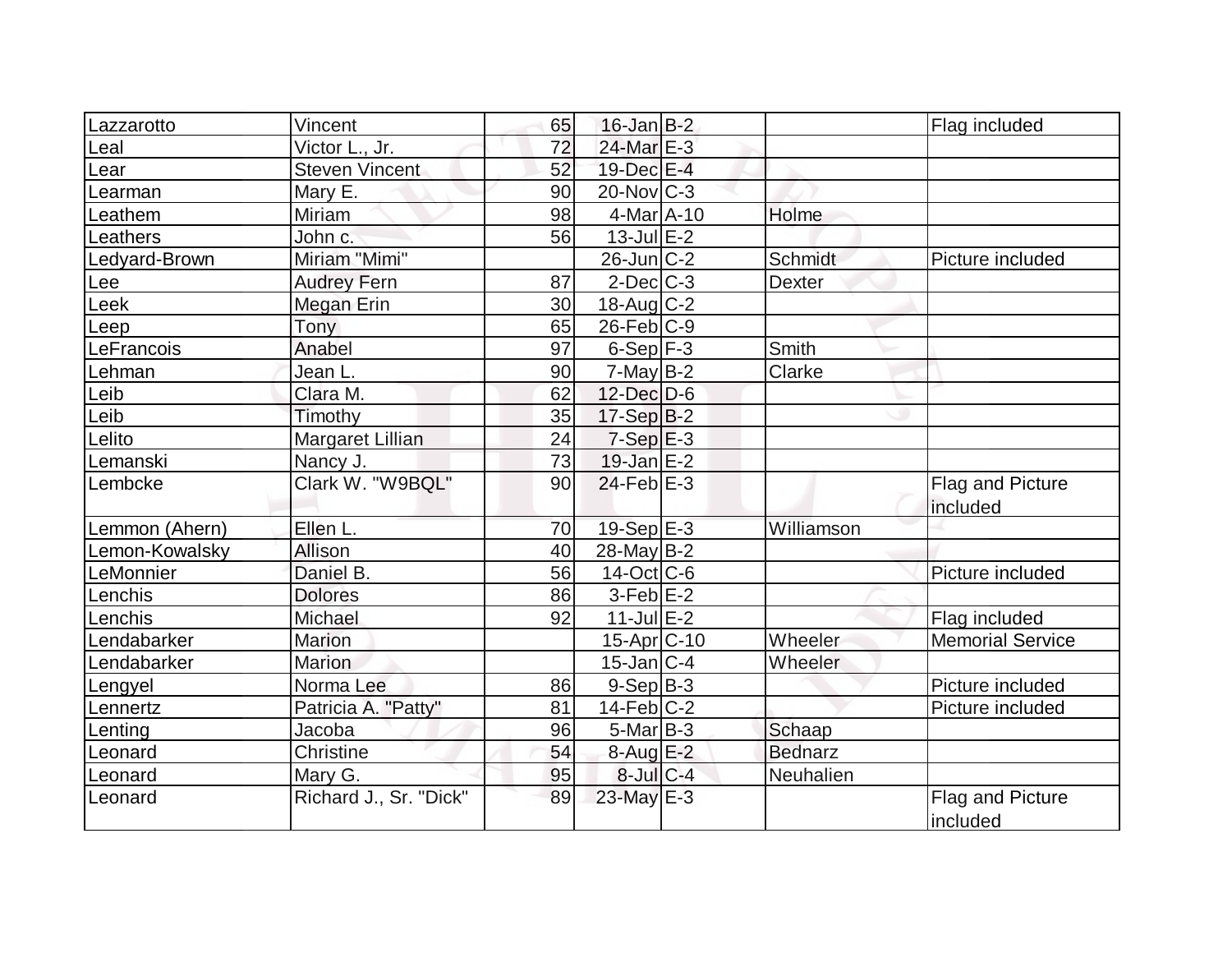| | | | | | | |
|---|---|---|---|---|---|---|
| Lazzarotto | Vincent | 65 | 16-Jan | B-2 | | Flag included |
| Leal | Victor L., Jr. | 72 | 24-Mar | E-3 | | |
| Lear | Steven Vincent | 52 | 19-Dec | E-4 | | |
| Learman | Mary E. | 90 | 20-Nov | C-3 | | |
| Leathem | Miriam | 98 | 4-Mar | A-10 | Holme | |
| Leathers | John c. | 56 | 13-Jul | E-2 | | |
| Ledyard-Brown | Miriam "Mimi" | | 26-Jun | C-2 | Schmidt | Picture included |
| Lee | Audrey Fern | 87 | 2-Dec | C-3 | Dexter | |
| Leek | Megan Erin | 30 | 18-Aug | C-2 | | |
| Leep | Tony | 65 | 26-Feb | C-9 | | |
| LeFrancois | Anabel | 97 | 6-Sep | F-3 | Smith | |
| Lehman | Jean L. | 90 | 7-May | B-2 | Clarke | |
| Leib | Clara M. | 62 | 12-Dec | D-6 | | |
| Leib | Timothy | 35 | 17-Sep | B-2 | | |
| Lelito | Margaret Lillian | 24 | 7-Sep | E-3 | | |
| Lemanski | Nancy J. | 73 | 19-Jan | E-2 | | |
| Lembcke | Clark W. "W9BQL" | 90 | 24-Feb | E-3 | | Flag and Picture included |
| Lemmon (Ahern) | Ellen L. | 70 | 19-Sep | E-3 | Williamson | |
| Lemon-Kowalsky | Allison | 40 | 28-May | B-2 | | |
| LeMonnier | Daniel B. | 56 | 14-Oct | C-6 | | Picture included |
| Lenchis | Dolores | 86 | 3-Feb | E-2 | | |
| Lenchis | Michael | 92 | 11-Jul | E-2 | | Flag included |
| Lendabarker | Marion | | 15-Apr | C-10 | Wheeler | Memorial Service |
| Lendabarker | Marion | | 15-Jan | C-4 | Wheeler | |
| Lengyel | Norma Lee | 86 | 9-Sep | B-3 | | Picture included |
| Lennertz | Patricia A. "Patty" | 81 | 14-Feb | C-2 | | Picture included |
| Lenting | Jacoba | 96 | 5-Mar | B-3 | Schaap | |
| Leonard | Christine | 54 | 8-Aug | E-2 | Bednarz | |
| Leonard | Mary G. | 95 | 8-Jul | C-4 | Neuhalien | |
| Leonard | Richard J., Sr. "Dick" | 89 | 23-May | E-3 | | Flag and Picture included |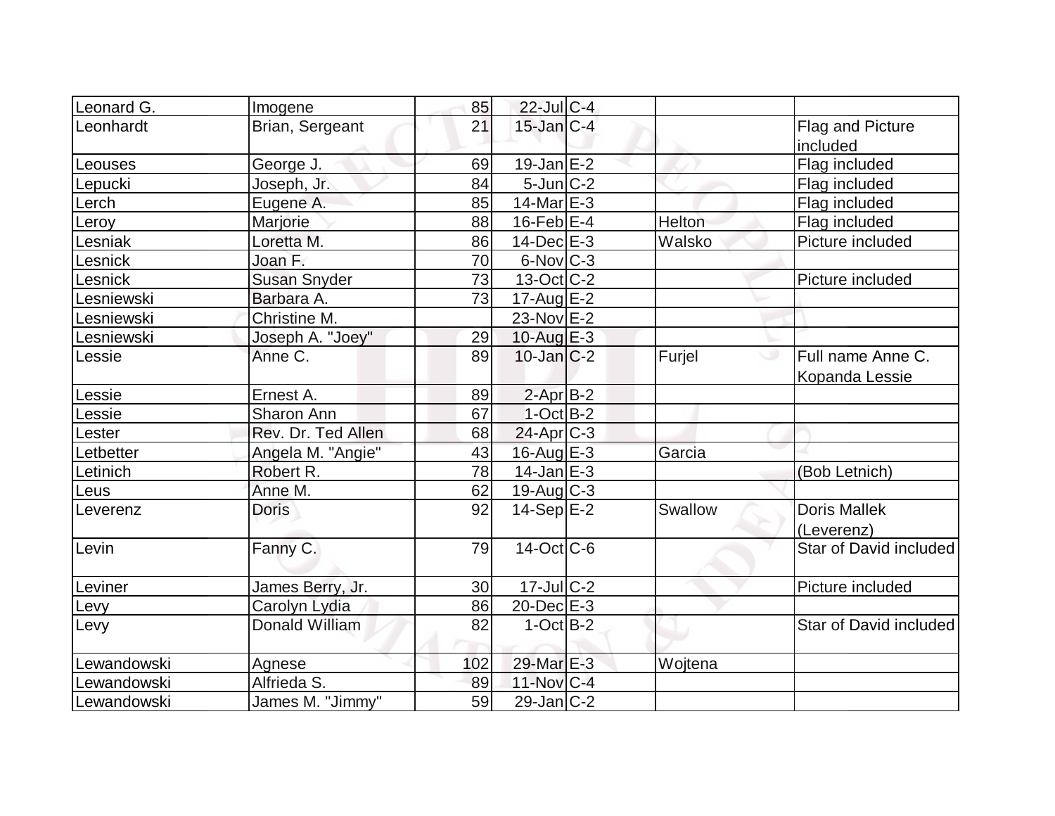| | | | | | | |
|---|---|---|---|---|---|---|
| Leonard G. | Imogene | 85 | 22-Jul | C-4 | | |
| Leonhardt | Brian, Sergeant | 21 | 15-Jan | C-4 | | Flag and Picture included |
| Leouses | George J. | 69 | 19-Jan | E-2 | | Flag included |
| Lepucki | Joseph, Jr. | 84 | 5-Jun | C-2 | | Flag included |
| Lerch | Eugene A. | 85 | 14-Mar | E-3 | | Flag included |
| Leroy | Marjorie | 88 | 16-Feb | E-4 | Helton | Flag included |
| Lesniak | Loretta M. | 86 | 14-Dec | E-3 | Walsko | Picture included |
| Lesnick | Joan F. | 70 | 6-Nov | C-3 | | |
| Lesnick | Susan Snyder | 73 | 13-Oct | C-2 | | Picture included |
| Lesniewski | Barbara A. | 73 | 17-Aug | E-2 | | |
| Lesniewski | Christine M. | | 23-Nov | E-2 | | |
| Lesniewski | Joseph A. "Joey" | 29 | 10-Aug | E-3 | | |
| Lessie | Anne C. | 89 | 10-Jan | C-2 | Furjel | Full name Anne C. Kopanda Lessie |
| Lessie | Ernest A. | 89 | 2-Apr | B-2 | | |
| Lessie | Sharon Ann | 67 | 1-Oct | B-2 | | |
| Lester | Rev. Dr. Ted Allen | 68 | 24-Apr | C-3 | | |
| Letbetter | Angela M. "Angie" | 43 | 16-Aug | E-3 | Garcia | |
| Letinich | Robert R. | 78 | 14-Jan | E-3 | | (Bob Letnich) |
| Leus | Anne M. | 62 | 19-Aug | C-3 | | |
| Leverenz | Doris | 92 | 14-Sep | E-2 | Swallow | Doris Mallek (Leverenz) |
| Levin | Fanny C. | 79 | 14-Oct | C-6 | | Star of David included |
| Leviner | James Berry, Jr. | 30 | 17-Jul | C-2 | | Picture included |
| Levy | Carolyn Lydia | 86 | 20-Dec | E-3 | | |
| Levy | Donald William | 82 | 1-Oct | B-2 | | Star of David included |
| Lewandowski | Agnese | 102 | 29-Mar | E-3 | Wojtena | |
| Lewandowski | Alfrieda S. | 89 | 11-Nov | C-4 | | |
| Lewandowski | James M. "Jimmy" | 59 | 29-Jan | C-2 | | |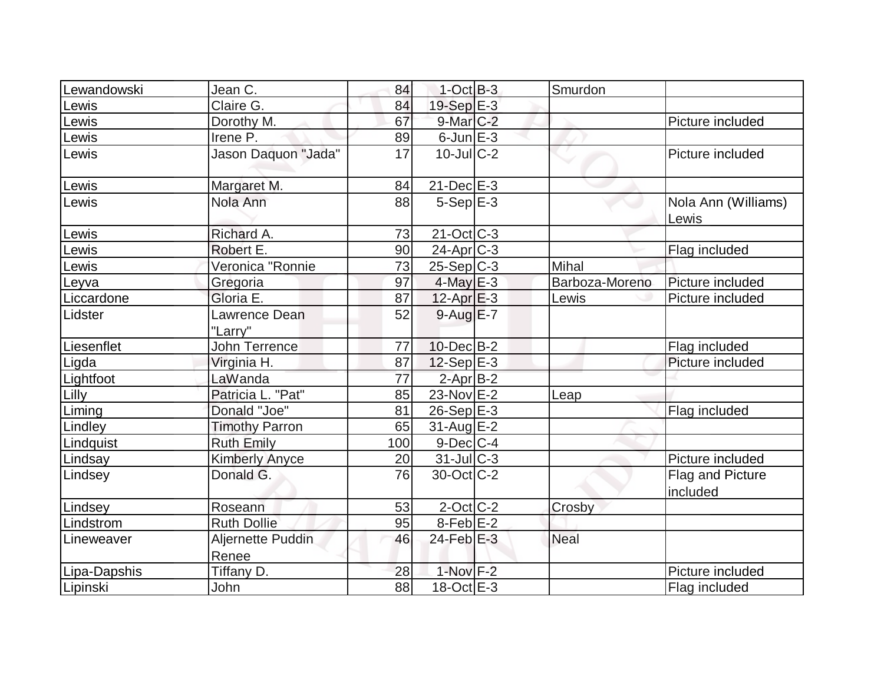| Lewandowski | Jean C. | 84 | 1-Oct | B-3 | Smurdon | |
|---|---|---|---|---|---|---|
| Lewis | Claire G. | 84 | 19-Sep | E-3 | | |
| Lewis | Dorothy M. | 67 | 9-Mar | C-2 | | Picture included |
| Lewis | Irene P. | 89 | 6-Jun | E-3 | | |
| Lewis | Jason Daquon "Jada" | 17 | 10-Jul | C-2 | | Picture included |
| Lewis | Margaret M. | 84 | 21-Dec | E-3 | | |
| Lewis | Nola Ann | 88 | 5-Sep | E-3 | | Nola Ann (Williams) Lewis |
| Lewis | Richard A. | 73 | 21-Oct | C-3 | | |
| Lewis | Robert E. | 90 | 24-Apr | C-3 | | Flag included |
| Lewis | Veronica "Ronnie | 73 | 25-Sep | C-3 | Mihal | |
| Leyva | Gregoria | 97 | 4-May | E-3 | Barboza-Moreno | Picture included |
| Liccardone | Gloria E. | 87 | 12-Apr | E-3 | Lewis | Picture included |
| Lidster | Lawrence Dean "Larry" | 52 | 9-Aug | E-7 | | |
| Liesenflet | John Terrence | 77 | 10-Dec | B-2 | | Flag included |
| Ligda | Virginia H. | 87 | 12-Sep | E-3 | | Picture included |
| Lightfoot | LaWanda | 77 | 2-Apr | B-2 | | |
| Lilly | Patricia L. "Pat" | 85 | 23-Nov | E-2 | Leap | |
| Liming | Donald "Joe" | 81 | 26-Sep | E-3 | | Flag included |
| Lindley | Timothy Parron | 65 | 31-Aug | E-2 | | |
| Lindquist | Ruth Emily | 100 | 9-Dec | C-4 | | |
| Lindsay | Kimberly Anyce | 20 | 31-Jul | C-3 | | Picture included |
| Lindsey | Donald G. | 76 | 30-Oct | C-2 | | Flag and Picture included |
| Lindsey | Roseann | 53 | 2-Oct | C-2 | Crosby | |
| Lindstrom | Ruth Dollie | 95 | 8-Feb | E-2 | | |
| Lineweaver | Aljernette Puddin Renee | 46 | 24-Feb | E-3 | Neal | |
| Lipa-Dapshis | Tiffany D. | 28 | 1-Nov | F-2 | | Picture included |
| Lipinski | John | 88 | 18-Oct | E-3 | | Flag included |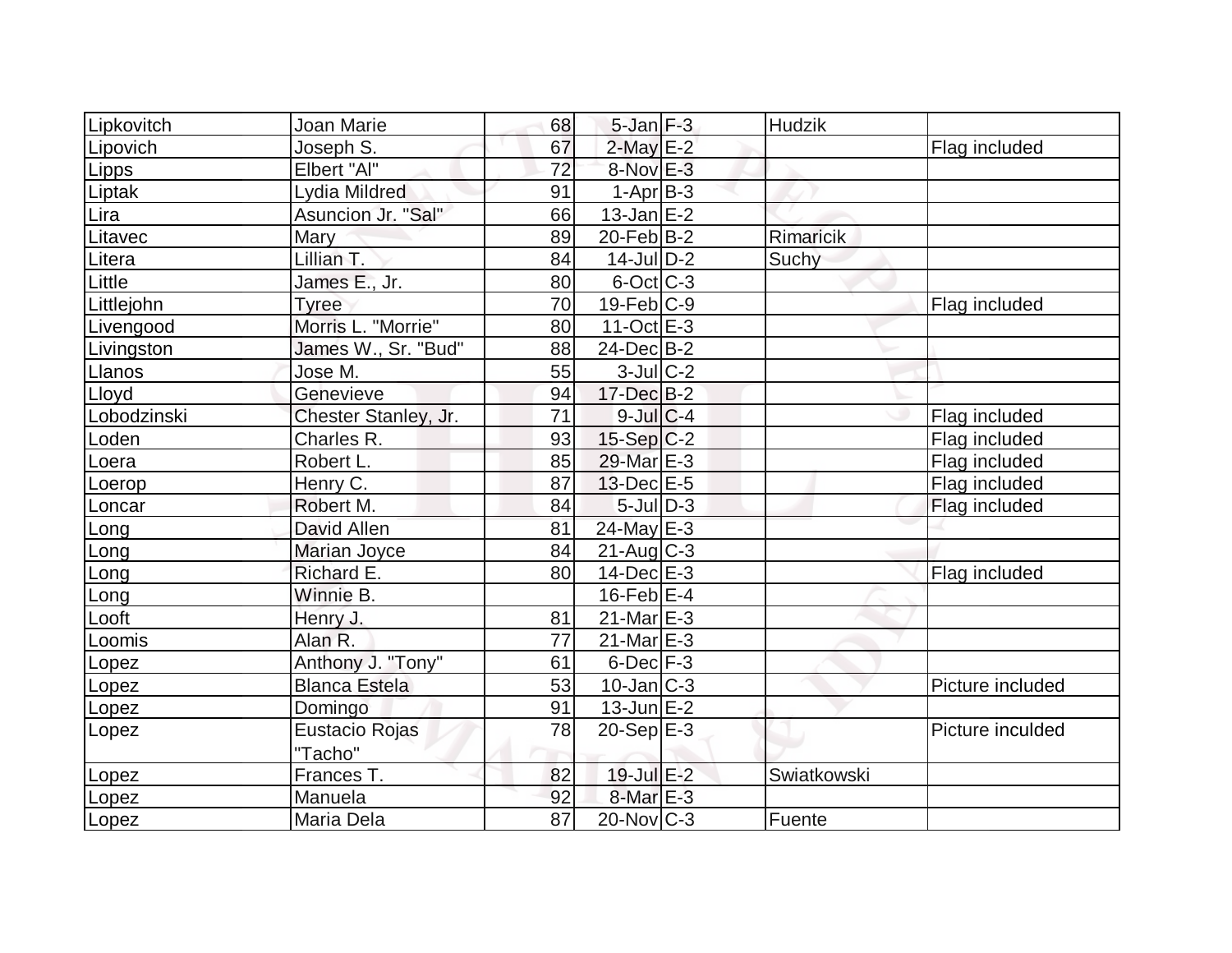| | | | | | | |
|---|---|---|---|---|---|---|
| Lipkovitch | Joan Marie | 68 | 5-Jan | F-3 | Hudzik | |
| Lipovich | Joseph S. | 67 | 2-May | E-2 | | Flag included |
| Lipps | Elbert "Al" | 72 | 8-Nov | E-3 | | |
| Liptak | Lydia Mildred | 91 | 1-Apr | B-3 | | |
| Lira | Asuncion Jr. "Sal" | 66 | 13-Jan | E-2 | | |
| Litavec | Mary | 89 | 20-Feb | B-2 | Rimaricik | |
| Litera | Lillian T. | 84 | 14-Jul | D-2 | Suchy | |
| Little | James E., Jr. | 80 | 6-Oct | C-3 | | |
| Littlejohn | Tyree | 70 | 19-Feb | C-9 | | Flag included |
| Livengood | Morris L. "Morrie" | 80 | 11-Oct | E-3 | | |
| Livingston | James W., Sr. "Bud" | 88 | 24-Dec | B-2 | | |
| Llanos | Jose M. | 55 | 3-Jul | C-2 | | |
| Lloyd | Genevieve | 94 | 17-Dec | B-2 | | |
| Lobodzinski | Chester Stanley, Jr. | 71 | 9-Jul | C-4 | | Flag included |
| Loden | Charles R. | 93 | 15-Sep | C-2 | | Flag included |
| Loera | Robert L. | 85 | 29-Mar | E-3 | | Flag included |
| Loerop | Henry C. | 87 | 13-Dec | E-5 | | Flag included |
| Loncar | Robert M. | 84 | 5-Jul | D-3 | | Flag included |
| Long | David Allen | 81 | 24-May | E-3 | | |
| Long | Marian Joyce | 84 | 21-Aug | C-3 | | |
| Long | Richard E. | 80 | 14-Dec | E-3 | | Flag included |
| Long | Winnie B. | | 16-Feb | E-4 | | |
| Looft | Henry J. | 81 | 21-Mar | E-3 | | |
| Loomis | Alan R. | 77 | 21-Mar | E-3 | | |
| Lopez | Anthony J. "Tony" | 61 | 6-Dec | F-3 | | |
| Lopez | Blanca Estela | 53 | 10-Jan | C-3 | | Picture included |
| Lopez | Domingo | 91 | 13-Jun | E-2 | | |
| Lopez | Eustacio Rojas "Tacho" | 78 | 20-Sep | E-3 | | Picture inculded |
| Lopez | Frances T. | 82 | 19-Jul | E-2 | Swiatkowski | |
| Lopez | Manuela | 92 | 8-Mar | E-3 | | |
| Lopez | Maria Dela | 87 | 20-Nov | C-3 | Fuente | |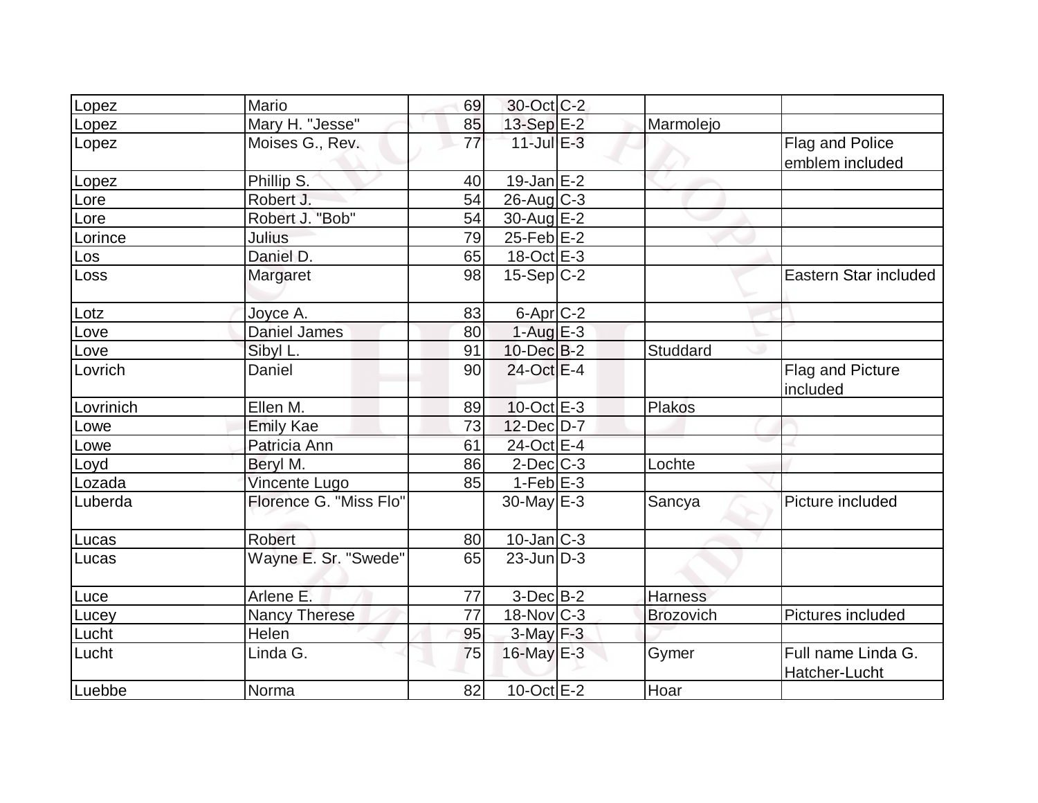| | | | | | | |
|---|---|---|---|---|---|---|
| Lopez | Mario | 69 | 30-Oct | C-2 | | |
| Lopez | Mary H. "Jesse" | 85 | 13-Sep | E-2 | Marmolejo | |
| Lopez | Moises G., Rev. | 77 | 11-Jul | E-3 | | Flag and Police emblem included |
| Lopez | Phillip S. | 40 | 19-Jan | E-2 | | |
| Lore | Robert J. | 54 | 26-Aug | C-3 | | |
| Lore | Robert J. "Bob" | 54 | 30-Aug | E-2 | | |
| Lorince | Julius | 79 | 25-Feb | E-2 | | |
| Los | Daniel D. | 65 | 18-Oct | E-3 | | |
| Loss | Margaret | 98 | 15-Sep | C-2 | | Eastern Star included |
| Lotz | Joyce A. | 83 | 6-Apr | C-2 | | |
| Love | Daniel James | 80 | 1-Aug | E-3 | | |
| Love | Sibyl L. | 91 | 10-Dec | B-2 | Studdard | |
| Lovrich | Daniel | 90 | 24-Oct | E-4 | | Flag and Picture included |
| Lovrinich | Ellen M. | 89 | 10-Oct | E-3 | Plakos | |
| Lowe | Emily Kae | 73 | 12-Dec | D-7 | | |
| Lowe | Patricia Ann | 61 | 24-Oct | E-4 | | |
| Loyd | Beryl M. | 86 | 2-Dec | C-3 | Lochte | |
| Lozada | Vincente Lugo | 85 | 1-Feb | E-3 | | |
| Luberda | Florence G. "Miss Flo" | | 30-May | E-3 | Sancya | Picture included |
| Lucas | Robert | 80 | 10-Jan | C-3 | | |
| Lucas | Wayne E. Sr. "Swede" | 65 | 23-Jun | D-3 | | |
| Luce | Arlene E. | 77 | 3-Dec | B-2 | Harness | |
| Lucey | Nancy Therese | 77 | 18-Nov | C-3 | Brozovich | Pictures included |
| Lucht | Helen | 95 | 3-May | F-3 | | |
| Lucht | Linda G. | 75 | 16-May | E-3 | Gymer | Full name Linda G. Hatcher-Lucht |
| Luebbe | Norma | 82 | 10-Oct | E-2 | Hoar | |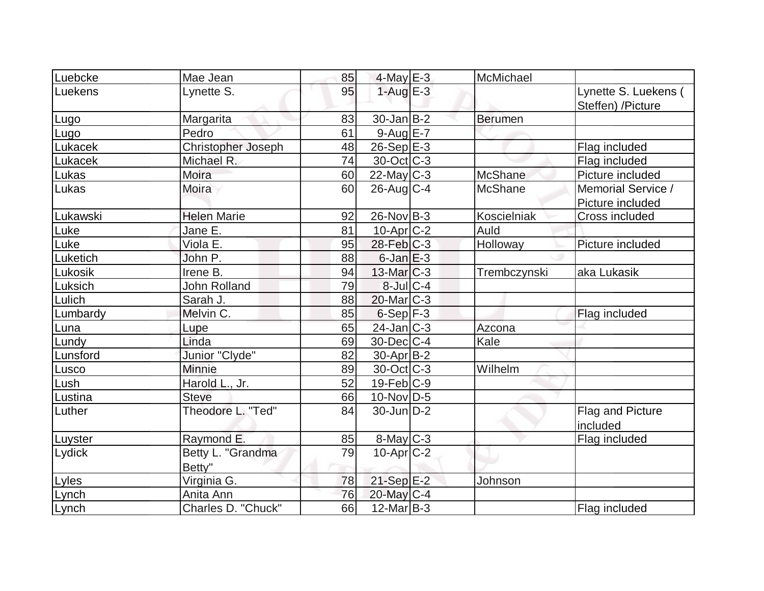| Luebcke | Mae Jean | 85 | 4-May | E-3 | McMichael | |
|---|---|---|---|---|---|---|
| Luekens | Lynette S. | 95 | 1-Aug | E-3 | | Lynette S. Luekens ( Steffen) /Picture |
| Lugo | Margarita | 83 | 30-Jan | B-2 | Berumen | |
| Lugo | Pedro | 61 | 9-Aug | E-7 | | |
| Lukacek | Christopher Joseph | 48 | 26-Sep | E-3 | | Flag included |
| Lukacek | Michael R. | 74 | 30-Oct | C-3 | | Flag included |
| Lukas | Moira | 60 | 22-May | C-3 | McShane | Picture included |
| Lukas | Moira | 60 | 26-Aug | C-4 | McShane | Memorial Service / Picture included |
| Lukawski | Helen Marie | 92 | 26-Nov | B-3 | Koscielniak | Cross included |
| Luke | Jane E. | 81 | 10-Apr | C-2 | Auld | |
| Luke | Viola E. | 95 | 28-Feb | C-3 | Holloway | Picture included |
| Luketich | John P. | 88 | 6-Jan | E-3 | | |
| Lukosik | Irene B. | 94 | 13-Mar | C-3 | Trembczynski | aka Lukasik |
| Luksich | John Rolland | 79 | 8-Jul | C-4 | | |
| Lulich | Sarah J. | 88 | 20-Mar | C-3 | | |
| Lumbardy | Melvin C. | 85 | 6-Sep | F-3 | | Flag included |
| Luna | Lupe | 65 | 24-Jan | C-3 | Azcona | |
| Lundy | Linda | 69 | 30-Dec | C-4 | Kale | |
| Lunsford | Junior "Clyde" | 82 | 30-Apr | B-2 | | |
| Lusco | Minnie | 89 | 30-Oct | C-3 | Wilhelm | |
| Lush | Harold L., Jr. | 52 | 19-Feb | C-9 | | |
| Lustina | Steve | 66 | 10-Nov | D-5 | | |
| Luther | Theodore L. "Ted" | 84 | 30-Jun | D-2 | | Flag and Picture included |
| Luyster | Raymond E. | 85 | 8-May | C-3 | | Flag included |
| Lydick | Betty L. "Grandma Betty" | 79 | 10-Apr | C-2 | | |
| Lyles | Virginia G. | 78 | 21-Sep | E-2 | Johnson | |
| Lynch | Anita Ann | 76 | 20-May | C-4 | | |
| Lynch | Charles D. "Chuck" | 66 | 12-Mar | B-3 | | Flag included |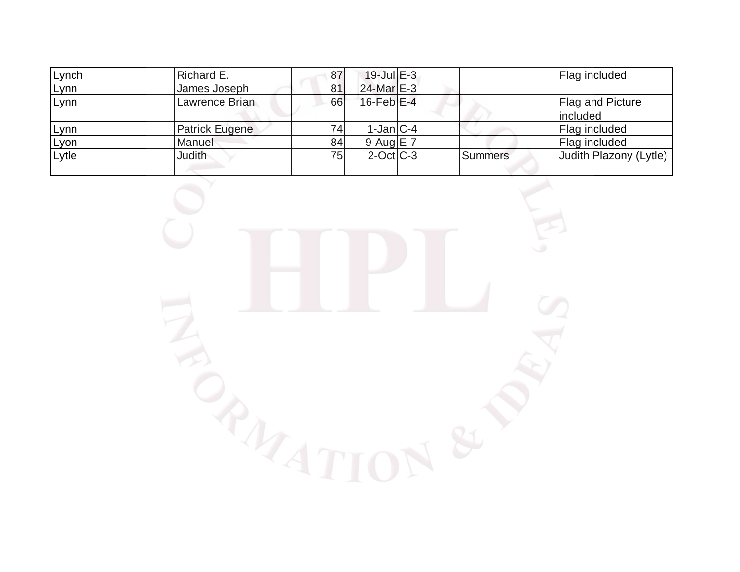| Lynch | Richard E. | 87 | 19-Jul | E-3 | | Flag included |
|---|---|---|---|---|---|---|
| Lynn | James Joseph | 81 | 24-Mar | E-3 | | |
| Lynn | Lawrence Brian | 66 | 16-Feb | E-4 | | Flag and Picture included |
| Lynn | Patrick Eugene | 74 | 1-Jan | C-4 | | Flag included |
| Lyon | Manuel | 84 | 9-Aug | E-7 | | Flag included |
| Lytle | Judith | 75 | 2-Oct | C-3 | Summers | Judith Plazony (Lytle) |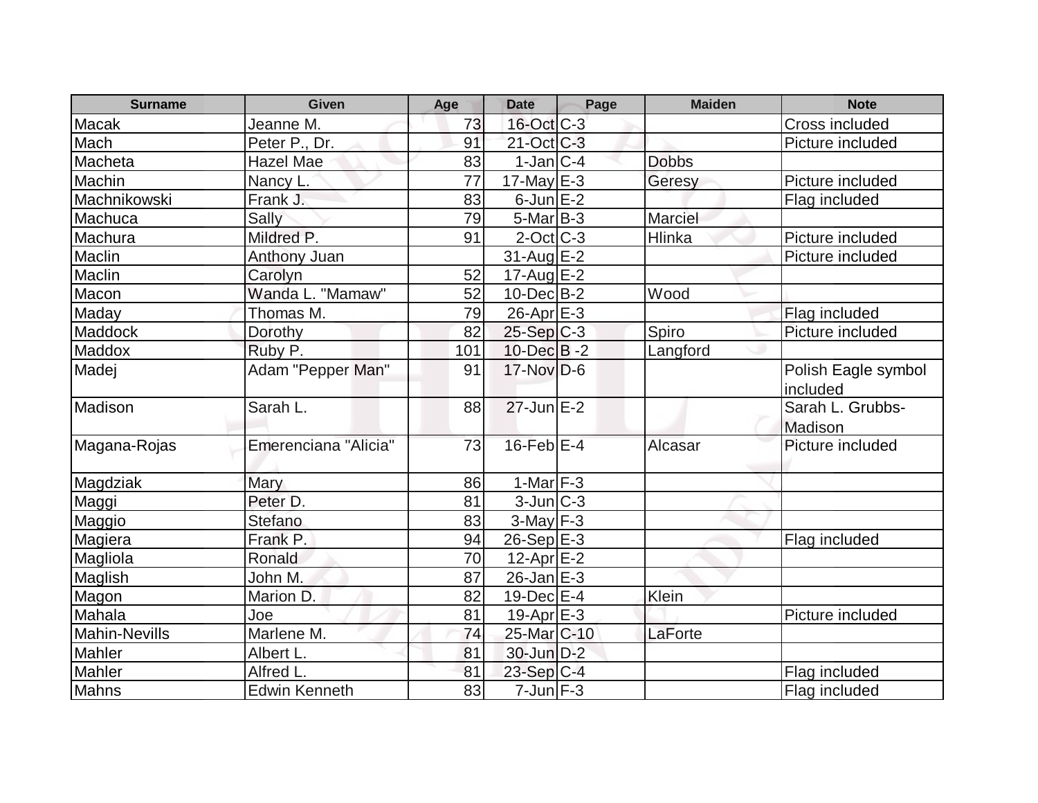| Surname | Given | Age | Date | Page | Maiden | Note |
|---|---|---|---|---|---|---|
| Macak | Jeanne M. | 73 | 16-Oct | C-3 | | Cross included |
| Mach | Peter P., Dr. | 91 | 21-Oct | C-3 | | Picture included |
| Macheta | Hazel Mae | 83 | 1-Jan | C-4 | Dobbs | |
| Machin | Nancy L. | 77 | 17-May | E-3 | Geresy | Picture included |
| Machnikowski | Frank J. | 83 | 6-Jun | E-2 | | Flag included |
| Machuca | Sally | 79 | 5-Mar | B-3 | Marciel | |
| Machura | Mildred P. | 91 | 2-Oct | C-3 | Hlinka | Picture included |
| Maclin | Anthony Juan | | 31-Aug | E-2 | | Picture included |
| Maclin | Carolyn | 52 | 17-Aug | E-2 | | |
| Macon | Wanda L. "Mamaw" | 52 | 10-Dec | B-2 | Wood | |
| Maday | Thomas M. | 79 | 26-Apr | E-3 | | Flag included |
| Maddock | Dorothy | 82 | 25-Sep | C-3 | Spiro | Picture included |
| Maddox | Ruby P. | 101 | 10-Dec | B -2 | Langford | |
| Madej | Adam "Pepper Man" | 91 | 17-Nov | D-6 | | Polish Eagle symbol included |
| Madison | Sarah L. | 88 | 27-Jun | E-2 | | Sarah L. Grubbs-Madison |
| Magana-Rojas | Emerenciana "Alicia" | 73 | 16-Feb | E-4 | Alcasar | Picture included |
| Magdziak | Mary | 86 | 1-Mar | F-3 | | |
| Maggi | Peter D. | 81 | 3-Jun | C-3 | | |
| Maggio | Stefano | 83 | 3-May | F-3 | | |
| Magiera | Frank P. | 94 | 26-Sep | E-3 | | Flag included |
| Magliola | Ronald | 70 | 12-Apr | E-2 | | |
| Maglish | John M. | 87 | 26-Jan | E-3 | | |
| Magon | Marion D. | 82 | 19-Dec | E-4 | Klein | |
| Mahala | Joe | 81 | 19-Apr | E-3 | | Picture included |
| Mahin-Nevills | Marlene M. | 74 | 25-Mar | C-10 | LaForte | |
| Mahler | Albert L. | 81 | 30-Jun | D-2 | | |
| Mahler | Alfred L. | 81 | 23-Sep | C-4 | | Flag included |
| Mahns | Edwin Kenneth | 83 | 7-Jun | F-3 | | Flag included |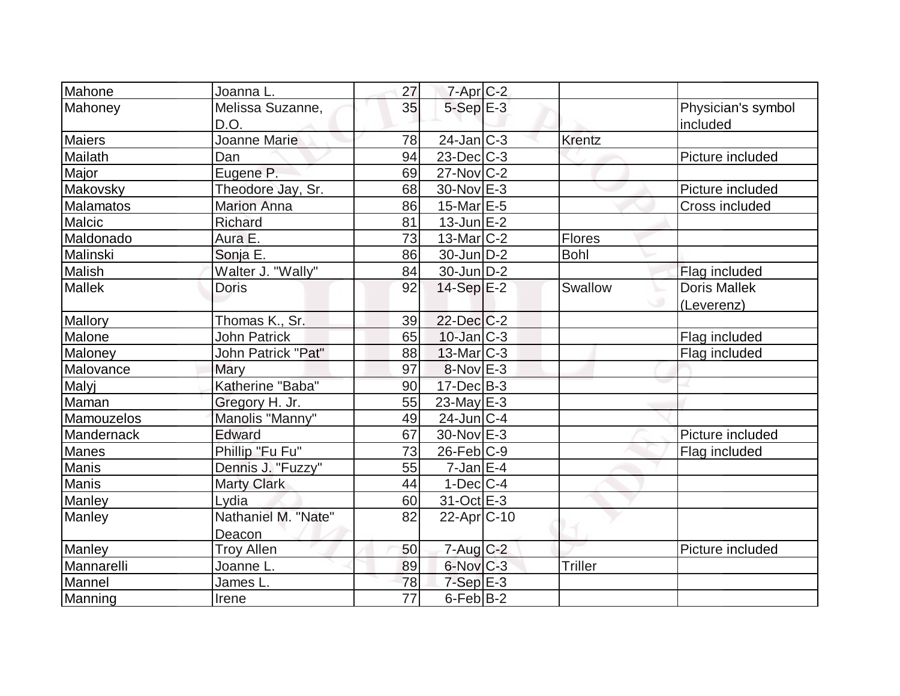| Mahone | Joanna L. | 27 | 7-Apr | C-2 | | |
|---|---|---|---|---|---|---|
| Mahoney | Melissa Suzanne, D.O. | 35 | 5-Sep | E-3 | | Physician's symbol included |
| Maiers | Joanne Marie | 78 | 24-Jan | C-3 | Krentz | |
| Mailath | Dan | 94 | 23-Dec | C-3 | | Picture included |
| Major | Eugene P. | 69 | 27-Nov | C-2 | | |
| Makovsky | Theodore Jay, Sr. | 68 | 30-Nov | E-3 | | Picture included |
| Malamatos | Marion Anna | 86 | 15-Mar | E-5 | | Cross included |
| Malcic | Richard | 81 | 13-Jun | E-2 | | |
| Maldonado | Aura E. | 73 | 13-Mar | C-2 | Flores | |
| Malinski | Sonja E. | 86 | 30-Jun | D-2 | Bohl | |
| Malish | Walter J. "Wally" | 84 | 30-Jun | D-2 | | Flag included |
| Mallek | Doris | 92 | 14-Sep | E-2 | Swallow | Doris Mallek (Leverenz) |
| Mallory | Thomas K., Sr. | 39 | 22-Dec | C-2 | | |
| Malone | John Patrick | 65 | 10-Jan | C-3 | | Flag included |
| Maloney | John Patrick "Pat" | 88 | 13-Mar | C-3 | | Flag included |
| Malovance | Mary | 97 | 8-Nov | E-3 | | |
| Malyj | Katherine "Baba" | 90 | 17-Dec | B-3 | | |
| Maman | Gregory H. Jr. | 55 | 23-May | E-3 | | |
| Mamouzelos | Manolis "Manny" | 49 | 24-Jun | C-4 | | |
| Mandernack | Edward | 67 | 30-Nov | E-3 | | Picture included |
| Manes | Phillip "Fu Fu" | 73 | 26-Feb | C-9 | | Flag included |
| Manis | Dennis J. "Fuzzy" | 55 | 7-Jan | E-4 | | |
| Manis | Marty Clark | 44 | 1-Dec | C-4 | | |
| Manley | Lydia | 60 | 31-Oct | E-3 | | |
| Manley | Nathaniel M. "Nate" Deacon | 82 | 22-Apr | C-10 | | |
| Manley | Troy Allen | 50 | 7-Aug | C-2 | | Picture included |
| Mannarelli | Joanne L. | 89 | 6-Nov | C-3 | Triller | |
| Mannel | James L. | 78 | 7-Sep | E-3 | | |
| Manning | Irene | 77 | 6-Feb | B-2 | | |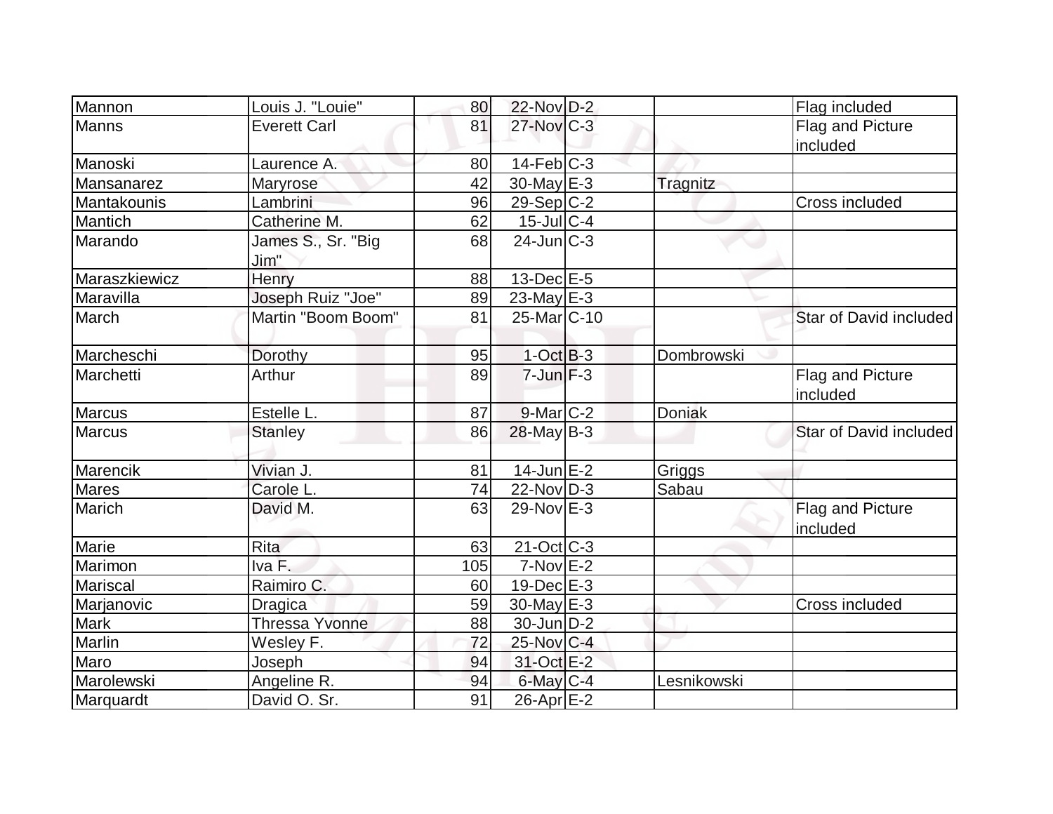| | | | | | | |
|---|---|---|---|---|---|---|
| Mannon | Louis J. "Louie" | 80 | 22-Nov | D-2 | | Flag included |
| Manns | Everett Carl | 81 | 27-Nov | C-3 | | Flag and Picture included |
| Manoski | Laurence A. | 80 | 14-Feb | C-3 | | |
| Mansanarez | Maryrose | 42 | 30-May | E-3 | Tragnitz | |
| Mantakounis | Lambrini | 96 | 29-Sep | C-2 | | Cross included |
| Mantich | Catherine M. | 62 | 15-Jul | C-4 | | |
| Marando | James S., Sr. "Big Jim" | 68 | 24-Jun | C-3 | | |
| Maraszkiewicz | Henry | 88 | 13-Dec | E-5 | | |
| Maravilla | Joseph Ruiz "Joe" | 89 | 23-May | E-3 | | |
| March | Martin "Boom Boom" | 81 | 25-Mar | C-10 | | Star of David included |
| Marcheschi | Dorothy | 95 | 1-Oct | B-3 | Dombrowski | |
| Marchetti | Arthur | 89 | 7-Jun | F-3 | | Flag and Picture included |
| Marcus | Estelle L. | 87 | 9-Mar | C-2 | Doniak | |
| Marcus | Stanley | 86 | 28-May | B-3 | | Star of David included |
| Marencik | Vivian J. | 81 | 14-Jun | E-2 | Griggs | |
| Mares | Carole L. | 74 | 22-Nov | D-3 | Sabau | |
| Marich | David M. | 63 | 29-Nov | E-3 | | Flag and Picture included |
| Marie | Rita | 63 | 21-Oct | C-3 | | |
| Marimon | Iva F. | 105 | 7-Nov | E-2 | | |
| Mariscal | Raimiro C. | 60 | 19-Dec | E-3 | | |
| Marjanovic | Dragica | 59 | 30-May | E-3 | | Cross included |
| Mark | Thressa Yvonne | 88 | 30-Jun | D-2 | | |
| Marlin | Wesley F. | 72 | 25-Nov | C-4 | | |
| Maro | Joseph | 94 | 31-Oct | E-2 | | |
| Marolewski | Angeline R. | 94 | 6-May | C-4 | Lesnikowski | |
| Marquardt | David O. Sr. | 91 | 26-Apr | E-2 | | |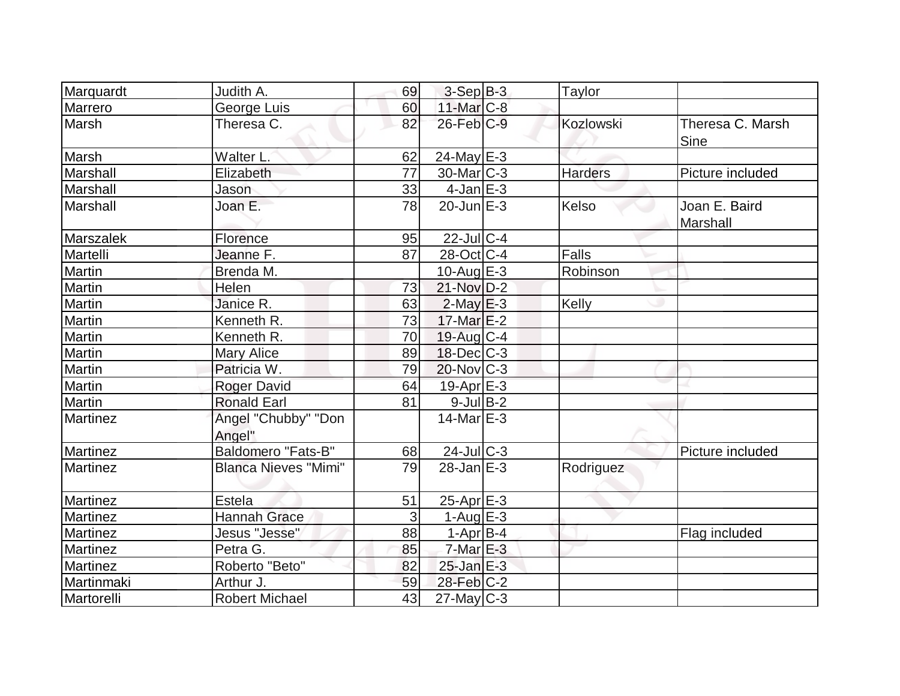| Marquardt | Judith A. | 69 | 3-Sep | B-3 | Taylor | |
|---|---|---|---|---|---|---|
| Marrero | George Luis | 60 | 11-Mar | C-8 | | |
| Marsh | Theresa C. | 82 | 26-Feb | C-9 | Kozlowski | Theresa C. Marsh Sine |
| Marsh | Walter L. | 62 | 24-May | E-3 | | |
| Marshall | Elizabeth | 77 | 30-Mar | C-3 | Harders | Picture included |
| Marshall | Jason | 33 | 4-Jan | E-3 | | |
| Marshall | Joan E. | 78 | 20-Jun | E-3 | Kelso | Joan E. Baird Marshall |
| Marszalek | Florence | 95 | 22-Jul | C-4 | | |
| Martelli | Jeanne F. | 87 | 28-Oct | C-4 | Falls | |
| Martin | Brenda M. | | 10-Aug | E-3 | Robinson | |
| Martin | Helen | 73 | 21-Nov | D-2 | | |
| Martin | Janice R. | 63 | 2-May | E-3 | Kelly | |
| Martin | Kenneth R. | 73 | 17-Mar | E-2 | | |
| Martin | Kenneth R. | 70 | 19-Aug | C-4 | | |
| Martin | Mary Alice | 89 | 18-Dec | C-3 | | |
| Martin | Patricia W. | 79 | 20-Nov | C-3 | | |
| Martin | Roger David | 64 | 19-Apr | E-3 | | |
| Martin | Ronald Earl | 81 | 9-Jul | B-2 | | |
| Martinez | Angel "Chubby" "Don Angel" | | 14-Mar | E-3 | | |
| Martinez | Baldomero "Fats-B" | 68 | 24-Jul | C-3 | | Picture included |
| Martinez | Blanca Nieves "Mimi" | 79 | 28-Jan | E-3 | Rodriguez | |
| Martinez | Estela | 51 | 25-Apr | E-3 | | |
| Martinez | Hannah Grace | 3 | 1-Aug | E-3 | | |
| Martinez | Jesus "Jesse" | 88 | 1-Apr | B-4 | | Flag included |
| Martinez | Petra G. | 85 | 7-Mar | E-3 | | |
| Martinez | Roberto "Beto" | 82 | 25-Jan | E-3 | | |
| Martinmaki | Arthur J. | 59 | 28-Feb | C-2 | | |
| Martorelli | Robert Michael | 43 | 27-May | C-3 | | |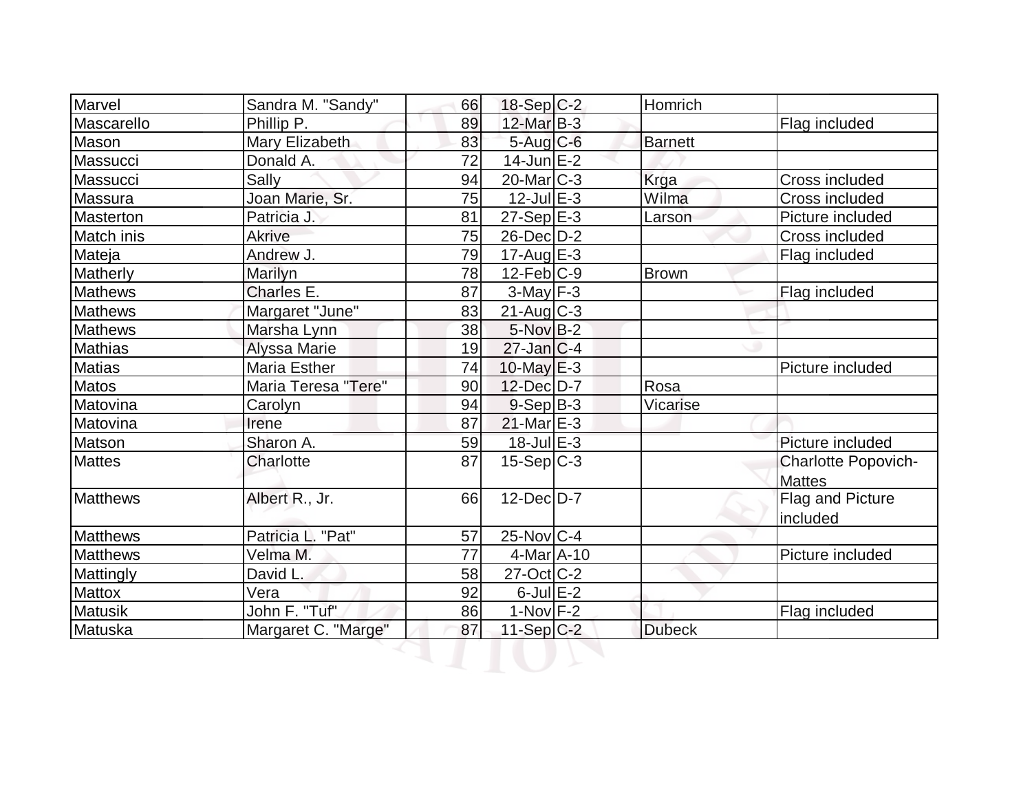| | | | | | | |
|---|---|---|---|---|---|---|
| Marvel | Sandra M. "Sandy" | 66 | 18-Sep | C-2 | Homrich | |
| Mascarello | Phillip P. | 89 | 12-Mar | B-3 | | Flag included |
| Mason | Mary Elizabeth | 83 | 5-Aug | C-6 | Barnett | |
| Massucci | Donald A. | 72 | 14-Jun | E-2 | | |
| Massucci | Sally | 94 | 20-Mar | C-3 | Krga | Cross included |
| Massura | Joan Marie, Sr. | 75 | 12-Jul | E-3 | Wilma | Cross included |
| Masterton | Patricia J. | 81 | 27-Sep | E-3 | Larson | Picture included |
| Match inis | Akrive | 75 | 26-Dec | D-2 | | Cross included |
| Mateja | Andrew J. | 79 | 17-Aug | E-3 | | Flag included |
| Matherly | Marilyn | 78 | 12-Feb | C-9 | Brown | |
| Mathews | Charles E. | 87 | 3-May | F-3 | | Flag included |
| Mathews | Margaret "June" | 83 | 21-Aug | C-3 | | |
| Mathews | Marsha Lynn | 38 | 5-Nov | B-2 | | |
| Mathias | Alyssa Marie | 19 | 27-Jan | C-4 | | |
| Matias | Maria Esther | 74 | 10-May | E-3 | | Picture included |
| Matos | Maria Teresa "Tere" | 90 | 12-Dec | D-7 | Rosa | |
| Matovina | Carolyn | 94 | 9-Sep | B-3 | Vicarise | |
| Matovina | Irene | 87 | 21-Mar | E-3 | | |
| Matson | Sharon A. | 59 | 18-Jul | E-3 | | Picture included |
| Mattes | Charlotte | 87 | 15-Sep | C-3 | | Charlotte Popovich-Mattes |
| Matthews | Albert R., Jr. | 66 | 12-Dec | D-7 | | Flag and Picture included |
| Matthews | Patricia L. "Pat" | 57 | 25-Nov | C-4 | | |
| Matthews | Velma M. | 77 | 4-Mar | A-10 | | Picture included |
| Mattingly | David L. | 58 | 27-Oct | C-2 | | |
| Mattox | Vera | 92 | 6-Jul | E-2 | | |
| Matusik | John F. "Tuf" | 86 | 1-Nov | F-2 | | Flag included |
| Matuska | Margaret C. "Marge" | 87 | 11-Sep | C-2 | Dubeck | |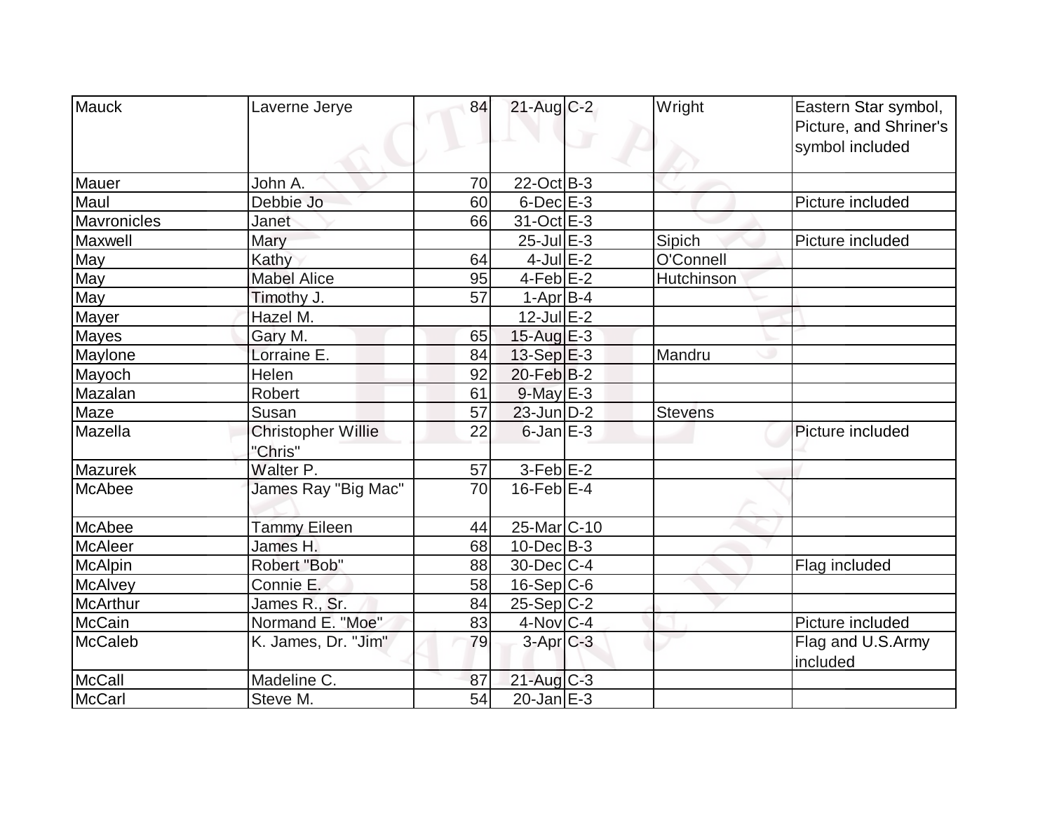| Mauck | Laverne Jerye | 84 | 21-Aug | C-2 | Wright | Eastern Star symbol, Picture, and Shriner's symbol included |
|---|---|---|---|---|---|---|
| Mauer | John A. | 70 | 22-Oct | B-3 | | |
| Maul | Debbie Jo | 60 | 6-Dec | E-3 | | Picture included |
| Mavronicles | Janet | 66 | 31-Oct | E-3 | | |
| Maxwell | Mary | | 25-Jul | E-3 | Sipich | Picture included |
| May | Kathy | 64 | 4-Jul | E-2 | O'Connell | |
| May | Mabel Alice | 95 | 4-Feb | E-2 | Hutchinson | |
| May | Timothy J. | 57 | 1-Apr | B-4 | | |
| Mayer | Hazel M. | | 12-Jul | E-2 | | |
| Mayes | Gary M. | 65 | 15-Aug | E-3 | | |
| Maylone | Lorraine E. | 84 | 13-Sep | E-3 | Mandru | |
| Mayoch | Helen | 92 | 20-Feb | B-2 | | |
| Mazalan | Robert | 61 | 9-May | E-3 | | |
| Maze | Susan | 57 | 23-Jun | D-2 | Stevens | |
| Mazella | Christopher Willie "Chris" | 22 | 6-Jan | E-3 | | Picture included |
| Mazurek | Walter P. | 57 | 3-Feb | E-2 | | |
| McAbee | James Ray "Big Mac" | 70 | 16-Feb | E-4 | | |
| McAbee | Tammy Eileen | 44 | 25-Mar | C-10 | | |
| McAleer | James H. | 68 | 10-Dec | B-3 | | |
| McAlpin | Robert "Bob" | 88 | 30-Dec | C-4 | | Flag included |
| McAlvey | Connie E. | 58 | 16-Sep | C-6 | | |
| McArthur | James R., Sr. | 84 | 25-Sep | C-2 | | |
| McCain | Normand E. "Moe" | 83 | 4-Nov | C-4 | | Picture included |
| McCaleb | K. James, Dr. "Jim" | 79 | 3-Apr | C-3 | | Flag and U.S.Army included |
| McCall | Madeline C. | 87 | 21-Aug | C-3 | | |
| McCarl | Steve M. | 54 | 20-Jan | E-3 | | |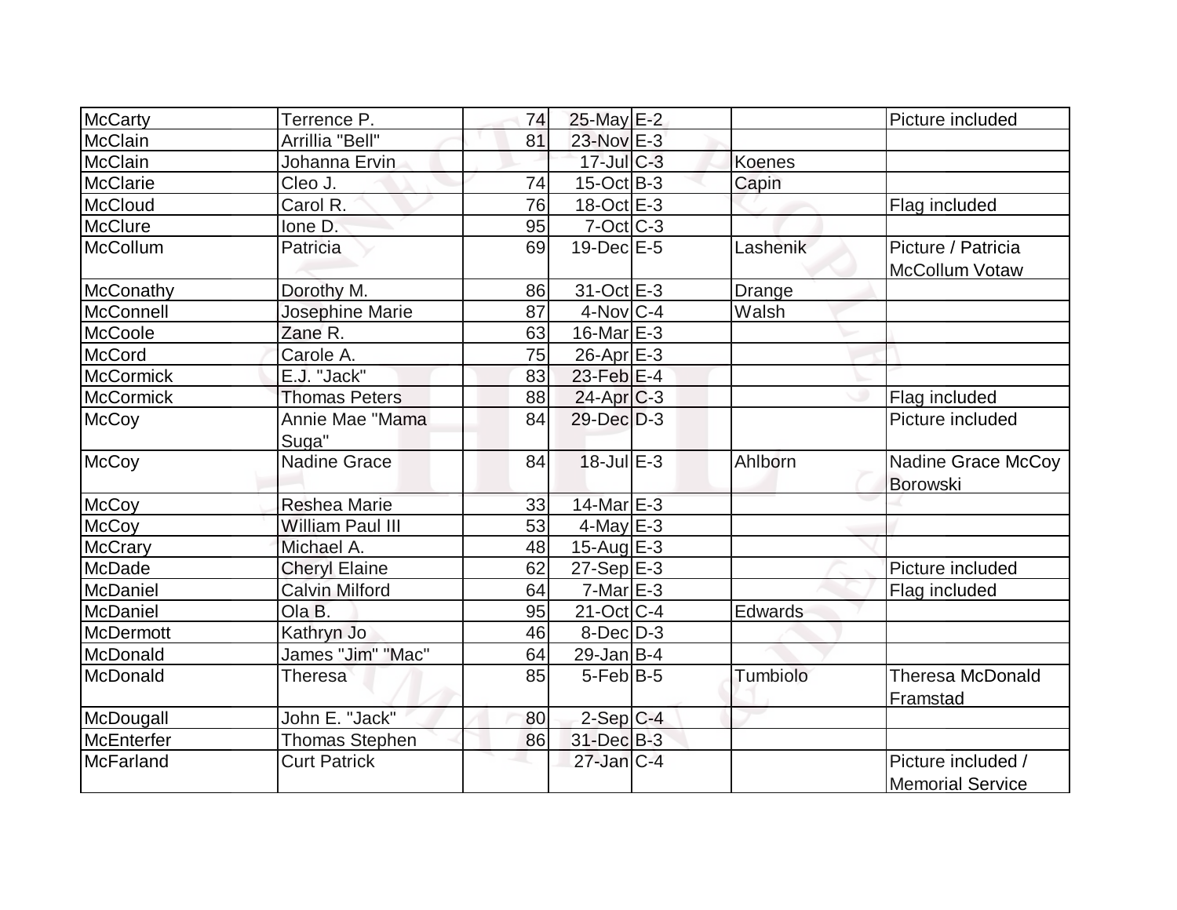| | | | | | | |
|---|---|---|---|---|---|---|
| McCarty | Terrence P. | 74 | 25-May | E-2 | | Picture included |
| McClain | Arrillia "Bell" | 81 | 23-Nov | E-3 | | |
| McClain | Johanna Ervin | | 17-Jul | C-3 | Koenes | |
| McClarie | Cleo J. | 74 | 15-Oct | B-3 | Capin | |
| McCloud | Carol R. | 76 | 18-Oct | E-3 | | Flag included |
| McClure | Ione D. | 95 | 7-Oct | C-3 | | |
| McCollum | Patricia | 69 | 19-Dec | E-5 | Lashenik | Picture / Patricia McCollum Votaw |
| McConathy | Dorothy M. | 86 | 31-Oct | E-3 | Drange | |
| McConnell | Josephine Marie | 87 | 4-Nov | C-4 | Walsh | |
| McCoole | Zane R. | 63 | 16-Mar | E-3 | | |
| McCord | Carole A. | 75 | 26-Apr | E-3 | | |
| McCormick | E.J. "Jack" | 83 | 23-Feb | E-4 | | |
| McCormick | Thomas Peters | 88 | 24-Apr | C-3 | | Flag included |
| McCoy | Annie Mae "Mama Suga" | 84 | 29-Dec | D-3 | | Picture included |
| McCoy | Nadine Grace | 84 | 18-Jul | E-3 | Ahlborn | Nadine Grace McCoy Borowski |
| McCoy | Reshea Marie | 33 | 14-Mar | E-3 | | |
| McCoy | William Paul III | 53 | 4-May | E-3 | | |
| McCrary | Michael A. | 48 | 15-Aug | E-3 | | |
| McDade | Cheryl Elaine | 62 | 27-Sep | E-3 | | Picture included |
| McDaniel | Calvin Milford | 64 | 7-Mar | E-3 | | Flag included |
| McDaniel | Ola B. | 95 | 21-Oct | C-4 | Edwards | |
| McDermott | Kathryn Jo | 46 | 8-Dec | D-3 | | |
| McDonald | James "Jim" "Mac" | 64 | 29-Jan | B-4 | | |
| McDonald | Theresa | 85 | 5-Feb | B-5 | Tumbiolo | Theresa McDonald Framstad |
| McDougall | John E. "Jack" | 80 | 2-Sep | C-4 | | |
| McEnterfer | Thomas Stephen | 86 | 31-Dec | B-3 | | |
| McFarland | Curt Patrick | | 27-Jan | C-4 | | Picture included / Memorial Service |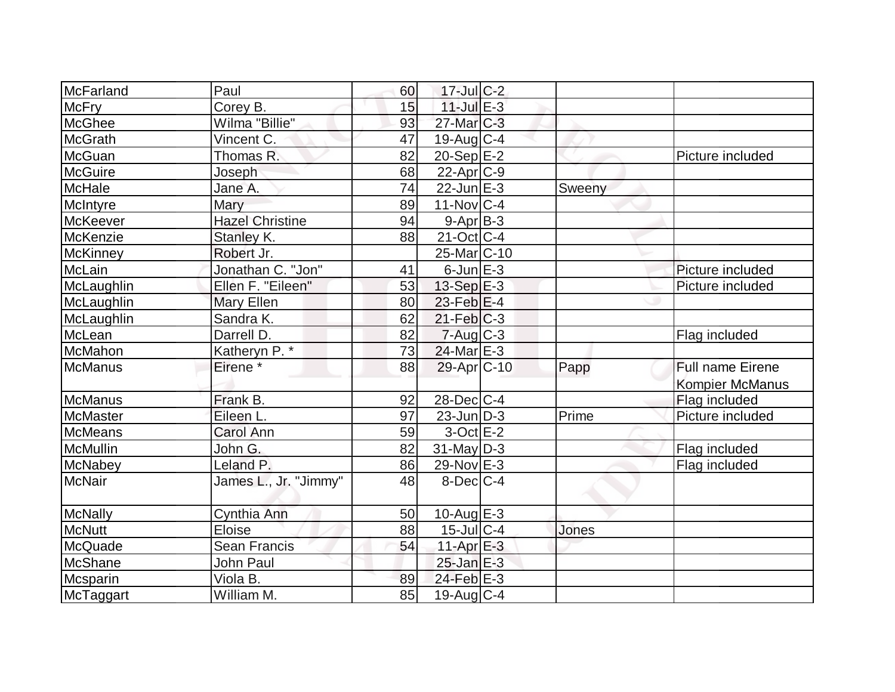| McFarland | Paul | 60 | 17-Jul | C-2 | | |
|---|---|---|---|---|---|---|
| McFry | Corey B. | 15 | 11-Jul | E-3 | | |
| McGhee | Wilma "Billie" | 93 | 27-Mar | C-3 | | |
| McGrath | Vincent C. | 47 | 19-Aug | C-4 | | |
| McGuan | Thomas R. | 82 | 20-Sep | E-2 | | Picture included |
| McGuire | Joseph | 68 | 22-Apr | C-9 | | |
| McHale | Jane A. | 74 | 22-Jun | E-3 | Sweeny | |
| McIntyre | Mary | 89 | 11-Nov | C-4 | | |
| McKeever | Hazel Christine | 94 | 9-Apr | B-3 | | |
| McKenzie | Stanley K. | 88 | 21-Oct | C-4 | | |
| McKinney | Robert Jr. | | 25-Mar | C-10 | | |
| McLain | Jonathan C. "Jon" | 41 | 6-Jun | E-3 | | Picture included |
| McLaughlin | Ellen F. "Eileen" | 53 | 13-Sep | E-3 | | Picture included |
| McLaughlin | Mary Ellen | 80 | 23-Feb | E-4 | | |
| McLaughlin | Sandra K. | 62 | 21-Feb | C-3 | | |
| McLean | Darrell D. | 82 | 7-Aug | C-3 | | Flag included |
| McMahon | Katheryn P. * | 73 | 24-Mar | E-3 | | |
| McManus | Eirene * | 88 | 29-Apr | C-10 | Papp | Full name Eirene Kompier McManus |
| McManus | Frank B. | 92 | 28-Dec | C-4 | | Flag included |
| McMaster | Eileen L. | 97 | 23-Jun | D-3 | Prime | Picture included |
| McMeans | Carol Ann | 59 | 3-Oct | E-2 | | |
| McMullin | John G. | 82 | 31-May | D-3 | | Flag included |
| McNabey | Leland P. | 86 | 29-Nov | E-3 | | Flag included |
| McNair | James L., Jr. "Jimmy" | 48 | 8-Dec | C-4 | | |
| McNally | Cynthia Ann | 50 | 10-Aug | E-3 | | |
| McNutt | Eloise | 88 | 15-Jul | C-4 | Jones | |
| McQuade | Sean Francis | 54 | 11-Apr | E-3 | | |
| McShane | John Paul | | 25-Jan | E-3 | | |
| Mcsparin | Viola B. | 89 | 24-Feb | E-3 | | |
| McTaggart | William M. | 85 | 19-Aug | C-4 | | |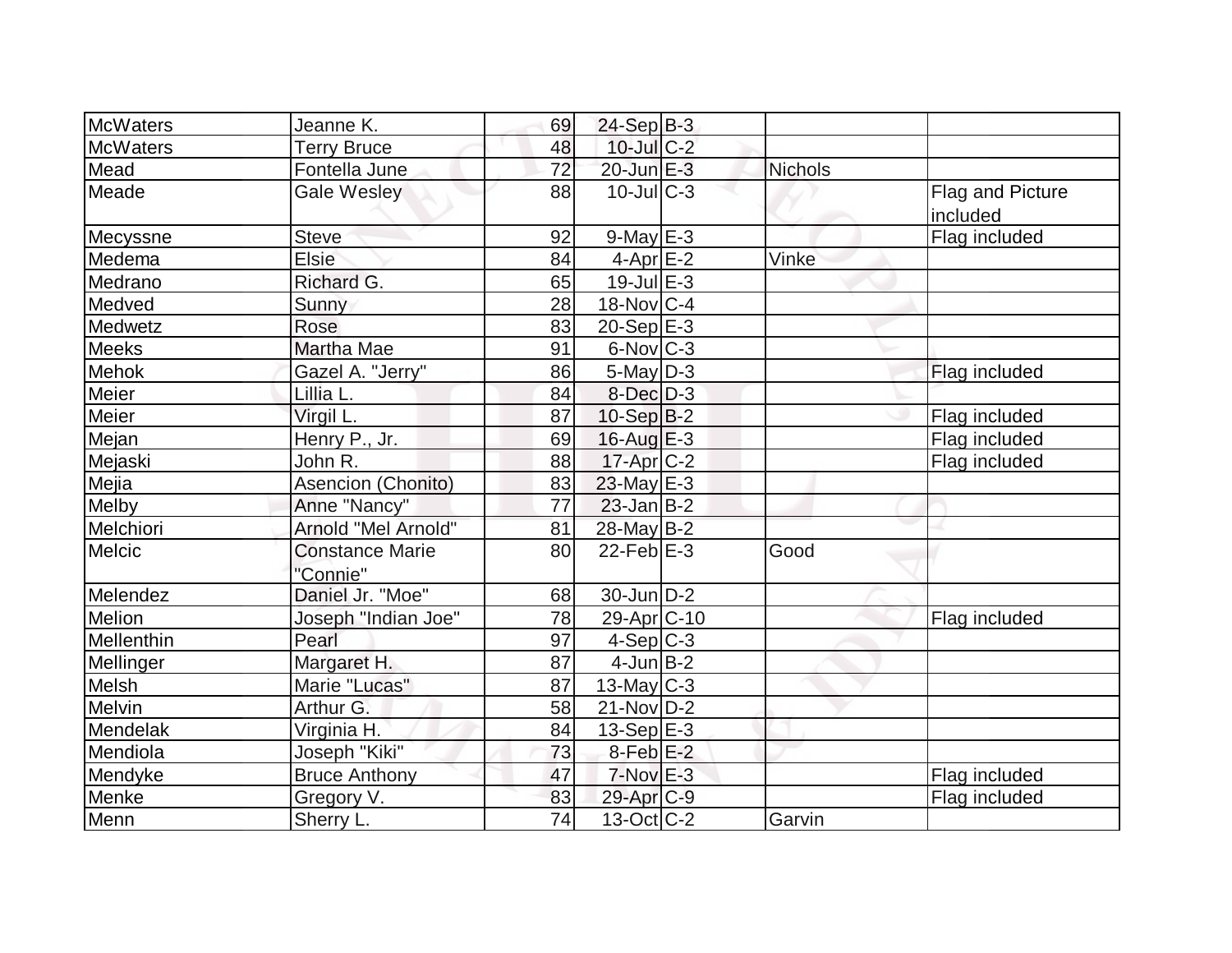| McWaters | Jeanne K. | 69 | 24-Sep | B-3 | | |
|---|---|---|---|---|---|---|
| McWaters | Terry Bruce | 48 | 10-Jul | C-2 | | |
| Mead | Fontella June | 72 | 20-Jun | E-3 | Nichols | |
| Meade | Gale Wesley | 88 | 10-Jul | C-3 | | Flag and Picture included |
| Mecyssne | Steve | 92 | 9-May | E-3 | | Flag included |
| Medema | Elsie | 84 | 4-Apr | E-2 | Vinke | |
| Medrano | Richard G. | 65 | 19-Jul | E-3 | | |
| Medved | Sunny | 28 | 18-Nov | C-4 | | |
| Medwetz | Rose | 83 | 20-Sep | E-3 | | |
| Meeks | Martha Mae | 91 | 6-Nov | C-3 | | |
| Mehok | Gazel A. "Jerry" | 86 | 5-May | D-3 | | Flag included |
| Meier | Lillia L. | 84 | 8-Dec | D-3 | | |
| Meier | Virgil L. | 87 | 10-Sep | B-2 | | Flag included |
| Mejan | Henry P., Jr. | 69 | 16-Aug | E-3 | | Flag included |
| Mejaski | John R. | 88 | 17-Apr | C-2 | | Flag included |
| Mejia | Asencion (Chonito) | 83 | 23-May | E-3 | | |
| Melby | Anne "Nancy" | 77 | 23-Jan | B-2 | | |
| Melchiori | Arnold "Mel Arnold" | 81 | 28-May | B-2 | | |
| Melcic | Constance Marie "Connie" | 80 | 22-Feb | E-3 | Good | |
| Melendez | Daniel Jr. "Moe" | 68 | 30-Jun | D-2 | | |
| Melion | Joseph "Indian Joe" | 78 | 29-Apr | C-10 | | Flag included |
| Mellenthin | Pearl | 97 | 4-Sep | C-3 | | |
| Mellinger | Margaret H. | 87 | 4-Jun | B-2 | | |
| Melsh | Marie "Lucas" | 87 | 13-May | C-3 | | |
| Melvin | Arthur G. | 58 | 21-Nov | D-2 | | |
| Mendelak | Virginia H. | 84 | 13-Sep | E-3 | | |
| Mendiola | Joseph "Kiki" | 73 | 8-Feb | E-2 | | |
| Mendyke | Bruce Anthony | 47 | 7-Nov | E-3 | | Flag included |
| Menke | Gregory V. | 83 | 29-Apr | C-9 | | Flag included |
| Menn | Sherry L. | 74 | 13-Oct | C-2 | Garvin | |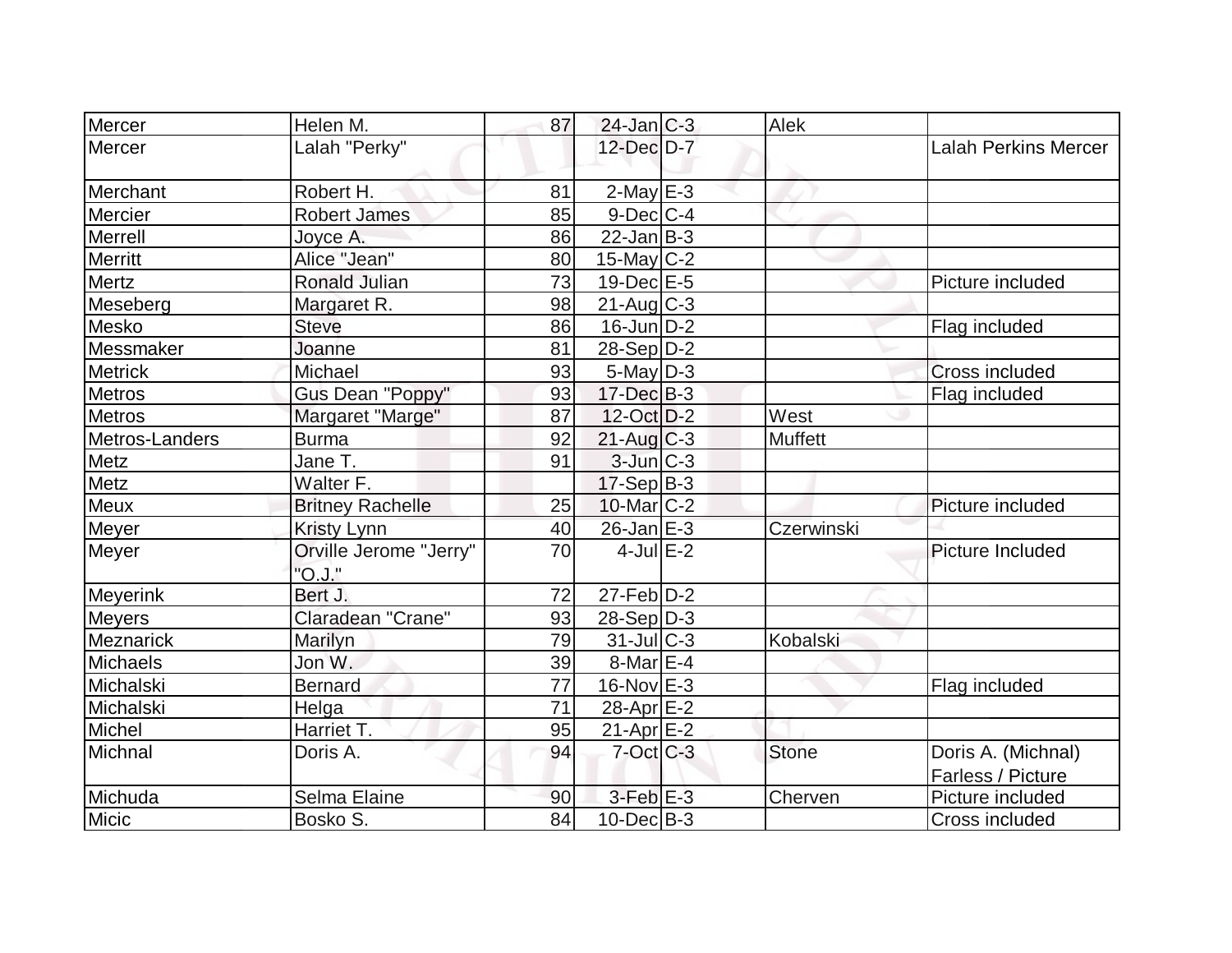| | | | | | | |
|---|---|---|---|---|---|---|
| Mercer | Helen M. | 87 | 24-Jan | C-3 | Alek | |
| Mercer | Lalah "Perky" | | 12-Dec | D-7 | | Lalah Perkins Mercer |
| Merchant | Robert H. | 81 | 2-May | E-3 | | |
| Mercier | Robert James | 85 | 9-Dec | C-4 | | |
| Merrell | Joyce A. | 86 | 22-Jan | B-3 | | |
| Merritt | Alice "Jean" | 80 | 15-May | C-2 | | |
| Mertz | Ronald Julian | 73 | 19-Dec | E-5 | | Picture included |
| Meseberg | Margaret R. | 98 | 21-Aug | C-3 | | |
| Mesko | Steve | 86 | 16-Jun | D-2 | | Flag included |
| Messmaker | Joanne | 81 | 28-Sep | D-2 | | |
| Metrick | Michael | 93 | 5-May | D-3 | | Cross included |
| Metros | Gus Dean "Poppy" | 93 | 17-Dec | B-3 | | Flag included |
| Metros | Margaret "Marge" | 87 | 12-Oct | D-2 | West | |
| Metros-Landers | Burma | 92 | 21-Aug | C-3 | Muffett | |
| Metz | Jane T. | 91 | 3-Jun | C-3 | | |
| Metz | Walter F. | | 17-Sep | B-3 | | |
| Meux | Britney Rachelle | 25 | 10-Mar | C-2 | | Picture included |
| Meyer | Kristy Lynn | 40 | 26-Jan | E-3 | Czerwinski | |
| Meyer | Orville Jerome "Jerry" "O.J." | 70 | 4-Jul | E-2 | | Picture Included |
| Meyerink | Bert J. | 72 | 27-Feb | D-2 | | |
| Meyers | Claradean "Crane" | 93 | 28-Sep | D-3 | | |
| Meznarick | Marilyn | 79 | 31-Jul | C-3 | Kobalski | |
| Michaels | Jon W. | 39 | 8-Mar | E-4 | | |
| Michalski | Bernard | 77 | 16-Nov | E-3 | | Flag included |
| Michalski | Helga | 71 | 28-Apr | E-2 | | |
| Michel | Harriet T. | 95 | 21-Apr | E-2 | | |
| Michnal | Doris A. | 94 | 7-Oct | C-3 | Stone | Doris A. (Michnal) Farless / Picture |
| Michuda | Selma Elaine | 90 | 3-Feb | E-3 | Cherven | Picture included |
| Micic | Bosko S. | 84 | 10-Dec | B-3 | | Cross included |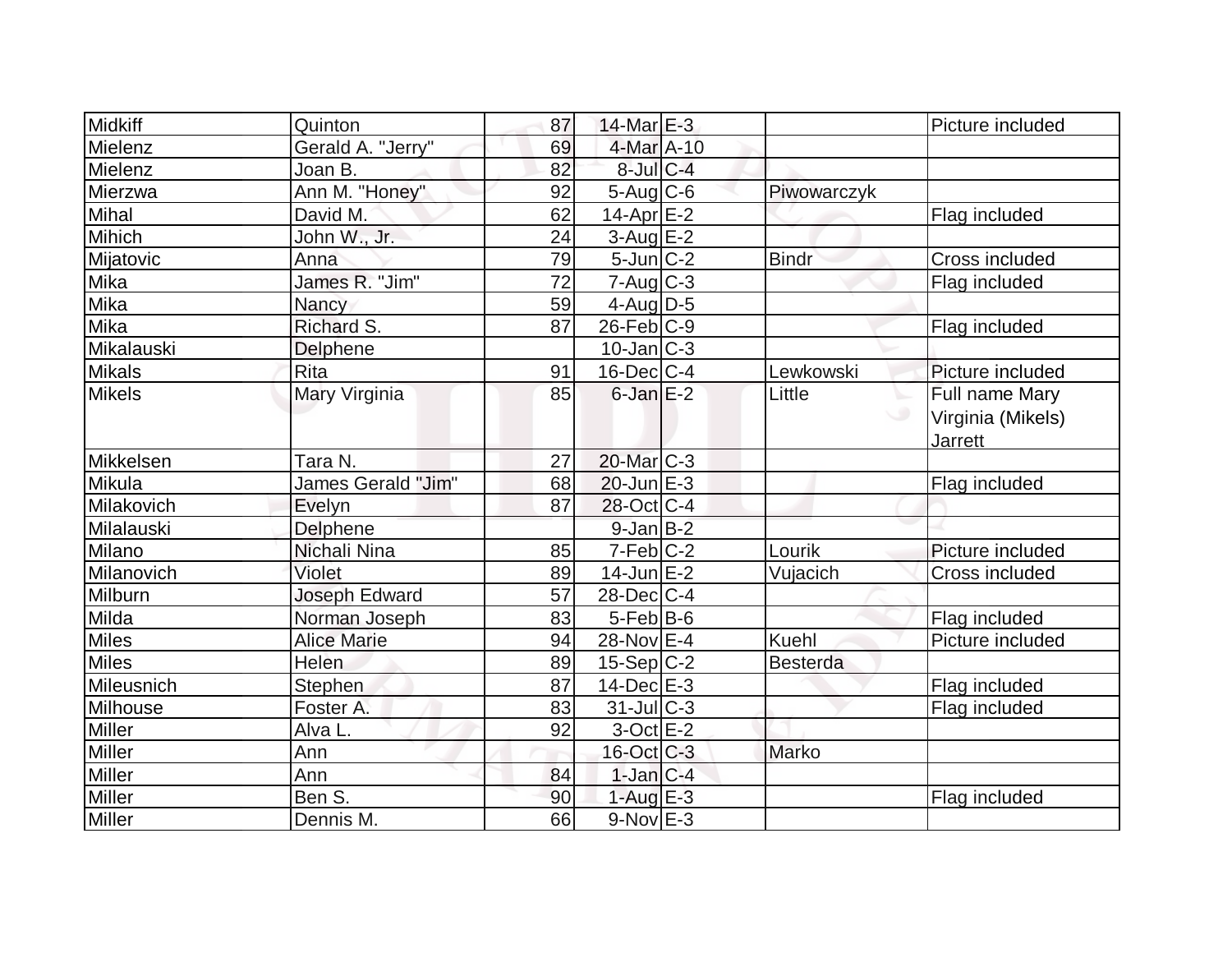| Midkiff | Quinton | 87 | 14-Mar | E-3 |  | Picture included |
|---|---|---|---|---|---|---|
| Mielenz | Gerald A. "Jerry" | 69 | 4-Mar | A-10 |  |  |
| Mielenz | Joan B. | 82 | 8-Jul | C-4 |  |  |
| Mierzwa | Ann M. "Honey" | 92 | 5-Aug | C-6 | Piwowarczyk |  |
| Mihal | David M. | 62 | 14-Apr | E-2 |  | Flag included |
| Mihich | John W., Jr. | 24 | 3-Aug | E-2 |  |  |
| Mijatovic | Anna | 79 | 5-Jun | C-2 | Bindr | Cross included |
| Mika | James R. "Jim" | 72 | 7-Aug | C-3 |  | Flag included |
| Mika | Nancy | 59 | 4-Aug | D-5 |  |  |
| Mika | Richard S. | 87 | 26-Feb | C-9 |  | Flag included |
| Mikalauski | Delphene |  | 10-Jan | C-3 |  |  |
| Mikals | Rita | 91 | 16-Dec | C-4 | Lewkowski | Picture included |
| Mikels | Mary Virginia | 85 | 6-Jan | E-2 | Little | Full name Mary Virginia (Mikels) Jarrett |
| Mikkelsen | Tara N. | 27 | 20-Mar | C-3 |  |  |
| Mikula | James Gerald "Jim" | 68 | 20-Jun | E-3 |  | Flag included |
| Milakovich | Evelyn | 87 | 28-Oct | C-4 |  |  |
| Milalauski | Delphene |  | 9-Jan | B-2 |  |  |
| Milano | Nichali Nina | 85 | 7-Feb | C-2 | Lourik | Picture included |
| Milanovich | Violet | 89 | 14-Jun | E-2 | Vujacich | Cross included |
| Milburn | Joseph Edward | 57 | 28-Dec | C-4 |  |  |
| Milda | Norman Joseph | 83 | 5-Feb | B-6 |  | Flag included |
| Miles | Alice Marie | 94 | 28-Nov | E-4 | Kuehl | Picture included |
| Miles | Helen | 89 | 15-Sep | C-2 | Besterda |  |
| Mileusnich | Stephen | 87 | 14-Dec | E-3 |  | Flag included |
| Milhouse | Foster A. | 83 | 31-Jul | C-3 |  | Flag included |
| Miller | Alva L. | 92 | 3-Oct | E-2 |  |  |
| Miller | Ann |  | 16-Oct | C-3 | Marko |  |
| Miller | Ann | 84 | 1-Jan | C-4 |  |  |
| Miller | Ben S. | 90 | 1-Aug | E-3 |  | Flag included |
| Miller | Dennis M. | 66 | 9-Nov | E-3 |  |  |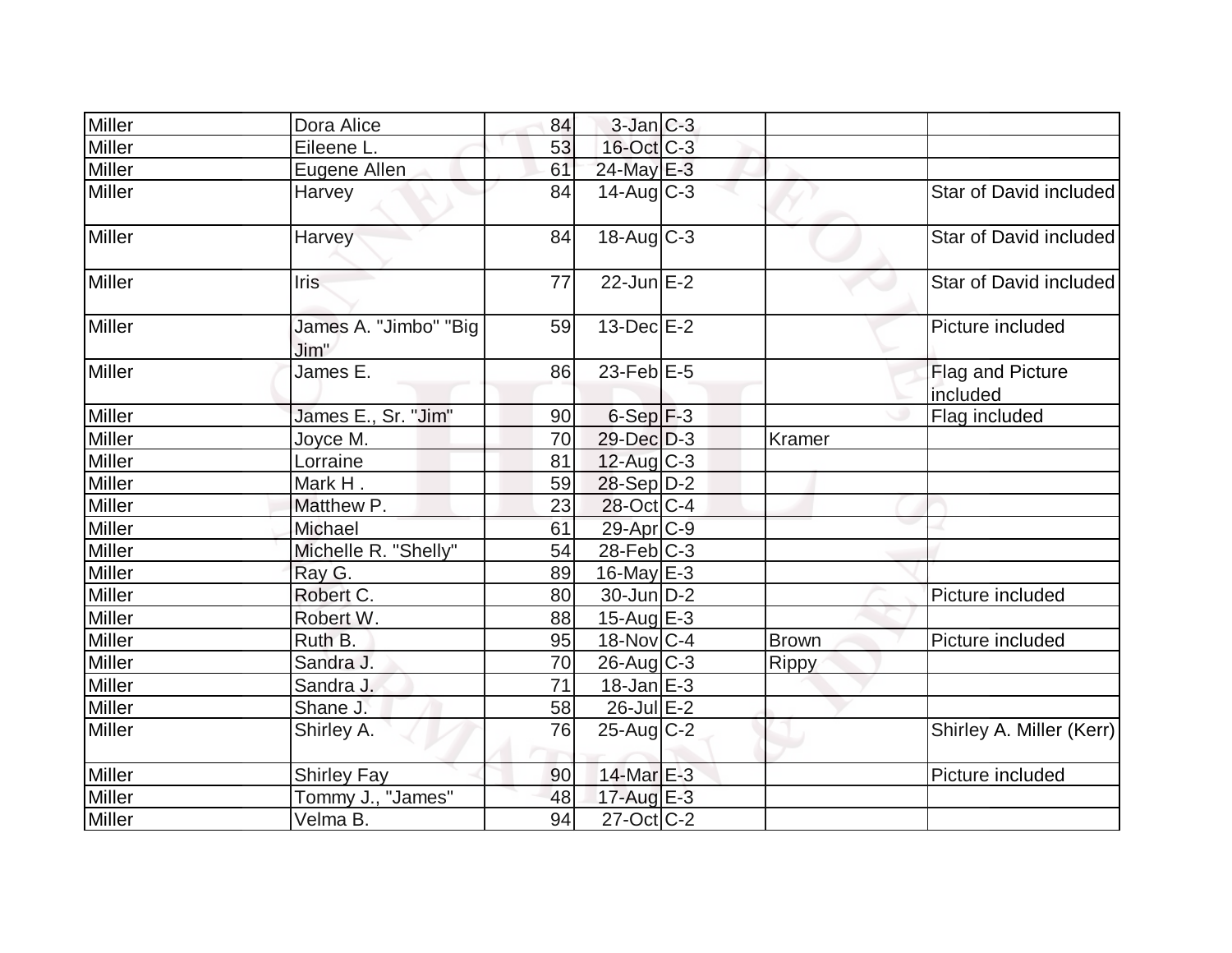| Miller | Dora Alice | 84 | 3-Jan | C-3 | | |
|---|---|---|---|---|---|---|
| Miller | Eileene L. | 53 | 16-Oct | C-3 | | |
| Miller | Eugene Allen | 61 | 24-May | E-3 | | |
| Miller | Harvey | 84 | 14-Aug | C-3 | | Star of David included |
| Miller | Harvey | 84 | 18-Aug | C-3 | | Star of David included |
| Miller | Iris | 77 | 22-Jun | E-2 | | Star of David included |
| Miller | James A. "Jimbo" "Big Jim" | 59 | 13-Dec | E-2 | | Picture included |
| Miller | James E. | 86 | 23-Feb | E-5 | | Flag and Picture included |
| Miller | James E., Sr. "Jim" | 90 | 6-Sep | F-3 | | Flag included |
| Miller | Joyce M. | 70 | 29-Dec | D-3 | Kramer | |
| Miller | Lorraine | 81 | 12-Aug | C-3 | | |
| Miller | Mark H . | 59 | 28-Sep | D-2 | | |
| Miller | Matthew P. | 23 | 28-Oct | C-4 | | |
| Miller | Michael | 61 | 29-Apr | C-9 | | |
| Miller | Michelle R. "Shelly" | 54 | 28-Feb | C-3 | | |
| Miller | Ray G. | 89 | 16-May | E-3 | | |
| Miller | Robert C. | 80 | 30-Jun | D-2 | | Picture included |
| Miller | Robert W. | 88 | 15-Aug | E-3 | | |
| Miller | Ruth B. | 95 | 18-Nov | C-4 | Brown | Picture included |
| Miller | Sandra J. | 70 | 26-Aug | C-3 | Rippy | |
| Miller | Sandra J. | 71 | 18-Jan | E-3 | | |
| Miller | Shane J. | 58 | 26-Jul | E-2 | | |
| Miller | Shirley A. | 76 | 25-Aug | C-2 | | Shirley A. Miller (Kerr) |
| Miller | Shirley Fay | 90 | 14-Mar | E-3 | | Picture included |
| Miller | Tommy J., "James" | 48 | 17-Aug | E-3 | | |
| Miller | Velma B. | 94 | 27-Oct | C-2 | | |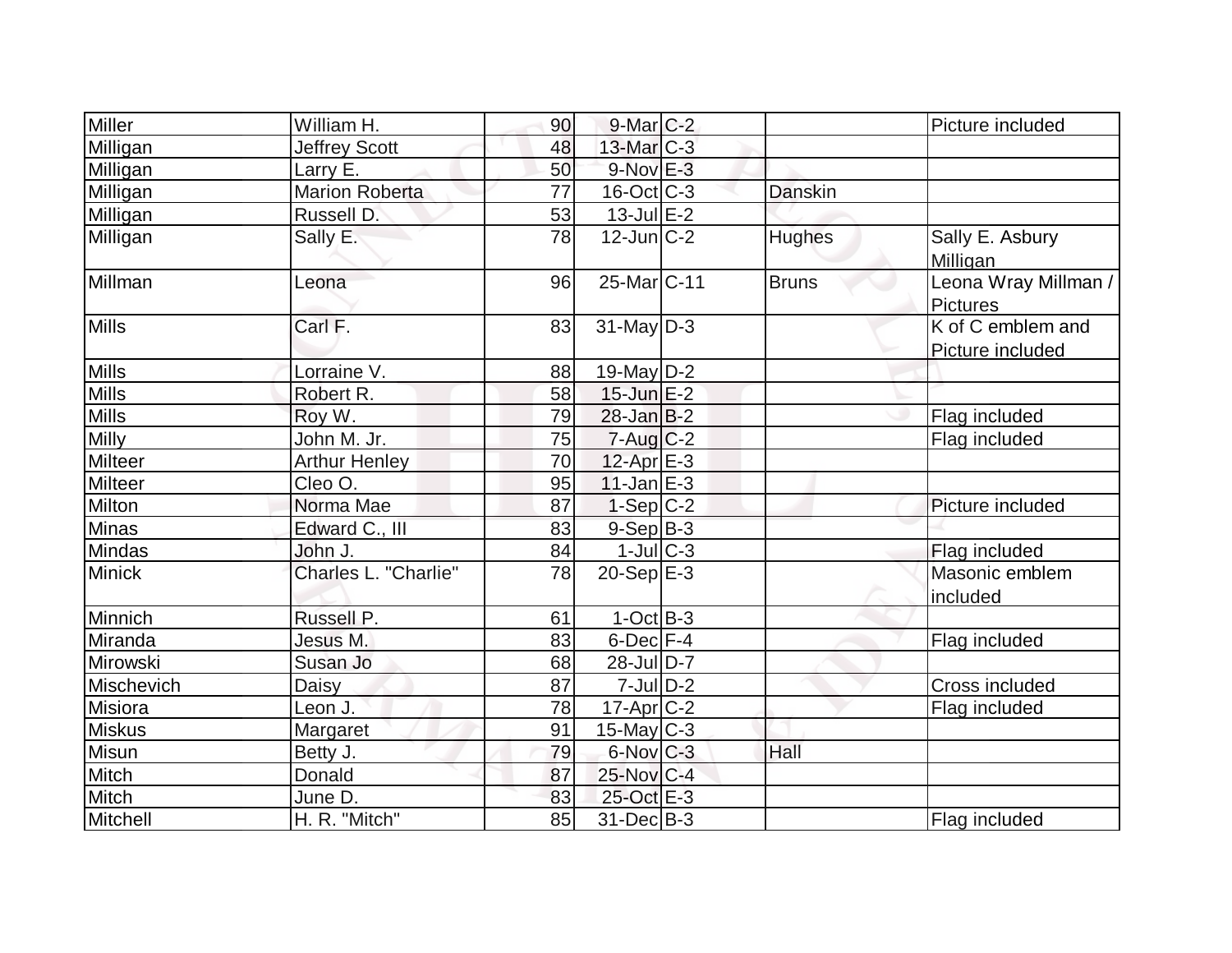| Miller | William H. | 90 | 9-Mar | C-2 | | Picture included |
|---|---|---|---|---|---|---|
| Milligan | Jeffrey Scott | 48 | 13-Mar | C-3 | | |
| Milligan | Larry E. | 50 | 9-Nov | E-3 | | |
| Milligan | Marion Roberta | 77 | 16-Oct | C-3 | Danskin | |
| Milligan | Russell D. | 53 | 13-Jul | E-2 | | |
| Milligan | Sally E. | 78 | 12-Jun | C-2 | Hughes | Sally E. Asbury Milligan |
| Millman | Leona | 96 | 25-Mar | C-11 | Bruns | Leona Wray Millman / Pictures |
| Mills | Carl F. | 83 | 31-May | D-3 | | K of C emblem and Picture included |
| Mills | Lorraine V. | 88 | 19-May | D-2 | | |
| Mills | Robert R. | 58 | 15-Jun | E-2 | | |
| Mills | Roy W. | 79 | 28-Jan | B-2 | | Flag included |
| Milly | John M. Jr. | 75 | 7-Aug | C-2 | | Flag included |
| Milteer | Arthur Henley | 70 | 12-Apr | E-3 | | |
| Milteer | Cleo O. | 95 | 11-Jan | E-3 | | |
| Milton | Norma Mae | 87 | 1-Sep | C-2 | | Picture included |
| Minas | Edward C., III | 83 | 9-Sep | B-3 | | |
| Mindas | John J. | 84 | 1-Jul | C-3 | | Flag included |
| Minick | Charles L. "Charlie" | 78 | 20-Sep | E-3 | | Masonic emblem included |
| Minnich | Russell P. | 61 | 1-Oct | B-3 | | |
| Miranda | Jesus M. | 83 | 6-Dec | F-4 | | Flag included |
| Mirowski | Susan Jo | 68 | 28-Jul | D-7 | | |
| Mischevich | Daisy | 87 | 7-Jul | D-2 | | Cross included |
| Misiora | Leon J. | 78 | 17-Apr | C-2 | | Flag included |
| Miskus | Margaret | 91 | 15-May | C-3 | | |
| Misun | Betty J. | 79 | 6-Nov | C-3 | Hall | |
| Mitch | Donald | 87 | 25-Nov | C-4 | | |
| Mitch | June D. | 83 | 25-Oct | E-3 | | |
| Mitchell | H. R. "Mitch" | 85 | 31-Dec | B-3 | | Flag included |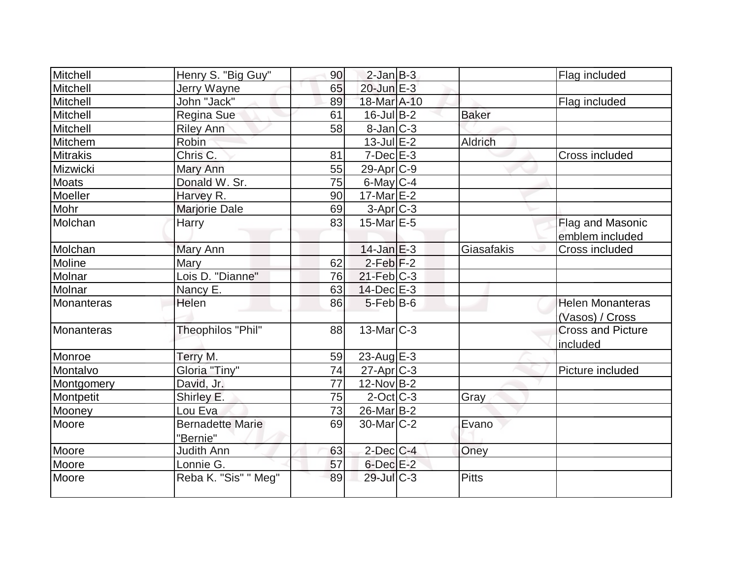| | | | | | | |
|---|---|---|---|---|---|---|
| Mitchell | Henry S. "Big Guy" | 90 | 2-Jan | B-3 | | Flag included |
| Mitchell | Jerry Wayne | 65 | 20-Jun | E-3 | | |
| Mitchell | John "Jack" | 89 | 18-Mar | A-10 | | Flag included |
| Mitchell | Regina Sue | 61 | 16-Jul | B-2 | Baker | |
| Mitchell | Riley Ann | 58 | 8-Jan | C-3 | | |
| Mitchem | Robin | | 13-Jul | E-2 | Aldrich | |
| Mitrakis | Chris C. | 81 | 7-Dec | E-3 | | Cross included |
| Mizwicki | Mary Ann | 55 | 29-Apr | C-9 | | |
| Moats | Donald W. Sr. | 75 | 6-May | C-4 | | |
| Moeller | Harvey R. | 90 | 17-Mar | E-2 | | |
| Mohr | Marjorie Dale | 69 | 3-Apr | C-3 | | |
| Molchan | Harry | 83 | 15-Mar | E-5 | | Flag and Masonic emblem included |
| Molchan | Mary Ann | | 14-Jan | E-3 | Giasafakis | Cross included |
| Moline | Mary | 62 | 2-Feb | F-2 | | |
| Molnar | Lois D. "Dianne" | 76 | 21-Feb | C-3 | | |
| Molnar | Nancy E. | 63 | 14-Dec | E-3 | | |
| Monanteras | Helen | 86 | 5-Feb | B-6 | | Helen Monanteras (Vasos) / Cross |
| Monanteras | Theophilos "Phil" | 88 | 13-Mar | C-3 | | Cross and Picture included |
| Monroe | Terry M. | 59 | 23-Aug | E-3 | | |
| Montalvo | Gloria "Tiny" | 74 | 27-Apr | C-3 | | Picture included |
| Montgomery | David, Jr. | 77 | 12-Nov | B-2 | | |
| Montpetit | Shirley E. | 75 | 2-Oct | C-3 | Gray | |
| Mooney | Lou Eva | 73 | 26-Mar | B-2 | | |
| Moore | Bernadette Marie "Bernie" | 69 | 30-Mar | C-2 | Evano | |
| Moore | Judith Ann | 63 | 2-Dec | C-4 | Oney | |
| Moore | Lonnie G. | 57 | 6-Dec | E-2 | | |
| Moore | Reba K. "Sis" " Meg" | 89 | 29-Jul | C-3 | Pitts | |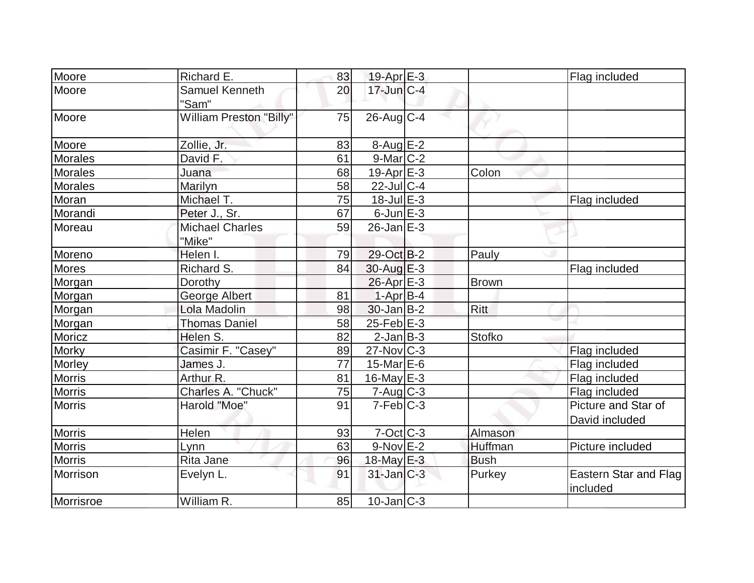| | | | | | | |
|---|---|---|---|---|---|---|
| Moore | Richard E. | 83 | 19-Apr | E-3 | | Flag included |
| Moore | Samuel Kenneth "Sam" | 20 | 17-Jun | C-4 | | |
| Moore | William Preston "Billy" | 75 | 26-Aug | C-4 | | |
| Moore | Zollie, Jr. | 83 | 8-Aug | E-2 | | |
| Morales | David F. | 61 | 9-Mar | C-2 | | |
| Morales | Juana | 68 | 19-Apr | E-3 | Colon | |
| Morales | Marilyn | 58 | 22-Jul | C-4 | | |
| Moran | Michael T. | 75 | 18-Jul | E-3 | | Flag included |
| Morandi | Peter J., Sr. | 67 | 6-Jun | E-3 | | |
| Moreau | Michael Charles "Mike" | 59 | 26-Jan | E-3 | | |
| Moreno | Helen I. | 79 | 29-Oct | B-2 | Pauly | |
| Mores | Richard S. | 84 | 30-Aug | E-3 | | Flag included |
| Morgan | Dorothy | | 26-Apr | E-3 | Brown | |
| Morgan | George Albert | 81 | 1-Apr | B-4 | | |
| Morgan | Lola Madolin | 98 | 30-Jan | B-2 | Ritt | |
| Morgan | Thomas Daniel | 58 | 25-Feb | E-3 | | |
| Moricz | Helen S. | 82 | 2-Jan | B-3 | Stofko | |
| Morky | Casimir F. "Casey" | 89 | 27-Nov | C-3 | | Flag included |
| Morley | James J. | 77 | 15-Mar | E-6 | | Flag included |
| Morris | Arthur R. | 81 | 16-May | E-3 | | Flag included |
| Morris | Charles A. "Chuck" | 75 | 7-Aug | C-3 | | Flag included |
| Morris | Harold "Moe" | 91 | 7-Feb | C-3 | | Picture and Star of David included |
| Morris | Helen | 93 | 7-Oct | C-3 | Almason | |
| Morris | Lynn | 63 | 9-Nov | E-2 | Huffman | Picture included |
| Morris | Rita Jane | 96 | 18-May | E-3 | Bush | |
| Morrison | Evelyn L. | 91 | 31-Jan | C-3 | Purkey | Eastern Star and Flag included |
| Morrisroe | William R. | 85 | 10-Jan | C-3 | | |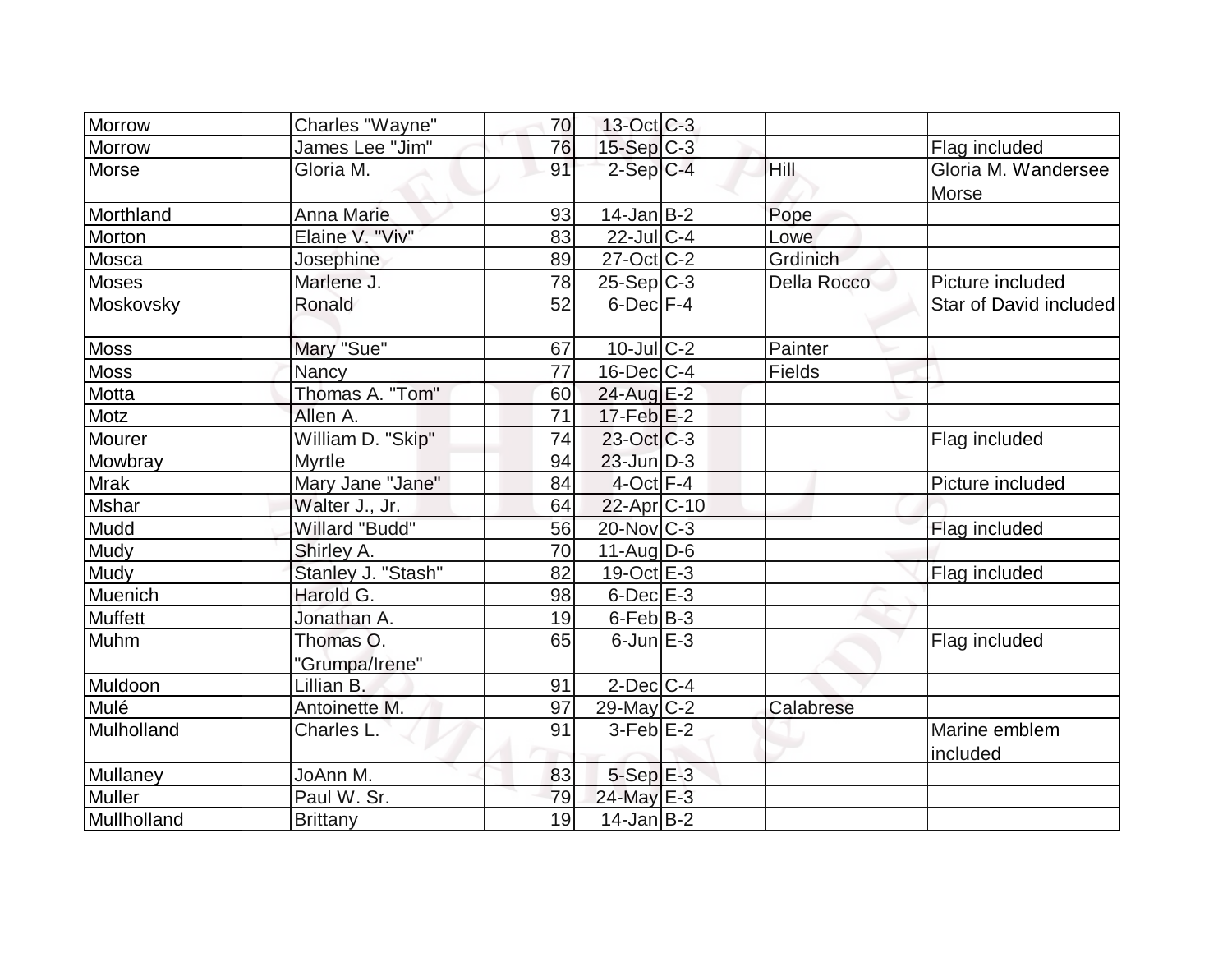| | | | | | | |
|---|---|---|---|---|---|---|
| Morrow | Charles "Wayne" | 70 | 13-Oct | C-3 | | |
| Morrow | James Lee "Jim" | 76 | 15-Sep | C-3 | | Flag included |
| Morse | Gloria M. | 91 | 2-Sep | C-4 | Hill | Gloria M. Wandersee Morse |
| Morthland | Anna Marie | 93 | 14-Jan | B-2 | Pope | |
| Morton | Elaine V. "Viv" | 83 | 22-Jul | C-4 | Lowe | |
| Mosca | Josephine | 89 | 27-Oct | C-2 | Grdinich | |
| Moses | Marlene J. | 78 | 25-Sep | C-3 | Della Rocco | Picture included |
| Moskovsky | Ronald | 52 | 6-Dec | F-4 | | Star of David included |
| Moss | Mary "Sue" | 67 | 10-Jul | C-2 | Painter | |
| Moss | Nancy | 77 | 16-Dec | C-4 | Fields | |
| Motta | Thomas A. "Tom" | 60 | 24-Aug | E-2 | | |
| Motz | Allen A. | 71 | 17-Feb | E-2 | | |
| Mourer | William D. "Skip" | 74 | 23-Oct | C-3 | | Flag included |
| Mowbray | Myrtle | 94 | 23-Jun | D-3 | | |
| Mrak | Mary Jane "Jane" | 84 | 4-Oct | F-4 | | Picture included |
| Mshar | Walter J., Jr. | 64 | 22-Apr | C-10 | | |
| Mudd | Willard "Budd" | 56 | 20-Nov | C-3 | | Flag included |
| Mudy | Shirley A. | 70 | 11-Aug | D-6 | | |
| Mudy | Stanley J. "Stash" | 82 | 19-Oct | E-3 | | Flag included |
| Muenich | Harold G. | 98 | 6-Dec | E-3 | | |
| Muffett | Jonathan A. | 19 | 6-Feb | B-3 | | |
| Muhm | Thomas O. "Grumpa/Irene" | 65 | 6-Jun | E-3 | | Flag included |
| Muldoon | Lillian B. | 91 | 2-Dec | C-4 | | |
| Mulé | Antoinette M. | 97 | 29-May | C-2 | Calabrese | |
| Mulholland | Charles L. | 91 | 3-Feb | E-2 | | Marine emblem included |
| Mullaney | JoAnn M. | 83 | 5-Sep | E-3 | | |
| Muller | Paul W. Sr. | 79 | 24-May | E-3 | | |
| Mullholland | Brittany | 19 | 14-Jan | B-2 | | |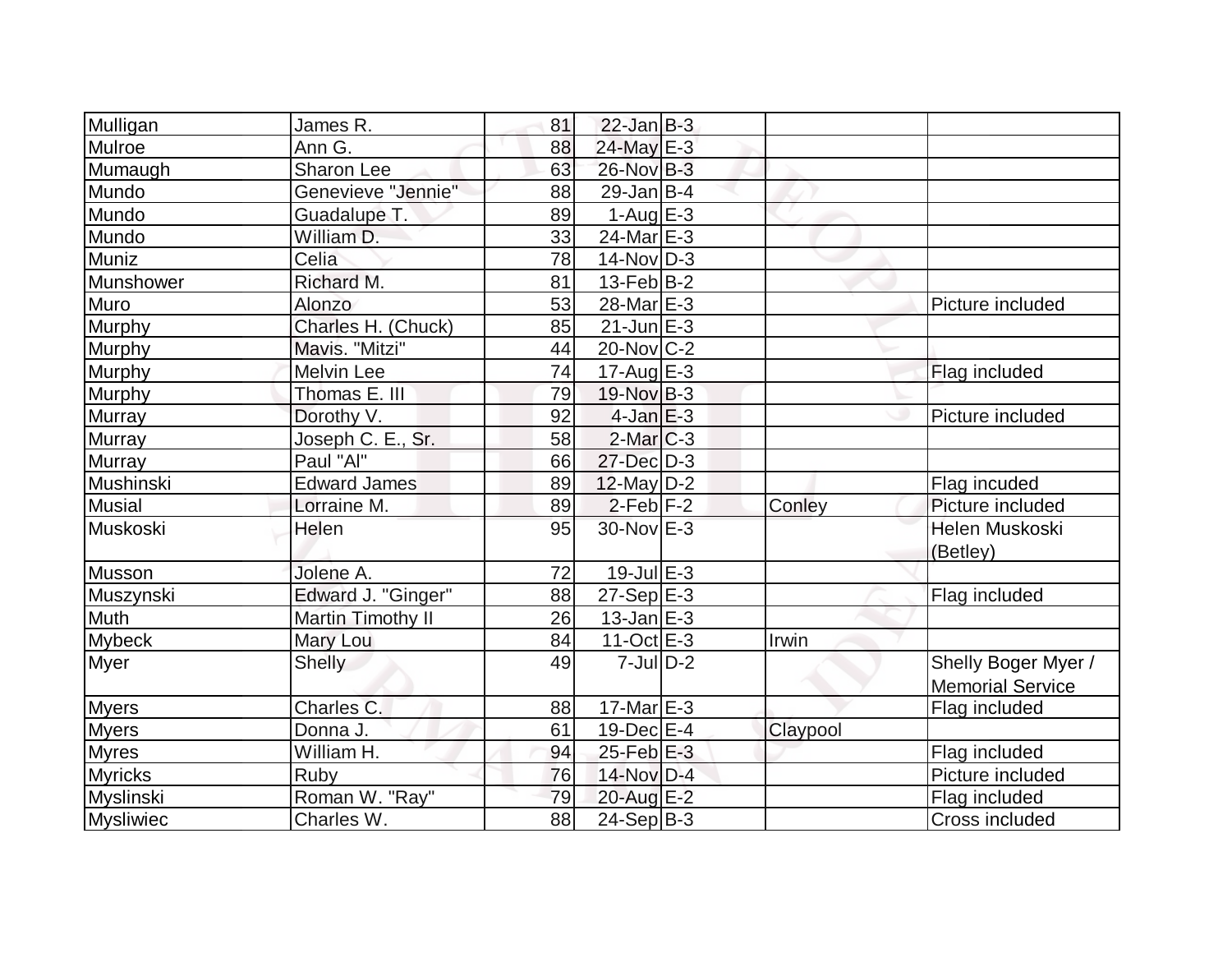| | | | | | | |
|---|---|---|---|---|---|---|
| Mulligan | James R. | 81 | 22-Jan | B-3 | | |
| Mulroe | Ann G. | 88 | 24-May | E-3 | | |
| Mumaugh | Sharon Lee | 63 | 26-Nov | B-3 | | |
| Mundo | Genevieve "Jennie" | 88 | 29-Jan | B-4 | | |
| Mundo | Guadalupe T. | 89 | 1-Aug | E-3 | | |
| Mundo | William D. | 33 | 24-Mar | E-3 | | |
| Muniz | Celia | 78 | 14-Nov | D-3 | | |
| Munshower | Richard M. | 81 | 13-Feb | B-2 | | |
| Muro | Alonzo | 53 | 28-Mar | E-3 | | Picture included |
| Murphy | Charles H. (Chuck) | 85 | 21-Jun | E-3 | | |
| Murphy | Mavis. "Mitzi" | 44 | 20-Nov | C-2 | | |
| Murphy | Melvin Lee | 74 | 17-Aug | E-3 | | Flag included |
| Murphy | Thomas E. III | 79 | 19-Nov | B-3 | | |
| Murray | Dorothy V. | 92 | 4-Jan | E-3 | | Picture included |
| Murray | Joseph C. E., Sr. | 58 | 2-Mar | C-3 | | |
| Murray | Paul "Al" | 66 | 27-Dec | D-3 | | |
| Mushinski | Edward James | 89 | 12-May | D-2 | | Flag incuded |
| Musial | Lorraine M. | 89 | 2-Feb | F-2 | Conley | Picture included |
| Muskoski | Helen | 95 | 30-Nov | E-3 | | Helen Muskoski (Betley) |
| Musson | Jolene A. | 72 | 19-Jul | E-3 | | |
| Muszynski | Edward J. "Ginger" | 88 | 27-Sep | E-3 | | Flag included |
| Muth | Martin Timothy II | 26 | 13-Jan | E-3 | | |
| Mybeck | Mary Lou | 84 | 11-Oct | E-3 | Irwin | |
| Myer | Shelly | 49 | 7-Jul | D-2 | | Shelly Boger Myer / Memorial Service |
| Myers | Charles C. | 88 | 17-Mar | E-3 | | Flag included |
| Myers | Donna J. | 61 | 19-Dec | E-4 | Claypool | |
| Myres | William H. | 94 | 25-Feb | E-3 | | Flag included |
| Myricks | Ruby | 76 | 14-Nov | D-4 | | Picture included |
| Myslinski | Roman W. "Ray" | 79 | 20-Aug | E-2 | | Flag included |
| Mysliwiec | Charles W. | 88 | 24-Sep | B-3 | | Cross included |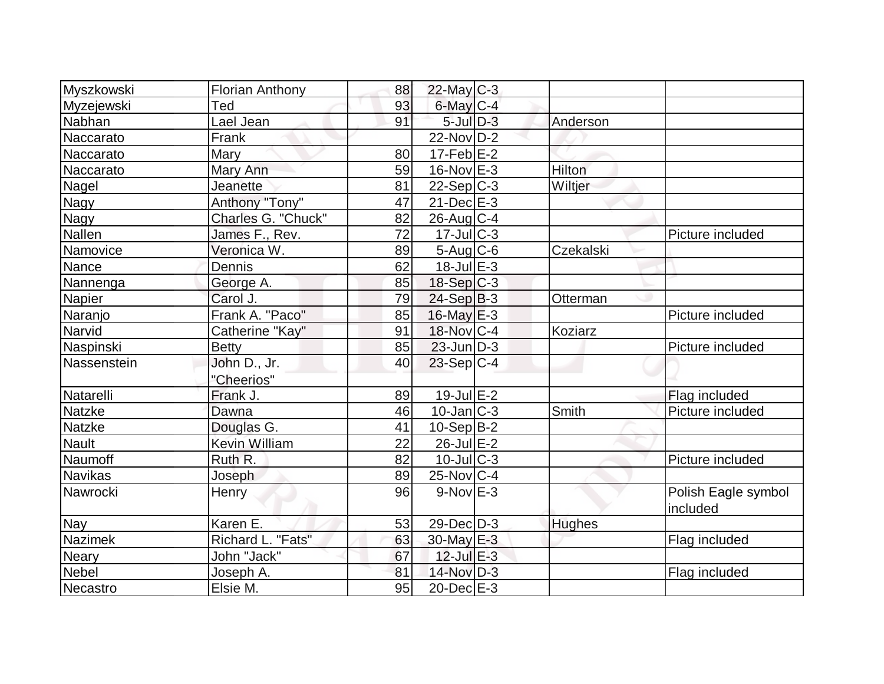| | | | | | | |
|---|---|---|---|---|---|---|
| Myszkowski | Florian Anthony | 88 | 22-May | C-3 | | |
| Myzejewski | Ted | 93 | 6-May | C-4 | | |
| Nabhan | Lael Jean | 91 | 5-Jul | D-3 | Anderson | |
| Naccarato | Frank | | 22-Nov | D-2 | | |
| Naccarato | Mary | 80 | 17-Feb | E-2 | | |
| Naccarato | Mary Ann | 59 | 16-Nov | E-3 | Hilton | |
| Nagel | Jeanette | 81 | 22-Sep | C-3 | Wiltjer | |
| Nagy | Anthony "Tony" | 47 | 21-Dec | E-3 | | |
| Nagy | Charles G. "Chuck" | 82 | 26-Aug | C-4 | | |
| Nallen | James F., Rev. | 72 | 17-Jul | C-3 | | Picture included |
| Namovice | Veronica W. | 89 | 5-Aug | C-6 | Czekalski | |
| Nance | Dennis | 62 | 18-Jul | E-3 | | |
| Nannenga | George A. | 85 | 18-Sep | C-3 | | |
| Napier | Carol J. | 79 | 24-Sep | B-3 | Otterman | |
| Naranjo | Frank A. "Paco" | 85 | 16-May | E-3 | | Picture included |
| Narvid | Catherine "Kay" | 91 | 18-Nov | C-4 | Koziarz | |
| Naspinski | Betty | 85 | 23-Jun | D-3 | | Picture included |
| Nassenstein | John D., Jr. "Cheerios" | 40 | 23-Sep | C-4 | | |
| Natarelli | Frank J. | 89 | 19-Jul | E-2 | | Flag included |
| Natzke | Dawna | 46 | 10-Jan | C-3 | Smith | Picture included |
| Natzke | Douglas G. | 41 | 10-Sep | B-2 | | |
| Nault | Kevin William | 22 | 26-Jul | E-2 | | |
| Naumoff | Ruth R. | 82 | 10-Jul | C-3 | | Picture included |
| Navikas | Joseph | 89 | 25-Nov | C-4 | | |
| Nawrocki | Henry | 96 | 9-Nov | E-3 | | Polish Eagle symbol included |
| Nay | Karen E. | 53 | 29-Dec | D-3 | Hughes | |
| Nazimek | Richard L. "Fats" | 63 | 30-May | E-3 | | Flag included |
| Neary | John "Jack" | 67 | 12-Jul | E-3 | | |
| Nebel | Joseph A. | 81 | 14-Nov | D-3 | | Flag included |
| Necastro | Elsie M. | 95 | 20-Dec | E-3 | | |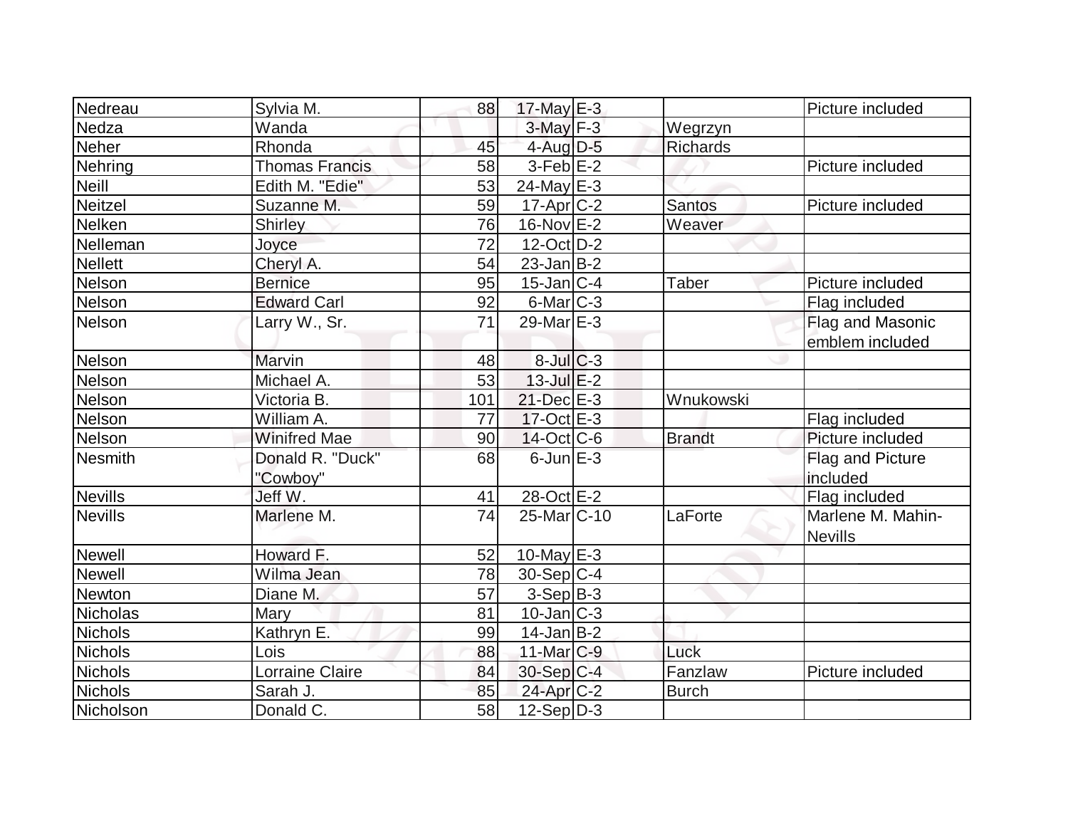| | | | | | | |
|---|---|---|---|---|---|---|
| Nedreau | Sylvia M. | 88 | 17-May | E-3 | | Picture included |
| Nedza | Wanda | | 3-May | F-3 | Wegrzyn | |
| Neher | Rhonda | 45 | 4-Aug | D-5 | Richards | |
| Nehring | Thomas Francis | 58 | 3-Feb | E-2 | | Picture included |
| Neill | Edith M. "Edie" | 53 | 24-May | E-3 | | |
| Neitzel | Suzanne M. | 59 | 17-Apr | C-2 | Santos | Picture included |
| Nelken | Shirley | 76 | 16-Nov | E-2 | Weaver | |
| Nelleman | Joyce | 72 | 12-Oct | D-2 | | |
| Nellett | Cheryl A. | 54 | 23-Jan | B-2 | | |
| Nelson | Bernice | 95 | 15-Jan | C-4 | Taber | Picture included |
| Nelson | Edward Carl | 92 | 6-Mar | C-3 | | Flag included |
| Nelson | Larry W., Sr. | 71 | 29-Mar | E-3 | | Flag and Masonic emblem included |
| Nelson | Marvin | 48 | 8-Jul | C-3 | | |
| Nelson | Michael A. | 53 | 13-Jul | E-2 | | |
| Nelson | Victoria B. | 101 | 21-Dec | E-3 | Wnukowski | |
| Nelson | William A. | 77 | 17-Oct | E-3 | | Flag included |
| Nelson | Winifred Mae | 90 | 14-Oct | C-6 | Brandt | Picture included |
| Nesmith | Donald R. "Duck" "Cowboy" | 68 | 6-Jun | E-3 | | Flag and Picture included |
| Nevills | Jeff W. | 41 | 28-Oct | E-2 | | Flag included |
| Nevills | Marlene M. | 74 | 25-Mar | C-10 | LaForte | Marlene M. Mahin-Nevills |
| Newell | Howard F. | 52 | 10-May | E-3 | | |
| Newell | Wilma Jean | 78 | 30-Sep | C-4 | | |
| Newton | Diane M. | 57 | 3-Sep | B-3 | | |
| Nicholas | Mary | 81 | 10-Jan | C-3 | | |
| Nichols | Kathryn E. | 99 | 14-Jan | B-2 | | |
| Nichols | Lois | 88 | 11-Mar | C-9 | Luck | |
| Nichols | Lorraine Claire | 84 | 30-Sep | C-4 | Fanzlaw | Picture included |
| Nichols | Sarah J. | 85 | 24-Apr | C-2 | Burch | |
| Nicholson | Donald C. | 58 | 12-Sep | D-3 | | |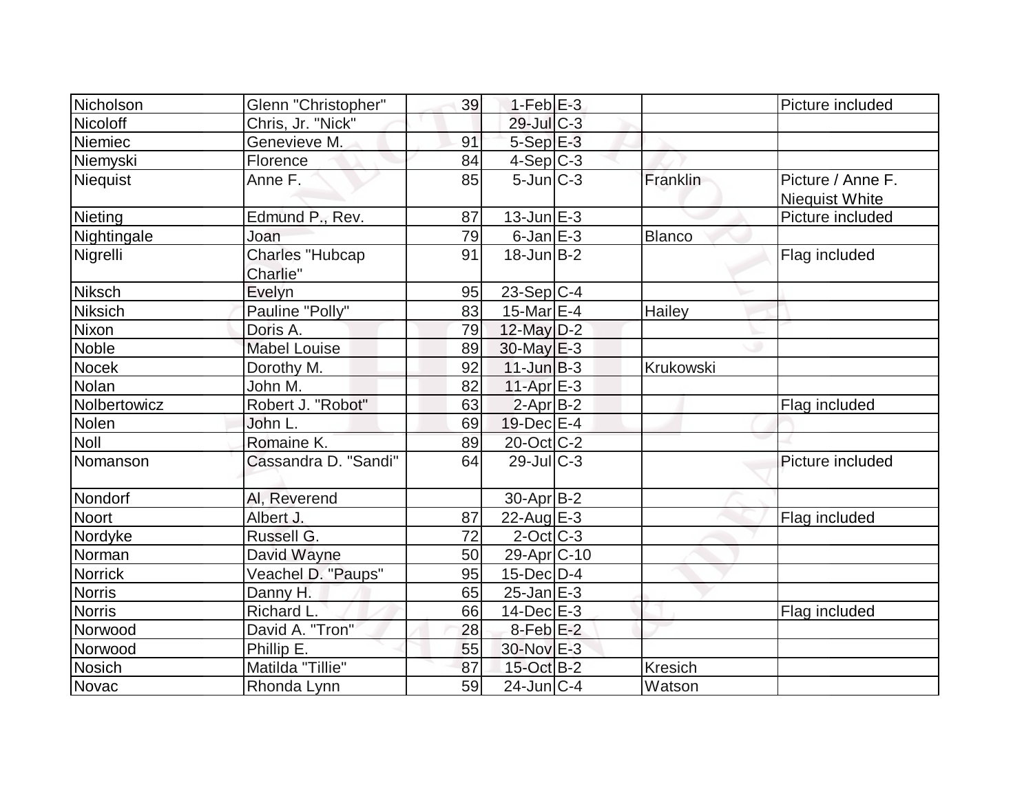| Nicholson | Glenn "Christopher" | 39 | 1-Feb | E-3 | | Picture included |
|---|---|---|---|---|---|---|
| Nicoloff | Chris, Jr. "Nick" | | 29-Jul | C-3 | | |
| Niemiec | Genevieve M. | 91 | 5-Sep | E-3 | | |
| Niemyski | Florence | 84 | 4-Sep | C-3 | | |
| Niequist | Anne F. | 85 | 5-Jun | C-3 | Franklin | Picture / Anne F. Niequist White |
| Nieting | Edmund P., Rev. | 87 | 13-Jun | E-3 | | Picture included |
| Nightingale | Joan | 79 | 6-Jan | E-3 | Blanco | |
| Nigrelli | Charles "Hubcap Charlie" | 91 | 18-Jun | B-2 | | Flag included |
| Niksch | Evelyn | 95 | 23-Sep | C-4 | | |
| Niksich | Pauline "Polly" | 83 | 15-Mar | E-4 | Hailey | |
| Nixon | Doris A. | 79 | 12-May | D-2 | | |
| Noble | Mabel Louise | 89 | 30-May | E-3 | | |
| Nocek | Dorothy M. | 92 | 11-Jun | B-3 | Krukowski | |
| Nolan | John M. | 82 | 11-Apr | E-3 | | |
| Nolbertowicz | Robert J. "Robot" | 63 | 2-Apr | B-2 | | Flag included |
| Nolen | John L. | 69 | 19-Dec | E-4 | | |
| Noll | Romaine K. | 89 | 20-Oct | C-2 | | |
| Nomanson | Cassandra D. "Sandi" | 64 | 29-Jul | C-3 | | Picture included |
| Nondorf | Al, Reverend | | 30-Apr | B-2 | | |
| Noort | Albert J. | 87 | 22-Aug | E-3 | | Flag included |
| Nordyke | Russell G. | 72 | 2-Oct | C-3 | | |
| Norman | David Wayne | 50 | 29-Apr | C-10 | | |
| Norrick | Veachel D. "Paups" | 95 | 15-Dec | D-4 | | |
| Norris | Danny H. | 65 | 25-Jan | E-3 | | |
| Norris | Richard L. | 66 | 14-Dec | E-3 | | Flag included |
| Norwood | David A. "Tron" | 28 | 8-Feb | E-2 | | |
| Norwood | Phillip E. | 55 | 30-Nov | E-3 | | |
| Nosich | Matilda "Tillie" | 87 | 15-Oct | B-2 | Kresich | |
| Novac | Rhonda Lynn | 59 | 24-Jun | C-4 | Watson | |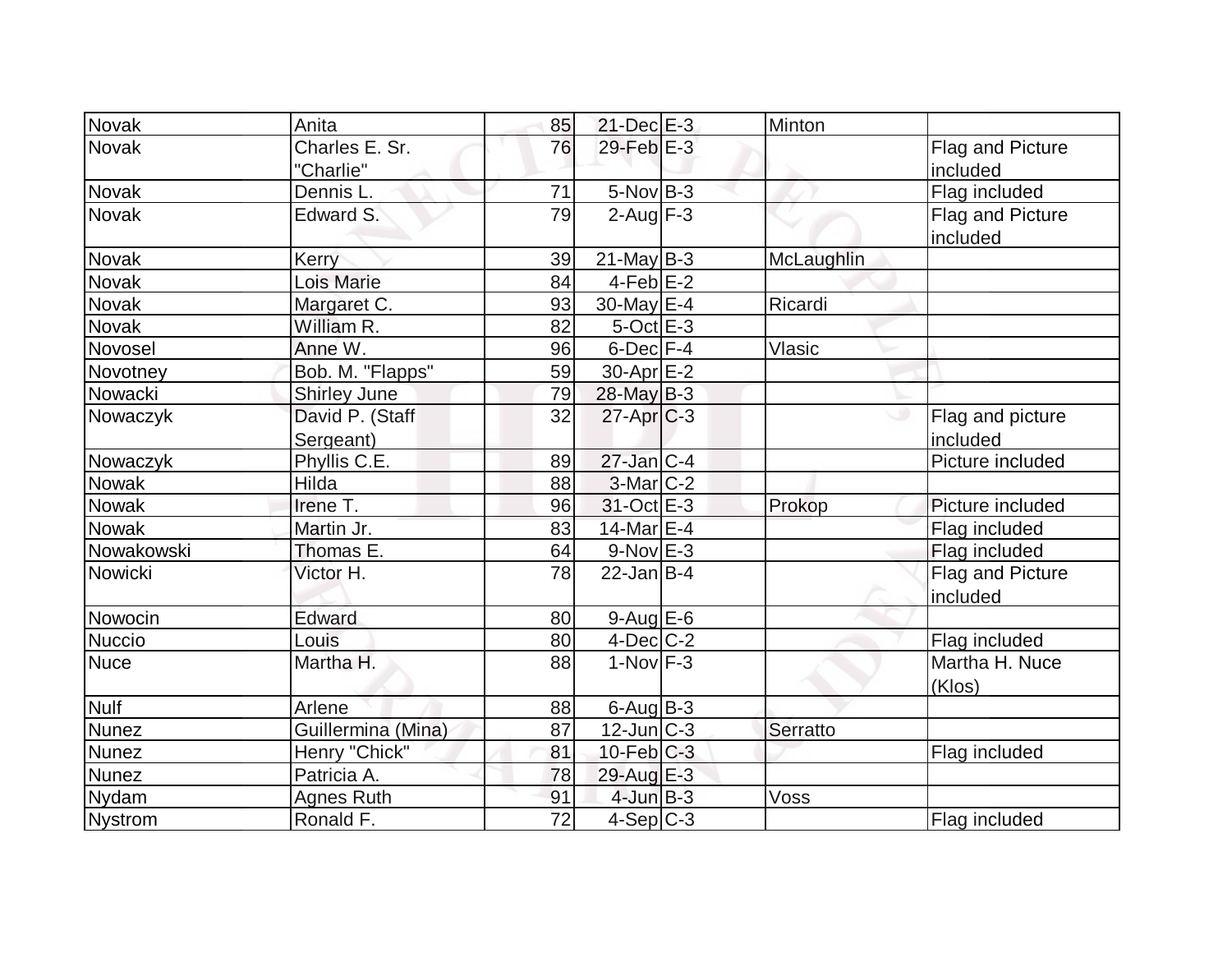| Novak | Anita | 85 | 21-Dec | E-3 | Minton | |
|---|---|---|---|---|---|---|
| Novak | Charles E. Sr. "Charlie" | 76 | 29-Feb | E-3 | | Flag and Picture included |
| Novak | Dennis L. | 71 | 5-Nov | B-3 | | Flag included |
| Novak | Edward S. | 79 | 2-Aug | F-3 | | Flag and Picture included |
| Novak | Kerry | 39 | 21-May | B-3 | McLaughlin | |
| Novak | Lois Marie | 84 | 4-Feb | E-2 | | |
| Novak | Margaret C. | 93 | 30-May | E-4 | Ricardi | |
| Novak | William R. | 82 | 5-Oct | E-3 | | |
| Novosel | Anne W. | 96 | 6-Dec | F-4 | Vlasic | |
| Novotney | Bob. M. "Flapps" | 59 | 30-Apr | E-2 | | |
| Nowacki | Shirley June | 79 | 28-May | B-3 | | |
| Nowaczyk | David P. (Staff Sergeant) | 32 | 27-Apr | C-3 | | Flag and picture included |
| Nowaczyk | Phyllis C.E. | 89 | 27-Jan | C-4 | | Picture included |
| Nowak | Hilda | 88 | 3-Mar | C-2 | | |
| Nowak | Irene T. | 96 | 31-Oct | E-3 | Prokop | Picture included |
| Nowak | Martin Jr. | 83 | 14-Mar | E-4 | | Flag included |
| Nowakowski | Thomas E. | 64 | 9-Nov | E-3 | | Flag included |
| Nowicki | Victor H. | 78 | 22-Jan | B-4 | | Flag and Picture included |
| Nowocin | Edward | 80 | 9-Aug | E-6 | | |
| Nuccio | Louis | 80 | 4-Dec | C-2 | | Flag included |
| Nuce | Martha H. | 88 | 1-Nov | F-3 | | Martha H. Nuce (Klos) |
| Nulf | Arlene | 88 | 6-Aug | B-3 | | |
| Nunez | Guillermina (Mina) | 87 | 12-Jun | C-3 | Serratto | |
| Nunez | Henry "Chick" | 81 | 10-Feb | C-3 | | Flag included |
| Nunez | Patricia A. | 78 | 29-Aug | E-3 | | |
| Nydam | Agnes Ruth | 91 | 4-Jun | B-3 | Voss | |
| Nystrom | Ronald F. | 72 | 4-Sep | C-3 | | Flag included |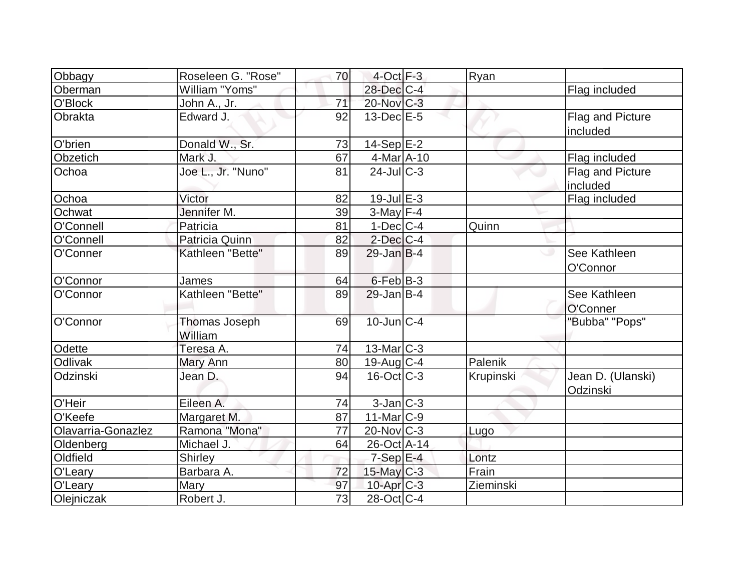| Obbagy | Roseleen G. "Rose" | 70 | 4-Oct | F-3 | Ryan | |
|---|---|---|---|---|---|---|
| Oberman | William "Yoms" | | 28-Dec | C-4 | | Flag included |
| O'Block | John A., Jr. | 71 | 20-Nov | C-3 | | |
| Obrakta | Edward J. | 92 | 13-Dec | E-5 | | Flag and Picture included |
| O'brien | Donald W., Sr. | 73 | 14-Sep | E-2 | | |
| Obzetich | Mark J. | 67 | 4-Mar | A-10 | | Flag included |
| Ochoa | Joe L., Jr. "Nuno" | 81 | 24-Jul | C-3 | | Flag and Picture included |
| Ochoa | Victor | 82 | 19-Jul | E-3 | | Flag included |
| Ochwat | Jennifer M. | 39 | 3-May | F-4 | | |
| O'Connell | Patricia | 81 | 1-Dec | C-4 | Quinn | |
| O'Connell | Patricia Quinn | 82 | 2-Dec | C-4 | | |
| O'Conner | Kathleen "Bette" | 89 | 29-Jan | B-4 | | See Kathleen O'Connor |
| O'Connor | James | 64 | 6-Feb | B-3 | | |
| O'Connor | Kathleen "Bette" | 89 | 29-Jan | B-4 | | See Kathleen O'Conner |
| O'Connor | Thomas Joseph William | 69 | 10-Jun | C-4 | | "Bubba" "Pops" |
| Odette | Teresa A. | 74 | 13-Mar | C-3 | | |
| Odlivak | Mary Ann | 80 | 19-Aug | C-4 | Palenik | |
| Odzinski | Jean D. | 94 | 16-Oct | C-3 | Krupinski | Jean D. (Ulanski) Odzinski |
| O'Heir | Eileen A. | 74 | 3-Jan | C-3 | | |
| O'Keefe | Margaret M. | 87 | 11-Mar | C-9 | | |
| Olavarria-Gonazlez | Ramona "Mona" | 77 | 20-Nov | C-3 | Lugo | |
| Oldenberg | Michael J. | 64 | 26-Oct | A-14 | | |
| Oldfield | Shirley | | 7-Sep | E-4 | Lontz | |
| O'Leary | Barbara A. | 72 | 15-May | C-3 | Frain | |
| O'Leary | Mary | 97 | 10-Apr | C-3 | Zieminski | |
| Olejniczak | Robert J. | 73 | 28-Oct | C-4 | | |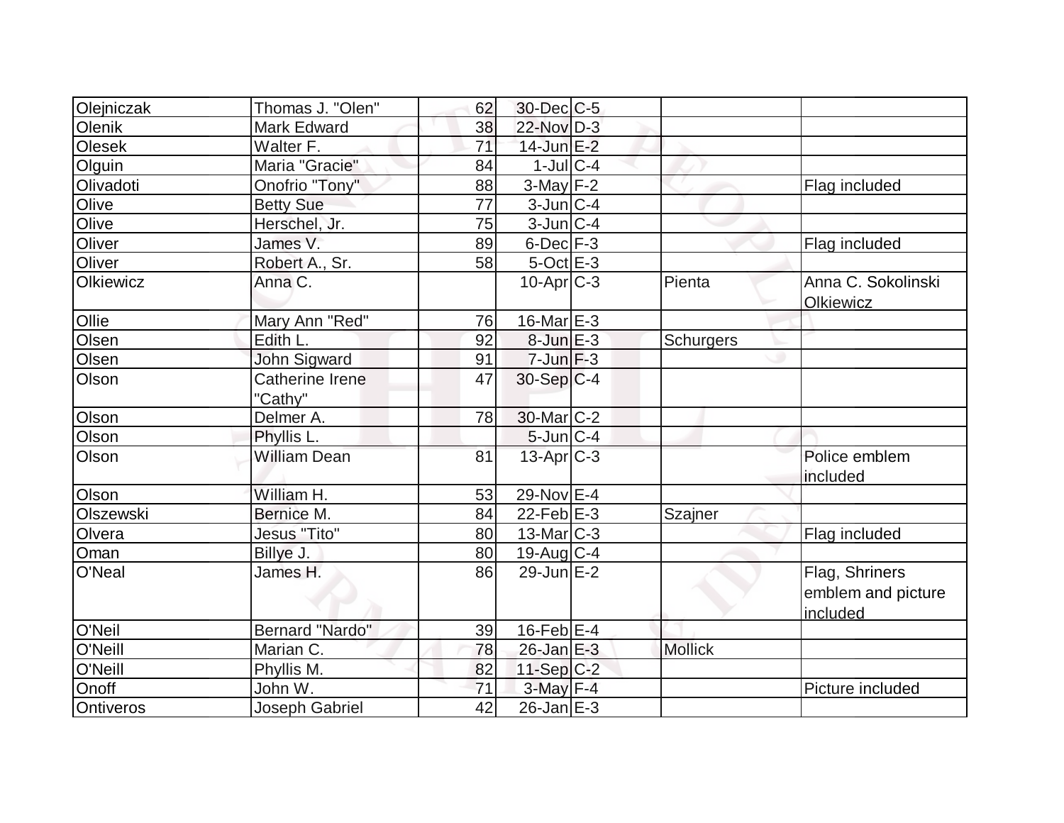| | | | | | | |
|---|---|---|---|---|---|---|
| Olejniczak | Thomas J. "Olen" | 62 | 30-Dec | C-5 | | |
| Olenik | Mark Edward | 38 | 22-Nov | D-3 | | |
| Olesek | Walter F. | 71 | 14-Jun | E-2 | | |
| Olguin | Maria "Gracie" | 84 | 1-Jul | C-4 | | |
| Olivadoti | Onofrio "Tony" | 88 | 3-May | F-2 | | Flag included |
| Olive | Betty Sue | 77 | 3-Jun | C-4 | | |
| Olive | Herschel, Jr. | 75 | 3-Jun | C-4 | | |
| Oliver | James V. | 89 | 6-Dec | F-3 | | Flag included |
| Oliver | Robert A., Sr. | 58 | 5-Oct | E-3 | | |
| Olkiewicz | Anna C. | | 10-Apr | C-3 | Pienta | Anna C. Sokolinski Olkiewicz |
| Ollie | Mary Ann "Red" | 76 | 16-Mar | E-3 | | |
| Olsen | Edith L. | 92 | 8-Jun | E-3 | Schurgers | |
| Olsen | John Sigward | 91 | 7-Jun | F-3 | | |
| Olson | Catherine Irene "Cathy" | 47 | 30-Sep | C-4 | | |
| Olson | Delmer A. | 78 | 30-Mar | C-2 | | |
| Olson | Phyllis L. | | 5-Jun | C-4 | | |
| Olson | William Dean | 81 | 13-Apr | C-3 | | Police emblem included |
| Olson | William H. | 53 | 29-Nov | E-4 | | |
| Olszewski | Bernice M. | 84 | 22-Feb | E-3 | Szajner | |
| Olvera | Jesus "Tito" | 80 | 13-Mar | C-3 | | Flag included |
| Oman | Billye J. | 80 | 19-Aug | C-4 | | |
| O'Neal | James H. | 86 | 29-Jun | E-2 | | Flag, Shriners emblem and picture included |
| O'Neil | Bernard "Nardo" | 39 | 16-Feb | E-4 | | |
| O'Neill | Marian C. | 78 | 26-Jan | E-3 | Mollick | |
| O'Neill | Phyllis M. | 82 | 11-Sep | C-2 | | |
| Onoff | John W. | 71 | 3-May | F-4 | | Picture included |
| Ontiveros | Joseph Gabriel | 42 | 26-Jan | E-3 | | |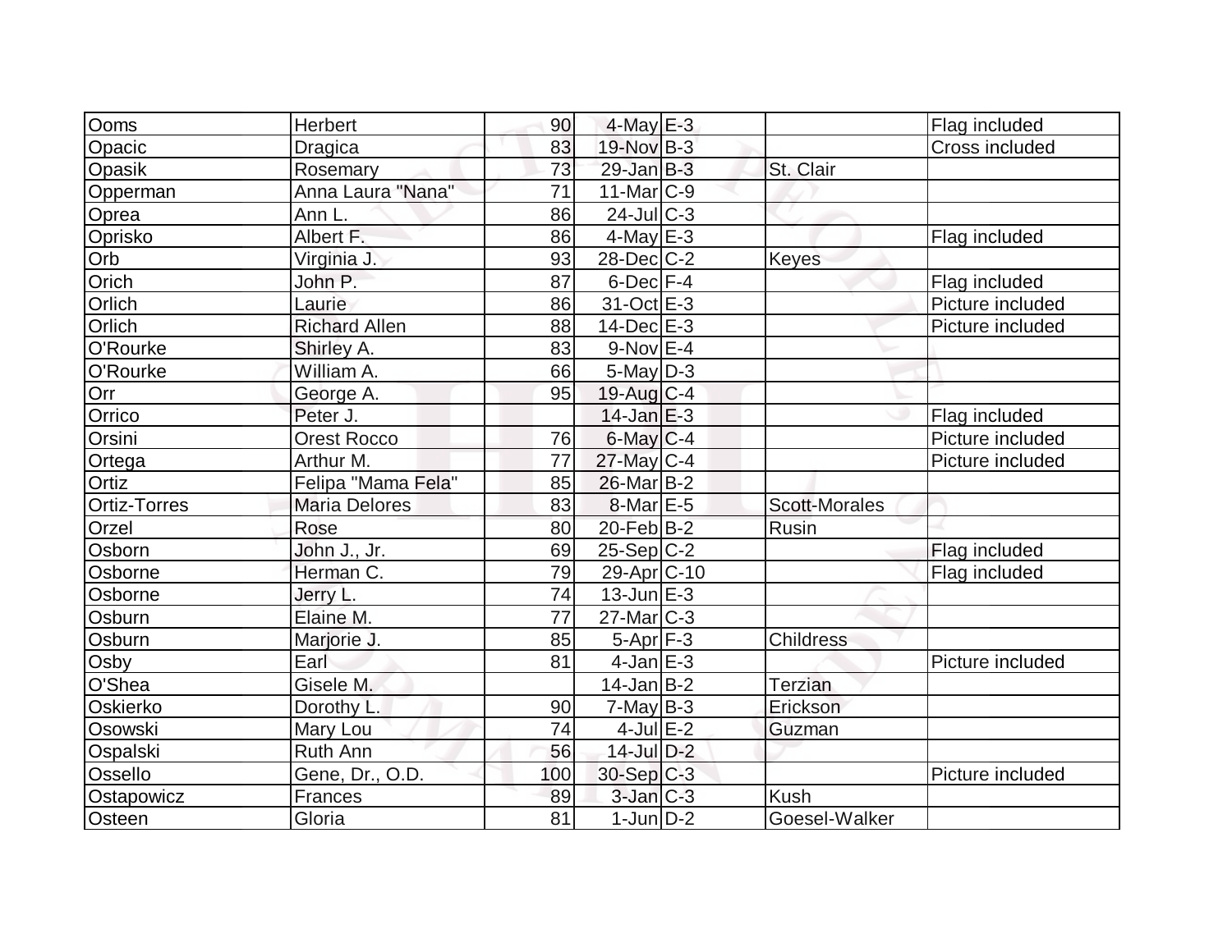| | | | | | | |
|---|---|---|---|---|---|---|
| Ooms | Herbert | 90 | 4-May | E-3 | | Flag included |
| Opacic | Dragica | 83 | 19-Nov | B-3 | | Cross included |
| Opasik | Rosemary | 73 | 29-Jan | B-3 | St. Clair | |
| Opperman | Anna Laura "Nana" | 71 | 11-Mar | C-9 | | |
| Oprea | Ann L. | 86 | 24-Jul | C-3 | | |
| Oprisko | Albert F. | 86 | 4-May | E-3 | | Flag included |
| Orb | Virginia J. | 93 | 28-Dec | C-2 | Keyes | |
| Orich | John P. | 87 | 6-Dec | F-4 | | Flag included |
| Orlich | Laurie | 86 | 31-Oct | E-3 | | Picture included |
| Orlich | Richard Allen | 88 | 14-Dec | E-3 | | Picture included |
| O'Rourke | Shirley A. | 83 | 9-Nov | E-4 | | |
| O'Rourke | William A. | 66 | 5-May | D-3 | | |
| Orr | George A. | 95 | 19-Aug | C-4 | | |
| Orrico | Peter J. | | 14-Jan | E-3 | | Flag included |
| Orsini | Orest Rocco | 76 | 6-May | C-4 | | Picture included |
| Ortega | Arthur M. | 77 | 27-May | C-4 | | Picture included |
| Ortiz | Felipa "Mama Fela" | 85 | 26-Mar | B-2 | | |
| Ortiz-Torres | Maria Delores | 83 | 8-Mar | E-5 | Scott-Morales | |
| Orzel | Rose | 80 | 20-Feb | B-2 | Rusin | |
| Osborn | John J., Jr. | 69 | 25-Sep | C-2 | | Flag included |
| Osborne | Herman C. | 79 | 29-Apr | C-10 | | Flag included |
| Osborne | Jerry L. | 74 | 13-Jun | E-3 | | |
| Osburn | Elaine M. | 77 | 27-Mar | C-3 | | |
| Osburn | Marjorie J. | 85 | 5-Apr | F-3 | Childress | |
| Osby | Earl | 81 | 4-Jan | E-3 | | Picture included |
| O'Shea | Gisele M. | | 14-Jan | B-2 | Terzian | |
| Oskierko | Dorothy L. | 90 | 7-May | B-3 | Erickson | |
| Osowski | Mary Lou | 74 | 4-Jul | E-2 | Guzman | |
| Ospalski | Ruth Ann | 56 | 14-Jul | D-2 | | |
| Ossello | Gene, Dr., O.D. | 100 | 30-Sep | C-3 | | Picture included |
| Ostapowicz | Frances | 89 | 3-Jan | C-3 | Kush | |
| Osteen | Gloria | 81 | 1-Jun | D-2 | Goesel-Walker | |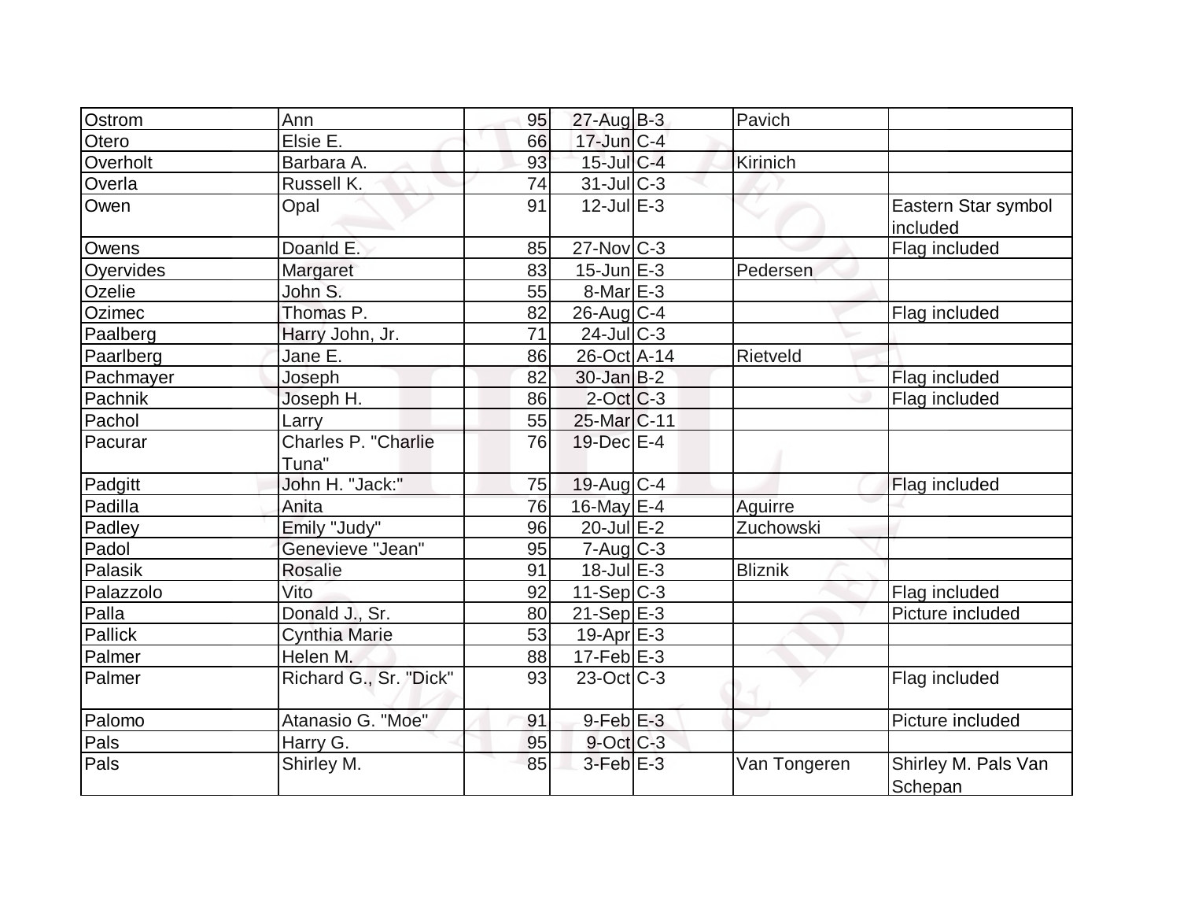| Ostrom | Ann | 95 | 27-Aug | B-3 | Pavich | |
|---|---|---|---|---|---|---|
| Otero | Elsie E. | 66 | 17-Jun | C-4 | | |
| Overholt | Barbara A. | 93 | 15-Jul | C-4 | Kirinich | |
| Overla | Russell K. | 74 | 31-Jul | C-3 | | |
| Owen | Opal | 91 | 12-Jul | E-3 | | Eastern Star symbol included |
| Owens | Doanld E. | 85 | 27-Nov | C-3 | | Flag included |
| Oyervides | Margaret | 83 | 15-Jun | E-3 | Pedersen | |
| Ozelie | John S. | 55 | 8-Mar | E-3 | | |
| Ozimec | Thomas P. | 82 | 26-Aug | C-4 | | Flag included |
| Paalberg | Harry John, Jr. | 71 | 24-Jul | C-3 | | |
| Paarlberg | Jane E. | 86 | 26-Oct | A-14 | Rietveld | |
| Pachmayer | Joseph | 82 | 30-Jan | B-2 | | Flag included |
| Pachnik | Joseph H. | 86 | 2-Oct | C-3 | | Flag included |
| Pachol | Larry | 55 | 25-Mar | C-11 | | |
| Pacurar | Charles P. "Charlie Tuna" | 76 | 19-Dec | E-4 | | |
| Padgitt | John H. "Jack:" | 75 | 19-Aug | C-4 | | Flag included |
| Padilla | Anita | 76 | 16-May | E-4 | Aguirre | |
| Padley | Emily "Judy" | 96 | 20-Jul | E-2 | Zuchowski | |
| Padol | Genevieve "Jean" | 95 | 7-Aug | C-3 | | |
| Palasik | Rosalie | 91 | 18-Jul | E-3 | Bliznik | |
| Palazzolo | Vito | 92 | 11-Sep | C-3 | | Flag included |
| Palla | Donald J., Sr. | 80 | 21-Sep | E-3 | | Picture included |
| Pallick | Cynthia Marie | 53 | 19-Apr | E-3 | | |
| Palmer | Helen M. | 88 | 17-Feb | E-3 | | |
| Palmer | Richard G., Sr. "Dick" | 93 | 23-Oct | C-3 | | Flag included |
| Palomo | Atanasio G. "Moe" | 91 | 9-Feb | E-3 | | Picture included |
| Pals | Harry G. | 95 | 9-Oct | C-3 | | |
| Pals | Shirley M. | 85 | 3-Feb | E-3 | Van Tongeren | Shirley M. Pals Van Schepan |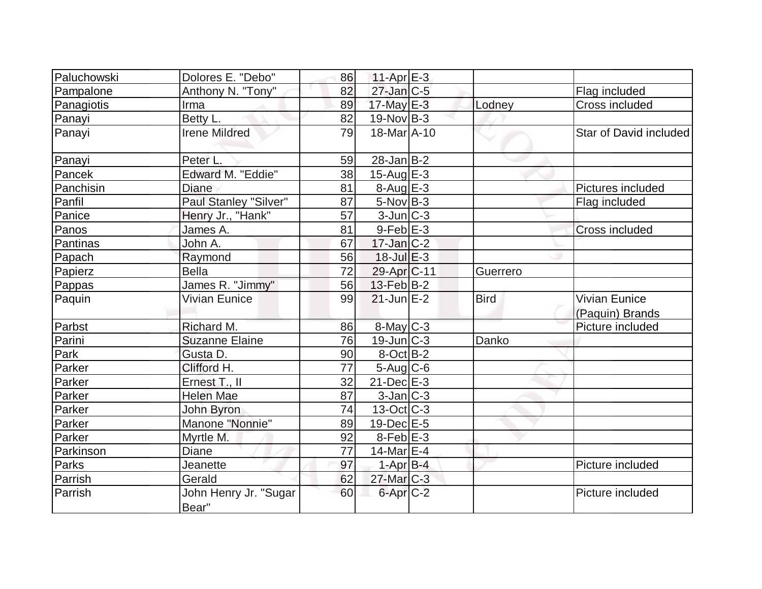| | | | | | | |
|---|---|---|---|---|---|---|
| Paluchowski | Dolores E. "Debo" | 86 | 11-Apr | E-3 | | |
| Pampalone | Anthony N. "Tony" | 82 | 27-Jan | C-5 | | Flag included |
| Panagiotis | Irma | 89 | 17-May | E-3 | Lodney | Cross included |
| Panayi | Betty L. | 82 | 19-Nov | B-3 | | |
| Panayi | Irene Mildred | 79 | 18-Mar | A-10 | | Star of David included |
| Panayi | Peter L. | 59 | 28-Jan | B-2 | | |
| Pancek | Edward M. "Eddie" | 38 | 15-Aug | E-3 | | |
| Panchisin | Diane | 81 | 8-Aug | E-3 | | Pictures included |
| Panfil | Paul Stanley "Silver" | 87 | 5-Nov | B-3 | | Flag included |
| Panice | Henry Jr., "Hank" | 57 | 3-Jun | C-3 | | |
| Panos | James A. | 81 | 9-Feb | E-3 | | Cross included |
| Pantinas | John A. | 67 | 17-Jan | C-2 | | |
| Papach | Raymond | 56 | 18-Jul | E-3 | | |
| Papierz | Bella | 72 | 29-Apr | C-11 | Guerrero | |
| Pappas | James R. "Jimmy" | 56 | 13-Feb | B-2 | | |
| Paquin | Vivian Eunice | 99 | 21-Jun | E-2 | Bird | Vivian Eunice (Paquin) Brands |
| Parbst | Richard M. | 86 | 8-May | C-3 | | Picture included |
| Parini | Suzanne Elaine | 76 | 19-Jun | C-3 | Danko | |
| Park | Gusta D. | 90 | 8-Oct | B-2 | | |
| Parker | Clifford H. | 77 | 5-Aug | C-6 | | |
| Parker | Ernest T., II | 32 | 21-Dec | E-3 | | |
| Parker | Helen Mae | 87 | 3-Jan | C-3 | | |
| Parker | John Byron | 74 | 13-Oct | C-3 | | |
| Parker | Manone "Nonnie" | 89 | 19-Dec | E-5 | | |
| Parker | Myrtle M. | 92 | 8-Feb | E-3 | | |
| Parkinson | Diane | 77 | 14-Mar | E-4 | | |
| Parks | Jeanette | 97 | 1-Apr | B-4 | | Picture included |
| Parrish | Gerald | 62 | 27-Mar | C-3 | | |
| Parrish | John Henry Jr. "Sugar Bear" | 60 | 6-Apr | C-2 | | Picture included |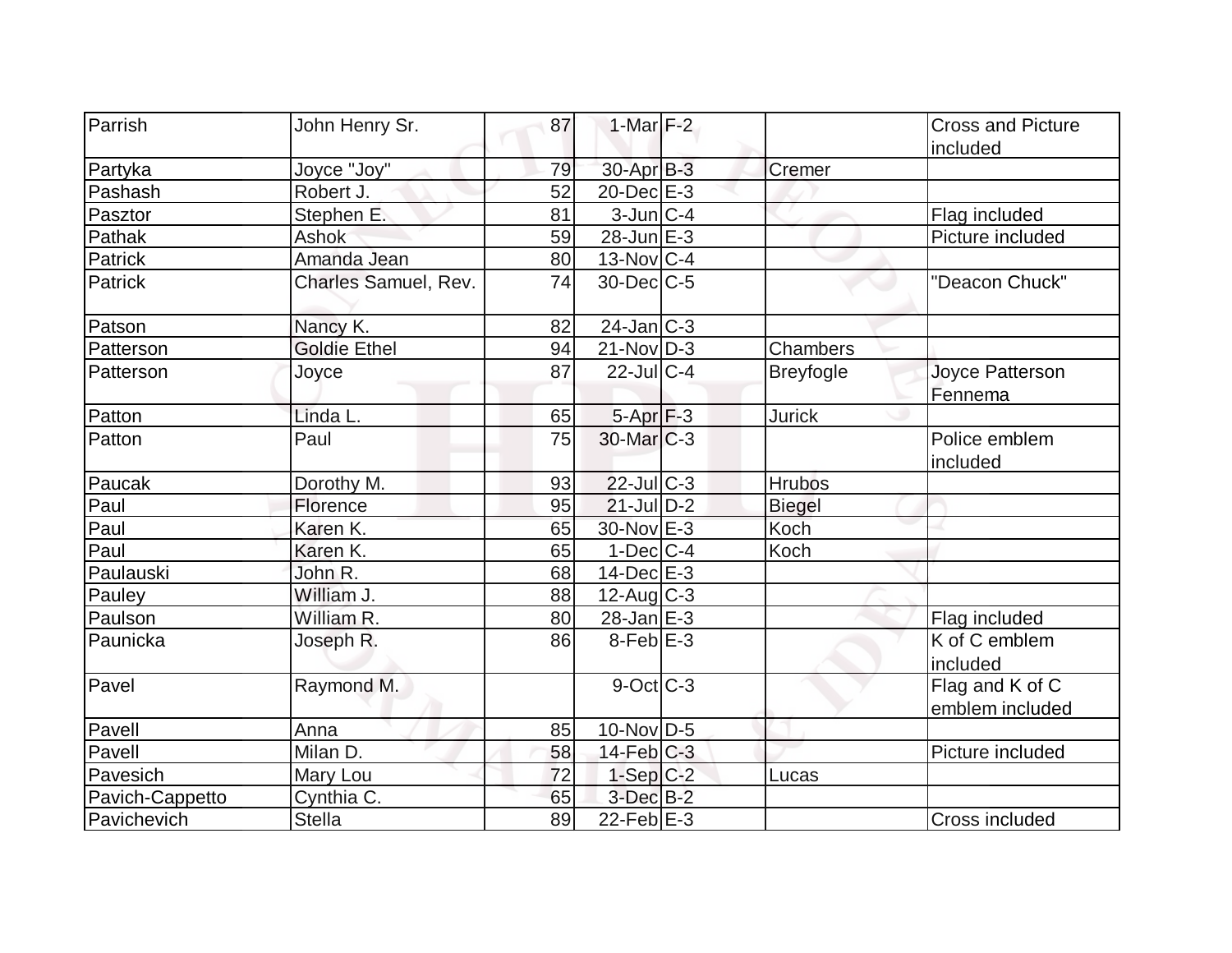| | | | | | | |
|---|---|---|---|---|---|---|
| Parrish | John Henry Sr. | 87 | 1-Mar | F-2 | | Cross and Picture included |
| Partyka | Joyce "Joy" | 79 | 30-Apr | B-3 | Cremer | |
| Pashash | Robert J. | 52 | 20-Dec | E-3 | | |
| Pasztor | Stephen E. | 81 | 3-Jun | C-4 | | Flag included |
| Pathak | Ashok | 59 | 28-Jun | E-3 | | Picture included |
| Patrick | Amanda Jean | 80 | 13-Nov | C-4 | | |
| Patrick | Charles Samuel, Rev. | 74 | 30-Dec | C-5 | | "Deacon Chuck" |
| Patson | Nancy K. | 82 | 24-Jan | C-3 | | |
| Patterson | Goldie Ethel | 94 | 21-Nov | D-3 | Chambers | |
| Patterson | Joyce | 87 | 22-Jul | C-4 | Breyfogle | Joyce Patterson Fennema |
| Patton | Linda L. | 65 | 5-Apr | F-3 | Jurick | |
| Patton | Paul | 75 | 30-Mar | C-3 | | Police emblem included |
| Paucak | Dorothy M. | 93 | 22-Jul | C-3 | Hrubos | |
| Paul | Florence | 95 | 21-Jul | D-2 | Biegel | |
| Paul | Karen K. | 65 | 30-Nov | E-3 | Koch | |
| Paul | Karen K. | 65 | 1-Dec | C-4 | Koch | |
| Paulauski | John R. | 68 | 14-Dec | E-3 | | |
| Pauley | William J. | 88 | 12-Aug | C-3 | | |
| Paulson | William R. | 80 | 28-Jan | E-3 | | Flag included |
| Paunicka | Joseph R. | 86 | 8-Feb | E-3 | | K of C emblem included |
| Pavel | Raymond M. | | 9-Oct | C-3 | | Flag and K of C emblem included |
| Pavell | Anna | 85 | 10-Nov | D-5 | | |
| Pavell | Milan D. | 58 | 14-Feb | C-3 | | Picture included |
| Pavesich | Mary Lou | 72 | 1-Sep | C-2 | Lucas | |
| Pavich-Cappetto | Cynthia C. | 65 | 3-Dec | B-2 | | |
| Pavichevich | Stella | 89 | 22-Feb | E-3 | | Cross included |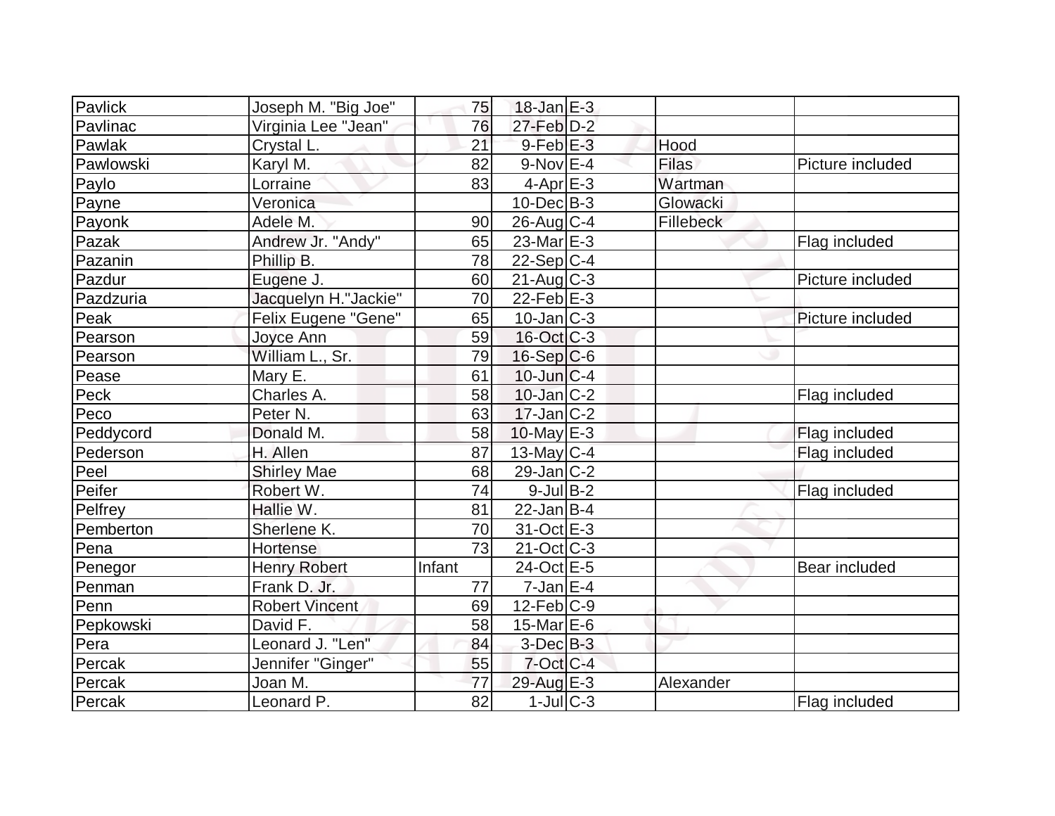| | | | | | | |
|---|---|---|---|---|---|---|
| Pavlick | Joseph M. "Big Joe" | 75 | 18-Jan | E-3 | | |
| Pavlinac | Virginia Lee "Jean" | 76 | 27-Feb | D-2 | | |
| Pawlak | Crystal L. | 21 | 9-Feb | E-3 | Hood | |
| Pawlowski | Karyl M. | 82 | 9-Nov | E-4 | Filas | Picture included |
| Paylo | Lorraine | 83 | 4-Apr | E-3 | Wartman | |
| Payne | Veronica | | 10-Dec | B-3 | Glowacki | |
| Payonk | Adele M. | 90 | 26-Aug | C-4 | Fillebeck | |
| Pazak | Andrew Jr. "Andy" | 65 | 23-Mar | E-3 | | Flag included |
| Pazanin | Phillip B. | 78 | 22-Sep | C-4 | | |
| Pazdur | Eugene J. | 60 | 21-Aug | C-3 | | Picture included |
| Pazdzuria | Jacquelyn H."Jackie" | 70 | 22-Feb | E-3 | | |
| Peak | Felix Eugene "Gene" | 65 | 10-Jan | C-3 | | Picture included |
| Pearson | Joyce Ann | 59 | 16-Oct | C-3 | | |
| Pearson | William L., Sr. | 79 | 16-Sep | C-6 | | |
| Pease | Mary E. | 61 | 10-Jun | C-4 | | |
| Peck | Charles A. | 58 | 10-Jan | C-2 | | Flag included |
| Peco | Peter N. | 63 | 17-Jan | C-2 | | |
| Peddycord | Donald M. | 58 | 10-May | E-3 | | Flag included |
| Pederson | H. Allen | 87 | 13-May | C-4 | | Flag included |
| Peel | Shirley Mae | 68 | 29-Jan | C-2 | | |
| Peifer | Robert W. | 74 | 9-Jul | B-2 | | Flag included |
| Pelfrey | Hallie W. | 81 | 22-Jan | B-4 | | |
| Pemberton | Sherlene K. | 70 | 31-Oct | E-3 | | |
| Pena | Hortense | 73 | 21-Oct | C-3 | | |
| Penegor | Henry Robert | Infant | 24-Oct | E-5 | | Bear included |
| Penman | Frank D. Jr. | 77 | 7-Jan | E-4 | | |
| Penn | Robert Vincent | 69 | 12-Feb | C-9 | | |
| Pepkowski | David F. | 58 | 15-Mar | E-6 | | |
| Pera | Leonard J. "Len" | 84 | 3-Dec | B-3 | | |
| Percak | Jennifer "Ginger" | 55 | 7-Oct | C-4 | | |
| Percak | Joan M. | 77 | 29-Aug | E-3 | Alexander | |
| Percak | Leonard P. | 82 | 1-Jul | C-3 | | Flag included |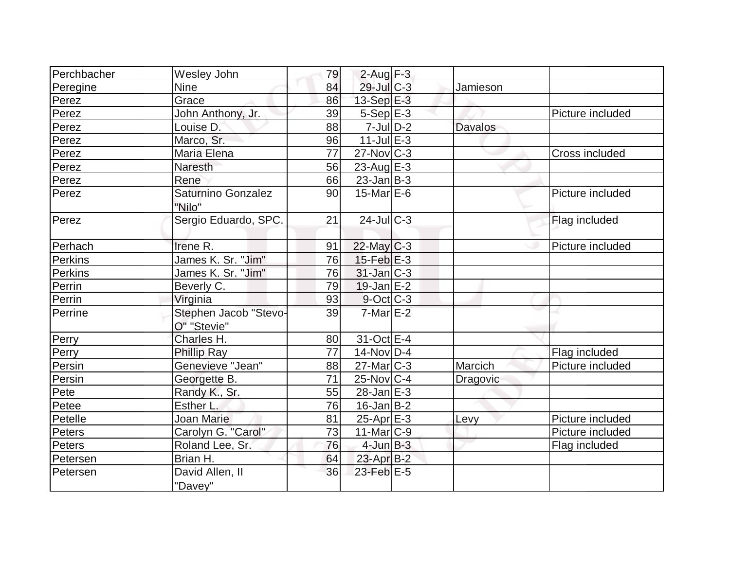| | | | | | | |
|---|---|---|---|---|---|---|
| Perchbacher | Wesley John | 79 | 2-Aug | F-3 | | |
| Peregine | Nine | 84 | 29-Jul | C-3 | Jamieson | |
| Perez | Grace | 86 | 13-Sep | E-3 | | |
| Perez | John Anthony, Jr. | 39 | 5-Sep | E-3 | | Picture included |
| Perez | Louise D. | 88 | 7-Jul | D-2 | Davalos | |
| Perez | Marco, Sr. | 96 | 11-Jul | E-3 | | |
| Perez | Maria Elena | 77 | 27-Nov | C-3 | | Cross included |
| Perez | Naresth | 56 | 23-Aug | E-3 | | |
| Perez | Rene | 66 | 23-Jan | B-3 | | |
| Perez | Saturnino Gonzalez "Nilo" | 90 | 15-Mar | E-6 | | Picture included |
| Perez | Sergio Eduardo, SPC. | 21 | 24-Jul | C-3 | | Flag included |
| Perhach | Irene R. | 91 | 22-May | C-3 | | Picture included |
| Perkins | James K. Sr. "Jim" | 76 | 15-Feb | E-3 | | |
| Perkins | James K. Sr. "Jim" | 76 | 31-Jan | C-3 | | |
| Perrin | Beverly C. | 79 | 19-Jan | E-2 | | |
| Perrin | Virginia | 93 | 9-Oct | C-3 | | |
| Perrine | Stephen Jacob "Stevo-O" "Stevie" | 39 | 7-Mar | E-2 | | |
| Perry | Charles H. | 80 | 31-Oct | E-4 | | |
| Perry | Phillip Ray | 77 | 14-Nov | D-4 | | Flag included |
| Persin | Genevieve "Jean" | 88 | 27-Mar | C-3 | Marcich | Picture included |
| Persin | Georgette B. | 71 | 25-Nov | C-4 | Dragovic | |
| Pete | Randy K., Sr. | 55 | 28-Jan | E-3 | | |
| Petee | Esther L. | 76 | 16-Jan | B-2 | | |
| Petelle | Joan Marie | 81 | 25-Apr | E-3 | Levy | Picture included |
| Peters | Carolyn G. "Carol" | 73 | 11-Mar | C-9 | | Picture included |
| Peters | Roland Lee, Sr. | 76 | 4-Jun | B-3 | | Flag included |
| Petersen | Brian H. | 64 | 23-Apr | B-2 | | |
| Petersen | David Allen, II "Davey" | 36 | 23-Feb | E-5 | | |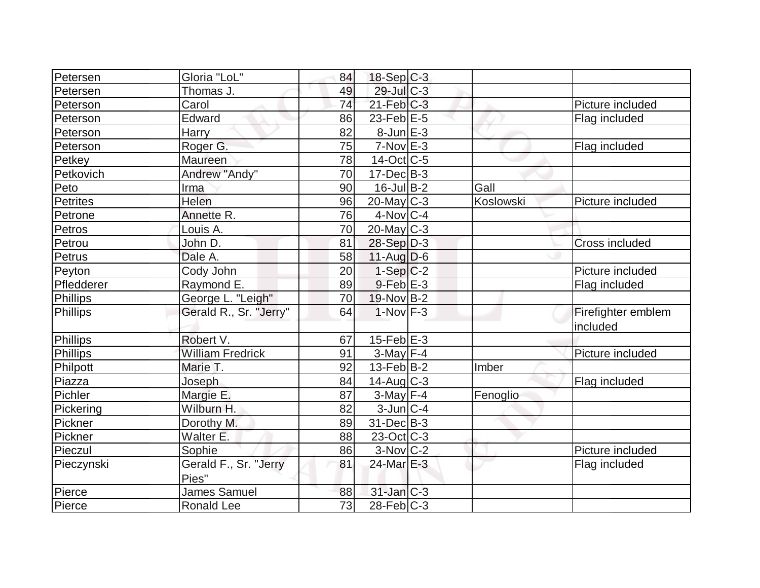| | | | | | | |
|---|---|---|---|---|---|---|
| Petersen | Gloria "LoL" | 84 | 18-Sep | C-3 | | |
| Petersen | Thomas J. | 49 | 29-Jul | C-3 | | |
| Peterson | Carol | 74 | 21-Feb | C-3 | | Picture included |
| Peterson | Edward | 86 | 23-Feb | E-5 | | Flag included |
| Peterson | Harry | 82 | 8-Jun | E-3 | | |
| Peterson | Roger G. | 75 | 7-Nov | E-3 | | Flag included |
| Petkey | Maureen | 78 | 14-Oct | C-5 | | |
| Petkovich | Andrew "Andy" | 70 | 17-Dec | B-3 | | |
| Peto | Irma | 90 | 16-Jul | B-2 | Gall | |
| Petrites | Helen | 96 | 20-May | C-3 | Koslowski | Picture included |
| Petrone | Annette R. | 76 | 4-Nov | C-4 | | |
| Petros | Louis A. | 70 | 20-May | C-3 | | |
| Petrou | John D. | 81 | 28-Sep | D-3 | | Cross included |
| Petrus | Dale A. | 58 | 11-Aug | D-6 | | |
| Peyton | Cody John | 20 | 1-Sep | C-2 | | Picture included |
| Pfledderer | Raymond E. | 89 | 9-Feb | E-3 | | Flag included |
| Phillips | George L. "Leigh" | 70 | 19-Nov | B-2 | | |
| Phillips | Gerald R., Sr. "Jerry" | 64 | 1-Nov | F-3 | | Firefighter emblem included |
| Phillips | Robert V. | 67 | 15-Feb | E-3 | | |
| Phillips | William Fredrick | 91 | 3-May | F-4 | | Picture included |
| Philpott | Marie T. | 92 | 13-Feb | B-2 | Imber | |
| Piazza | Joseph | 84 | 14-Aug | C-3 | | Flag included |
| Pichler | Margie E. | 87 | 3-May | F-4 | Fenoglio | |
| Pickering | Wilburn H. | 82 | 3-Jun | C-4 | | |
| Pickner | Dorothy M. | 89 | 31-Dec | B-3 | | |
| Pickner | Walter E. | 88 | 23-Oct | C-3 | | |
| Pieczul | Sophie | 86 | 3-Nov | C-2 | | Picture included |
| Pieczynski | Gerald F., Sr. "Jerry Pies" | 81 | 24-Mar | E-3 | | Flag included |
| Pierce | James Samuel | 88 | 31-Jan | C-3 | | |
| Pierce | Ronald Lee | 73 | 28-Feb | C-3 | | |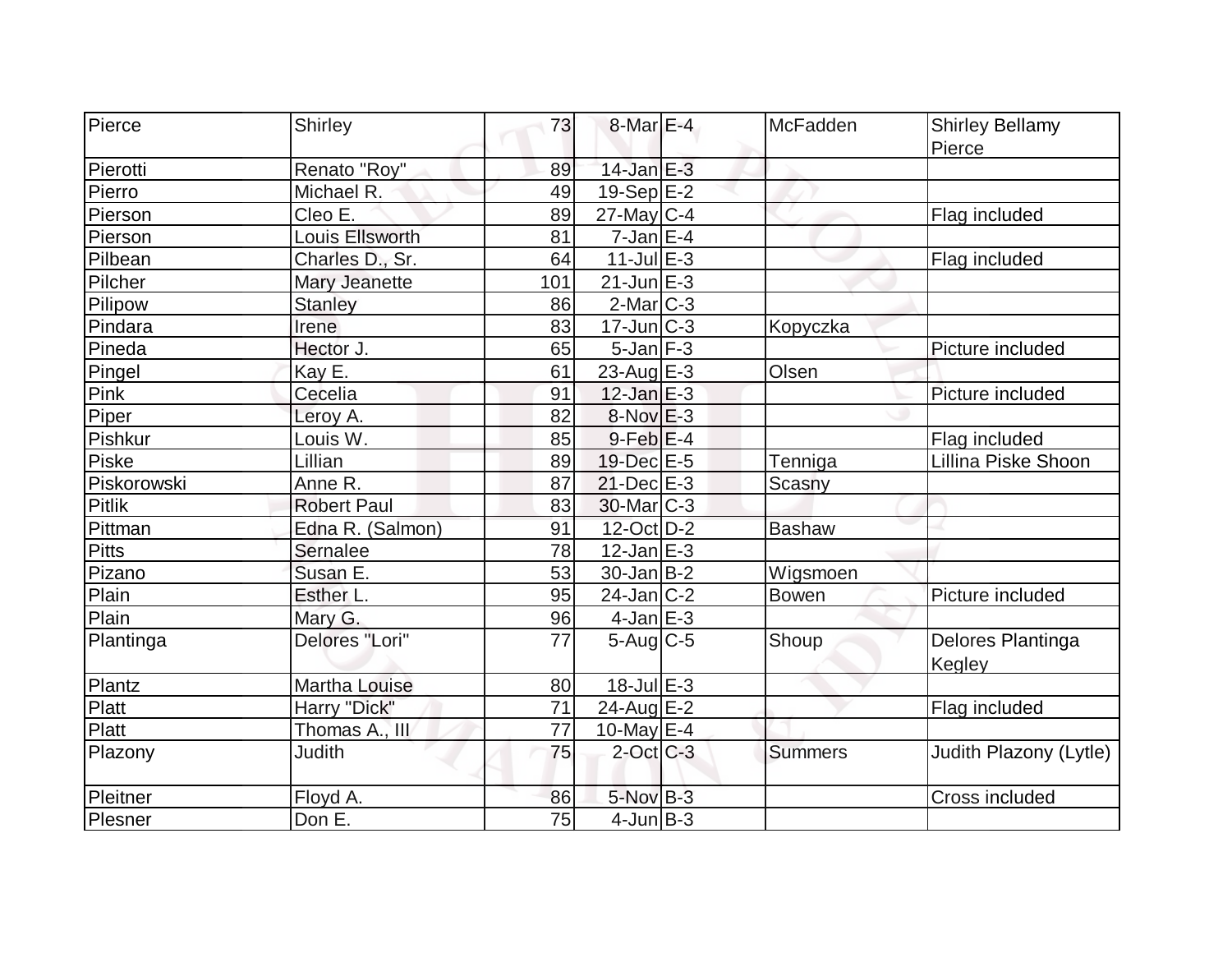| Pierce | Shirley | 73 | 8-Mar | E-4 | McFadden | Shirley Bellamy Pierce |
|---|---|---|---|---|---|---|
| Pierotti | Renato "Roy" | 89 | 14-Jan | E-3 | | |
| Pierro | Michael R. | 49 | 19-Sep | E-2 | | |
| Pierson | Cleo E. | 89 | 27-May | C-4 | | Flag included |
| Pierson | Louis Ellsworth | 81 | 7-Jan | E-4 | | |
| Pilbean | Charles D., Sr. | 64 | 11-Jul | E-3 | | Flag included |
| Pilcher | Mary Jeanette | 101 | 21-Jun | E-3 | | |
| Pilipow | Stanley | 86 | 2-Mar | C-3 | | |
| Pindara | Irene | 83 | 17-Jun | C-3 | Kopyczka | |
| Pineda | Hector J. | 65 | 5-Jan | F-3 | | Picture included |
| Pingel | Kay E. | 61 | 23-Aug | E-3 | Olsen | |
| Pink | Cecelia | 91 | 12-Jan | E-3 | | Picture included |
| Piper | Leroy A. | 82 | 8-Nov | E-3 | | |
| Pishkur | Louis W. | 85 | 9-Feb | E-4 | | Flag included |
| Piske | Lillian | 89 | 19-Dec | E-5 | Tenniga | Lillina Piske Shoon |
| Piskorowski | Anne R. | 87 | 21-Dec | E-3 | Scasny | |
| Pitlik | Robert Paul | 83 | 30-Mar | C-3 | | |
| Pittman | Edna R. (Salmon) | 91 | 12-Oct | D-2 | Bashaw | |
| Pitts | Sernalee | 78 | 12-Jan | E-3 | | |
| Pizano | Susan E. | 53 | 30-Jan | B-2 | Wigsmoen | |
| Plain | Esther L. | 95 | 24-Jan | C-2 | Bowen | Picture included |
| Plain | Mary G. | 96 | 4-Jan | E-3 | | |
| Plantinga | Delores "Lori" | 77 | 5-Aug | C-5 | Shoup | Delores Plantinga Kegley |
| Plantz | Martha Louise | 80 | 18-Jul | E-3 | | |
| Platt | Harry "Dick" | 71 | 24-Aug | E-2 | | Flag included |
| Platt | Thomas A., III | 77 | 10-May | E-4 | | |
| Plazony | Judith | 75 | 2-Oct | C-3 | Summers | Judith Plazony (Lytle) |
| Pleitner | Floyd A. | 86 | 5-Nov | B-3 | | Cross included |
| Plesner | Don E. | 75 | 4-Jun | B-3 | | |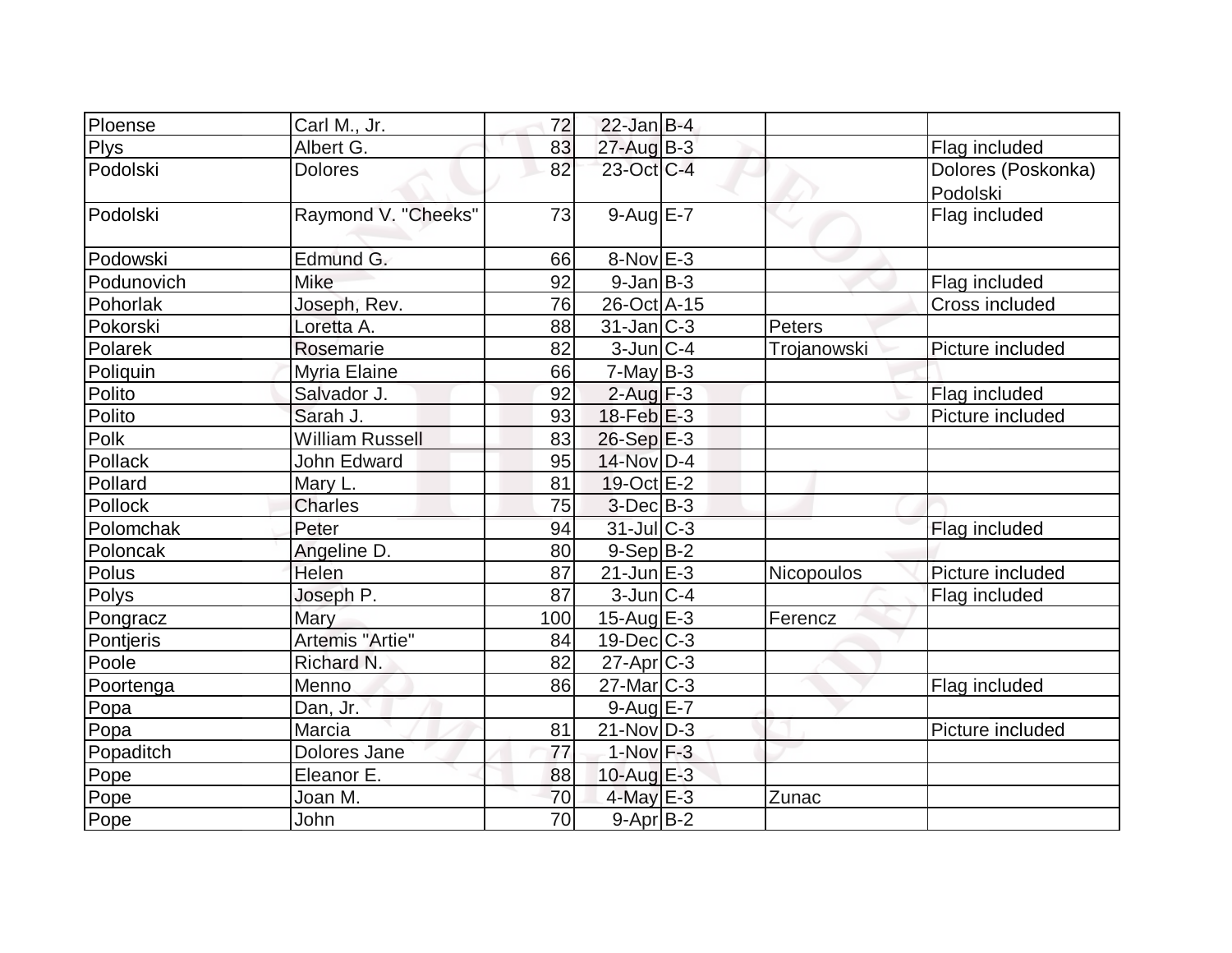| Ploense | Carl M., Jr. | 72 | 22-Jan | B-4 | | |
|---|---|---|---|---|---|---|
| Plys | Albert G. | 83 | 27-Aug | B-3 | | Flag included |
| Podolski | Dolores | 82 | 23-Oct | C-4 | | Dolores (Poskonka) Podolski |
| Podolski | Raymond V. "Cheeks" | 73 | 9-Aug | E-7 | | Flag included |
| Podowski | Edmund G. | 66 | 8-Nov | E-3 | | |
| Podunovich | Mike | 92 | 9-Jan | B-3 | | Flag included |
| Pohorlak | Joseph, Rev. | 76 | 26-Oct | A-15 | | Cross included |
| Pokorski | Loretta A. | 88 | 31-Jan | C-3 | Peters | |
| Polarek | Rosemarie | 82 | 3-Jun | C-4 | Trojanowski | Picture included |
| Poliquin | Myria Elaine | 66 | 7-May | B-3 | | |
| Polito | Salvador J. | 92 | 2-Aug | F-3 | | Flag included |
| Polito | Sarah J. | 93 | 18-Feb | E-3 | | Picture included |
| Polk | William Russell | 83 | 26-Sep | E-3 | | |
| Pollack | John Edward | 95 | 14-Nov | D-4 | | |
| Pollard | Mary L. | 81 | 19-Oct | E-2 | | |
| Pollock | Charles | 75 | 3-Dec | B-3 | | |
| Polomchak | Peter | 94 | 31-Jul | C-3 | | Flag included |
| Poloncak | Angeline D. | 80 | 9-Sep | B-2 | | |
| Polus | Helen | 87 | 21-Jun | E-3 | Nicopoulos | Picture included |
| Polys | Joseph P. | 87 | 3-Jun | C-4 | | Flag included |
| Pongracz | Mary | 100 | 15-Aug | E-3 | Ferencz | |
| Pontjeris | Artemis "Artie" | 84 | 19-Dec | C-3 | | |
| Poole | Richard N. | 82 | 27-Apr | C-3 | | |
| Poortenga | Menno | 86 | 27-Mar | C-3 | | Flag included |
| Popa | Dan, Jr. | | 9-Aug | E-7 | | |
| Popa | Marcia | 81 | 21-Nov | D-3 | | Picture included |
| Popaditch | Dolores Jane | 77 | 1-Nov | F-3 | | |
| Pope | Eleanor E. | 88 | 10-Aug | E-3 | | |
| Pope | Joan M. | 70 | 4-May | E-3 | Zunac | |
| Pope | John | 70 | 9-Apr | B-2 | | |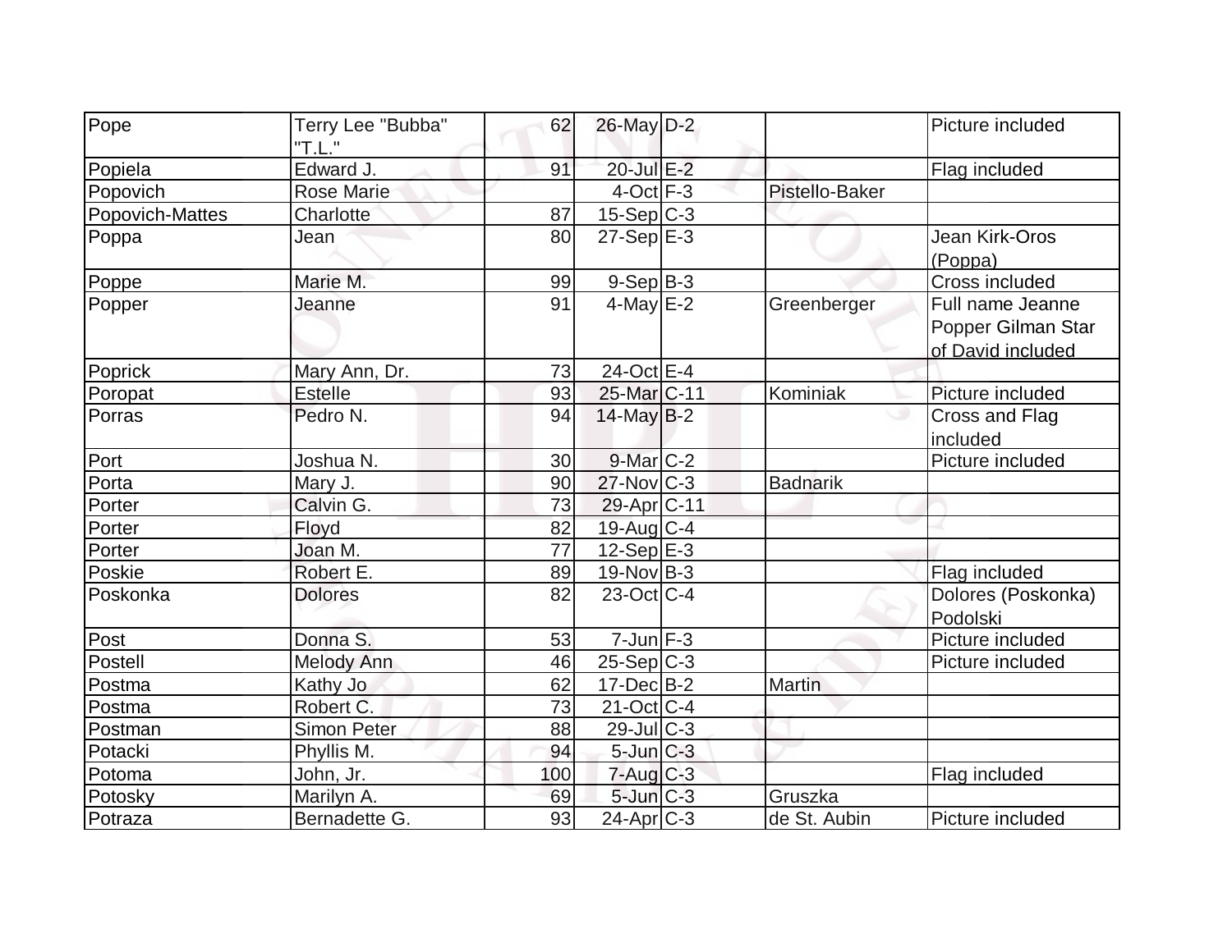| | | | | | | |
|---|---|---|---|---|---|---|
| Pope | Terry Lee "Bubba" "T.L." | 62 | 26-May | D-2 | | Picture included |
| Popiela | Edward J. | 91 | 20-Jul | E-2 | | Flag included |
| Popovich | Rose Marie | | 4-Oct | F-3 | Pistello-Baker | |
| Popovich-Mattes | Charlotte | 87 | 15-Sep | C-3 | | |
| Poppa | Jean | 80 | 27-Sep | E-3 | | Jean Kirk-Oros (Poppa) |
| Poppe | Marie M. | 99 | 9-Sep | B-3 | | Cross included |
| Popper | Jeanne | 91 | 4-May | E-2 | Greenberger | Full name Jeanne Popper Gilman Star of David included |
| Poprick | Mary Ann, Dr. | 73 | 24-Oct | E-4 | | |
| Poropat | Estelle | 93 | 25-Mar | C-11 | Kominiak | Picture included |
| Porras | Pedro N. | 94 | 14-May | B-2 | | Cross and Flag included |
| Port | Joshua N. | 30 | 9-Mar | C-2 | | Picture included |
| Porta | Mary J. | 90 | 27-Nov | C-3 | Badnarik | |
| Porter | Calvin G. | 73 | 29-Apr | C-11 | | |
| Porter | Floyd | 82 | 19-Aug | C-4 | | |
| Porter | Joan M. | 77 | 12-Sep | E-3 | | |
| Poskie | Robert E. | 89 | 19-Nov | B-3 | | Flag included |
| Poskonka | Dolores | 82 | 23-Oct | C-4 | | Dolores (Poskonka) Podolski |
| Post | Donna S. | 53 | 7-Jun | F-3 | | Picture included |
| Postell | Melody Ann | 46 | 25-Sep | C-3 | | Picture included |
| Postma | Kathy Jo | 62 | 17-Dec | B-2 | Martin | |
| Postma | Robert C. | 73 | 21-Oct | C-4 | | |
| Postman | Simon Peter | 88 | 29-Jul | C-3 | | |
| Potacki | Phyllis M. | 94 | 5-Jun | C-3 | | |
| Potoma | John, Jr. | 100 | 7-Aug | C-3 | | Flag included |
| Potosky | Marilyn A. | 69 | 5-Jun | C-3 | Gruszka | |
| Potraza | Bernadette G. | 93 | 24-Apr | C-3 | de St. Aubin | Picture included |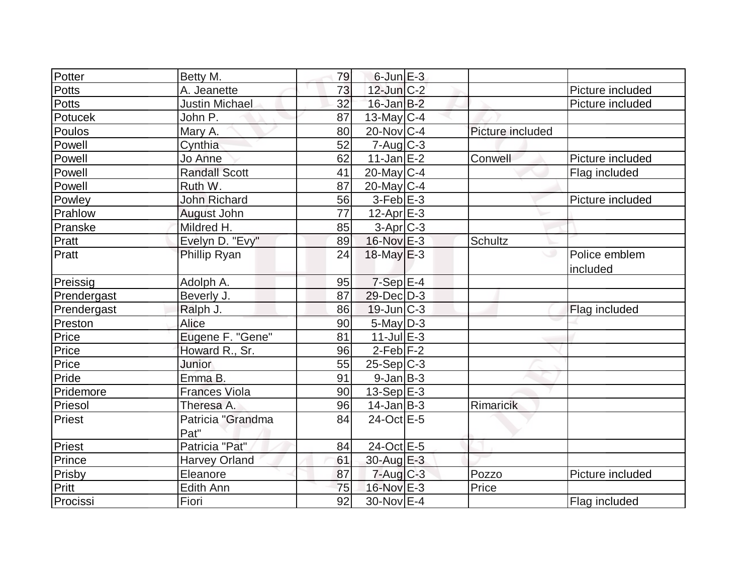| Potter | Betty M. | 79 | 6-Jun | E-3 | | |
|---|---|---|---|---|---|---|
| Potts | A. Jeanette | 73 | 12-Jun | C-2 | | Picture included |
| Potts | Justin Michael | 32 | 16-Jan | B-2 | | Picture included |
| Potucek | John P. | 87 | 13-May | C-4 | | |
| Poulos | Mary A. | 80 | 20-Nov | C-4 | Picture included | |
| Powell | Cynthia | 52 | 7-Aug | C-3 | | |
| Powell | Jo Anne | 62 | 11-Jan | E-2 | Conwell | Picture included |
| Powell | Randall Scott | 41 | 20-May | C-4 | | Flag included |
| Powell | Ruth W. | 87 | 20-May | C-4 | | |
| Powley | John Richard | 56 | 3-Feb | E-3 | | Picture included |
| Prahlow | August John | 77 | 12-Apr | E-3 | | |
| Pranske | Mildred H. | 85 | 3-Apr | C-3 | | |
| Pratt | Evelyn D. "Evy" | 89 | 16-Nov | E-3 | Schultz | |
| Pratt | Phillip Ryan | 24 | 18-May | E-3 | | Police emblem included |
| Preissig | Adolph A. | 95 | 7-Sep | E-4 | | |
| Prendergast | Beverly J. | 87 | 29-Dec | D-3 | | |
| Prendergast | Ralph J. | 86 | 19-Jun | C-3 | | Flag included |
| Preston | Alice | 90 | 5-May | D-3 | | |
| Price | Eugene F. "Gene" | 81 | 11-Jul | E-3 | | |
| Price | Howard R., Sr. | 96 | 2-Feb | F-2 | | |
| Price | Junior | 55 | 25-Sep | C-3 | | |
| Pride | Emma B. | 91 | 9-Jan | B-3 | | |
| Pridemore | Frances Viola | 90 | 13-Sep | E-3 | | |
| Priesol | Theresa A. | 96 | 14-Jan | B-3 | Rimaricik | |
| Priest | Patricia "Grandma Pat" | 84 | 24-Oct | E-5 | | |
| Priest | Patricia "Pat" | 84 | 24-Oct | E-5 | | |
| Prince | Harvey Orland | 61 | 30-Aug | E-3 | | |
| Prisby | Eleanore | 87 | 7-Aug | C-3 | Pozzo | Picture included |
| Pritt | Edith Ann | 75 | 16-Nov | E-3 | Price | |
| Procissi | Fiori | 92 | 30-Nov | E-4 | | Flag included |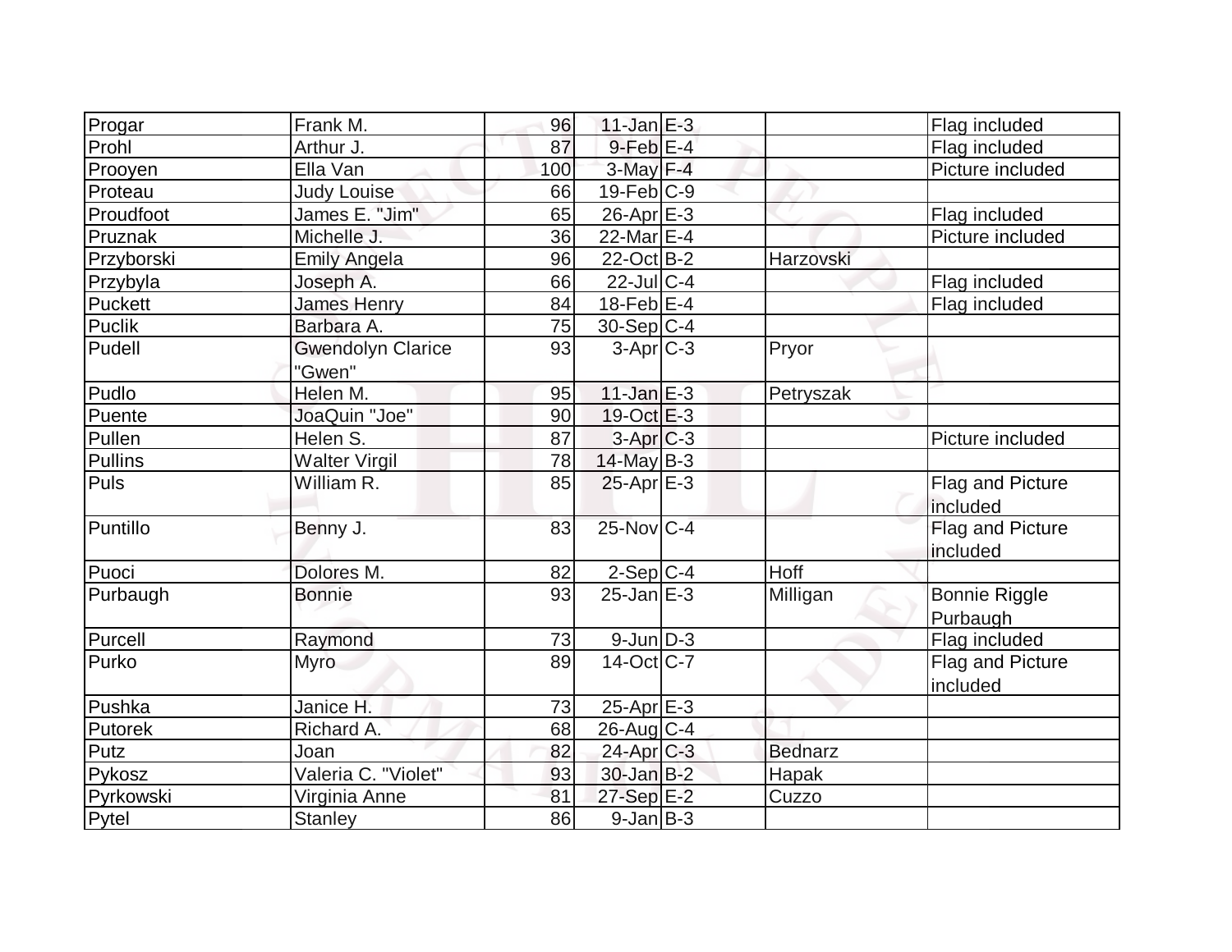| | | | | | | |
|---|---|---|---|---|---|---|
| Progar | Frank M. | 96 | 11-Jan | E-3 | | Flag included |
| Prohl | Arthur J. | 87 | 9-Feb | E-4 | | Flag included |
| Prooyen | Ella Van | 100 | 3-May | F-4 | | Picture included |
| Proteau | Judy Louise | 66 | 19-Feb | C-9 | | |
| Proudfoot | James E. "Jim" | 65 | 26-Apr | E-3 | | Flag included |
| Pruznak | Michelle J. | 36 | 22-Mar | E-4 | | Picture included |
| Przyborski | Emily Angela | 96 | 22-Oct | B-2 | Harzovski | |
| Przybyla | Joseph A. | 66 | 22-Jul | C-4 | | Flag included |
| Puckett | James Henry | 84 | 18-Feb | E-4 | | Flag included |
| Puclik | Barbara A. | 75 | 30-Sep | C-4 | | |
| Pudell | Gwendolyn Clarice "Gwen" | 93 | 3-Apr | C-3 | Pryor | |
| Pudlo | Helen M. | 95 | 11-Jan | E-3 | Petryszak | |
| Puente | JoaQuin "Joe" | 90 | 19-Oct | E-3 | | |
| Pullen | Helen S. | 87 | 3-Apr | C-3 | | Picture included |
| Pullins | Walter Virgil | 78 | 14-May | B-3 | | |
| Puls | William R. | 85 | 25-Apr | E-3 | | Flag and Picture included |
| Puntillo | Benny J. | 83 | 25-Nov | C-4 | | Flag and Picture included |
| Puoci | Dolores M. | 82 | 2-Sep | C-4 | Hoff | |
| Purbaugh | Bonnie | 93 | 25-Jan | E-3 | Milligan | Bonnie Riggle Purbaugh |
| Purcell | Raymond | 73 | 9-Jun | D-3 | | Flag included |
| Purko | Myro | 89 | 14-Oct | C-7 | | Flag and Picture included |
| Pushka | Janice H. | 73 | 25-Apr | E-3 | | |
| Putorek | Richard A. | 68 | 26-Aug | C-4 | | |
| Putz | Joan | 82 | 24-Apr | C-3 | Bednarz | |
| Pykosz | Valeria C. "Violet" | 93 | 30-Jan | B-2 | Hapak | |
| Pyrkowski | Virginia Anne | 81 | 27-Sep | E-2 | Cuzzo | |
| Pytel | Stanley | 86 | 9-Jan | B-3 | | |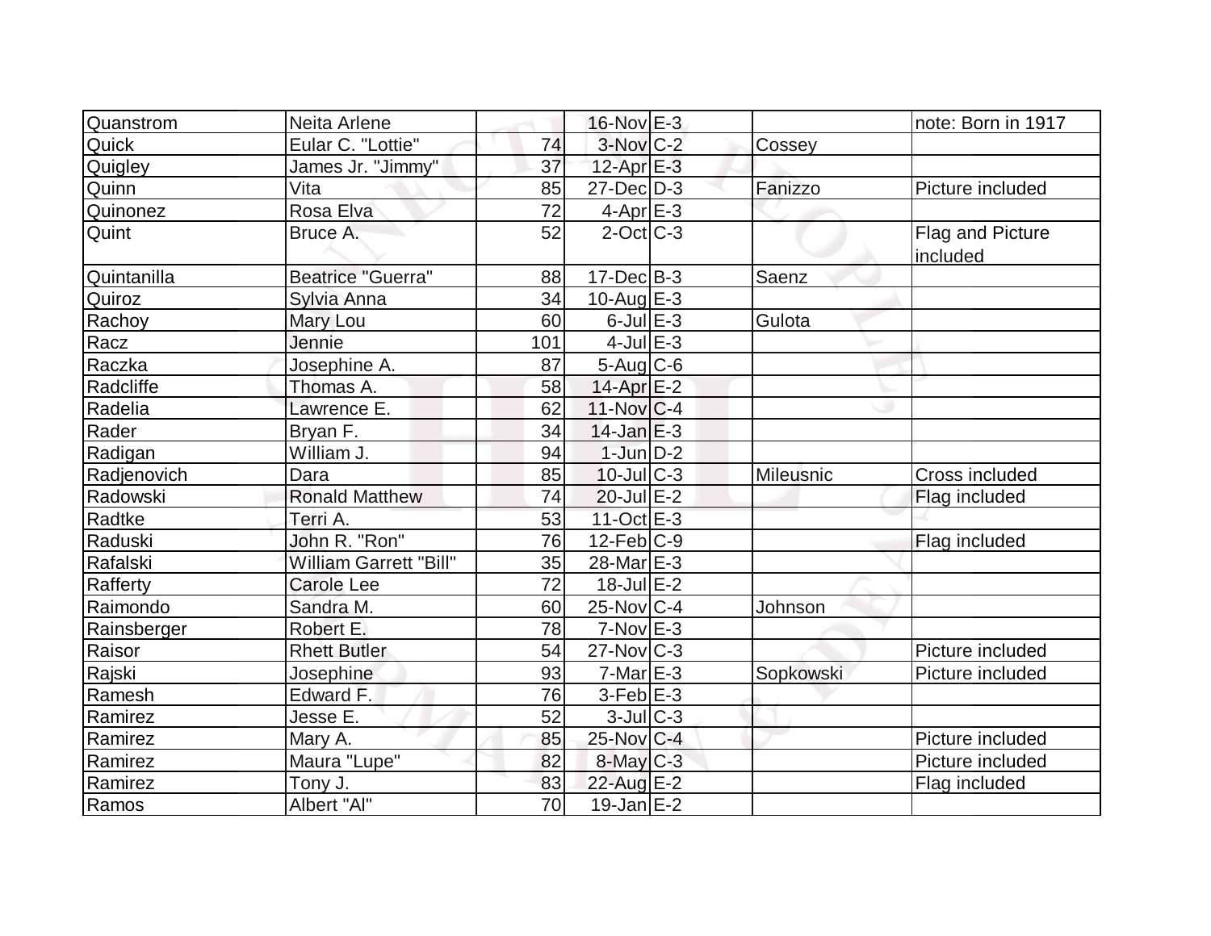| | | | | | | |
|---|---|---|---|---|---|---|
| Quanstrom | Neita Arlene | | 16-Nov | E-3 | | note: Born in 1917 |
| Quick | Eular C. "Lottie" | 74 | 3-Nov | C-2 | Cossey | |
| Quigley | James Jr. "Jimmy" | 37 | 12-Apr | E-3 | | |
| Quinn | Vita | 85 | 27-Dec | D-3 | Fanizzo | Picture included |
| Quinonez | Rosa Elva | 72 | 4-Apr | E-3 | | |
| Quint | Bruce A. | 52 | 2-Oct | C-3 | | Flag and Picture included |
| Quintanilla | Beatrice "Guerra" | 88 | 17-Dec | B-3 | Saenz | |
| Quiroz | Sylvia Anna | 34 | 10-Aug | E-3 | | |
| Rachoy | Mary Lou | 60 | 6-Jul | E-3 | Gulota | |
| Racz | Jennie | 101 | 4-Jul | E-3 | | |
| Raczka | Josephine A. | 87 | 5-Aug | C-6 | | |
| Radcliffe | Thomas A. | 58 | 14-Apr | E-2 | | |
| Radelia | Lawrence E. | 62 | 11-Nov | C-4 | | |
| Rader | Bryan F. | 34 | 14-Jan | E-3 | | |
| Radigan | William J. | 94 | 1-Jun | D-2 | | |
| Radjenovich | Dara | 85 | 10-Jul | C-3 | Mileusnic | Cross included |
| Radowski | Ronald Matthew | 74 | 20-Jul | E-2 | | Flag included |
| Radtke | Terri A. | 53 | 11-Oct | E-3 | | |
| Raduski | John R. "Ron" | 76 | 12-Feb | C-9 | | Flag included |
| Rafalski | William Garrett "Bill" | 35 | 28-Mar | E-3 | | |
| Rafferty | Carole Lee | 72 | 18-Jul | E-2 | | |
| Raimondo | Sandra M. | 60 | 25-Nov | C-4 | Johnson | |
| Rainsberger | Robert E. | 78 | 7-Nov | E-3 | | |
| Raisor | Rhett Butler | 54 | 27-Nov | C-3 | | Picture included |
| Rajski | Josephine | 93 | 7-Mar | E-3 | Sopkowski | Picture included |
| Ramesh | Edward F. | 76 | 3-Feb | E-3 | | |
| Ramirez | Jesse E. | 52 | 3-Jul | C-3 | | |
| Ramirez | Mary A. | 85 | 25-Nov | C-4 | | Picture included |
| Ramirez | Maura "Lupe" | 82 | 8-May | C-3 | | Picture included |
| Ramirez | Tony J. | 83 | 22-Aug | E-2 | | Flag included |
| Ramos | Albert "Al" | 70 | 19-Jan | E-2 | | |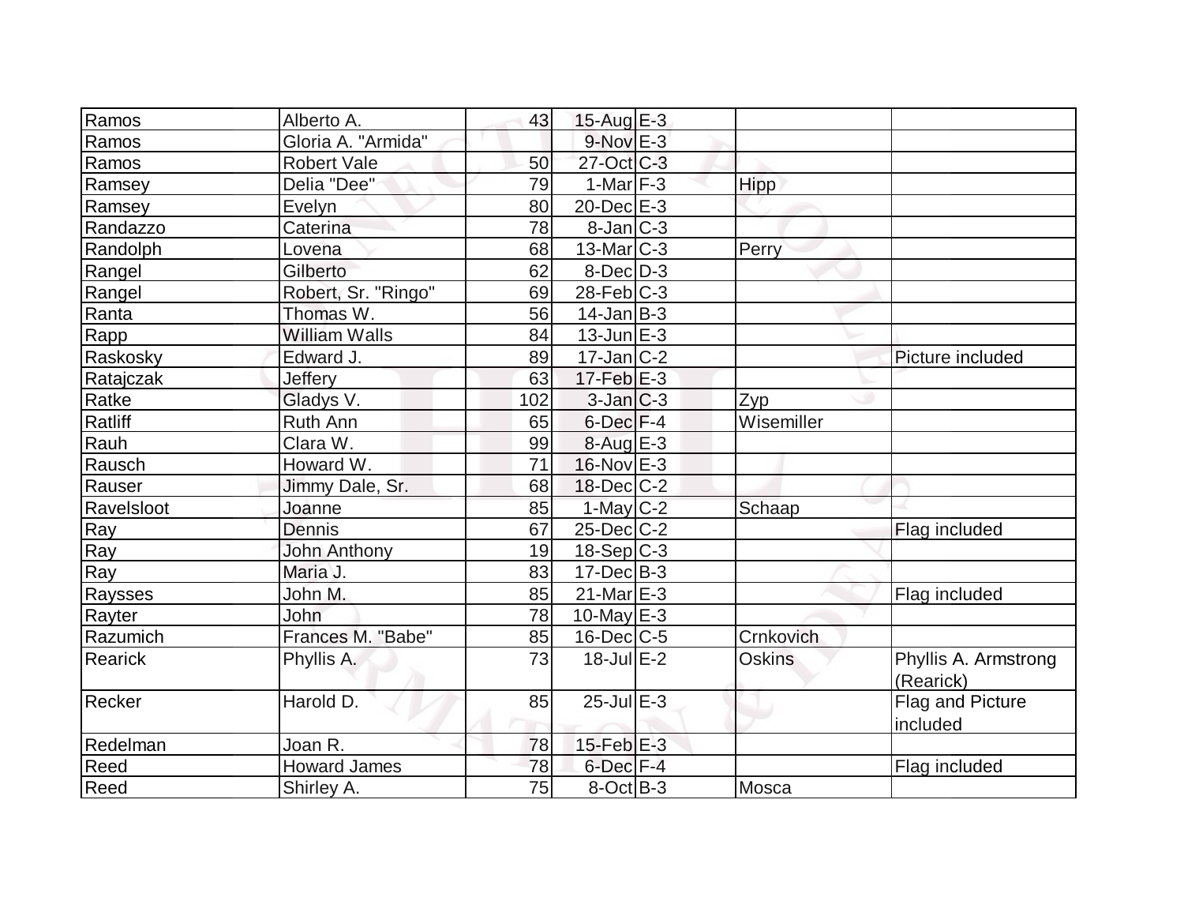| | | | | | | |
|---|---|---|---|---|---|---|
| Ramos | Alberto A. | 43 | 15-Aug | E-3 | | |
| Ramos | Gloria A. "Armida" | | 9-Nov | E-3 | | |
| Ramos | Robert Vale | 50 | 27-Oct | C-3 | | |
| Ramsey | Delia "Dee" | 79 | 1-Mar | F-3 | Hipp | |
| Ramsey | Evelyn | 80 | 20-Dec | E-3 | | |
| Randazzo | Caterina | 78 | 8-Jan | C-3 | | |
| Randolph | Lovena | 68 | 13-Mar | C-3 | Perry | |
| Rangel | Gilberto | 62 | 8-Dec | D-3 | | |
| Rangel | Robert, Sr. "Ringo" | 69 | 28-Feb | C-3 | | |
| Ranta | Thomas W. | 56 | 14-Jan | B-3 | | |
| Rapp | William Walls | 84 | 13-Jun | E-3 | | |
| Raskosky | Edward J. | 89 | 17-Jan | C-2 | | Picture included |
| Ratajczak | Jeffery | 63 | 17-Feb | E-3 | | |
| Ratke | Gladys V. | 102 | 3-Jan | C-3 | Zyp | |
| Ratliff | Ruth Ann | 65 | 6-Dec | F-4 | Wisemiller | |
| Rauh | Clara W. | 99 | 8-Aug | E-3 | | |
| Rausch | Howard W. | 71 | 16-Nov | E-3 | | |
| Rauser | Jimmy Dale, Sr. | 68 | 18-Dec | C-2 | | |
| Ravelsloot | Joanne | 85 | 1-May | C-2 | Schaap | |
| Ray | Dennis | 67 | 25-Dec | C-2 | | Flag included |
| Ray | John Anthony | 19 | 18-Sep | C-3 | | |
| Ray | Maria J. | 83 | 17-Dec | B-3 | | |
| Raysses | John M. | 85 | 21-Mar | E-3 | | Flag included |
| Rayter | John | 78 | 10-May | E-3 | | |
| Razumich | Frances M. "Babe" | 85 | 16-Dec | C-5 | Crnkovich | |
| Rearick | Phyllis A. | 73 | 18-Jul | E-2 | Oskins | Phyllis A. Armstrong (Rearick) |
| Recker | Harold D. | 85 | 25-Jul | E-3 | | Flag and Picture included |
| Redelman | Joan R. | 78 | 15-Feb | E-3 | | |
| Reed | Howard James | 78 | 6-Dec | F-4 | | Flag included |
| Reed | Shirley A. | 75 | 8-Oct | B-3 | Mosca | |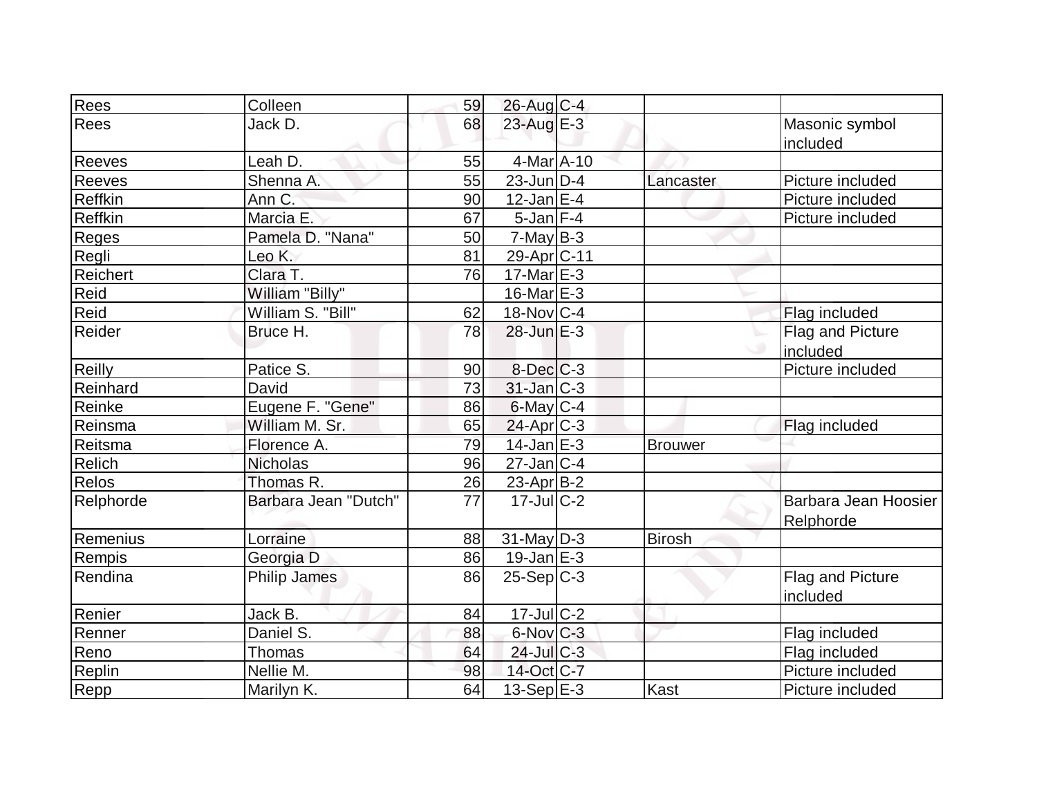| Rees | Colleen | 59 | 26-Aug | C-4 | | |
|---|---|---|---|---|---|---|
| Rees | Jack D. | 68 | 23-Aug | E-3 | | Masonic symbol included |
| Reeves | Leah D. | 55 | 4-Mar | A-10 | | |
| Reeves | Shenna A. | 55 | 23-Jun | D-4 | Lancaster | Picture included |
| Reffkin | Ann C. | 90 | 12-Jan | E-4 | | Picture included |
| Reffkin | Marcia E. | 67 | 5-Jan | F-4 | | Picture included |
| Reges | Pamela D. "Nana" | 50 | 7-May | B-3 | | |
| Regli | Leo K. | 81 | 29-Apr | C-11 | | |
| Reichert | Clara T. | 76 | 17-Mar | E-3 | | |
| Reid | William "Billy" | | 16-Mar | E-3 | | |
| Reid | William S. "Bill" | 62 | 18-Nov | C-4 | | Flag included |
| Reider | Bruce H. | 78 | 28-Jun | E-3 | | Flag and Picture included |
| Reilly | Patice S. | 90 | 8-Dec | C-3 | | Picture included |
| Reinhard | David | 73 | 31-Jan | C-3 | | |
| Reinke | Eugene F. "Gene" | 86 | 6-May | C-4 | | |
| Reinsma | William M. Sr. | 65 | 24-Apr | C-3 | | Flag included |
| Reitsma | Florence A. | 79 | 14-Jan | E-3 | Brouwer | |
| Relich | Nicholas | 96 | 27-Jan | C-4 | | |
| Relos | Thomas R. | 26 | 23-Apr | B-2 | | |
| Relphorde | Barbara Jean "Dutch" | 77 | 17-Jul | C-2 | | Barbara Jean Hoosier Relphorde |
| Remenius | Lorraine | 88 | 31-May | D-3 | Birosh | |
| Rempis | Georgia D | 86 | 19-Jan | E-3 | | |
| Rendina | Philip James | 86 | 25-Sep | C-3 | | Flag and Picture included |
| Renier | Jack B. | 84 | 17-Jul | C-2 | | |
| Renner | Daniel S. | 88 | 6-Nov | C-3 | | Flag included |
| Reno | Thomas | 64 | 24-Jul | C-3 | | Flag included |
| Replin | Nellie M. | 98 | 14-Oct | C-7 | | Picture included |
| Repp | Marilyn K. | 64 | 13-Sep | E-3 | Kast | Picture included |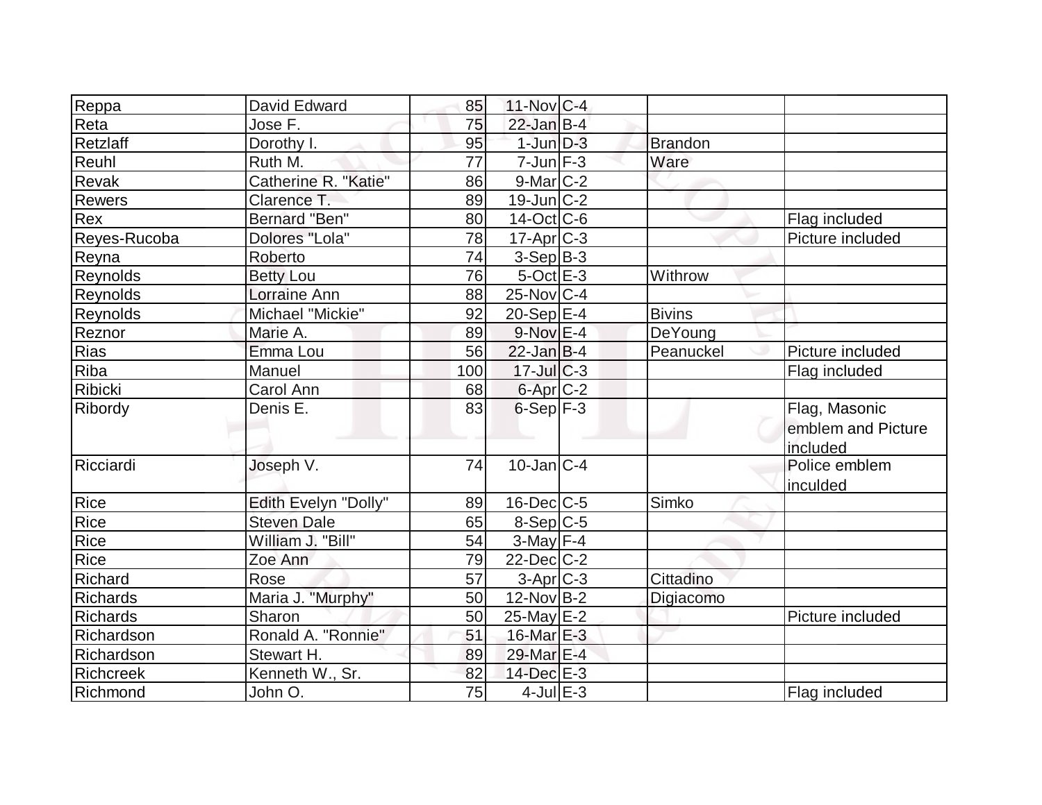| | | | | | | |
|---|---|---|---|---|---|---|
| Reppa | David Edward | 85 | 11-Nov | C-4 | | |
| Reta | Jose F. | 75 | 22-Jan | B-4 | | |
| Retzlaff | Dorothy I. | 95 | 1-Jun | D-3 | Brandon | |
| Reuhl | Ruth M. | 77 | 7-Jun | F-3 | Ware | |
| Revak | Catherine R. "Katie" | 86 | 9-Mar | C-2 | | |
| Rewers | Clarence T. | 89 | 19-Jun | C-2 | | |
| Rex | Bernard "Ben" | 80 | 14-Oct | C-6 | | Flag included |
| Reyes-Rucoba | Dolores "Lola" | 78 | 17-Apr | C-3 | | Picture included |
| Reyna | Roberto | 74 | 3-Sep | B-3 | | |
| Reynolds | Betty Lou | 76 | 5-Oct | E-3 | Withrow | |
| Reynolds | Lorraine Ann | 88 | 25-Nov | C-4 | | |
| Reynolds | Michael "Mickie" | 92 | 20-Sep | E-4 | Bivins | |
| Reznor | Marie A. | 89 | 9-Nov | E-4 | DeYoung | |
| Rias | Emma Lou | 56 | 22-Jan | B-4 | Peanuckel | Picture included |
| Riba | Manuel | 100 | 17-Jul | C-3 | | Flag included |
| Ribicki | Carol Ann | 68 | 6-Apr | C-2 | | |
| Ribordy | Denis E. | 83 | 6-Sep | F-3 | | Flag, Masonic emblem and Picture included |
| Ricciardi | Joseph V. | 74 | 10-Jan | C-4 | | Police emblem inculded |
| Rice | Edith Evelyn "Dolly" | 89 | 16-Dec | C-5 | Simko | |
| Rice | Steven Dale | 65 | 8-Sep | C-5 | | |
| Rice | William J. "Bill" | 54 | 3-May | F-4 | | |
| Rice | Zoe Ann | 79 | 22-Dec | C-2 | | |
| Richard | Rose | 57 | 3-Apr | C-3 | Cittadino | |
| Richards | Maria J. "Murphy" | 50 | 12-Nov | B-2 | Digiacomo | |
| Richards | Sharon | 50 | 25-May | E-2 | | Picture included |
| Richardson | Ronald A. "Ronnie" | 51 | 16-Mar | E-3 | | |
| Richardson | Stewart H. | 89 | 29-Mar | E-4 | | |
| Richcreek | Kenneth W., Sr. | 82 | 14-Dec | E-3 | | |
| Richmond | John O. | 75 | 4-Jul | E-3 | | Flag included |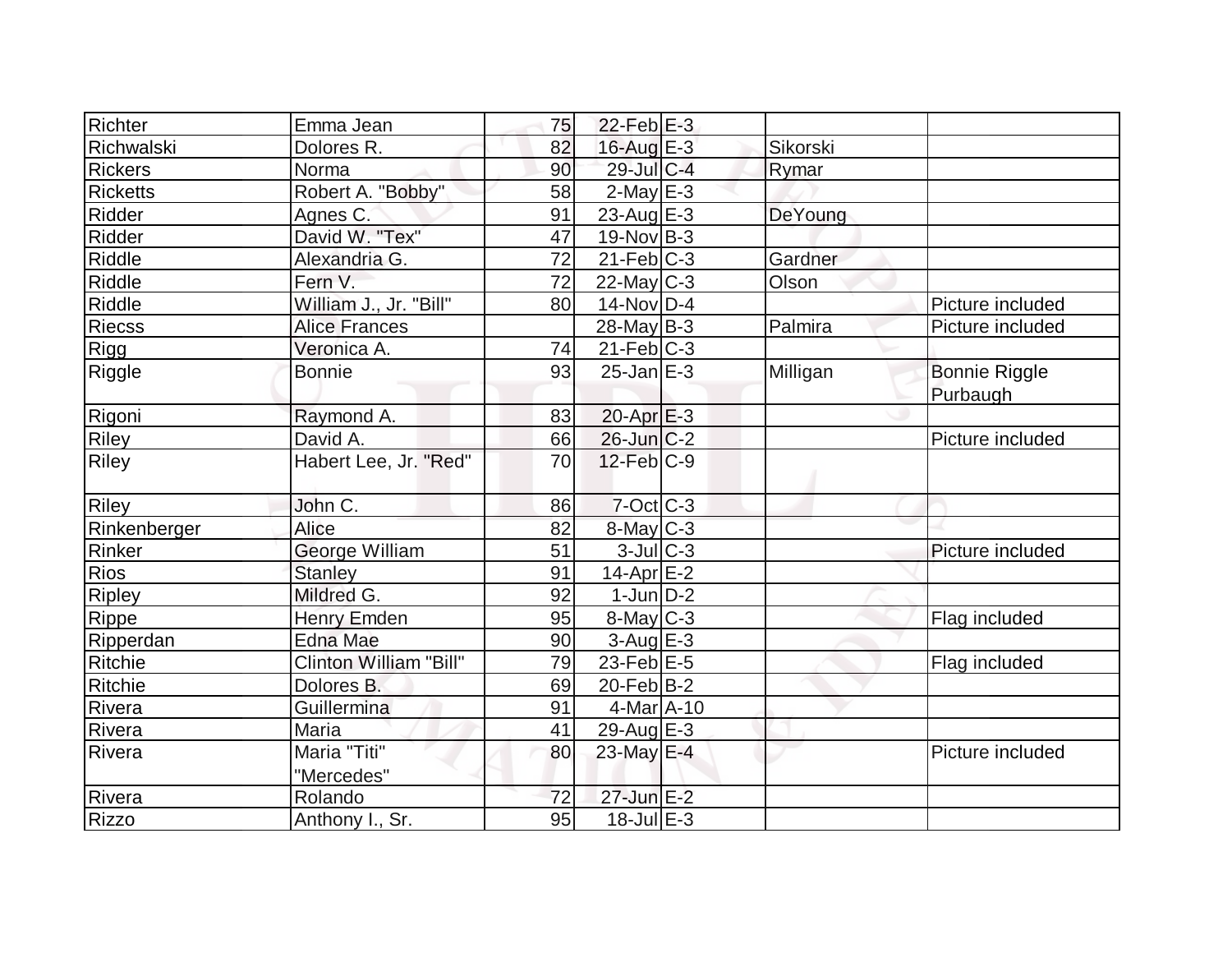| | | | | | | |
|---|---|---|---|---|---|---|
| Richter | Emma Jean | 75 | 22-Feb | E-3 | | |
| Richwalski | Dolores R. | 82 | 16-Aug | E-3 | Sikorski | |
| Rickers | Norma | 90 | 29-Jul | C-4 | Rymar | |
| Ricketts | Robert A. "Bobby" | 58 | 2-May | E-3 | | |
| Ridder | Agnes C. | 91 | 23-Aug | E-3 | DeYoung | |
| Ridder | David W. "Tex" | 47 | 19-Nov | B-3 | | |
| Riddle | Alexandria G. | 72 | 21-Feb | C-3 | Gardner | |
| Riddle | Fern V. | 72 | 22-May | C-3 | Olson | |
| Riddle | William J., Jr. "Bill" | 80 | 14-Nov | D-4 | | Picture included |
| Riecss | Alice Frances | | 28-May | B-3 | Palmira | Picture included |
| Rigg | Veronica A. | 74 | 21-Feb | C-3 | | |
| Riggle | Bonnie | 93 | 25-Jan | E-3 | Milligan | Bonnie Riggle Purbaugh |
| Rigoni | Raymond A. | 83 | 20-Apr | E-3 | | |
| Riley | David A. | 66 | 26-Jun | C-2 | | Picture included |
| Riley | Habert Lee, Jr. "Red" | 70 | 12-Feb | C-9 | | |
| Riley | John C. | 86 | 7-Oct | C-3 | | |
| Rinkenberger | Alice | 82 | 8-May | C-3 | | |
| Rinker | George William | 51 | 3-Jul | C-3 | | Picture included |
| Rios | Stanley | 91 | 14-Apr | E-2 | | |
| Ripley | Mildred G. | 92 | 1-Jun | D-2 | | |
| Rippe | Henry Emden | 95 | 8-May | C-3 | | Flag included |
| Ripperdan | Edna Mae | 90 | 3-Aug | E-3 | | |
| Ritchie | Clinton William "Bill" | 79 | 23-Feb | E-5 | | Flag included |
| Ritchie | Dolores B. | 69 | 20-Feb | B-2 | | |
| Rivera | Guillermina | 91 | 4-Mar | A-10 | | |
| Rivera | Maria | 41 | 29-Aug | E-3 | | |
| Rivera | Maria "Titi" "Mercedes" | 80 | 23-May | E-4 | | Picture included |
| Rivera | Rolando | 72 | 27-Jun | E-2 | | |
| Rizzo | Anthony I., Sr. | 95 | 18-Jul | E-3 | | |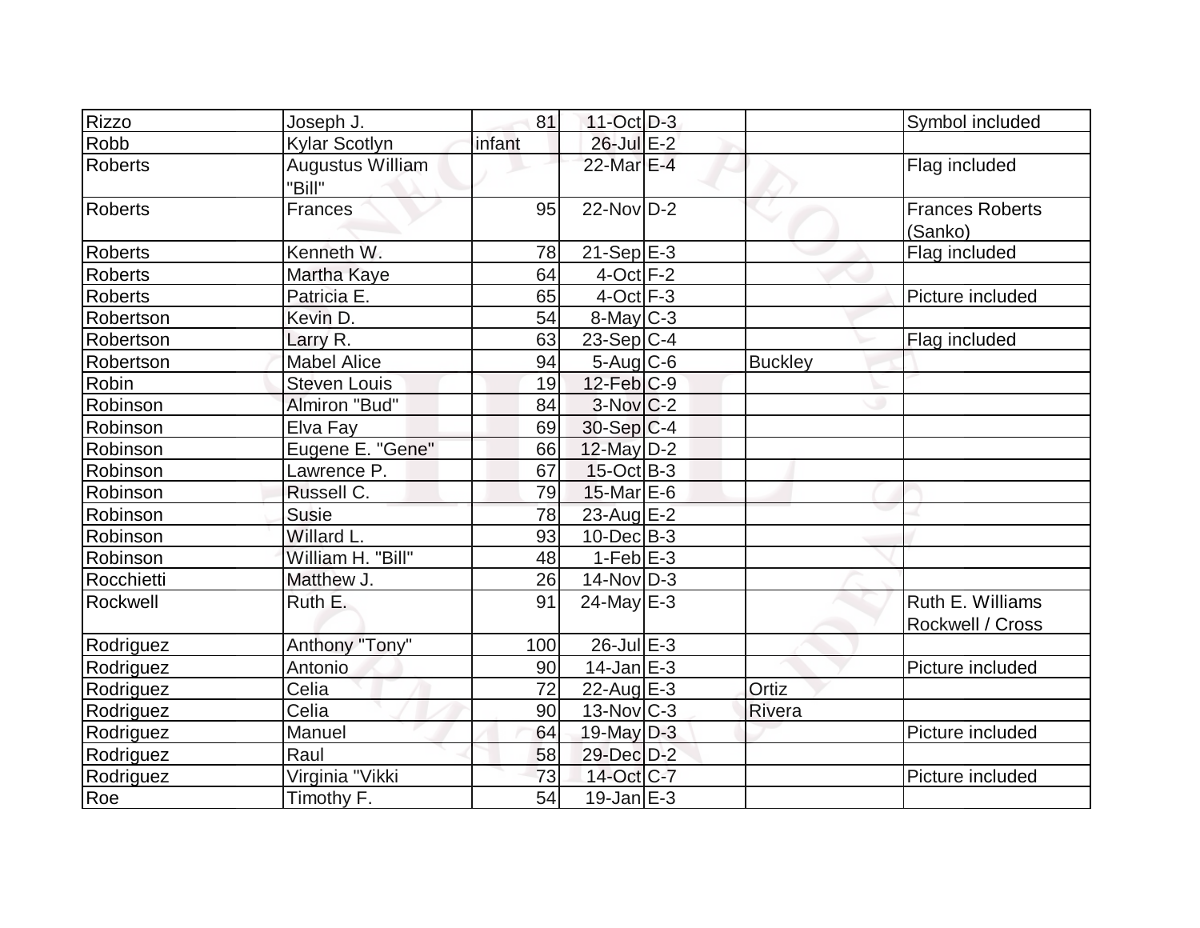| Rizzo | Joseph J. | 81 | 11-Oct | D-3 | | Symbol included |
|---|---|---|---|---|---|---|
| Robb | Kylar Scotlyn | infant | 26-Jul | E-2 | | |
| Roberts | Augustus William "Bill" | | 22-Mar | E-4 | | Flag included |
| Roberts | Frances | 95 | 22-Nov | D-2 | | Frances Roberts (Sanko) |
| Roberts | Kenneth W. | 78 | 21-Sep | E-3 | | Flag included |
| Roberts | Martha Kaye | 64 | 4-Oct | F-2 | | |
| Roberts | Patricia E. | 65 | 4-Oct | F-3 | | Picture included |
| Robertson | Kevin D. | 54 | 8-May | C-3 | | |
| Robertson | Larry R. | 63 | 23-Sep | C-4 | | Flag included |
| Robertson | Mabel Alice | 94 | 5-Aug | C-6 | Buckley | |
| Robin | Steven Louis | 19 | 12-Feb | C-9 | | |
| Robinson | Almiron "Bud" | 84 | 3-Nov | C-2 | | |
| Robinson | Elva Fay | 69 | 30-Sep | C-4 | | |
| Robinson | Eugene E. "Gene" | 66 | 12-May | D-2 | | |
| Robinson | Lawrence P. | 67 | 15-Oct | B-3 | | |
| Robinson | Russell C. | 79 | 15-Mar | E-6 | | |
| Robinson | Susie | 78 | 23-Aug | E-2 | | |
| Robinson | Willard L. | 93 | 10-Dec | B-3 | | |
| Robinson | William H. "Bill" | 48 | 1-Feb | E-3 | | |
| Rocchietti | Matthew J. | 26 | 14-Nov | D-3 | | |
| Rockwell | Ruth E. | 91 | 24-May | E-3 | | Ruth E. Williams Rockwell / Cross |
| Rodriguez | Anthony "Tony" | 100 | 26-Jul | E-3 | | |
| Rodriguez | Antonio | 90 | 14-Jan | E-3 | | Picture included |
| Rodriguez | Celia | 72 | 22-Aug | E-3 | Ortiz | |
| Rodriguez | Celia | 90 | 13-Nov | C-3 | Rivera | |
| Rodriguez | Manuel | 64 | 19-May | D-3 | | Picture included |
| Rodriguez | Raul | 58 | 29-Dec | D-2 | | |
| Rodriguez | Virginia "Vikki | 73 | 14-Oct | C-7 | | Picture included |
| Roe | Timothy F. | 54 | 19-Jan | E-3 | | |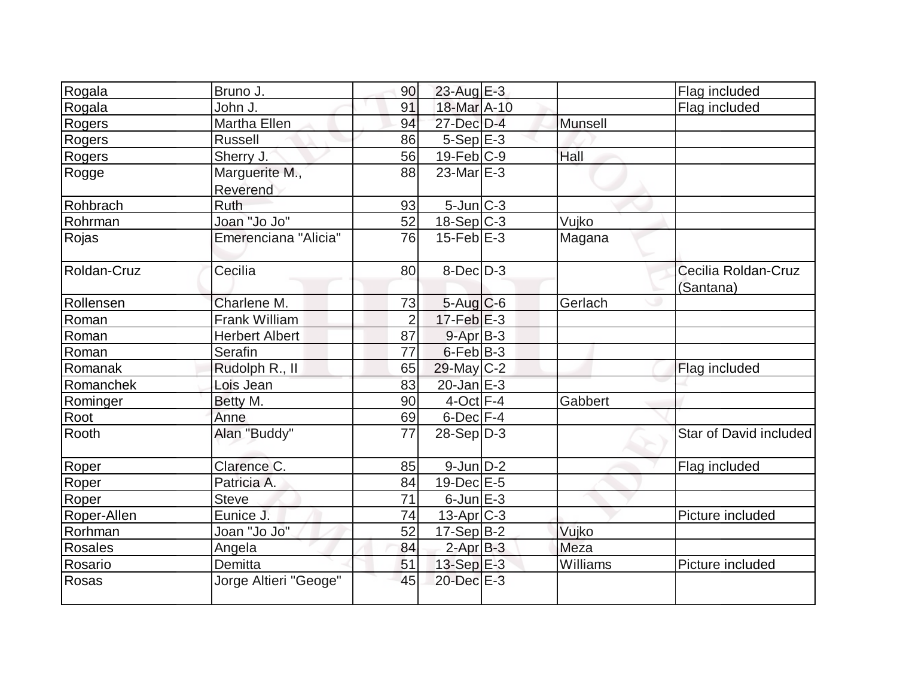| Rogala | Bruno J. | 90 | 23-Aug | E-3 | | Flag included |
|---|---|---|---|---|---|---|
| Rogala | John J. | 91 | 18-Mar | A-10 | | Flag included |
| Rogers | Martha Ellen | 94 | 27-Dec | D-4 | Munsell | |
| Rogers | Russell | 86 | 5-Sep | E-3 | | |
| Rogers | Sherry J. | 56 | 19-Feb | C-9 | Hall | |
| Rogge | Marguerite M., Reverend | 88 | 23-Mar | E-3 | | |
| Rohbrach | Ruth | 93 | 5-Jun | C-3 | | |
| Rohrman | Joan "Jo Jo" | 52 | 18-Sep | C-3 | Vujko | |
| Rojas | Emerenciana "Alicia" | 76 | 15-Feb | E-3 | Magana | |
| Roldan-Cruz | Cecilia | 80 | 8-Dec | D-3 | | Cecilia Roldan-Cruz (Santana) |
| Rollensen | Charlene M. | 73 | 5-Aug | C-6 | Gerlach | |
| Roman | Frank William | 2 | 17-Feb | E-3 | | |
| Roman | Herbert Albert | 87 | 9-Apr | B-3 | | |
| Roman | Serafin | 77 | 6-Feb | B-3 | | |
| Romanak | Rudolph R., II | 65 | 29-May | C-2 | | Flag included |
| Romanchek | Lois Jean | 83 | 20-Jan | E-3 | | |
| Rominger | Betty M. | 90 | 4-Oct | F-4 | Gabbert | |
| Root | Anne | 69 | 6-Dec | F-4 | | |
| Rooth | Alan "Buddy" | 77 | 28-Sep | D-3 | | Star of David included |
| Roper | Clarence C. | 85 | 9-Jun | D-2 | | Flag included |
| Roper | Patricia A. | 84 | 19-Dec | E-5 | | |
| Roper | Steve | 71 | 6-Jun | E-3 | | |
| Roper-Allen | Eunice J. | 74 | 13-Apr | C-3 | | Picture included |
| Rorhman | Joan "Jo Jo" | 52 | 17-Sep | B-2 | Vujko | |
| Rosales | Angela | 84 | 2-Apr | B-3 | Meza | |
| Rosario | Demitta | 51 | 13-Sep | E-3 | Williams | Picture included |
| Rosas | Jorge Altieri "Geoge" | 45 | 20-Dec | E-3 | | |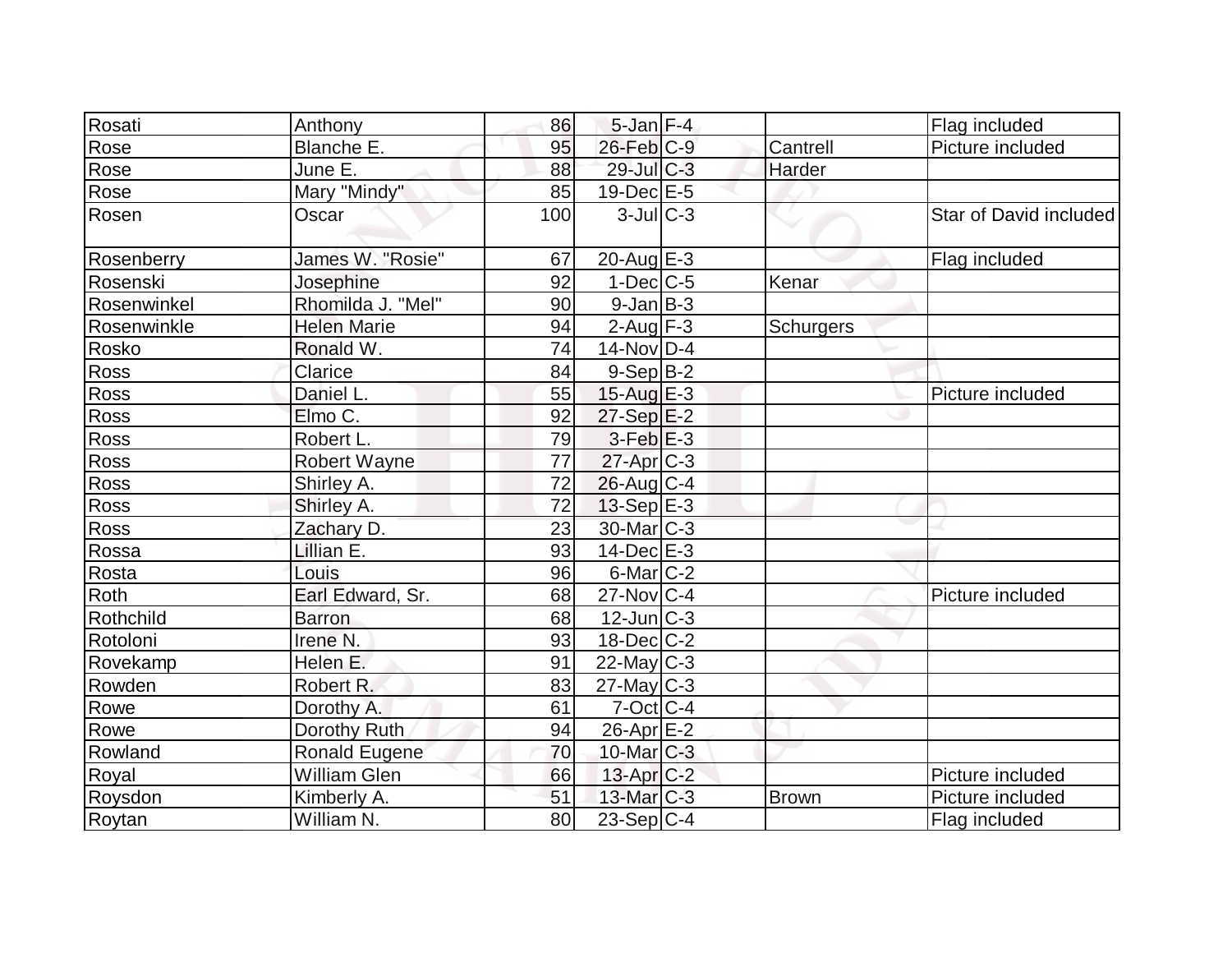| Rosati | Anthony | 86 | 5-Jan | F-4 | | Flag included |
|---|---|---|---|---|---|---|
| Rose | Blanche E. | 95 | 26-Feb | C-9 | Cantrell | Picture included |
| Rose | June E. | 88 | 29-Jul | C-3 | Harder | |
| Rose | Mary "Mindy" | 85 | 19-Dec | E-5 | | |
| Rosen | Oscar | 100 | 3-Jul | C-3 | | Star of David included |
| Rosenberry | James W. "Rosie" | 67 | 20-Aug | E-3 | | Flag included |
| Rosenski | Josephine | 92 | 1-Dec | C-5 | Kenar | |
| Rosenwinkel | Rhomilda J. "Mel" | 90 | 9-Jan | B-3 | | |
| Rosenwinkle | Helen Marie | 94 | 2-Aug | F-3 | Schurgers | |
| Rosko | Ronald W. | 74 | 14-Nov | D-4 | | |
| Ross | Clarice | 84 | 9-Sep | B-2 | | |
| Ross | Daniel L. | 55 | 15-Aug | E-3 | | Picture included |
| Ross | Elmo C. | 92 | 27-Sep | E-2 | | |
| Ross | Robert L. | 79 | 3-Feb | E-3 | | |
| Ross | Robert Wayne | 77 | 27-Apr | C-3 | | |
| Ross | Shirley A. | 72 | 26-Aug | C-4 | | |
| Ross | Shirley A. | 72 | 13-Sep | E-3 | | |
| Ross | Zachary D. | 23 | 30-Mar | C-3 | | |
| Rossa | Lillian E. | 93 | 14-Dec | E-3 | | |
| Rosta | Louis | 96 | 6-Mar | C-2 | | |
| Roth | Earl Edward, Sr. | 68 | 27-Nov | C-4 | | Picture included |
| Rothchild | Barron | 68 | 12-Jun | C-3 | | |
| Rotoloni | Irene N. | 93 | 18-Dec | C-2 | | |
| Rovekamp | Helen E. | 91 | 22-May | C-3 | | |
| Rowden | Robert R. | 83 | 27-May | C-3 | | |
| Rowe | Dorothy A. | 61 | 7-Oct | C-4 | | |
| Rowe | Dorothy Ruth | 94 | 26-Apr | E-2 | | |
| Rowland | Ronald Eugene | 70 | 10-Mar | C-3 | | |
| Royal | William Glen | 66 | 13-Apr | C-2 | | Picture included |
| Roysdon | Kimberly A. | 51 | 13-Mar | C-3 | Brown | Picture included |
| Roytan | William N. | 80 | 23-Sep | C-4 | | Flag included |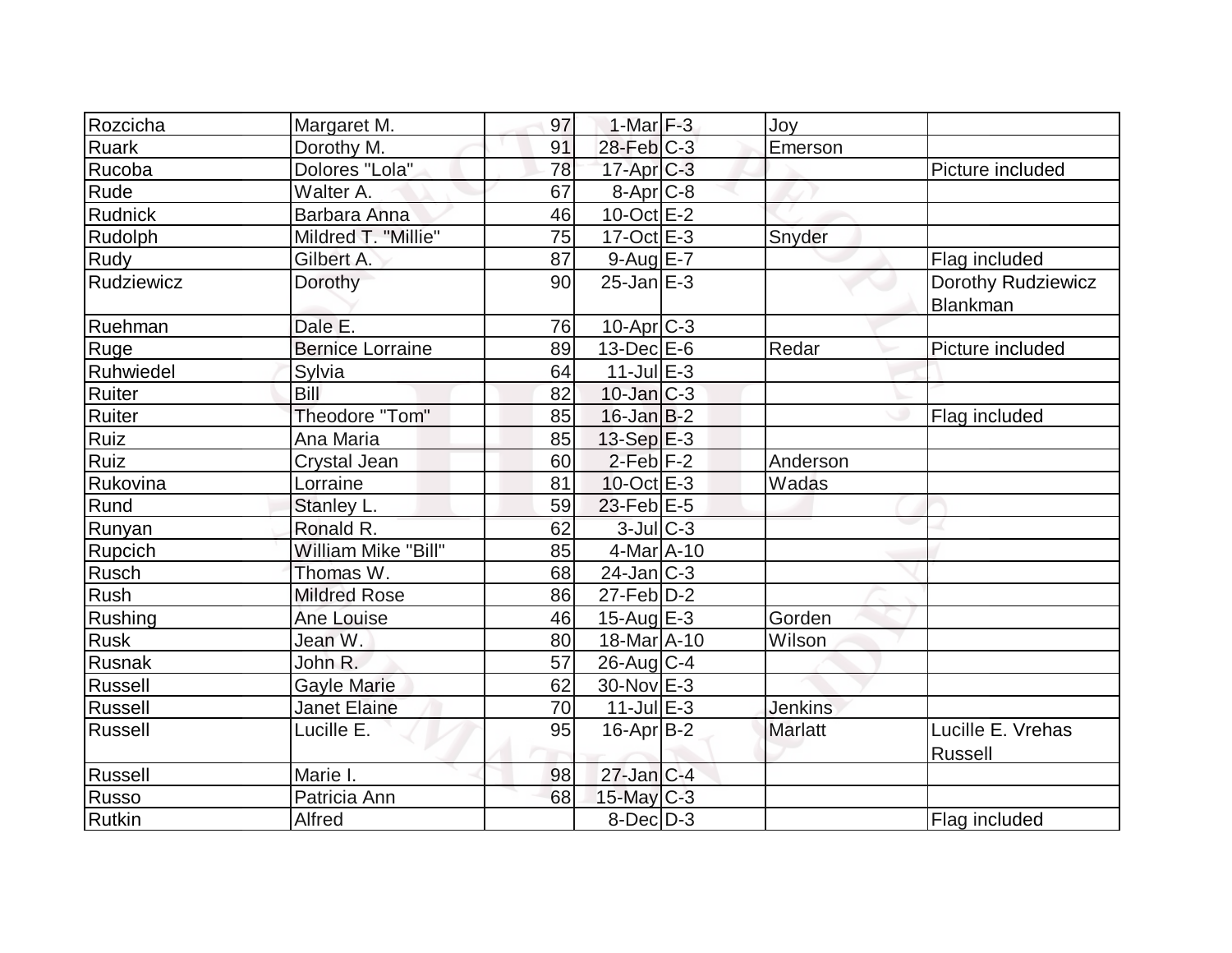| Rozcicha | Margaret M. | 97 | 1-Mar | F-3 | Joy | |
|---|---|---|---|---|---|---|
| Ruark | Dorothy M. | 91 | 28-Feb | C-3 | Emerson | |
| Rucoba | Dolores "Lola" | 78 | 17-Apr | C-3 | | Picture included |
| Rude | Walter A. | 67 | 8-Apr | C-8 | | |
| Rudnick | Barbara Anna | 46 | 10-Oct | E-2 | | |
| Rudolph | Mildred T. "Millie" | 75 | 17-Oct | E-3 | Snyder | |
| Rudy | Gilbert A. | 87 | 9-Aug | E-7 | | Flag included |
| Rudziewicz | Dorothy | 90 | 25-Jan | E-3 | | Dorothy Rudziewicz Blankman |
| Ruehman | Dale E. | 76 | 10-Apr | C-3 | | |
| Ruge | Bernice Lorraine | 89 | 13-Dec | E-6 | Redar | Picture included |
| Ruhwiedel | Sylvia | 64 | 11-Jul | E-3 | | |
| Ruiter | Bill | 82 | 10-Jan | C-3 | | |
| Ruiter | Theodore "Tom" | 85 | 16-Jan | B-2 | | Flag included |
| Ruiz | Ana Maria | 85 | 13-Sep | E-3 | | |
| Ruiz | Crystal Jean | 60 | 2-Feb | F-2 | Anderson | |
| Rukovina | Lorraine | 81 | 10-Oct | E-3 | Wadas | |
| Rund | Stanley L. | 59 | 23-Feb | E-5 | | |
| Runyan | Ronald R. | 62 | 3-Jul | C-3 | | |
| Rupcich | William Mike "Bill" | 85 | 4-Mar | A-10 | | |
| Rusch | Thomas W. | 68 | 24-Jan | C-3 | | |
| Rush | Mildred Rose | 86 | 27-Feb | D-2 | | |
| Rushing | Ane Louise | 46 | 15-Aug | E-3 | Gorden | |
| Rusk | Jean W. | 80 | 18-Mar | A-10 | Wilson | |
| Rusnak | John R. | 57 | 26-Aug | C-4 | | |
| Russell | Gayle Marie | 62 | 30-Nov | E-3 | | |
| Russell | Janet Elaine | 70 | 11-Jul | E-3 | Jenkins | |
| Russell | Lucille E. | 95 | 16-Apr | B-2 | Marlatt | Lucille E. Vrehas Russell |
| Russell | Marie I. | 98 | 27-Jan | C-4 | | |
| Russo | Patricia Ann | 68 | 15-May | C-3 | | |
| Rutkin | Alfred | | 8-Dec | D-3 | | Flag included |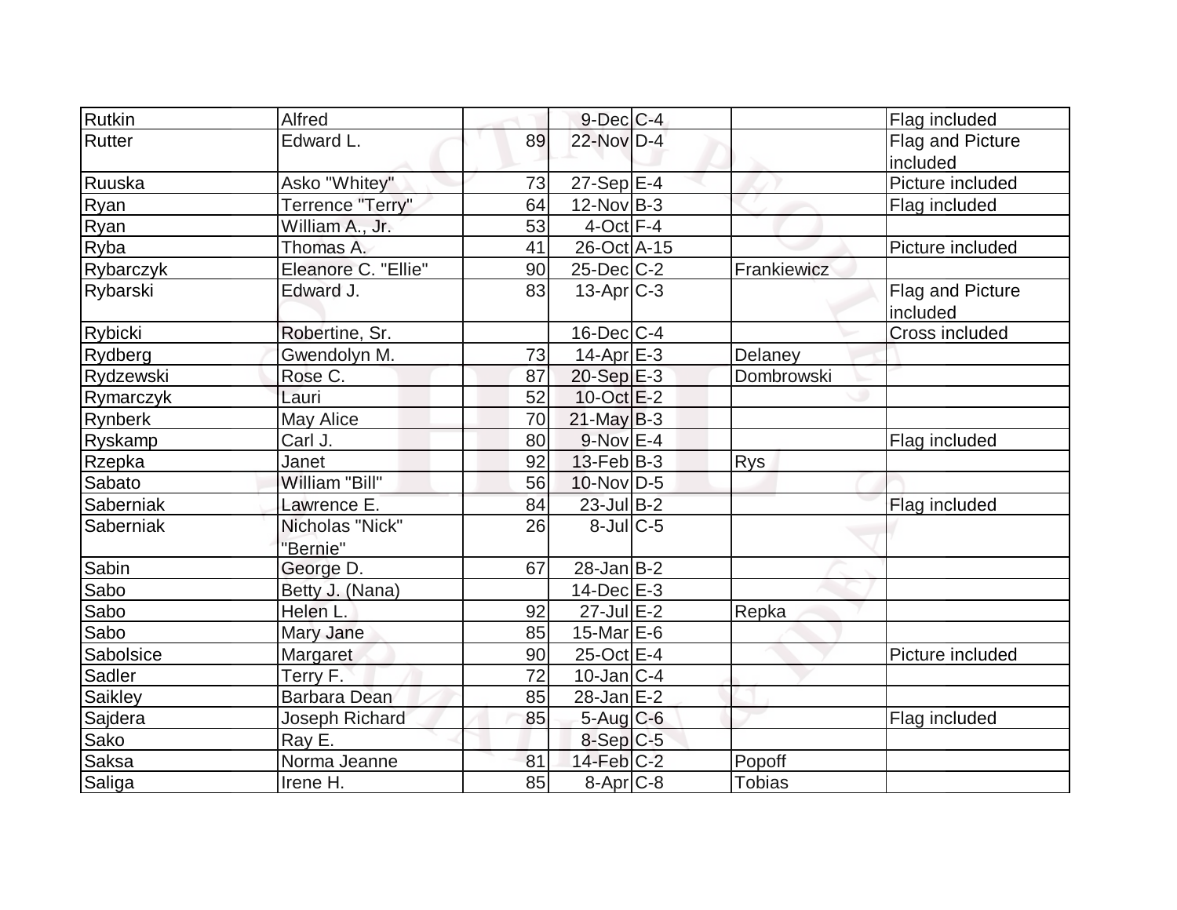| | | | | | | |
|---|---|---|---|---|---|---|
| Rutkin | Alfred | | 9-Dec | C-4 | | Flag included |
| Rutter | Edward L. | 89 | 22-Nov | D-4 | | Flag and Picture included |
| Ruuska | Asko "Whitey" | 73 | 27-Sep | E-4 | | Picture included |
| Ryan | Terrence "Terry" | 64 | 12-Nov | B-3 | | Flag included |
| Ryan | William A., Jr. | 53 | 4-Oct | F-4 | | |
| Ryba | Thomas A. | 41 | 26-Oct | A-15 | | Picture included |
| Rybarczyk | Eleanore C. "Ellie" | 90 | 25-Dec | C-2 | Frankiewicz | |
| Rybarski | Edward J. | 83 | 13-Apr | C-3 | | Flag and Picture included |
| Rybicki | Robertine, Sr. | | 16-Dec | C-4 | | Cross included |
| Rydberg | Gwendolyn M. | 73 | 14-Apr | E-3 | Delaney | |
| Rydzewski | Rose C. | 87 | 20-Sep | E-3 | Dombrowski | |
| Rymarczyk | Lauri | 52 | 10-Oct | E-2 | | |
| Rynberk | May Alice | 70 | 21-May | B-3 | | |
| Ryskamp | Carl J. | 80 | 9-Nov | E-4 | | Flag included |
| Rzepka | Janet | 92 | 13-Feb | B-3 | Rys | |
| Sabato | William "Bill" | 56 | 10-Nov | D-5 | | |
| Saberniak | Lawrence E. | 84 | 23-Jul | B-2 | | Flag included |
| Saberniak | Nicholas "Nick" "Bernie" | 26 | 8-Jul | C-5 | | |
| Sabin | George D. | 67 | 28-Jan | B-2 | | |
| Sabo | Betty J. (Nana) | | 14-Dec | E-3 | | |
| Sabo | Helen L. | 92 | 27-Jul | E-2 | Repka | |
| Sabo | Mary Jane | 85 | 15-Mar | E-6 | | |
| Sabolsice | Margaret | 90 | 25-Oct | E-4 | | Picture included |
| Sadler | Terry F. | 72 | 10-Jan | C-4 | | |
| Saikley | Barbara Dean | 85 | 28-Jan | E-2 | | |
| Sajdera | Joseph Richard | 85 | 5-Aug | C-6 | | Flag included |
| Sako | Ray E. | | 8-Sep | C-5 | | |
| Saksa | Norma Jeanne | 81 | 14-Feb | C-2 | Popoff | |
| Saliga | Irene H. | 85 | 8-Apr | C-8 | Tobias | |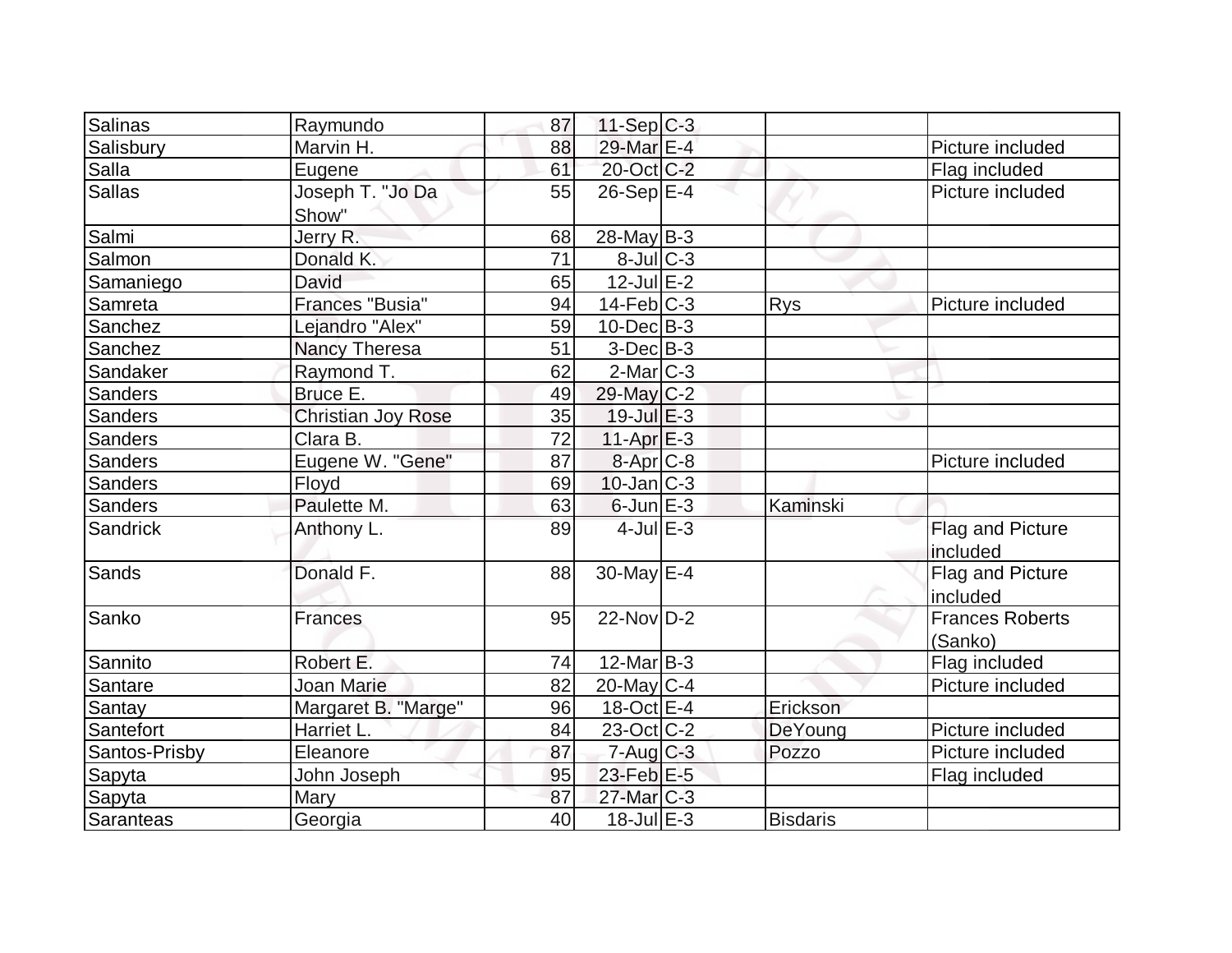| | | | | | | |
|---|---|---|---|---|---|---|
| Salinas | Raymundo | 87 | 11-Sep | C-3 | | |
| Salisbury | Marvin H. | 88 | 29-Mar | E-4 | | Picture included |
| Salla | Eugene | 61 | 20-Oct | C-2 | | Flag included |
| Sallas | Joseph T. "Jo Da Show" | 55 | 26-Sep | E-4 | | Picture included |
| Salmi | Jerry R. | 68 | 28-May | B-3 | | |
| Salmon | Donald K. | 71 | 8-Jul | C-3 | | |
| Samaniego | David | 65 | 12-Jul | E-2 | | |
| Samreta | Frances "Busia" | 94 | 14-Feb | C-3 | Rys | Picture included |
| Sanchez | Lejandro "Alex" | 59 | 10-Dec | B-3 | | |
| Sanchez | Nancy Theresa | 51 | 3-Dec | B-3 | | |
| Sandaker | Raymond T. | 62 | 2-Mar | C-3 | | |
| Sanders | Bruce E. | 49 | 29-May | C-2 | | |
| Sanders | Christian Joy Rose | 35 | 19-Jul | E-3 | | |
| Sanders | Clara B. | 72 | 11-Apr | E-3 | | |
| Sanders | Eugene W. "Gene" | 87 | 8-Apr | C-8 | | Picture included |
| Sanders | Floyd | 69 | 10-Jan | C-3 | | |
| Sanders | Paulette M. | 63 | 6-Jun | E-3 | Kaminski | |
| Sandrick | Anthony L. | 89 | 4-Jul | E-3 | | Flag and Picture included |
| Sands | Donald F. | 88 | 30-May | E-4 | | Flag and Picture included |
| Sanko | Frances | 95 | 22-Nov | D-2 | | Frances Roberts (Sanko) |
| Sannito | Robert E. | 74 | 12-Mar | B-3 | | Flag included |
| Santare | Joan Marie | 82 | 20-May | C-4 | | Picture included |
| Santay | Margaret B. "Marge" | 96 | 18-Oct | E-4 | Erickson | |
| Santefort | Harriet L. | 84 | 23-Oct | C-2 | DeYoung | Picture included |
| Santos-Prisby | Eleanore | 87 | 7-Aug | C-3 | Pozzo | Picture included |
| Sapyta | John Joseph | 95 | 23-Feb | E-5 | | Flag included |
| Sapyta | Mary | 87 | 27-Mar | C-3 | | |
| Saranteas | Georgia | 40 | 18-Jul | E-3 | Bisdaris | |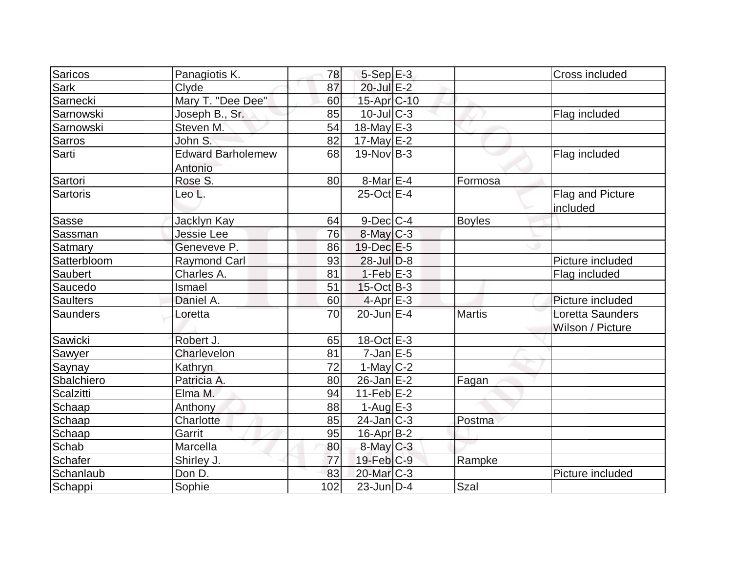| | | | | | | |
|---|---|---|---|---|---|---|
| Saricos | Panagiotis K. | 78 | 5-Sep | E-3 | | Cross included |
| Sark | Clyde | 87 | 20-Jul | E-2 | | |
| Sarnecki | Mary T. "Dee Dee" | 60 | 15-Apr | C-10 | | |
| Sarnowski | Joseph B., Sr. | 85 | 10-Jul | C-3 | | Flag included |
| Sarnowski | Steven M. | 54 | 18-May | E-3 | | |
| Sarros | John S. | 82 | 17-May | E-2 | | |
| Sarti | Edward Barholemew Antonio | 68 | 19-Nov | B-3 | | Flag included |
| Sartori | Rose S. | 80 | 8-Mar | E-4 | Formosa | |
| Sartoris | Leo L. | | 25-Oct | E-4 | | Flag and Picture included |
| Sasse | Jacklyn Kay | 64 | 9-Dec | C-4 | Boyles | |
| Sassman | Jessie Lee | 76 | 8-May | C-3 | | |
| Satmary | Geneveve P. | 86 | 19-Dec | E-5 | | |
| Satterbloom | Raymond Carl | 93 | 28-Jul | D-8 | | Picture included |
| Saubert | Charles A. | 81 | 1-Feb | E-3 | | Flag included |
| Saucedo | Ismael | 51 | 15-Oct | B-3 | | |
| Saulters | Daniel A. | 60 | 4-Apr | E-3 | | Picture included |
| Saunders | Loretta | 70 | 20-Jun | E-4 | Martis | Loretta Saunders Wilson / Picture |
| Sawicki | Robert J. | 65 | 18-Oct | E-3 | | |
| Sawyer | Charlevelon | 81 | 7-Jan | E-5 | | |
| Saynay | Kathryn | 72 | 1-May | C-2 | | |
| Sbalchiero | Patricia A. | 80 | 26-Jan | E-2 | Fagan | |
| Scalzitti | Elma M. | 94 | 11-Feb | E-2 | | |
| Schaap | Anthony | 88 | 1-Aug | E-3 | | |
| Schaap | Charlotte | 85 | 24-Jan | C-3 | Postma | |
| Schaap | Garrit | 95 | 16-Apr | B-2 | | |
| Schab | Marcella | 80 | 8-May | C-3 | | |
| Schafer | Shirley J. | 77 | 19-Feb | C-9 | Rampke | |
| Schanlaub | Don D. | 83 | 20-Mar | C-3 | | Picture included |
| Schappi | Sophie | 102 | 23-Jun | D-4 | Szal | |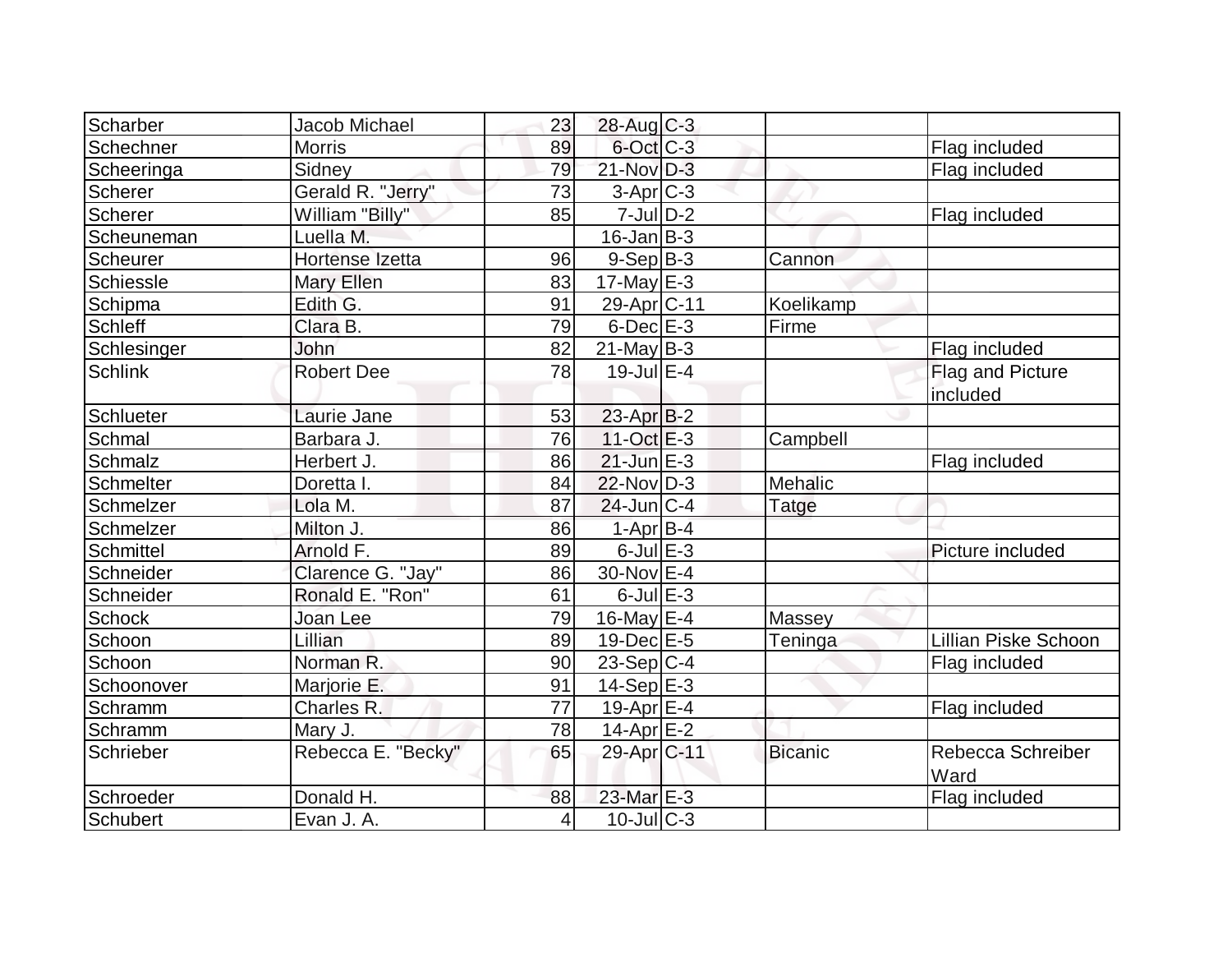| | | | | | | |
|---|---|---|---|---|---|---|
| Scharber | Jacob Michael | 23 | 28-Aug | C-3 | | |
| Schechner | Morris | 89 | 6-Oct | C-3 | | Flag included |
| Scheeringa | Sidney | 79 | 21-Nov | D-3 | | Flag included |
| Scherer | Gerald R. "Jerry" | 73 | 3-Apr | C-3 | | |
| Scherer | William "Billy" | 85 | 7-Jul | D-2 | | Flag included |
| Scheuneman | Luella M. | | 16-Jan | B-3 | | |
| Scheurer | Hortense Izetta | 96 | 9-Sep | B-3 | Cannon | |
| Schiessle | Mary Ellen | 83 | 17-May | E-3 | | |
| Schipma | Edith G. | 91 | 29-Apr | C-11 | Koelikamp | |
| Schleff | Clara B. | 79 | 6-Dec | E-3 | Firme | |
| Schlesinger | John | 82 | 21-May | B-3 | | Flag included |
| Schlink | Robert Dee | 78 | 19-Jul | E-4 | | Flag and Picture included |
| Schlueter | Laurie Jane | 53 | 23-Apr | B-2 | | |
| Schmal | Barbara J. | 76 | 11-Oct | E-3 | Campbell | |
| Schmalz | Herbert J. | 86 | 21-Jun | E-3 | | Flag included |
| Schmelter | Doretta I. | 84 | 22-Nov | D-3 | Mehalic | |
| Schmelzer | Lola M. | 87 | 24-Jun | C-4 | Tatge | |
| Schmelzer | Milton J. | 86 | 1-Apr | B-4 | | |
| Schmittel | Arnold F. | 89 | 6-Jul | E-3 | | Picture included |
| Schneider | Clarence G. "Jay" | 86 | 30-Nov | E-4 | | |
| Schneider | Ronald E. "Ron" | 61 | 6-Jul | E-3 | | |
| Schock | Joan Lee | 79 | 16-May | E-4 | Massey | |
| Schoon | Lillian | 89 | 19-Dec | E-5 | Teninga | Lillian Piske Schoon |
| Schoon | Norman R. | 90 | 23-Sep | C-4 | | Flag included |
| Schoonover | Marjorie E. | 91 | 14-Sep | E-3 | | |
| Schramm | Charles R. | 77 | 19-Apr | E-4 | | Flag included |
| Schramm | Mary J. | 78 | 14-Apr | E-2 | | |
| Schrieber | Rebecca E. "Becky" | 65 | 29-Apr | C-11 | Bicanic | Rebecca Schreiber Ward |
| Schroeder | Donald H. | 88 | 23-Mar | E-3 | | Flag included |
| Schubert | Evan J. A. | 4 | 10-Jul | C-3 | | |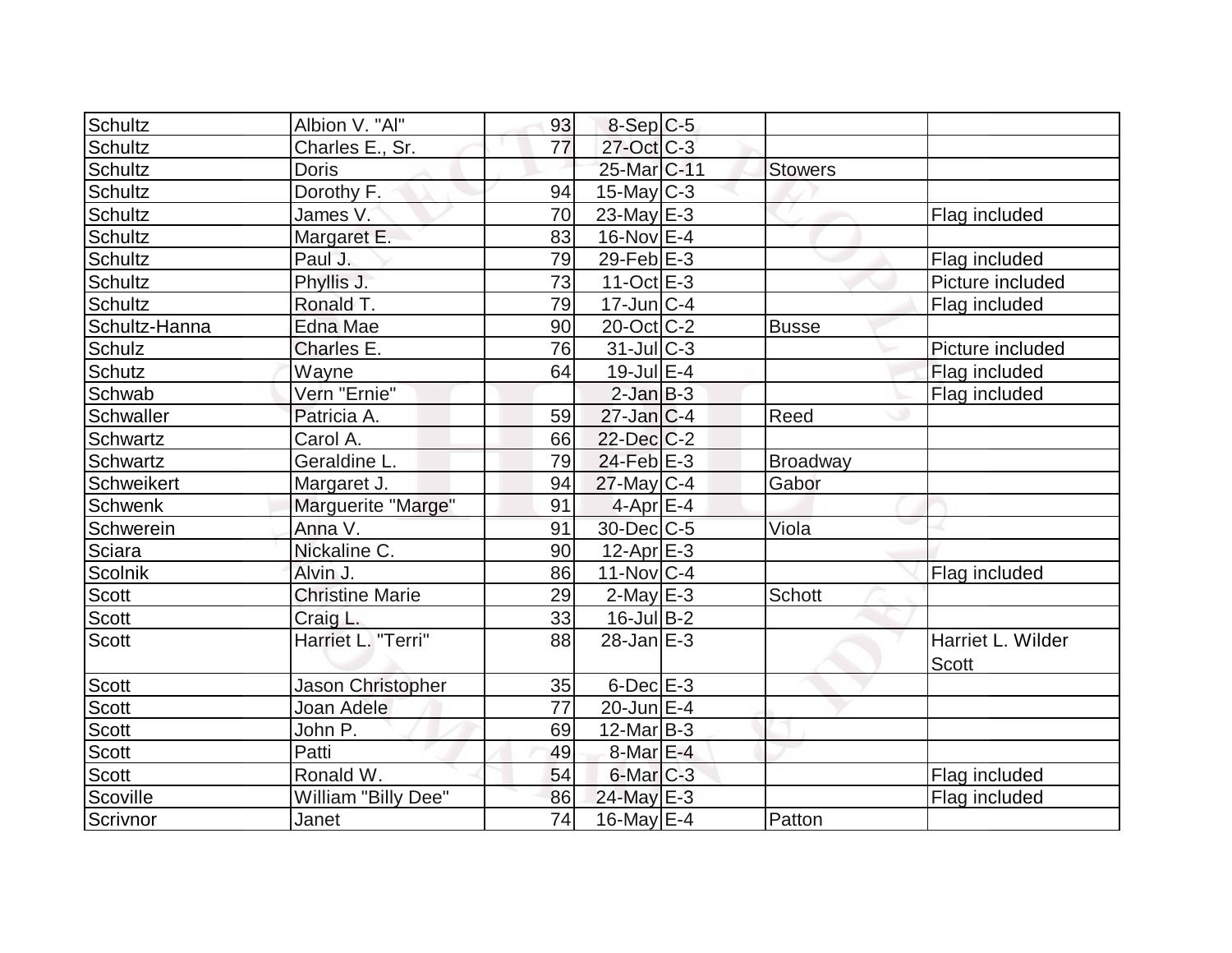| | | | | | | |
|---|---|---|---|---|---|---|
| Schultz | Albion V. "Al" | 93 | 8-Sep | C-5 | | |
| Schultz | Charles E., Sr. | 77 | 27-Oct | C-3 | | |
| Schultz | Doris | | 25-Mar | C-11 | Stowers | |
| Schultz | Dorothy F. | 94 | 15-May | C-3 | | |
| Schultz | James V. | 70 | 23-May | E-3 | | Flag included |
| Schultz | Margaret E. | 83 | 16-Nov | E-4 | | |
| Schultz | Paul J. | 79 | 29-Feb | E-3 | | Flag included |
| Schultz | Phyllis J. | 73 | 11-Oct | E-3 | | Picture included |
| Schultz | Ronald T. | 79 | 17-Jun | C-4 | | Flag included |
| Schultz-Hanna | Edna Mae | 90 | 20-Oct | C-2 | Busse | |
| Schulz | Charles E. | 76 | 31-Jul | C-3 | | Picture included |
| Schutz | Wayne | 64 | 19-Jul | E-4 | | Flag included |
| Schwab | Vern "Ernie" | | 2-Jan | B-3 | | Flag included |
| Schwaller | Patricia A. | 59 | 27-Jan | C-4 | Reed | |
| Schwartz | Carol A. | 66 | 22-Dec | C-2 | | |
| Schwartz | Geraldine L. | 79 | 24-Feb | E-3 | Broadway | |
| Schweikert | Margaret J. | 94 | 27-May | C-4 | Gabor | |
| Schwenk | Marguerite "Marge" | 91 | 4-Apr | E-4 | | |
| Schwerein | Anna V. | 91 | 30-Dec | C-5 | Viola | |
| Sciara | Nickaline C. | 90 | 12-Apr | E-3 | | |
| Scolnik | Alvin J. | 86 | 11-Nov | C-4 | | Flag included |
| Scott | Christine Marie | 29 | 2-May | E-3 | Schott | |
| Scott | Craig L. | 33 | 16-Jul | B-2 | | |
| Scott | Harriet L. "Terri" | 88 | 28-Jan | E-3 | | Harriet L. Wilder Scott |
| Scott | Jason Christopher | 35 | 6-Dec | E-3 | | |
| Scott | Joan Adele | 77 | 20-Jun | E-4 | | |
| Scott | John P. | 69 | 12-Mar | B-3 | | |
| Scott | Patti | 49 | 8-Mar | E-4 | | |
| Scott | Ronald W. | 54 | 6-Mar | C-3 | | Flag included |
| Scoville | William "Billy Dee" | 86 | 24-May | E-3 | | Flag included |
| Scrivnor | Janet | 74 | 16-May | E-4 | Patton | |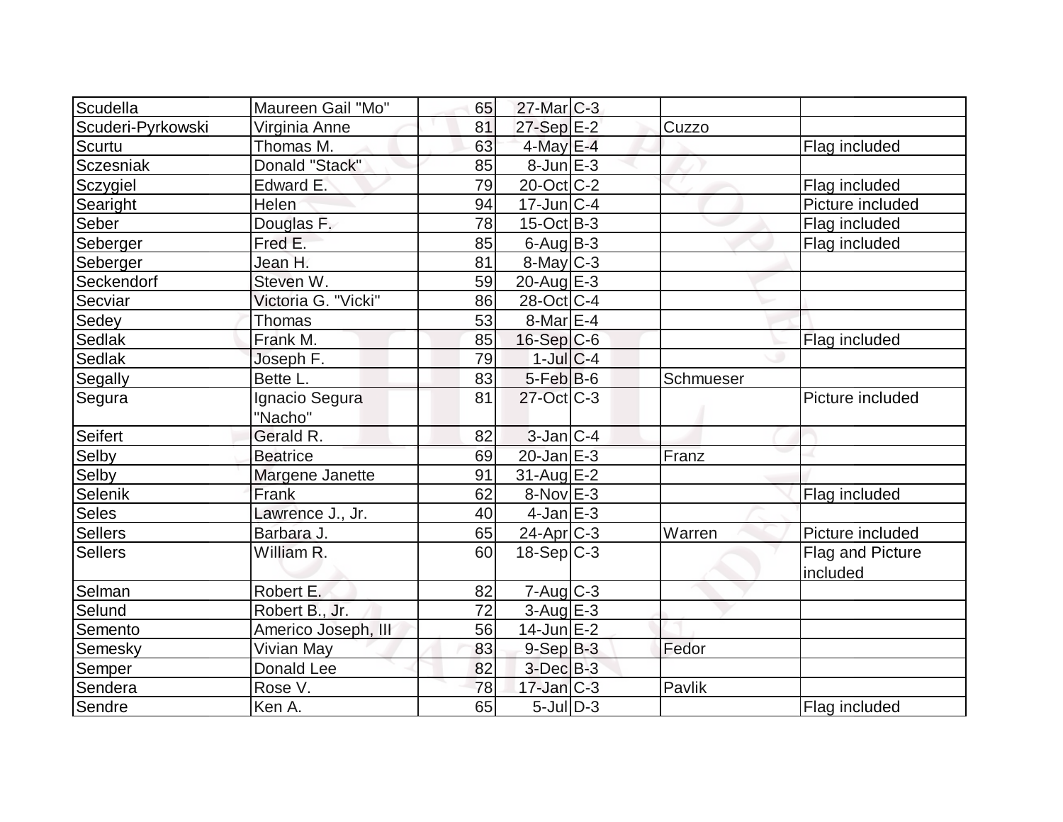| | | | | | | |
|---|---|---|---|---|---|---|
| Scudella | Maureen Gail "Mo" | 65 | 27-Mar | C-3 | | |
| Scuderi-Pyrkowski | Virginia Anne | 81 | 27-Sep | E-2 | Cuzzo | |
| Scurtu | Thomas M. | 63 | 4-May | E-4 | | Flag included |
| Sczesniak | Donald "Stack" | 85 | 8-Jun | E-3 | | |
| Sczygiel | Edward E. | 79 | 20-Oct | C-2 | | Flag included |
| Searight | Helen | 94 | 17-Jun | C-4 | | Picture included |
| Seber | Douglas F. | 78 | 15-Oct | B-3 | | Flag included |
| Seberger | Fred E. | 85 | 6-Aug | B-3 | | Flag included |
| Seberger | Jean H. | 81 | 8-May | C-3 | | |
| Seckendorf | Steven W. | 59 | 20-Aug | E-3 | | |
| Secviar | Victoria G. "Vicki" | 86 | 28-Oct | C-4 | | |
| Sedey | Thomas | 53 | 8-Mar | E-4 | | |
| Sedlak | Frank M. | 85 | 16-Sep | C-6 | | Flag included |
| Sedlak | Joseph F. | 79 | 1-Jul | C-4 | | |
| Segally | Bette L. | 83 | 5-Feb | B-6 | Schmueser | |
| Segura | Ignacio Segura "Nacho" | 81 | 27-Oct | C-3 | | Picture included |
| Seifert | Gerald R. | 82 | 3-Jan | C-4 | | |
| Selby | Beatrice | 69 | 20-Jan | E-3 | Franz | |
| Selby | Margene Janette | 91 | 31-Aug | E-2 | | |
| Selenik | Frank | 62 | 8-Nov | E-3 | | Flag included |
| Seles | Lawrence J., Jr. | 40 | 4-Jan | E-3 | | |
| Sellers | Barbara J. | 65 | 24-Apr | C-3 | Warren | Picture included |
| Sellers | William R. | 60 | 18-Sep | C-3 | | Flag and Picture included |
| Selman | Robert E. | 82 | 7-Aug | C-3 | | |
| Selund | Robert B., Jr. | 72 | 3-Aug | E-3 | | |
| Semento | Americo Joseph, III | 56 | 14-Jun | E-2 | | |
| Semesky | Vivian May | 83 | 9-Sep | B-3 | Fedor | |
| Semper | Donald Lee | 82 | 3-Dec | B-3 | | |
| Sendera | Rose V. | 78 | 17-Jan | C-3 | Pavlik | |
| Sendre | Ken A. | 65 | 5-Jul | D-3 | | Flag included |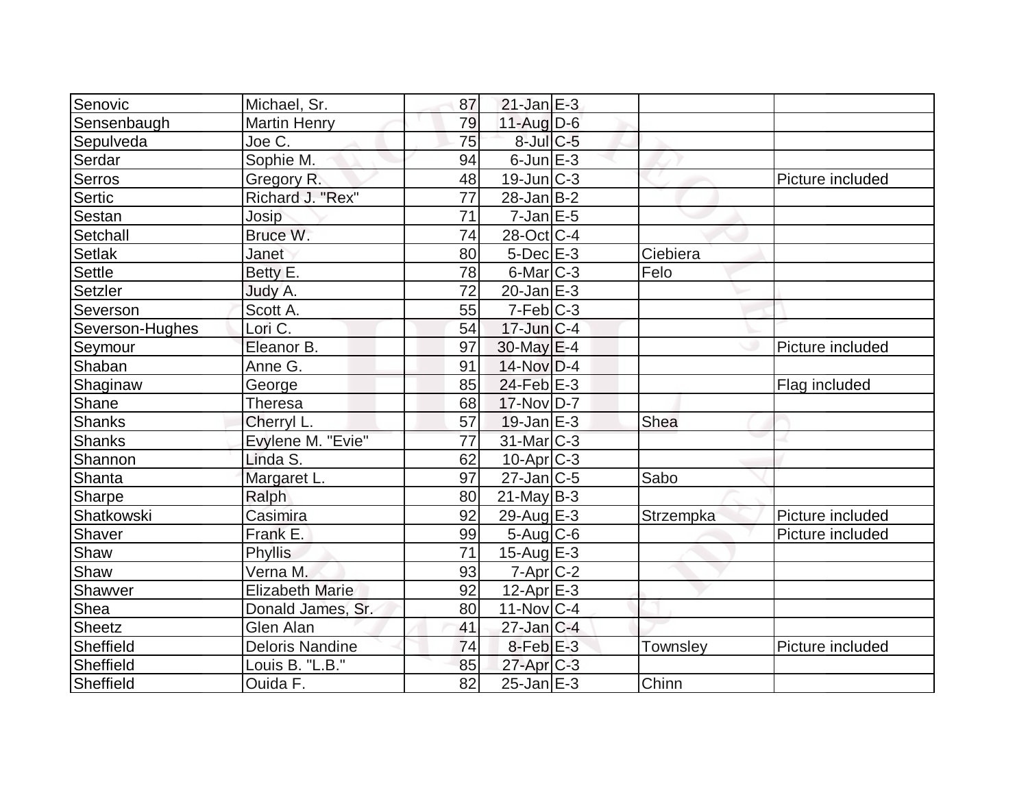| Senovic | Michael, Sr. | 87 | 21-Jan | E-3 | | |
|---|---|---|---|---|---|---|
| Sensenbaugh | Martin Henry | 79 | 11-Aug | D-6 | | |
| Sepulveda | Joe C. | 75 | 8-Jul | C-5 | | |
| Serdar | Sophie M. | 94 | 6-Jun | E-3 | | |
| Serros | Gregory R. | 48 | 19-Jun | C-3 | | Picture included |
| Sertic | Richard J. "Rex" | 77 | 28-Jan | B-2 | | |
| Sestan | Josip | 71 | 7-Jan | E-5 | | |
| Setchall | Bruce W. | 74 | 28-Oct | C-4 | | |
| Setlak | Janet | 80 | 5-Dec | E-3 | Ciebiera | |
| Settle | Betty E. | 78 | 6-Mar | C-3 | Felo | |
| Setzler | Judy A. | 72 | 20-Jan | E-3 | | |
| Severson | Scott A. | 55 | 7-Feb | C-3 | | |
| Severson-Hughes | Lori C. | 54 | 17-Jun | C-4 | | |
| Seymour | Eleanor B. | 97 | 30-May | E-4 | | Picture included |
| Shaban | Anne G. | 91 | 14-Nov | D-4 | | |
| Shaginaw | George | 85 | 24-Feb | E-3 | | Flag included |
| Shane | Theresa | 68 | 17-Nov | D-7 | | |
| Shanks | Cherryl L. | 57 | 19-Jan | E-3 | Shea | |
| Shanks | Evylene M. "Evie" | 77 | 31-Mar | C-3 | | |
| Shannon | Linda S. | 62 | 10-Apr | C-3 | | |
| Shanta | Margaret L. | 97 | 27-Jan | C-5 | Sabo | |
| Sharpe | Ralph | 80 | 21-May | B-3 | | |
| Shatkowski | Casimira | 92 | 29-Aug | E-3 | Strzempka | Picture included |
| Shaver | Frank E. | 99 | 5-Aug | C-6 | | Picture included |
| Shaw | Phyllis | 71 | 15-Aug | E-3 | | |
| Shaw | Verna M. | 93 | 7-Apr | C-2 | | |
| Shawver | Elizabeth Marie | 92 | 12-Apr | E-3 | | |
| Shea | Donald James, Sr. | 80 | 11-Nov | C-4 | | |
| Sheetz | Glen Alan | 41 | 27-Jan | C-4 | | |
| Sheffield | Deloris Nandine | 74 | 8-Feb | E-3 | Townsley | Picture included |
| Sheffield | Louis B. "L.B." | 85 | 27-Apr | C-3 | | |
| Sheffield | Ouida F. | 82 | 25-Jan | E-3 | Chinn | |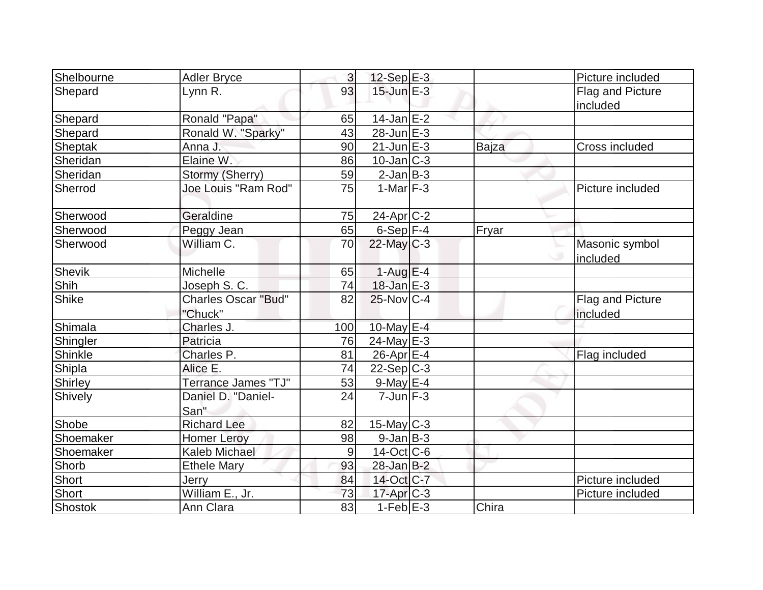| | | | | | | |
|---|---|---|---|---|---|---|
| Shelbourne | Adler Bryce | 3 | 12-Sep | E-3 | | Picture included |
| Shepard | Lynn R. | 93 | 15-Jun | E-3 | | Flag and Picture included |
| Shepard | Ronald "Papa" | 65 | 14-Jan | E-2 | | |
| Shepard | Ronald W. "Sparky" | 43 | 28-Jun | E-3 | | |
| Sheptak | Anna J. | 90 | 21-Jun | E-3 | Bajza | Cross included |
| Sheridan | Elaine W. | 86 | 10-Jan | C-3 | | |
| Sheridan | Stormy (Sherry) | 59 | 2-Jan | B-3 | | |
| Sherrod | Joe Louis "Ram Rod" | 75 | 1-Mar | F-3 | | Picture included |
| Sherwood | Geraldine | 75 | 24-Apr | C-2 | | |
| Sherwood | Peggy Jean | 65 | 6-Sep | F-4 | Fryar | |
| Sherwood | William C. | 70 | 22-May | C-3 | | Masonic symbol included |
| Shevik | Michelle | 65 | 1-Aug | E-4 | | |
| Shih | Joseph S. C. | 74 | 18-Jan | E-3 | | |
| Shike | Charles Oscar "Bud" "Chuck" | 82 | 25-Nov | C-4 | | Flag and Picture included |
| Shimala | Charles J. | 100 | 10-May | E-4 | | |
| Shingler | Patricia | 76 | 24-May | E-3 | | |
| Shinkle | Charles P. | 81 | 26-Apr | E-4 | | Flag included |
| Shipla | Alice E. | 74 | 22-Sep | C-3 | | |
| Shirley | Terrance James "TJ" | 53 | 9-May | E-4 | | |
| Shively | Daniel D. "Daniel-San" | 24 | 7-Jun | F-3 | | |
| Shobe | Richard Lee | 82 | 15-May | C-3 | | |
| Shoemaker | Homer Leroy | 98 | 9-Jan | B-3 | | |
| Shoemaker | Kaleb Michael | 9 | 14-Oct | C-6 | | |
| Shorb | Ethele Mary | 93 | 28-Jan | B-2 | | |
| Short | Jerry | 84 | 14-Oct | C-7 | | Picture included |
| Short | William E., Jr. | 73 | 17-Apr | C-3 | | Picture included |
| Shostok | Ann Clara | 83 | 1-Feb | E-3 | Chira | |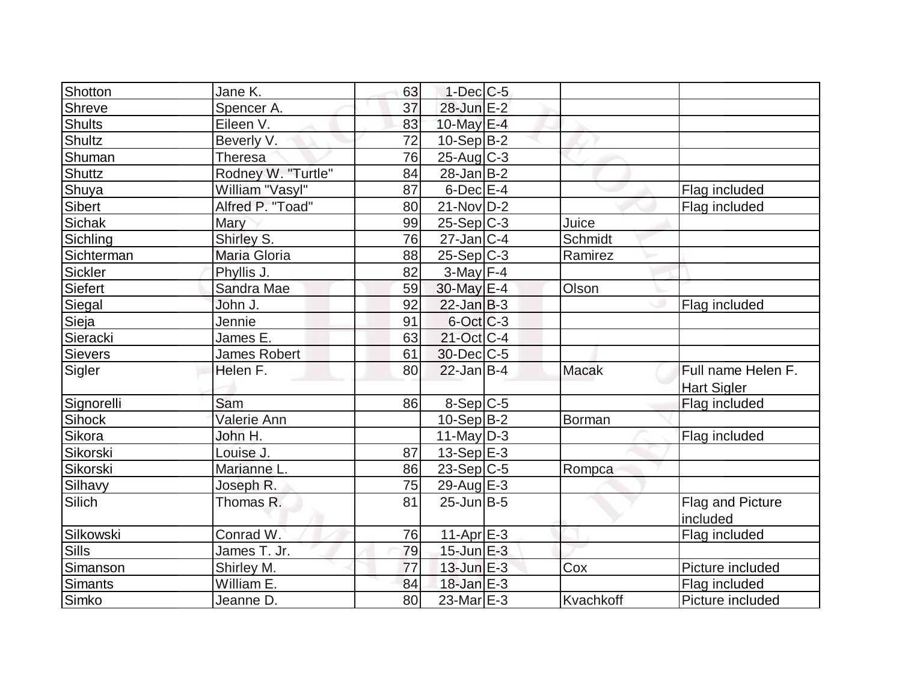| | | | | | | |
|---|---|---|---|---|---|---|
| Shotton | Jane K. | 63 | 1-Dec | C-5 | | |
| Shreve | Spencer A. | 37 | 28-Jun | E-2 | | |
| Shults | Eileen V. | 83 | 10-May | E-4 | | |
| Shultz | Beverly V. | 72 | 10-Sep | B-2 | | |
| Shuman | Theresa | 76 | 25-Aug | C-3 | | |
| Shuttz | Rodney W. "Turtle" | 84 | 28-Jan | B-2 | | |
| Shuya | William "Vasyl" | 87 | 6-Dec | E-4 | | Flag included |
| Sibert | Alfred P. "Toad" | 80 | 21-Nov | D-2 | | Flag included |
| Sichak | Mary | 99 | 25-Sep | C-3 | Juice | |
| Sichling | Shirley S. | 76 | 27-Jan | C-4 | Schmidt | |
| Sichterman | Maria Gloria | 88 | 25-Sep | C-3 | Ramirez | |
| Sickler | Phyllis J. | 82 | 3-May | F-4 | | |
| Siefert | Sandra Mae | 59 | 30-May | E-4 | Olson | |
| Siegal | John J. | 92 | 22-Jan | B-3 | | Flag included |
| Sieja | Jennie | 91 | 6-Oct | C-3 | | |
| Sieracki | James E. | 63 | 21-Oct | C-4 | | |
| Sievers | James Robert | 61 | 30-Dec | C-5 | | |
| Sigler | Helen F. | 80 | 22-Jan | B-4 | Macak | Full name Helen F. Hart Sigler |
| Signorelli | Sam | 86 | 8-Sep | C-5 | | Flag included |
| Sihock | Valerie Ann | | 10-Sep | B-2 | Borman | |
| Sikora | John H. | | 11-May | D-3 | | Flag included |
| Sikorski | Louise J. | 87 | 13-Sep | E-3 | | |
| Sikorski | Marianne L. | 86 | 23-Sep | C-5 | Rompca | |
| Silhavy | Joseph R. | 75 | 29-Aug | E-3 | | |
| Silich | Thomas R. | 81 | 25-Jun | B-5 | | Flag and Picture included |
| Silkowski | Conrad W. | 76 | 11-Apr | E-3 | | Flag included |
| Sills | James T. Jr. | 79 | 15-Jun | E-3 | | |
| Simanson | Shirley M. | 77 | 13-Jun | E-3 | Cox | Picture included |
| Simants | William E. | 84 | 18-Jan | E-3 | | Flag included |
| Simko | Jeanne D. | 80 | 23-Mar | E-3 | Kvachkoff | Picture included |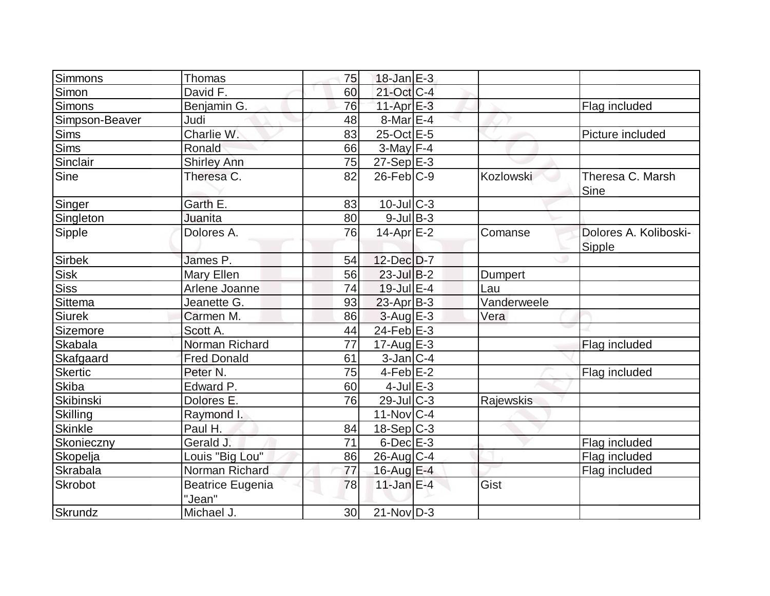| | | | | | | |
|---|---|---|---|---|---|---|
| Simmons | Thomas | 75 | 18-Jan | E-3 | | |
| Simon | David F. | 60 | 21-Oct | C-4 | | |
| Simons | Benjamin G. | 76 | 11-Apr | E-3 | | Flag included |
| Simpson-Beaver | Judi | 48 | 8-Mar | E-4 | | |
| Sims | Charlie W. | 83 | 25-Oct | E-5 | | Picture included |
| Sims | Ronald | 66 | 3-May | F-4 | | |
| Sinclair | Shirley Ann | 75 | 27-Sep | E-3 | | |
| Sine | Theresa C. | 82 | 26-Feb | C-9 | Kozlowski | Theresa C. Marsh Sine |
| Singer | Garth E. | 83 | 10-Jul | C-3 | | |
| Singleton | Juanita | 80 | 9-Jul | B-3 | | |
| Sipple | Dolores A. | 76 | 14-Apr | E-2 | Comanse | Dolores A. Koliboski-Sipple |
| Sirbek | James P. | 54 | 12-Dec | D-7 | | |
| Sisk | Mary Ellen | 56 | 23-Jul | B-2 | Dumpert | |
| Siss | Arlene Joanne | 74 | 19-Jul | E-4 | Lau | |
| Sittema | Jeanette G. | 93 | 23-Apr | B-3 | Vanderweele | |
| Siurek | Carmen M. | 86 | 3-Aug | E-3 | Vera | |
| Sizemore | Scott A. | 44 | 24-Feb | E-3 | | |
| Skabala | Norman Richard | 77 | 17-Aug | E-3 | | Flag included |
| Skafgaard | Fred Donald | 61 | 3-Jan | C-4 | | |
| Skertic | Peter N. | 75 | 4-Feb | E-2 | | Flag included |
| Skiba | Edward P. | 60 | 4-Jul | E-3 | | |
| Skibinski | Dolores E. | 76 | 29-Jul | C-3 | Rajewskis | |
| Skilling | Raymond I. | | 11-Nov | C-4 | | |
| Skinkle | Paul H. | 84 | 18-Sep | C-3 | | |
| Skonieczny | Gerald J. | 71 | 6-Dec | E-3 | | Flag included |
| Skopelja | Louis "Big Lou" | 86 | 26-Aug | C-4 | | Flag included |
| Skrabala | Norman Richard | 77 | 16-Aug | E-4 | | Flag included |
| Skrobot | Beatrice Eugenia "Jean" | 78 | 11-Jan | E-4 | Gist | |
| Skrundz | Michael J. | 30 | 21-Nov | D-3 | | |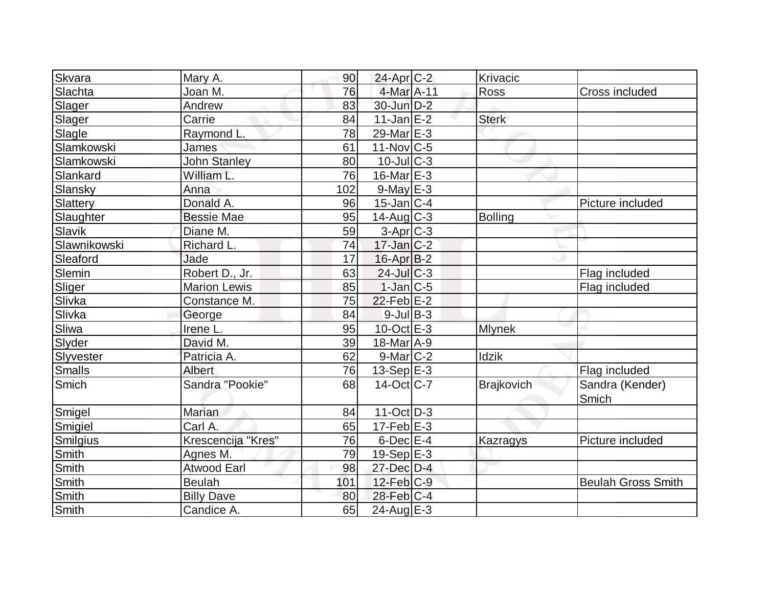| | | | | | | |
|---|---|---|---|---|---|---|
| Skvara | Mary A. | 90 | 24-Apr | C-2 | Krivacic | |
| Slachta | Joan M. | 76 | 4-Mar | A-11 | Ross | Cross included |
| Slager | Andrew | 83 | 30-Jun | D-2 | | |
| Slager | Carrie | 84 | 11-Jan | E-2 | Sterk | |
| Slagle | Raymond L. | 78 | 29-Mar | E-3 | | |
| Slamkowski | James | 61 | 11-Nov | C-5 | | |
| Slamkowski | John Stanley | 80 | 10-Jul | C-3 | | |
| Slankard | William L. | 76 | 16-Mar | E-3 | | |
| Slansky | Anna | 102 | 9-May | E-3 | | |
| Slattery | Donald A. | 96 | 15-Jan | C-4 | | Picture included |
| Slaughter | Bessie Mae | 95 | 14-Aug | C-3 | Bolling | |
| Slavik | Diane M. | 59 | 3-Apr | C-3 | | |
| Slawnikowski | Richard L. | 74 | 17-Jan | C-2 | | |
| Sleaford | Jade | 17 | 16-Apr | B-2 | | |
| Slemin | Robert D., Jr. | 63 | 24-Jul | C-3 | | Flag included |
| Sliger | Marion Lewis | 85 | 1-Jan | C-5 | | Flag included |
| Slivka | Constance M. | 75 | 22-Feb | E-2 | | |
| Slivka | George | 84 | 9-Jul | B-3 | | |
| Sliwa | Irene L. | 95 | 10-Oct | E-3 | Mlynek | |
| Slyder | David M. | 39 | 18-Mar | A-9 | | |
| Slyvester | Patricia A. | 62 | 9-Mar | C-2 | Idzik | |
| Smalls | Albert | 76 | 13-Sep | E-3 | | Flag included |
| Smich | Sandra "Pookie" | 68 | 14-Oct | C-7 | Brajkovich | Sandra (Kender) Smich |
| Smigel | Marian | 84 | 11-Oct | D-3 | | |
| Smigiel | Carl A. | 65 | 17-Feb | E-3 | | |
| Smilgius | Krescencija "Kres" | 76 | 6-Dec | E-4 | Kazragys | Picture included |
| Smith | Agnes M. | 79 | 19-Sep | E-3 | | |
| Smith | Atwood Earl | 98 | 27-Dec | D-4 | | |
| Smith | Beulah | 101 | 12-Feb | C-9 | | Beulah Gross Smith |
| Smith | Billy Dave | 80 | 28-Feb | C-4 | | |
| Smith | Candice A. | 65 | 24-Aug | E-3 | | |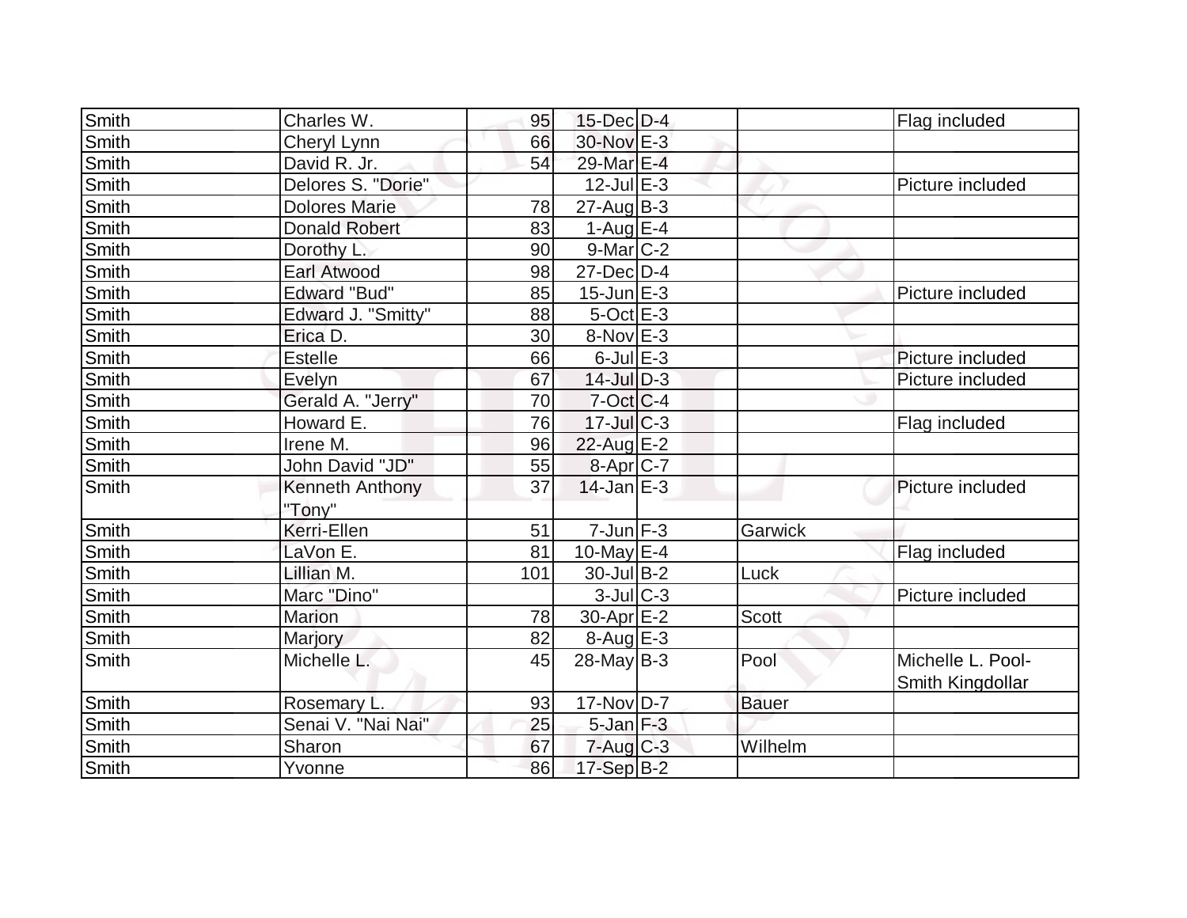| | | | | | | |
|---|---|---|---|---|---|---|
| Smith | Charles W. | 95 | 15-Dec | D-4 | | Flag included |
| Smith | Cheryl Lynn | 66 | 30-Nov | E-3 | | |
| Smith | David R. Jr. | 54 | 29-Mar | E-4 | | |
| Smith | Delores S. "Dorie" | | 12-Jul | E-3 | | Picture included |
| Smith | Dolores Marie | 78 | 27-Aug | B-3 | | |
| Smith | Donald Robert | 83 | 1-Aug | E-4 | | |
| Smith | Dorothy L. | 90 | 9-Mar | C-2 | | |
| Smith | Earl Atwood | 98 | 27-Dec | D-4 | | |
| Smith | Edward "Bud" | 85 | 15-Jun | E-3 | | Picture included |
| Smith | Edward J. "Smitty" | 88 | 5-Oct | E-3 | | |
| Smith | Erica D. | 30 | 8-Nov | E-3 | | |
| Smith | Estelle | 66 | 6-Jul | E-3 | | Picture included |
| Smith | Evelyn | 67 | 14-Jul | D-3 | | Picture included |
| Smith | Gerald A. "Jerry" | 70 | 7-Oct | C-4 | | |
| Smith | Howard E. | 76 | 17-Jul | C-3 | | Flag included |
| Smith | Irene M. | 96 | 22-Aug | E-2 | | |
| Smith | John David "JD" | 55 | 8-Apr | C-7 | | |
| Smith | Kenneth Anthony "Tony" | 37 | 14-Jan | E-3 | | Picture included |
| Smith | Kerri-Ellen | 51 | 7-Jun | F-3 | Garwick | |
| Smith | LaVon E. | 81 | 10-May | E-4 | | Flag included |
| Smith | Lillian M. | 101 | 30-Jul | B-2 | Luck | |
| Smith | Marc "Dino" | | 3-Jul | C-3 | | Picture included |
| Smith | Marion | 78 | 30-Apr | E-2 | Scott | |
| Smith | Marjory | 82 | 8-Aug | E-3 | | |
| Smith | Michelle L. | 45 | 28-May | B-3 | Pool | Michelle L. Pool-Smith Kingdollar |
| Smith | Rosemary L. | 93 | 17-Nov | D-7 | Bauer | |
| Smith | Senai V. "Nai Nai" | 25 | 5-Jan | F-3 | | |
| Smith | Sharon | 67 | 7-Aug | C-3 | Wilhelm | |
| Smith | Yvonne | 86 | 17-Sep | B-2 | | |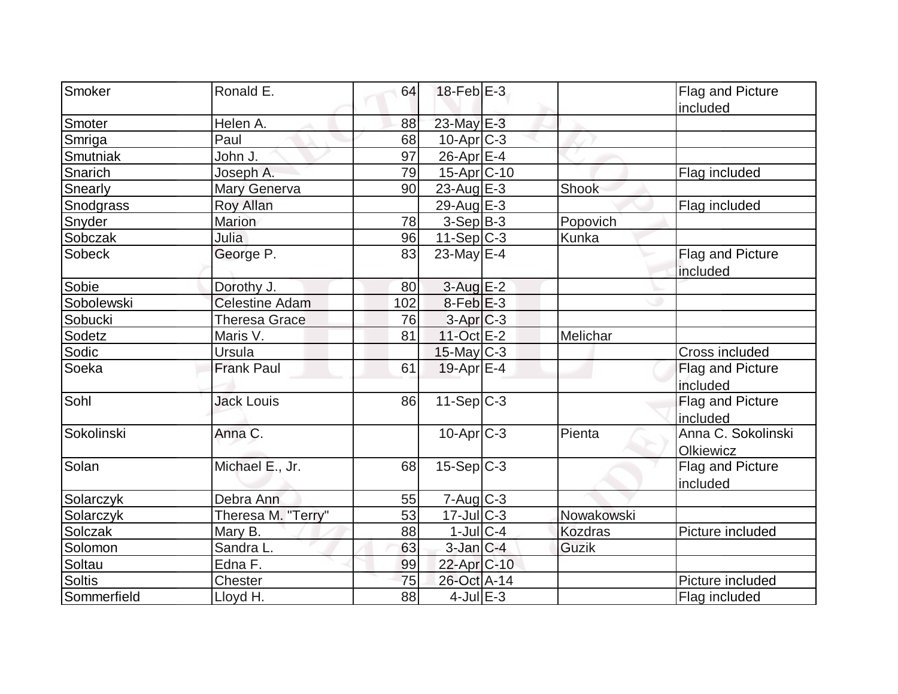| Smoker | Ronald E. | 64 | 18-Feb | E-3 | | Flag and Picture included |
|---|---|---|---|---|---|---|
| Smoter | Helen A. | 88 | 23-May | E-3 | | |
| Smriga | Paul | 68 | 10-Apr | C-3 | | |
| Smutniak | John J. | 97 | 26-Apr | E-4 | | |
| Snarich | Joseph A. | 79 | 15-Apr | C-10 | | Flag included |
| Snearly | Mary Generva | 90 | 23-Aug | E-3 | Shook | |
| Snodgrass | Roy Allan | | 29-Aug | E-3 | | Flag included |
| Snyder | Marion | 78 | 3-Sep | B-3 | Popovich | |
| Sobczak | Julia | 96 | 11-Sep | C-3 | Kunka | |
| Sobeck | George P. | 83 | 23-May | E-4 | | Flag and Picture included |
| Sobie | Dorothy J. | 80 | 3-Aug | E-2 | | |
| Sobolewski | Celestine Adam | 102 | 8-Feb | E-3 | | |
| Sobucki | Theresa Grace | 76 | 3-Apr | C-3 | | |
| Sodetz | Maris V. | 81 | 11-Oct | E-2 | Melichar | |
| Sodic | Ursula | | 15-May | C-3 | | Cross included |
| Soeka | Frank Paul | 61 | 19-Apr | E-4 | | Flag and Picture included |
| Sohl | Jack Louis | 86 | 11-Sep | C-3 | | Flag and Picture included |
| Sokolinski | Anna C. | | 10-Apr | C-3 | Pienta | Anna C. Sokolinski Olkiewicz |
| Solan | Michael E., Jr. | 68 | 15-Sep | C-3 | | Flag and Picture included |
| Solarczyk | Debra Ann | 55 | 7-Aug | C-3 | | |
| Solarczyk | Theresa M. "Terry" | 53 | 17-Jul | C-3 | Nowakowski | |
| Solczak | Mary B. | 88 | 1-Jul | C-4 | Kozdras | Picture included |
| Solomon | Sandra L. | 63 | 3-Jan | C-4 | Guzik | |
| Soltau | Edna F. | 99 | 22-Apr | C-10 | | |
| Soltis | Chester | 75 | 26-Oct | A-14 | | Picture included |
| Sommerfield | Lloyd H. | 88 | 4-Jul | E-3 | | Flag included |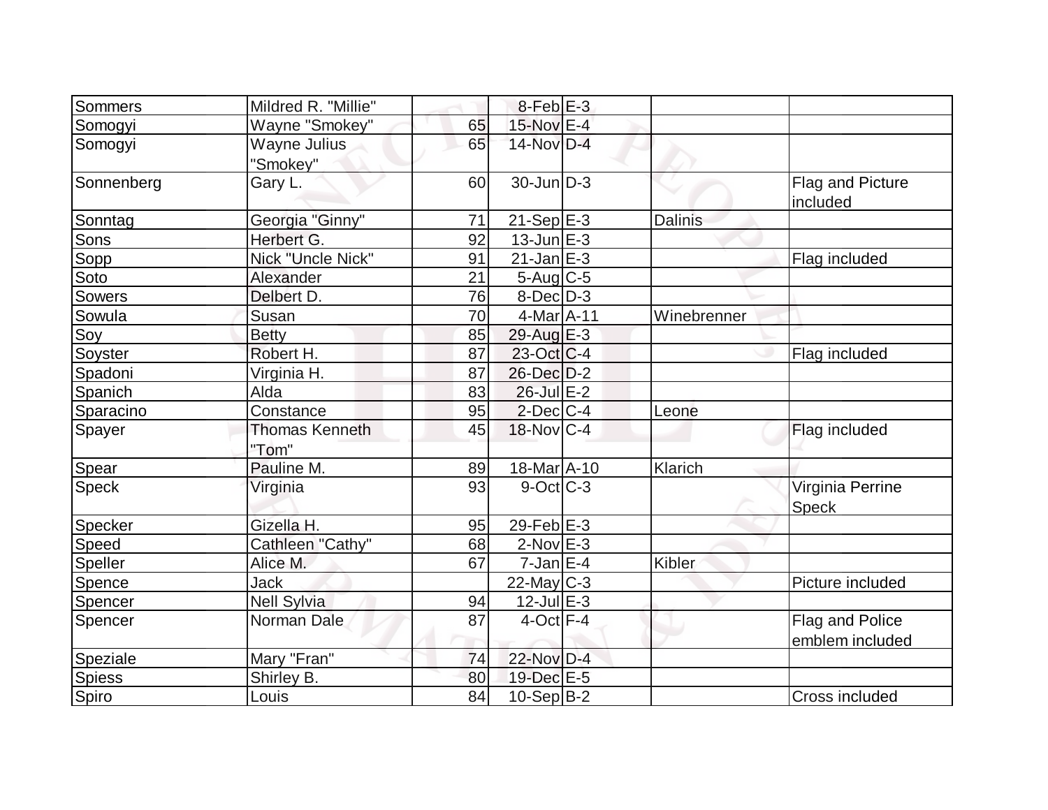| Sommers | Mildred R. "Millie" | | 8-Feb | E-3 | | |
|---|---|---|---|---|---|---|
| Somogyi | Wayne "Smokey" | 65 | 15-Nov | E-4 | | |
| Somogyi | Wayne Julius "Smokey" | 65 | 14-Nov | D-4 | | |
| Sonnenberg | Gary L. | 60 | 30-Jun | D-3 | | Flag and Picture included |
| Sonntag | Georgia "Ginny" | 71 | 21-Sep | E-3 | Dalinis | |
| Sons | Herbert G. | 92 | 13-Jun | E-3 | | |
| Sopp | Nick "Uncle Nick" | 91 | 21-Jan | E-3 | | Flag included |
| Soto | Alexander | 21 | 5-Aug | C-5 | | |
| Sowers | Delbert D. | 76 | 8-Dec | D-3 | | |
| Sowula | Susan | 70 | 4-Mar | A-11 | Winebrenner | |
| Soy | Betty | 85 | 29-Aug | E-3 | | |
| Soyster | Robert H. | 87 | 23-Oct | C-4 | | Flag included |
| Spadoni | Virginia H. | 87 | 26-Dec | D-2 | | |
| Spanich | Alda | 83 | 26-Jul | E-2 | | |
| Sparacino | Constance | 95 | 2-Dec | C-4 | Leone | |
| Spayer | Thomas Kenneth "Tom" | 45 | 18-Nov | C-4 | | Flag included |
| Spear | Pauline M. | 89 | 18-Mar | A-10 | Klarich | |
| Speck | Virginia | 93 | 9-Oct | C-3 | | Virginia Perrine Speck |
| Specker | Gizella H. | 95 | 29-Feb | E-3 | | |
| Speed | Cathleen "Cathy" | 68 | 2-Nov | E-3 | | |
| Speller | Alice M. | 67 | 7-Jan | E-4 | Kibler | |
| Spence | Jack | | 22-May | C-3 | | Picture included |
| Spencer | Nell Sylvia | 94 | 12-Jul | E-3 | | |
| Spencer | Norman Dale | 87 | 4-Oct | F-4 | | Flag and Police emblem included |
| Speziale | Mary "Fran" | 74 | 22-Nov | D-4 | | |
| Spiess | Shirley B. | 80 | 19-Dec | E-5 | | |
| Spiro | Louis | 84 | 10-Sep | B-2 | | Cross included |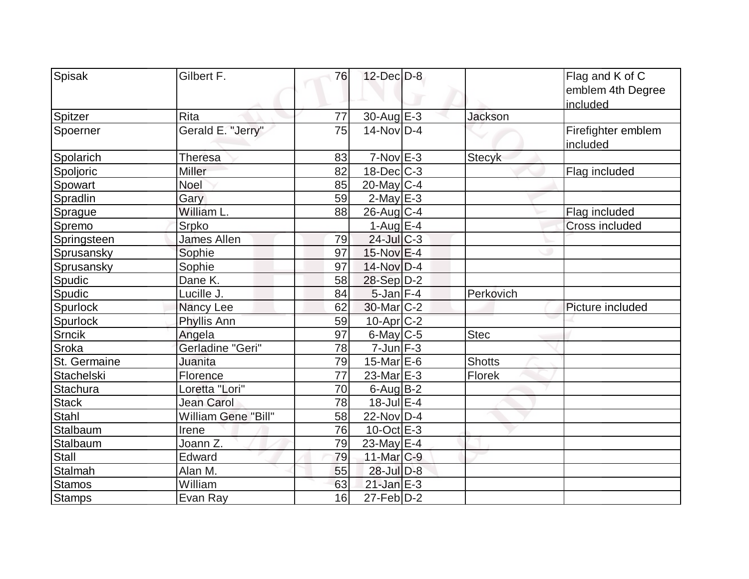| Spisak | Gilbert F. | 76 | 12-Dec | D-8 | | Flag and K of C emblem 4th Degree included |
|---|---|---|---|---|---|---|
| Spitzer | Rita | 77 | 30-Aug | E-3 | Jackson | |
| Spoerner | Gerald E. "Jerry" | 75 | 14-Nov | D-4 | | Firefighter emblem included |
| Spolarich | Theresa | 83 | 7-Nov | E-3 | Stecyk | |
| Spoljoric | Miller | 82 | 18-Dec | C-3 | | Flag included |
| Spowart | Noel | 85 | 20-May | C-4 | | |
| Spradlin | Gary | 59 | 2-May | E-3 | | |
| Sprague | William L. | 88 | 26-Aug | C-4 | | Flag included |
| Spremo | Srpko | | 1-Aug | E-4 | | Cross included |
| Springsteen | James Allen | 79 | 24-Jul | C-3 | | |
| Sprusansky | Sophie | 97 | 15-Nov | E-4 | | |
| Sprusansky | Sophie | 97 | 14-Nov | D-4 | | |
| Spudic | Dane K. | 58 | 28-Sep | D-2 | | |
| Spudic | Lucille J. | 84 | 5-Jan | F-4 | Perkovich | |
| Spurlock | Nancy Lee | 62 | 30-Mar | C-2 | | Picture included |
| Spurlock | Phyllis Ann | 59 | 10-Apr | C-2 | | |
| Srncik | Angela | 97 | 6-May | C-5 | Stec | |
| Sroka | Gerladine "Geri" | 78 | 7-Jun | F-3 | | |
| St. Germaine | Juanita | 79 | 15-Mar | E-6 | Shotts | |
| Stachelski | Florence | 77 | 23-Mar | E-3 | Florek | |
| Stachura | Loretta "Lori" | 70 | 6-Aug | B-2 | | |
| Stack | Jean Carol | 78 | 18-Jul | E-4 | | |
| Stahl | William Gene "Bill" | 58 | 22-Nov | D-4 | | |
| Stalbaum | Irene | 76 | 10-Oct | E-3 | | |
| Stalbaum | Joann Z. | 79 | 23-May | E-4 | | |
| Stall | Edward | 79 | 11-Mar | C-9 | | |
| Stalmah | Alan M. | 55 | 28-Jul | D-8 | | |
| Stamos | William | 63 | 21-Jan | E-3 | | |
| Stamps | Evan Ray | 16 | 27-Feb | D-2 | | |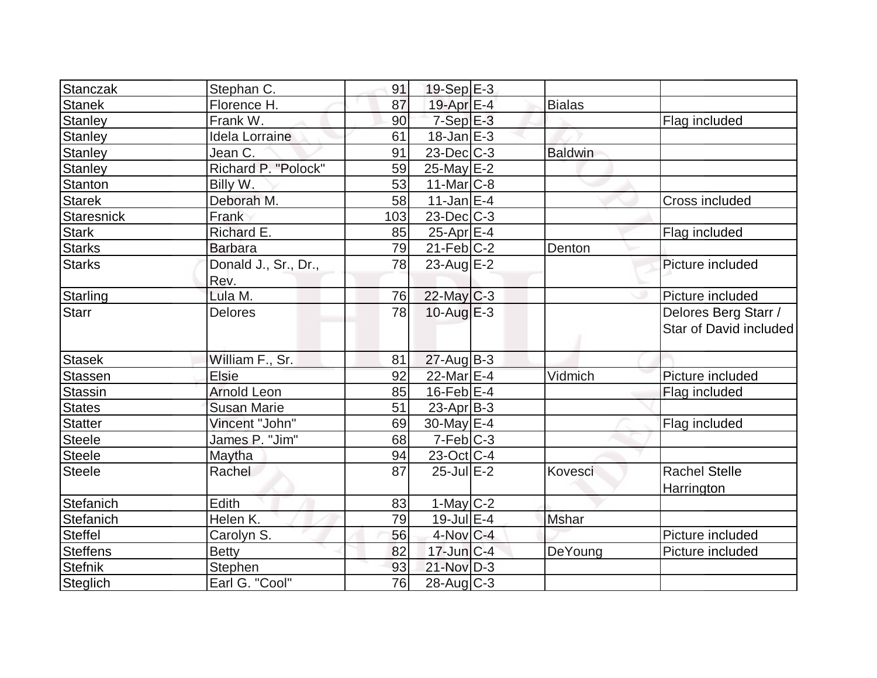| Stanczak | Stephan C. | 91 | 19-Sep | E-3 | | |
|---|---|---|---|---|---|---|
| Stanek | Florence H. | 87 | 19-Apr | E-4 | Bialas | |
| Stanley | Frank W. | 90 | 7-Sep | E-3 | | Flag included |
| Stanley | Idela Lorraine | 61 | 18-Jan | E-3 | | |
| Stanley | Jean C. | 91 | 23-Dec | C-3 | Baldwin | |
| Stanley | Richard P. "Polock" | 59 | 25-May | E-2 | | |
| Stanton | Billy W. | 53 | 11-Mar | C-8 | | |
| Starek | Deborah M. | 58 | 11-Jan | E-4 | | Cross included |
| Staresnick | Frank | 103 | 23-Dec | C-3 | | |
| Stark | Richard E. | 85 | 25-Apr | E-4 | | Flag included |
| Starks | Barbara | 79 | 21-Feb | C-2 | Denton | |
| Starks | Donald J., Sr., Dr., Rev. | 78 | 23-Aug | E-2 | | Picture included |
| Starling | Lula M. | 76 | 22-May | C-3 | | Picture included |
| Starr | Delores | 78 | 10-Aug | E-3 | | Delores Berg Starr / Star of David included |
| Stasek | William F., Sr. | 81 | 27-Aug | B-3 | | |
| Stassen | Elsie | 92 | 22-Mar | E-4 | Vidmich | Picture included |
| Stassin | Arnold Leon | 85 | 16-Feb | E-4 | | Flag included |
| States | Susan Marie | 51 | 23-Apr | B-3 | | |
| Statter | Vincent "John" | 69 | 30-May | E-4 | | Flag included |
| Steele | James P. "Jim" | 68 | 7-Feb | C-3 | | |
| Steele | Maytha | 94 | 23-Oct | C-4 | | |
| Steele | Rachel | 87 | 25-Jul | E-2 | Kovesci | Rachel Stelle Harrington |
| Stefanich | Edith | 83 | 1-May | C-2 | | |
| Stefanich | Helen K. | 79 | 19-Jul | E-4 | Mshar | |
| Steffel | Carolyn S. | 56 | 4-Nov | C-4 | | Picture included |
| Steffens | Betty | 82 | 17-Jun | C-4 | DeYoung | Picture included |
| Stefnik | Stephen | 93 | 21-Nov | D-3 | | |
| Steglich | Earl G. "Cool" | 76 | 28-Aug | C-3 | | |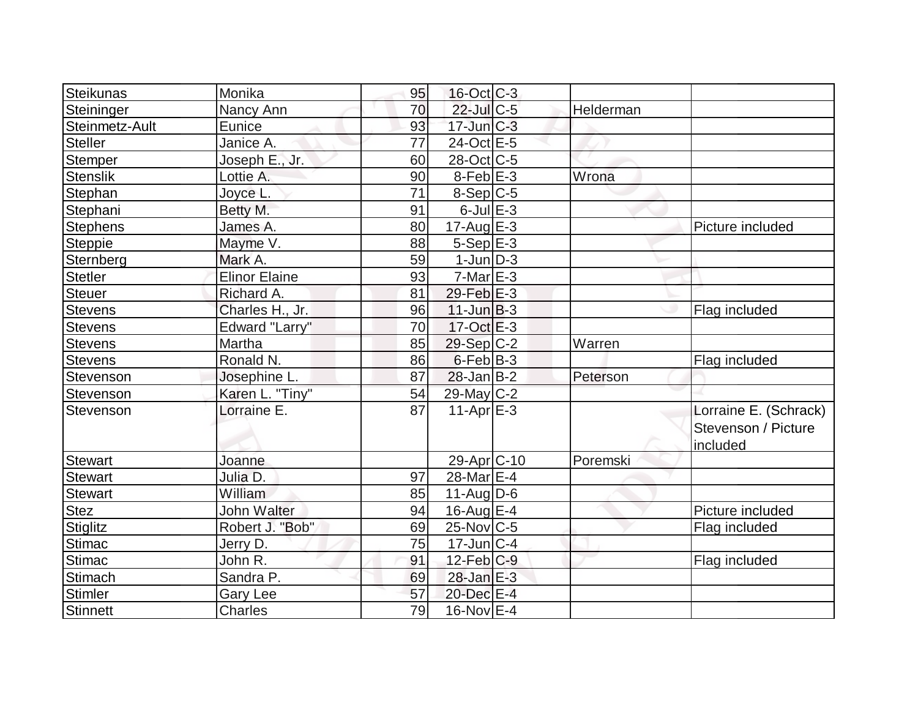| | | | | | | |
|---|---|---|---|---|---|---|
| Steikunas | Monika | 95 | 16-Oct | C-3 | | |
| Steininger | Nancy Ann | 70 | 22-Jul | C-5 | Helderman | |
| Steinmetz-Ault | Eunice | 93 | 17-Jun | C-3 | | |
| Steller | Janice A. | 77 | 24-Oct | E-5 | | |
| Stemper | Joseph E., Jr. | 60 | 28-Oct | C-5 | | |
| Stenslik | Lottie A. | 90 | 8-Feb | E-3 | Wrona | |
| Stephan | Joyce L. | 71 | 8-Sep | C-5 | | |
| Stephani | Betty M. | 91 | 6-Jul | E-3 | | |
| Stephens | James A. | 80 | 17-Aug | E-3 | | Picture included |
| Steppie | Mayme V. | 88 | 5-Sep | E-3 | | |
| Sternberg | Mark A. | 59 | 1-Jun | D-3 | | |
| Stetler | Elinor Elaine | 93 | 7-Mar | E-3 | | |
| Steuer | Richard A. | 81 | 29-Feb | E-3 | | |
| Stevens | Charles H., Jr. | 96 | 11-Jun | B-3 | | Flag included |
| Stevens | Edward "Larry" | 70 | 17-Oct | E-3 | | |
| Stevens | Martha | 85 | 29-Sep | C-2 | Warren | |
| Stevens | Ronald N. | 86 | 6-Feb | B-3 | | Flag included |
| Stevenson | Josephine L. | 87 | 28-Jan | B-2 | Peterson | |
| Stevenson | Karen L. "Tiny" | 54 | 29-May | C-2 | | |
| Stevenson | Lorraine E. | 87 | 11-Apr | E-3 | | Lorraine E. (Schrack) Stevenson / Picture included |
| Stewart | Joanne | | 29-Apr | C-10 | Poremski | |
| Stewart | Julia D. | 97 | 28-Mar | E-4 | | |
| Stewart | William | 85 | 11-Aug | D-6 | | |
| Stez | John Walter | 94 | 16-Aug | E-4 | | Picture included |
| Stiglitz | Robert J. "Bob" | 69 | 25-Nov | C-5 | | Flag included |
| Stimac | Jerry D. | 75 | 17-Jun | C-4 | | |
| Stimac | John R. | 91 | 12-Feb | C-9 | | Flag included |
| Stimach | Sandra P. | 69 | 28-Jan | E-3 | | |
| Stimler | Gary Lee | 57 | 20-Dec | E-4 | | |
| Stinnett | Charles | 79 | 16-Nov | E-4 | | |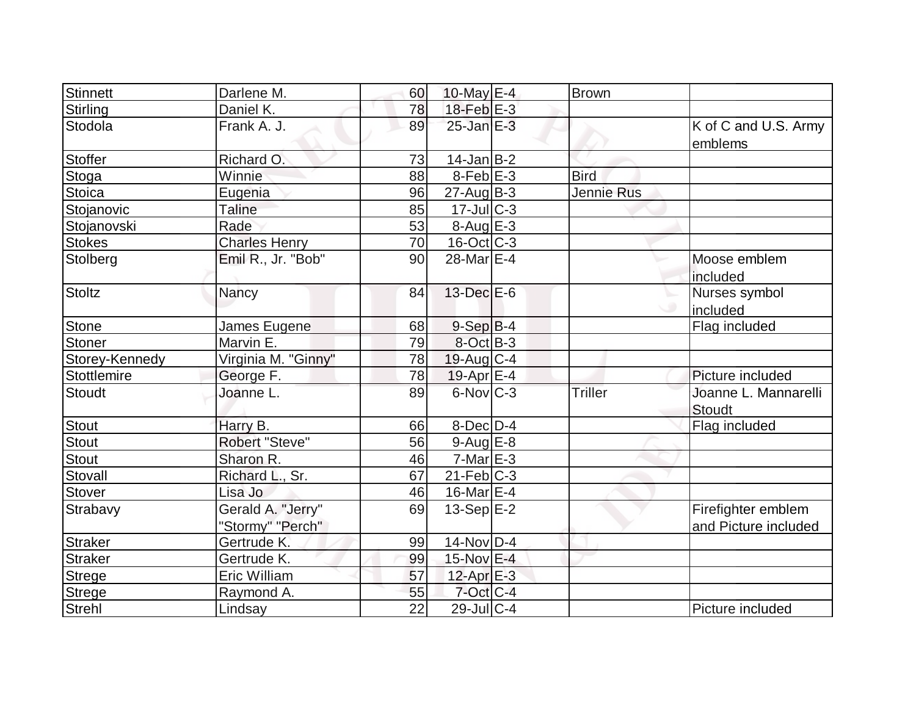| Stinnett | Darlene M. | 60 | 10-May | E-4 | Brown | |
|---|---|---|---|---|---|---|
| Stirling | Daniel K. | 78 | 18-Feb | E-3 | | |
| Stodola | Frank A. J. | 89 | 25-Jan | E-3 | | K of C and U.S. Army emblems |
| Stoffer | Richard O. | 73 | 14-Jan | B-2 | | |
| Stoga | Winnie | 88 | 8-Feb | E-3 | Bird | |
| Stoica | Eugenia | 96 | 27-Aug | B-3 | Jennie Rus | |
| Stojanovic | Taline | 85 | 17-Jul | C-3 | | |
| Stojanovski | Rade | 53 | 8-Aug | E-3 | | |
| Stokes | Charles Henry | 70 | 16-Oct | C-3 | | |
| Stolberg | Emil R., Jr. "Bob" | 90 | 28-Mar | E-4 | | Moose emblem included |
| Stoltz | Nancy | 84 | 13-Dec | E-6 | | Nurses symbol included |
| Stone | James Eugene | 68 | 9-Sep | B-4 | | Flag included |
| Stoner | Marvin E. | 79 | 8-Oct | B-3 | | |
| Storey-Kennedy | Virginia M. "Ginny" | 78 | 19-Aug | C-4 | | |
| Stottlemire | George F. | 78 | 19-Apr | E-4 | | Picture included |
| Stoudt | Joanne L. | 89 | 6-Nov | C-3 | Triller | Joanne L. Mannarelli Stoudt |
| Stout | Harry B. | 66 | 8-Dec | D-4 | | Flag included |
| Stout | Robert "Steve" | 56 | 9-Aug | E-8 | | |
| Stout | Sharon R. | 46 | 7-Mar | E-3 | | |
| Stovall | Richard L., Sr. | 67 | 21-Feb | C-3 | | |
| Stover | Lisa Jo | 46 | 16-Mar | E-4 | | |
| Strabavy | Gerald A. "Jerry" "Stormy" "Perch" | 69 | 13-Sep | E-2 | | Firefighter emblem and Picture included |
| Straker | Gertrude K. | 99 | 14-Nov | D-4 | | |
| Straker | Gertrude K. | 99 | 15-Nov | E-4 | | |
| Strege | Eric William | 57 | 12-Apr | E-3 | | |
| Strege | Raymond A. | 55 | 7-Oct | C-4 | | |
| Strehl | Lindsay | 22 | 29-Jul | C-4 | | Picture included |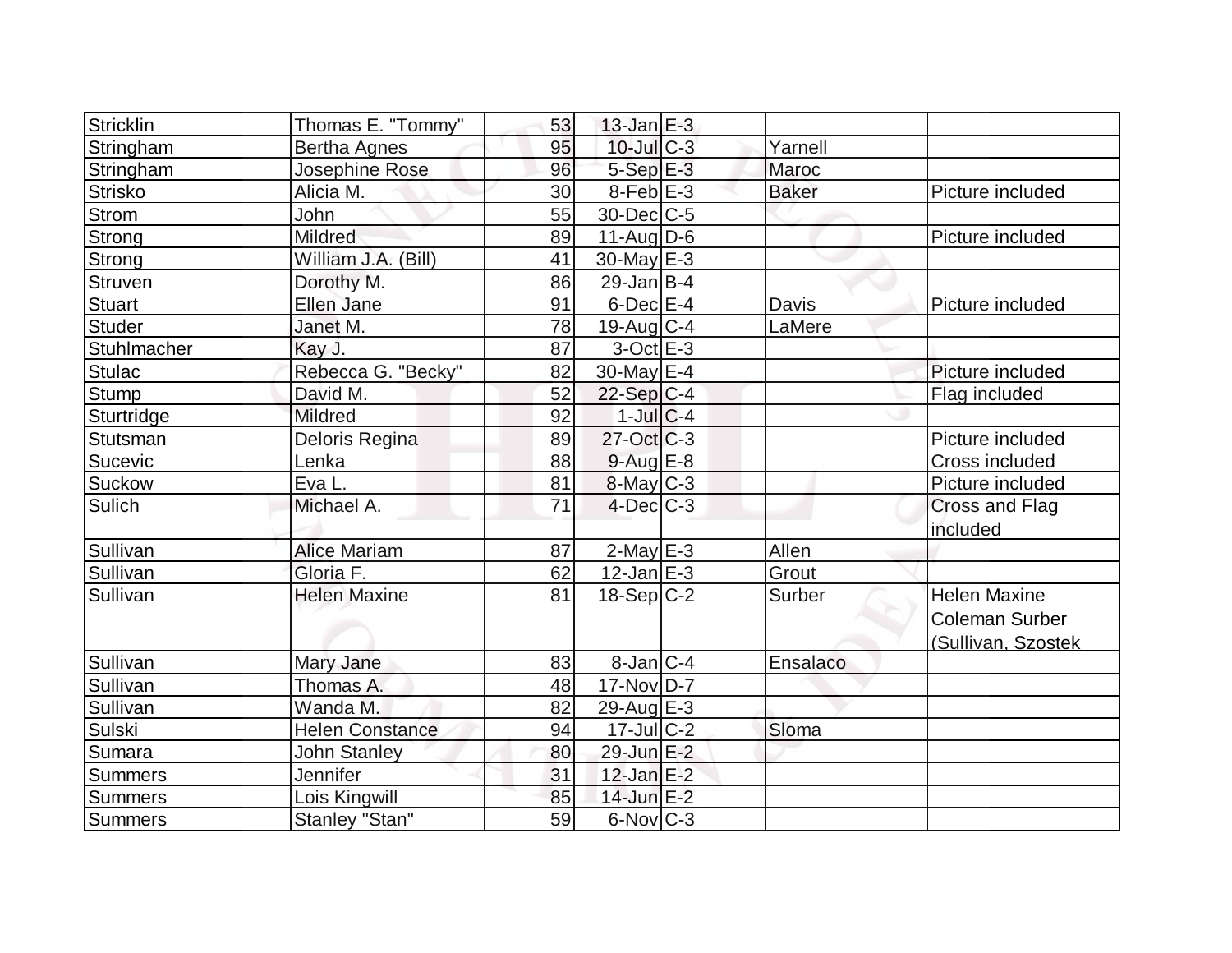| | | | | | | |
|---|---|---|---|---|---|---|
| Stricklin | Thomas E. "Tommy" | 53 | 13-Jan | E-3 | | |
| Stringham | Bertha Agnes | 95 | 10-Jul | C-3 | Yarnell | |
| Stringham | Josephine Rose | 96 | 5-Sep | E-3 | Maroc | |
| Strisko | Alicia M. | 30 | 8-Feb | E-3 | Baker | Picture included |
| Strom | John | 55 | 30-Dec | C-5 | | |
| Strong | Mildred | 89 | 11-Aug | D-6 | | Picture included |
| Strong | William J.A. (Bill) | 41 | 30-May | E-3 | | |
| Struven | Dorothy M. | 86 | 29-Jan | B-4 | | |
| Stuart | Ellen Jane | 91 | 6-Dec | E-4 | Davis | Picture included |
| Studer | Janet M. | 78 | 19-Aug | C-4 | LaMere | |
| Stuhlmacher | Kay J. | 87 | 3-Oct | E-3 | | |
| Stulac | Rebecca G. "Becky" | 82 | 30-May | E-4 | | Picture included |
| Stump | David M. | 52 | 22-Sep | C-4 | | Flag included |
| Sturtridge | Mildred | 92 | 1-Jul | C-4 | | |
| Stutsman | Deloris Regina | 89 | 27-Oct | C-3 | | Picture included |
| Sucevic | Lenka | 88 | 9-Aug | E-8 | | Cross included |
| Suckow | Eva L. | 81 | 8-May | C-3 | | Picture included |
| Sulich | Michael A. | 71 | 4-Dec | C-3 | | Cross and Flag included |
| Sullivan | Alice Mariam | 87 | 2-May | E-3 | Allen | |
| Sullivan | Gloria F. | 62 | 12-Jan | E-3 | Grout | |
| Sullivan | Helen Maxine | 81 | 18-Sep | C-2 | Surber | Helen Maxine Coleman Surber (Sullivan, Szostek |
| Sullivan | Mary Jane | 83 | 8-Jan | C-4 | Ensalaco | |
| Sullivan | Thomas A. | 48 | 17-Nov | D-7 | | |
| Sullivan | Wanda M. | 82 | 29-Aug | E-3 | | |
| Sulski | Helen Constance | 94 | 17-Jul | C-2 | Sloma | |
| Sumara | John Stanley | 80 | 29-Jun | E-2 | | |
| Summers | Jennifer | 31 | 12-Jan | E-2 | | |
| Summers | Lois Kingwill | 85 | 14-Jun | E-2 | | |
| Summers | Stanley "Stan" | 59 | 6-Nov | C-3 | | |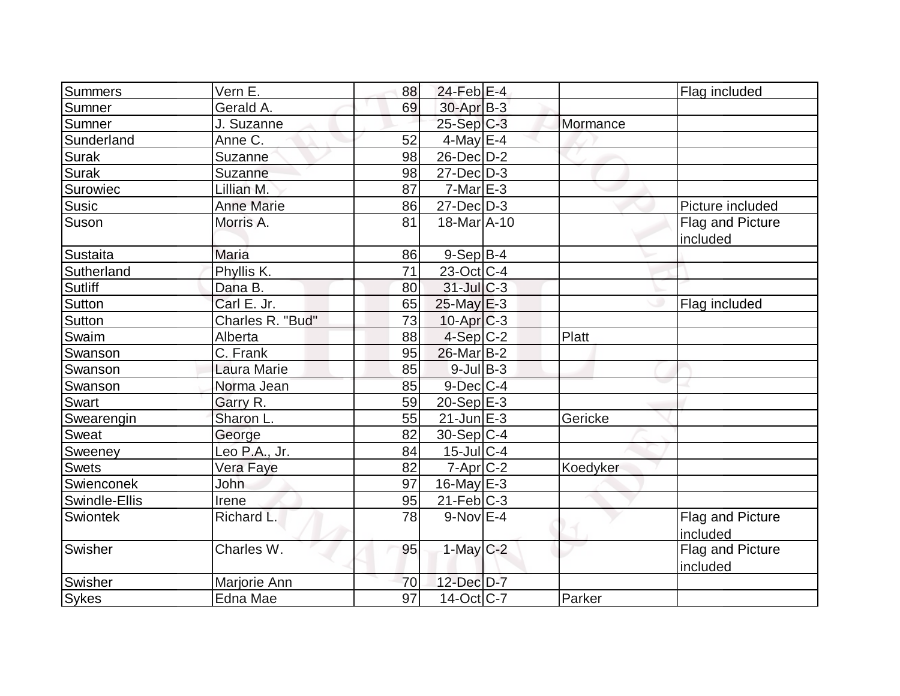| | | | | | | |
|---|---|---|---|---|---|---|
| Summers | Vern E. | 88 | 24-Feb | E-4 | | Flag included |
| Sumner | Gerald A. | 69 | 30-Apr | B-3 | | |
| Sumner | J. Suzanne | | 25-Sep | C-3 | Mormance | |
| Sunderland | Anne C. | 52 | 4-May | E-4 | | |
| Surak | Suzanne | 98 | 26-Dec | D-2 | | |
| Surak | Suzanne | 98 | 27-Dec | D-3 | | |
| Surowiec | Lillian M. | 87 | 7-Mar | E-3 | | |
| Susic | Anne Marie | 86 | 27-Dec | D-3 | | Picture included |
| Suson | Morris A. | 81 | 18-Mar | A-10 | | Flag and Picture included |
| Sustaita | Maria | 86 | 9-Sep | B-4 | | |
| Sutherland | Phyllis K. | 71 | 23-Oct | C-4 | | |
| Sutliff | Dana B. | 80 | 31-Jul | C-3 | | |
| Sutton | Carl E. Jr. | 65 | 25-May | E-3 | | Flag included |
| Sutton | Charles R. "Bud" | 73 | 10-Apr | C-3 | | |
| Swaim | Alberta | 88 | 4-Sep | C-2 | Platt | |
| Swanson | C. Frank | 95 | 26-Mar | B-2 | | |
| Swanson | Laura Marie | 85 | 9-Jul | B-3 | | |
| Swanson | Norma Jean | 85 | 9-Dec | C-4 | | |
| Swart | Garry R. | 59 | 20-Sep | E-3 | | |
| Swearengin | Sharon L. | 55 | 21-Jun | E-3 | Gericke | |
| Sweat | George | 82 | 30-Sep | C-4 | | |
| Sweeney | Leo P.A., Jr. | 84 | 15-Jul | C-4 | | |
| Swets | Vera Faye | 82 | 7-Apr | C-2 | Koedyker | |
| Swienconek | John | 97 | 16-May | E-3 | | |
| Swindle-Ellis | Irene | 95 | 21-Feb | C-3 | | |
| Swiontek | Richard L. | 78 | 9-Nov | E-4 | | Flag and Picture included |
| Swisher | Charles W. | 95 | 1-May | C-2 | | Flag and Picture included |
| Swisher | Marjorie Ann | 70 | 12-Dec | D-7 | | |
| Sykes | Edna Mae | 97 | 14-Oct | C-7 | Parker | |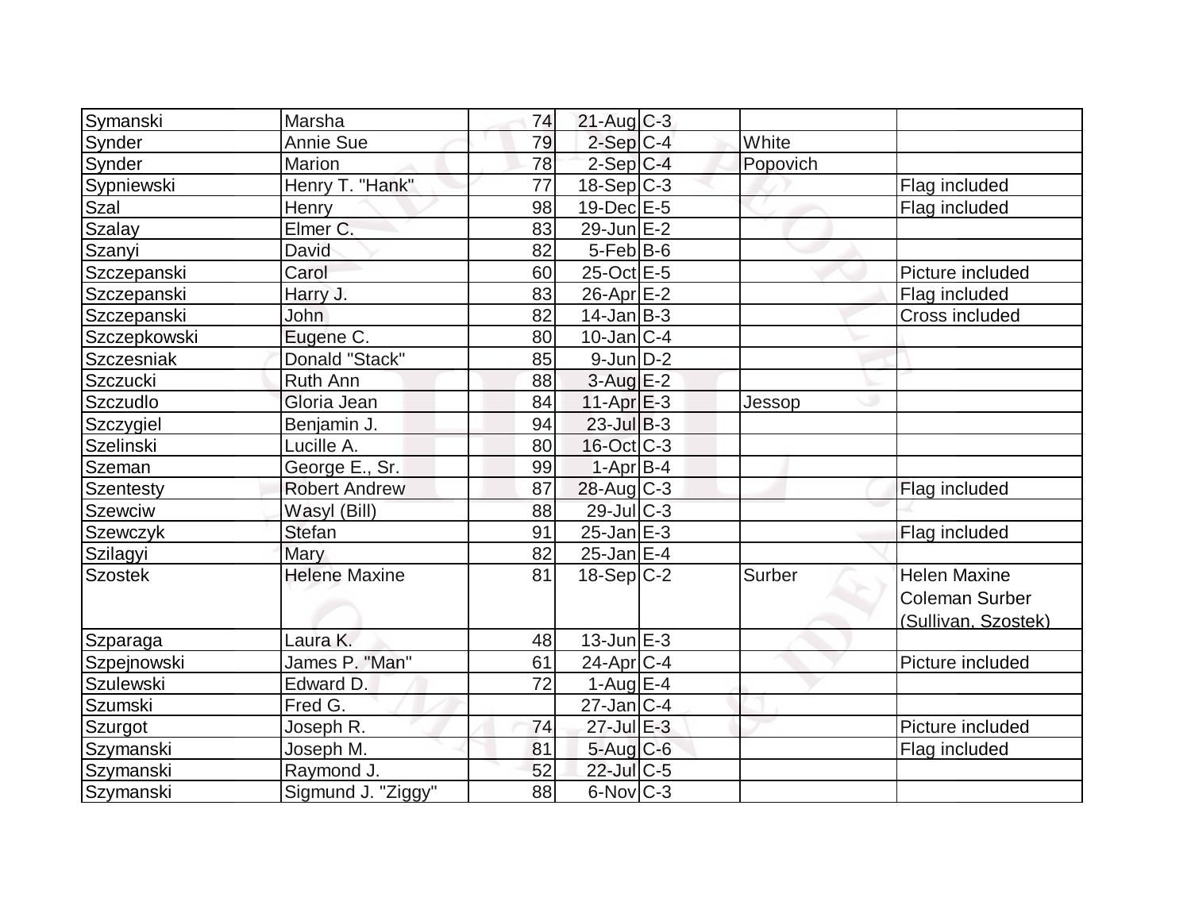| | | | | | | |
|---|---|---|---|---|---|---|
| Symanski | Marsha | 74 | 21-Aug | C-3 | | |
| Synder | Annie Sue | 79 | 2-Sep | C-4 | White | |
| Synder | Marion | 78 | 2-Sep | C-4 | Popovich | |
| Sypniewski | Henry T. "Hank" | 77 | 18-Sep | C-3 | | Flag included |
| Szal | Henry | 98 | 19-Dec | E-5 | | Flag included |
| Szalay | Elmer C. | 83 | 29-Jun | E-2 | | |
| Szanyi | David | 82 | 5-Feb | B-6 | | |
| Szczepanski | Carol | 60 | 25-Oct | E-5 | | Picture included |
| Szczepanski | Harry J. | 83 | 26-Apr | E-2 | | Flag included |
| Szczepanski | John | 82 | 14-Jan | B-3 | | Cross included |
| Szczepkowski | Eugene C. | 80 | 10-Jan | C-4 | | |
| Szczesniak | Donald "Stack" | 85 | 9-Jun | D-2 | | |
| Szczucki | Ruth Ann | 88 | 3-Aug | E-2 | | |
| Szczudlo | Gloria Jean | 84 | 11-Apr | E-3 | Jessop | |
| Szczygiel | Benjamin J. | 94 | 23-Jul | B-3 | | |
| Szelinski | Lucille A. | 80 | 16-Oct | C-3 | | |
| Szeman | George E., Sr. | 99 | 1-Apr | B-4 | | |
| Szentesty | Robert Andrew | 87 | 28-Aug | C-3 | | Flag included |
| Szewciw | Wasyl (Bill) | 88 | 29-Jul | C-3 | | |
| Szewczyk | Stefan | 91 | 25-Jan | E-3 | | Flag included |
| Szilagyi | Mary | 82 | 25-Jan | E-4 | | |
| Szostek | Helene Maxine | 81 | 18-Sep | C-2 | Surber | Helen Maxine Coleman Surber (Sullivan, Szostek) |
| Szparaga | Laura K. | 48 | 13-Jun | E-3 | | |
| Szpejnowski | James P. "Man" | 61 | 24-Apr | C-4 | | Picture included |
| Szulewski | Edward D. | 72 | 1-Aug | E-4 | | |
| Szumski | Fred G. | | 27-Jan | C-4 | | |
| Szurgot | Joseph R. | 74 | 27-Jul | E-3 | | Picture included |
| Szymanski | Joseph M. | 81 | 5-Aug | C-6 | | Flag included |
| Szymanski | Raymond J. | 52 | 22-Jul | C-5 | | |
| Szymanski | Sigmund J. "Ziggy" | 88 | 6-Nov | C-3 | | |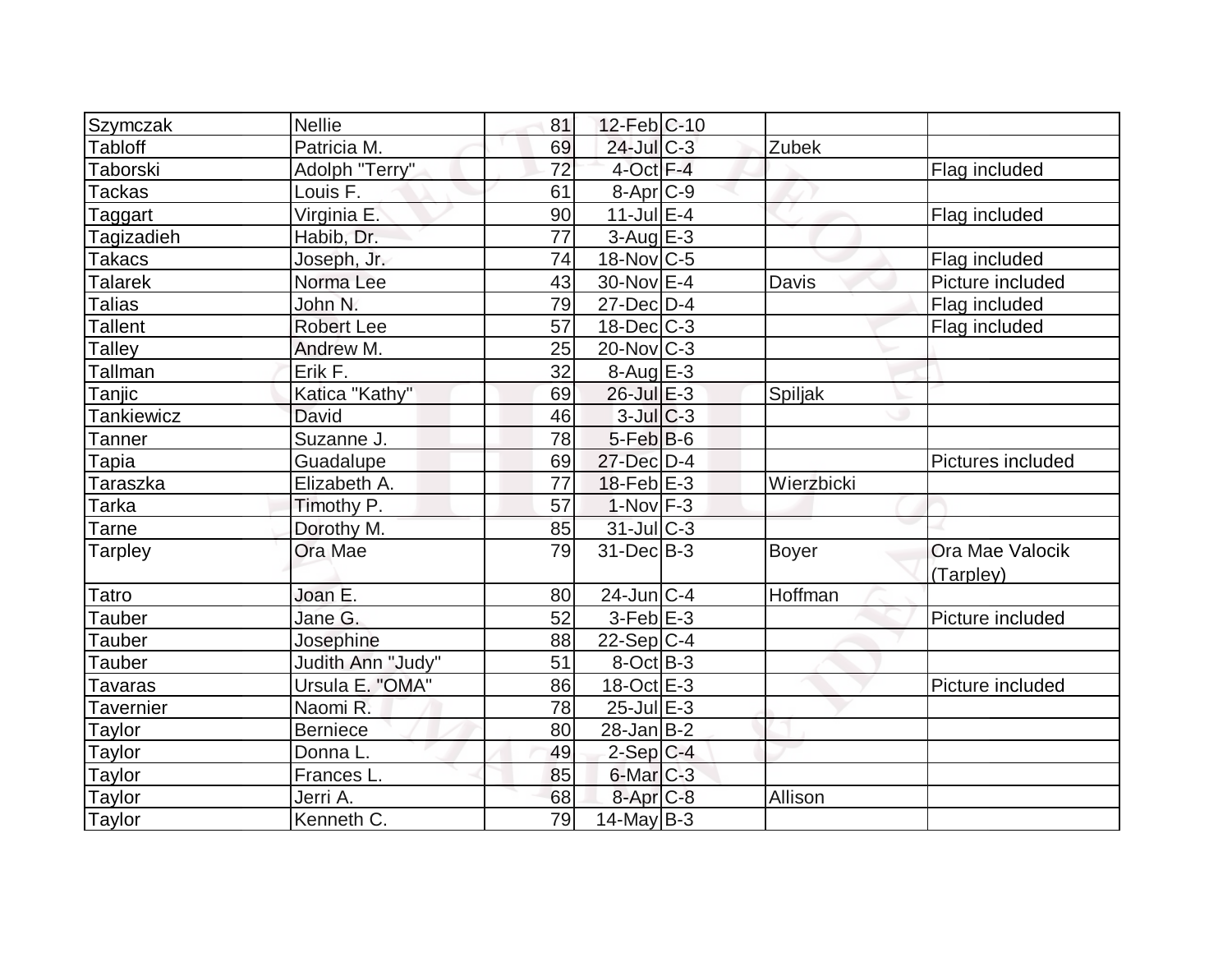| | | | | | | |
|---|---|---|---|---|---|---|
| Szymczak | Nellie | 81 | 12-Feb | C-10 | | |
| Tabloff | Patricia M. | 69 | 24-Jul | C-3 | Zubek | |
| Taborski | Adolph "Terry" | 72 | 4-Oct | F-4 | | Flag included |
| Tackas | Louis F. | 61 | 8-Apr | C-9 | | |
| Taggart | Virginia E. | 90 | 11-Jul | E-4 | | Flag included |
| Tagizadieh | Habib, Dr. | 77 | 3-Aug | E-3 | | |
| Takacs | Joseph, Jr. | 74 | 18-Nov | C-5 | | Flag included |
| Talarek | Norma Lee | 43 | 30-Nov | E-4 | Davis | Picture included |
| Talias | John N. | 79 | 27-Dec | D-4 | | Flag included |
| Tallent | Robert Lee | 57 | 18-Dec | C-3 | | Flag included |
| Talley | Andrew M. | 25 | 20-Nov | C-3 | | |
| Tallman | Erik F. | 32 | 8-Aug | E-3 | | |
| Tanjic | Katica "Kathy" | 69 | 26-Jul | E-3 | Spiljak | |
| Tankiewicz | David | 46 | 3-Jul | C-3 | | |
| Tanner | Suzanne J. | 78 | 5-Feb | B-6 | | |
| Tapia | Guadalupe | 69 | 27-Dec | D-4 | | Pictures included |
| Taraszka | Elizabeth A. | 77 | 18-Feb | E-3 | Wierzbicki | |
| Tarka | Timothy P. | 57 | 1-Nov | F-3 | | |
| Tarne | Dorothy M. | 85 | 31-Jul | C-3 | | |
| Tarpley | Ora Mae | 79 | 31-Dec | B-3 | Boyer | Ora Mae Valocik (Tarpley) |
| Tatro | Joan E. | 80 | 24-Jun | C-4 | Hoffman | |
| Tauber | Jane G. | 52 | 3-Feb | E-3 | | Picture included |
| Tauber | Josephine | 88 | 22-Sep | C-4 | | |
| Tauber | Judith Ann "Judy" | 51 | 8-Oct | B-3 | | |
| Tavaras | Ursula E. "OMA" | 86 | 18-Oct | E-3 | | Picture included |
| Tavernier | Naomi R. | 78 | 25-Jul | E-3 | | |
| Taylor | Berniece | 80 | 28-Jan | B-2 | | |
| Taylor | Donna L. | 49 | 2-Sep | C-4 | | |
| Taylor | Frances L. | 85 | 6-Mar | C-3 | | |
| Taylor | Jerri A. | 68 | 8-Apr | C-8 | Allison | |
| Taylor | Kenneth C. | 79 | 14-May | B-3 | | |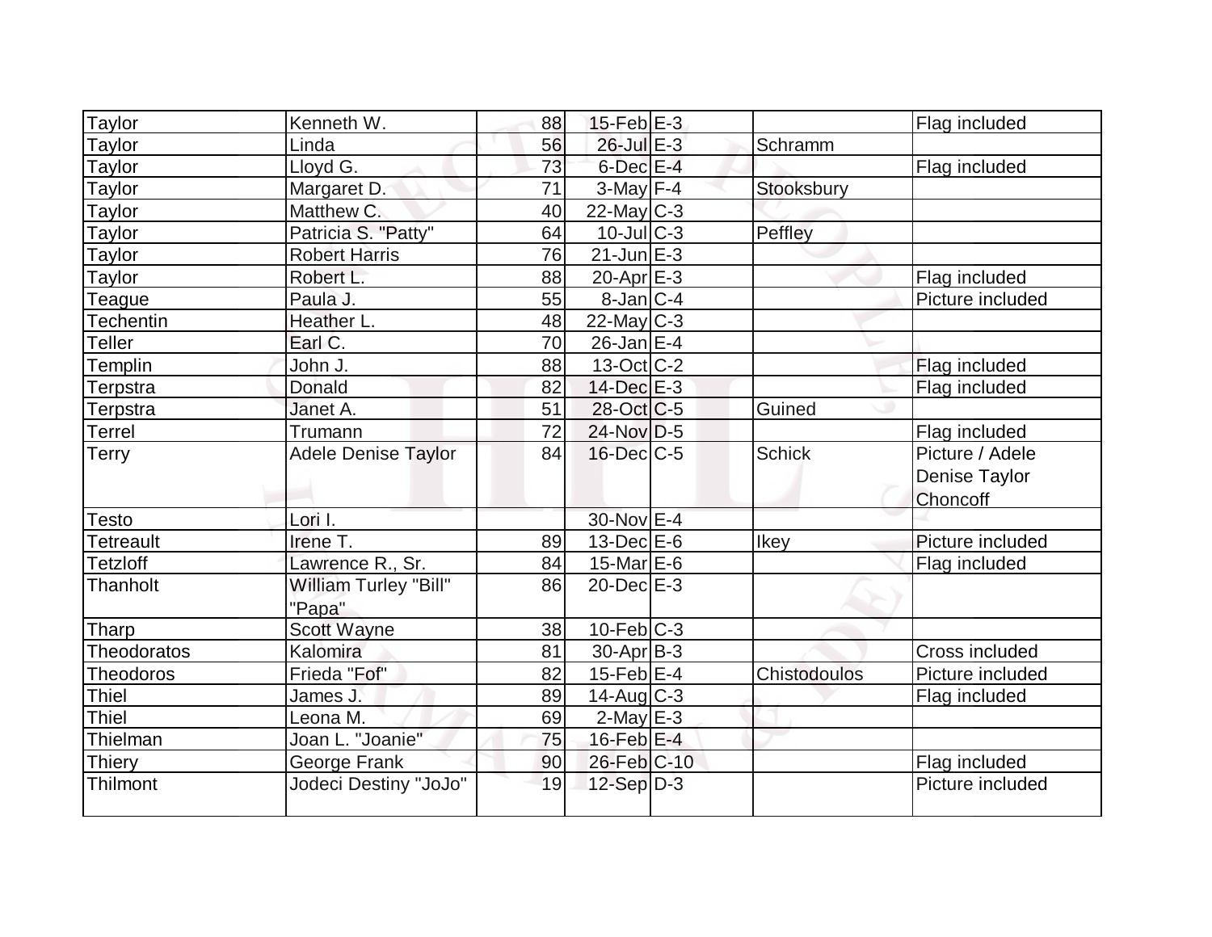| Taylor | Kenneth W. | 88 | 15-Feb | E-3 | | Flag included |
|---|---|---|---|---|---|---|
| Taylor | Linda | 56 | 26-Jul | E-3 | Schramm | |
| Taylor | Lloyd G. | 73 | 6-Dec | E-4 | | Flag included |
| Taylor | Margaret D. | 71 | 3-May | F-4 | Stooksbury | |
| Taylor | Matthew C. | 40 | 22-May | C-3 | | |
| Taylor | Patricia S. "Patty" | 64 | 10-Jul | C-3 | Peffley | |
| Taylor | Robert Harris | 76 | 21-Jun | E-3 | | |
| Taylor | Robert L. | 88 | 20-Apr | E-3 | | Flag included |
| Teague | Paula J. | 55 | 8-Jan | C-4 | | Picture included |
| Techentin | Heather L. | 48 | 22-May | C-3 | | |
| Teller | Earl C. | 70 | 26-Jan | E-4 | | |
| Templin | John J. | 88 | 13-Oct | C-2 | | Flag included |
| Terpstra | Donald | 82 | 14-Dec | E-3 | | Flag included |
| Terpstra | Janet A. | 51 | 28-Oct | C-5 | Guined | |
| Terrel | Trumann | 72 | 24-Nov | D-5 | | Flag included |
| Terry | Adele Denise Taylor | 84 | 16-Dec | C-5 | Schick | Picture / Adele Denise Taylor Choncoff |
| Testo | Lori I. | | 30-Nov | E-4 | | |
| Tetreault | Irene T. | 89 | 13-Dec | E-6 | Ikey | Picture included |
| Tetzloff | Lawrence R., Sr. | 84 | 15-Mar | E-6 | | Flag included |
| Thanholt | William Turley "Bill" "Papa" | 86 | 20-Dec | E-3 | | |
| Tharp | Scott Wayne | 38 | 10-Feb | C-3 | | |
| Theodoratos | Kalomira | 81 | 30-Apr | B-3 | | Cross included |
| Theodoros | Frieda "Fof" | 82 | 15-Feb | E-4 | Chistodoulos | Picture included |
| Thiel | James J. | 89 | 14-Aug | C-3 | | Flag included |
| Thiel | Leona M. | 69 | 2-May | E-3 | | |
| Thielman | Joan L. "Joanie" | 75 | 16-Feb | E-4 | | |
| Thiery | George Frank | 90 | 26-Feb | C-10 | | Flag included |
| Thilmont | Jodeci Destiny "JoJo" | 19 | 12-Sep | D-3 | | Picture included |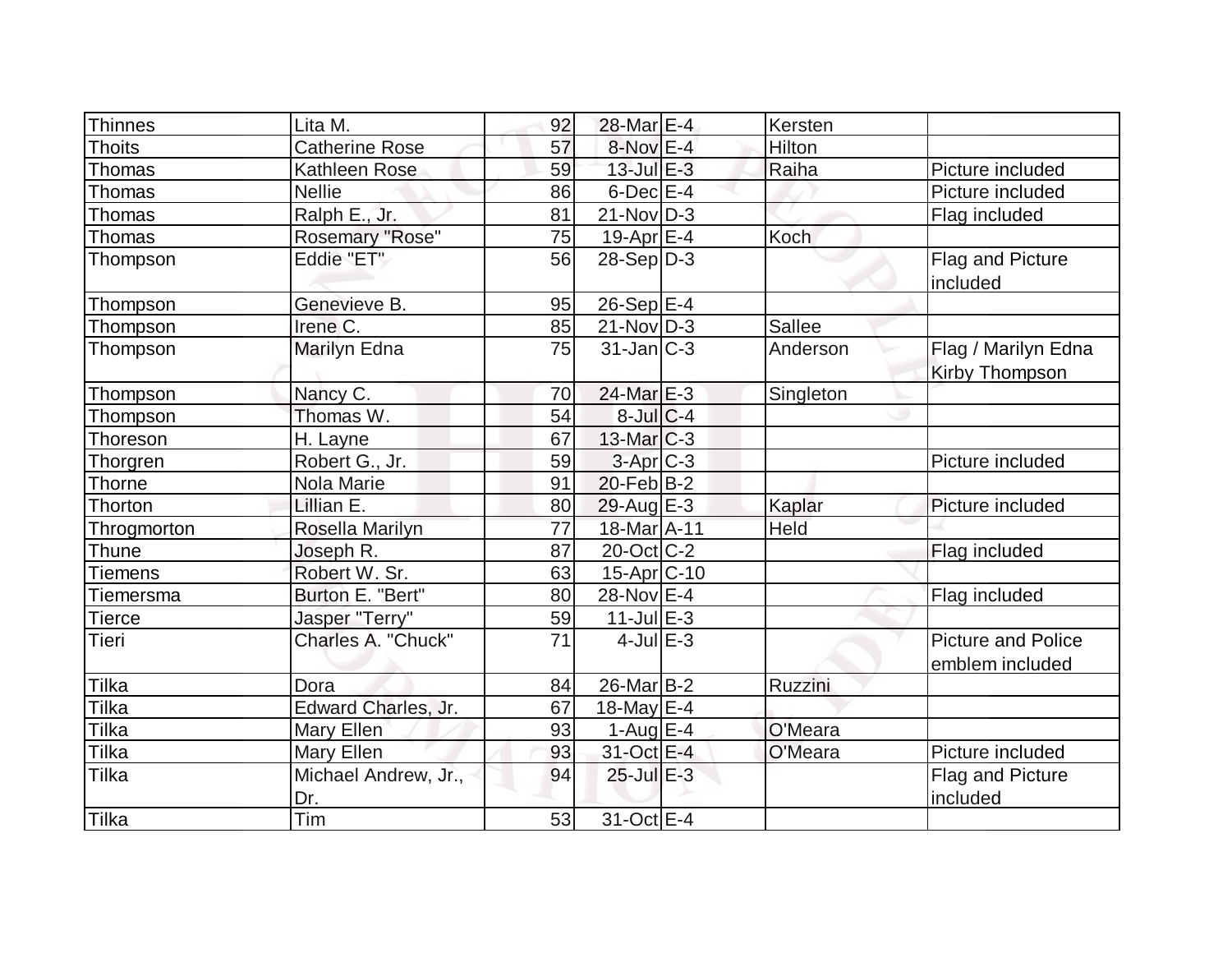| | | | | | | |
|---|---|---|---|---|---|---|
| Thinnes | Lita M. | 92 | 28-Mar | E-4 | Kersten | |
| Thoits | Catherine Rose | 57 | 8-Nov | E-4 | Hilton | |
| Thomas | Kathleen Rose | 59 | 13-Jul | E-3 | Raiha | Picture included |
| Thomas | Nellie | 86 | 6-Dec | E-4 | | Picture included |
| Thomas | Ralph E., Jr. | 81 | 21-Nov | D-3 | | Flag included |
| Thomas | Rosemary "Rose" | 75 | 19-Apr | E-4 | Koch | |
| Thompson | Eddie "ET" | 56 | 28-Sep | D-3 | | Flag and Picture included |
| Thompson | Genevieve B. | 95 | 26-Sep | E-4 | | |
| Thompson | Irene C. | 85 | 21-Nov | D-3 | Sallee | |
| Thompson | Marilyn Edna | 75 | 31-Jan | C-3 | Anderson | Flag / Marilyn Edna Kirby Thompson |
| Thompson | Nancy C. | 70 | 24-Mar | E-3 | Singleton | |
| Thompson | Thomas W. | 54 | 8-Jul | C-4 | | |
| Thoreson | H. Layne | 67 | 13-Mar | C-3 | | |
| Thorgren | Robert G., Jr. | 59 | 3-Apr | C-3 | | Picture included |
| Thorne | Nola Marie | 91 | 20-Feb | B-2 | | |
| Thorton | Lillian E. | 80 | 29-Aug | E-3 | Kaplar | Picture included |
| Throgmorton | Rosella Marilyn | 77 | 18-Mar | A-11 | Held | |
| Thune | Joseph R. | 87 | 20-Oct | C-2 | | Flag included |
| Tiemens | Robert W. Sr. | 63 | 15-Apr | C-10 | | |
| Tiemersma | Burton E. "Bert" | 80 | 28-Nov | E-4 | | Flag included |
| Tierce | Jasper "Terry" | 59 | 11-Jul | E-3 | | |
| Tieri | Charles A. "Chuck" | 71 | 4-Jul | E-3 | | Picture and Police emblem included |
| Tilka | Dora | 84 | 26-Mar | B-2 | Ruzzini | |
| Tilka | Edward Charles, Jr. | 67 | 18-May | E-4 | | |
| Tilka | Mary Ellen | 93 | 1-Aug | E-4 | O'Meara | |
| Tilka | Mary Ellen | 93 | 31-Oct | E-4 | O'Meara | Picture included |
| Tilka | Michael Andrew, Jr., Dr. | 94 | 25-Jul | E-3 | | Flag and Picture included |
| Tilka | Tim | 53 | 31-Oct | E-4 | | |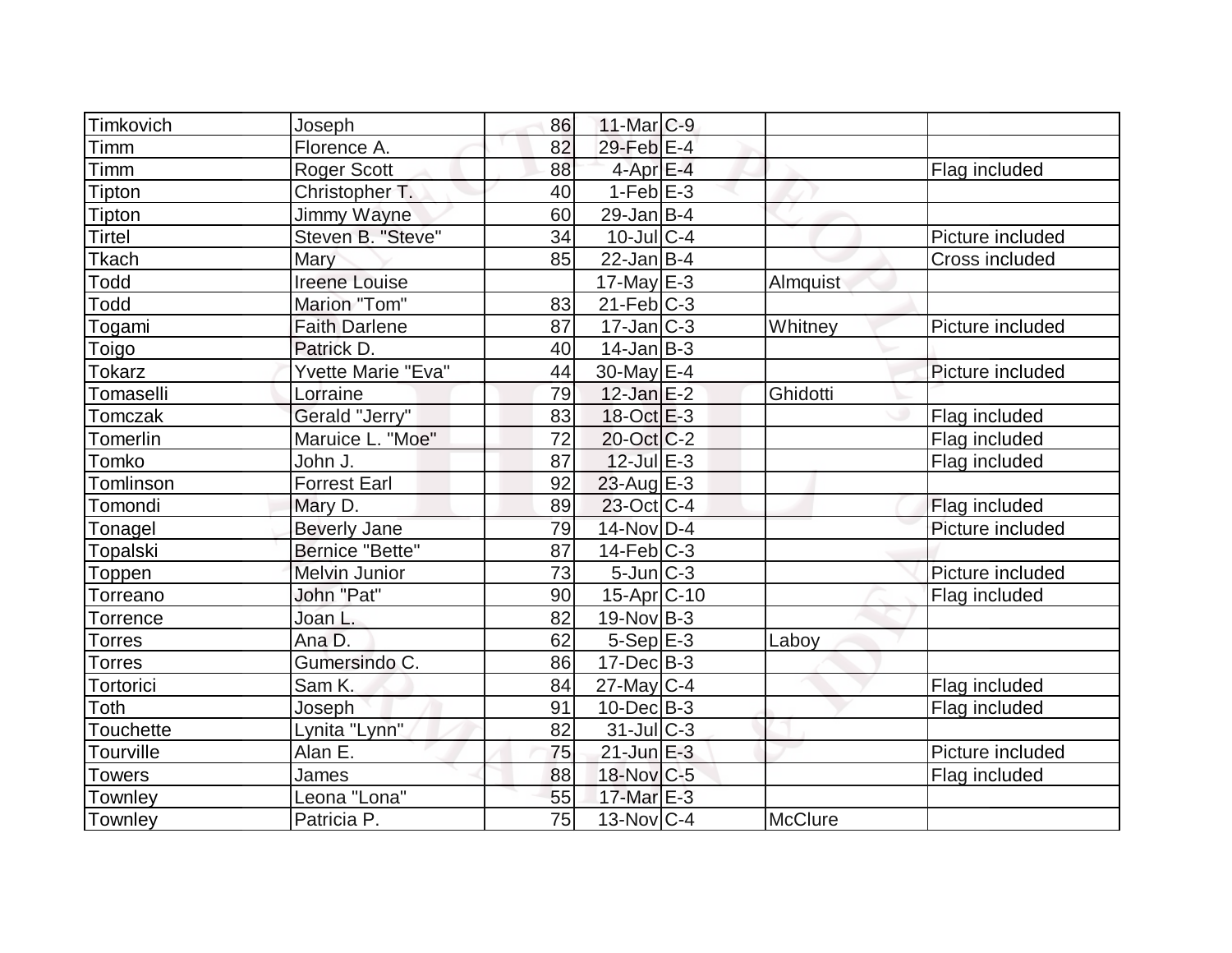| | | | | | | |
|---|---|---|---|---|---|---|
| Timkovich | Joseph | 86 | 11-Mar | C-9 | | |
| Timm | Florence A. | 82 | 29-Feb | E-4 | | |
| Timm | Roger Scott | 88 | 4-Apr | E-4 | | Flag included |
| Tipton | Christopher T. | 40 | 1-Feb | E-3 | | |
| Tipton | Jimmy Wayne | 60 | 29-Jan | B-4 | | |
| Tirtel | Steven B. "Steve" | 34 | 10-Jul | C-4 | | Picture included |
| Tkach | Mary | 85 | 22-Jan | B-4 | | Cross included |
| Todd | Ireene Louise | | 17-May | E-3 | Almquist | |
| Todd | Marion "Tom" | 83 | 21-Feb | C-3 | | |
| Togami | Faith Darlene | 87 | 17-Jan | C-3 | Whitney | Picture included |
| Toigo | Patrick D. | 40 | 14-Jan | B-3 | | |
| Tokarz | Yvette Marie "Eva" | 44 | 30-May | E-4 | | Picture included |
| Tomaselli | Lorraine | 79 | 12-Jan | E-2 | Ghidotti | |
| Tomczak | Gerald "Jerry" | 83 | 18-Oct | E-3 | | Flag included |
| Tomerlin | Maruice L. "Moe" | 72 | 20-Oct | C-2 | | Flag included |
| Tomko | John J. | 87 | 12-Jul | E-3 | | Flag included |
| Tomlinson | Forrest Earl | 92 | 23-Aug | E-3 | | |
| Tomondi | Mary D. | 89 | 23-Oct | C-4 | | Flag included |
| Tonagel | Beverly Jane | 79 | 14-Nov | D-4 | | Picture included |
| Topalski | Bernice "Bette" | 87 | 14-Feb | C-3 | | |
| Toppen | Melvin Junior | 73 | 5-Jun | C-3 | | Picture included |
| Torreano | John "Pat" | 90 | 15-Apr | C-10 | | Flag included |
| Torrence | Joan L. | 82 | 19-Nov | B-3 | | |
| Torres | Ana D. | 62 | 5-Sep | E-3 | Laboy | |
| Torres | Gumersindo C. | 86 | 17-Dec | B-3 | | |
| Tortorici | Sam K. | 84 | 27-May | C-4 | | Flag included |
| Toth | Joseph | 91 | 10-Dec | B-3 | | Flag included |
| Touchette | Lynita "Lynn" | 82 | 31-Jul | C-3 | | |
| Tourville | Alan E. | 75 | 21-Jun | E-3 | | Picture included |
| Towers | James | 88 | 18-Nov | C-5 | | Flag included |
| Townley | Leona "Lona" | 55 | 17-Mar | E-3 | | |
| Townley | Patricia P. | 75 | 13-Nov | C-4 | McClure | |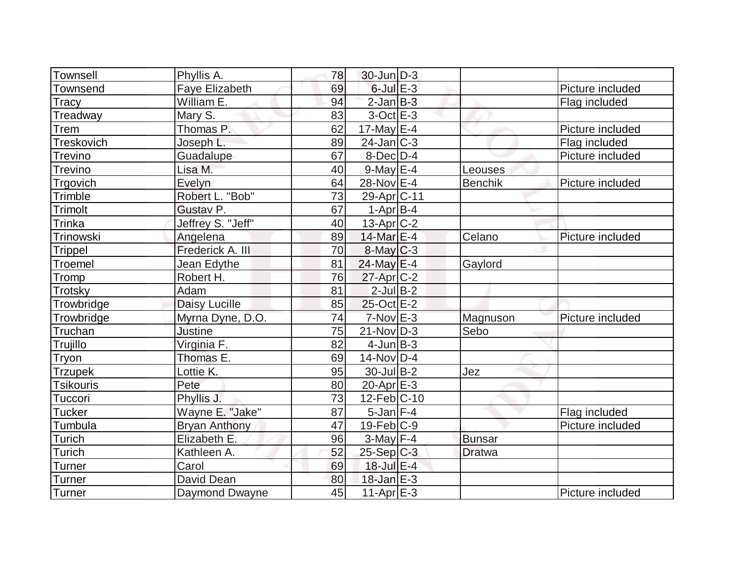| Townsell | Phyllis A. | 78 | 30-Jun | D-3 | | |
|---|---|---|---|---|---|---|
| Townsend | Faye Elizabeth | 69 | 6-Jul | E-3 | | Picture included |
| Tracy | William E. | 94 | 2-Jan | B-3 | | Flag included |
| Treadway | Mary S. | 83 | 3-Oct | E-3 | | |
| Trem | Thomas P. | 62 | 17-May | E-4 | | Picture included |
| Treskovich | Joseph L. | 89 | 24-Jan | C-3 | | Flag included |
| Trevino | Guadalupe | 67 | 8-Dec | D-4 | | Picture included |
| Trevino | Lisa M. | 40 | 9-May | E-4 | Leouses | |
| Trgovich | Evelyn | 64 | 28-Nov | E-4 | Benchik | Picture included |
| Trimble | Robert L. "Bob" | 73 | 29-Apr | C-11 | | |
| Trimolt | Gustav P. | 67 | 1-Apr | B-4 | | |
| Trinka | Jeffrey S. "Jeff" | 40 | 13-Apr | C-2 | | |
| Trinowski | Angelena | 89 | 14-Mar | E-4 | Celano | Picture included |
| Trippel | Frederick A. III | 70 | 8-May | C-3 | | |
| Troemel | Jean Edythe | 81 | 24-May | E-4 | Gaylord | |
| Tromp | Robert H. | 76 | 27-Apr | C-2 | | |
| Trotsky | Adam | 81 | 2-Jul | B-2 | | |
| Trowbridge | Daisy Lucille | 85 | 25-Oct | E-2 | | |
| Trowbridge | Myrna Dyne, D.O. | 74 | 7-Nov | E-3 | Magnuson | Picture included |
| Truchan | Justine | 75 | 21-Nov | D-3 | Sebo | |
| Trujillo | Virginia F. | 82 | 4-Jun | B-3 | | |
| Tryon | Thomas E. | 69 | 14-Nov | D-4 | | |
| Trzupek | Lottie K. | 95 | 30-Jul | B-2 | Jez | |
| Tsikouris | Pete | 80 | 20-Apr | E-3 | | |
| Tuccori | Phyllis J. | 73 | 12-Feb | C-10 | | |
| Tucker | Wayne E. "Jake" | 87 | 5-Jan | F-4 | | Flag included |
| Tumbula | Bryan Anthony | 47 | 19-Feb | C-9 | | Picture included |
| Turich | Elizabeth E. | 96 | 3-May | F-4 | Bunsar | |
| Turich | Kathleen A. | 52 | 25-Sep | C-3 | Dratwa | |
| Turner | Carol | 69 | 18-Jul | E-4 | | |
| Turner | David Dean | 80 | 18-Jan | E-3 | | |
| Turner | Daymond Dwayne | 45 | 11-Apr | E-3 | | Picture included |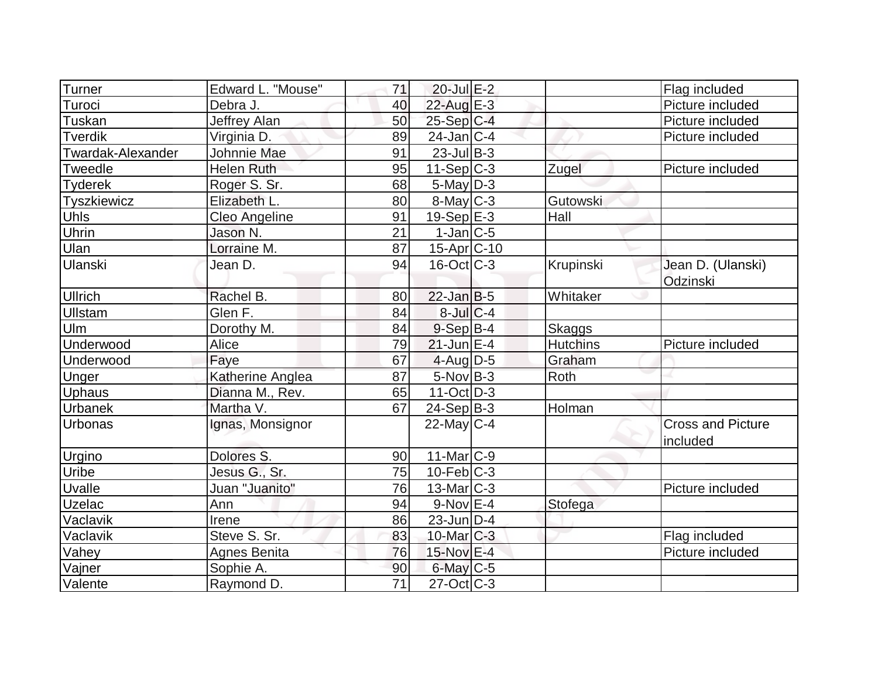| | | | | | | |
|---|---|---|---|---|---|---|
| Turner | Edward L. "Mouse" | 71 | 20-Jul | E-2 | | Flag included |
| Turoci | Debra J. | 40 | 22-Aug | E-3 | | Picture included |
| Tuskan | Jeffrey Alan | 50 | 25-Sep | C-4 | | Picture included |
| Tverdik | Virginia D. | 89 | 24-Jan | C-4 | | Picture included |
| Twardak-Alexander | Johnnie Mae | 91 | 23-Jul | B-3 | | |
| Tweedle | Helen Ruth | 95 | 11-Sep | C-3 | Zugel | Picture included |
| Tyderek | Roger S. Sr. | 68 | 5-May | D-3 | | |
| Tyszkiewicz | Elizabeth L. | 80 | 8-May | C-3 | Gutowski | |
| Uhls | Cleo Angeline | 91 | 19-Sep | E-3 | Hall | |
| Uhrin | Jason N. | 21 | 1-Jan | C-5 | | |
| Ulan | Lorraine M. | 87 | 15-Apr | C-10 | | |
| Ulanski | Jean D. | 94 | 16-Oct | C-3 | Krupinski | Jean D. (Ulanski) Odzinski |
| Ullrich | Rachel B. | 80 | 22-Jan | B-5 | Whitaker | |
| Ullstam | Glen F. | 84 | 8-Jul | C-4 | | |
| Ulm | Dorothy M. | 84 | 9-Sep | B-4 | Skaggs | |
| Underwood | Alice | 79 | 21-Jun | E-4 | Hutchins | Picture included |
| Underwood | Faye | 67 | 4-Aug | D-5 | Graham | |
| Unger | Katherine Anglea | 87 | 5-Nov | B-3 | Roth | |
| Uphaus | Dianna M., Rev. | 65 | 11-Oct | D-3 | | |
| Urbanek | Martha V. | 67 | 24-Sep | B-3 | Holman | |
| Urbonas | Ignas, Monsignor | | 22-May | C-4 | | Cross and Picture included |
| Urgino | Dolores S. | 90 | 11-Mar | C-9 | | |
| Uribe | Jesus G., Sr. | 75 | 10-Feb | C-3 | | |
| Uvalle | Juan "Juanito" | 76 | 13-Mar | C-3 | | Picture included |
| Uzelac | Ann | 94 | 9-Nov | E-4 | Stofega | |
| Vaclavik | Irene | 86 | 23-Jun | D-4 | | |
| Vaclavik | Steve S. Sr. | 83 | 10-Mar | C-3 | | Flag included |
| Vahey | Agnes Benita | 76 | 15-Nov | E-4 | | Picture included |
| Vajner | Sophie A. | 90 | 6-May | C-5 | | |
| Valente | Raymond D. | 71 | 27-Oct | C-3 | | |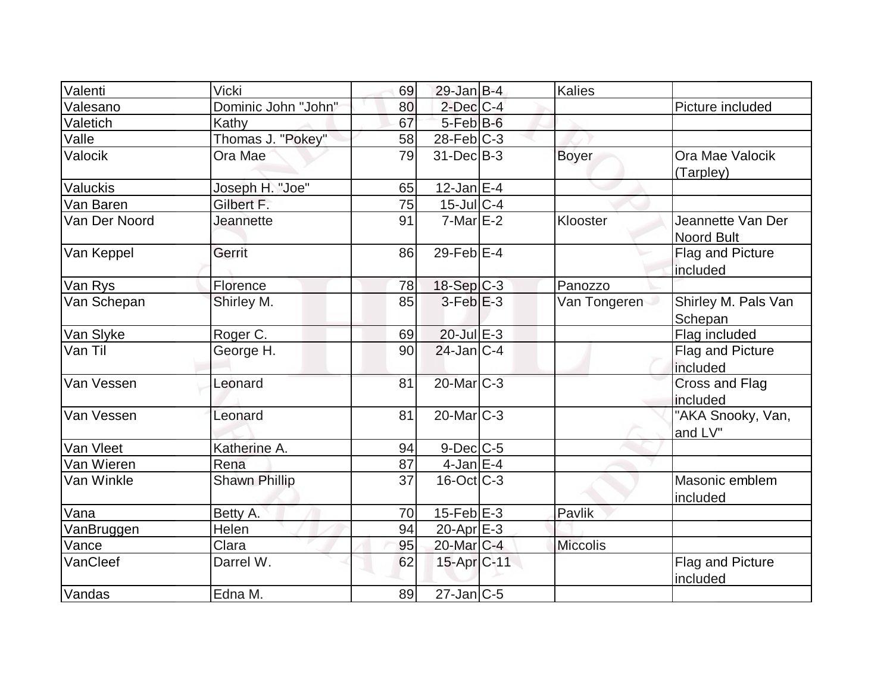| Valenti | Vicki | 69 | 29-Jan | B-4 | Kalies | |
|---|---|---|---|---|---|---|
| Valesano | Dominic John "John" | 80 | 2-Dec | C-4 | | Picture included |
| Valetich | Kathy | 67 | 5-Feb | B-6 | | |
| Valle | Thomas J. "Pokey" | 58 | 28-Feb | C-3 | | |
| Valocik | Ora Mae | 79 | 31-Dec | B-3 | Boyer | Ora Mae Valocik (Tarpley) |
| Valuckis | Joseph H. "Joe" | 65 | 12-Jan | E-4 | | |
| Van Baren | Gilbert F. | 75 | 15-Jul | C-4 | | |
| Van Der Noord | Jeannette | 91 | 7-Mar | E-2 | Klooster | Jeannette Van Der Noord Bult |
| Van Keppel | Gerrit | 86 | 29-Feb | E-4 | | Flag and Picture included |
| Van Rys | Florence | 78 | 18-Sep | C-3 | Panozzo | |
| Van Schepan | Shirley M. | 85 | 3-Feb | E-3 | Van Tongeren | Shirley M. Pals Van Schepan |
| Van Slyke | Roger C. | 69 | 20-Jul | E-3 | | Flag included |
| Van Til | George H. | 90 | 24-Jan | C-4 | | Flag and Picture included |
| Van Vessen | Leonard | 81 | 20-Mar | C-3 | | Cross and Flag included |
| Van Vessen | Leonard | 81 | 20-Mar | C-3 | | "AKA Snooky, Van, and LV" |
| Van Vleet | Katherine A. | 94 | 9-Dec | C-5 | | |
| Van Wieren | Rena | 87 | 4-Jan | E-4 | | |
| Van Winkle | Shawn Phillip | 37 | 16-Oct | C-3 | | Masonic emblem included |
| Vana | Betty A. | 70 | 15-Feb | E-3 | Pavlik | |
| VanBruggen | Helen | 94 | 20-Apr | E-3 | | |
| Vance | Clara | 95 | 20-Mar | C-4 | Miccolis | |
| VanCleef | Darrel W. | 62 | 15-Apr | C-11 | | Flag and Picture included |
| Vandas | Edna M. | 89 | 27-Jan | C-5 | | |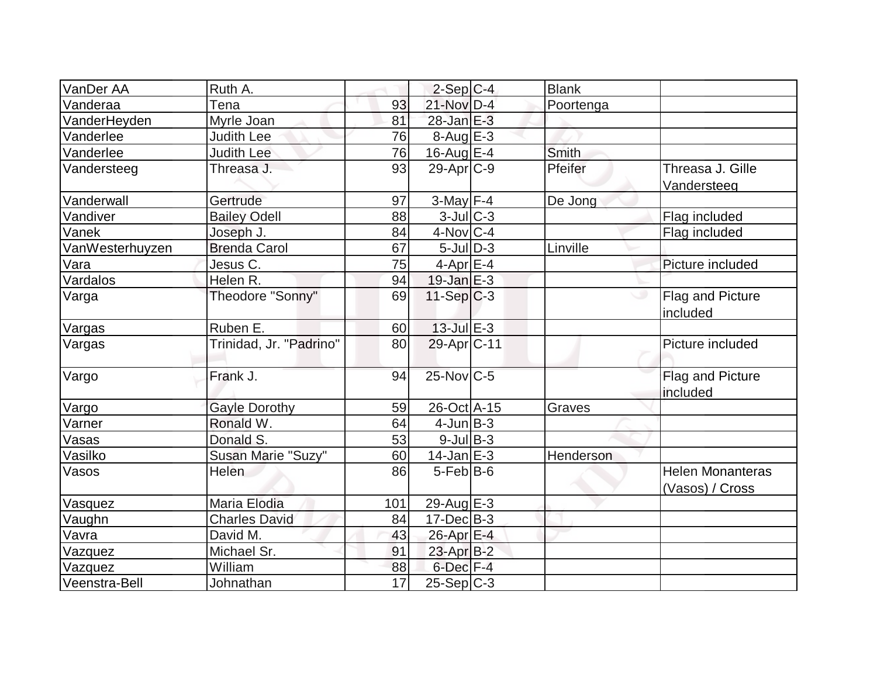| | | | | | | |
|---|---|---|---|---|---|---|
| VanDer AA | Ruth A. | | 2-Sep | C-4 | Blank | |
| Vanderaa | Tena | 93 | 21-Nov | D-4 | Poortenga | |
| VanderHeyden | Myrle Joan | 81 | 28-Jan | E-3 | | |
| Vanderlee | Judith Lee | 76 | 8-Aug | E-3 | | |
| Vanderlee | Judith Lee | 76 | 16-Aug | E-4 | Smith | |
| Vandersteeg | Threasa J. | 93 | 29-Apr | C-9 | Pfeifer | Threasa J. Gille Vandersteeg |
| Vanderwall | Gertrude | 97 | 3-May | F-4 | De Jong | |
| Vandiver | Bailey Odell | 88 | 3-Jul | C-3 | | Flag included |
| Vanek | Joseph J. | 84 | 4-Nov | C-4 | | Flag included |
| VanWesterhuyzen | Brenda Carol | 67 | 5-Jul | D-3 | Linville | |
| Vara | Jesus C. | 75 | 4-Apr | E-4 | | Picture included |
| Vardalos | Helen R. | 94 | 19-Jan | E-3 | | |
| Varga | Theodore "Sonny" | 69 | 11-Sep | C-3 | | Flag and Picture included |
| Vargas | Ruben E. | 60 | 13-Jul | E-3 | | |
| Vargas | Trinidad, Jr. "Padrino" | 80 | 29-Apr | C-11 | | Picture included |
| Vargo | Frank J. | 94 | 25-Nov | C-5 | | Flag and Picture included |
| Vargo | Gayle Dorothy | 59 | 26-Oct | A-15 | Graves | |
| Varner | Ronald W. | 64 | 4-Jun | B-3 | | |
| Vasas | Donald S. | 53 | 9-Jul | B-3 | | |
| Vasilko | Susan Marie "Suzy" | 60 | 14-Jan | E-3 | Henderson | |
| Vasos | Helen | 86 | 5-Feb | B-6 | | Helen Monanteras (Vasos) / Cross |
| Vasquez | Maria Elodia | 101 | 29-Aug | E-3 | | |
| Vaughn | Charles David | 84 | 17-Dec | B-3 | | |
| Vavra | David M. | 43 | 26-Apr | E-4 | | |
| Vazquez | Michael Sr. | 91 | 23-Apr | B-2 | | |
| Vazquez | William | 88 | 6-Dec | F-4 | | |
| Veenstra-Bell | Johnathan | 17 | 25-Sep | C-3 | | |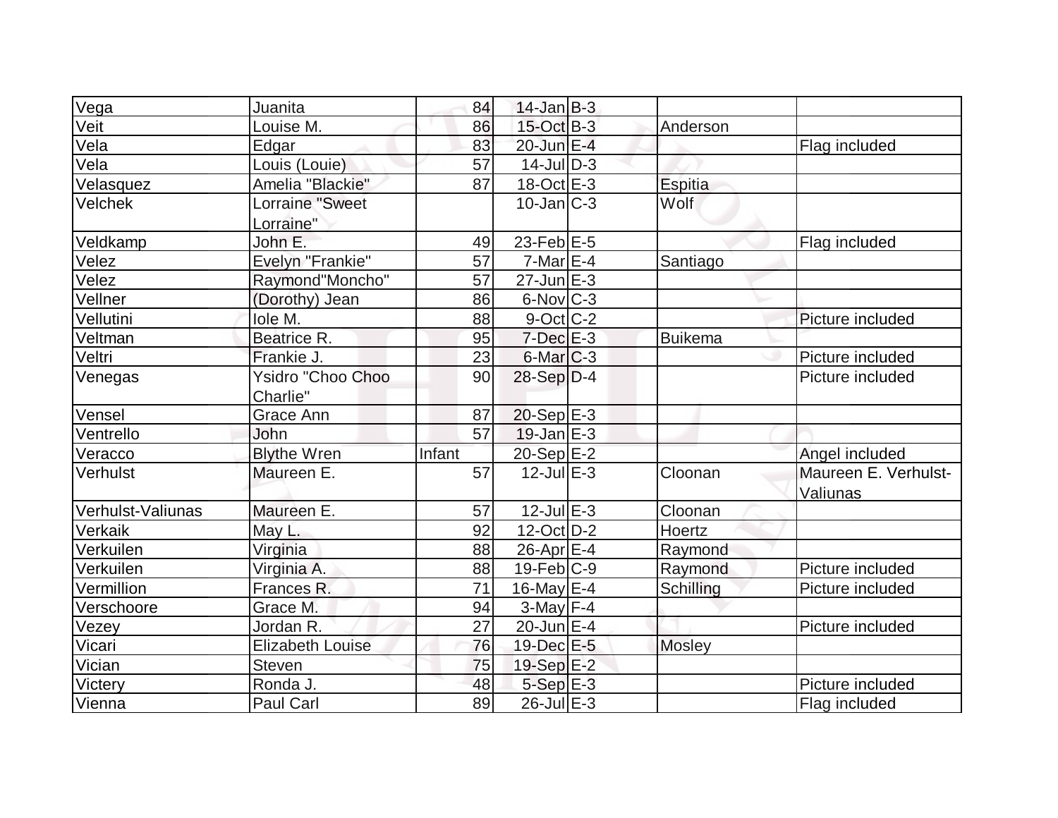| | | | | | | |
|---|---|---|---|---|---|---|
| Vega | Juanita | 84 | 14-Jan | B-3 | | |
| Veit | Louise M. | 86 | 15-Oct | B-3 | Anderson | |
| Vela | Edgar | 83 | 20-Jun | E-4 | | Flag included |
| Vela | Louis (Louie) | 57 | 14-Jul | D-3 | | |
| Velasquez | Amelia "Blackie" | 87 | 18-Oct | E-3 | Espitia | |
| Velchek | Lorraine "Sweet Lorraine" | | 10-Jan | C-3 | Wolf | |
| Veldkamp | John E. | 49 | 23-Feb | E-5 | | Flag included |
| Velez | Evelyn "Frankie" | 57 | 7-Mar | E-4 | Santiago | |
| Velez | Raymond"Moncho" | 57 | 27-Jun | E-3 | | |
| Vellner | (Dorothy) Jean | 86 | 6-Nov | C-3 | | |
| Vellutini | Iole M. | 88 | 9-Oct | C-2 | | Picture included |
| Veltman | Beatrice R. | 95 | 7-Dec | E-3 | Buikema | |
| Veltri | Frankie J. | 23 | 6-Mar | C-3 | | Picture included |
| Venegas | Ysidro "Choo Choo Charlie" | 90 | 28-Sep | D-4 | | Picture included |
| Vensel | Grace Ann | 87 | 20-Sep | E-3 | | |
| Ventrello | John | 57 | 19-Jan | E-3 | | |
| Veracco | Blythe Wren | Infant | 20-Sep | E-2 | | Angel included |
| Verhulst | Maureen E. | 57 | 12-Jul | E-3 | Cloonan | Maureen E. Verhulst-Valiunas |
| Verhulst-Valiunas | Maureen E. | 57 | 12-Jul | E-3 | Cloonan | |
| Verkaik | May L. | 92 | 12-Oct | D-2 | Hoertz | |
| Verkuilen | Virginia | 88 | 26-Apr | E-4 | Raymond | |
| Verkuilen | Virginia A. | 88 | 19-Feb | C-9 | Raymond | Picture included |
| Vermillion | Frances R. | 71 | 16-May | E-4 | Schilling | Picture included |
| Verschoore | Grace M. | 94 | 3-May | F-4 | | |
| Vezey | Jordan R. | 27 | 20-Jun | E-4 | | Picture included |
| Vicari | Elizabeth Louise | 76 | 19-Dec | E-5 | Mosley | |
| Vician | Steven | 75 | 19-Sep | E-2 | | |
| Victery | Ronda J. | 48 | 5-Sep | E-3 | | Picture included |
| Vienna | Paul Carl | 89 | 26-Jul | E-3 | | Flag included |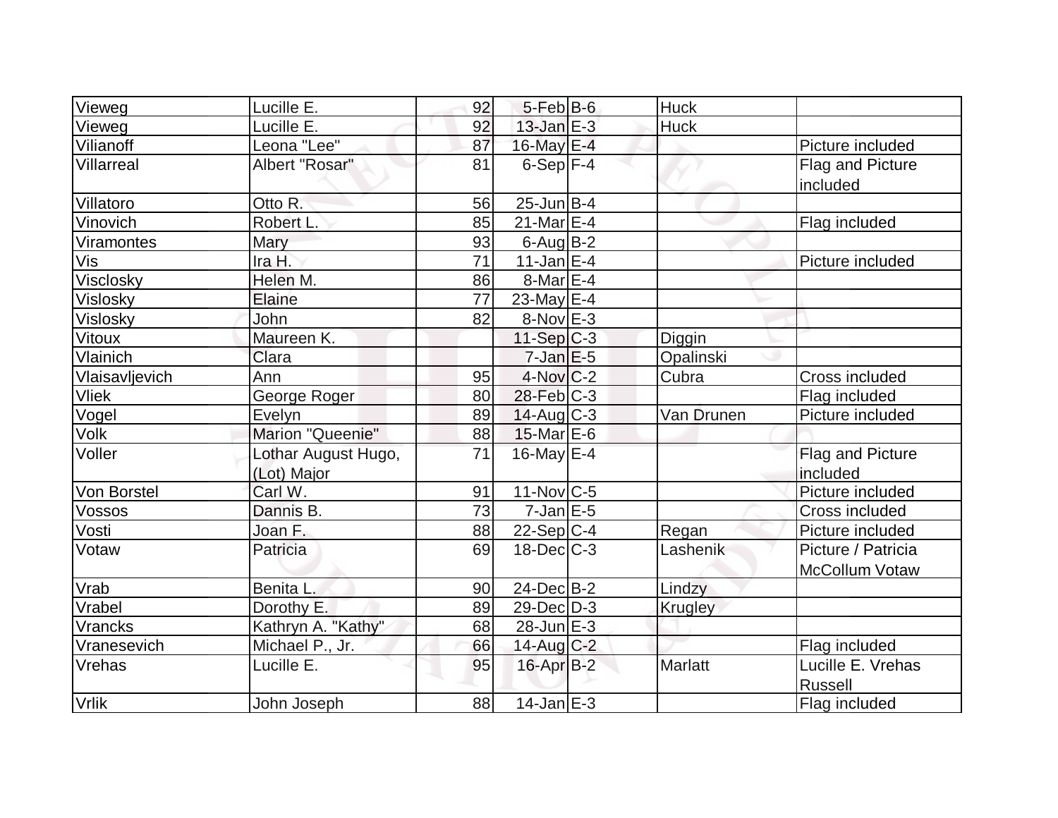| | | | | | | |
|---|---|---|---|---|---|---|
| Vieweg | Lucille E. | 92 | 5-Feb | B-6 | Huck | |
| Vieweg | Lucille E. | 92 | 13-Jan | E-3 | Huck | |
| Vilianoff | Leona "Lee" | 87 | 16-May | E-4 | | Picture included |
| Villarreal | Albert "Rosar" | 81 | 6-Sep | F-4 | | Flag and Picture included |
| Villatoro | Otto R. | 56 | 25-Jun | B-4 | | |
| Vinovich | Robert L. | 85 | 21-Mar | E-4 | | Flag included |
| Viramontes | Mary | 93 | 6-Aug | B-2 | | |
| Vis | Ira H. | 71 | 11-Jan | E-4 | | Picture included |
| Visclosky | Helen M. | 86 | 8-Mar | E-4 | | |
| Vislosky | Elaine | 77 | 23-May | E-4 | | |
| Vislosky | John | 82 | 8-Nov | E-3 | | |
| Vitoux | Maureen K. | | 11-Sep | C-3 | Diggin | |
| Vlainich | Clara | | 7-Jan | E-5 | Opalinski | |
| Vlaisavljevich | Ann | 95 | 4-Nov | C-2 | Cubra | Cross included |
| Vliek | George Roger | 80 | 28-Feb | C-3 | | Flag included |
| Vogel | Evelyn | 89 | 14-Aug | C-3 | Van Drunen | Picture included |
| Volk | Marion "Queenie" | 88 | 15-Mar | E-6 | | |
| Voller | Lothar August Hugo, (Lot) Major | 71 | 16-May | E-4 | | Flag and Picture included |
| Von Borstel | Carl W. | 91 | 11-Nov | C-5 | | Picture included |
| Vossos | Dannis B. | 73 | 7-Jan | E-5 | | Cross included |
| Vosti | Joan F. | 88 | 22-Sep | C-4 | Regan | Picture included |
| Votaw | Patricia | 69 | 18-Dec | C-3 | Lashenik | Picture / Patricia McCollum Votaw |
| Vrab | Benita L. | 90 | 24-Dec | B-2 | Lindzy | |
| Vrabel | Dorothy E. | 89 | 29-Dec | D-3 | Krugley | |
| Vrancks | Kathryn A. "Kathy" | 68 | 28-Jun | E-3 | | |
| Vranesevich | Michael P., Jr. | 66 | 14-Aug | C-2 | | Flag included |
| Vrehas | Lucille E. | 95 | 16-Apr | B-2 | Marlatt | Lucille E. Vrehas Russell |
| Vrlik | John Joseph | 88 | 14-Jan | E-3 | | Flag included |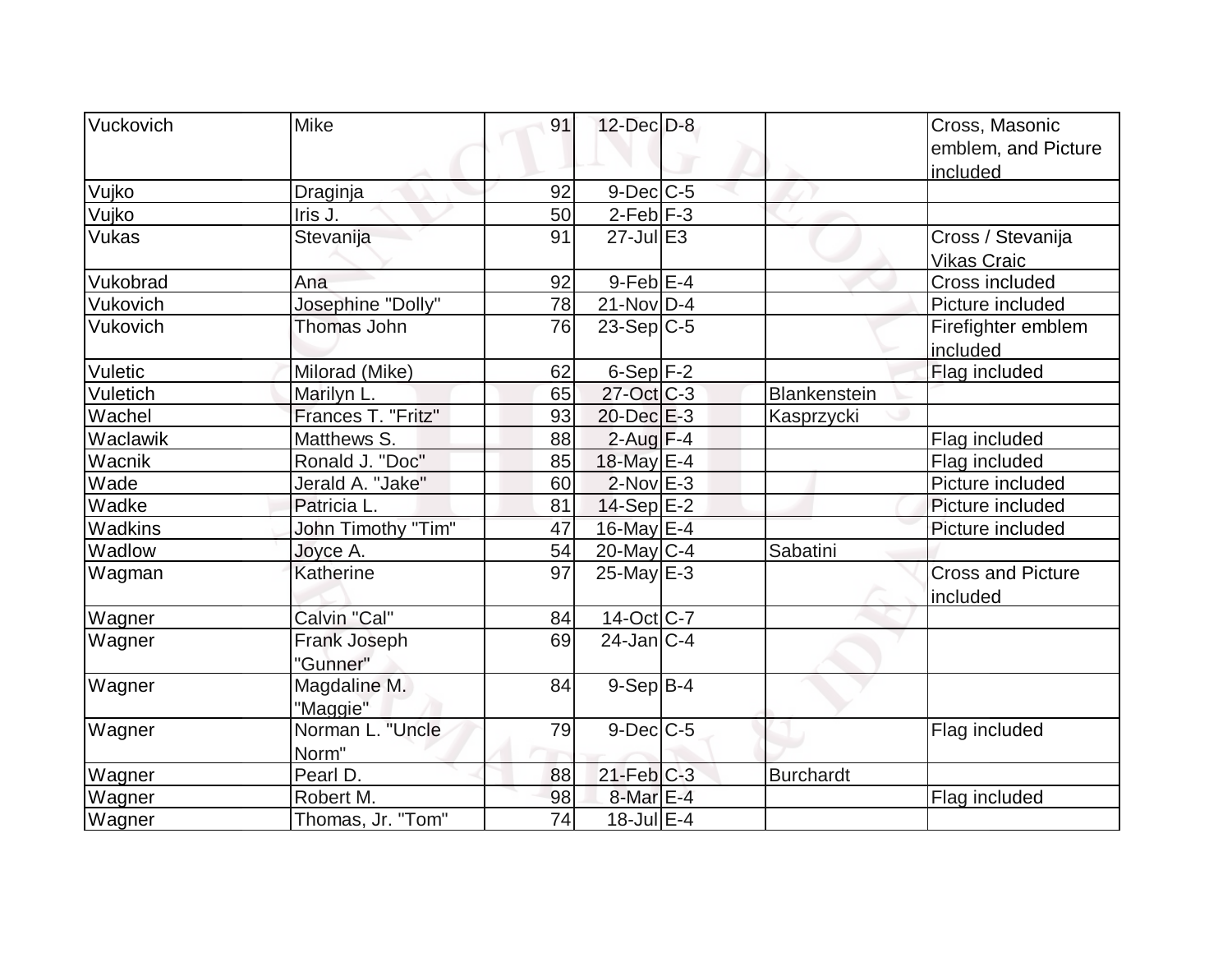| Vuckovich | Mike | 91 | 12-Dec | D-8 | | Cross, Masonic emblem, and Picture included |
|---|---|---|---|---|---|---|
| Vujko | Draginja | 92 | 9-Dec | C-5 | | |
| Vujko | Iris J. | 50 | 2-Feb | F-3 | | |
| Vukas | Stevanija | 91 | 27-Jul | E3 | | Cross / Stevanija Vikas Craic |
| Vukobrad | Ana | 92 | 9-Feb | E-4 | | Cross included |
| Vukovich | Josephine "Dolly" | 78 | 21-Nov | D-4 | | Picture included |
| Vukovich | Thomas John | 76 | 23-Sep | C-5 | | Firefighter emblem included |
| Vuletic | Milorad (Mike) | 62 | 6-Sep | F-2 | | Flag included |
| Vuletich | Marilyn L. | 65 | 27-Oct | C-3 | Blankenstein | |
| Wachel | Frances T. "Fritz" | 93 | 20-Dec | E-3 | Kasprzycki | |
| Waclawik | Matthews S. | 88 | 2-Aug | F-4 | | Flag included |
| Wacnik | Ronald J. "Doc" | 85 | 18-May | E-4 | | Flag included |
| Wade | Jerald A. "Jake" | 60 | 2-Nov | E-3 | | Picture included |
| Wadke | Patricia L. | 81 | 14-Sep | E-2 | | Picture included |
| Wadkins | John Timothy "Tim" | 47 | 16-May | E-4 | | Picture included |
| Wadlow | Joyce A. | 54 | 20-May | C-4 | Sabatini | |
| Wagman | Katherine | 97 | 25-May | E-3 | | Cross and Picture included |
| Wagner | Calvin "Cal" | 84 | 14-Oct | C-7 | | |
| Wagner | Frank Joseph "Gunner" | 69 | 24-Jan | C-4 | | |
| Wagner | Magdaline M. "Maggie" | 84 | 9-Sep | B-4 | | |
| Wagner | Norman L. "Uncle Norm" | 79 | 9-Dec | C-5 | | Flag included |
| Wagner | Pearl D. | 88 | 21-Feb | C-3 | Burchardt | |
| Wagner | Robert M. | 98 | 8-Mar | E-4 | | Flag included |
| Wagner | Thomas, Jr. "Tom" | 74 | 18-Jul | E-4 | | |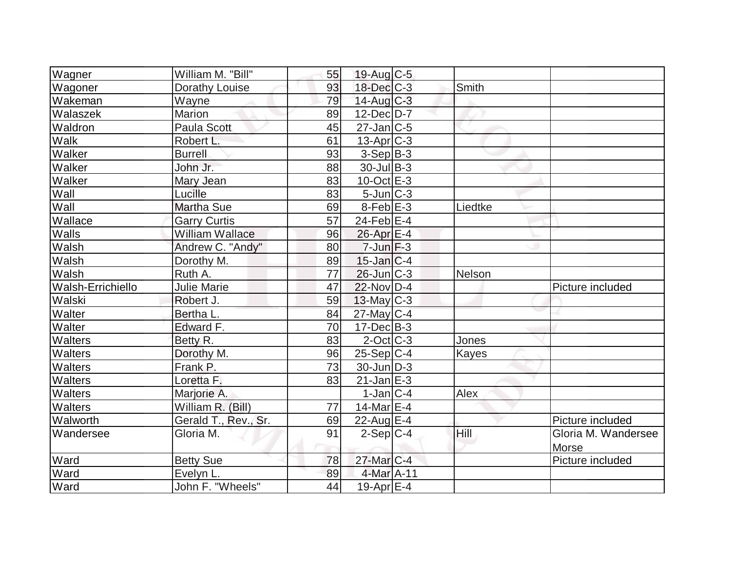| Wagner | William M. "Bill" | 55 | 19-Aug | C-5 | | |
|---|---|---|---|---|---|---|
| Wagoner | Dorathy Louise | 93 | 18-Dec | C-3 | Smith | |
| Wakeman | Wayne | 79 | 14-Aug | C-3 | | |
| Walaszek | Marion | 89 | 12-Dec | D-7 | | |
| Waldron | Paula Scott | 45 | 27-Jan | C-5 | | |
| Walk | Robert L. | 61 | 13-Apr | C-3 | | |
| Walker | Burrell | 93 | 3-Sep | B-3 | | |
| Walker | John Jr. | 88 | 30-Jul | B-3 | | |
| Walker | Mary Jean | 83 | 10-Oct | E-3 | | |
| Wall | Lucille | 83 | 5-Jun | C-3 | | |
| Wall | Martha Sue | 69 | 8-Feb | E-3 | Liedtke | |
| Wallace | Garry Curtis | 57 | 24-Feb | E-4 | | |
| Walls | William Wallace | 96 | 26-Apr | E-4 | | |
| Walsh | Andrew C. "Andy" | 80 | 7-Jun | F-3 | | |
| Walsh | Dorothy M. | 89 | 15-Jan | C-4 | | |
| Walsh | Ruth A. | 77 | 26-Jun | C-3 | Nelson | |
| Walsh-Errichiello | Julie Marie | 47 | 22-Nov | D-4 | | Picture included |
| Walski | Robert J. | 59 | 13-May | C-3 | | |
| Walter | Bertha L. | 84 | 27-May | C-4 | | |
| Walter | Edward F. | 70 | 17-Dec | B-3 | | |
| Walters | Betty R. | 83 | 2-Oct | C-3 | Jones | |
| Walters | Dorothy M. | 96 | 25-Sep | C-4 | Kayes | |
| Walters | Frank P. | 73 | 30-Jun | D-3 | | |
| Walters | Loretta F. | 83 | 21-Jan | E-3 | | |
| Walters | Marjorie A. | | 1-Jan | C-4 | Alex | |
| Walters | William R. (Bill) | 77 | 14-Mar | E-4 | | |
| Walworth | Gerald T., Rev., Sr. | 69 | 22-Aug | E-4 | | Picture included |
| Wandersee | Gloria M. | 91 | 2-Sep | C-4 | Hill | Gloria M. Wandersee Morse |
| Ward | Betty Sue | 78 | 27-Mar | C-4 | | Picture included |
| Ward | Evelyn L. | 89 | 4-Mar | A-11 | | |
| Ward | John F. "Wheels" | 44 | 19-Apr | E-4 | | |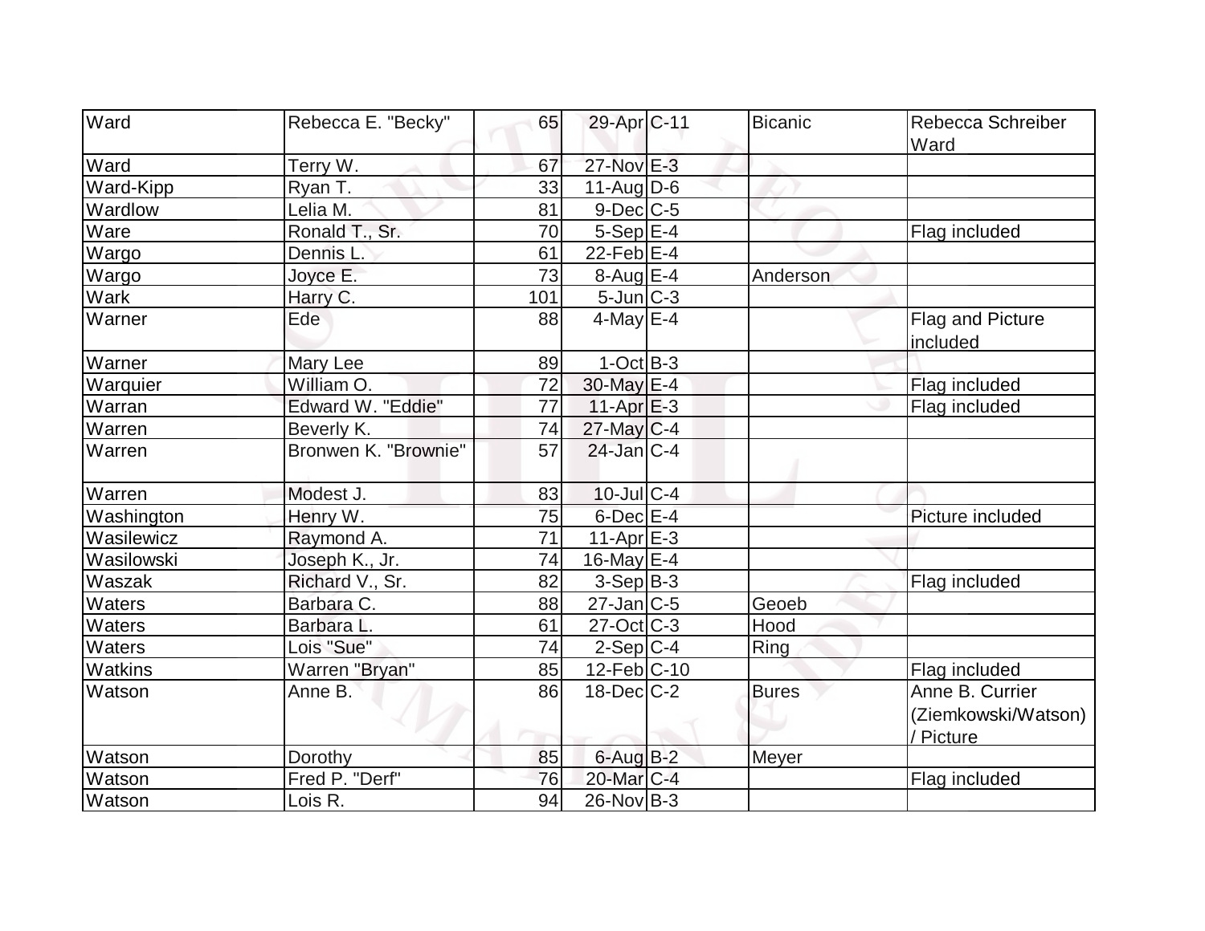| Ward | Rebecca E. "Becky" | 65 | 29-Apr | C-11 | Bicanic | Rebecca Schreiber Ward |
|---|---|---|---|---|---|---|
| Ward | Terry W. | 67 | 27-Nov | E-3 | | |
| Ward-Kipp | Ryan T. | 33 | 11-Aug | D-6 | | |
| Wardlow | Lelia M. | 81 | 9-Dec | C-5 | | |
| Ware | Ronald T., Sr. | 70 | 5-Sep | E-4 | | Flag included |
| Wargo | Dennis L. | 61 | 22-Feb | E-4 | | |
| Wargo | Joyce E. | 73 | 8-Aug | E-4 | Anderson | |
| Wark | Harry C. | 101 | 5-Jun | C-3 | | |
| Warner | Ede | 88 | 4-May | E-4 | | Flag and Picture included |
| Warner | Mary Lee | 89 | 1-Oct | B-3 | | |
| Warquier | William O. | 72 | 30-May | E-4 | | Flag included |
| Warran | Edward W. "Eddie" | 77 | 11-Apr | E-3 | | Flag included |
| Warren | Beverly K. | 74 | 27-May | C-4 | | |
| Warren | Bronwen K. "Brownie" | 57 | 24-Jan | C-4 | | |
| Warren | Modest J. | 83 | 10-Jul | C-4 | | |
| Washington | Henry W. | 75 | 6-Dec | E-4 | | Picture included |
| Wasilewicz | Raymond A. | 71 | 11-Apr | E-3 | | |
| Wasilowski | Joseph K., Jr. | 74 | 16-May | E-4 | | |
| Waszak | Richard V., Sr. | 82 | 3-Sep | B-3 | | Flag included |
| Waters | Barbara C. | 88 | 27-Jan | C-5 | Geoeb | |
| Waters | Barbara L. | 61 | 27-Oct | C-3 | Hood | |
| Waters | Lois "Sue" | 74 | 2-Sep | C-4 | Ring | |
| Watkins | Warren "Bryan" | 85 | 12-Feb | C-10 | | Flag included |
| Watson | Anne B. | 86 | 18-Dec | C-2 | Bures | Anne B. Currier (Ziemkowski/Watson) / Picture |
| Watson | Dorothy | 85 | 6-Aug | B-2 | Meyer | |
| Watson | Fred P. "Derf" | 76 | 20-Mar | C-4 | | Flag included |
| Watson | Lois R. | 94 | 26-Nov | B-3 | | |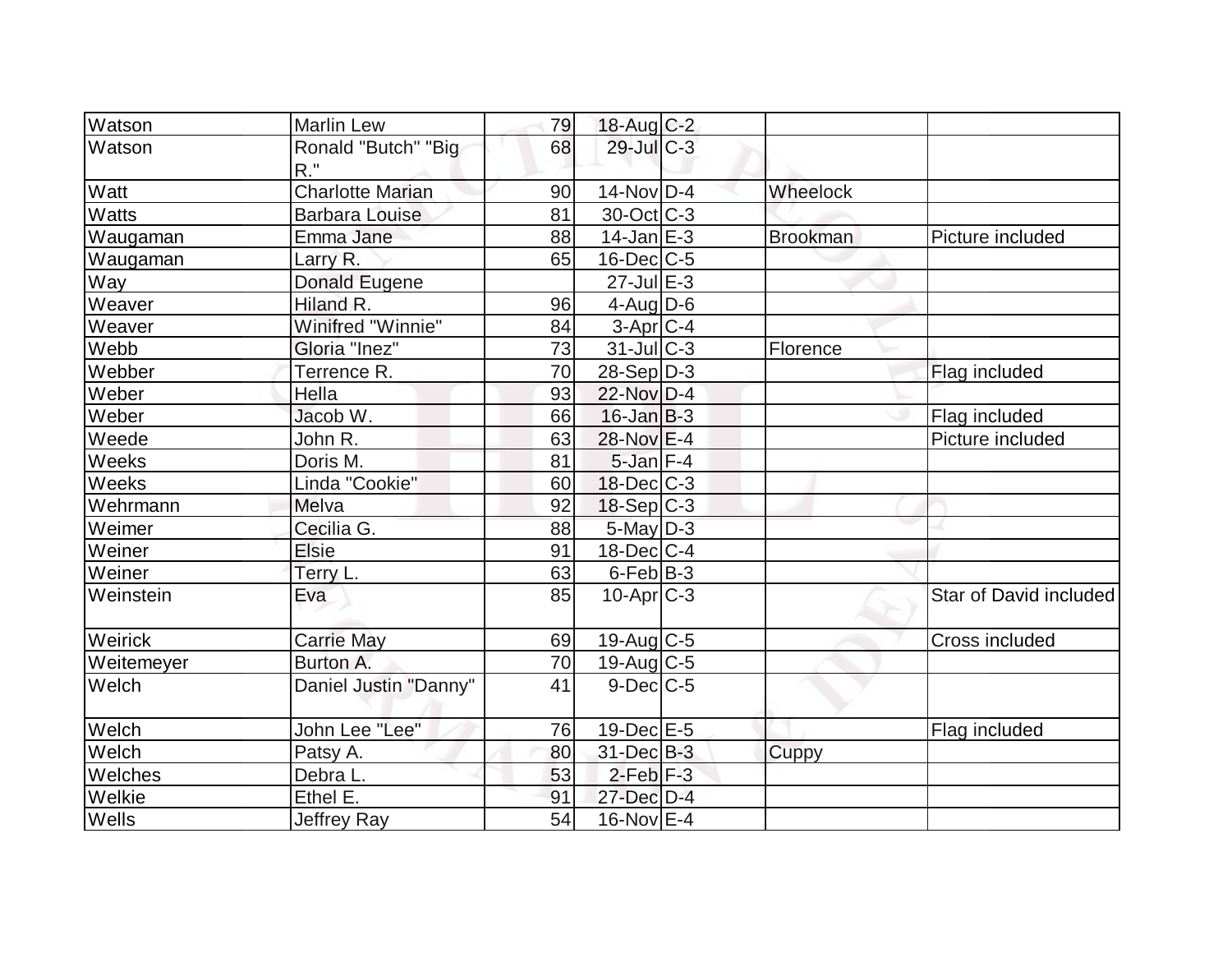| Watson | Marlin Lew | 79 | 18-Aug | C-2 | | |
|---|---|---|---|---|---|---|
| Watson | Ronald "Butch" "Big R." | 68 | 29-Jul | C-3 | | |
| Watt | Charlotte Marian | 90 | 14-Nov | D-4 | Wheelock | |
| Watts | Barbara Louise | 81 | 30-Oct | C-3 | | |
| Waugaman | Emma Jane | 88 | 14-Jan | E-3 | Brookman | Picture included |
| Waugaman | Larry R. | 65 | 16-Dec | C-5 | | |
| Way | Donald Eugene | | 27-Jul | E-3 | | |
| Weaver | Hiland R. | 96 | 4-Aug | D-6 | | |
| Weaver | Winifred "Winnie" | 84 | 3-Apr | C-4 | | |
| Webb | Gloria "Inez" | 73 | 31-Jul | C-3 | Florence | |
| Webber | Terrence R. | 70 | 28-Sep | D-3 | | Flag included |
| Weber | Hella | 93 | 22-Nov | D-4 | | |
| Weber | Jacob W. | 66 | 16-Jan | B-3 | | Flag included |
| Weede | John R. | 63 | 28-Nov | E-4 | | Picture included |
| Weeks | Doris M. | 81 | 5-Jan | F-4 | | |
| Weeks | Linda "Cookie" | 60 | 18-Dec | C-3 | | |
| Wehrmann | Melva | 92 | 18-Sep | C-3 | | |
| Weimer | Cecilia G. | 88 | 5-May | D-3 | | |
| Weiner | Elsie | 91 | 18-Dec | C-4 | | |
| Weiner | Terry L. | 63 | 6-Feb | B-3 | | |
| Weinstein | Eva | 85 | 10-Apr | C-3 | | Star of David included |
| Weirick | Carrie May | 69 | 19-Aug | C-5 | | Cross included |
| Weitemeyer | Burton A. | 70 | 19-Aug | C-5 | | |
| Welch | Daniel Justin "Danny" | 41 | 9-Dec | C-5 | | |
| Welch | John Lee "Lee" | 76 | 19-Dec | E-5 | | Flag included |
| Welch | Patsy A. | 80 | 31-Dec | B-3 | Cuppy | |
| Welches | Debra L. | 53 | 2-Feb | F-3 | | |
| Welkie | Ethel E. | 91 | 27-Dec | D-4 | | |
| Wells | Jeffrey Ray | 54 | 16-Nov | E-4 | | |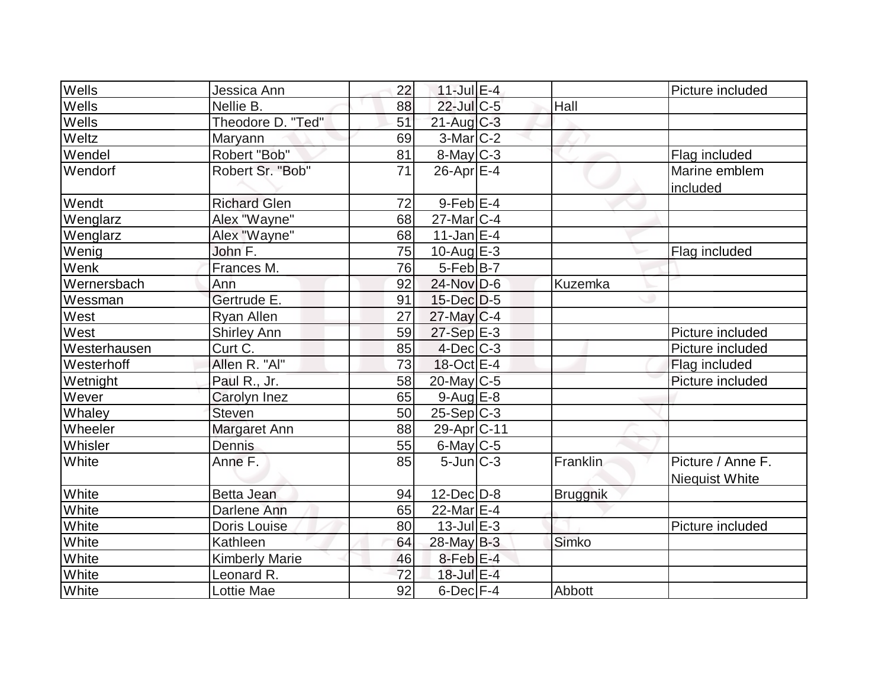| Wells | Jessica Ann | 22 | 11-Jul | E-4 | | Picture included |
|---|---|---|---|---|---|---|
| Wells | Nellie B. | 88 | 22-Jul | C-5 | Hall | |
| Wells | Theodore D. "Ted" | 51 | 21-Aug | C-3 | | |
| Weltz | Maryann | 69 | 3-Mar | C-2 | | |
| Wendel | Robert "Bob" | 81 | 8-May | C-3 | | Flag included |
| Wendorf | Robert Sr. "Bob" | 71 | 26-Apr | E-4 | | Marine emblem included |
| Wendt | Richard Glen | 72 | 9-Feb | E-4 | | |
| Wenglarz | Alex "Wayne" | 68 | 27-Mar | C-4 | | |
| Wenglarz | Alex "Wayne" | 68 | 11-Jan | E-4 | | |
| Wenig | John F. | 75 | 10-Aug | E-3 | | Flag included |
| Wenk | Frances M. | 76 | 5-Feb | B-7 | | |
| Wernersbach | Ann | 92 | 24-Nov | D-6 | Kuzemka | |
| Wessman | Gertrude E. | 91 | 15-Dec | D-5 | | |
| West | Ryan Allen | 27 | 27-May | C-4 | | |
| West | Shirley Ann | 59 | 27-Sep | E-3 | | Picture included |
| Westerhausen | Curt C. | 85 | 4-Dec | C-3 | | Picture included |
| Westerhoff | Allen R. "Al" | 73 | 18-Oct | E-4 | | Flag included |
| Wetnight | Paul R., Jr. | 58 | 20-May | C-5 | | Picture included |
| Wever | Carolyn Inez | 65 | 9-Aug | E-8 | | |
| Whaley | Steven | 50 | 25-Sep | C-3 | | |
| Wheeler | Margaret Ann | 88 | 29-Apr | C-11 | | |
| Whisler | Dennis | 55 | 6-May | C-5 | | |
| White | Anne F. | 85 | 5-Jun | C-3 | Franklin | Picture / Anne F. Niequist White |
| White | Betta Jean | 94 | 12-Dec | D-8 | Bruggnik | |
| White | Darlene Ann | 65 | 22-Mar | E-4 | | |
| White | Doris Louise | 80 | 13-Jul | E-3 | | Picture included |
| White | Kathleen | 64 | 28-May | B-3 | Simko | |
| White | Kimberly Marie | 46 | 8-Feb | E-4 | | |
| White | Leonard R. | 72 | 18-Jul | E-4 | | |
| White | Lottie Mae | 92 | 6-Dec | F-4 | Abbott | |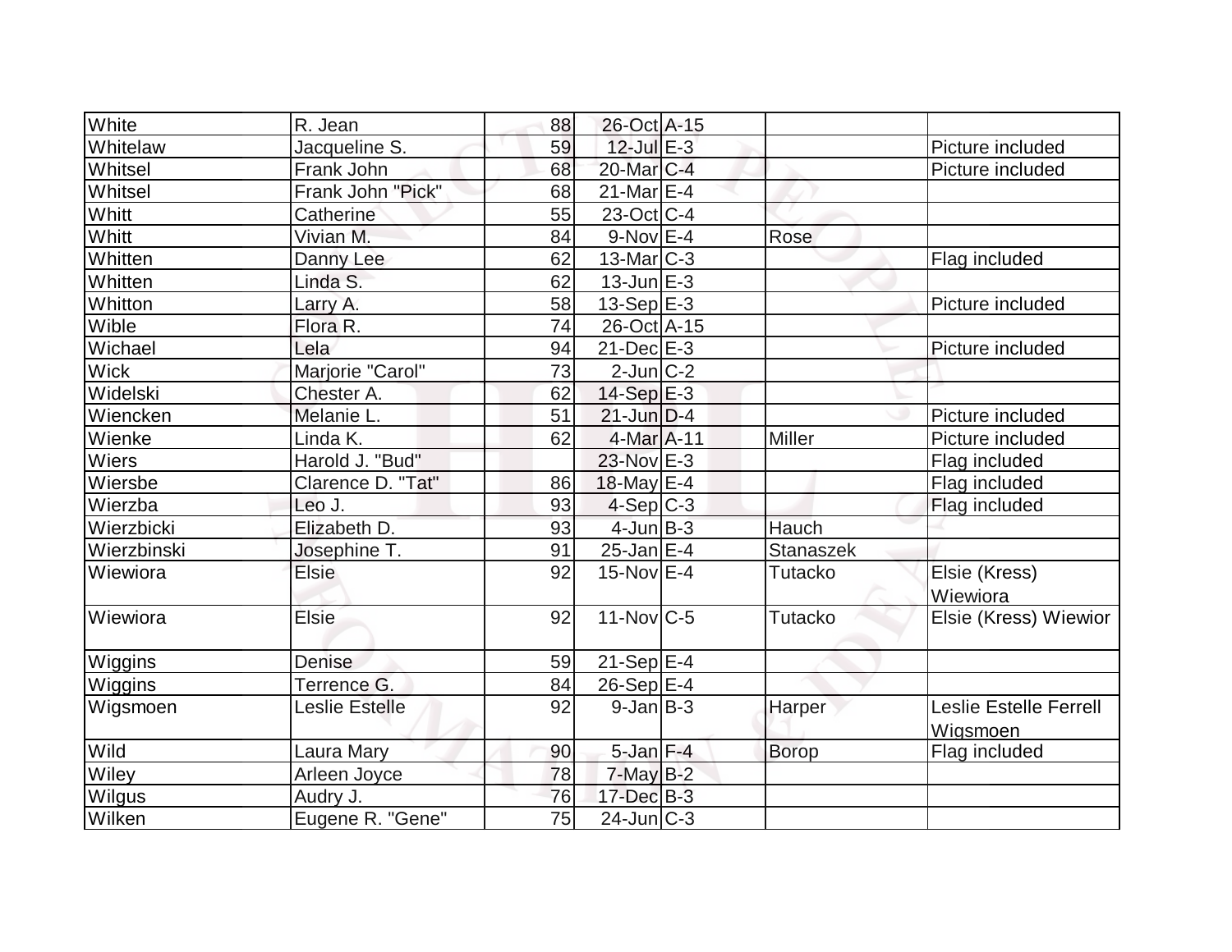| White | R. Jean | 88 | 26-Oct | A-15 | | |
|---|---|---|---|---|---|---|
| Whitelaw | Jacqueline S. | 59 | 12-Jul | E-3 | | Picture included |
| Whitsel | Frank John | 68 | 20-Mar | C-4 | | Picture included |
| Whitsel | Frank John "Pick" | 68 | 21-Mar | E-4 | | |
| Whitt | Catherine | 55 | 23-Oct | C-4 | | |
| Whitt | Vivian M. | 84 | 9-Nov | E-4 | Rose | |
| Whitten | Danny Lee | 62 | 13-Mar | C-3 | | Flag included |
| Whitten | Linda S. | 62 | 13-Jun | E-3 | | |
| Whitton | Larry A. | 58 | 13-Sep | E-3 | | Picture included |
| Wible | Flora R. | 74 | 26-Oct | A-15 | | |
| Wichael | Lela | 94 | 21-Dec | E-3 | | Picture included |
| Wick | Marjorie "Carol" | 73 | 2-Jun | C-2 | | |
| Widelski | Chester A. | 62 | 14-Sep | E-3 | | |
| Wiencken | Melanie L. | 51 | 21-Jun | D-4 | | Picture included |
| Wienke | Linda K. | 62 | 4-Mar | A-11 | Miller | Picture included |
| Wiers | Harold J. "Bud" | | 23-Nov | E-3 | | Flag included |
| Wiersbe | Clarence D. "Tat" | 86 | 18-May | E-4 | | Flag included |
| Wierzba | Leo J. | 93 | 4-Sep | C-3 | | Flag included |
| Wierzbicki | Elizabeth D. | 93 | 4-Jun | B-3 | Hauch | |
| Wierzbinski | Josephine T. | 91 | 25-Jan | E-4 | Stanaszek | |
| Wiewiora | Elsie | 92 | 15-Nov | E-4 | Tutacko | Elsie (Kress) Wiewiora |
| Wiewiora | Elsie | 92 | 11-Nov | C-5 | Tutacko | Elsie (Kress) Wiewior |
| Wiggins | Denise | 59 | 21-Sep | E-4 | | |
| Wiggins | Terrence G. | 84 | 26-Sep | E-4 | | |
| Wigsmoen | Leslie Estelle | 92 | 9-Jan | B-3 | Harper | Leslie Estelle Ferrell Wigsmoen |
| Wild | Laura Mary | 90 | 5-Jan | F-4 | Borop | Flag included |
| Wiley | Arleen Joyce | 78 | 7-May | B-2 | | |
| Wilgus | Audry J. | 76 | 17-Dec | B-3 | | |
| Wilken | Eugene R. "Gene" | 75 | 24-Jun | C-3 | | |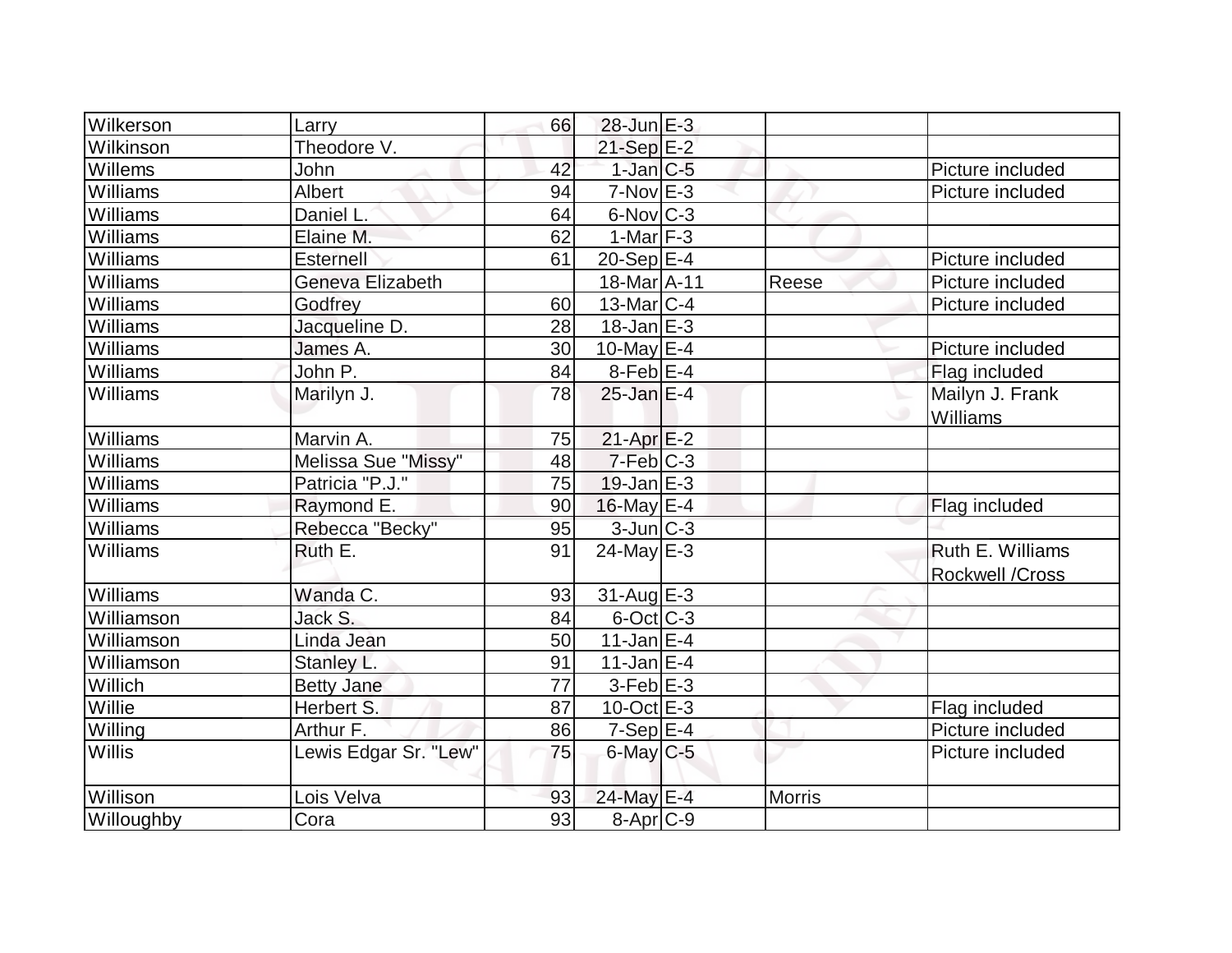| Wilkerson | Larry | 66 | 28-Jun | E-3 | | |
|---|---|---|---|---|---|---|
| Wilkinson | Theodore V. | | 21-Sep | E-2 | | |
| Willems | John | 42 | 1-Jan | C-5 | | Picture included |
| Williams | Albert | 94 | 7-Nov | E-3 | | Picture included |
| Williams | Daniel L. | 64 | 6-Nov | C-3 | | |
| Williams | Elaine M. | 62 | 1-Mar | F-3 | | |
| Williams | Esternell | 61 | 20-Sep | E-4 | | Picture included |
| Williams | Geneva Elizabeth | | 18-Mar | A-11 | Reese | Picture included |
| Williams | Godfrey | 60 | 13-Mar | C-4 | | Picture included |
| Williams | Jacqueline D. | 28 | 18-Jan | E-3 | | |
| Williams | James A. | 30 | 10-May | E-4 | | Picture included |
| Williams | John P. | 84 | 8-Feb | E-4 | | Flag included |
| Williams | Marilyn J. | 78 | 25-Jan | E-4 | | Mailyn J. Frank Williams |
| Williams | Marvin A. | 75 | 21-Apr | E-2 | | |
| Williams | Melissa Sue "Missy" | 48 | 7-Feb | C-3 | | |
| Williams | Patricia "P.J." | 75 | 19-Jan | E-3 | | |
| Williams | Raymond E. | 90 | 16-May | E-4 | | Flag included |
| Williams | Rebecca "Becky" | 95 | 3-Jun | C-3 | | |
| Williams | Ruth E. | 91 | 24-May | E-3 | | Ruth E. Williams Rockwell /Cross |
| Williams | Wanda C. | 93 | 31-Aug | E-3 | | |
| Williamson | Jack S. | 84 | 6-Oct | C-3 | | |
| Williamson | Linda Jean | 50 | 11-Jan | E-4 | | |
| Williamson | Stanley L. | 91 | 11-Jan | E-4 | | |
| Willich | Betty Jane | 77 | 3-Feb | E-3 | | |
| Willie | Herbert S. | 87 | 10-Oct | E-3 | | Flag included |
| Willing | Arthur F. | 86 | 7-Sep | E-4 | | Picture included |
| Willis | Lewis Edgar Sr. "Lew" | 75 | 6-May | C-5 | | Picture included |
| Willison | Lois Velva | 93 | 24-May | E-4 | Morris | |
| Willoughby | Cora | 93 | 8-Apr | C-9 | | |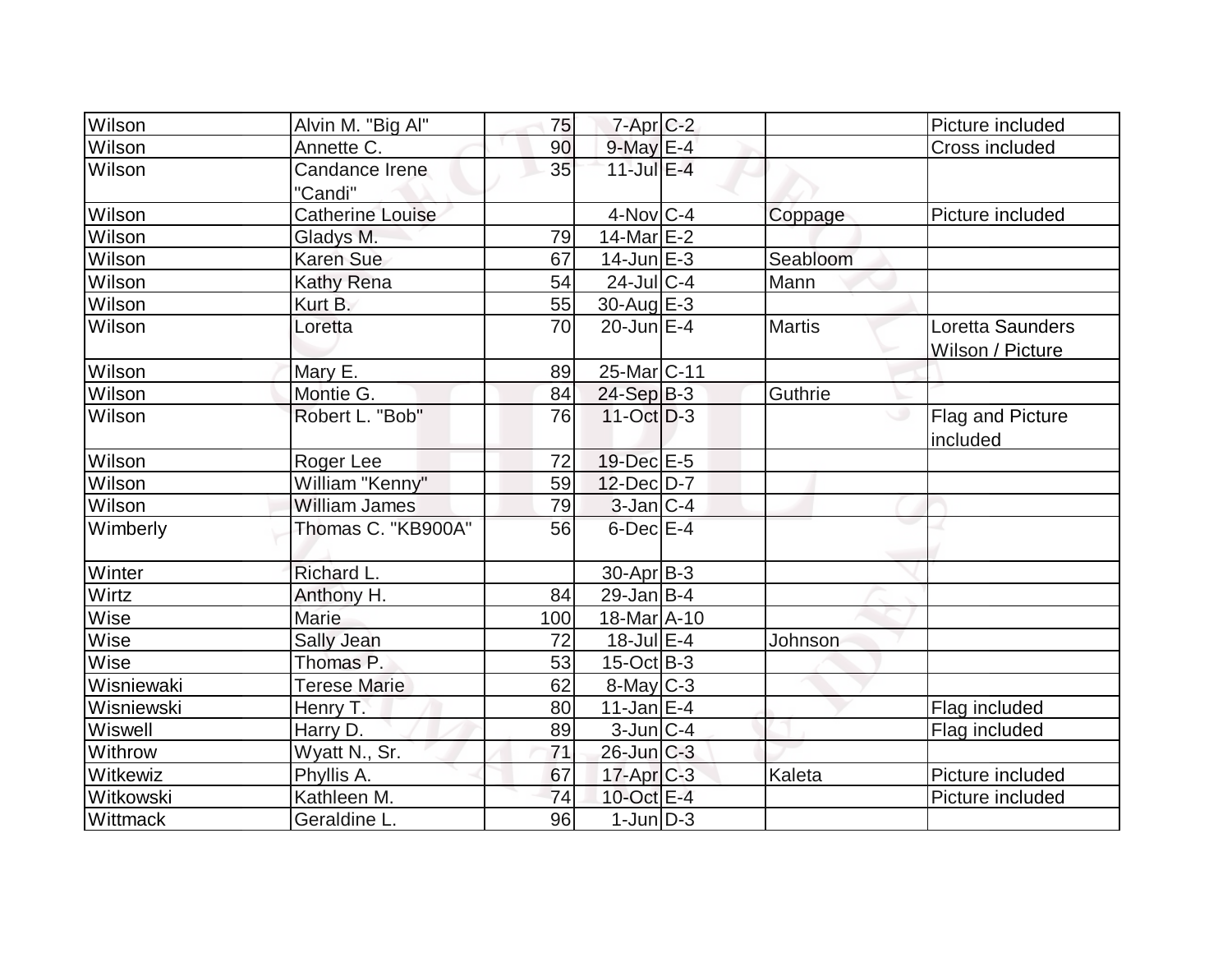| | | | | | | |
|---|---|---|---|---|---|---|
| Wilson | Alvin M. "Big Al" | 75 | 7-Apr | C-2 | | Picture included |
| Wilson | Annette C. | 90 | 9-May | E-4 | | Cross included |
| Wilson | Candance Irene "Candi" | 35 | 11-Jul | E-4 | | |
| Wilson | Catherine Louise | | 4-Nov | C-4 | Coppage | Picture included |
| Wilson | Gladys M. | 79 | 14-Mar | E-2 | | |
| Wilson | Karen Sue | 67 | 14-Jun | E-3 | Seabloom | |
| Wilson | Kathy Rena | 54 | 24-Jul | C-4 | Mann | |
| Wilson | Kurt B. | 55 | 30-Aug | E-3 | | |
| Wilson | Loretta | 70 | 20-Jun | E-4 | Martis | Loretta Saunders Wilson / Picture |
| Wilson | Mary E. | 89 | 25-Mar | C-11 | | |
| Wilson | Montie G. | 84 | 24-Sep | B-3 | Guthrie | |
| Wilson | Robert L. "Bob" | 76 | 11-Oct | D-3 | | Flag and Picture included |
| Wilson | Roger Lee | 72 | 19-Dec | E-5 | | |
| Wilson | William "Kenny" | 59 | 12-Dec | D-7 | | |
| Wilson | William James | 79 | 3-Jan | C-4 | | |
| Wimberly | Thomas C. "KB900A" | 56 | 6-Dec | E-4 | | |
| Winter | Richard L. | | 30-Apr | B-3 | | |
| Wirtz | Anthony H. | 84 | 29-Jan | B-4 | | |
| Wise | Marie | 100 | 18-Mar | A-10 | | |
| Wise | Sally Jean | 72 | 18-Jul | E-4 | Johnson | |
| Wise | Thomas P. | 53 | 15-Oct | B-3 | | |
| Wisniewaki | Terese Marie | 62 | 8-May | C-3 | | |
| Wisniewski | Henry T. | 80 | 11-Jan | E-4 | | Flag included |
| Wiswell | Harry D. | 89 | 3-Jun | C-4 | | Flag included |
| Withrow | Wyatt N., Sr. | 71 | 26-Jun | C-3 | | |
| Witkewiz | Phyllis A. | 67 | 17-Apr | C-3 | Kaleta | Picture included |
| Witkowski | Kathleen M. | 74 | 10-Oct | E-4 | | Picture included |
| Wittmack | Geraldine L. | 96 | 1-Jun | D-3 | | |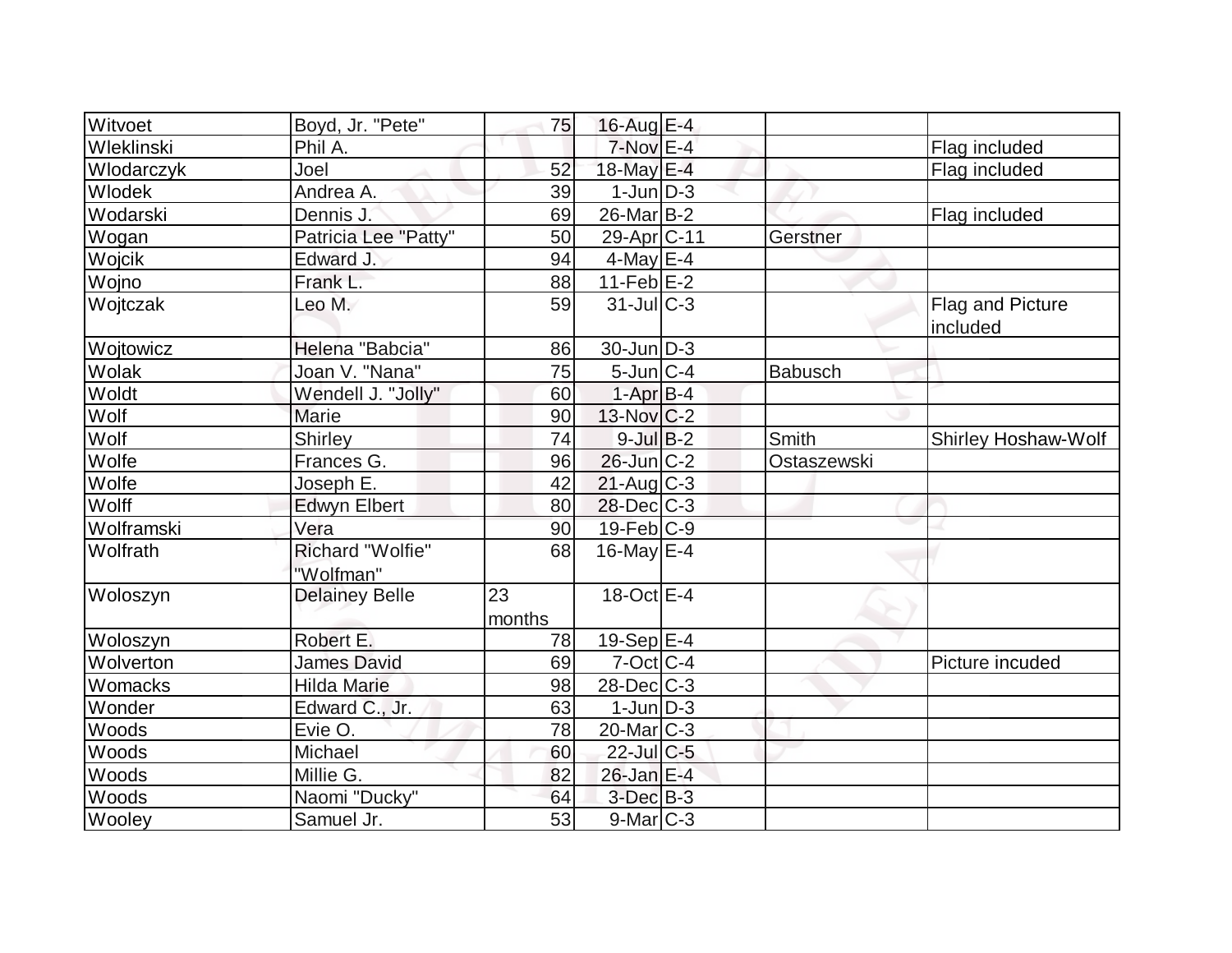| Witvoet | Boyd, Jr. "Pete" | 75 | 16-Aug | E-4 | | |
|---|---|---|---|---|---|---|
| Wleklinski | Phil A. | | 7-Nov | E-4 | | Flag included |
| Wlodarczyk | Joel | 52 | 18-May | E-4 | | Flag included |
| Wlodek | Andrea A. | 39 | 1-Jun | D-3 | | |
| Wodarski | Dennis J. | 69 | 26-Mar | B-2 | | Flag included |
| Wogan | Patricia Lee "Patty" | 50 | 29-Apr | C-11 | Gerstner | |
| Wojcik | Edward J. | 94 | 4-May | E-4 | | |
| Wojno | Frank L. | 88 | 11-Feb | E-2 | | |
| Wojtczak | Leo M. | 59 | 31-Jul | C-3 | | Flag and Picture included |
| Wojtowicz | Helena "Babcia" | 86 | 30-Jun | D-3 | | |
| Wolak | Joan V. "Nana" | 75 | 5-Jun | C-4 | Babusch | |
| Woldt | Wendell J. "Jolly" | 60 | 1-Apr | B-4 | | |
| Wolf | Marie | 90 | 13-Nov | C-2 | | |
| Wolf | Shirley | 74 | 9-Jul | B-2 | Smith | Shirley Hoshaw-Wolf |
| Wolfe | Frances G. | 96 | 26-Jun | C-2 | Ostaszewski | |
| Wolfe | Joseph E. | 42 | 21-Aug | C-3 | | |
| Wolff | Edwyn Elbert | 80 | 28-Dec | C-3 | | |
| Wolframski | Vera | 90 | 19-Feb | C-9 | | |
| Wolfrath | Richard "Wolfie" "Wolfman" | 68 | 16-May | E-4 | | |
| Woloszyn | Delainey Belle | 23 months | 18-Oct | E-4 | | |
| Woloszyn | Robert E. | 78 | 19-Sep | E-4 | | |
| Wolverton | James David | 69 | 7-Oct | C-4 | | Picture incuded |
| Womacks | Hilda Marie | 98 | 28-Dec | C-3 | | |
| Wonder | Edward C., Jr. | 63 | 1-Jun | D-3 | | |
| Woods | Evie O. | 78 | 20-Mar | C-3 | | |
| Woods | Michael | 60 | 22-Jul | C-5 | | |
| Woods | Millie G. | 82 | 26-Jan | E-4 | | |
| Woods | Naomi "Ducky" | 64 | 3-Dec | B-3 | | |
| Wooley | Samuel Jr. | 53 | 9-Mar | C-3 | | |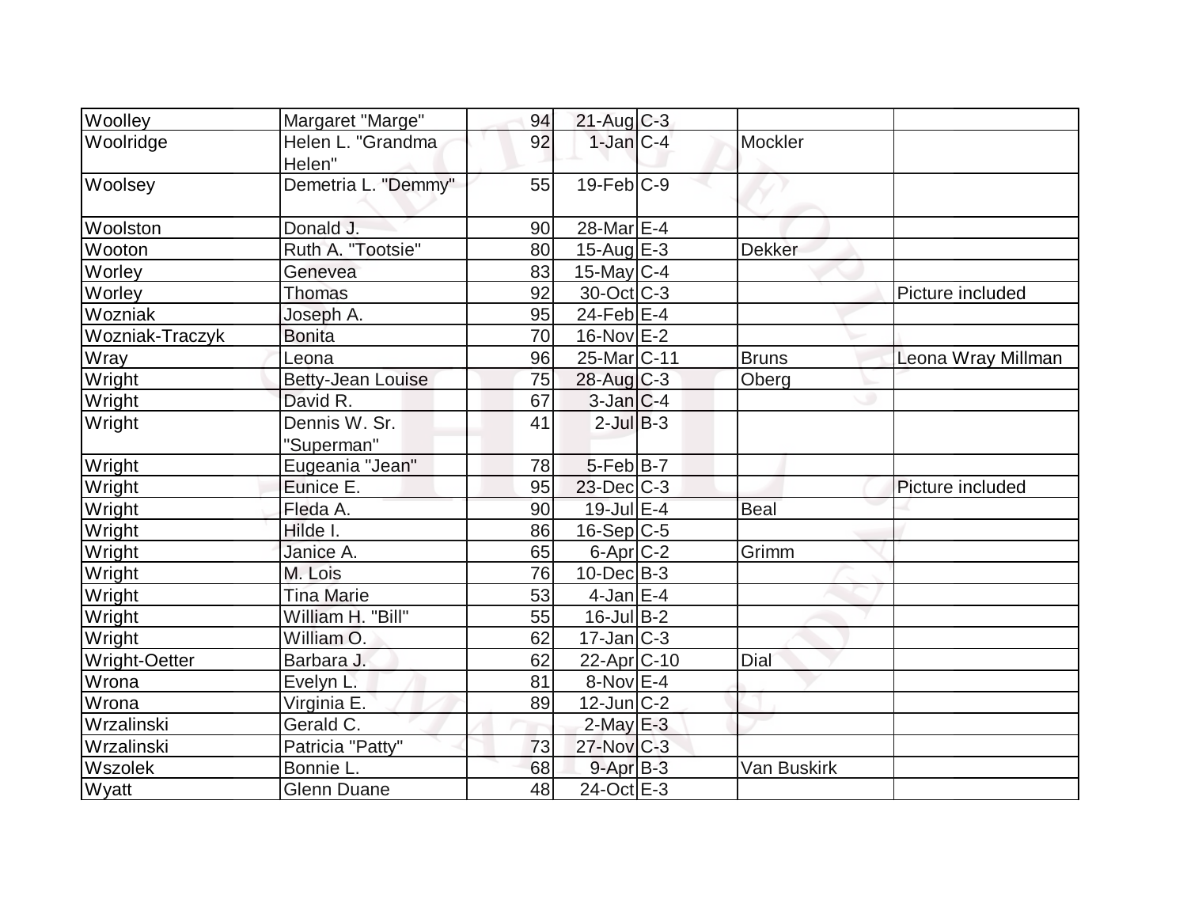| Woolley | Margaret "Marge" | 94 | 21-Aug | C-3 | | |
|---|---|---|---|---|---|---|
| Woolridge | Helen L. "Grandma Helen" | 92 | 1-Jan | C-4 | Mockler | |
| Woolsey | Demetria L. "Demmy" | 55 | 19-Feb | C-9 | | |
| Woolston | Donald J. | 90 | 28-Mar | E-4 | | |
| Wooton | Ruth A. "Tootsie" | 80 | 15-Aug | E-3 | Dekker | |
| Worley | Genevea | 83 | 15-May | C-4 | | |
| Worley | Thomas | 92 | 30-Oct | C-3 | | Picture included |
| Wozniak | Joseph A. | 95 | 24-Feb | E-4 | | |
| Wozniak-Traczyk | Bonita | 70 | 16-Nov | E-2 | | |
| Wray | Leona | 96 | 25-Mar | C-11 | Bruns | Leona Wray Millman |
| Wright | Betty-Jean Louise | 75 | 28-Aug | C-3 | Oberg | |
| Wright | David R. | 67 | 3-Jan | C-4 | | |
| Wright | Dennis W. Sr. "Superman" | 41 | 2-Jul | B-3 | | |
| Wright | Eugeania "Jean" | 78 | 5-Feb | B-7 | | |
| Wright | Eunice E. | 95 | 23-Dec | C-3 | | Picture included |
| Wright | Fleda A. | 90 | 19-Jul | E-4 | Beal | |
| Wright | Hilde I. | 86 | 16-Sep | C-5 | | |
| Wright | Janice A. | 65 | 6-Apr | C-2 | Grimm | |
| Wright | M. Lois | 76 | 10-Dec | B-3 | | |
| Wright | Tina Marie | 53 | 4-Jan | E-4 | | |
| Wright | William H. "Bill" | 55 | 16-Jul | B-2 | | |
| Wright | William O. | 62 | 17-Jan | C-3 | | |
| Wright-Oetter | Barbara J. | 62 | 22-Apr | C-10 | Dial | |
| Wrona | Evelyn L. | 81 | 8-Nov | E-4 | | |
| Wrona | Virginia E. | 89 | 12-Jun | C-2 | | |
| Wrzalinski | Gerald C. | | 2-May | E-3 | | |
| Wrzalinski | Patricia "Patty" | 73 | 27-Nov | C-3 | | |
| Wszolek | Bonnie L. | 68 | 9-Apr | B-3 | Van Buskirk | |
| Wyatt | Glenn Duane | 48 | 24-Oct | E-3 | | |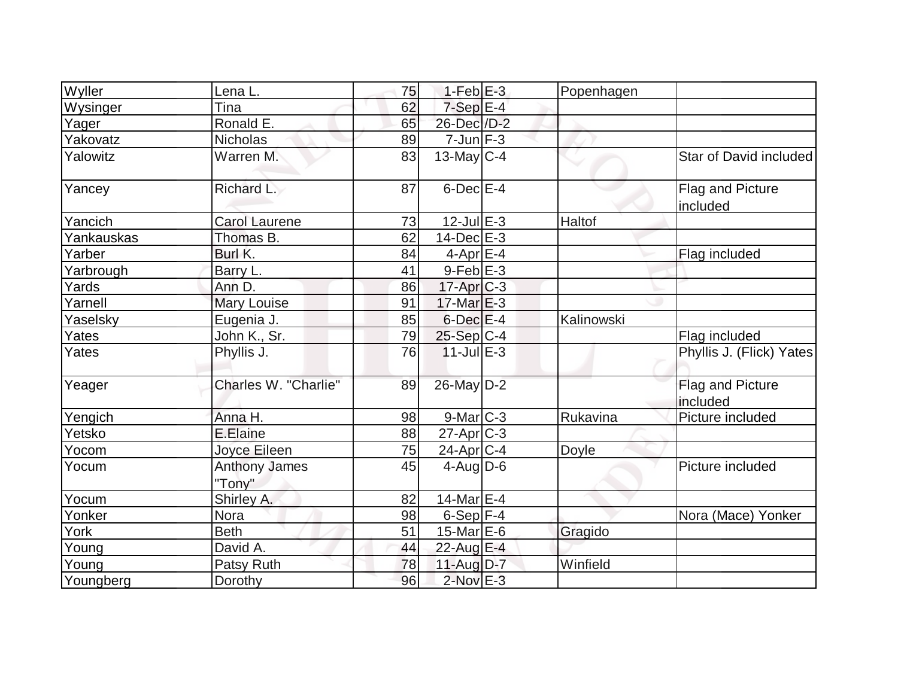| | | | | | | |
|---|---|---|---|---|---|---|
| Wyller | Lena L. | 75 | 1-Feb | E-3 | Popenhagen | |
| Wysinger | Tina | 62 | 7-Sep | E-4 | | |
| Yager | Ronald E. | 65 | 26-Dec | /D-2 | | |
| Yakovatz | Nicholas | 89 | 7-Jun | F-3 | | |
| Yalowitz | Warren M. | 83 | 13-May | C-4 | | Star of David included |
| Yancey | Richard L. | 87 | 6-Dec | E-4 | | Flag and Picture included |
| Yancich | Carol Laurene | 73 | 12-Jul | E-3 | Haltof | |
| Yankauskas | Thomas B. | 62 | 14-Dec | E-3 | | |
| Yarber | Burl K. | 84 | 4-Apr | E-4 | | Flag included |
| Yarbrough | Barry L. | 41 | 9-Feb | E-3 | | |
| Yards | Ann D. | 86 | 17-Apr | C-3 | | |
| Yarnell | Mary Louise | 91 | 17-Mar | E-3 | | |
| Yaselsky | Eugenia J. | 85 | 6-Dec | E-4 | Kalinowski | |
| Yates | John K., Sr. | 79 | 25-Sep | C-4 | | Flag included |
| Yates | Phyllis J. | 76 | 11-Jul | E-3 | | Phyllis J. (Flick) Yates |
| Yeager | Charles W. "Charlie" | 89 | 26-May | D-2 | | Flag and Picture included |
| Yengich | Anna H. | 98 | 9-Mar | C-3 | Rukavina | Picture included |
| Yetsko | E.Elaine | 88 | 27-Apr | C-3 | | |
| Yocom | Joyce Eileen | 75 | 24-Apr | C-4 | Doyle | |
| Yocum | Anthony James "Tony" | 45 | 4-Aug | D-6 | | Picture included |
| Yocum | Shirley A. | 82 | 14-Mar | E-4 | | |
| Yonker | Nora | 98 | 6-Sep | F-4 | | Nora (Mace) Yonker |
| York | Beth | 51 | 15-Mar | E-6 | Gragido | |
| Young | David A. | 44 | 22-Aug | E-4 | | |
| Young | Patsy Ruth | 78 | 11-Aug | D-7 | Winfield | |
| Youngberg | Dorothy | 96 | 2-Nov | E-3 | | |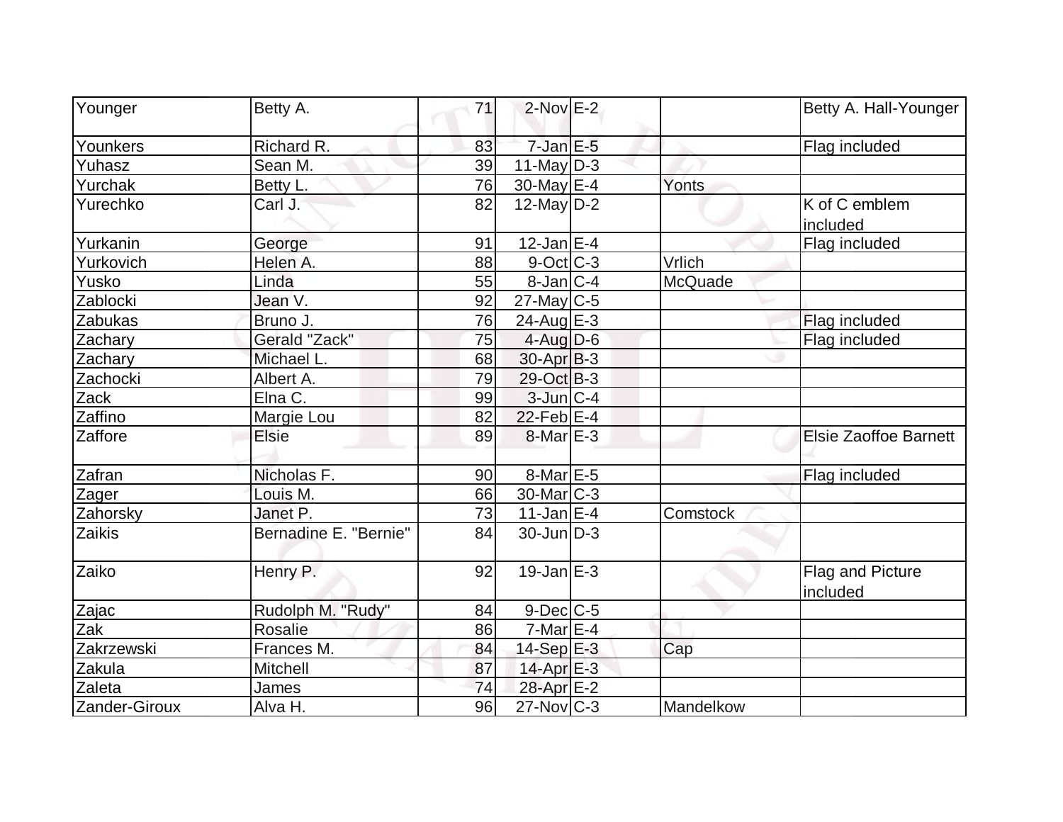| Younger | Betty A. | 71 | 2-Nov | E-2 | | Betty A. Hall-Younger |
|---|---|---|---|---|---|---|
| Younkers | Richard R. | 83 | 7-Jan | E-5 | | Flag included |
| Yuhasz | Sean M. | 39 | 11-May | D-3 | | |
| Yurchak | Betty L. | 76 | 30-May | E-4 | Yonts | |
| Yurechko | Carl J. | 82 | 12-May | D-2 | | K of C emblem included |
| Yurkanin | George | 91 | 12-Jan | E-4 | | Flag included |
| Yurkovich | Helen A. | 88 | 9-Oct | C-3 | Vrlich | |
| Yusko | Linda | 55 | 8-Jan | C-4 | McQuade | |
| Zablocki | Jean V. | 92 | 27-May | C-5 | | |
| Zabukas | Bruno J. | 76 | 24-Aug | E-3 | | Flag included |
| Zachary | Gerald "Zack" | 75 | 4-Aug | D-6 | | Flag included |
| Zachary | Michael L. | 68 | 30-Apr | B-3 | | |
| Zachocki | Albert A. | 79 | 29-Oct | B-3 | | |
| Zack | Elna C. | 99 | 3-Jun | C-4 | | |
| Zaffino | Margie Lou | 82 | 22-Feb | E-4 | | |
| Zaffore | Elsie | 89 | 8-Mar | E-3 | | Elsie Zaoffoe Barnett |
| Zafran | Nicholas F. | 90 | 8-Mar | E-5 | | Flag included |
| Zager | Louis M. | 66 | 30-Mar | C-3 | | |
| Zahorsky | Janet P. | 73 | 11-Jan | E-4 | Comstock | |
| Zaikis | Bernadine E. "Bernie" | 84 | 30-Jun | D-3 | | |
| Zaiko | Henry P. | 92 | 19-Jan | E-3 | | Flag and Picture included |
| Zajac | Rudolph M. "Rudy" | 84 | 9-Dec | C-5 | | |
| Zak | Rosalie | 86 | 7-Mar | E-4 | | |
| Zakrzewski | Frances M. | 84 | 14-Sep | E-3 | Cap | |
| Zakula | Mitchell | 87 | 14-Apr | E-3 | | |
| Zaleta | James | 74 | 28-Apr | E-2 | | |
| Zander-Giroux | Alva H. | 96 | 27-Nov | C-3 | Mandelkow | |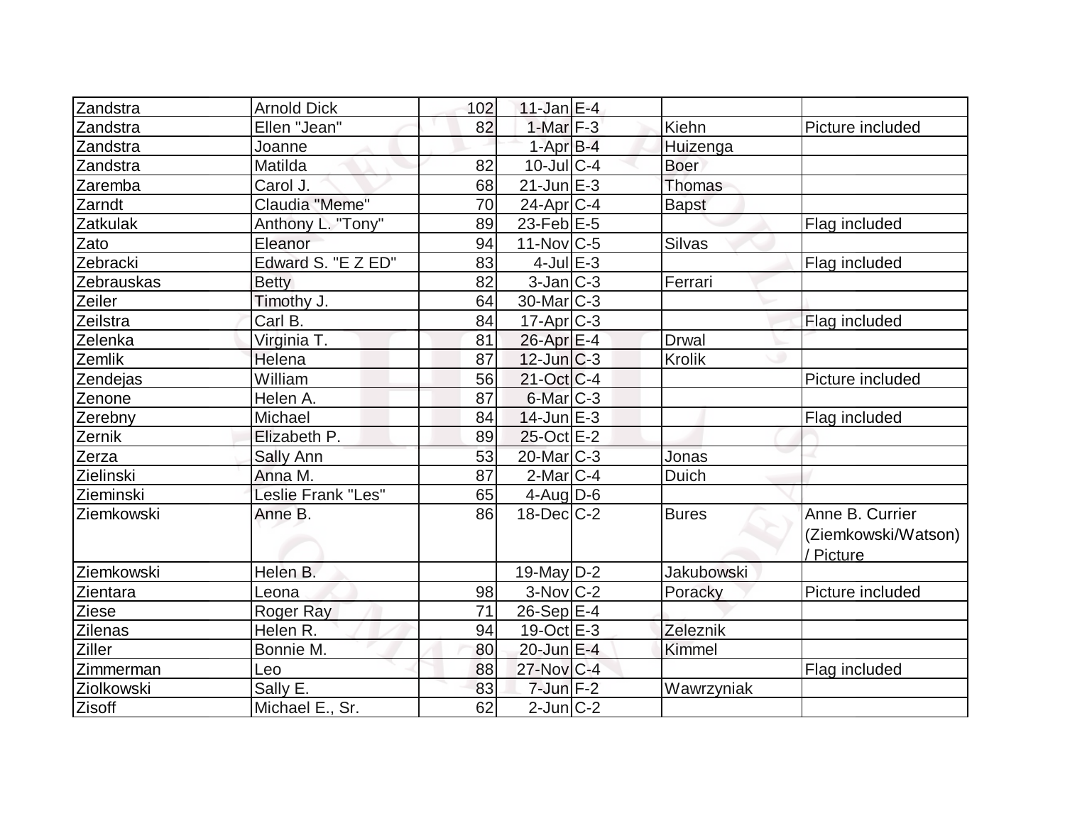| Zandstra | Arnold Dick | 102 | 11-Jan | E-4 | | |
|---|---|---|---|---|---|---|
| Zandstra | Ellen "Jean" | 82 | 1-Mar | F-3 | Kiehn | Picture included |
| Zandstra | Joanne | | 1-Apr | B-4 | Huizenga | |
| Zandstra | Matilda | 82 | 10-Jul | C-4 | Boer | |
| Zaremba | Carol J. | 68 | 21-Jun | E-3 | Thomas | |
| Zarndt | Claudia "Meme" | 70 | 24-Apr | C-4 | Bapst | |
| Zatkulak | Anthony L. "Tony" | 89 | 23-Feb | E-5 | | Flag included |
| Zato | Eleanor | 94 | 11-Nov | C-5 | Silvas | |
| Zebracki | Edward S. "E Z ED" | 83 | 4-Jul | E-3 | | Flag included |
| Zebrauskas | Betty | 82 | 3-Jan | C-3 | Ferrari | |
| Zeiler | Timothy J. | 64 | 30-Mar | C-3 | | |
| Zeilstra | Carl B. | 84 | 17-Apr | C-3 | | Flag included |
| Zelenka | Virginia T. | 81 | 26-Apr | E-4 | Drwal | |
| Zemlik | Helena | 87 | 12-Jun | C-3 | Krolik | |
| Zendejas | William | 56 | 21-Oct | C-4 | | Picture included |
| Zenone | Helen A. | 87 | 6-Mar | C-3 | | |
| Zerebny | Michael | 84 | 14-Jun | E-3 | | Flag included |
| Zernik | Elizabeth P. | 89 | 25-Oct | E-2 | | |
| Zerza | Sally Ann | 53 | 20-Mar | C-3 | Jonas | |
| Zielinski | Anna M. | 87 | 2-Mar | C-4 | Duich | |
| Zieminski | Leslie Frank "Les" | 65 | 4-Aug | D-6 | | |
| Ziemkowski | Anne B. | 86 | 18-Dec | C-2 | Bures | Anne B. Currier (Ziemkowski/Watson) / Picture |
| Ziemkowski | Helen B. | | 19-May | D-2 | Jakubowski | |
| Zientara | Leona | 98 | 3-Nov | C-2 | Poracky | Picture included |
| Ziese | Roger Ray | 71 | 26-Sep | E-4 | | |
| Zilenas | Helen R. | 94 | 19-Oct | E-3 | Zeleznik | |
| Ziller | Bonnie M. | 80 | 20-Jun | E-4 | Kimmel | |
| Zimmerman | Leo | 88 | 27-Nov | C-4 | | Flag included |
| Ziolkowski | Sally E. | 83 | 7-Jun | F-2 | Wawrzyniak | |
| Zisoff | Michael E., Sr. | 62 | 2-Jun | C-2 | | |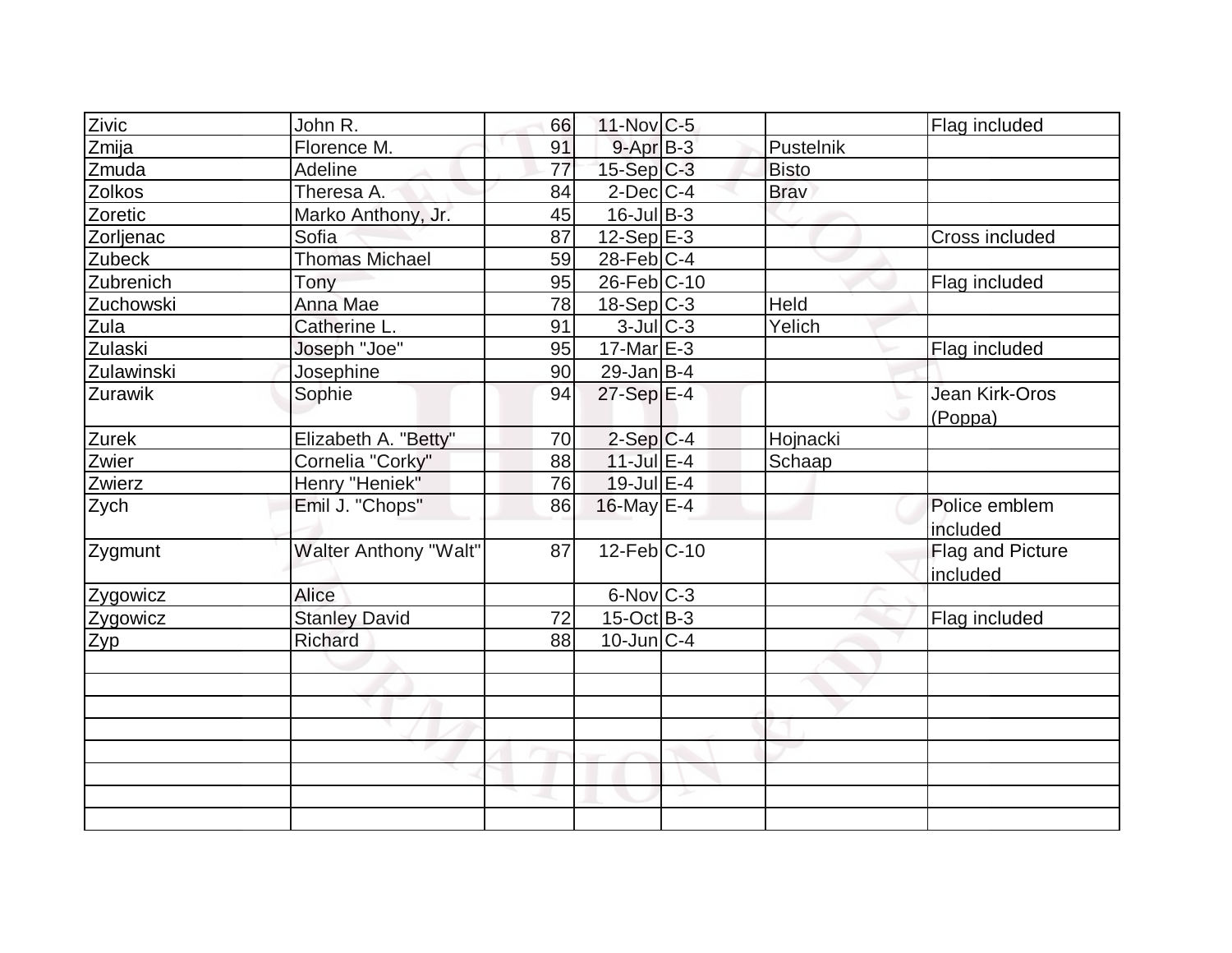| | | | | | | |
|---|---|---|---|---|---|---|
| Zivic | John R. | 66 | 11-Nov | C-5 | | Flag included |
| Zmija | Florence M. | 91 | 9-Apr | B-3 | Pustelnik | |
| Zmuda | Adeline | 77 | 15-Sep | C-3 | Bisto | |
| Zolkos | Theresa A. | 84 | 2-Dec | C-4 | Brav | |
| Zoretic | Marko Anthony, Jr. | 45 | 16-Jul | B-3 | | |
| Zorljenac | Sofia | 87 | 12-Sep | E-3 | | Cross included |
| Zubeck | Thomas Michael | 59 | 28-Feb | C-4 | | |
| Zubrenich | Tony | 95 | 26-Feb | C-10 | | Flag included |
| Zuchowski | Anna Mae | 78 | 18-Sep | C-3 | Held | |
| Zula | Catherine L. | 91 | 3-Jul | C-3 | Yelich | |
| Zulaski | Joseph "Joe" | 95 | 17-Mar | E-3 | | Flag included |
| Zulawinski | Josephine | 90 | 29-Jan | B-4 | | |
| Zurawik | Sophie | 94 | 27-Sep | E-4 | | Jean Kirk-Oros (Poppa) |
| Zurek | Elizabeth A. "Betty" | 70 | 2-Sep | C-4 | Hojnacki | |
| Zwier | Cornelia "Corky" | 88 | 11-Jul | E-4 | Schaap | |
| Zwierz | Henry "Heniek" | 76 | 19-Jul | E-4 | | |
| Zych | Emil J. "Chops" | 86 | 16-May | E-4 | | Police emblem included |
| Zygmunt | Walter Anthony "Walt" | 87 | 12-Feb | C-10 | | Flag and Picture included |
| Zygowicz | Alice | | 6-Nov | C-3 | | |
| Zygowicz | Stanley David | 72 | 15-Oct | B-3 | | Flag included |
| Zyp | Richard | 88 | 10-Jun | C-4 | | |
| | | | | | | |
| | | | | | | |
| | | | | | | |
| | | | | | | |
| | | | | | | |
| | | | | | | |
| | | | | | | |
| | | | | | | |